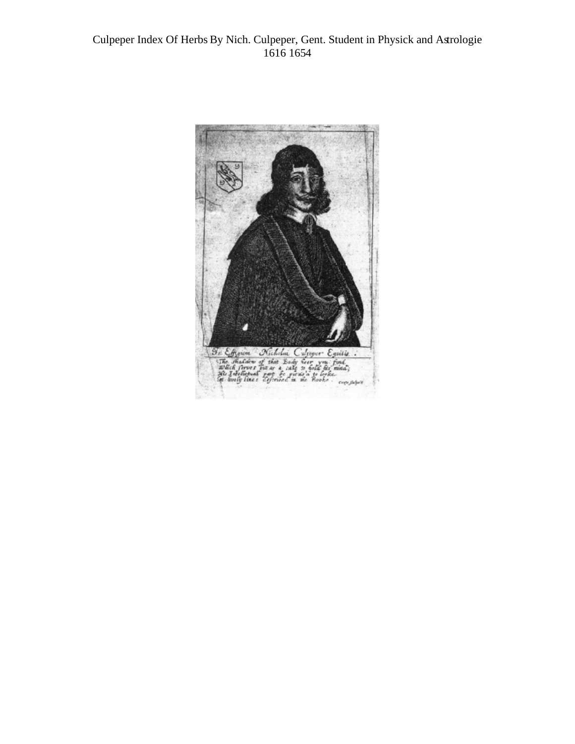# Culpeper Index Of Herbs By Nich. Culpeper, Gent. Student in Physick and Astrologie

1616 1654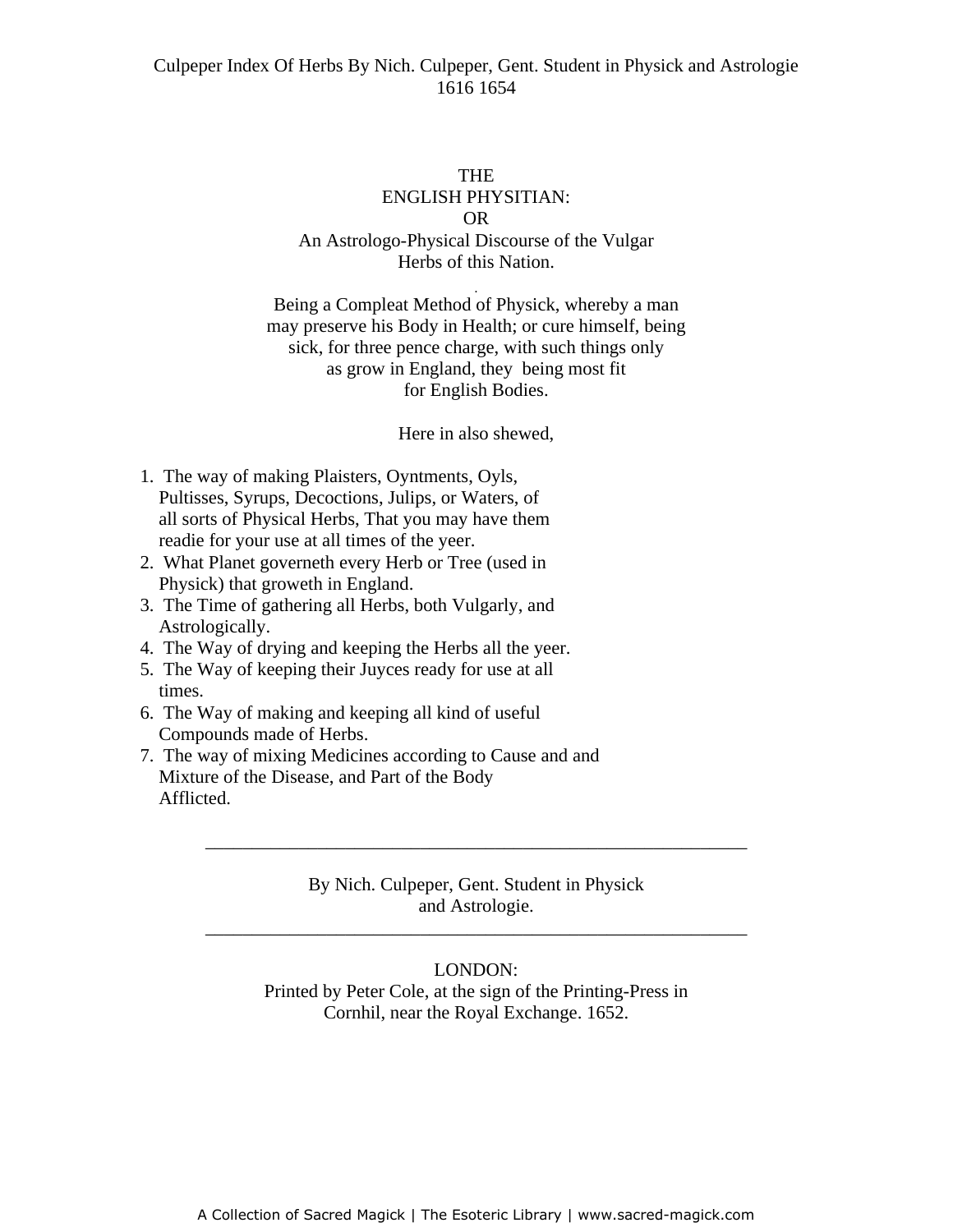# THE ENGLISH PHYSITIAN: OR An Astrologo-Physical Discourse of the Vulgar Herbs of this Nation.

Being a Compleat Method of Physick, whereby a man may preserve his Body in Health; or cure himself, being sick, for three pence charge, with such things only as grow in England, they being most fit for English Bodies.

Here in also shewed,

1. The way of making Plaisters, Oyntments, Oyls, Pultisses, Syrups, Decoctions, Julips, or Waters, of all sorts of Physical Herbs, That you may have them readie for your use at all times of the yeer.
2. What Planet governeth every Herb or Tree (used in Physick) that groweth in England.
3. The Time of gathering all Herbs, both Vulgarly, and Astrologically.
4. The Way of drying and keeping the Herbs all the yeer.
5. The Way of keeping their Juyces ready for use at all times.
6. The Way of making and keeping all kind of useful Compounds made of Herbs.
7. The way of mixing Medicines according to Cause and and Mixture of the Disease, and Part of the Body Afflicted.

---

By Nich. Culpeper, Gent. Student in Physick and Astrologie.

---

LONDON:
Printed by Peter Cole, at the sign of the Printing-Press in Cornhil, near the Royal Exchange. 1652.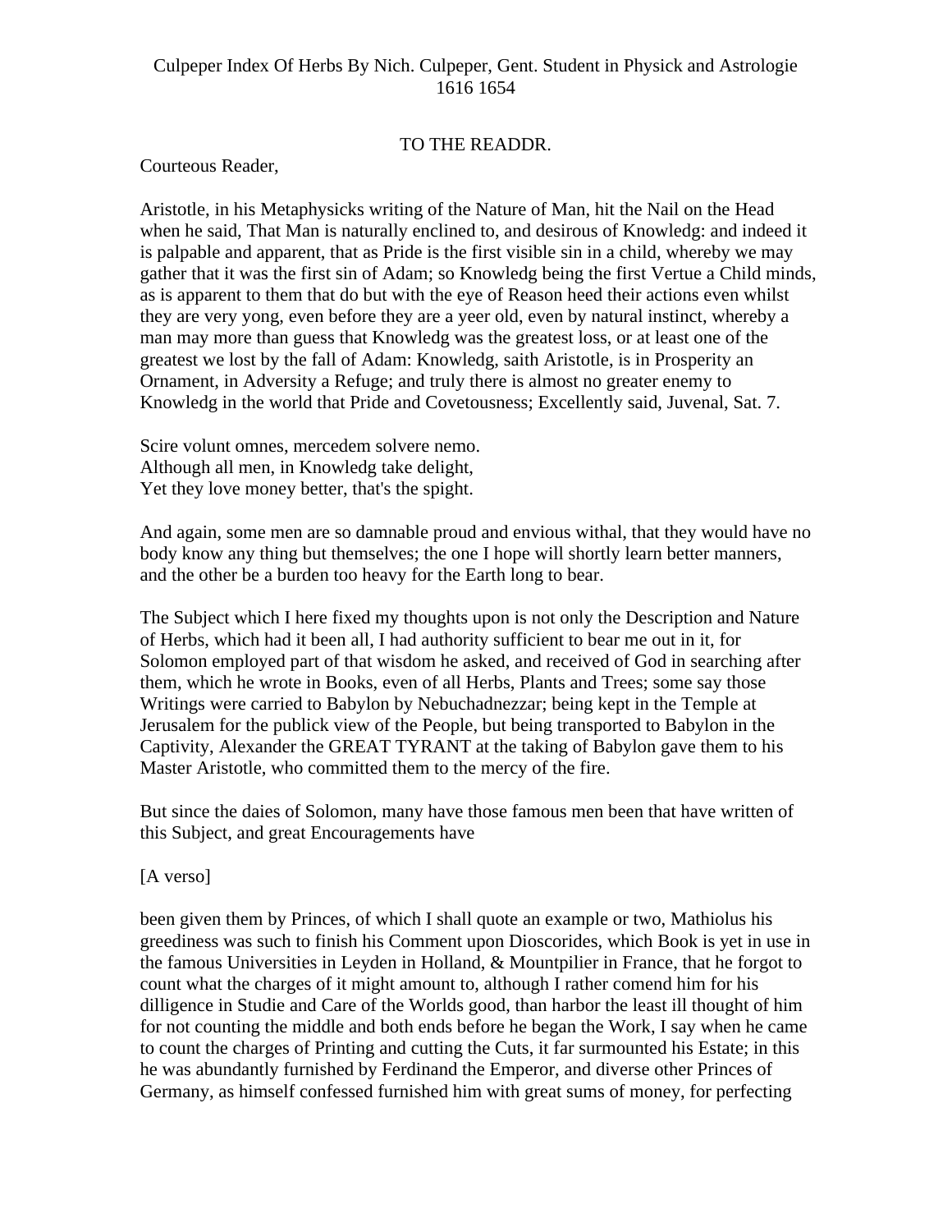Culpeper Index Of Herbs By Nich. Culpeper, Gent. Student in Physick and Astrologie 1616 1654

## TO THE READDR.

Courteous Reader,

Aristotle, in his Metaphysicks writing of the Nature of Man, hit the Nail on the Head when he said, That Man is naturally enclined to, and desirous of Knowledg: and indeed it is palpable and apparent, that as Pride is the first visible sin in a child, whereby we may gather that it was the first sin of Adam; so Knowledg being the first Vertue a Child minds, as is apparent to them that do but with the eye of Reason heed their actions even whilst they are very yong, even before they are a yeer old, even by natural instinct, whereby a man may more than guess that Knowledg was the greatest loss, or at least one of the greatest we lost by the fall of Adam: Knowledg, saith Aristotle, is in Prosperity an Ornament, in Adversity a Refuge; and truly there is almost no greater enemy to Knowledg in the world that Pride and Covetousness; Excellently said, Juvenal, Sat. 7.

Scire volunt omnes, mercedem solvere nemo.
Although all men, in Knowledg take delight,
Yet they love money better, that's the spight.

And again, some men are so damnable proud and envious withal, that they would have no body know any thing but themselves; the one I hope will shortly learn better manners, and the other be a burden too heavy for the Earth long to bear.

The Subject which I here fixed my thoughts upon is not only the Description and Nature of Herbs, which had it been all, I had authority sufficient to bear me out in it, for Solomon employed part of that wisdom he asked, and received of God in searching after them, which he wrote in Books, even of all Herbs, Plants and Trees; some say those Writings were carried to Babylon by Nebuchadnezzar; being kept in the Temple at Jerusalem for the publick view of the People, but being transported to Babylon in the Captivity, Alexander the GREAT TYRANT at the taking of Babylon gave them to his Master Aristotle, who committed them to the mercy of the fire.

But since the daies of Solomon, many have those famous men been that have written of this Subject, and great Encouragements have

[A verso]

been given them by Princes, of which I shall quote an example or two, Mathiolus his greediness was such to finish his Comment upon Dioscorides, which Book is yet in use in the famous Universities in Leyden in Holland, & Mountpilier in France, that he forgot to count what the charges of it might amount to, although I rather comend him for his dilligence in Studie and Care of the Worlds good, than harbor the least ill thought of him for not counting the middle and both ends before he began the Work, I say when he came to count the charges of Printing and cutting the Cuts, it far surmounted his Estate; in this he was abundantly furnished by Ferdinand the Emperor, and diverse other Princes of Germany, as himself confessed furnished him with great sums of money, for perfecting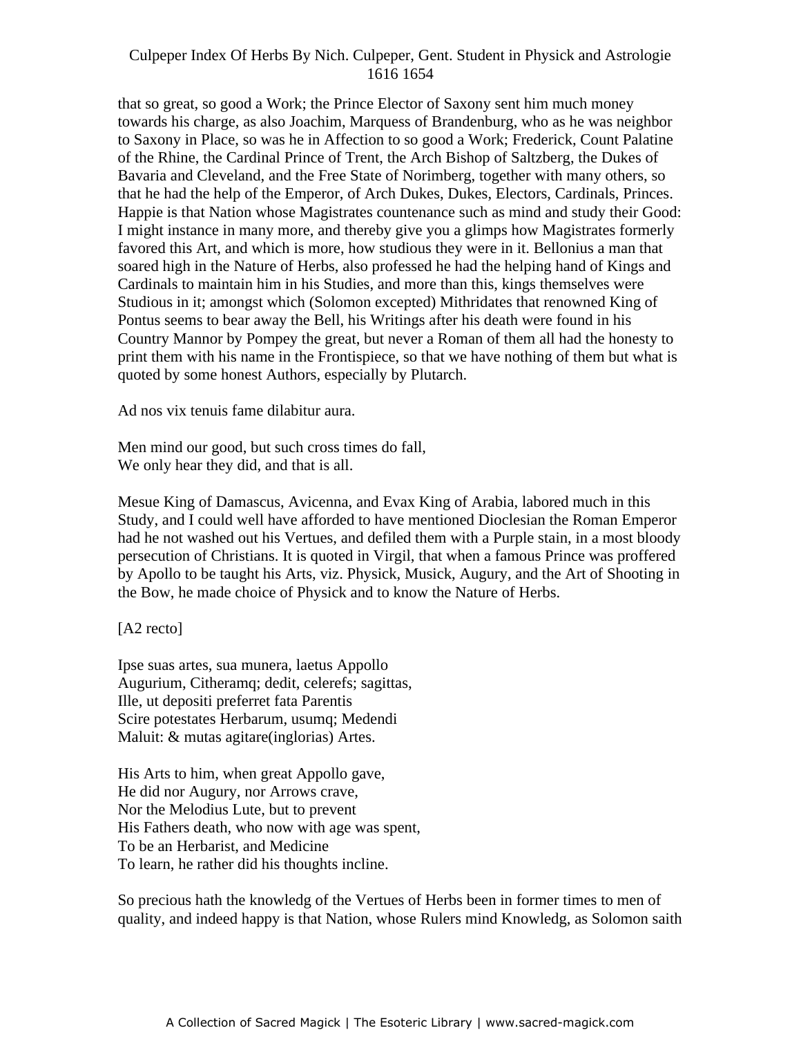that so great, so good a Work; the Prince Elector of Saxony sent him much money towards his charge, as also Joachim, Marquess of Brandenburg, who as he was neighbor to Saxony in Place, so was he in Affection to so good a Work; Frederick, Count Palatine of the Rhine, the Cardinal Prince of Trent, the Arch Bishop of Saltzberg, the Dukes of Bavaria and Cleveland, and the Free State of Norimberg, together with many others, so that he had the help of the Emperor, of Arch Dukes, Dukes, Electors, Cardinals, Princes. Happie is that Nation whose Magistrates countenance such as mind and study their Good: I might instance in many more, and thereby give you a glimps how Magistrates formerly favored this Art, and which is more, how studious they were in it. Bellonius a man that soared high in the Nature of Herbs, also professed he had the helping hand of Kings and Cardinals to maintain him in his Studies, and more than this, kings themselves were Studious in it; amongst which (Solomon excepted) Mithridates that renowned King of Pontus seems to bear away the Bell, his Writings after his death were found in his Country Mannor by Pompey the great, but never a Roman of them all had the honesty to print them with his name in the Frontispiece, so that we have nothing of them but what is quoted by some honest Authors, especially by Plutarch.

Ad nos vix tenuis fame dilabitur aura.

Men mind our good, but such cross times do fall,
We only hear they did, and that is all.

Mesue King of Damascus, Avicenna, and Evax King of Arabia, labored much in this Study, and I could well have afforded to have mentioned Dioclesian the Roman Emperor had he not washed out his Vertues, and defiled them with a Purple stain, in a most bloody persecution of Christians. It is quoted in Virgil, that when a famous Prince was proffered by Apollo to be taught his Arts, viz. Physick, Musick, Augury, and the Art of Shooting in the Bow, he made choice of Physick and to know the Nature of Herbs.

[A2 recto]

Ipse suas artes, sua munera, laetus Appollo
Augurium, Citheramq; dedit, celerefs; sagittas,
Ille, ut depositi preferret fata Parentis
Scire potestates Herbarum, usumq; Medendi
Maluit: & mutas agitare(inglorias) Artes.

His Arts to him, when great Appollo gave,
He did nor Augury, nor Arrows crave,
Nor the Melodius Lute, but to prevent
His Fathers death, who now with age was spent,
To be an Herbarist, and Medicine
To learn, he rather did his thoughts incline.

So precious hath the knowledg of the Vertues of Herbs been in former times to men of quality, and indeed happy is that Nation, whose Rulers mind Knowledg, as Solomon saith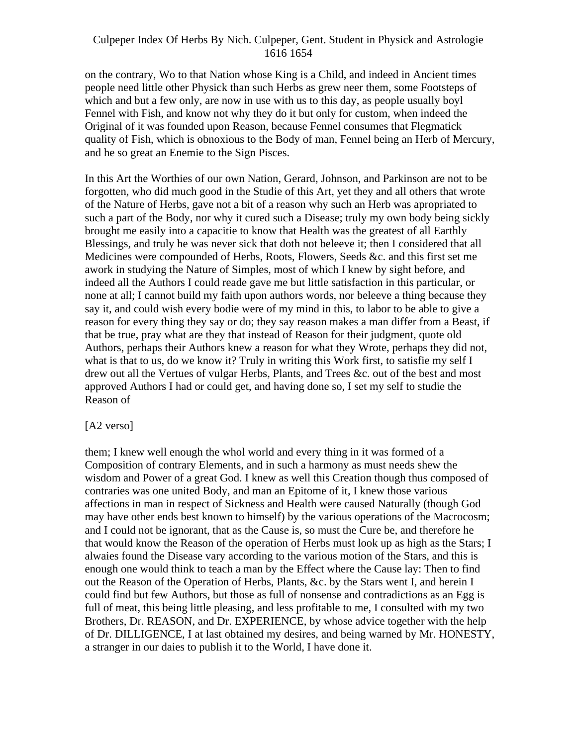on the contrary, Wo to that Nation whose King is a Child, and indeed in Ancient times people need little other Physick than such Herbs as grew neer them, some Footsteps of which and but a few only, are now in use with us to this day, as people usually boyl Fennel with Fish, and know not why they do it but only for custom, when indeed the Original of it was founded upon Reason, because Fennel consumes that Flegmatick quality of Fish, which is obnoxious to the Body of man, Fennel being an Herb of Mercury, and he so great an Enemie to the Sign Pisces.

In this Art the Worthies of our own Nation, Gerard, Johnson, and Parkinson are not to be forgotten, who did much good in the Studie of this Art, yet they and all others that wrote of the Nature of Herbs, gave not a bit of a reason why such an Herb was apropriated to such a part of the Body, nor why it cured such a Disease; truly my own body being sickly brought me easily into a capacitie to know that Health was the greatest of all Earthly Blessings, and truly he was never sick that doth not beleeve it; then I considered that all Medicines were compounded of Herbs, Roots, Flowers, Seeds &c. and this first set me awork in studying the Nature of Simples, most of which I knew by sight before, and indeed all the Authors I could reade gave me but little satisfaction in this particular, or none at all; I cannot build my faith upon authors words, nor beleeve a thing because they say it, and could wish every bodie were of my mind in this, to labor to be able to give a reason for every thing they say or do; they say reason makes a man differ from a Beast, if that be true, pray what are they that instead of Reason for their judgment, quote old Authors, perhaps their Authors knew a reason for what they Wrote, perhaps they did not, what is that to us, do we know it? Truly in writing this Work first, to satisfie my self I drew out all the Vertues of vulgar Herbs, Plants, and Trees &c. out of the best and most approved Authors I had or could get, and having done so, I set my self to studie the Reason of

[A2 verso]

them; I knew well enough the whol world and every thing in it was formed of a Composition of contrary Elements, and in such a harmony as must needs shew the wisdom and Power of a great God. I knew as well this Creation though thus composed of contraries was one united Body, and man an Epitome of it, I knew those various affections in man in respect of Sickness and Health were caused Naturally (though God may have other ends best known to himself) by the various operations of the Macrocosm; and I could not be ignorant, that as the Cause is, so must the Cure be, and therefore he that would know the Reason of the operation of Herbs must look up as high as the Stars; I alwaies found the Disease vary according to the various motion of the Stars, and this is enough one would think to teach a man by the Effect where the Cause lay: Then to find out the Reason of the Operation of Herbs, Plants, &c. by the Stars went I, and herein I could find but few Authors, but those as full of nonsense and contradictions as an Egg is full of meat, this being little pleasing, and less profitable to me, I consulted with my two Brothers, Dr. REASON, and Dr. EXPERIENCE, by whose advice together with the help of Dr. DILLIGENCE, I at last obtained my desires, and being warned by Mr. HONESTY, a stranger in our daies to publish it to the World, I have done it.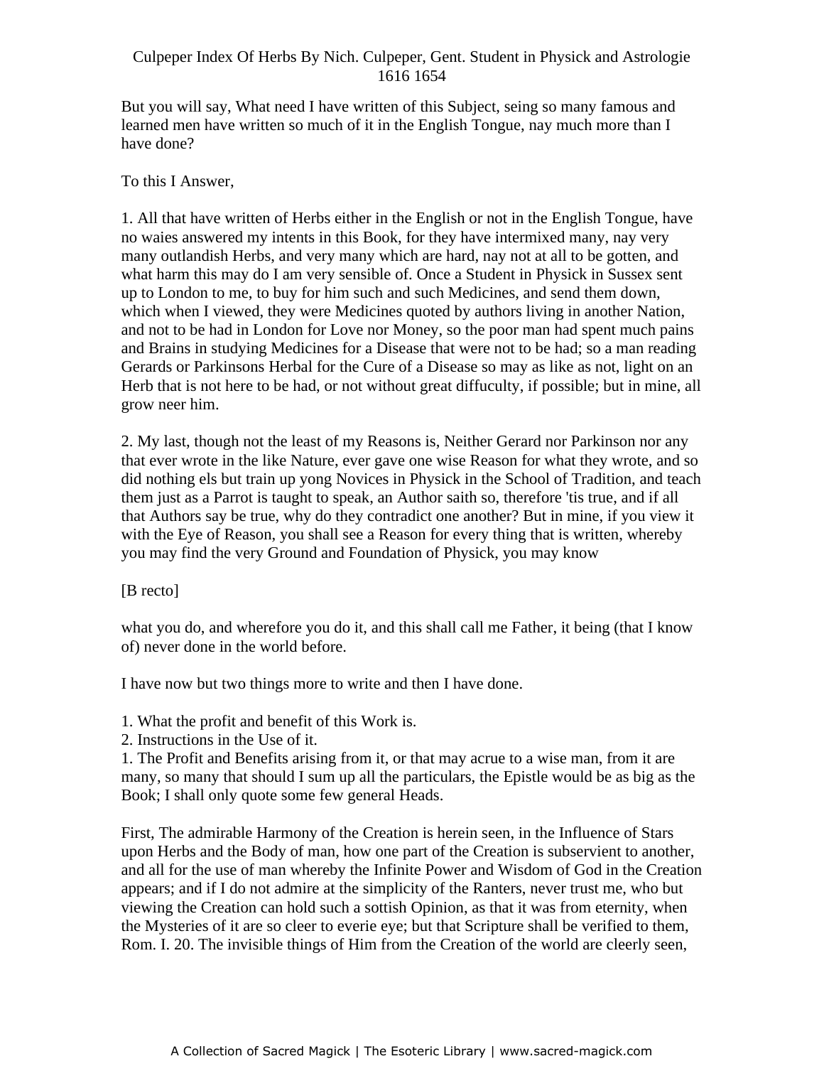But you will say, What need I have written of this Subject, seing so many famous and learned men have written so much of it in the English Tongue, nay much more than I have done?

To this I Answer,

1. All that have written of Herbs either in the English or not in the English Tongue, have no waies answered my intents in this Book, for they have intermixed many, nay very many outlandish Herbs, and very many which are hard, nay not at all to be gotten, and what harm this may do I am very sensible of. Once a Student in Physick in Sussex sent up to London to me, to buy for him such and such Medicines, and send them down, which when I viewed, they were Medicines quoted by authors living in another Nation, and not to be had in London for Love nor Money, so the poor man had spent much pains and Brains in studying Medicines for a Disease that were not to be had; so a man reading Gerards or Parkinsons Herbal for the Cure of a Disease so may as like as not, light on an Herb that is not here to be had, or not without great diffuculty, if possible; but in mine, all grow neer him.

2. My last, though not the least of my Reasons is, Neither Gerard nor Parkinson nor any that ever wrote in the like Nature, ever gave one wise Reason for what they wrote, and so did nothing els but train up yong Novices in Physick in the School of Tradition, and teach them just as a Parrot is taught to speak, an Author saith so, therefore 'tis true, and if all that Authors say be true, why do they contradict one another? But in mine, if you view it with the Eye of Reason, you shall see a Reason for every thing that is written, whereby you may find the very Ground and Foundation of Physick, you may know

[B recto]

what you do, and wherefore you do it, and this shall call me Father, it being (that I know of) never done in the world before.

I have now but two things more to write and then I have done.

1. What the profit and benefit of this Work is.
2. Instructions in the Use of it.
1. The Profit and Benefits arising from it, or that may acrue to a wise man, from it are many, so many that should I sum up all the particulars, the Epistle would be as big as the Book; I shall only quote some few general Heads.

First, The admirable Harmony of the Creation is herein seen, in the Influence of Stars upon Herbs and the Body of man, how one part of the Creation is subservient to another, and all for the use of man whereby the Infinite Power and Wisdom of God in the Creation appears; and if I do not admire at the simplicity of the Ranters, never trust me, who but viewing the Creation can hold such a sottish Opinion, as that it was from eternity, when the Mysteries of it are so cleer to everie eye; but that Scripture shall be verified to them, Rom. I. 20. The invisible things of Him from the Creation of the world are cleerly seen,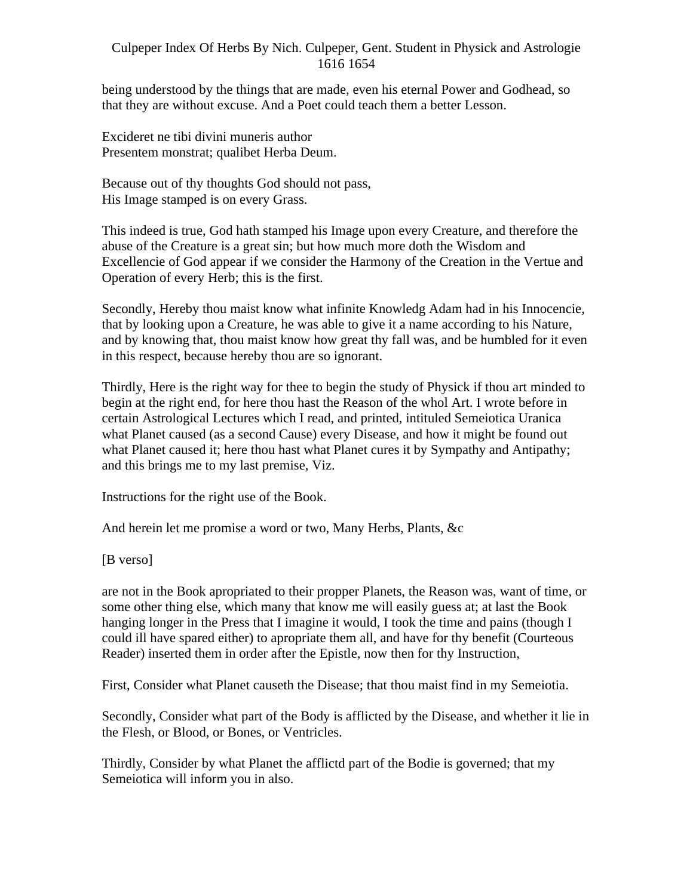being understood by the things that are made, even his eternal Power and Godhead, so that they are without excuse. And a Poet could teach them a better Lesson.

Excideret ne tibi divini muneris author
Presentem monstrat; qualibet Herba Deum.

Because out of thy thoughts God should not pass,
His Image stamped is on every Grass.

This indeed is true, God hath stamped his Image upon every Creature, and therefore the abuse of the Creature is a great sin; but how much more doth the Wisdom and Excellencie of God appear if we consider the Harmony of the Creation in the Vertue and Operation of every Herb; this is the first.

Secondly, Hereby thou maist know what infinite Knowledg Adam had in his Innocencie, that by looking upon a Creature, he was able to give it a name according to his Nature, and by knowing that, thou maist know how great thy fall was, and be humbled for it even in this respect, because hereby thou are so ignorant.

Thirdly, Here is the right way for thee to begin the study of Physick if thou art minded to begin at the right end, for here thou hast the Reason of the whol Art. I wrote before in certain Astrological Lectures which I read, and printed, intituled Semeiotica Uranica what Planet caused (as a second Cause) every Disease, and how it might be found out what Planet caused it; here thou hast what Planet cures it by Sympathy and Antipathy; and this brings me to my last premise, Viz.

Instructions for the right use of the Book.

And herein let me promise a word or two, Many Herbs, Plants, &c

[B verso]

are not in the Book apropriated to their propper Planets, the Reason was, want of time, or some other thing else, which many that know me will easily guess at; at last the Book hanging longer in the Press that I imagine it would, I took the time and pains (though I could ill have spared either) to apropriate them all, and have for thy benefit (Courteous Reader) inserted them in order after the Epistle, now then for thy Instruction,

First, Consider what Planet causeth the Disease; that thou maist find in my Semeiotia.

Secondly, Consider what part of the Body is afflicted by the Disease, and whether it lie in the Flesh, or Blood, or Bones, or Ventricles.

Thirdly, Consider by what Planet the afflictd part of the Bodie is governed; that my Semeiotica will inform you in also.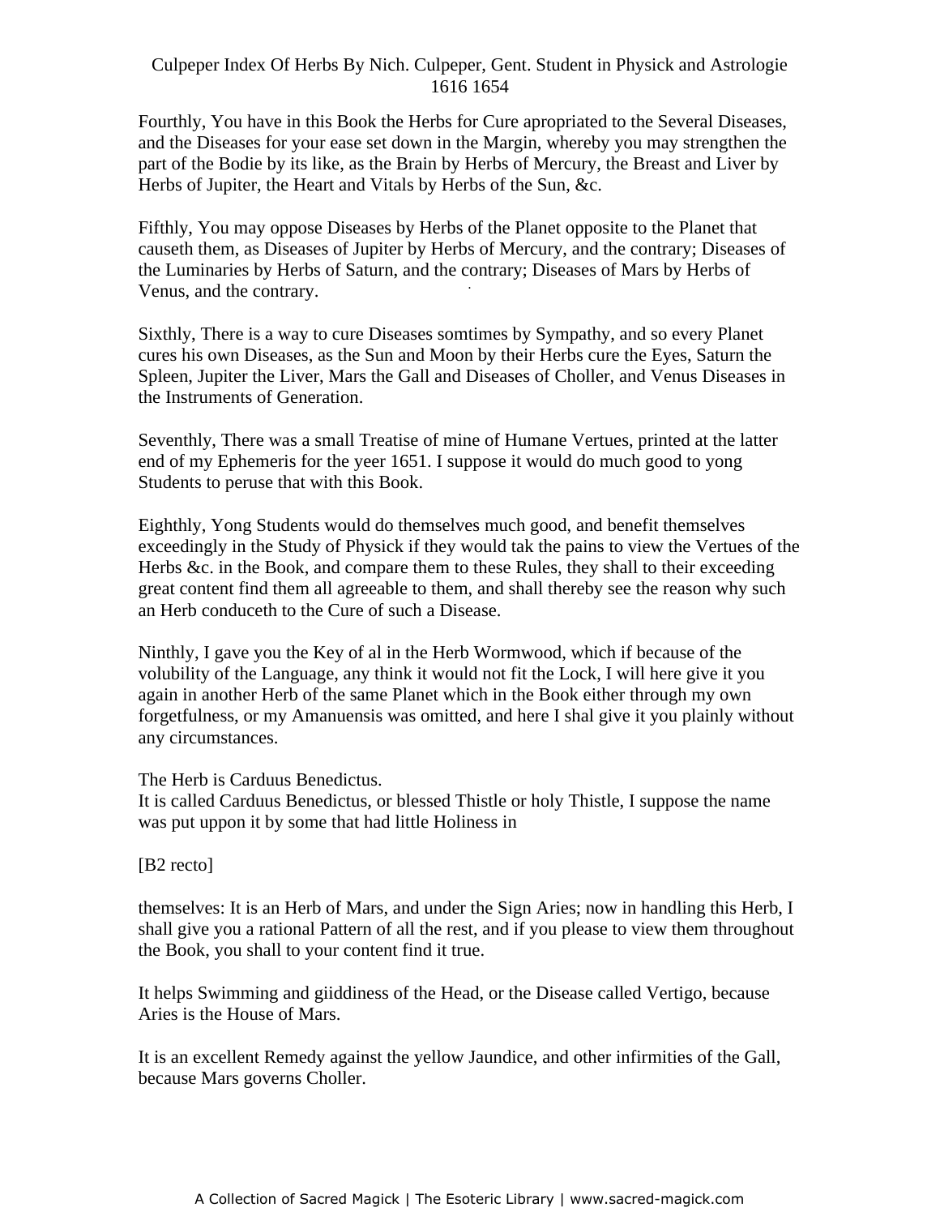Fourthly, You have in this Book the Herbs for Cure apropriated to the Several Diseases, and the Diseases for your ease set down in the Margin, whereby you may strengthen the part of the Bodie by its like, as the Brain by Herbs of Mercury, the Breast and Liver by Herbs of Jupiter, the Heart and Vitals by Herbs of the Sun, &c.

Fifthly, You may oppose Diseases by Herbs of the Planet opposite to the Planet that causeth them, as Diseases of Jupiter by Herbs of Mercury, and the contrary; Diseases of the Luminaries by Herbs of Saturn, and the contrary; Diseases of Mars by Herbs of Venus, and the contrary.

Sixthly, There is a way to cure Diseases somtimes by Sympathy, and so every Planet cures his own Diseases, as the Sun and Moon by their Herbs cure the Eyes, Saturn the Spleen, Jupiter the Liver, Mars the Gall and Diseases of Choller, and Venus Diseases in the Instruments of Generation.

Seventhly, There was a small Treatise of mine of Humane Vertues, printed at the latter end of my Ephemeris for the yeer 1651. I suppose it would do much good to yong Students to peruse that with this Book.

Eighthly, Yong Students would do themselves much good, and benefit themselves exceedingly in the Study of Physick if they would tak the pains to view the Vertues of the Herbs &c. in the Book, and compare them to these Rules, they shall to their exceeding great content find them all agreeable to them, and shall thereby see the reason why such an Herb conduceth to the Cure of such a Disease.

Ninthly, I gave you the Key of al in the Herb Wormwood, which if because of the volubility of the Language, any think it would not fit the Lock, I will here give it you again in another Herb of the same Planet which in the Book either through my own forgetfulness, or my Amanuensis was omitted, and here I shal give it you plainly without any circumstances.

The Herb is Carduus Benedictus.
It is called Carduus Benedictus, or blessed Thistle or holy Thistle, I suppose the name was put uppon it by some that had little Holiness in

[B2 recto]

themselves: It is an Herb of Mars, and under the Sign Aries; now in handling this Herb, I shall give you a rational Pattern of all the rest, and if you please to view them throughout the Book, you shall to your content find it true.

It helps Swimming and giiddiness of the Head, or the Disease called Vertigo, because Aries is the House of Mars.

It is an excellent Remedy against the yellow Jaundice, and other infirmities of the Gall, because Mars governs Choller.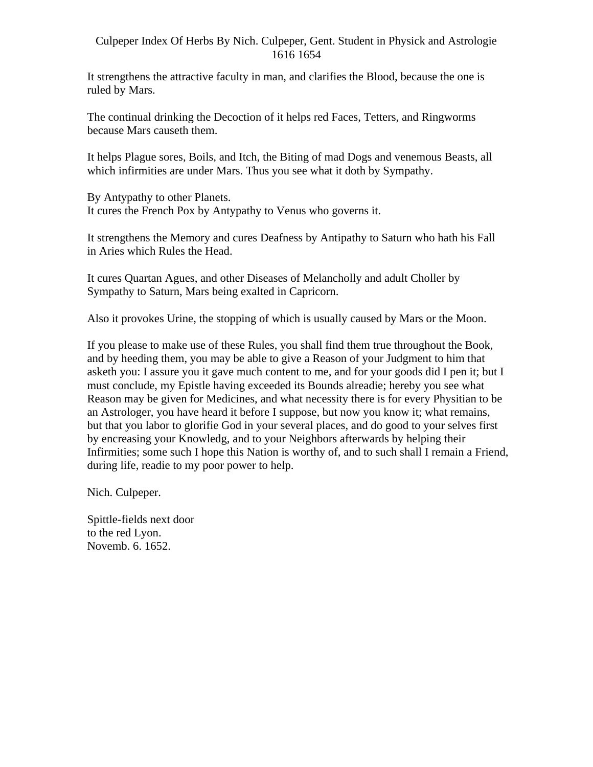It strengthens the attractive faculty in man, and clarifies the Blood, because the one is ruled by Mars.

The continual drinking the Decoction of it helps red Faces, Tetters, and Ringworms because Mars causeth them.

It helps Plague sores, Boils, and Itch, the Biting of mad Dogs and venemous Beasts, all which infirmities are under Mars. Thus you see what it doth by Sympathy.

By Antypathy to other Planets.
It cures the French Pox by Antypathy to Venus who governs it.

It strengthens the Memory and cures Deafness by Antipathy to Saturn who hath his Fall in Aries which Rules the Head.

It cures Quartan Agues, and other Diseases of Melancholly and adult Choller by Sympathy to Saturn, Mars being exalted in Capricorn.

Also it provokes Urine, the stopping of which is usually caused by Mars or the Moon.

If you please to make use of these Rules, you shall find them true throughout the Book, and by heeding them, you may be able to give a Reason of your Judgment to him that asketh you: I assure you it gave much content to me, and for your goods did I pen it; but I must conclude, my Epistle having exceeded its Bounds alreadie; hereby you see what Reason may be given for Medicines, and what necessity there is for every Physitian to be an Astrologer, you have heard it before I suppose, but now you know it; what remains, but that you labor to glorifie God in your several places, and do good to your selves first by encreasing your Knowledg, and to your Neighbors afterwards by helping their Infirmities; some such I hope this Nation is worthy of, and to such shall I remain a Friend, during life, readie to my poor power to help.

Nich. Culpeper.

Spittle-fields next door
to the red Lyon.
Novemb. 6. 1652.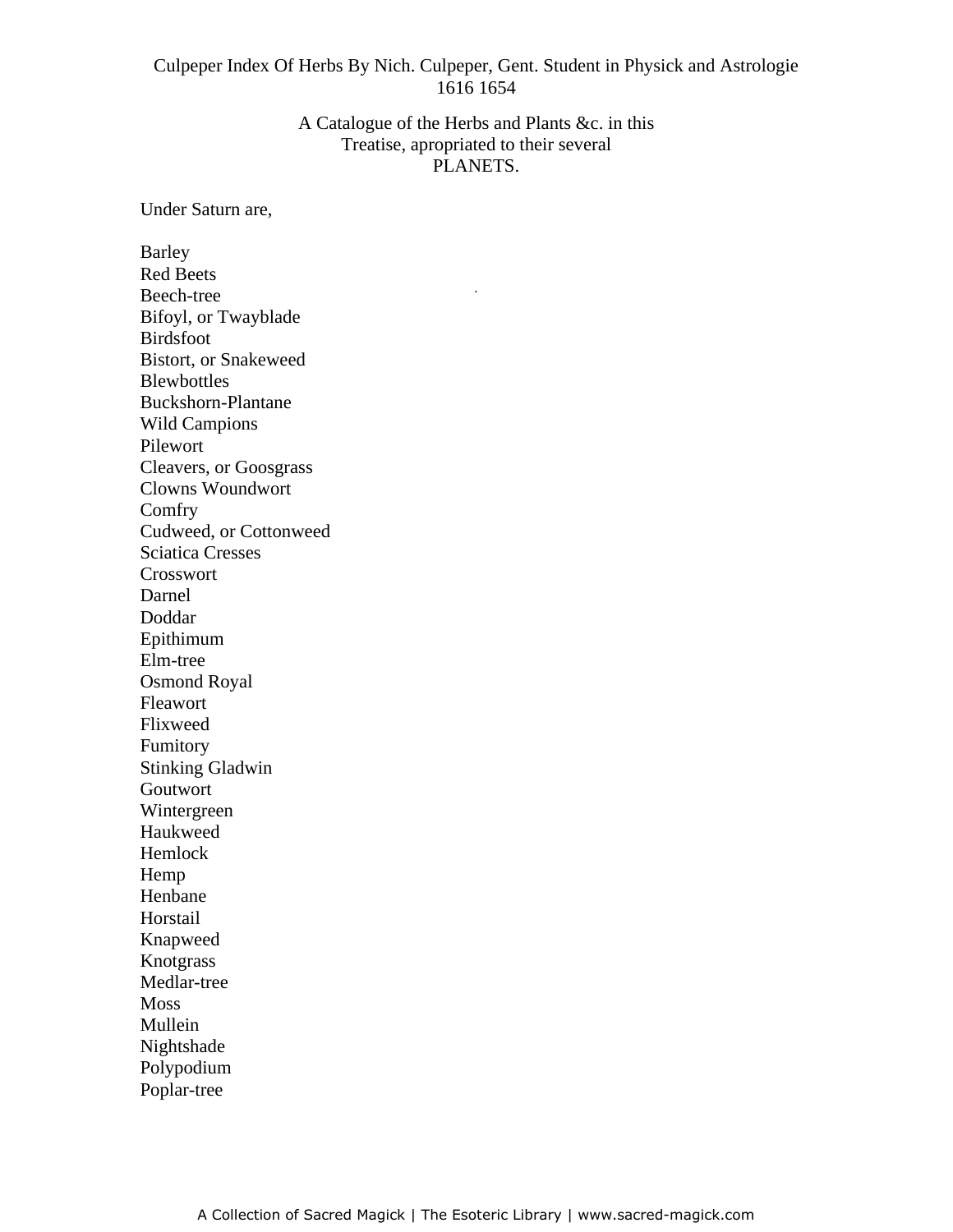Culpeper Index Of Herbs By Nich. Culpeper, Gent. Student in Physick and Astrologie 1616 1654

A Catalogue of the Herbs and Plants &c. in this Treatise, apropriated to their several PLANETS.

Under Saturn are,

Barley
Red Beets
Beech-tree
Bifoyl, or Twayblade
Birdsfoot
Bistort, or Snakeweed
Blewbottles
Buckshorn-Plantane
Wild Campions
Pilewort
Cleavers, or Goosgrass
Clowns Woundwort
Comfry
Cudweed, or Cottonweed
Sciatica Cresses
Crosswort
Darnel
Doddar
Epithimum
Elm-tree
Osmond Royal
Fleawort
Flixweed
Fumitory
Stinking Gladwin
Goutwort
Wintergreen
Haukweed
Hemlock
Hemp
Henbane
Horstail
Knapweed
Knotgrass
Medlar-tree
Moss
Mullein
Nightshade
Polypodium
Poplar-tree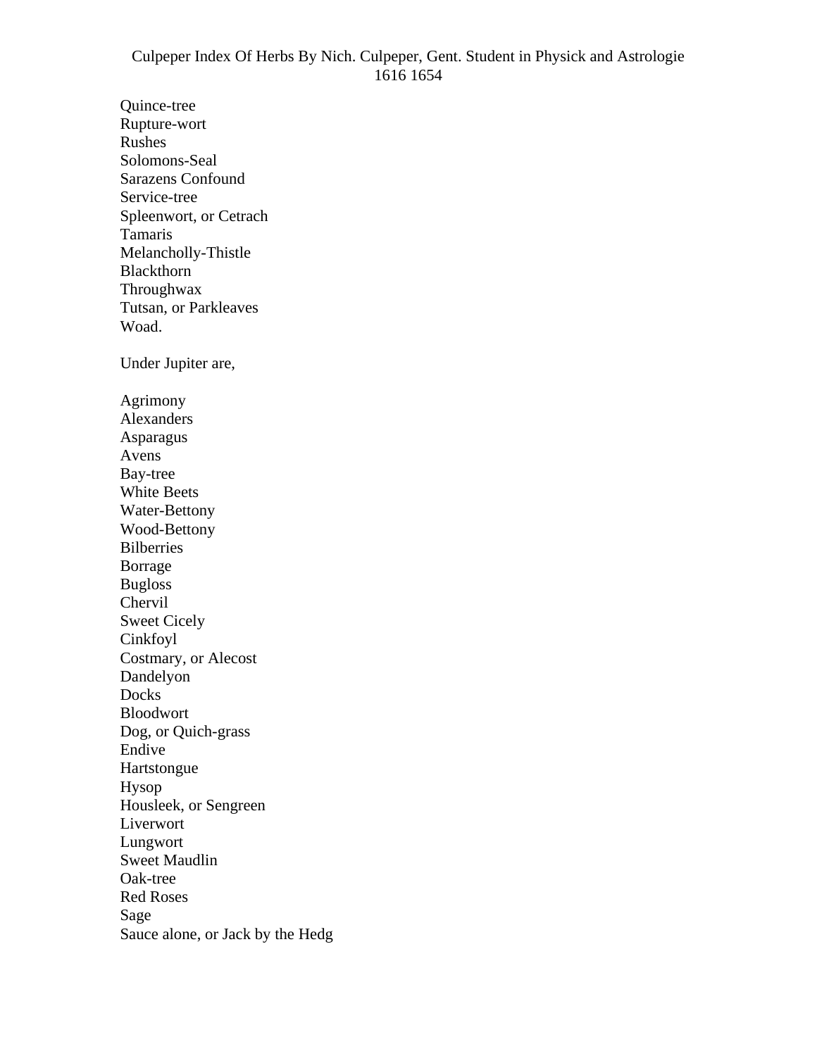Quince-tree
Rupture-wort
Rushes
Solomons-Seal
Sarazens Confound
Service-tree
Spleenwort, or Cetrach
Tamaris
Melancholly-Thistle
Blackthorn
Throughwax
Tutsan, or Parkleaves
Woad.

Under Jupiter are,

Agrimony
Alexanders
Asparagus
Avens
Bay-tree
White Beets
Water-Bettony
Wood-Bettony
Bilberries
Borrage
Bugloss
Chervil
Sweet Cicely
Cinkfoyl
Costmary, or Alecost
Dandelyon
Docks
Bloodwort
Dog, or Quich-grass
Endive
Hartstongue
Hysop
Housleek, or Sengreen
Liverwort
Lungwort
Sweet Maudlin
Oak-tree
Red Roses
Sage
Sauce alone, or Jack by the Hedg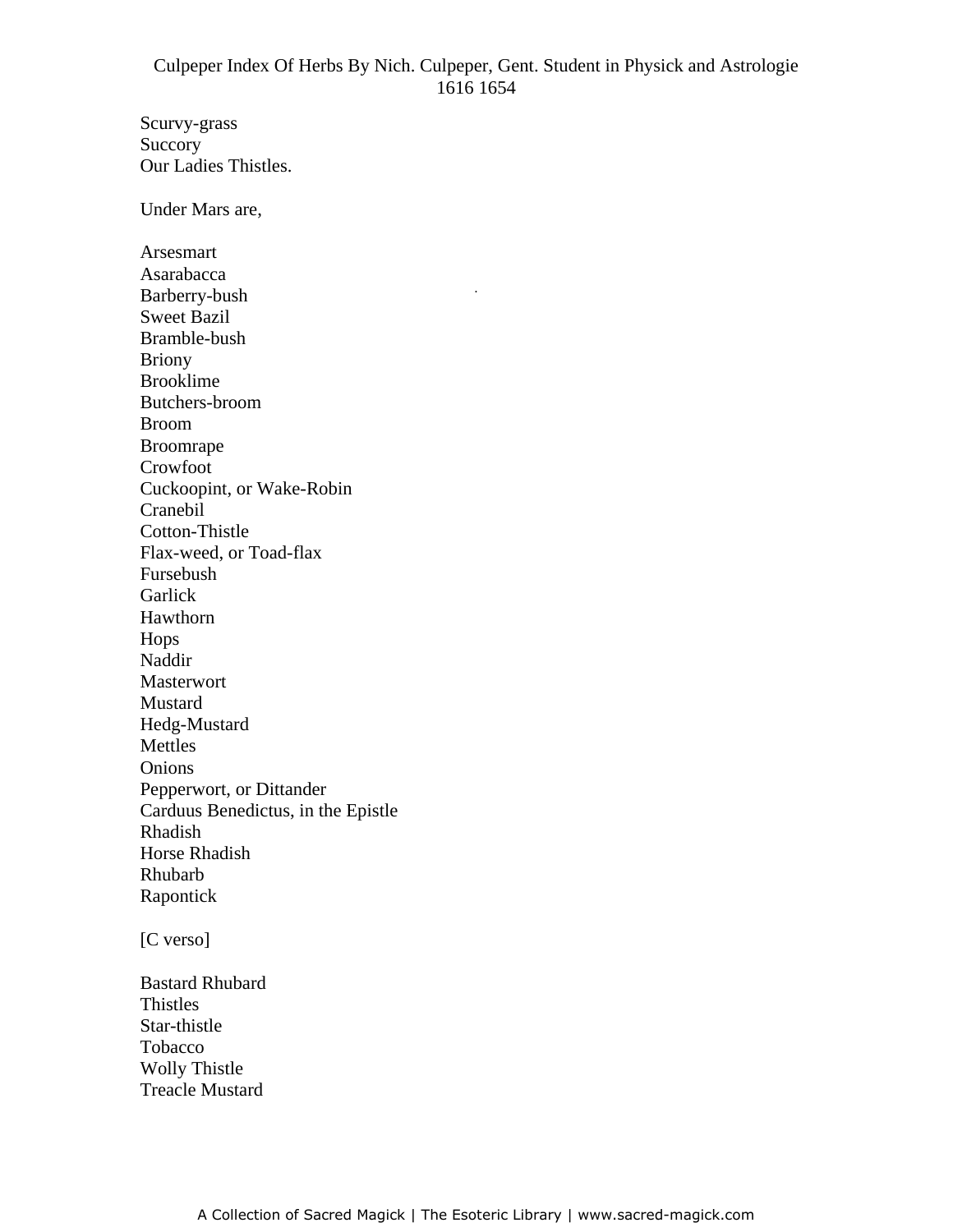Scurvy-grass
Succory
Our Ladies Thistles.

Under Mars are,

Arsesmart
Asarabacca
Barberry-bush
Sweet Bazil
Bramble-bush
Briony
Brooklime
Butchers-broom
Broom
Broomrape
Crowfoot
Cuckoopint, or Wake-Robin
Cranebil
Cotton-Thistle
Flax-weed, or Toad-flax
Fursebush
Garlick
Hawthorn
Hops
Naddir
Masterwort
Mustard
Hedg-Mustard
Mettles
Onions
Pepperwort, or Dittander
Carduus Benedictus, in the Epistle
Rhadish
Horse Rhadish
Rhubarb
Rapontick

[C verso]

Bastard Rhubard
Thistles
Star-thistle
Tobacco
Wolly Thistle
Treacle Mustard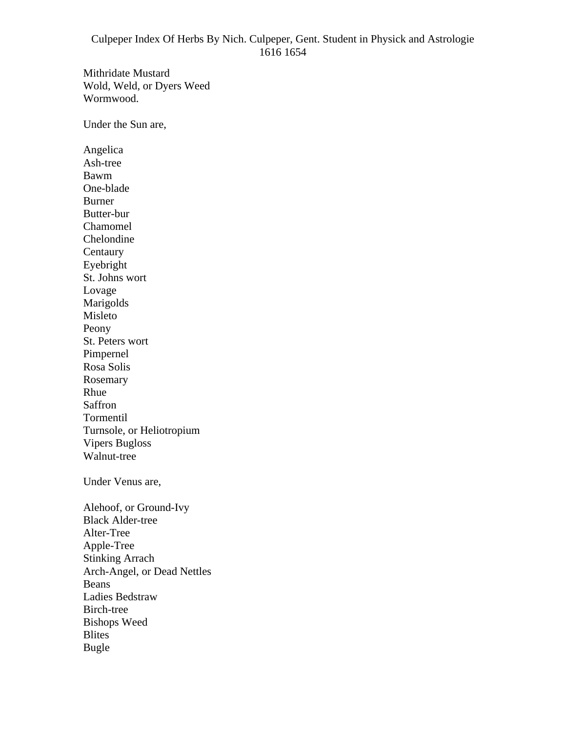Mithridate Mustard
Wold, Weld, or Dyers Weed
Wormwood.

Under the Sun are,

Angelica
Ash-tree
Bawm
One-blade
Burner
Butter-bur
Chamomel
Chelondine
Centaury
Eyebright
St. Johns wort
Lovage
Marigolds
Misleto
Peony
St. Peters wort
Pimpernel
Rosa Solis
Rosemary
Rhue
Saffron
Tormentil
Turnsole, or Heliotropium
Vipers Bugloss
Walnut-tree

Under Venus are,

Alehoof, or Ground-Ivy
Black Alder-tree
Alter-Tree
Apple-Tree
Stinking Arrach
Arch-Angel, or Dead Nettles
Beans
Ladies Bedstraw
Birch-tree
Bishops Weed
Blites
Bugle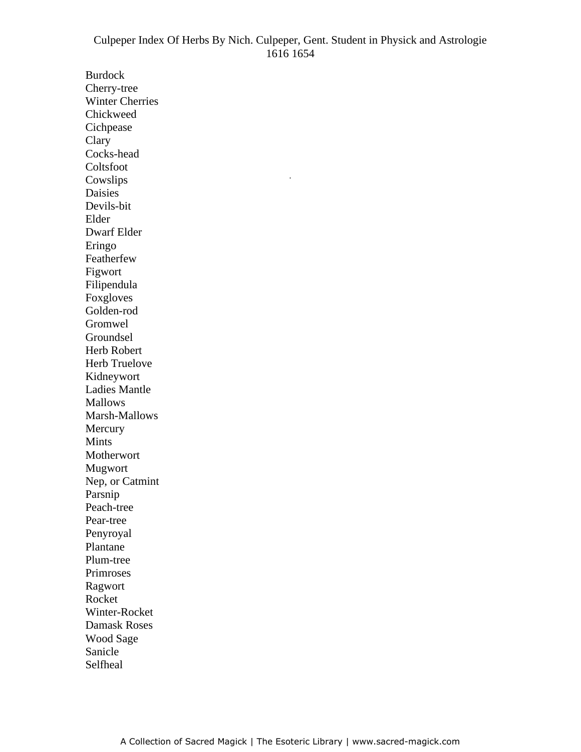Burdock
Cherry-tree
Winter Cherries
Chickweed
Cichpease
Clary
Cocks-head
Coltsfoot
Cowslips
Daisies
Devils-bit
Elder
Dwarf Elder
Eringo
Featherfew
Figwort
Filipendula
Foxgloves
Golden-rod
Gromwel
Groundsel
Herb Robert
Herb Truelove
Kidneywort
Ladies Mantle
Mallows
Marsh-Mallows
Mercury
Mints
Motherwort
Mugwort
Nep, or Catmint
Parsnip
Peach-tree
Pear-tree
Penyroyal
Plantane
Plum-tree
Primroses
Ragwort
Rocket
Winter-Rocket
Damask Roses
Wood Sage
Sanicle
Selfheal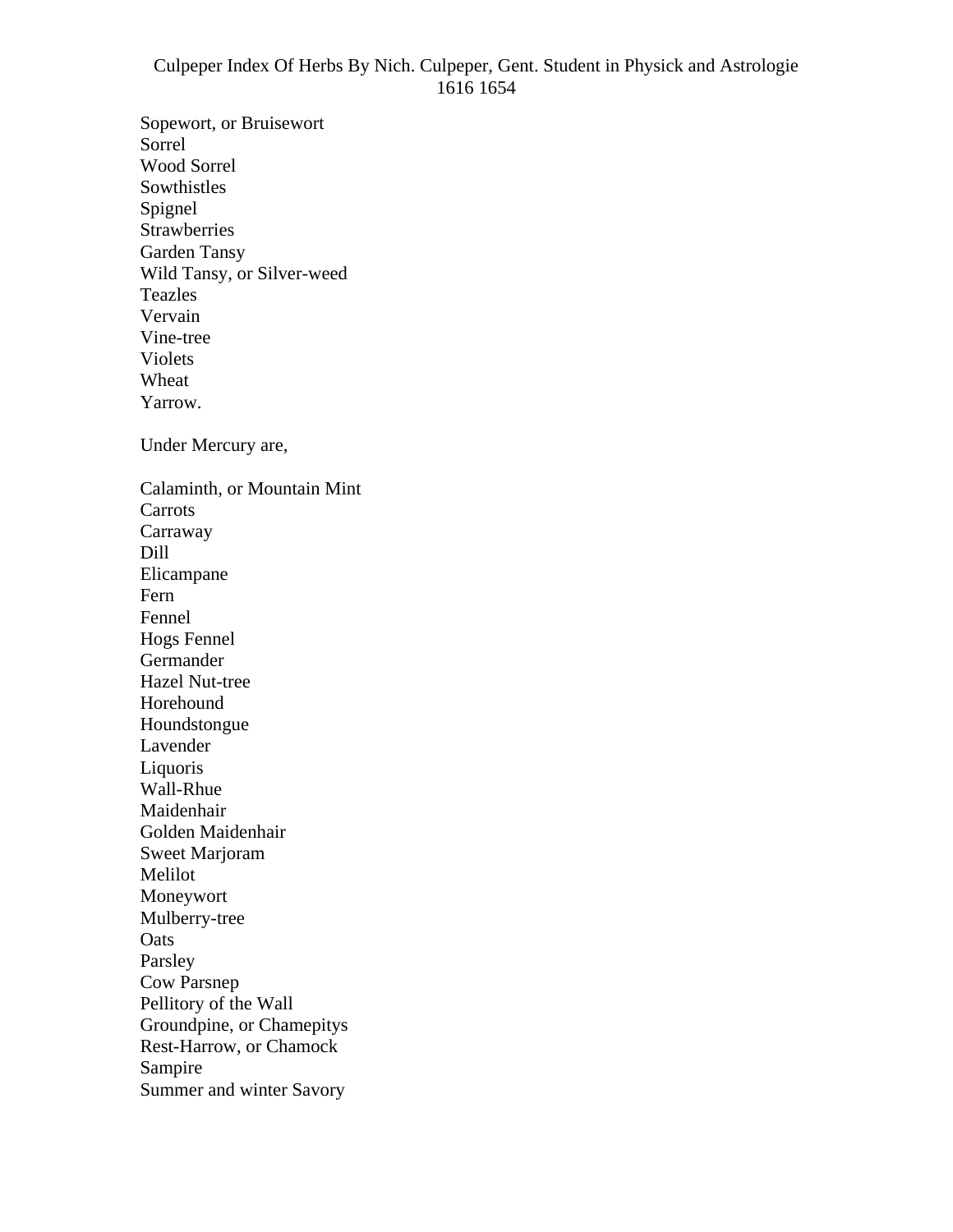Sopewort, or Bruisewort
Sorrel
Wood Sorrel
Sowthistles
Spignel
Strawberries
Garden Tansy
Wild Tansy, or Silver-weed
Teazles
Vervain
Vine-tree
Violets
Wheat
Yarrow.

Under Mercury are,

Calaminth, or Mountain Mint
Carrots
Carraway
Dill
Elicampane
Fern
Fennel
Hogs Fennel
Germander
Hazel Nut-tree
Horehound
Houndstongue
Lavender
Liquoris
Wall-Rhue
Maidenhair
Golden Maidenhair
Sweet Marjoram
Melilot
Moneywort
Mulberry-tree
Oats
Parsley
Cow Parsnep
Pellitory of the Wall
Groundpine, or Chamepitys
Rest-Harrow, or Chamock
Sampire
Summer and winter Savory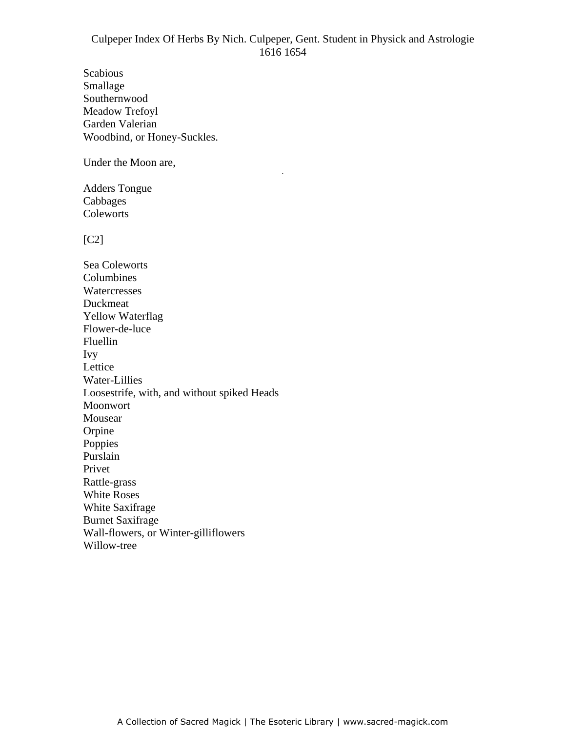Scabious
Smallage
Southernwood
Meadow Trefoyl
Garden Valerian
Woodbind, or Honey-Suckles.

Under the Moon are,

Adders Tongue
Cabbages
Coleworts

[C2]

Sea Coleworts
Columbines
Watercresses
Duckmeat
Yellow Waterflag
Flower-de-luce
Fluellin
Ivy
Lettice
Water-Lillies
Loosestrife, with, and without spiked Heads
Moonwort
Mousear
Orpine
Poppies
Purslain
Privet
Rattle-grass
White Roses
White Saxifrage
Burnet Saxifrage
Wall-flowers, or Winter-gilliflowers
Willow-tree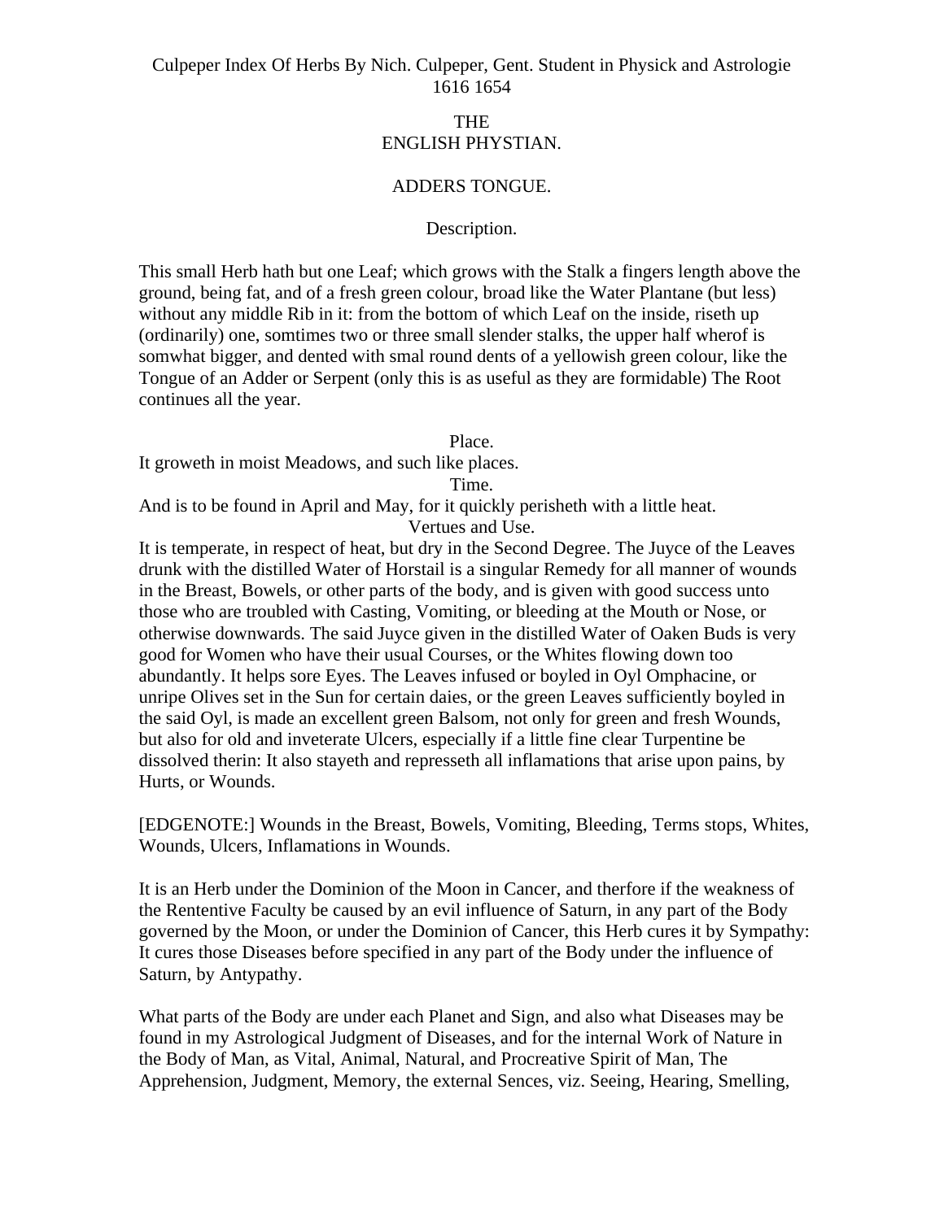Culpeper Index Of Herbs By Nich. Culpeper, Gent. Student in Physick and Astrologie 1616 1654

# THE ENGLISH PHYSTIAN.

## ADDERS TONGUE.

### Description.

This small Herb hath but one Leaf; which grows with the Stalk a fingers length above the ground, being fat, and of a fresh green colour, broad like the Water Plantane (but less) without any middle Rib in it: from the bottom of which Leaf on the inside, riseth up (ordinarily) one, somtimes two or three small slender stalks, the upper half wherof is somwhat bigger, and dented with smal round dents of a yellowish green colour, like the Tongue of an Adder or Serpent (only this is as useful as they are formidable) The Root continues all the year.

### Place.

It groweth in moist Meadows, and such like places.

### Time.

And is to be found in April and May, for it quickly perisheth with a little heat.

### Vertues and Use.

It is temperate, in respect of heat, but dry in the Second Degree. The Juyce of the Leaves drunk with the distilled Water of Horstail is a singular Remedy for all manner of wounds in the Breast, Bowels, or other parts of the body, and is given with good success unto those who are troubled with Casting, Vomiting, or bleeding at the Mouth or Nose, or otherwise downwards. The said Juyce given in the distilled Water of Oaken Buds is very good for Women who have their usual Courses, or the Whites flowing down too abundantly. It helps sore Eyes. The Leaves infused or boyled in Oyl Omphacine, or unripe Olives set in the Sun for certain daies, or the green Leaves sufficiently boyled in the said Oyl, is made an excellent green Balsom, not only for green and fresh Wounds, but also for old and inveterate Ulcers, especially if a little fine clear Turpentine be dissolved therin: It also stayeth and represseth all inflamations that arise upon pains, by Hurts, or Wounds.

[EDGENOTE:] Wounds in the Breast, Bowels, Vomiting, Bleeding, Terms stops, Whites, Wounds, Ulcers, Inflamations in Wounds.

It is an Herb under the Dominion of the Moon in Cancer, and therfore if the weakness of the Rentententive Faculty be caused by an evil influence of Saturn, in any part of the Body governed by the Moon, or under the Dominion of Cancer, this Herb cures it by Sympathy: It cures those Diseases before specified in any part of the Body under the influence of Saturn, by Antypathy.

What parts of the Body are under each Planet and Sign, and also what Diseases may be found in my Astrological Judgment of Diseases, and for the internal Work of Nature in the Body of Man, as Vital, Animal, Natural, and Procreative Spirit of Man, The Apprehension, Judgment, Memory, the external Sences, viz. Seeing, Hearing, Smelling,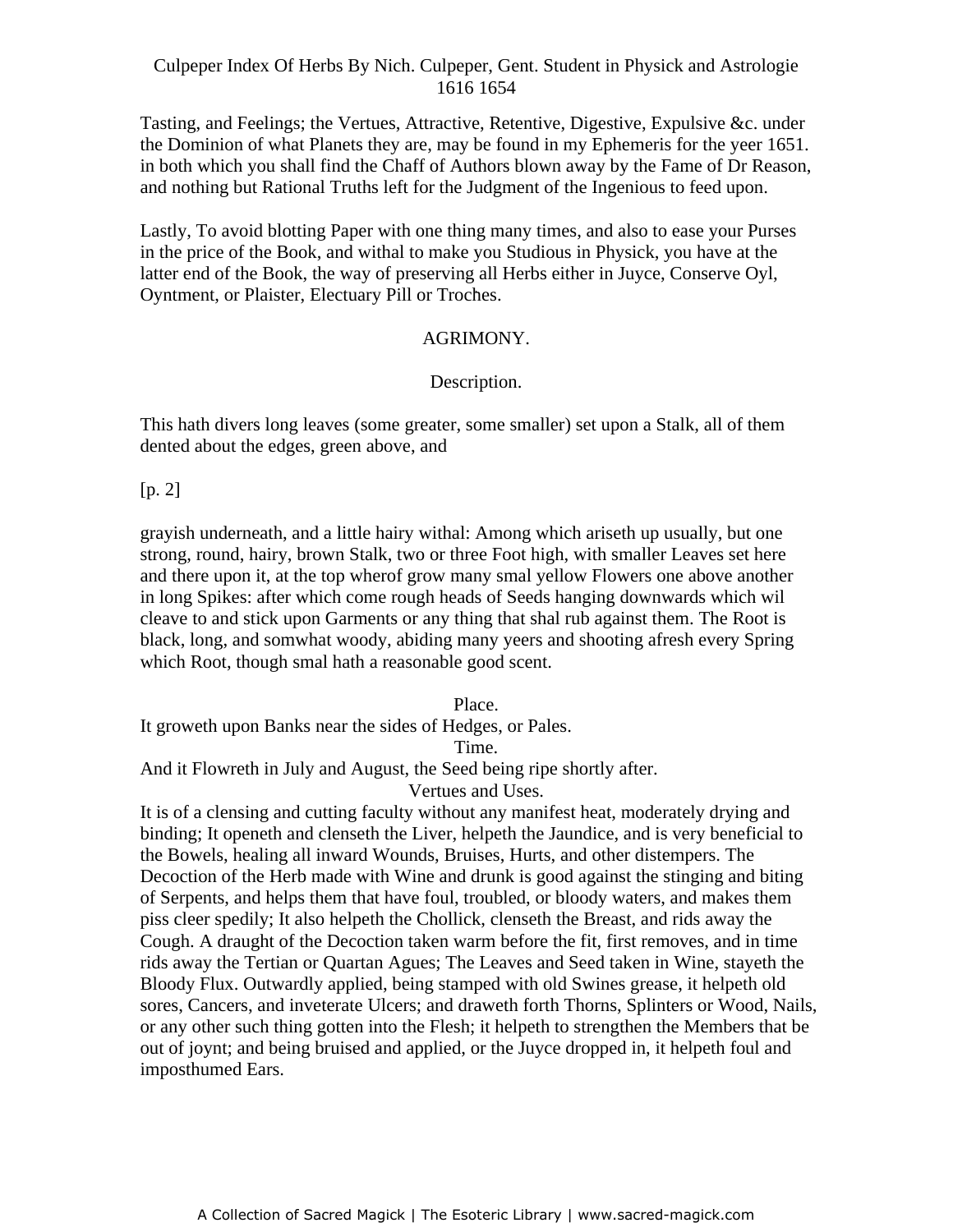Tasting, and Feelings; the Vertues, Attractive, Retentive, Digestive, Expulsive &c. under the Dominion of what Planets they are, may be found in my Ephemeris for the yeer 1651. in both which you shall find the Chaff of Authors blown away by the Fame of Dr Reason, and nothing but Rational Truths left for the Judgment of the Ingenious to feed upon.

Lastly, To avoid blotting Paper with one thing many times, and also to ease your Purses in the price of the Book, and withal to make you Studious in Physick, you have at the latter end of the Book, the way of preserving all Herbs either in Juyce, Conserve Oyl, Oyntment, or Plaister, Electuary Pill or Troches.

## AGRIMONY.

### Description.

This hath divers long leaves (some greater, some smaller) set upon a Stalk, all of them dented about the edges, green above, and

[p. 2]

grayish underneath, and a little hairy withal: Among which ariseth up usually, but one strong, round, hairy, brown Stalk, two or three Foot high, with smaller Leaves set here and there upon it, at the top wherof grow many smal yellow Flowers one above another in long Spikes: after which come rough heads of Seeds hanging downwards which wil cleave to and stick upon Garments or any thing that shal rub against them. The Root is black, long, and somwhat woody, abiding many yeers and shooting afresh every Spring which Root, though smal hath a reasonable good scent.

### Place.

It groweth upon Banks near the sides of Hedges, or Pales.

### Time.

And it Flowreth in July and August, the Seed being ripe shortly after.

### Vertues and Uses.

It is of a clensing and cutting faculty without any manifest heat, moderately drying and binding; It openeth and clenseth the Liver, helpeth the Jaundice, and is very beneficial to the Bowels, healing all inward Wounds, Bruises, Hurts, and other distempers. The Decoction of the Herb made with Wine and drunk is good against the stinging and biting of Serpents, and helps them that have foul, troubled, or bloody waters, and makes them piss cleer spedily; It also helpeth the Chollick, clenseth the Breast, and rids away the Cough. A draught of the Decoction taken warm before the fit, first removes, and in time rids away the Tertian or Quartan Agues; The Leaves and Seed taken in Wine, stayeth the Bloody Flux. Outwardly applied, being stamped with old Swines grease, it helpeth old sores, Cancers, and inveterate Ulcers; and draweth forth Thorns, Splinters or Wood, Nails, or any other such thing gotten into the Flesh; it helpeth to strengthen the Members that be out of joynt; and being bruised and applied, or the Juyce dropped in, it helpeth foul and imposthumed Ears.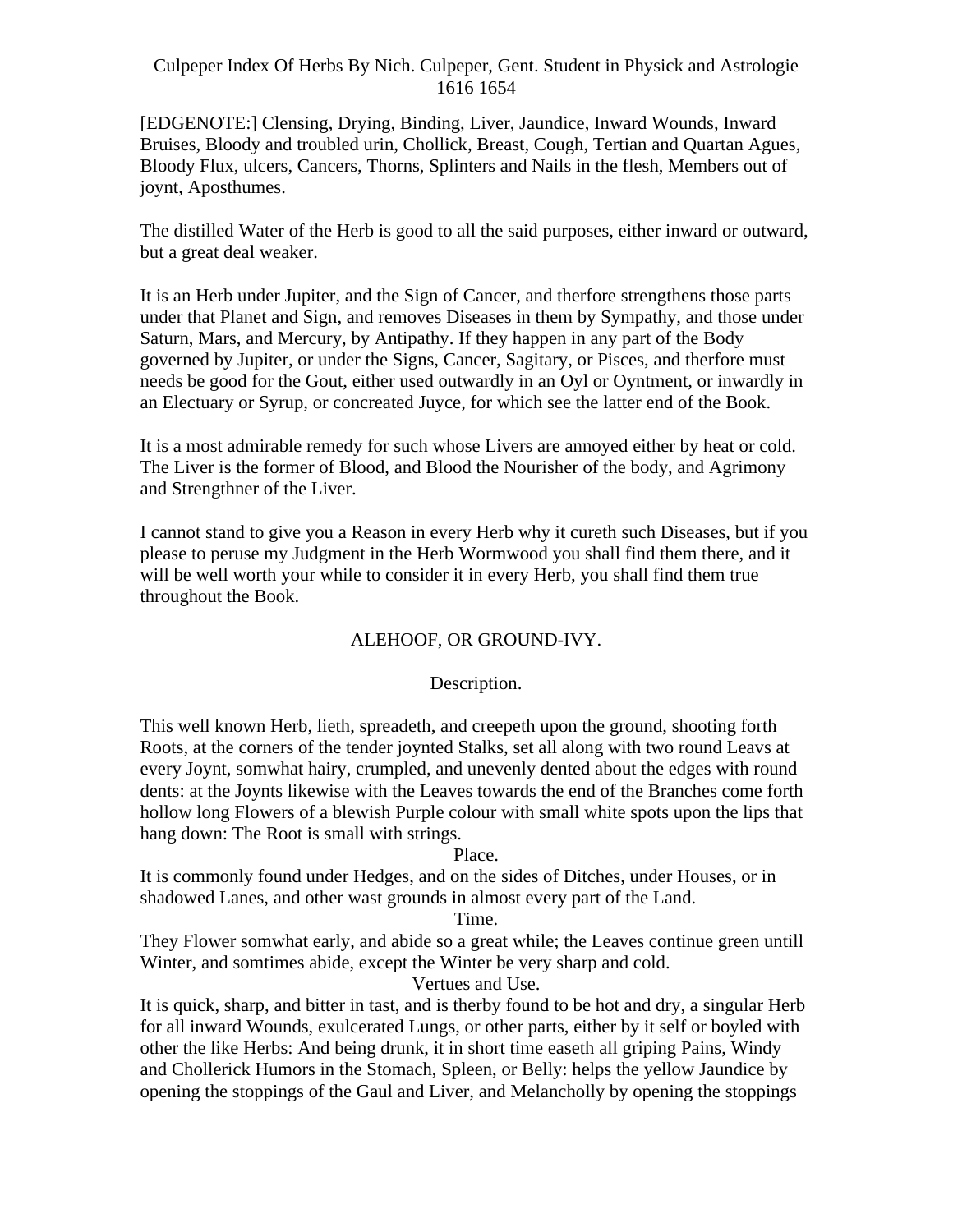[EDGENOTE:] Clensing, Drying, Binding, Liver, Jaundice, Inward Wounds, Inward Bruises, Bloody and troubled urin, Chollick, Breast, Cough, Tertian and Quartan Agues, Bloody Flux, ulcers, Cancers, Thorns, Splinters and Nails in the flesh, Members out of joynt, Aposthumes.

The distilled Water of the Herb is good to all the said purposes, either inward or outward, but a great deal weaker.

It is an Herb under Jupiter, and the Sign of Cancer, and therfore strengthens those parts under that Planet and Sign, and removes Diseases in them by Sympathy, and those under Saturn, Mars, and Mercury, by Antipathy. If they happen in any part of the Body governed by Jupiter, or under the Signs, Cancer, Sagitary, or Pisces, and therfore must needs be good for the Gout, either used outwardly in an Oyl or Oyntment, or inwardly in an Electuary or Syrup, or concreated Juyce, for which see the latter end of the Book.

It is a most admirable remedy for such whose Livers are annoyed either by heat or cold. The Liver is the former of Blood, and Blood the Nourisher of the body, and Agrimony and Strengthner of the Liver.

I cannot stand to give you a Reason in every Herb why it cureth such Diseases, but if you please to peruse my Judgment in the Herb Wormwood you shall find them there, and it will be well worth your while to consider it in every Herb, you shall find them true throughout the Book.

## ALEHOOF, OR GROUND-IVY.

### Description.

This well known Herb, lieth, spreadeth, and creepeth upon the ground, shooting forth Roots, at the corners of the tender joynted Stalks, set all along with two round Leavs at every Joynt, somwhat hairy, crumpled, and unevenly dented about the edges with round dents: at the Joynts likewise with the Leaves towards the end of the Branches come forth hollow long Flowers of a blewish Purple colour with small white spots upon the lips that hang down: The Root is small with strings.

### Place.

It is commonly found under Hedges, and on the sides of Ditches, under Houses, or in shadowed Lanes, and other wast grounds in almost every part of the Land.

### Time.

They Flower somwhat early, and abide so a great while; the Leaves continue green untill Winter, and somtimes abide, except the Winter be very sharp and cold.

### Vertues and Use.

It is quick, sharp, and bitter in tast, and is therby found to be hot and dry, a singular Herb for all inward Wounds, exulcerated Lungs, or other parts, either by it self or boyled with other the like Herbs: And being drunk, it in short time easeth all griping Pains, Windy and Chollerick Humors in the Stomach, Spleen, or Belly: helps the yellow Jaundice by opening the stoppings of the Gaul and Liver, and Melancholly by opening the stoppings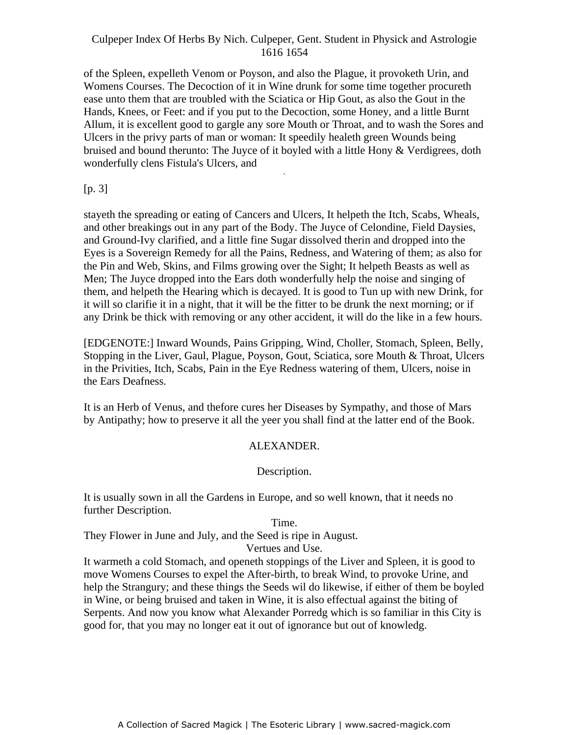of the Spleen, expelleth Venom or Poyson, and also the Plague, it provoketh Urin, and Womens Courses. The Decoction of it in Wine drunk for some time together procureth ease unto them that are troubled with the Sciatica or Hip Gout, as also the Gout in the Hands, Knees, or Feet: and if you put to the Decoction, some Honey, and a little Burnt Allum, it is excellent good to gargle any sore Mouth or Throat, and to wash the Sores and Ulcers in the privy parts of man or woman: It speedily healeth green Wounds being bruised and bound therunto: The Juyce of it boyled with a little Hony & Verdigrees, doth wonderfully clens Fistula's Ulcers, and

[p. 3]

stayeth the spreading or eating of Cancers and Ulcers, It helpeth the Itch, Scabs, Wheals, and other breakings out in any part of the Body. The Juyce of Celondine, Field Daysies, and Ground-Ivy clarified, and a little fine Sugar dissolved therin and dropped into the Eyes is a Sovereign Remedy for all the Pains, Redness, and Watering of them; as also for the Pin and Web, Skins, and Films growing over the Sight; It helpeth Beasts as well as Men; The Juyce dropped into the Ears doth wonderfully help the noise and singing of them, and helpeth the Hearing which is decayed. It is good to Tun up with new Drink, for it will so clarifie it in a night, that it will be the fitter to be drunk the next morning; or if any Drink be thick with removing or any other accident, it will do the like in a few hours.

[EDGENOTE:] Inward Wounds, Pains Gripping, Wind, Choller, Stomach, Spleen, Belly, Stopping in the Liver, Gaul, Plague, Poyson, Gout, Sciatica, sore Mouth & Throat, Ulcers in the Privities, Itch, Scabs, Pain in the Eye Redness watering of them, Ulcers, noise in the Ears Deafness.

It is an Herb of Venus, and thefore cures her Diseases by Sympathy, and those of Mars by Antipathy; how to preserve it all the yeer you shall find at the latter end of the Book.

## ALEXANDER.

### Description.

It is usually sown in all the Gardens in Europe, and so well known, that it needs no further Description.

### Time.

They Flower in June and July, and the Seed is ripe in August.

### Vertues and Use.

It warmeth a cold Stomach, and openeth stoppings of the Liver and Spleen, it is good to move Womens Courses to expel the After-birth, to break Wind, to provoke Urine, and help the Strangury; and these things the Seeds wil do likewise, if either of them be boyled in Wine, or being bruised and taken in Wine, it is also effectual against the biting of Serpents. And now you know what Alexander Porredg which is so familiar in this City is good for, that you may no longer eat it out of ignorance but out of knowledg.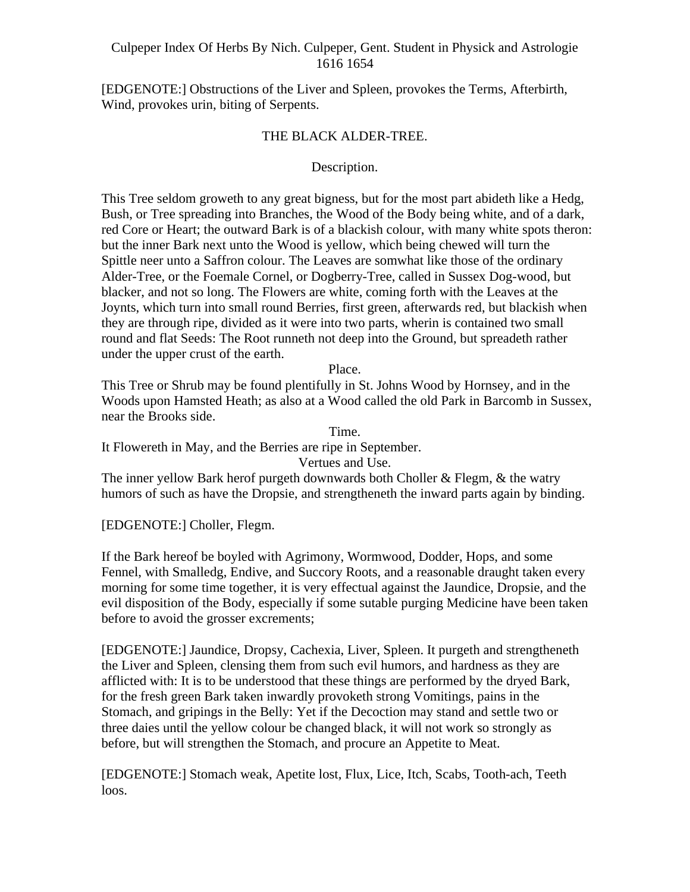[EDGENOTE:] Obstructions of the Liver and Spleen, provokes the Terms, Afterbirth, Wind, provokes urin, biting of Serpents.

## THE BLACK ALDER-TREE.

### Description.

This Tree seldom groweth to any great bigness, but for the most part abideth like a Hedg, Bush, or Tree spreading into Branches, the Wood of the Body being white, and of a dark, red Core or Heart; the outward Bark is of a blackish colour, with many white spots theron: but the inner Bark next unto the Wood is yellow, which being chewed will turn the Spittle neer unto a Saffron colour. The Leaves are somwhat like those of the ordinary Alder-Tree, or the Foemale Cornel, or Dogberry-Tree, called in Sussex Dog-wood, but blacker, and not so long. The Flowers are white, coming forth with the Leaves at the Joynts, which turn into small round Berries, first green, afterwards red, but blackish when they are through ripe, divided as it were into two parts, wherin is contained two small round and flat Seeds: The Root runneth not deep into the Ground, but spreadeth rather under the upper crust of the earth.

### Place.

This Tree or Shrub may be found plentifully in St. Johns Wood by Hornsey, and in the Woods upon Hamsted Heath; as also at a Wood called the old Park in Barcomb in Sussex, near the Brooks side.

### Time.

It Flowereth in May, and the Berries are ripe in September.

### Vertues and Use.

The inner yellow Bark herof purgeth downwards both Choller & Flegm, & the watry humors of such as have the Dropsie, and strengtheneth the inward parts again by binding.

[EDGENOTE:] Choller, Flegm.

If the Bark hereof be boyled with Agrimony, Wormwood, Dodder, Hops, and some Fennel, with Smalledg, Endive, and Succory Roots, and a reasonable draught taken every morning for some time together, it is very effectual against the Jaundice, Dropsie, and the evil disposition of the Body, especially if some sutable purging Medicine have been taken before to avoid the grosser excrements;

[EDGENOTE:] Jaundice, Dropsy, Cachexia, Liver, Spleen. It purgeth and strengtheneth the Liver and Spleen, clensing them from such evil humors, and hardness as they are afflicted with: It is to be understood that these things are performed by the dryed Bark, for the fresh green Bark taken inwardly provoketh strong Vomitings, pains in the Stomach, and gripings in the Belly: Yet if the Decoction may stand and settle two or three daies until the yellow colour be changed black, it will not work so strongly as before, but will strengthen the Stomach, and procure an Appetite to Meat.

[EDGENOTE:] Stomach weak, Apetite lost, Flux, Lice, Itch, Scabs, Tooth-ach, Teeth loos.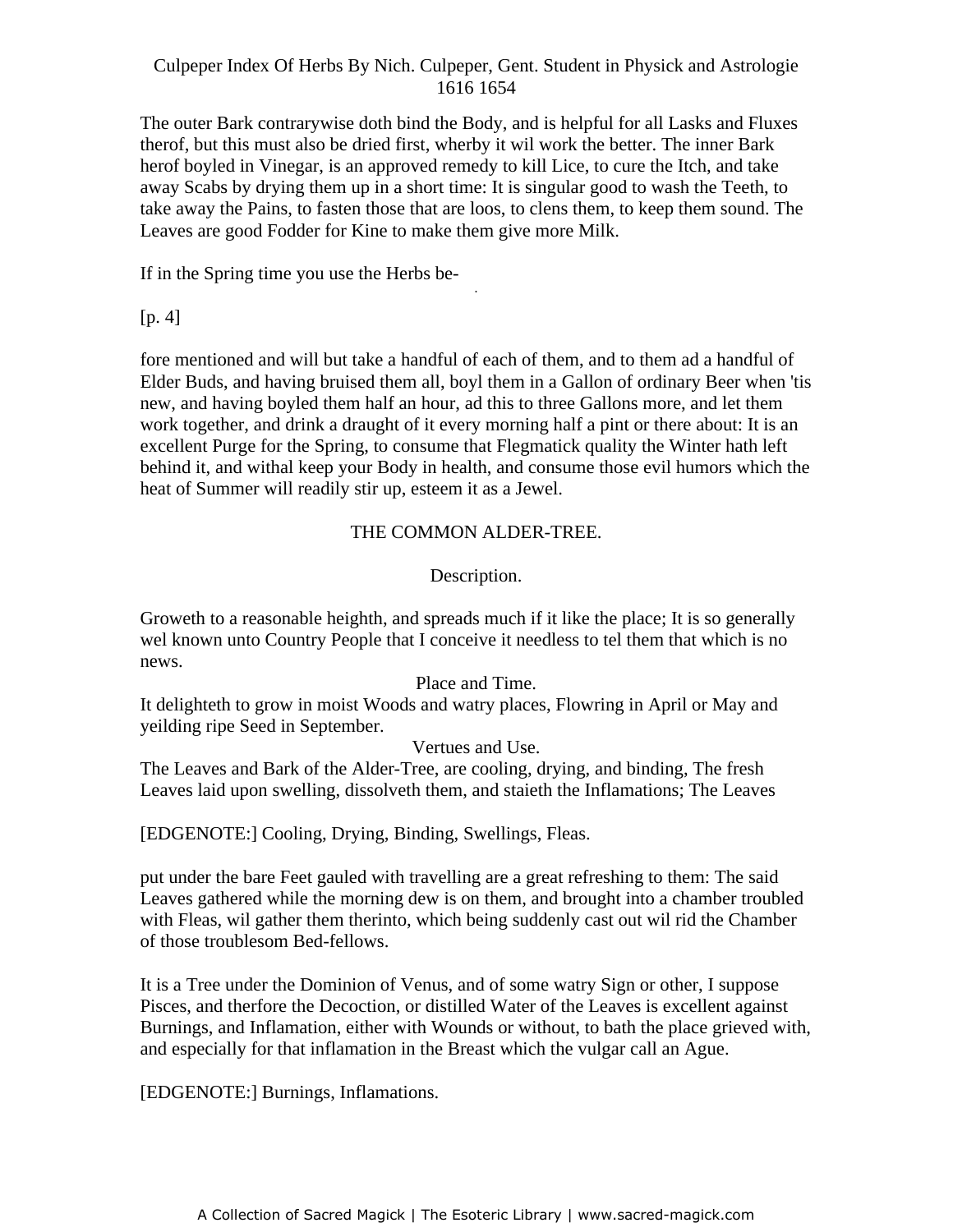The outer Bark contrarywise doth bind the Body, and is helpful for all Lasks and Fluxes therof, but this must also be dried first, wherby it wil work the better. The inner Bark herof boyled in Vinegar, is an approved remedy to kill Lice, to cure the Itch, and take away Scabs by drying them up in a short time: It is singular good to wash the Teeth, to take away the Pains, to fasten those that are loos, to clens them, to keep them sound. The Leaves are good Fodder for Kine to make them give more Milk.

If in the Spring time you use the Herbs be-

[p. 4]

fore mentioned and will but take a handful of each of them, and to them ad a handful of Elder Buds, and having bruised them all, boyl them in a Gallon of ordinary Beer when 'tis new, and having boyled them half an hour, ad this to three Gallons more, and let them work together, and drink a draught of it every morning half a pint or there about: It is an excellent Purge for the Spring, to consume that Flegmatick quality the Winter hath left behind it, and withal keep your Body in health, and consume those evil humors which the heat of Summer will readily stir up, esteem it as a Jewel.

## THE COMMON ALDER-TREE.

### Description.

Groweth to a reasonable heighth, and spreads much if it like the place; It is so generally wel known unto Country People that I conceive it needless to tel them that which is no news.

### Place and Time.

It delighteth to grow in moist Woods and watry places, Flowring in April or May and yeilding ripe Seed in September.

### Vertues and Use.

The Leaves and Bark of the Alder-Tree, are cooling, drying, and binding, The fresh Leaves laid upon swelling, dissolveth them, and staieth the Inflamations; The Leaves

[EDGENOTE:] Cooling, Drying, Binding, Swellings, Fleas.

put under the bare Feet gauled with travelling are a great refreshing to them: The said Leaves gathered while the morning dew is on them, and brought into a chamber troubled with Fleas, wil gather them therinto, which being suddenly cast out wil rid the Chamber of those troublesom Bed-fellows.

It is a Tree under the Dominion of Venus, and of some watry Sign or other, I suppose Pisces, and therfore the Decoction, or distilled Water of the Leaves is excellent against Burnings, and Inflamation, either with Wounds or without, to bath the place grieved with, and especially for that inflamation in the Breast which the vulgar call an Ague.

[EDGENOTE:] Burnings, Inflamations.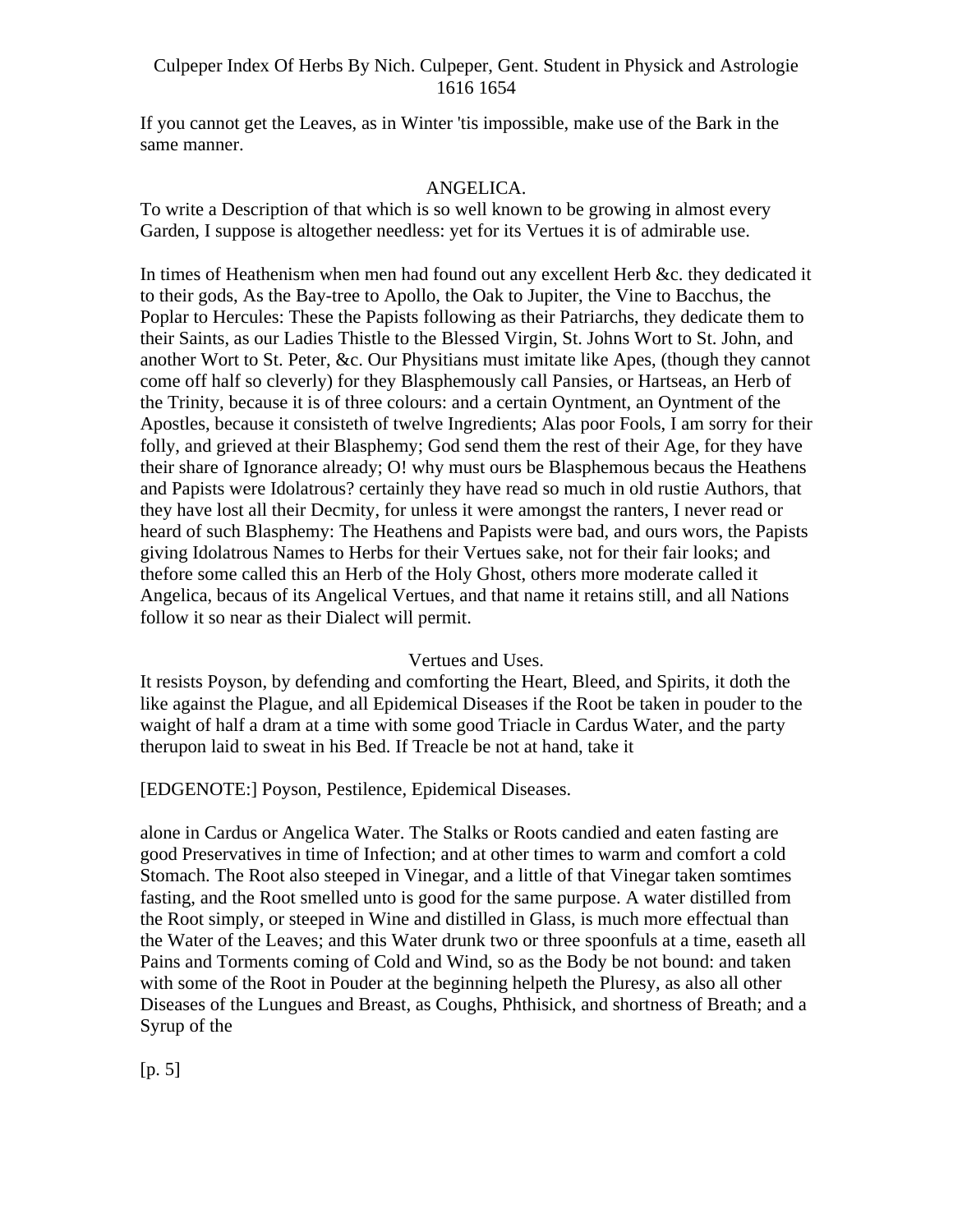If you cannot get the Leaves, as in Winter 'tis impossible, make use of the Bark in the same manner.

## ANGELICA.

To write a Description of that which is so well known to be growing in almost every Garden, I suppose is altogether needless: yet for its Vertues it is of admirable use.

In times of Heathenism when men had found out any excellent Herb &c. they dedicated it to their gods, As the Bay-tree to Apollo, the Oak to Jupiter, the Vine to Bacchus, the Poplar to Hercules: These the Papists following as their Patriarchs, they dedicate them to their Saints, as our Ladies Thistle to the Blessed Virgin, St. Johns Wort to St. John, and another Wort to St. Peter, &c. Our Physitians must imitate like Apes, (though they cannot come off half so cleverly) for they Blasphemously call Pansies, or Hartseas, an Herb of the Trinity, because it is of three colours: and a certain Oyntment, an Oyntment of the Apostles, because it consisteth of twelve Ingredients; Alas poor Fools, I am sorry for their folly, and grieved at their Blasphemy; God send them the rest of their Age, for they have their share of Ignorance already; O! why must ours be Blasphemous becaus the Heathens and Papists were Idolatrous? certainly they have read so much in old rustie Authors, that they have lost all their Decmity, for unless it were amongst the ranters, I never read or heard of such Blasphemy: The Heathens and Papists were bad, and ours wors, the Papists giving Idolatrous Names to Herbs for their Vertues sake, not for their fair looks; and thefore some called this an Herb of the Holy Ghost, others more moderate called it Angelica, becaus of its Angelical Vertues, and that name it retains still, and all Nations follow it so near as their Dialect will permit.

### Vertues and Uses.

It resists Poyson, by defending and comforting the Heart, Bleed, and Spirits, it doth the like against the Plague, and all Epidemical Diseases if the Root be taken in pouder to the waight of half a dram at a time with some good Triacle in Cardus Water, and the party therupon laid to sweat in his Bed. If Treacle be not at hand, take it

[EDGENOTE:] Poyson, Pestilence, Epidemical Diseases.

alone in Cardus or Angelica Water. The Stalks or Roots candied and eaten fasting are good Preservatives in time of Infection; and at other times to warm and comfort a cold Stomach. The Root also steeped in Vinegar, and a little of that Vinegar taken somtimes fasting, and the Root smelled unto is good for the same purpose. A water distilled from the Root simply, or steeped in Wine and distilled in Glass, is much more effectual than the Water of the Leaves; and this Water drunk two or three spoonfuls at a time, easeth all Pains and Torments coming of Cold and Wind, so as the Body be not bound: and taken with some of the Root in Pouder at the beginning helpeth the Pluresy, as also all other Diseases of the Lungues and Breast, as Coughs, Phthisick, and shortness of Breath; and a Syrup of the

[p. 5]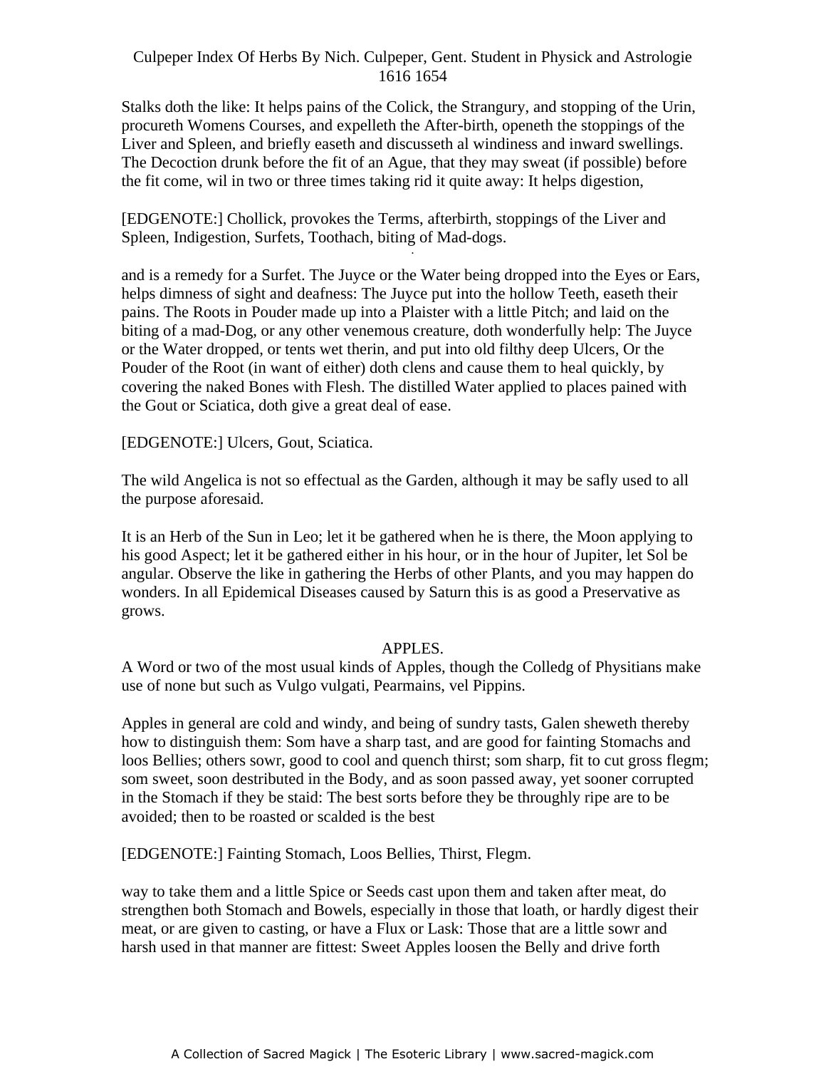Stalks doth the like: It helps pains of the Colick, the Strangury, and stopping of the Urin, procureth Womens Courses, and expelleth the After-birth, openeth the stoppings of the Liver and Spleen, and briefly easeth and discusseth al windiness and inward swellings. The Decoction drunk before the fit of an Ague, that they may sweat (if possible) before the fit come, wil in two or three times taking rid it quite away: It helps digestion,

[EDGENOTE:] Chollick, provokes the Terms, afterbirth, stoppings of the Liver and Spleen, Indigestion, Surfets, Toothach, biting of Mad-dogs.

and is a remedy for a Surfet. The Juyce or the Water being dropped into the Eyes or Ears, helps dimness of sight and deafness: The Juyce put into the hollow Teeth, easeth their pains. The Roots in Pouder made up into a Plaister with a little Pitch; and laid on the biting of a mad-Dog, or any other venemous creature, doth wonderfully help: The Juyce or the Water dropped, or tents wet therin, and put into old filthy deep Ulcers, Or the Pouder of the Root (in want of either) doth clens and cause them to heal quickly, by covering the naked Bones with Flesh. The distilled Water applied to places pained with the Gout or Sciatica, doth give a great deal of ease.

[EDGENOTE:] Ulcers, Gout, Sciatica.

The wild Angelica is not so effectual as the Garden, although it may be safly used to all the purpose aforesaid.

It is an Herb of the Sun in Leo; let it be gathered when he is there, the Moon applying to his good Aspect; let it be gathered either in his hour, or in the hour of Jupiter, let Sol be angular. Observe the like in gathering the Herbs of other Plants, and you may happen do wonders. In all Epidemical Diseases caused by Saturn this is as good a Preservative as grows.

## APPLES.

A Word or two of the most usual kinds of Apples, though the Colledg of Physitians make use of none but such as Vulgo vulgati, Pearmains, vel Pippins.

Apples in general are cold and windy, and being of sundry tasts, Galen sheweth thereby how to distinguish them: Som have a sharp tast, and are good for fainting Stomachs and loos Bellies; others sowr, good to cool and quench thirst; som sharp, fit to cut gross flegm; som sweet, soon destributed in the Body, and as soon passed away, yet sooner corrupted in the Stomach if they be staid: The best sorts before they be throughly ripe are to be avoided; then to be roasted or scalded is the best

[EDGENOTE:] Fainting Stomach, Loos Bellies, Thirst, Flegm.

way to take them and a little Spice or Seeds cast upon them and taken after meat, do strengthen both Stomach and Bowels, especially in those that loath, or hardly digest their meat, or are given to casting, or have a Flux or Lask: Those that are a little sowr and harsh used in that manner are fittest: Sweet Apples loosen the Belly and drive forth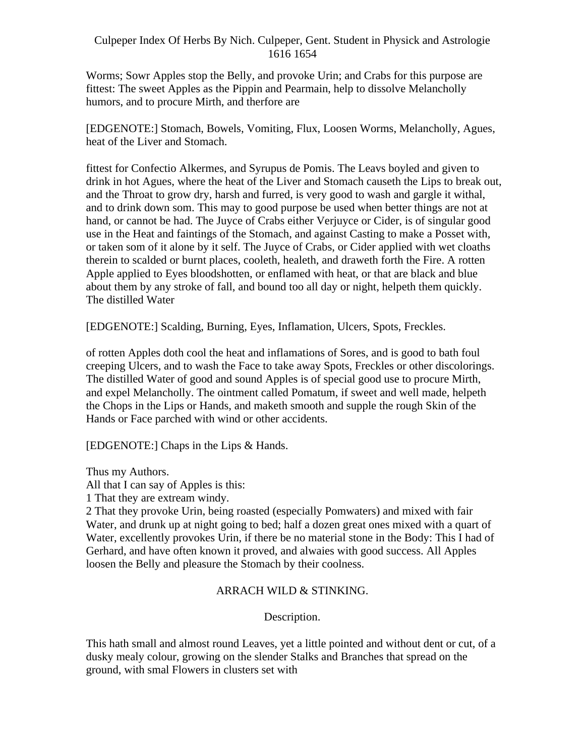Worms; Sowr Apples stop the Belly, and provoke Urin; and Crabs for this purpose are fittest: The sweet Apples as the Pippin and Pearmain, help to dissolve Melancholly humors, and to procure Mirth, and therfore are

[EDGENOTE:] Stomach, Bowels, Vomiting, Flux, Loosen Worms, Melancholly, Agues, heat of the Liver and Stomach.

fittest for Confectio Alkermes, and Syrupus de Pomis. The Leavs boyled and given to drink in hot Agues, where the heat of the Liver and Stomach causeth the Lips to break out, and the Throat to grow dry, harsh and furred, is very good to wash and gargle it withal, and to drink down som. This may to good purpose be used when better things are not at hand, or cannot be had. The Juyce of Crabs either Verjuyce or Cider, is of singular good use in the Heat and faintings of the Stomach, and against Casting to make a Posset with, or taken som of it alone by it self. The Juyce of Crabs, or Cider applied with wet cloaths therein to scalded or burnt places, cooleth, healeth, and draweth forth the Fire. A rotten Apple applied to Eyes bloodshotten, or enflamed with heat, or that are black and blue about them by any stroke of fall, and bound too all day or night, helpeth them quickly. The distilled Water

[EDGENOTE:] Scalding, Burning, Eyes, Inflamation, Ulcers, Spots, Freckles.

of rotten Apples doth cool the heat and inflamations of Sores, and is good to bath foul creeping Ulcers, and to wash the Face to take away Spots, Freckles or other discolorings. The distilled Water of good and sound Apples is of special good use to procure Mirth, and expel Melancholly. The ointment called Pomatum, if sweet and well made, helpeth the Chops in the Lips or Hands, and maketh smooth and supple the rough Skin of the Hands or Face parched with wind or other accidents.

[EDGENOTE:] Chaps in the Lips & Hands.

Thus my Authors.
All that I can say of Apples is this:
1 That they are extream windy.
2 That they provoke Urin, being roasted (especially Pomwaters) and mixed with fair Water, and drunk up at night going to bed; half a dozen great ones mixed with a quart of Water, excellently provokes Urin, if there be no material stone in the Body: This I had of Gerhard, and have often known it proved, and alwaies with good success. All Apples loosen the Belly and pleasure the Stomach by their coolness.

## ARRACH WILD & STINKING.

### Description.

This hath small and almost round Leaves, yet a little pointed and without dent or cut, of a dusky mealy colour, growing on the slender Stalks and Branches that spread on the ground, with smal Flowers in clusters set with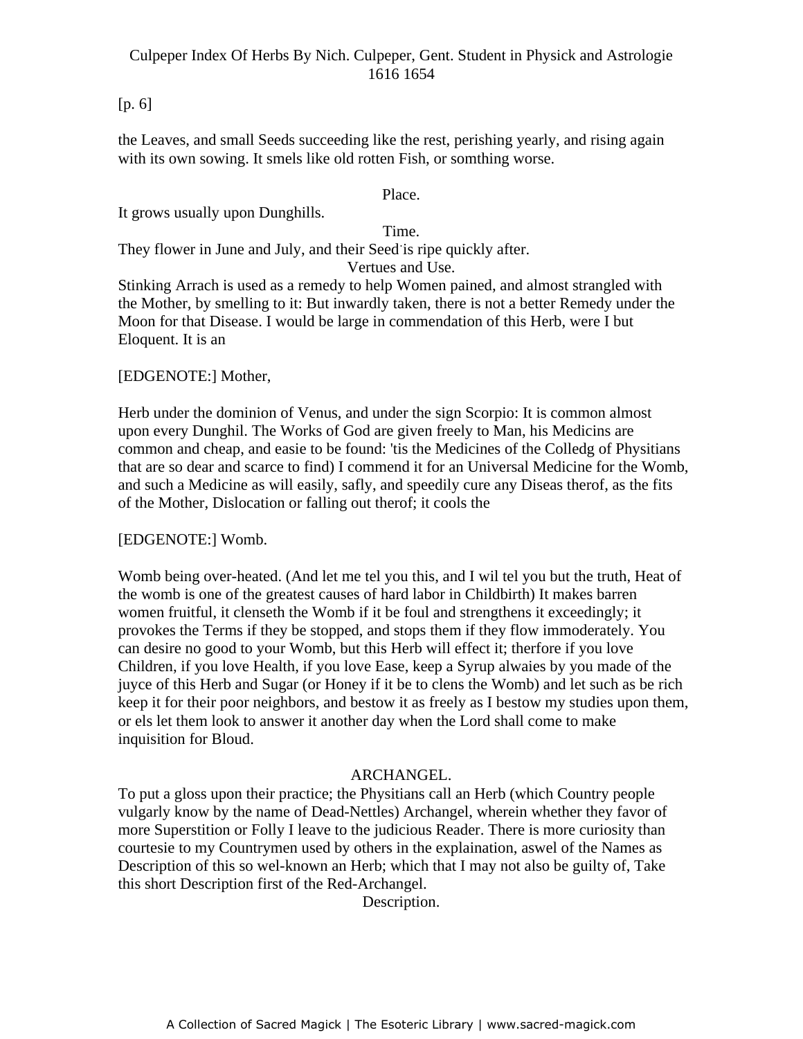[p. 6]

the Leaves, and small Seeds succeeding like the rest, perishing yearly, and rising again with its own sowing. It smels like old rotten Fish, or somthing worse.

Place.

It grows usually upon Dunghills.

Time.

They flower in June and July, and their Seed is ripe quickly after.

Vertues and Use.

Stinking Arrach is used as a remedy to help Women pained, and almost strangled with the Mother, by smelling to it: But inwardly taken, there is not a better Remedy under the Moon for that Disease. I would be large in commendation of this Herb, were I but Eloquent. It is an

[EDGENOTE:] Mother,

Herb under the dominion of Venus, and under the sign Scorpio: It is common almost upon every Dunghil. The Works of God are given freely to Man, his Medicins are common and cheap, and easie to be found: 'tis the Medicines of the Colledg of Physitians that are so dear and scarce to find) I commend it for an Universal Medicine for the Womb, and such a Medicine as will easily, safly, and speedily cure any Diseas therof, as the fits of the Mother, Dislocation or falling out therof; it cools the

[EDGENOTE:] Womb.

Womb being over-heated. (And let me tel you this, and I wil tel you but the truth, Heat of the womb is one of the greatest causes of hard labor in Childbirth) It makes barren women fruitful, it clenseth the Womb if it be foul and strengthens it exceedingly; it provokes the Terms if they be stopped, and stops them if they flow immoderately. You can desire no good to your Womb, but this Herb will effect it; therfore if you love Children, if you love Health, if you love Ease, keep a Syrup alwaies by you made of the juyce of this Herb and Sugar (or Honey if it be to clens the Womb) and let such as be rich keep it for their poor neighbors, and bestow it as freely as I bestow my studies upon them, or els let them look to answer it another day when the Lord shall come to make inquisition for Bloud.

ARCHANGEL.

To put a gloss upon their practice; the Physitians call an Herb (which Country people vulgarly know by the name of Dead-Nettles) Archangel, wherein whether they favor of more Superstition or Folly I leave to the judicious Reader. There is more curiosity than courtesie to my Countrymen used by others in the explaination, aswel of the Names as Description of this so wel-known an Herb; which that I may not also be guilty of, Take this short Description first of the Red-Archangel.

Description.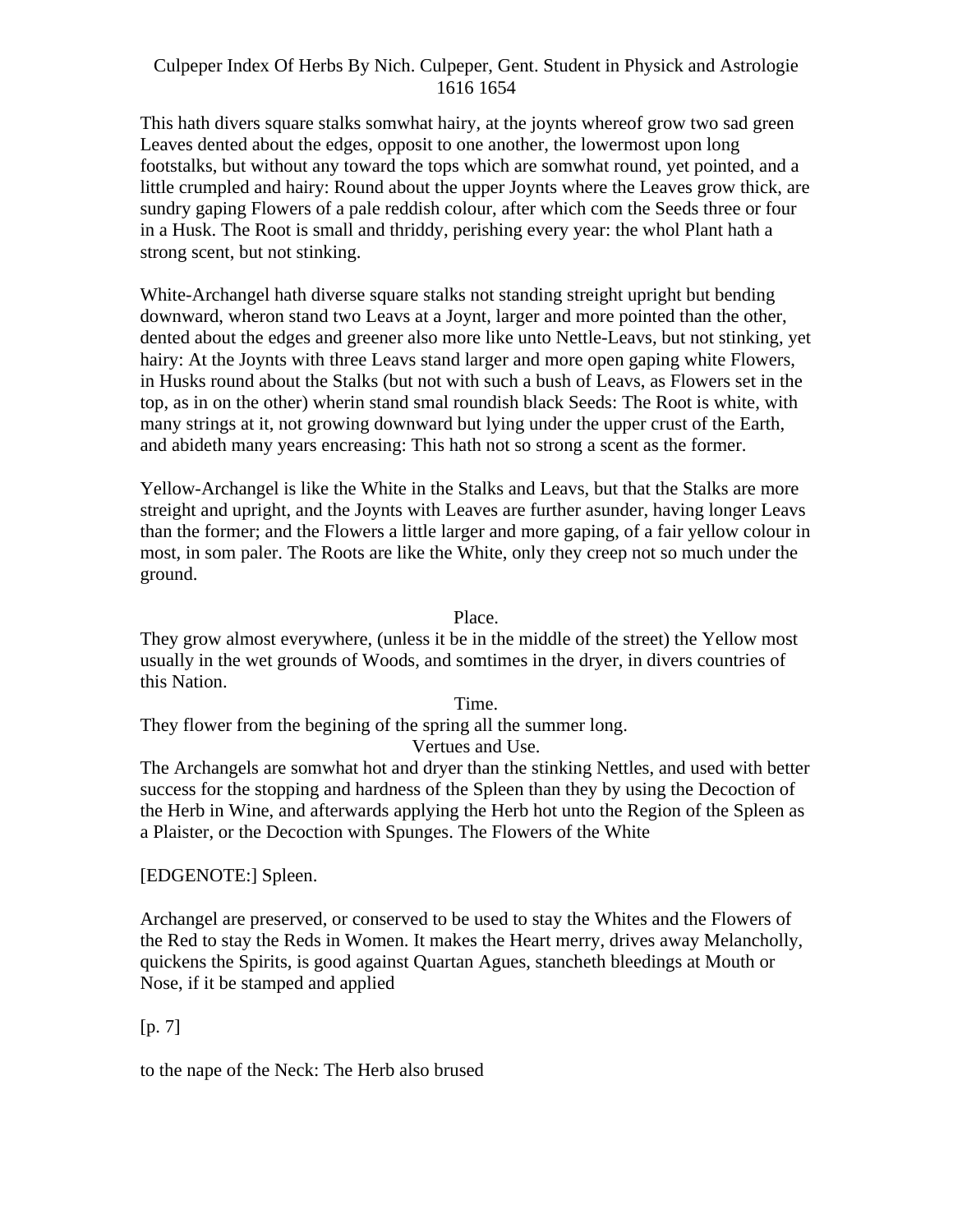This hath divers square stalks somwhat hairy, at the joynts whereof grow two sad green Leaves dented about the edges, opposit to one another, the lowermost upon long footstalks, but without any toward the tops which are somwhat round, yet pointed, and a little crumpled and hairy: Round about the upper Joynts where the Leaves grow thick, are sundry gaping Flowers of a pale reddish colour, after which com the Seeds three or four in a Husk. The Root is small and thriddy, perishing every year: the whol Plant hath a strong scent, but not stinking.

White-Archangel hath diverse square stalks not standing streight upright but bending downward, wheron stand two Leavs at a Joynt, larger and more pointed than the other, dented about the edges and greener also more like unto Nettle-Leavs, but not stinking, yet hairy: At the Joynts with three Leavs stand larger and more open gaping white Flowers, in Husks round about the Stalks (but not with such a bush of Leavs, as Flowers set in the top, as in on the other) wherin stand smal roundish black Seeds: The Root is white, with many strings at it, not growing downward but lying under the upper crust of the Earth, and abideth many years encreasing: This hath not so strong a scent as the former.

Yellow-Archangel is like the White in the Stalks and Leavs, but that the Stalks are more streight and upright, and the Joynts with Leaves are further asunder, having longer Leavs than the former; and the Flowers a little larger and more gaping, of a fair yellow colour in most, in som paler. The Roots are like the White, only they creep not so much under the ground.

Place.

They grow almost everywhere, (unless it be in the middle of the street) the Yellow most usually in the wet grounds of Woods, and somtimes in the dryer, in divers countries of this Nation.

Time.

They flower from the begining of the spring all the summer long.

Vertues and Use.

The Archangels are somwhat hot and dryer than the stinking Nettles, and used with better success for the stopping and hardness of the Spleen than they by using the Decoction of the Herb in Wine, and afterwards applying the Herb hot unto the Region of the Spleen as a Plaister, or the Decoction with Spunges. The Flowers of the White

[EDGENOTE:] Spleen.

Archangel are preserved, or conserved to be used to stay the Whites and the Flowers of the Red to stay the Reds in Women. It makes the Heart merry, drives away Melancholly, quickens the Spirits, is good against Quartan Agues, stancheth bleedings at Mouth or Nose, if it be stamped and applied

[p. 7]

to the nape of the Neck: The Herb also brused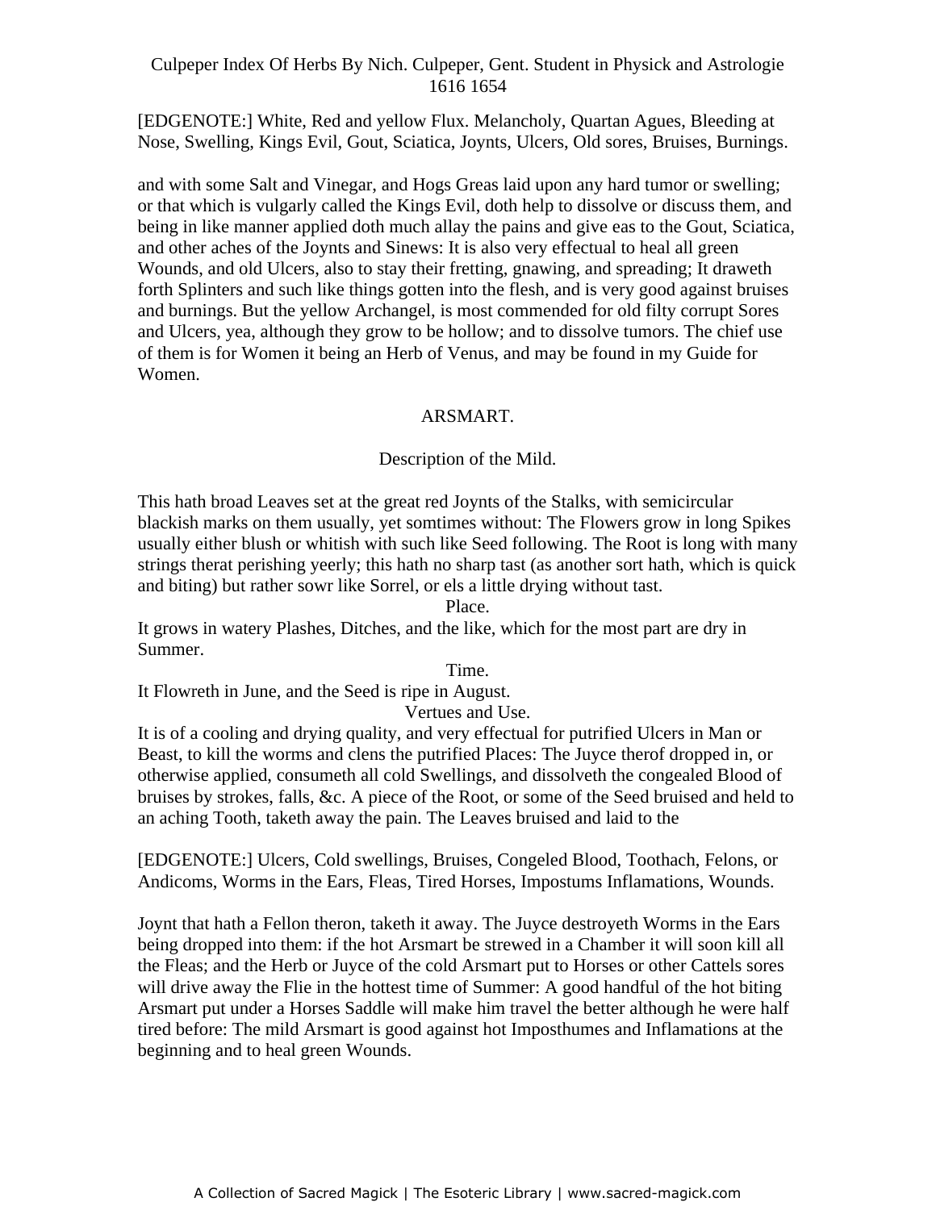[EDGENOTE:] White, Red and yellow Flux. Melancholy, Quartan Agues, Bleeding at Nose, Swelling, Kings Evil, Gout, Sciatica, Joynts, Ulcers, Old sores, Bruises, Burnings.

and with some Salt and Vinegar, and Hogs Greas laid upon any hard tumor or swelling; or that which is vulgarly called the Kings Evil, doth help to dissolve or discuss them, and being in like manner applied doth much allay the pains and give eas to the Gout, Sciatica, and other aches of the Joynts and Sinews: It is also very effectual to heal all green Wounds, and old Ulcers, also to stay their fretting, gnawing, and spreading; It draweth forth Splinters and such like things gotten into the flesh, and is very good against bruises and burnings. But the yellow Archangel, is most commended for old filty corrupt Sores and Ulcers, yea, although they grow to be hollow; and to dissolve tumors. The chief use of them is for Women it being an Herb of Venus, and may be found in my Guide for Women.

## ARSMART.

### Description of the Mild.

This hath broad Leaves set at the great red Joynts of the Stalks, with semicircular blackish marks on them usually, yet somtimes without: The Flowers grow in long Spikes usually either blush or whitish with such like Seed following. The Root is long with many strings therat perishing yeerly; this hath no sharp tast (as another sort hath, which is quick and biting) but rather sowr like Sorrel, or els a little drying without tast.

Place.

It grows in watery Plashes, Ditches, and the like, which for the most part are dry in Summer.

Time.

It Flowreth in June, and the Seed is ripe in August.

Vertues and Use.

It is of a cooling and drying quality, and very effectual for putrified Ulcers in Man or Beast, to kill the worms and clens the putrified Places: The Juyce therof dropped in, or otherwise applied, consumeth all cold Swellings, and dissolveth the congealed Blood of bruises by strokes, falls, &c. A piece of the Root, or some of the Seed bruised and held to an aching Tooth, taketh away the pain. The Leaves bruised and laid to the

[EDGENOTE:] Ulcers, Cold swellings, Bruises, Congeled Blood, Toothach, Felons, or Andicoms, Worms in the Ears, Fleas, Tired Horses, Impostums Inflamations, Wounds.

Joynt that hath a Fellon theron, taketh it away. The Juyce destroyeth Worms in the Ears being dropped into them: if the hot Arsmart be strewed in a Chamber it will soon kill all the Fleas; and the Herb or Juyce of the cold Arsmart put to Horses or other Cattels sores will drive away the Flie in the hottest time of Summer: A good handful of the hot biting Arsmart put under a Horses Saddle will make him travel the better although he were half tired before: The mild Arsmart is good against hot Imposthumes and Inflamations at the beginning and to heal green Wounds.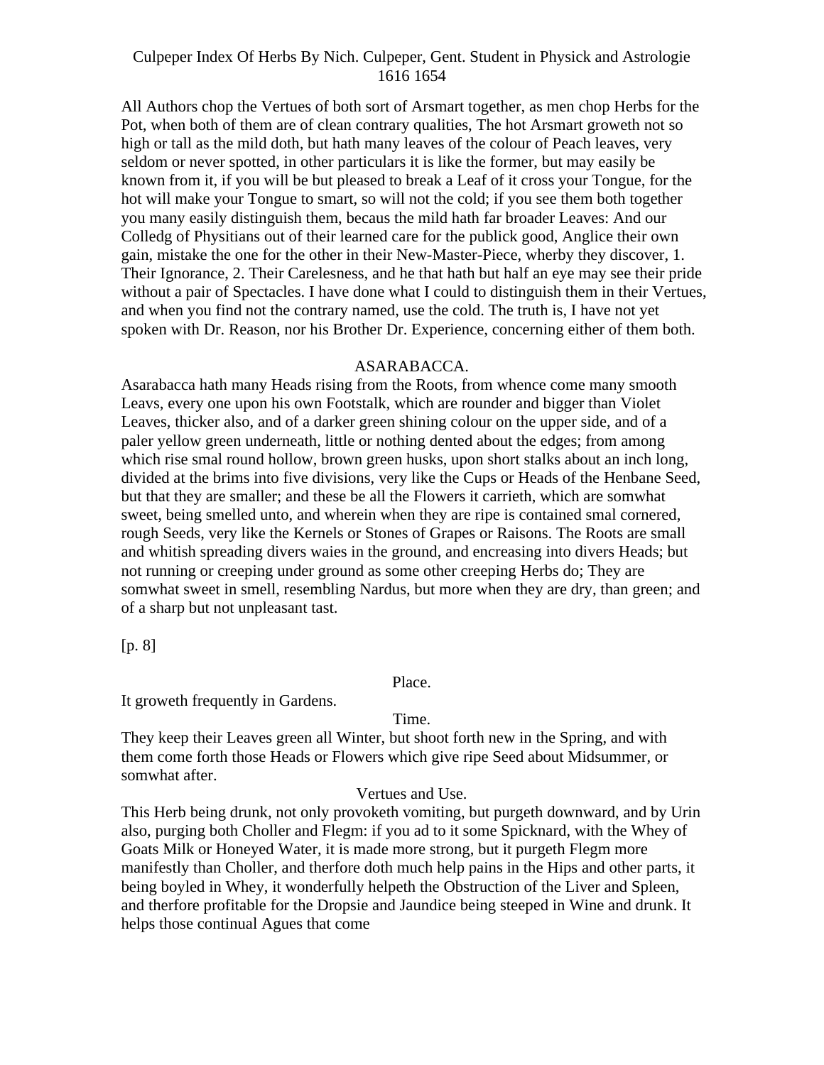All Authors chop the Vertues of both sort of Arsmart together, as men chop Herbs for the Pot, when both of them are of clean contrary qualities, The hot Arsmart groweth not so high or tall as the mild doth, but hath many leaves of the colour of Peach leaves, very seldom or never spotted, in other particulars it is like the former, but may easily be known from it, if you will be but pleased to break a Leaf of it cross your Tongue, for the hot will make your Tongue to smart, so will not the cold; if you see them both together you many easily distinguish them, becaus the mild hath far broader Leaves: And our Colledg of Physitians out of their learned care for the publick good, Anglice their own gain, mistake the one for the other in their New-Master-Piece, wherby they discover, 1. Their Ignorance, 2. Their Carelesness, and he that hath but half an eye may see their pride without a pair of Spectacles. I have done what I could to distinguish them in their Vertues, and when you find not the contrary named, use the cold. The truth is, I have not yet spoken with Dr. Reason, nor his Brother Dr. Experience, concerning either of them both.

## ASARABACCA.

Asarabacca hath many Heads rising from the Roots, from whence come many smooth Leavs, every one upon his own Footstalk, which are rounder and bigger than Violet Leaves, thicker also, and of a darker green shining colour on the upper side, and of a paler yellow green underneath, little or nothing dented about the edges; from among which rise smal round hollow, brown green husks, upon short stalks about an inch long, divided at the brims into five divisions, very like the Cups or Heads of the Henbane Seed, but that they are smaller; and these be all the Flowers it carrieth, which are somwhat sweet, being smelled unto, and wherein when they are ripe is contained smal cornered, rough Seeds, very like the Kernels or Stones of Grapes or Raisons. The Roots are small and whitish spreading divers waies in the ground, and encreasing into divers Heads; but not running or creeping under ground as some other creeping Herbs do; They are somwhat sweet in smell, resembling Nardus, but more when they are dry, than green; and of a sharp but not unpleasant tast.

[p. 8]

### Place.

It groweth frequently in Gardens.

### Time.

They keep their Leaves green all Winter, but shoot forth new in the Spring, and with them come forth those Heads or Flowers which give ripe Seed about Midsummer, or somwhat after.

### Vertues and Use.

This Herb being drunk, not only provoketh vomiting, but purgeth downward, and by Urin also, purging both Choller and Flegm: if you ad to it some Spicknard, with the Whey of Goats Milk or Honeyed Water, it is made more strong, but it purgeth Flegm more manifestly than Choller, and therfore doth much help pains in the Hips and other parts, it being boyled in Whey, it wonderfully helpeth the Obstruction of the Liver and Spleen, and therfore profitable for the Dropsie and Jaundice being steeped in Wine and drunk. It helps those continual Agues that come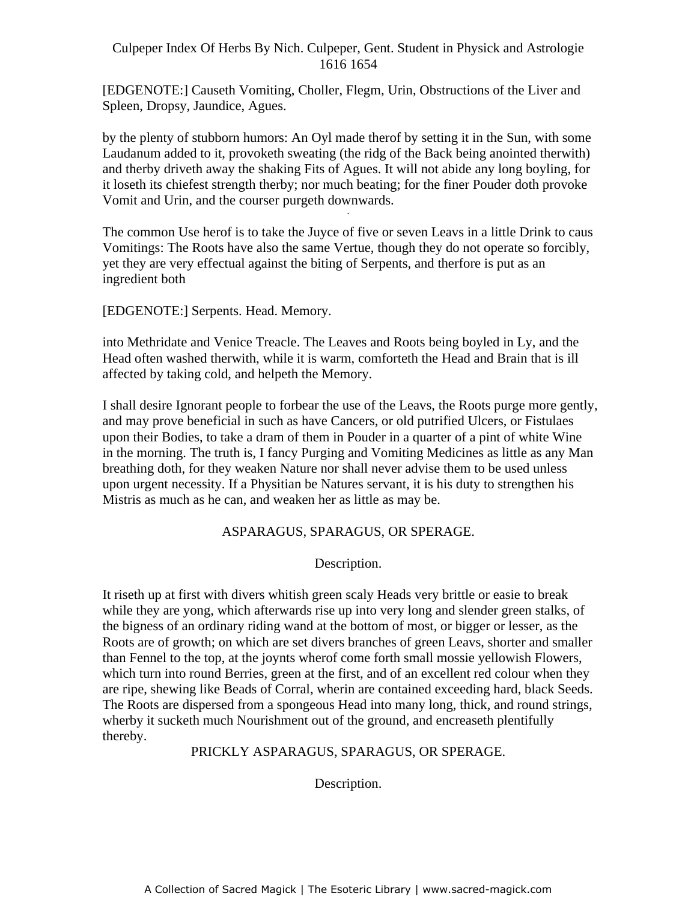[EDGENOTE:] Causeth Vomiting, Choller, Flegm, Urin, Obstructions of the Liver and Spleen, Dropsy, Jaundice, Agues.

by the plenty of stubborn humors: An Oyl made therof by setting it in the Sun, with some Laudanum added to it, provoketh sweating (the ridg of the Back being anointed therwith) and therby driveth away the shaking Fits of Agues. It will not abide any long boyling, for it loseth its chiefest strength therby; nor much beating; for the finer Pouder doth provoke Vomit and Urin, and the courser purgeth downwards.

The common Use herof is to take the Juyce of five or seven Leavs in a little Drink to caus Vomitings: The Roots have also the same Vertue, though they do not operate so forcibly, yet they are very effectual against the biting of Serpents, and therfore is put as an ingredient both

[EDGENOTE:] Serpents. Head. Memory.

into Methridate and Venice Treacle. The Leaves and Roots being boyled in Ly, and the Head often washed therwith, while it is warm, comforteth the Head and Brain that is ill affected by taking cold, and helpeth the Memory.

I shall desire Ignorant people to forbear the use of the Leavs, the Roots purge more gently, and may prove beneficial in such as have Cancers, or old putrified Ulcers, or Fistulaes upon their Bodies, to take a dram of them in Pouder in a quarter of a pint of white Wine in the morning. The truth is, I fancy Purging and Vomiting Medicines as little as any Man breathing doth, for they weaken Nature nor shall never advise them to be used unless upon urgent necessity. If a Physitian be Natures servant, it is his duty to strengthen his Mistris as much as he can, and weaken her as little as may be.

## ASPARAGUS, SPARAGUS, OR SPERAGE.

### Description.

It riseth up at first with divers whitish green scaly Heads very brittle or easie to break while they are yong, which afterwards rise up into very long and slender green stalks, of the bigness of an ordinary riding wand at the bottom of most, or bigger or lesser, as the Roots are of growth; on which are set divers branches of green Leavs, shorter and smaller than Fennel to the top, at the joynts wherof come forth small mossie yellowish Flowers, which turn into round Berries, green at the first, and of an excellent red colour when they are ripe, shewing like Beads of Corral, wherin are contained exceeding hard, black Seeds. The Roots are dispersed from a spongeous Head into many long, thick, and round strings, wherby it sucketh much Nourishment out of the ground, and encreaseth plentifully thereby.

## PRICKLY ASPARAGUS, SPARAGUS, OR SPERAGE.

### Description.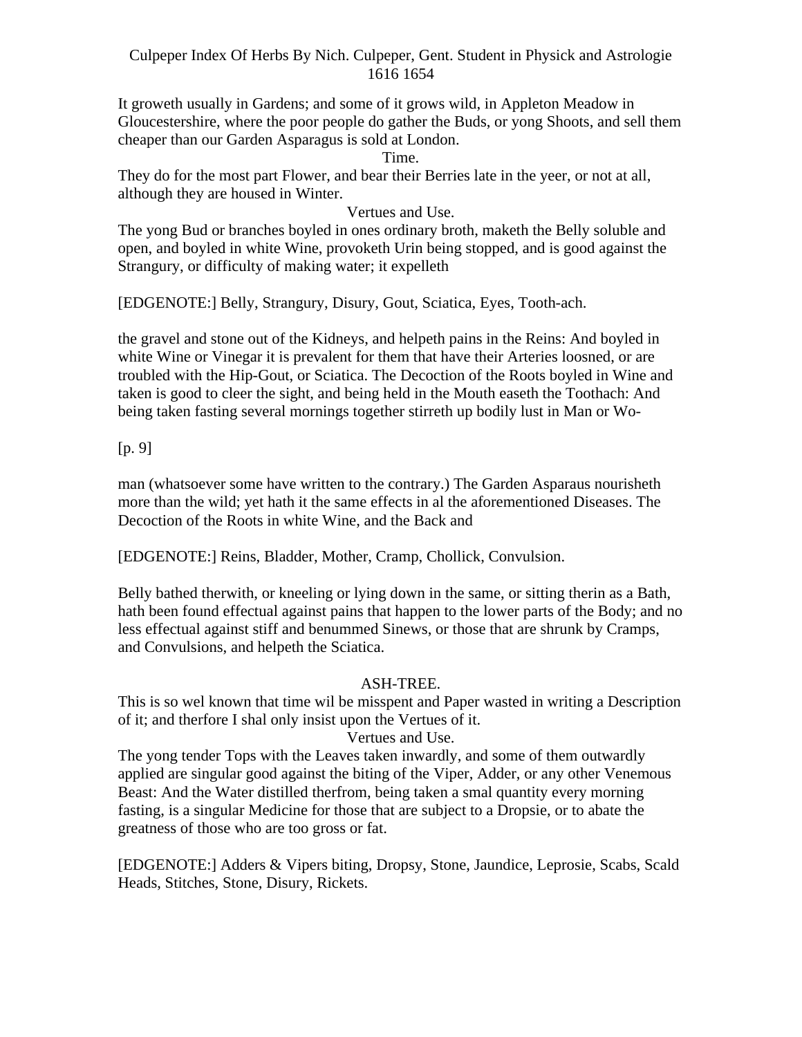It groweth usually in Gardens; and some of it grows wild, in Appleton Meadow in Gloucestershire, where the poor people do gather the Buds, or yong Shoots, and sell them cheaper than our Garden Asparagus is sold at London.

Time.

They do for the most part Flower, and bear their Berries late in the yeer, or not at all, although they are housed in Winter.

Vertues and Use.

The yong Bud or branches boyled in ones ordinary broth, maketh the Belly soluble and open, and boyled in white Wine, provoketh Urin being stopped, and is good against the Strangury, or difficulty of making water; it expelleth

[EDGENOTE:] Belly, Strangury, Disury, Gout, Sciatica, Eyes, Tooth-ach.

the gravel and stone out of the Kidneys, and helpeth pains in the Reins: And boyled in white Wine or Vinegar it is prevalent for them that have their Arteries loosned, or are troubled with the Hip-Gout, or Sciatica. The Decoction of the Roots boyled in Wine and taken is good to cleer the sight, and being held in the Mouth easeth the Toothach: And being taken fasting several mornings together stirreth up bodily lust in Man or Wo-

[p. 9]

man (whatsoever some have written to the contrary.) The Garden Asparaus nourisheth more than the wild; yet hath it the same effects in al the aforementioned Diseases. The Decoction of the Roots in white Wine, and the Back and

[EDGENOTE:] Reins, Bladder, Mother, Cramp, Chollick, Convulsion.

Belly bathed therwith, or kneeling or lying down in the same, or sitting therin as a Bath, hath been found effectual against pains that happen to the lower parts of the Body; and no less effectual against stiff and benummed Sinews, or those that are shrunk by Cramps, and Convulsions, and helpeth the Sciatica.

## ASH-TREE.

This is so wel known that time wil be misspent and Paper wasted in writing a Description of it; and therfore I shal only insist upon the Vertues of it.

Vertues and Use.

The yong tender Tops with the Leaves taken inwardly, and some of them outwardly applied are singular good against the biting of the Viper, Adder, or any other Venemous Beast: And the Water distilled therfrom, being taken a smal quantity every morning fasting, is a singular Medicine for those that are subject to a Dropsie, or to abate the greatness of those who are too gross or fat.

[EDGENOTE:] Adders & Vipers biting, Dropsy, Stone, Jaundice, Leprosie, Scabs, Scald Heads, Stitches, Stone, Disury, Rickets.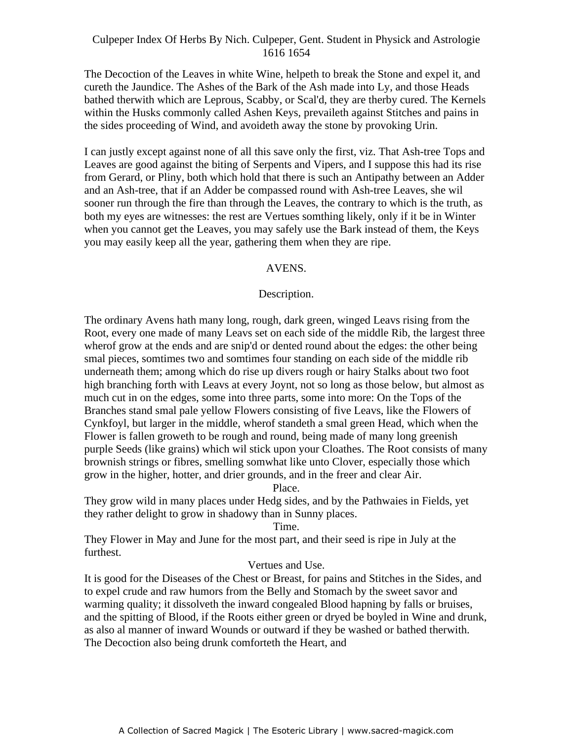The Decoction of the Leaves in white Wine, helpeth to break the Stone and expel it, and cureth the Jaundice. The Ashes of the Bark of the Ash made into Ly, and those Heads bathed therwith which are Leprous, Scabby, or Scal'd, they are therby cured. The Kernels within the Husks commonly called Ashen Keys, prevaileth against Stitches and pains in the sides proceeding of Wind, and avoideth away the stone by provoking Urin.

I can justly except against none of all this save only the first, viz. That Ash-tree Tops and Leaves are good against the biting of Serpents and Vipers, and I suppose this had its rise from Gerard, or Pliny, both which hold that there is such an Antipathy between an Adder and an Ash-tree, that if an Adder be compassed round with Ash-tree Leaves, she wil sooner run through the fire than through the Leaves, the contrary to which is the truth, as both my eyes are witnesses: the rest are Vertues somthing likely, only if it be in Winter when you cannot get the Leaves, you may safely use the Bark instead of them, the Keys you may easily keep all the year, gathering them when they are ripe.

## AVENS.

### Description.

The ordinary Avens hath many long, rough, dark green, winged Leavs rising from the Root, every one made of many Leavs set on each side of the middle Rib, the largest three wherof grow at the ends and are snip'd or dented round about the edges: the other being smal pieces, somtimes two and somtimes four standing on each side of the middle rib underneath them; among which do rise up divers rough or hairy Stalks about two foot high branching forth with Leavs at every Joynt, not so long as those below, but almost as much cut in on the edges, some into three parts, some into more: On the Tops of the Branches stand smal pale yellow Flowers consisting of five Leavs, like the Flowers of Cynkfoyl, but larger in the middle, wherof standeth a smal green Head, which when the Flower is fallen groweth to be rough and round, being made of many long greenish purple Seeds (like grains) which wil stick upon your Cloathes. The Root consists of many brownish strings or fibres, smelling somwhat like unto Clover, especially those which grow in the higher, hotter, and drier grounds, and in the freer and clear Air.

### Place.

They grow wild in many places under Hedg sides, and by the Pathwaies in Fields, yet they rather delight to grow in shadowy than in Sunny places.

### Time.

They Flower in May and June for the most part, and their seed is ripe in July at the furthest.

### Vertues and Use.

It is good for the Diseases of the Chest or Breast, for pains and Stitches in the Sides, and to expel crude and raw humors from the Belly and Stomach by the sweet savor and warming quality; it dissolveth the inward congealed Blood hapning by falls or bruises, and the spitting of Blood, if the Roots either green or dryed be boyled in Wine and drunk, as also al manner of inward Wounds or outward if they be washed or bathed therwith. The Decoction also being drunk comforteth the Heart, and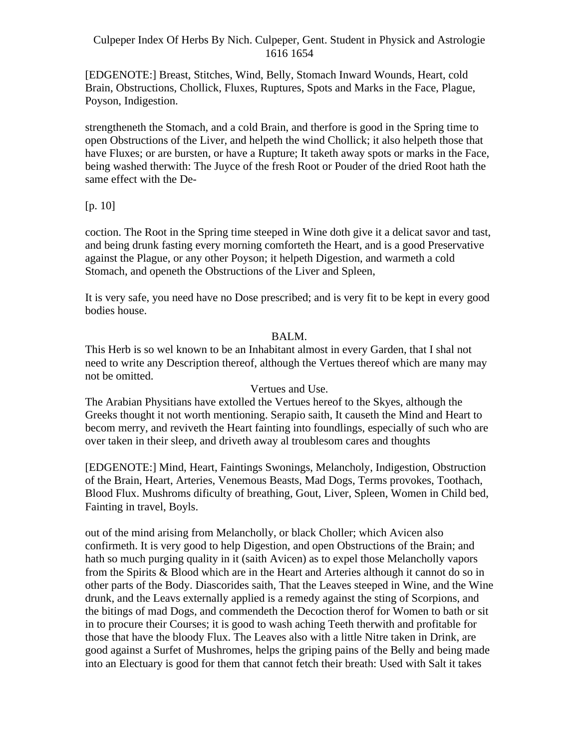[EDGENOTE:] Breast, Stitches, Wind, Belly, Stomach Inward Wounds, Heart, cold Brain, Obstructions, Chollick, Fluxes, Ruptures, Spots and Marks in the Face, Plague, Poyson, Indigestion.

strengtheneth the Stomach, and a cold Brain, and therfore is good in the Spring time to open Obstructions of the Liver, and helpeth the wind Chollick; it also helpeth those that have Fluxes; or are bursten, or have a Rupture; It taketh away spots or marks in the Face, being washed therwith: The Juyce of the fresh Root or Pouder of the dried Root hath the same effect with the De-

[p. 10]

coction. The Root in the Spring time steeped in Wine doth give it a delicat savor and tast, and being drunk fasting every morning comforteth the Heart, and is a good Preservative against the Plague, or any other Poyson; it helpeth Digestion, and warmeth a cold Stomach, and openeth the Obstructions of the Liver and Spleen,

It is very safe, you need have no Dose prescribed; and is very fit to be kept in every good bodies house.

## BALM.

This Herb is so wel known to be an Inhabitant almost in every Garden, that I shal not need to write any Description thereof, although the Vertues thereof which are many may not be omitted.

### Vertues and Use.

The Arabian Physitians have extolled the Vertues hereof to the Skyes, although the Greeks thought it not worth mentioning. Serapio saith, It causeth the Mind and Heart to becom merry, and reviveth the Heart fainting into foundlings, especially of such who are over taken in their sleep, and driveth away al troublesom cares and thoughts

[EDGENOTE:] Mind, Heart, Faintings Swonings, Melancholy, Indigestion, Obstruction of the Brain, Heart, Arteries, Venemous Beasts, Mad Dogs, Terms provokes, Toothach, Blood Flux. Mushroms dificulty of breathing, Gout, Liver, Spleen, Women in Child bed, Fainting in travel, Boyls.

out of the mind arising from Melancholly, or black Choller; which Avicen also confirmeth. It is very good to help Digestion, and open Obstructions of the Brain; and hath so much purging quality in it (saith Avicen) as to expel those Melancholly vapors from the Spirits & Blood which are in the Heart and Arteries although it cannot do so in other parts of the Body. Diascorides saith, That the Leaves steeped in Wine, and the Wine drunk, and the Leavs externally applied is a remedy against the sting of Scorpions, and the bitings of mad Dogs, and commendeth the Decoction therof for Women to bath or sit in to procure their Courses; it is good to wash aching Teeth therwith and profitable for those that have the bloody Flux. The Leaves also with a little Nitre taken in Drink, are good against a Surfet of Mushromes, helps the griping pains of the Belly and being made into an Electuary is good for them that cannot fetch their breath: Used with Salt it takes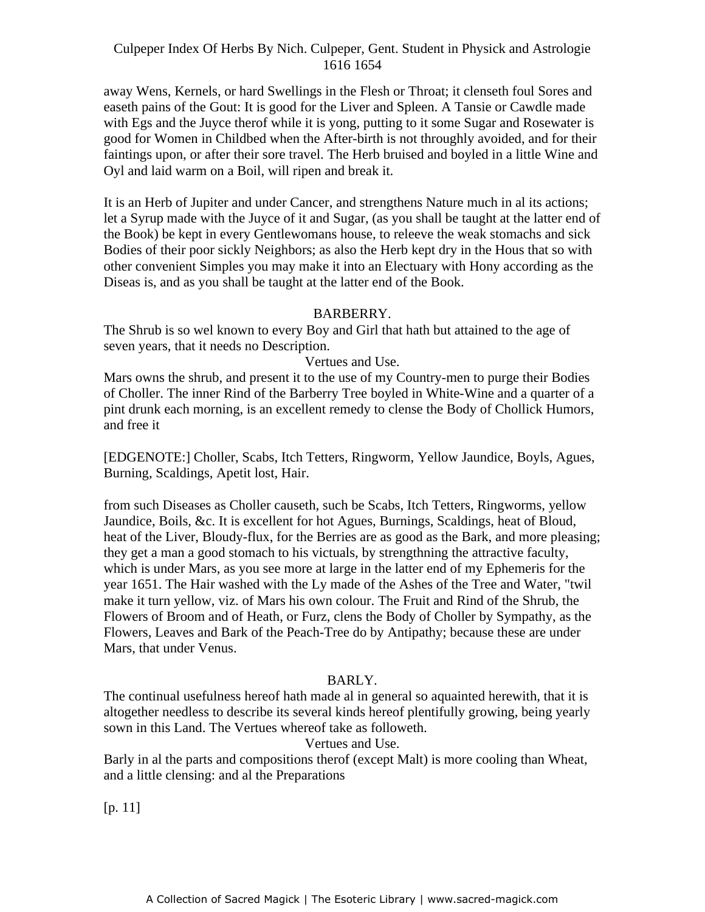away Wens, Kernels, or hard Swellings in the Flesh or Throat; it clenseth foul Sores and easeth pains of the Gout: It is good for the Liver and Spleen. A Tansie or Cawdle made with Egs and the Juyce therof while it is yong, putting to it some Sugar and Rosewater is good for Women in Childbed when the After-birth is not throughly avoided, and for their faintings upon, or after their sore travel. The Herb bruised and boyled in a little Wine and Oyl and laid warm on a Boil, will ripen and break it.

It is an Herb of Jupiter and under Cancer, and strengthens Nature much in al its actions; let a Syrup made with the Juyce of it and Sugar, (as you shall be taught at the latter end of the Book) be kept in every Gentlewomans house, to releeve the weak stomachs and sick Bodies of their poor sickly Neighbors; as also the Herb kept dry in the Hous that so with other convenient Simples you may make it into an Electuary with Hony according as the Diseas is, and as you shall be taught at the latter end of the Book.

## BARBERRY.

The Shrub is so wel known to every Boy and Girl that hath but attained to the age of seven years, that it needs no Description.

### Vertues and Use.

Mars owns the shrub, and present it to the use of my Country-men to purge their Bodies of Choller. The inner Rind of the Barberry Tree boyled in White-Wine and a quarter of a pint drunk each morning, is an excellent remedy to clense the Body of Chollick Humors, and free it

[EDGENOTE:] Choller, Scabs, Itch Tetters, Ringworm, Yellow Jaundice, Boyls, Agues, Burning, Scaldings, Apetit lost, Hair.

from such Diseases as Choller causeth, such be Scabs, Itch Tetters, Ringworms, yellow Jaundice, Boils, &c. It is excellent for hot Agues, Burnings, Scaldings, heat of Bloud, heat of the Liver, Bloudy-flux, for the Berries are as good as the Bark, and more pleasing; they get a man a good stomach to his victuals, by strengthning the attractive faculty, which is under Mars, as you see more at large in the latter end of my Ephemeris for the year 1651. The Hair washed with the Ly made of the Ashes of the Tree and Water, "twil make it turn yellow, viz. of Mars his own colour. The Fruit and Rind of the Shrub, the Flowers of Broom and of Heath, or Furz, clens the Body of Choller by Sympathy, as the Flowers, Leaves and Bark of the Peach-Tree do by Antipathy; because these are under Mars, that under Venus.

## BARLY.

The continual usefulness hereof hath made al in general so aquainted herewith, that it is altogether needless to describe its several kinds hereof plentifully growing, being yearly sown in this Land. The Vertues whereof take as followeth.

### Vertues and Use.

Barly in al the parts and compositions therof (except Malt) is more cooling than Wheat, and a little clensing: and al the Preparations

[p. 11]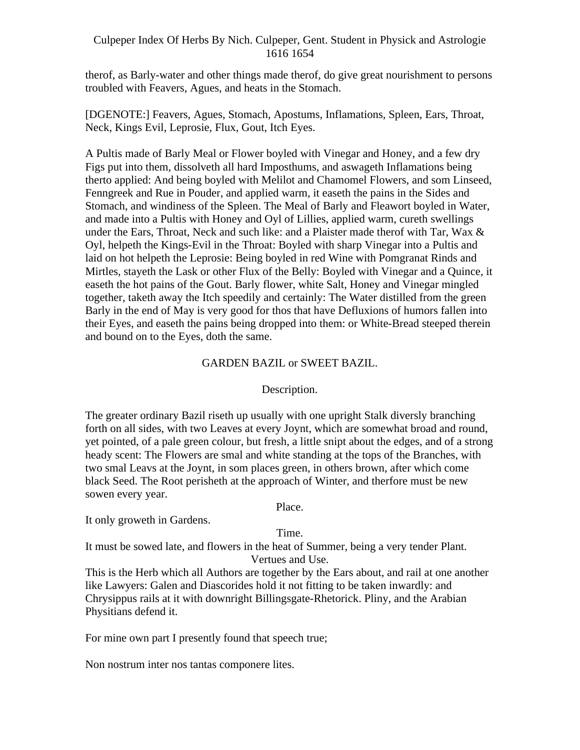therof, as Barly-water and other things made therof, do give great nourishment to persons troubled with Feavers, Agues, and heats in the Stomach.

[DGENOTE:] Feavers, Agues, Stomach, Apostums, Inflamations, Spleen, Ears, Throat, Neck, Kings Evil, Leprosie, Flux, Gout, Itch Eyes.

A Pultis made of Barly Meal or Flower boyled with Vinegar and Honey, and a few dry Figs put into them, dissolveth all hard Imposthums, and aswageth Inflamations being therto applied: And being boyled with Melilot and Chamomel Flowers, and som Linseed, Fenngreek and Rue in Pouder, and applied warm, it easeth the pains in the Sides and Stomach, and windiness of the Spleen. The Meal of Barly and Fleawort boyled in Water, and made into a Pultis with Honey and Oyl of Lillies, applied warm, cureth swellings under the Ears, Throat, Neck and such like: and a Plaister made therof with Tar, Wax & Oyl, helpeth the Kings-Evil in the Throat: Boyled with sharp Vinegar into a Pultis and laid on hot helpeth the Leprosie: Being boyled in red Wine with Pomgranat Rinds and Mirtles, stayeth the Lask or other Flux of the Belly: Boyled with Vinegar and a Quince, it easeth the hot pains of the Gout. Barly flower, white Salt, Honey and Vinegar mingled together, taketh away the Itch speedily and certainly: The Water distilled from the green Barly in the end of May is very good for thos that have Defluxions of humors fallen into their Eyes, and easeth the pains being dropped into them: or White-Bread steeped therein and bound on to the Eyes, doth the same.

## GARDEN BAZIL or SWEET BAZIL.

### Description.

The greater ordinary Bazil riseth up usually with one upright Stalk diversly branching forth on all sides, with two Leaves at every Joynt, which are somewhat broad and round, yet pointed, of a pale green colour, but fresh, a little snipt about the edges, and of a strong heady scent: The Flowers are smal and white standing at the tops of the Branches, with two smal Leavs at the Joynt, in som places green, in others brown, after which come black Seed. The Root perisheth at the approach of Winter, and therfore must be new sowen every year.

### Place.

It only groweth in Gardens.

### Time.

It must be sowed late, and flowers in the heat of Summer, being a very tender Plant.

### Vertues and Use.

This is the Herb which all Authors are together by the Ears about, and rail at one another like Lawyers: Galen and Diascorides hold it not fitting to be taken inwardly: and Chrysippus rails at it with downright Billingsgate-Rhetorick. Pliny, and the Arabian Physitians defend it.

For mine own part I presently found that speech true;

Non nostrum inter nos tantas componere lites.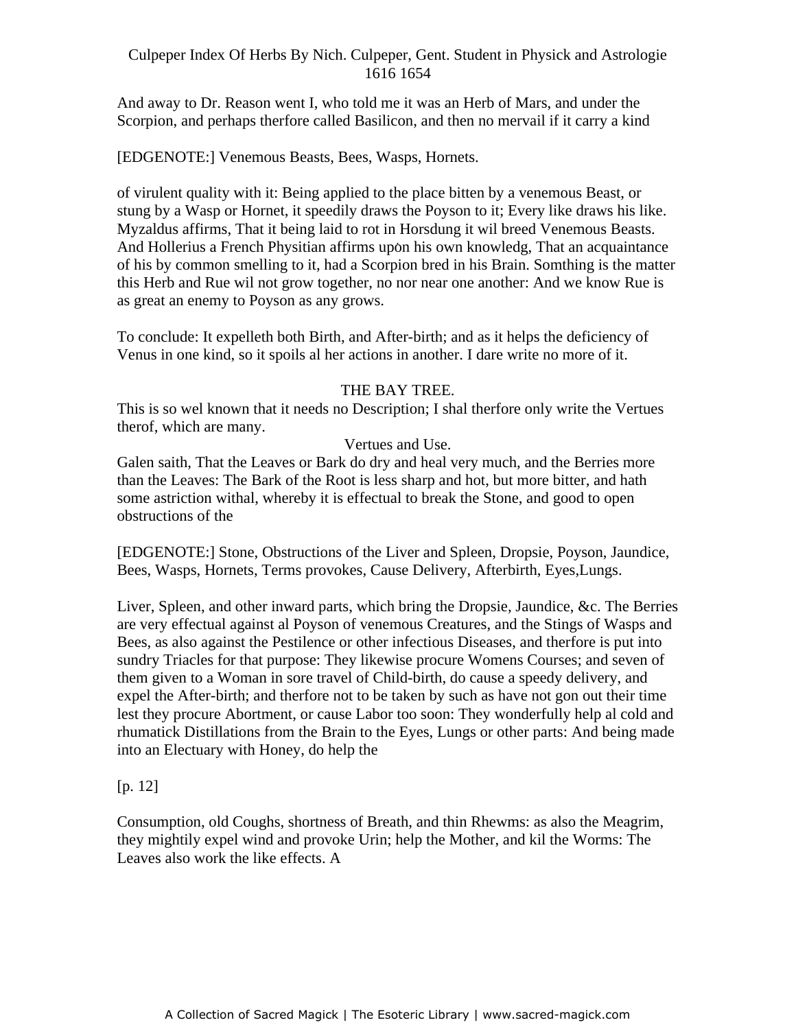And away to Dr. Reason went I, who told me it was an Herb of Mars, and under the Scorpion, and perhaps therfore called Basilicon, and then no mervail if it carry a kind

[EDGENOTE:] Venemous Beasts, Bees, Wasps, Hornets.

of virulent quality with it: Being applied to the place bitten by a venemous Beast, or stung by a Wasp or Hornet, it speedily draws the Poyson to it; Every like draws his like. Myzaldus affirms, That it being laid to rot in Horsdung it wil breed Venemous Beasts. And Hollerius a French Physitian affirms upon his own knowledg, That an acquaintance of his by common smelling to it, had a Scorpion bred in his Brain. Somthing is the matter this Herb and Rue wil not grow together, no nor near one another: And we know Rue is as great an enemy to Poyson as any grows.

To conclude: It expelleth both Birth, and After-birth; and as it helps the deficiency of Venus in one kind, so it spoils al her actions in another. I dare write no more of it.

## THE BAY TREE.

This is so wel known that it needs no Description; I shal therfore only write the Vertues therof, which are many.

### Vertues and Use.

Galen saith, That the Leaves or Bark do dry and heal very much, and the Berries more than the Leaves: The Bark of the Root is less sharp and hot, but more bitter, and hath some astriction withal, whereby it is effectual to break the Stone, and good to open obstructions of the

[EDGENOTE:] Stone, Obstructions of the Liver and Spleen, Dropsie, Poyson, Jaundice, Bees, Wasps, Hornets, Terms provokes, Cause Delivery, Afterbirth, Eyes,Lungs.

Liver, Spleen, and other inward parts, which bring the Dropsie, Jaundice, &c. The Berries are very effectual against al Poyson of venemous Creatures, and the Stings of Wasps and Bees, as also against the Pestilence or other infectious Diseases, and therfore is put into sundry Triacles for that purpose: They likewise procure Womens Courses; and seven of them given to a Woman in sore travel of Child-birth, do cause a speedy delivery, and expel the After-birth; and therfore not to be taken by such as have not gon out their time lest they procure Abortment, or cause Labor too soon: They wonderfully help al cold and rhumatick Distillations from the Brain to the Eyes, Lungs or other parts: And being made into an Electuary with Honey, do help the

[p. 12]

Consumption, old Coughs, shortness of Breath, and thin Rhewms: as also the Meagrim, they mightily expel wind and provoke Urin; help the Mother, and kil the Worms: The Leaves also work the like effects. A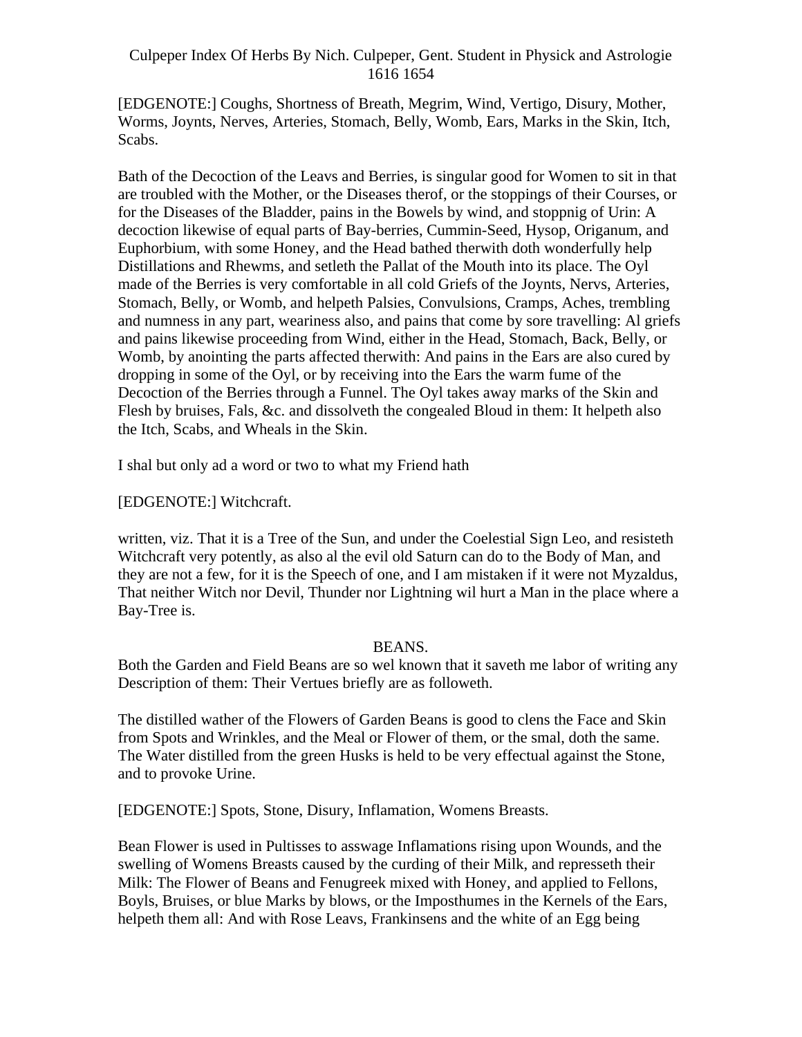[EDGENOTE:] Coughs, Shortness of Breath, Megrim, Wind, Vertigo, Disury, Mother, Worms, Joynts, Nerves, Arteries, Stomach, Belly, Womb, Ears, Marks in the Skin, Itch, Scabs.

Bath of the Decoction of the Leavs and Berries, is singular good for Women to sit in that are troubled with the Mother, or the Diseases therof, or the stoppings of their Courses, or for the Diseases of the Bladder, pains in the Bowels by wind, and stoppnig of Urin: A decoction likewise of equal parts of Bay-berries, Cummin-Seed, Hysop, Origanum, and Euphorbium, with some Honey, and the Head bathed therwith doth wonderfully help Distillations and Rhewms, and setleth the Pallat of the Mouth into its place. The Oyl made of the Berries is very comfortable in all cold Griefs of the Joynts, Nervs, Arteries, Stomach, Belly, or Womb, and helpeth Palsies, Convulsions, Cramps, Aches, trembling and numness in any part, weariness also, and pains that come by sore travelling: Al griefs and pains likewise proceeding from Wind, either in the Head, Stomach, Back, Belly, or Womb, by anointing the parts affected therwith: And pains in the Ears are also cured by dropping in some of the Oyl, or by receiving into the Ears the warm fume of the Decoction of the Berries through a Funnel. The Oyl takes away marks of the Skin and Flesh by bruises, Fals, &c. and dissolveth the congealed Bloud in them: It helpeth also the Itch, Scabs, and Wheals in the Skin.

I shal but only ad a word or two to what my Friend hath

[EDGENOTE:] Witchcraft.

written, viz. That it is a Tree of the Sun, and under the Coelestial Sign Leo, and resisteth Witchcraft very potently, as also al the evil old Saturn can do to the Body of Man, and they are not a few, for it is the Speech of one, and I am mistaken if it were not Myzaldus, That neither Witch nor Devil, Thunder nor Lightning wil hurt a Man in the place where a Bay-Tree is.

## BEANS.

Both the Garden and Field Beans are so wel known that it saveth me labor of writing any Description of them: Their Vertues briefly are as followeth.

The distilled wather of the Flowers of Garden Beans is good to clens the Face and Skin from Spots and Wrinkles, and the Meal or Flower of them, or the smal, doth the same. The Water distilled from the green Husks is held to be very effectual against the Stone, and to provoke Urine.

[EDGENOTE:] Spots, Stone, Disury, Inflamation, Womens Breasts.

Bean Flower is used in Pultisses to asswage Inflamations rising upon Wounds, and the swelling of Womens Breasts caused by the curding of their Milk, and represseth their Milk: The Flower of Beans and Fenugreek mixed with Honey, and applied to Fellons, Boyls, Bruises, or blue Marks by blows, or the Imposthumes in the Kernels of the Ears, helpeth them all: And with Rose Leavs, Frankinsens and the white of an Egg being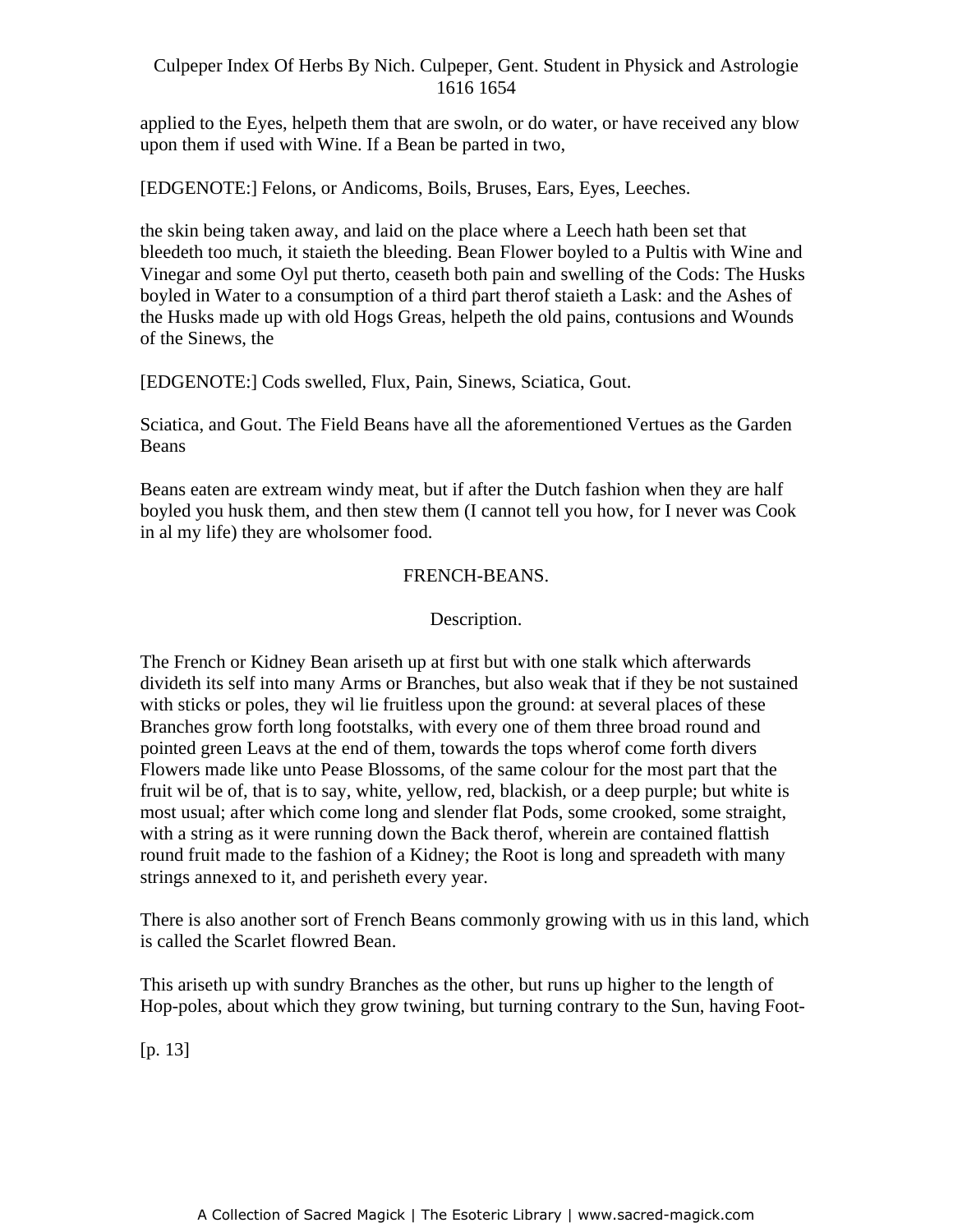applied to the Eyes, helpeth them that are swoln, or do water, or have received any blow upon them if used with Wine. If a Bean be parted in two,

[EDGENOTE:] Felons, or Andicoms, Boils, Bruses, Ears, Eyes, Leeches.

the skin being taken away, and laid on the place where a Leech hath been set that bleedeth too much, it staieth the bleeding. Bean Flower boyled to a Pultis with Wine and Vinegar and some Oyl put therto, ceaseth both pain and swelling of the Cods: The Husks boyled in Water to a consumption of a third part therof staieth a Lask: and the Ashes of the Husks made up with old Hogs Greas, helpeth the old pains, contusions and Wounds of the Sinews, the

[EDGENOTE:] Cods swelled, Flux, Pain, Sinews, Sciatica, Gout.

Sciatica, and Gout. The Field Beans have all the aforementioned Vertues as the Garden Beans

Beans eaten are extream windy meat, but if after the Dutch fashion when they are half boyled you husk them, and then stew them (I cannot tell you how, for I never was Cook in al my life) they are wholsomer food.

## FRENCH-BEANS.

### Description.

The French or Kidney Bean ariseth up at first but with one stalk which afterwards divideth its self into many Arms or Branches, but also weak that if they be not sustained with sticks or poles, they wil lie fruitless upon the ground: at several places of these Branches grow forth long footstalks, with every one of them three broad round and pointed green Leavs at the end of them, towards the tops wherof come forth divers Flowers made like unto Pease Blossoms, of the same colour for the most part that the fruit wil be of, that is to say, white, yellow, red, blackish, or a deep purple; but white is most usual; after which come long and slender flat Pods, some crooked, some straight, with a string as it were running down the Back therof, wherein are contained flattish round fruit made to the fashion of a Kidney; the Root is long and spreadeth with many strings annexed to it, and perisheth every year.

There is also another sort of French Beans commonly growing with us in this land, which is called the Scarlet flowred Bean.

This ariseth up with sundry Branches as the other, but runs up higher to the length of Hop-poles, about which they grow twining, but turning contrary to the Sun, having Foot-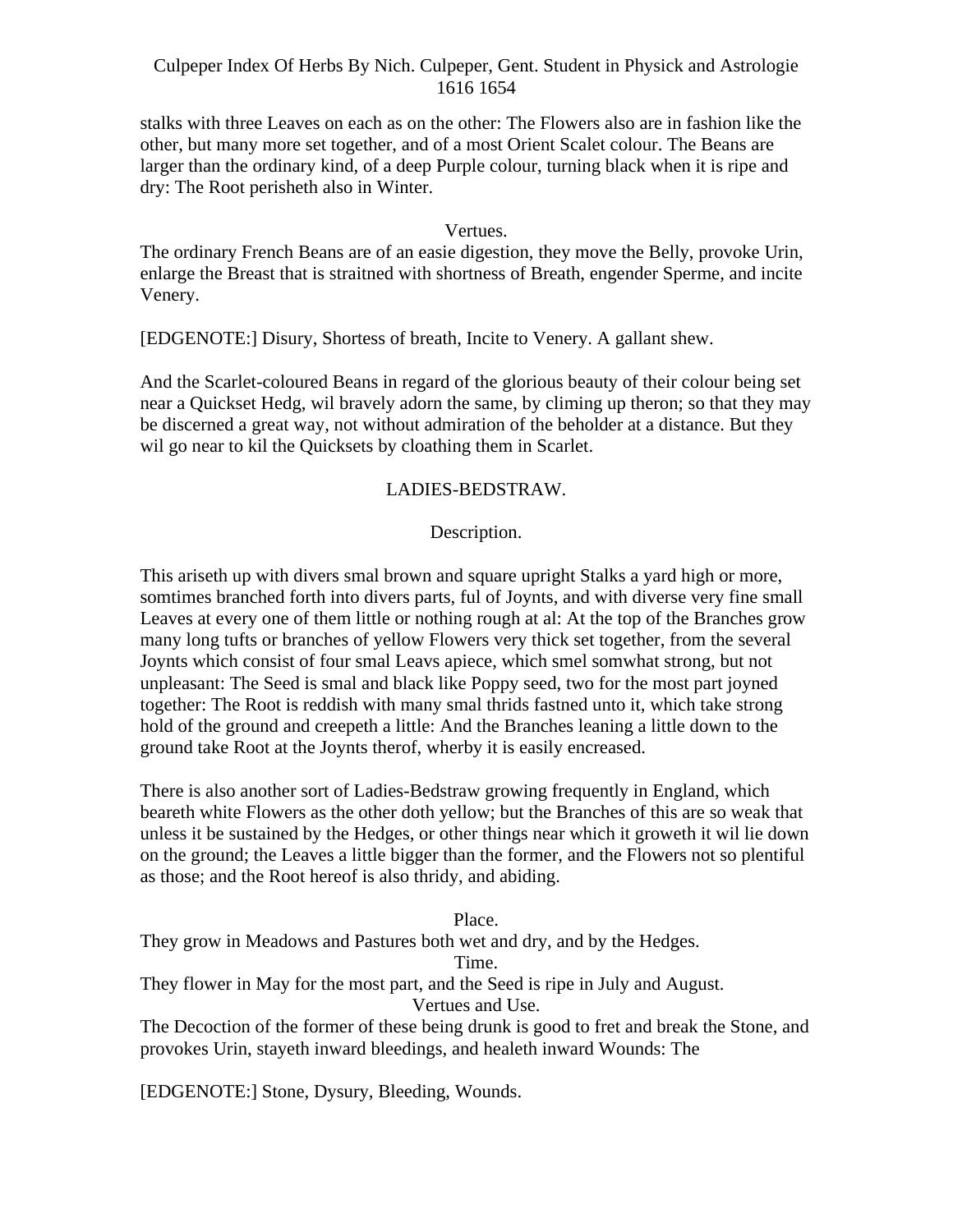stalks with three Leaves on each as on the other: The Flowers also are in fashion like the other, but many more set together, and of a most Orient Scalet colour. The Beans are larger than the ordinary kind, of a deep Purple colour, turning black when it is ripe and dry: The Root perisheth also in Winter.

### Vertues.

The ordinary French Beans are of an easie digestion, they move the Belly, provoke Urin, enlarge the Breast that is straitned with shortness of Breath, engender Sperme, and incite Venery.

[EDGENOTE:] Disury, Shortess of breath, Incite to Venery. A gallant shew.

And the Scarlet-coloured Beans in regard of the glorious beauty of their colour being set near a Quickset Hedg, wil bravely adorn the same, by climing up theron; so that they may be discerned a great way, not without admiration of the beholder at a distance. But they wil go near to kil the Quicksets by cloathing them in Scarlet.

## LADIES-BEDSTRAW.

### Description.

This ariseth up with divers smal brown and square upright Stalks a yard high or more, somtimes branched forth into divers parts, ful of Joynts, and with diverse very fine small Leaves at every one of them little or nothing rough at al: At the top of the Branches grow many long tufts or branches of yellow Flowers very thick set together, from the several Joynts which consist of four smal Leavs apiece, which smel somwhat strong, but not unpleasant: The Seed is smal and black like Poppy seed, two for the most part joyned together: The Root is reddish with many smal thrids fastned unto it, which take strong hold of the ground and creepeth a little: And the Branches leaning a little down to the ground take Root at the Joynts therof, wherby it is easily encreased.

There is also another sort of Ladies-Bedstraw growing frequently in England, which beareth white Flowers as the other doth yellow; but the Branches of this are so weak that unless it be sustained by the Hedges, or other things near which it groweth it wil lie down on the ground; the Leaves a little bigger than the former, and the Flowers not so plentiful as those; and the Root hereof is also thridy, and abiding.

### Place.

They grow in Meadows and Pastures both wet and dry, and by the Hedges.

### Time.

They flower in May for the most part, and the Seed is ripe in July and August.

### Vertues and Use.

The Decoction of the former of these being drunk is good to fret and break the Stone, and provokes Urin, stayeth inward bleedings, and healeth inward Wounds: The

[EDGENOTE:] Stone, Dysury, Bleeding, Wounds.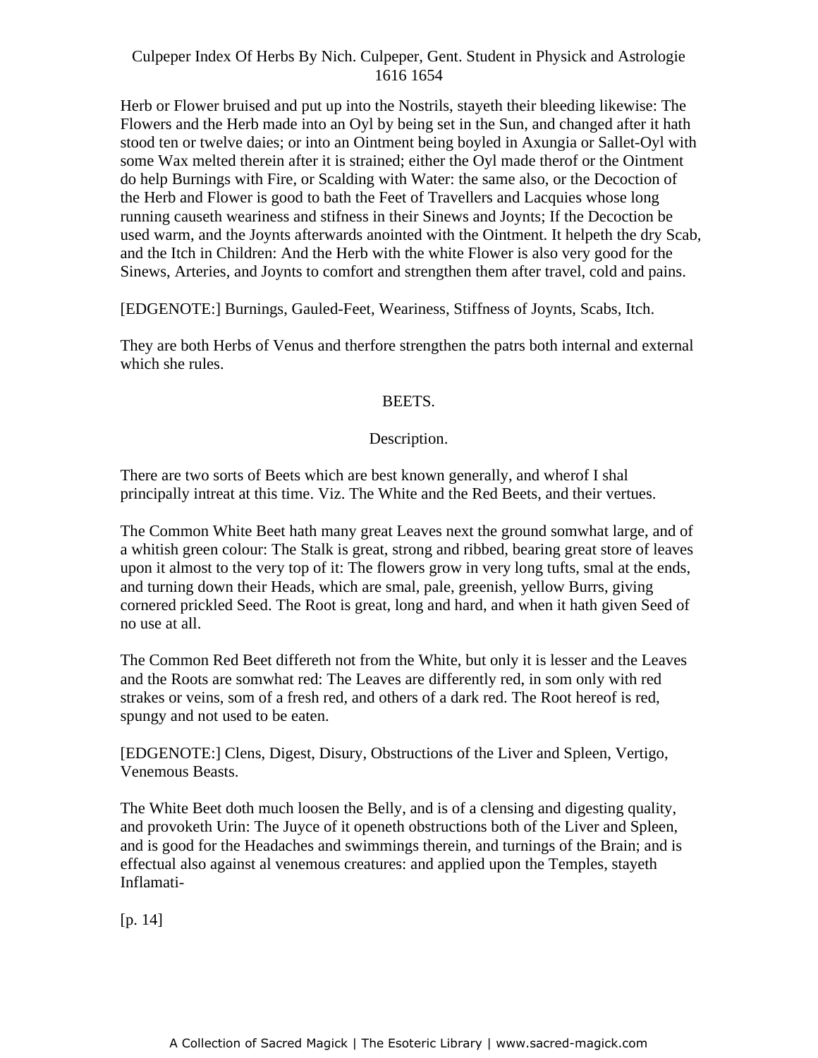Herb or Flower bruised and put up into the Nostrils, stayeth their bleeding likewise: The Flowers and the Herb made into an Oyl by being set in the Sun, and changed after it hath stood ten or twelve daies; or into an Ointment being boyled in Axungia or Sallet-Oyl with some Wax melted therein after it is strained; either the Oyl made therof or the Ointment do help Burnings with Fire, or Scalding with Water: the same also, or the Decoction of the Herb and Flower is good to bath the Feet of Travellers and Lacquies whose long running causeth weariness and stifness in their Sinews and Joynts; If the Decoction be used warm, and the Joynts afterwards anointed with the Ointment. It helpeth the dry Scab, and the Itch in Children: And the Herb with the white Flower is also very good for the Sinews, Arteries, and Joynts to comfort and strengthen them after travel, cold and pains.

[EDGENOTE:] Burnings, Gauled-Feet, Weariness, Stiffness of Joynts, Scabs, Itch.

They are both Herbs of Venus and therfore strengthen the patrs both internal and external which she rules.

## BEETS.

### Description.

There are two sorts of Beets which are best known generally, and wherof I shal principally intreat at this time. Viz. The White and the Red Beets, and their vertues.

The Common White Beet hath many great Leaves next the ground somwhat large, and of a whitish green colour: The Stalk is great, strong and ribbed, bearing great store of leaves upon it almost to the very top of it: The flowers grow in very long tufts, smal at the ends, and turning down their Heads, which are smal, pale, greenish, yellow Burrs, giving cornered prickled Seed. The Root is great, long and hard, and when it hath given Seed of no use at all.

The Common Red Beet differeth not from the White, but only it is lesser and the Leaves and the Roots are somwhat red: The Leaves are differently red, in som only with red strakes or veins, som of a fresh red, and others of a dark red. The Root hereof is red, spungy and not used to be eaten.

[EDGENOTE:] Clens, Digest, Disury, Obstructions of the Liver and Spleen, Vertigo, Venemous Beasts.

The White Beet doth much loosen the Belly, and is of a clensing and digesting quality, and provoketh Urin: The Juyce of it openeth obstructions both of the Liver and Spleen, and is good for the Headaches and swimmings therein, and turnings of the Brain; and is effectual also against al venemous creatures: and applied upon the Temples, stayeth Inflamati-

[p. 14]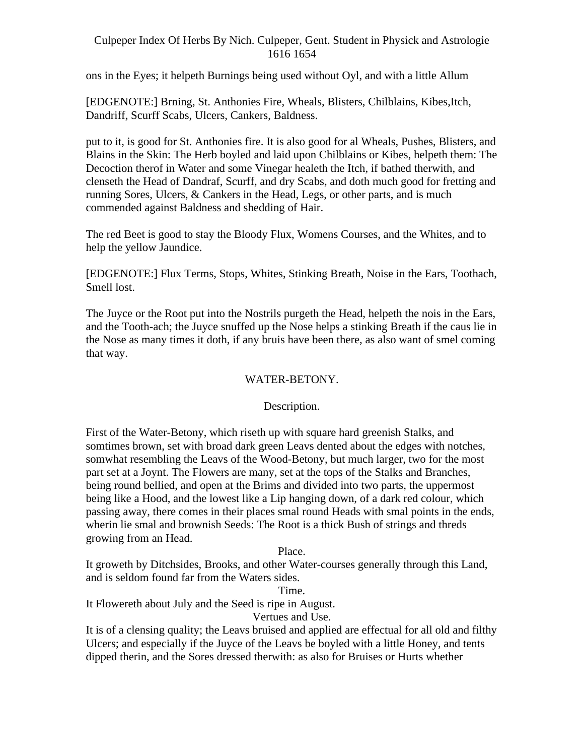ons in the Eyes; it helpeth Burnings being used without Oyl, and with a little Allum

[EDGENOTE:] Brning, St. Anthonies Fire, Wheals, Blisters, Chilblains, Kibes,Itch, Dandriff, Scurff Scabs, Ulcers, Cankers, Baldness.

put to it, is good for St. Anthonies fire. It is also good for al Wheals, Pushes, Blisters, and Blains in the Skin: The Herb boyled and laid upon Chilblains or Kibes, helpeth them: The Decoction therof in Water and some Vinegar healeth the Itch, if bathed therwith, and clenseth the Head of Dandraf, Scurff, and dry Scabs, and doth much good for fretting and running Sores, Ulcers, & Cankers in the Head, Legs, or other parts, and is much commended against Baldness and shedding of Hair.

The red Beet is good to stay the Bloody Flux, Womens Courses, and the Whites, and to help the yellow Jaundice.

[EDGENOTE:] Flux Terms, Stops, Whites, Stinking Breath, Noise in the Ears, Toothach, Smell lost.

The Juyce or the Root put into the Nostrils purgeth the Head, helpeth the nois in the Ears, and the Tooth-ach; the Juyce snuffed up the Nose helps a stinking Breath if the caus lie in the Nose as many times it doth, if any bruis have been there, as also want of smel coming that way.

## WATER-BETONY.

### Description.

First of the Water-Betony, which riseth up with square hard greenish Stalks, and somtimes brown, set with broad dark green Leavs dented about the edges with notches, somwhat resembling the Leavs of the Wood-Betony, but much larger, two for the most part set at a Joynt. The Flowers are many, set at the tops of the Stalks and Branches, being round bellied, and open at the Brims and divided into two parts, the uppermost being like a Hood, and the lowest like a Lip hanging down, of a dark red colour, which passing away, there comes in their places smal round Heads with smal points in the ends, wherin lie smal and brownish Seeds: The Root is a thick Bush of strings and threds growing from an Head.

### Place.

It groweth by Ditchsides, Brooks, and other Water-courses generally through this Land, and is seldom found far from the Waters sides.

### Time.

It Flowereth about July and the Seed is ripe in August.

### Vertues and Use.

It is of a clensing quality; the Leavs bruised and applied are effectual for all old and filthy Ulcers; and especially if the Juyce of the Leavs be boyled with a little Honey, and tents dipped therin, and the Sores dressed therwith: as also for Bruises or Hurts whether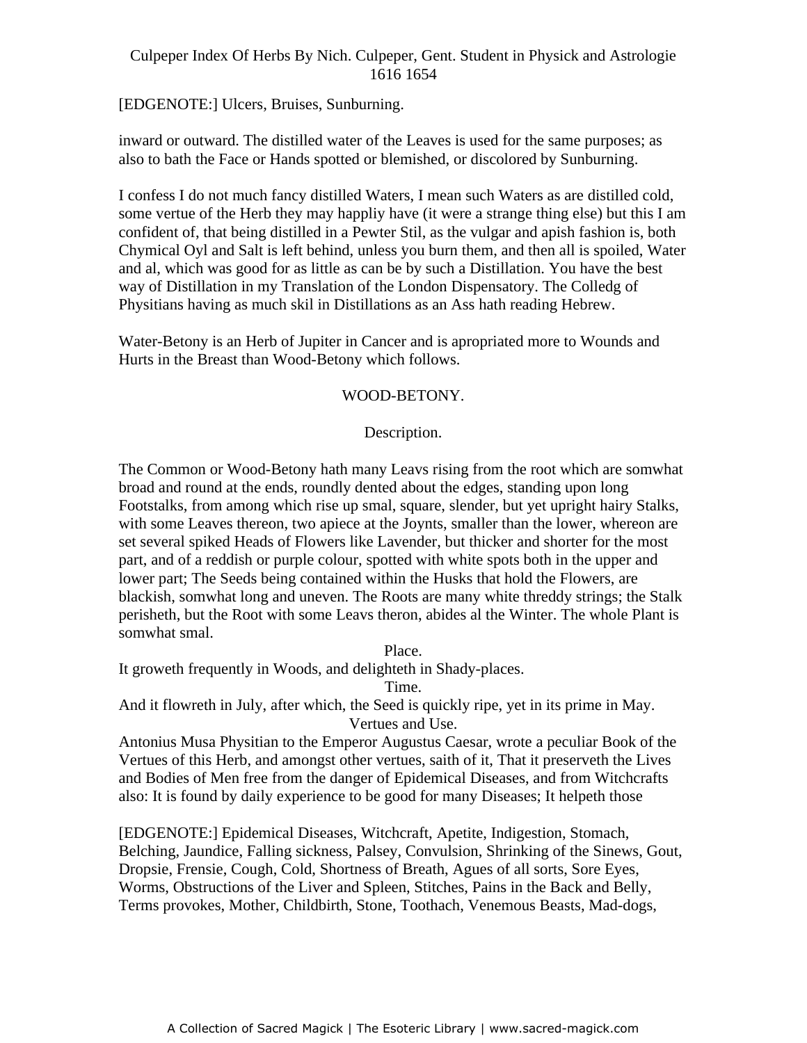[EDGENOTE:] Ulcers, Bruises, Sunburning.

inward or outward. The distilled water of the Leaves is used for the same purposes; as also to bath the Face or Hands spotted or blemished, or discolored by Sunburning.

I confess I do not much fancy distilled Waters, I mean such Waters as are distilled cold, some vertue of the Herb they may happliy have (it were a strange thing else) but this I am confident of, that being distilled in a Pewter Stil, as the vulgar and apish fashion is, both Chymical Oyl and Salt is left behind, unless you burn them, and then all is spoiled, Water and al, which was good for as little as can be by such a Distillation. You have the best way of Distillation in my Translation of the London Dispensatory. The Colledg of Physitians having as much skil in Distillations as an Ass hath reading Hebrew.

Water-Betony is an Herb of Jupiter in Cancer and is apropriated more to Wounds and Hurts in the Breast than Wood-Betony which follows.

## WOOD-BETONY.

### Description.

The Common or Wood-Betony hath many Leavs rising from the root which are somwhat broad and round at the ends, roundly dented about the edges, standing upon long Footstalks, from among which rise up smal, square, slender, but yet upright hairy Stalks, with some Leaves thereon, two apiece at the Joynts, smaller than the lower, whereon are set several spiked Heads of Flowers like Lavender, but thicker and shorter for the most part, and of a reddish or purple colour, spotted with white spots both in the upper and lower part; The Seeds being contained within the Husks that hold the Flowers, are blackish, somwhat long and uneven. The Roots are many white threddy strings; the Stalk perisheth, but the Root with some Leavs theron, abides al the Winter. The whole Plant is somwhat smal.

### Place.

It groweth frequently in Woods, and delighteth in Shady-places.

### Time.

And it flowreth in July, after which, the Seed is quickly ripe, yet in its prime in May.

### Vertues and Use.

Antonius Musa Physitian to the Emperor Augustus Caesar, wrote a peculiar Book of the Vertues of this Herb, and amongst other vertues, saith of it, That it preserveth the Lives and Bodies of Men free from the danger of Epidemical Diseases, and from Witchcrafts also: It is found by daily experience to be good for many Diseases; It helpeth those

[EDGENOTE:] Epidemical Diseases, Witchcraft, Apetite, Indigestion, Stomach, Belching, Jaundice, Falling sickness, Palsey, Convulsion, Shrinking of the Sinews, Gout, Dropsie, Frensie, Cough, Cold, Shortness of Breath, Agues of all sorts, Sore Eyes, Worms, Obstructions of the Liver and Spleen, Stitches, Pains in the Back and Belly, Terms provokes, Mother, Childbirth, Stone, Toothach, Venemous Beasts, Mad-dogs,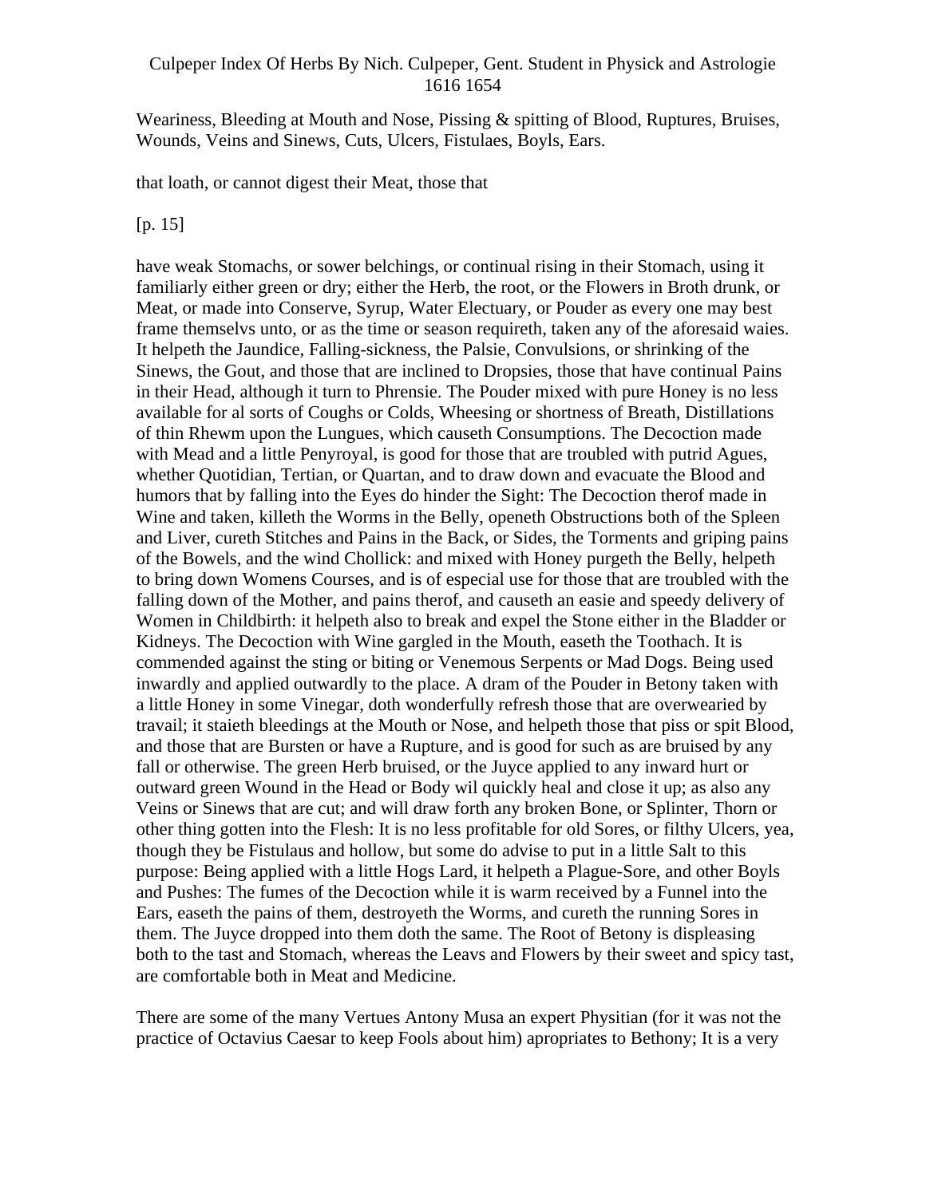Weariness, Bleeding at Mouth and Nose, Pissing & spitting of Blood, Ruptures, Bruises, Wounds, Veins and Sinews, Cuts, Ulcers, Fistulaes, Boyls, Ears.

that loath, or cannot digest their Meat, those that

[p. 15]

have weak Stomachs, or sower belchings, or continual rising in their Stomach, using it familiarly either green or dry; either the Herb, the root, or the Flowers in Broth drunk, or Meat, or made into Conserve, Syrup, Water Electuary, or Pouder as every one may best frame themselvs unto, or as the time or season requireth, taken any of the aforesaid waies. It helpeth the Jaundice, Falling-sickness, the Palsie, Convulsions, or shrinking of the Sinews, the Gout, and those that are inclined to Dropsies, those that have continual Pains in their Head, although it turn to Phrensie. The Pouder mixed with pure Honey is no less available for al sorts of Coughs or Colds, Wheesing or shortness of Breath, Distillations of thin Rhewm upon the Lungues, which causeth Consumptions. The Decoction made with Mead and a little Penyroyal, is good for those that are troubled with putrid Agues, whether Quotidian, Tertian, or Quartan, and to draw down and evacuate the Blood and humors that by falling into the Eyes do hinder the Sight: The Decoction therof made in Wine and taken, killeth the Worms in the Belly, openeth Obstructions both of the Spleen and Liver, cureth Stitches and Pains in the Back, or Sides, the Torments and griping pains of the Bowels, and the wind Chollick: and mixed with Honey purgeth the Belly, helpeth to bring down Womens Courses, and is of especial use for those that are troubled with the falling down of the Mother, and pains therof, and causeth an easie and speedy delivery of Women in Childbirth: it helpeth also to break and expel the Stone either in the Bladder or Kidneys. The Decoction with Wine gargled in the Mouth, easeth the Toothach. It is commended against the sting or biting or Venemous Serpents or Mad Dogs. Being used inwardly and applied outwardly to the place. A dram of the Pouder in Betony taken with a little Honey in some Vinegar, doth wonderfully refresh those that are overwearied by travail; it staieth bleedings at the Mouth or Nose, and helpeth those that piss or spit Blood, and those that are Bursten or have a Rupture, and is good for such as are bruised by any fall or otherwise. The green Herb bruised, or the Juyce applied to any inward hurt or outward green Wound in the Head or Body wil quickly heal and close it up; as also any Veins or Sinews that are cut; and will draw forth any broken Bone, or Splinter, Thorn or other thing gotten into the Flesh: It is no less profitable for old Sores, or filthy Ulcers, yea, though they be Fistulaus and hollow, but some do advise to put in a little Salt to this purpose: Being applied with a little Hogs Lard, it helpeth a Plague-Sore, and other Boyls and Pushes: The fumes of the Decoction while it is warm received by a Funnel into the Ears, easeth the pains of them, destroyeth the Worms, and cureth the running Sores in them. The Juyce dropped into them doth the same. The Root of Betony is displeasing both to the tast and Stomach, whereas the Leavs and Flowers by their sweet and spicy tast, are comfortable both in Meat and Medicine.

There are some of the many Vertues Antony Musa an expert Physitian (for it was not the practice of Octavius Caesar to keep Fools about him) apropriates to Bethony; It is a very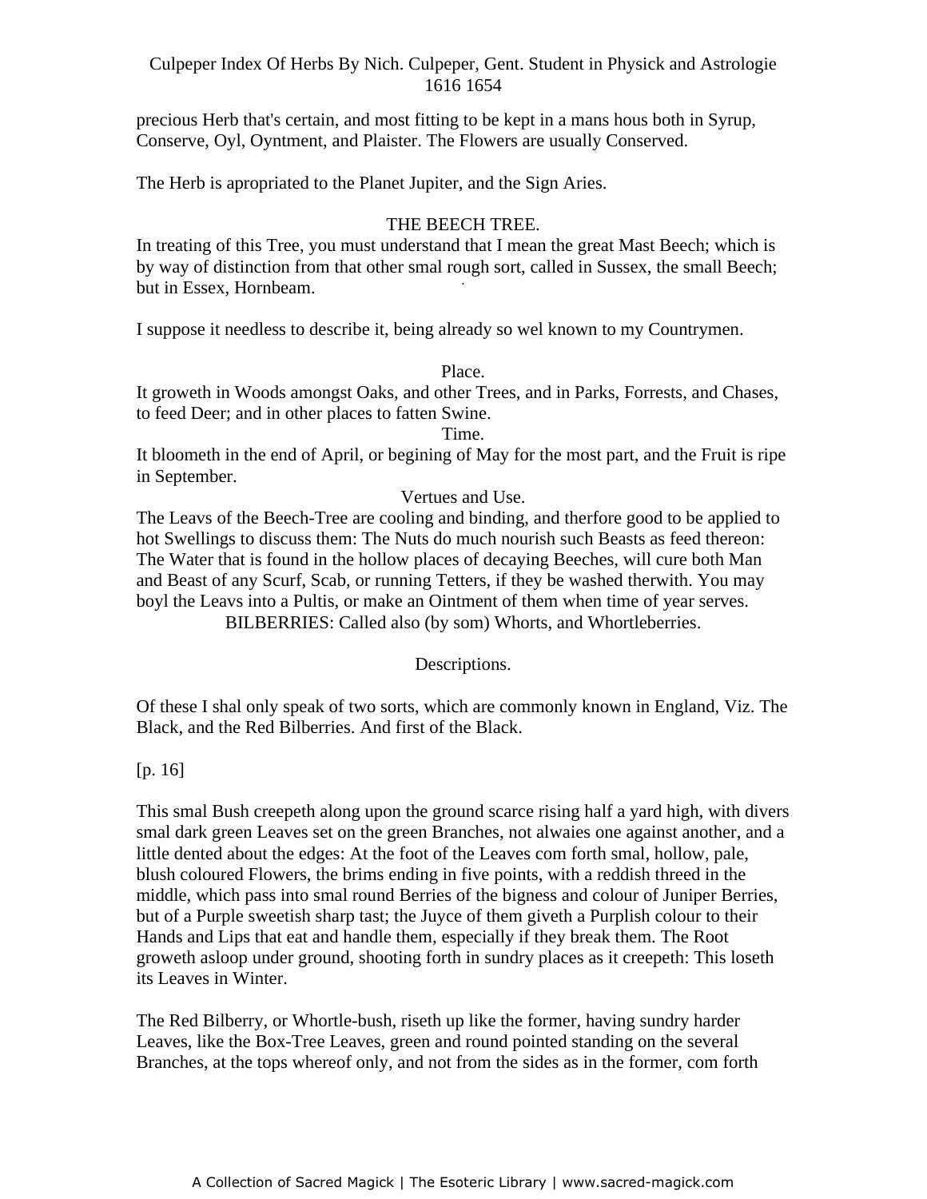precious Herb that's certain, and most fitting to be kept in a mans hous both in Syrup, Conserve, Oyl, Oyntment, and Plaister. The Flowers are usually Conserved.

The Herb is apropriated to the Planet Jupiter, and the Sign Aries.

## THE BEECH TREE.

In treating of this Tree, you must understand that I mean the great Mast Beech; which is by way of distinction from that other smal rough sort, called in Sussex, the small Beech; but in Essex, Hornbeam.

I suppose it needless to describe it, being already so wel known to my Countrymen.

### Place.

It groweth in Woods amongst Oaks, and other Trees, and in Parks, Forrests, and Chases, to feed Deer; and in other places to fatten Swine.

### Time.

It bloometh in the end of April, or begining of May for the most part, and the Fruit is ripe in September.

### Vertues and Use.

The Leavs of the Beech-Tree are cooling and binding, and therfore good to be applied to hot Swellings to discuss them: The Nuts do much nourish such Beasts as feed thereon: The Water that is found in the hollow places of decaying Beeches, will cure both Man and Beast of any Scurf, Scab, or running Tetters, if they be washed therwith. You may boyl the Leavs into a Pultis, or make an Ointment of them when time of year serves.

## BILBERRIES: Called also (by som) Whorts, and Whortleberries.

### Descriptions.

Of these I shal only speak of two sorts, which are commonly known in England, Viz. The Black, and the Red Bilberries. And first of the Black.

[p. 16]

This smal Bush creepeth along upon the ground scarce rising half a yard high, with divers smal dark green Leaves set on the green Branches, not alwaies one against another, and a little dented about the edges: At the foot of the Leaves com forth smal, hollow, pale, blush coloured Flowers, the brims ending in five points, with a reddish threed in the middle, which pass into smal round Berries of the bigness and colour of Juniper Berries, but of a Purple sweetish sharp tast; the Juyce of them giveth a Purplish colour to their Hands and Lips that eat and handle them, especially if they break them. The Root groweth asloop under ground, shooting forth in sundry places as it creepeth: This loseth its Leaves in Winter.

The Red Bilberry, or Whortle-bush, riseth up like the former, having sundry harder Leaves, like the Box-Tree Leaves, green and round pointed standing on the several Branches, at the tops whereof only, and not from the sides as in the former, com forth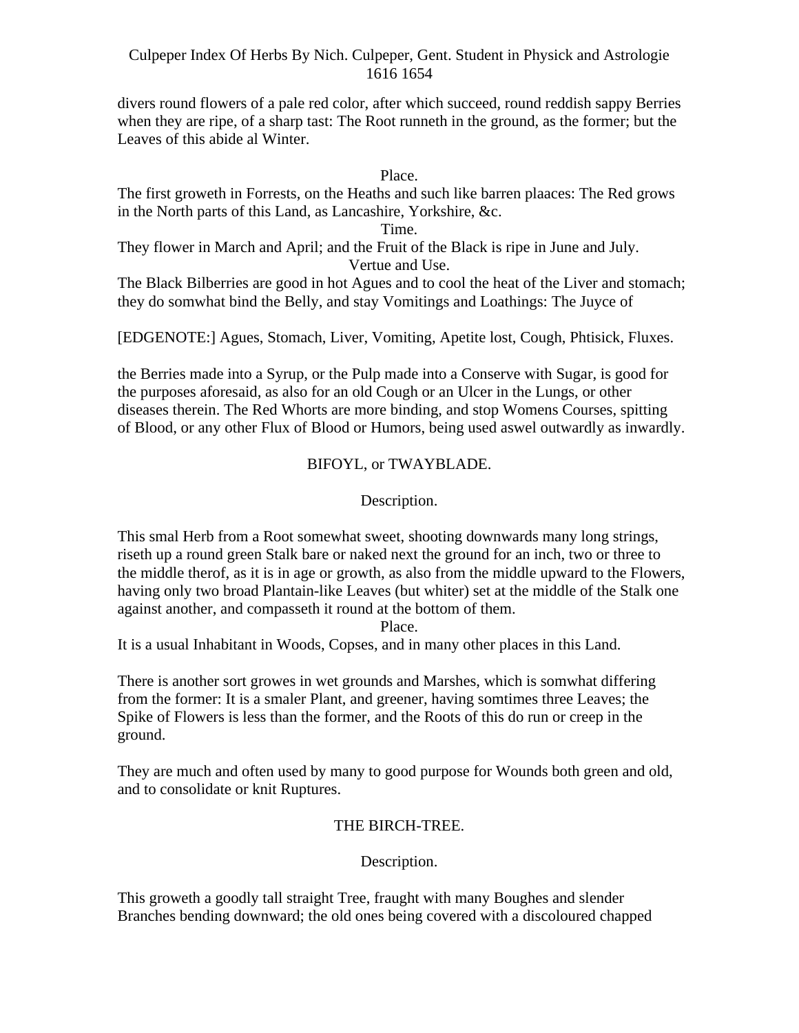divers round flowers of a pale red color, after which succeed, round reddish sappy Berries when they are ripe, of a sharp tast: The Root runneth in the ground, as the former; but the Leaves of this abide al Winter.

Place.

The first groweth in Forrests, on the Heaths and such like barren plaaces: The Red grows in the North parts of this Land, as Lancashire, Yorkshire, &c.

Time.

They flower in March and April; and the Fruit of the Black is ripe in June and July.

Vertue and Use.

The Black Bilberries are good in hot Agues and to cool the heat of the Liver and stomach; they do somwhat bind the Belly, and stay Vomitings and Loathings: The Juyce of

[EDGENOTE:] Agues, Stomach, Liver, Vomiting, Apetite lost, Cough, Phtisick, Fluxes.

the Berries made into a Syrup, or the Pulp made into a Conserve with Sugar, is good for the purposes aforesaid, as also for an old Cough or an Ulcer in the Lungs, or other diseases therein. The Red Whorts are more binding, and stop Womens Courses, spitting of Blood, or any other Flux of Blood or Humors, being used aswel outwardly as inwardly.

## BIFOYL, or TWAYBLADE.

Description.

This smal Herb from a Root somewhat sweet, shooting downwards many long strings, riseth up a round green Stalk bare or naked next the ground for an inch, two or three to the middle therof, as it is in age or growth, as also from the middle upward to the Flowers, having only two broad Plantain-like Leaves (but whiter) set at the middle of the Stalk one against another, and compasseth it round at the bottom of them.

Place.

It is a usual Inhabitant in Woods, Copses, and in many other places in this Land.

There is another sort growes in wet grounds and Marshes, which is somwhat differing from the former: It is a smaler Plant, and greener, having somtimes three Leaves; the Spike of Flowers is less than the former, and the Roots of this do run or creep in the ground.

They are much and often used by many to good purpose for Wounds both green and old, and to consolidate or knit Ruptures.

## THE BIRCH-TREE.

Description.

This groweth a goodly tall straight Tree, fraught with many Boughes and slender Branches bending downward; the old ones being covered with a discoloured chapped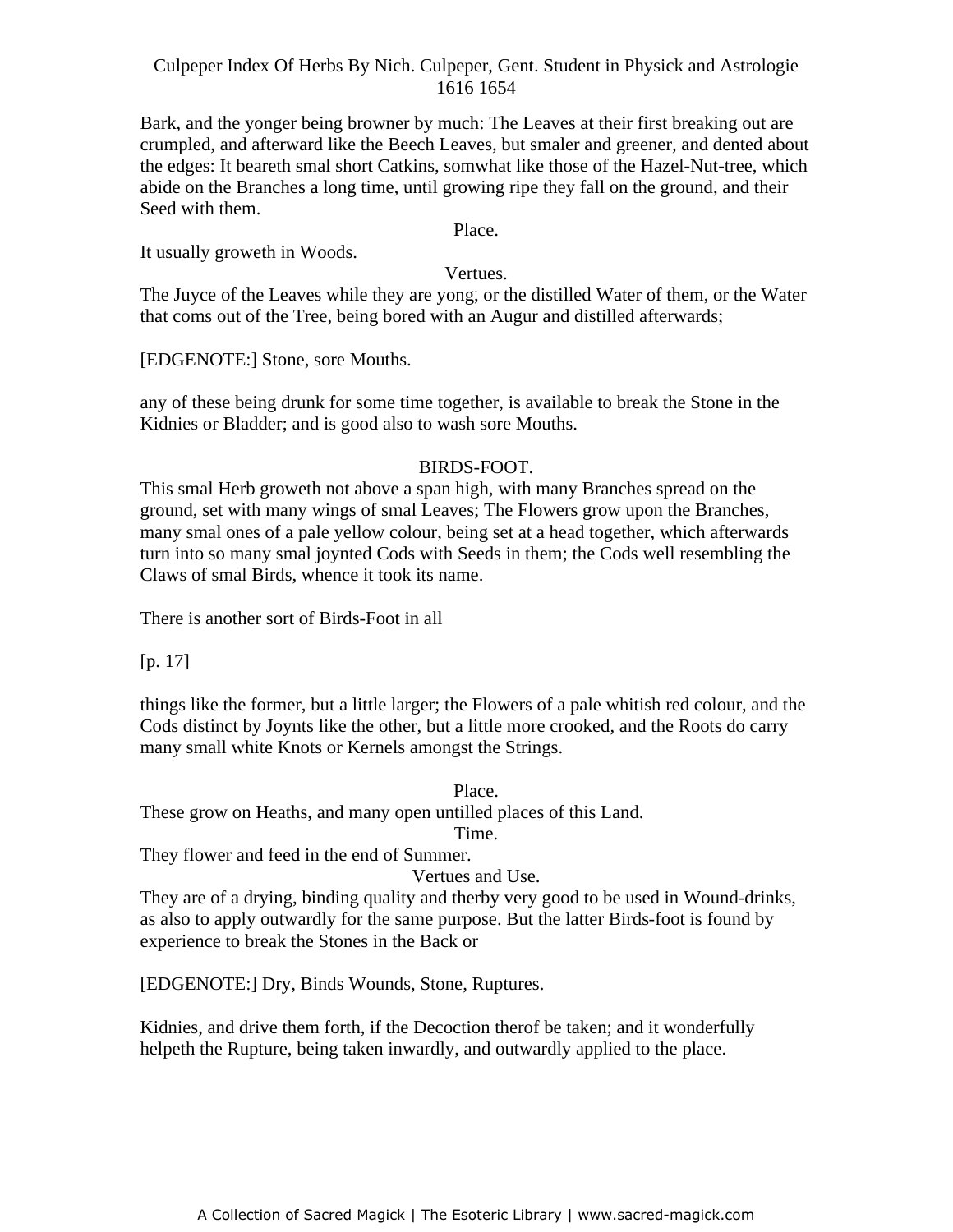Bark, and the yonger being browner by much: The Leaves at their first breaking out are crumpled, and afterward like the Beech Leaves, but smaler and greener, and dented about the edges: It beareth smal short Catkins, somwhat like those of the Hazel-Nut-tree, which abide on the Branches a long time, until growing ripe they fall on the ground, and their Seed with them.

Place.

It usually groweth in Woods.

Vertues.

The Juyce of the Leaves while they are yong; or the distilled Water of them, or the Water that coms out of the Tree, being bored with an Augur and distilled afterwards;

[EDGENOTE:] Stone, sore Mouths.

any of these being drunk for some time together, is available to break the Stone in the Kidnies or Bladder; and is good also to wash sore Mouths.

## BIRDS-FOOT.

This smal Herb groweth not above a span high, with many Branches spread on the ground, set with many wings of smal Leaves; The Flowers grow upon the Branches, many smal ones of a pale yellow colour, being set at a head together, which afterwards turn into so many smal joynted Cods with Seeds in them; the Cods well resembling the Claws of smal Birds, whence it took its name.

There is another sort of Birds-Foot in all

[p. 17]

things like the former, but a little larger; the Flowers of a pale whitish red colour, and the Cods distinct by Joynts like the other, but a little more crooked, and the Roots do carry many small white Knots or Kernels amongst the Strings.

Place.

These grow on Heaths, and many open untilled places of this Land.

Time.

They flower and feed in the end of Summer.

Vertues and Use.

They are of a drying, binding quality and therby very good to be used in Wound-drinks, as also to apply outwardly for the same purpose. But the latter Birds-foot is found by experience to break the Stones in the Back or

[EDGENOTE:] Dry, Binds Wounds, Stone, Ruptures.

Kidnies, and drive them forth, if the Decoction therof be taken; and it wonderfully helpeth the Rupture, being taken inwardly, and outwardly applied to the place.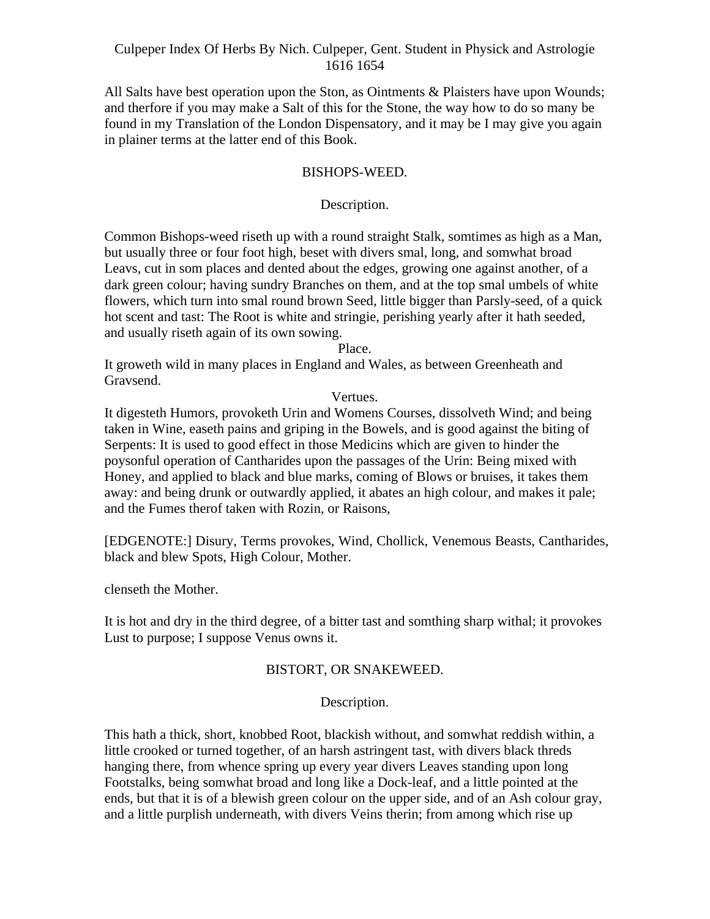All Salts have best operation upon the Ston, as Ointments & Plaisters have upon Wounds; and therfore if you may make a Salt of this for the Stone, the way how to do so many be found in my Translation of the London Dispensatory, and it may be I may give you again in plainer terms at the latter end of this Book.

## BISHOPS-WEED.

### Description.

Common Bishops-weed riseth up with a round straight Stalk, somtimes as high as a Man, but usually three or four foot high, beset with divers smal, long, and somwhat broad Leavs, cut in som places and dented about the edges, growing one against another, of a dark green colour; having sundry Branches on them, and at the top smal umbels of white flowers, which turn into smal round brown Seed, little bigger than Parsly-seed, of a quick hot scent and tast: The Root is white and stringie, perishing yearly after it hath seeded, and usually riseth again of its own sowing.

### Place.

It groweth wild in many places in England and Wales, as between Greenheath and Gravsend.

### Vertues.

It digesteth Humors, provoketh Urin and Womens Courses, dissolveth Wind; and being taken in Wine, easeth pains and griping in the Bowels, and is good against the biting of Serpents: It is used to good effect in those Medicins which are given to hinder the poysonful operation of Cantharides upon the passages of the Urin: Being mixed with Honey, and applied to black and blue marks, coming of Blows or bruises, it takes them away: and being drunk or outwardly applied, it abates an high colour, and makes it pale; and the Fumes therof taken with Rozin, or Raisons,

[EDGENOTE:] Disury, Terms provokes, Wind, Chollick, Venemous Beasts, Cantharides, black and blew Spots, High Colour, Mother.

clenseth the Mother.

It is hot and dry in the third degree, of a bitter tast and somthing sharp withal; it provokes Lust to purpose; I suppose Venus owns it.

## BISTORT, OR SNAKEWEED.

### Description.

This hath a thick, short, knobbed Root, blackish without, and somwhat reddish within, a little crooked or turned together, of an harsh astringent tast, with divers black threds hanging there, from whence spring up every year divers Leaves standing upon long Footstalks, being somwhat broad and long like a Dock-leaf, and a little pointed at the ends, but that it is of a blewish green colour on the upper side, and of an Ash colour gray, and a little purplish underneath, with divers Veins therin; from among which rise up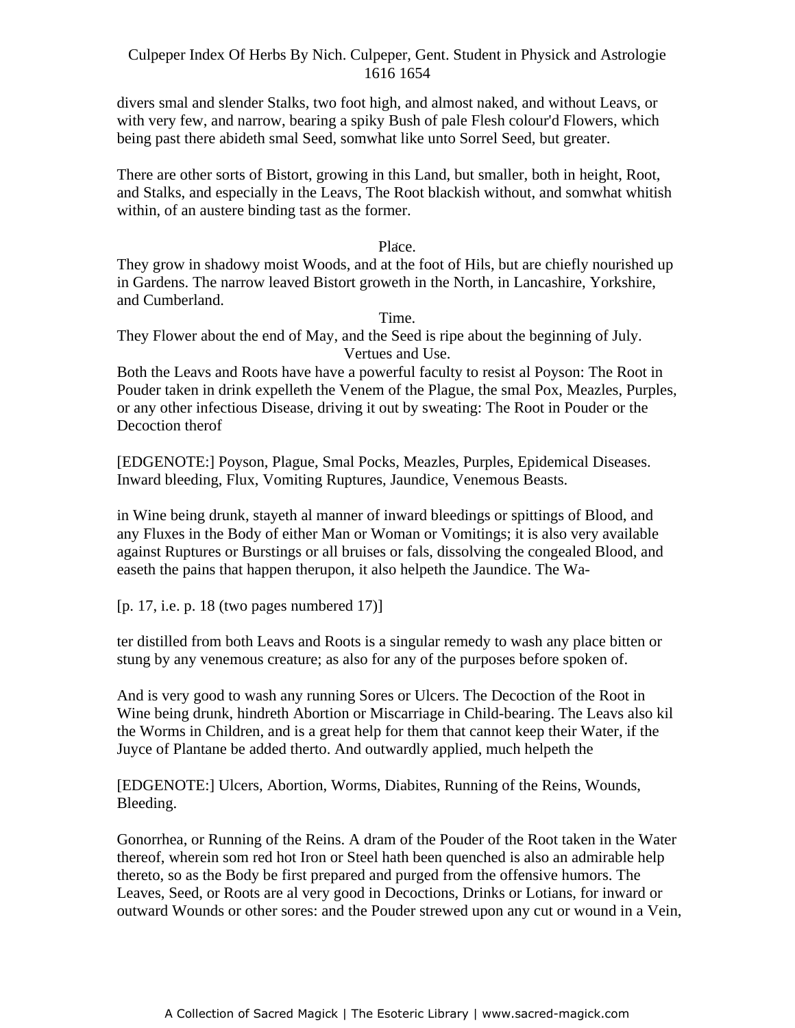divers smal and slender Stalks, two foot high, and almost naked, and without Leavs, or with very few, and narrow, bearing a spiky Bush of pale Flesh colour'd Flowers, which being past there abideth smal Seed, somwhat like unto Sorrel Seed, but greater.

There are other sorts of Bistort, growing in this Land, but smaller, both in height, Root, and Stalks, and especially in the Leavs, The Root blackish without, and somwhat whitish within, of an austere binding tast as the former.

Place.

They grow in shadowy moist Woods, and at the foot of Hils, but are chiefly nourished up in Gardens. The narrow leaved Bistort groweth in the North, in Lancashire, Yorkshire, and Cumberland.

Time.

They Flower about the end of May, and the Seed is ripe about the beginning of July.

Vertues and Use.

Both the Leavs and Roots have have a powerful faculty to resist al Poyson: The Root in Pouder taken in drink expelleth the Venem of the Plague, the smal Pox, Meazles, Purples, or any other infectious Disease, driving it out by sweating: The Root in Pouder or the Decoction therof

[EDGENOTE:] Poyson, Plague, Smal Pocks, Meazles, Purples, Epidemical Diseases. Inward bleeding, Flux, Vomiting Ruptures, Jaundice, Venemous Beasts.

in Wine being drunk, stayeth al manner of inward bleedings or spittings of Blood, and any Fluxes in the Body of either Man or Woman or Vomitings; it is also very available against Ruptures or Burstings or all bruises or fals, dissolving the congealed Blood, and easeth the pains that happen therupon, it also helpeth the Jaundice. The Wa-

[p. 17, i.e. p. 18 (two pages numbered 17)]

ter distilled from both Leavs and Roots is a singular remedy to wash any place bitten or stung by any venemous creature; as also for any of the purposes before spoken of.

And is very good to wash any running Sores or Ulcers. The Decoction of the Root in Wine being drunk, hindreth Abortion or Miscarriage in Child-bearing. The Leavs also kil the Worms in Children, and is a great help for them that cannot keep their Water, if the Juyce of Plantane be added therto. And outwardly applied, much helpeth the

[EDGENOTE:] Ulcers, Abortion, Worms, Diabites, Running of the Reins, Wounds, Bleeding.

Gonorrhea, or Running of the Reins. A dram of the Pouder of the Root taken in the Water thereof, wherein som red hot Iron or Steel hath been quenched is also an admirable help thereto, so as the Body be first prepared and purged from the offensive humors. The Leaves, Seed, or Roots are al very good in Decoctions, Drinks or Lotians, for inward or outward Wounds or other sores: and the Pouder strewed upon any cut or wound in a Vein,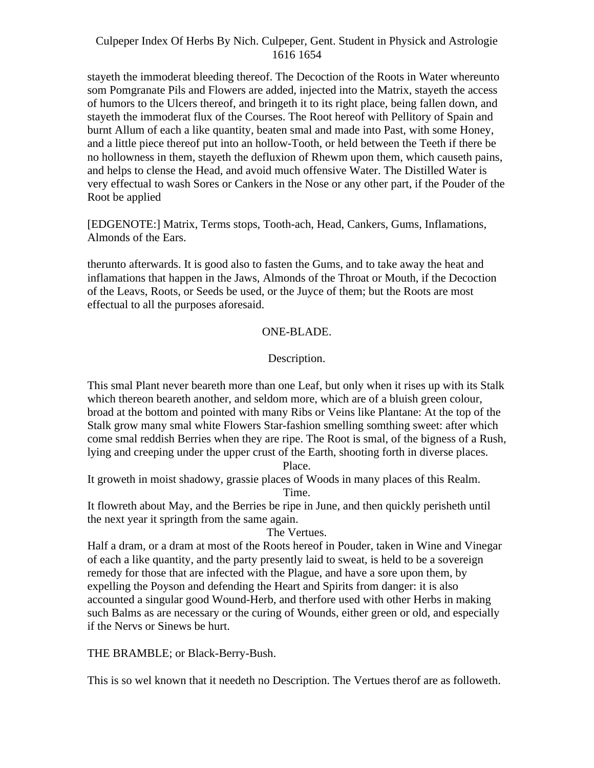stayeth the immoderat bleeding thereof. The Decoction of the Roots in Water whereunto som Pomgranate Pils and Flowers are added, injected into the Matrix, stayeth the access of humors to the Ulcers thereof, and bringeth it to its right place, being fallen down, and stayeth the immoderat flux of the Courses. The Root hereof with Pellitory of Spain and burnt Allum of each a like quantity, beaten smal and made into Past, with some Honey, and a little piece thereof put into an hollow-Tooth, or held between the Teeth if there be no hollowness in them, stayeth the defluxion of Rhewm upon them, which causeth pains, and helps to clense the Head, and avoid much offensive Water. The Distilled Water is very effectual to wash Sores or Cankers in the Nose or any other part, if the Pouder of the Root be applied

[EDGENOTE:] Matrix, Terms stops, Tooth-ach, Head, Cankers, Gums, Inflamations, Almonds of the Ears.

therunto afterwards. It is good also to fasten the Gums, and to take away the heat and inflamations that happen in the Jaws, Almonds of the Throat or Mouth, if the Decoction of the Leavs, Roots, or Seeds be used, or the Juyce of them; but the Roots are most effectual to all the purposes aforesaid.

## ONE-BLADE.

### Description.

This smal Plant never beareth more than one Leaf, but only when it rises up with its Stalk which thereon beareth another, and seldom more, which are of a bluish green colour, broad at the bottom and pointed with many Ribs or Veins like Plantane: At the top of the Stalk grow many smal white Flowers Star-fashion smelling somthing sweet: after which come smal reddish Berries when they are ripe. The Root is smal, of the bigness of a Rush, lying and creeping under the upper crust of the Earth, shooting forth in diverse places.

### Place.

It groweth in moist shadowy, grassie places of Woods in many places of this Realm.

### Time.

It flowreth about May, and the Berries be ripe in June, and then quickly perisheth until the next year it springth from the same again.

### The Vertues.

Half a dram, or a dram at most of the Roots hereof in Pouder, taken in Wine and Vinegar of each a like quantity, and the party presently laid to sweat, is held to be a sovereign remedy for those that are infected with the Plague, and have a sore upon them, by expelling the Poyson and defending the Heart and Spirits from danger: it is also accounted a singular good Wound-Herb, and therfore used with other Herbs in making such Balms as are necessary or the curing of Wounds, either green or old, and especially if the Nervs or Sinews be hurt.

## THE BRAMBLE; or Black-Berry-Bush.

This is so wel known that it needeth no Description. The Vertues therof are as followeth.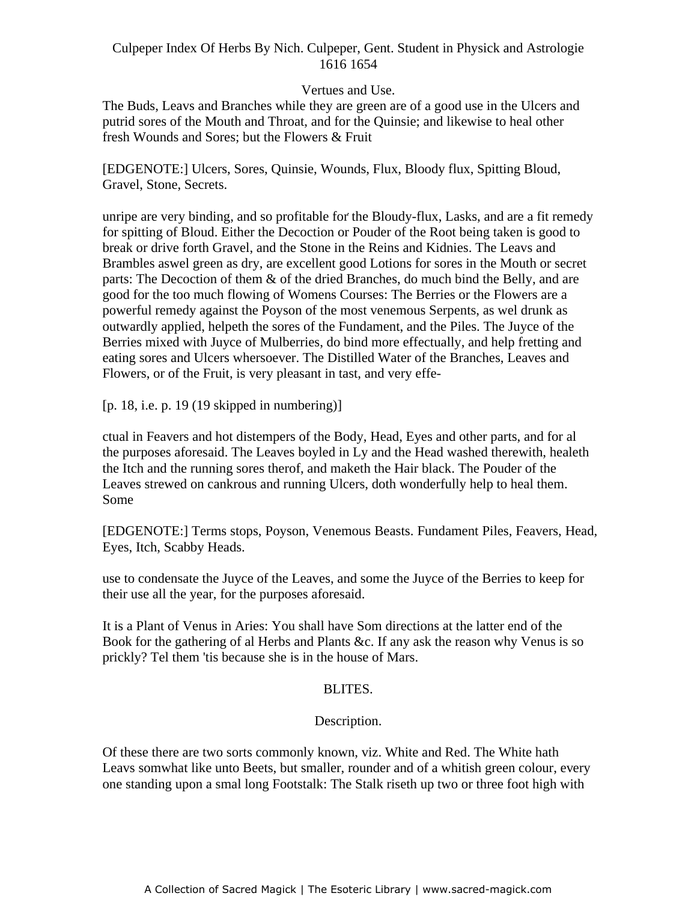## Vertues and Use.

The Buds, Leavs and Branches while they are green are of a good use in the Ulcers and putrid sores of the Mouth and Throat, and for the Quinsie; and likewise to heal other fresh Wounds and Sores; but the Flowers & Fruit

[EDGENOTE:] Ulcers, Sores, Quinsie, Wounds, Flux, Bloody flux, Spitting Bloud, Gravel, Stone, Secrets.

unripe are very binding, and so profitable for the Bloudy-flux, Lasks, and are a fit remedy for spitting of Bloud. Either the Decoction or Pouder of the Root being taken is good to break or drive forth Gravel, and the Stone in the Reins and Kidnies. The Leavs and Brambles aswel green as dry, are excellent good Lotions for sores in the Mouth or secret parts: The Decoction of them & of the dried Branches, do much bind the Belly, and are good for the too much flowing of Womens Courses: The Berries or the Flowers are a powerful remedy against the Poyson of the most venemous Serpents, as wel drunk as outwardly applied, helpeth the sores of the Fundament, and the Piles. The Juyce of the Berries mixed with Juyce of Mulberries, do bind more effectually, and help fretting and eating sores and Ulcers whersoever. The Distilled Water of the Branches, Leaves and Flowers, or of the Fruit, is very pleasant in tast, and very effe-

[p. 18, i.e. p. 19 (19 skipped in numbering)]

ctual in Feavers and hot distempers of the Body, Head, Eyes and other parts, and for al the purposes aforesaid. The Leaves boyled in Ly and the Head washed therewith, healeth the Itch and the running sores therof, and maketh the Hair black. The Pouder of the Leaves strewed on cankrous and running Ulcers, doth wonderfully help to heal them. Some

[EDGENOTE:] Terms stops, Poyson, Venemous Beasts. Fundament Piles, Feavers, Head, Eyes, Itch, Scabby Heads.

use to condensate the Juyce of the Leaves, and some the Juyce of the Berries to keep for their use all the year, for the purposes aforesaid.

It is a Plant of Venus in Aries: You shall have Som directions at the latter end of the Book for the gathering of al Herbs and Plants &c. If any ask the reason why Venus is so prickly? Tel them 'tis because she is in the house of Mars.

# BLITES.

## Description.

Of these there are two sorts commonly known, viz. White and Red. The White hath Leavs somwhat like unto Beets, but smaller, rounder and of a whitish green colour, every one standing upon a smal long Footstalk: The Stalk riseth up two or three foot high with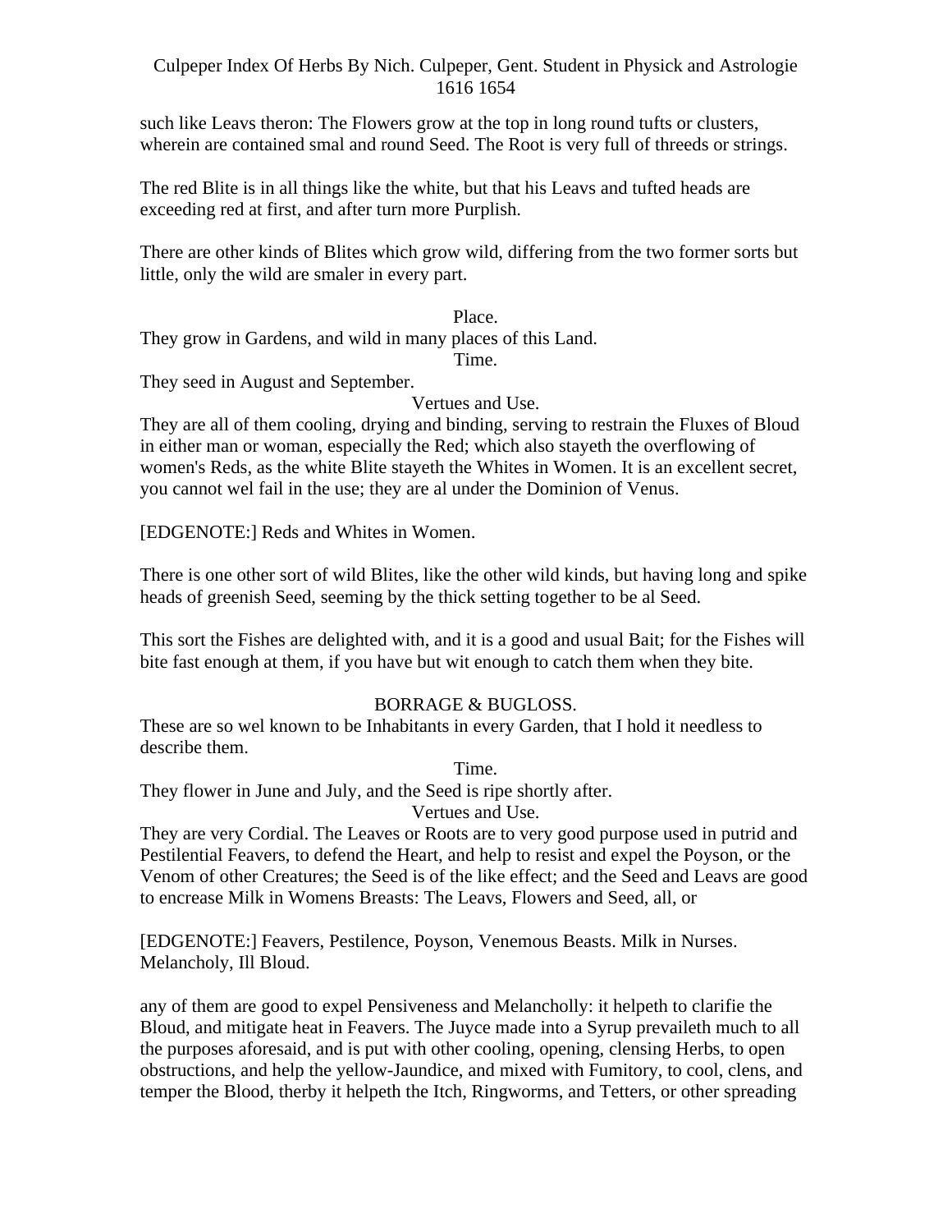such like Leavs theron: The Flowers grow at the top in long round tufts or clusters, wherein are contained smal and round Seed. The Root is very full of threeds or strings.

The red Blite is in all things like the white, but that his Leavs and tufted heads are exceeding red at first, and after turn more Purplish.

There are other kinds of Blites which grow wild, differing from the two former sorts but little, only the wild are smaler in every part.

Place.

They grow in Gardens, and wild in many places of this Land.

Time.

They seed in August and September.

Vertues and Use.

They are all of them cooling, drying and binding, serving to restrain the Fluxes of Bloud in either man or woman, especially the Red; which also stayeth the overflowing of women's Reds, as the white Blite stayeth the Whites in Women. It is an excellent secret, you cannot wel fail in the use; they are al under the Dominion of Venus.

[EDGENOTE:] Reds and Whites in Women.

There is one other sort of wild Blites, like the other wild kinds, but having long and spike heads of greenish Seed, seeming by the thick setting together to be al Seed.

This sort the Fishes are delighted with, and it is a good and usual Bait; for the Fishes will bite fast enough at them, if you have but wit enough to catch them when they bite.

## BORRAGE & BUGLOSS.

These are so wel known to be Inhabitants in every Garden, that I hold it needless to describe them.

Time.

They flower in June and July, and the Seed is ripe shortly after.

Vertues and Use.

They are very Cordial. The Leaves or Roots are to very good purpose used in putrid and Pestilential Feavers, to defend the Heart, and help to resist and expel the Poyson, or the Venom of other Creatures; the Seed is of the like effect; and the Seed and Leavs are good to encrease Milk in Womens Breasts: The Leavs, Flowers and Seed, all, or

[EDGENOTE:] Feavers, Pestilence, Poyson, Venemous Beasts. Milk in Nurses. Melancholy, Ill Bloud.

any of them are good to expel Pensiveness and Melancholly: it helpeth to clarifie the Bloud, and mitigate heat in Feavers. The Juyce made into a Syrup prevaileth much to all the purposes aforesaid, and is put with other cooling, opening, clensing Herbs, to open obstructions, and help the yellow-Jaundice, and mixed with Fumitory, to cool, clens, and temper the Blood, therby it helpeth the Itch, Ringworms, and Tetters, or other spreading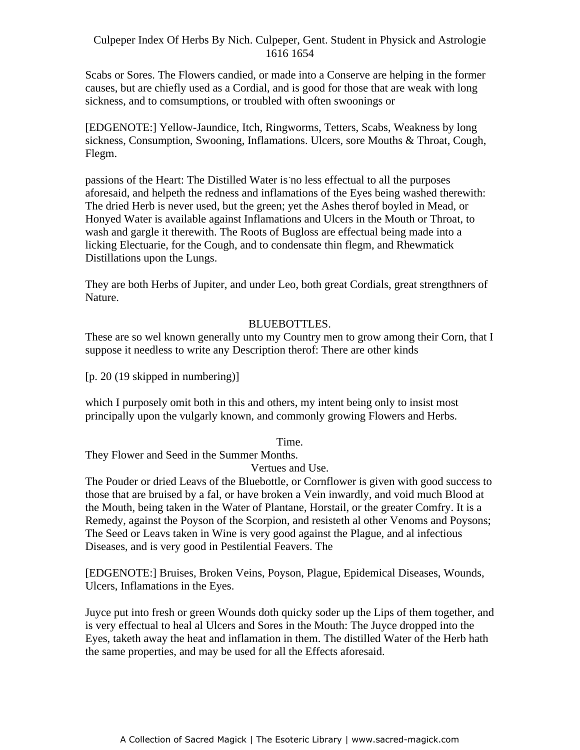Scabs or Sores. The Flowers candied, or made into a Conserve are helping in the former causes, but are chiefly used as a Cordial, and is good for those that are weak with long sickness, and to comsumptions, or troubled with often swoonings or

[EDGENOTE:] Yellow-Jaundice, Itch, Ringworms, Tetters, Scabs, Weakness by long sickness, Consumption, Swooning, Inflamations. Ulcers, sore Mouths & Throat, Cough, Flegm.

passions of the Heart: The Distilled Water is no less effectual to all the purposes aforesaid, and helpeth the redness and inflamations of the Eyes being washed therewith: The dried Herb is never used, but the green; yet the Ashes therof boyled in Mead, or Honyed Water is available against Inflamations and Ulcers in the Mouth or Throat, to wash and gargle it therewith. The Roots of Bugloss are effectual being made into a licking Electuarie, for the Cough, and to condensate thin flegm, and Rhewmatick Distillations upon the Lungs.

They are both Herbs of Jupiter, and under Leo, both great Cordials, great strengthners of Nature.

## BLUEBOTTLES.

These are so wel known generally unto my Country men to grow among their Corn, that I suppose it needless to write any Description therof: There are other kinds

[p. 20 (19 skipped in numbering)]

which I purposely omit both in this and others, my intent being only to insist most principally upon the vulgarly known, and commonly growing Flowers and Herbs.

### Time.

They Flower and Seed in the Summer Months.

### Vertues and Use.

The Pouder or dried Leavs of the Bluebottle, or Cornflower is given with good success to those that are bruised by a fal, or have broken a Vein inwardly, and void much Blood at the Mouth, being taken in the Water of Plantane, Horstail, or the greater Comfry. It is a Remedy, against the Poyson of the Scorpion, and resisteth al other Venoms and Poysons; The Seed or Leavs taken in Wine is very good against the Plague, and al infectious Diseases, and is very good in Pestilential Feavers. The

[EDGENOTE:] Bruises, Broken Veins, Poyson, Plague, Epidemical Diseases, Wounds, Ulcers, Inflamations in the Eyes.

Juyce put into fresh or green Wounds doth quicky soder up the Lips of them together, and is very effectual to heal al Ulcers and Sores in the Mouth: The Juyce dropped into the Eyes, taketh away the heat and inflamation in them. The distilled Water of the Herb hath the same properties, and may be used for all the Effects aforesaid.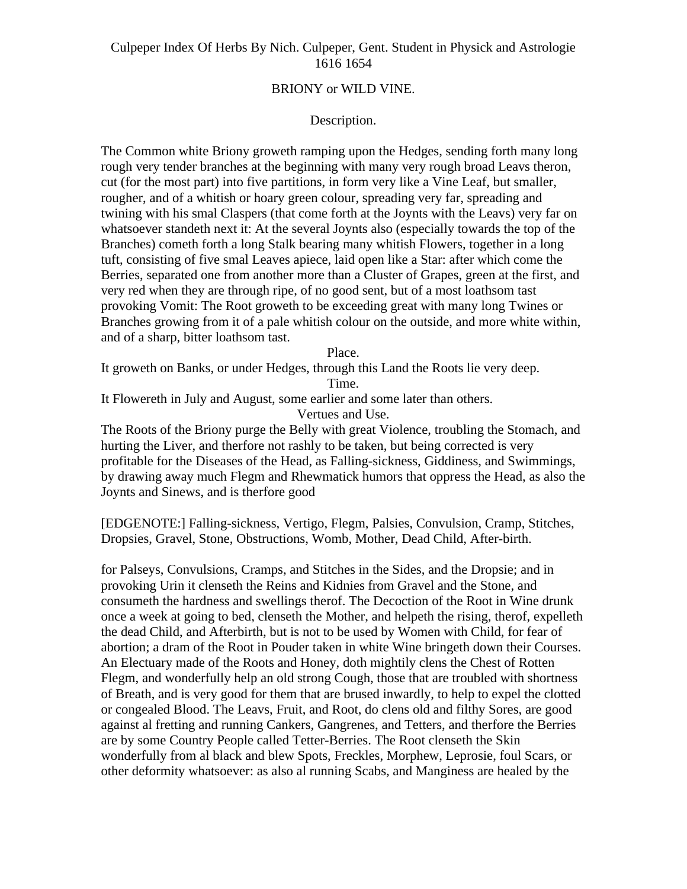Culpeper Index Of Herbs By Nich. Culpeper, Gent. Student in Physick and Astrologie 1616 1654

## BRIONY or WILD VINE.

### Description.

The Common white Briony groweth ramping upon the Hedges, sending forth many long rough very tender branches at the beginning with many very rough broad Leavs theron, cut (for the most part) into five partitions, in form very like a Vine Leaf, but smaller, rougher, and of a whitish or hoary green colour, spreading very far, spreading and twining with his smal Claspers (that come forth at the Joynts with the Leavs) very far on whatsoever standeth next it: At the several Joynts also (especially towards the top of the Branches) cometh forth a long Stalk bearing many whitish Flowers, together in a long tuft, consisting of five smal Leaves apiece, laid open like a Star: after which come the Berries, separated one from another more than a Cluster of Grapes, green at the first, and very red when they are through ripe, of no good sent, but of a most loathsom tast provoking Vomit: The Root groweth to be exceeding great with many long Twines or Branches growing from it of a pale whitish colour on the outside, and more white within, and of a sharp, bitter loathsom tast.

### Place.

It groweth on Banks, or under Hedges, through this Land the Roots lie very deep.

### Time.

It Flowereth in July and August, some earlier and some later than others.

### Vertues and Use.

The Roots of the Briony purge the Belly with great Violence, troubling the Stomach, and hurting the Liver, and therfore not rashly to be taken, but being corrected is very profitable for the Diseases of the Head, as Falling-sickness, Giddiness, and Swimmings, by drawing away much Flegm and Rhewmatick humors that oppress the Head, as also the Joynts and Sinews, and is therfore good

[EDGENOTE:] Falling-sickness, Vertigo, Flegm, Palsies, Convulsion, Cramp, Stitches, Dropsies, Gravel, Stone, Obstructions, Womb, Mother, Dead Child, After-birth.

for Palseys, Convulsions, Cramps, and Stitches in the Sides, and the Dropsie; and in provoking Urin it clenseth the Reins and Kidnies from Gravel and the Stone, and consumeth the hardness and swellings therof. The Decoction of the Root in Wine drunk once a week at going to bed, clenseth the Mother, and helpeth the rising, therof, expelleth the dead Child, and Afterbirth, but is not to be used by Women with Child, for fear of abortion; a dram of the Root in Pouder taken in white Wine bringeth down their Courses. An Electuary made of the Roots and Honey, doth mightily clens the Chest of Rotten Flegm, and wonderfully help an old strong Cough, those that are troubled with shortness of Breath, and is very good for them that are brused inwardly, to help to expel the clotted or congealed Blood. The Leavs, Fruit, and Root, do clens old and filthy Sores, are good against al fretting and running Cankers, Gangrenes, and Tetters, and therfore the Berries are by some Country People called Tetter-Berries. The Root clenseth the Skin wonderfully from al black and blew Spots, Freckles, Morphew, Leprosie, foul Scars, or other deformity whatsoever: as also al running Scabs, and Manginess are healed by the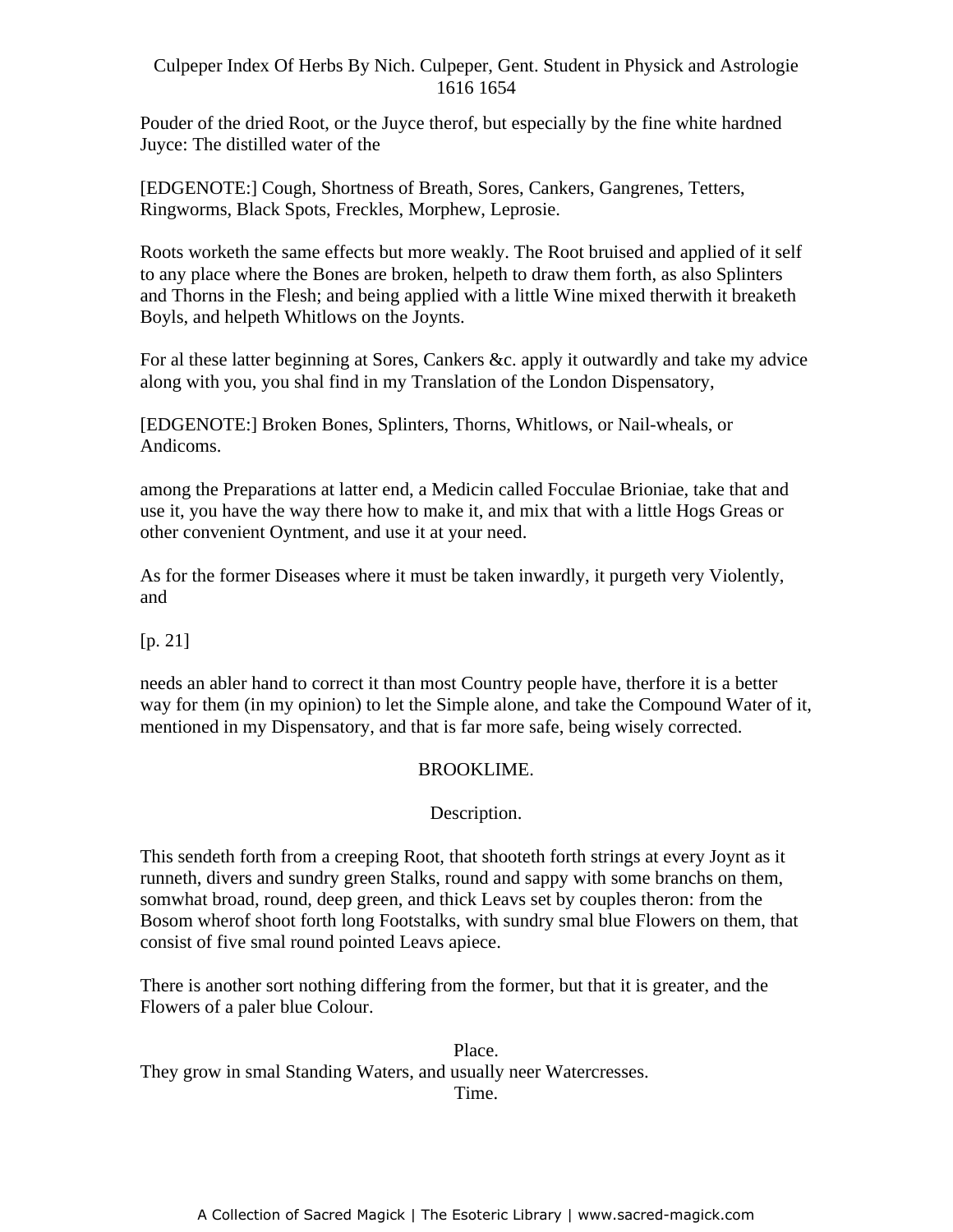Pouder of the dried Root, or the Juyce therof, but especially by the fine white hardned Juyce: The distilled water of the

[EDGENOTE:] Cough, Shortness of Breath, Sores, Cankers, Gangrenes, Tetters, Ringworms, Black Spots, Freckles, Morphew, Leprosie.

Roots worketh the same effects but more weakly. The Root bruised and applied of it self to any place where the Bones are broken, helpeth to draw them forth, as also Splinters and Thorns in the Flesh; and being applied with a little Wine mixed therwith it breaketh Boyls, and helpeth Whitlows on the Joynts.

For al these latter beginning at Sores, Cankers &c. apply it outwardly and take my advice along with you, you shal find in my Translation of the London Dispensatory,

[EDGENOTE:] Broken Bones, Splinters, Thorns, Whitlows, or Nail-wheals, or Andicoms.

among the Preparations at latter end, a Medicin called Focculae Brioniae, take that and use it, you have the way there how to make it, and mix that with a little Hogs Greas or other convenient Oyntment, and use it at your need.

As for the former Diseases where it must be taken inwardly, it purgeth very Violently, and

[p. 21]

needs an abler hand to correct it than most Country people have, therfore it is a better way for them (in my opinion) to let the Simple alone, and take the Compound Water of it, mentioned in my Dispensatory, and that is far more safe, being wisely corrected.

## BROOKLIME.

### Description.

This sendeth forth from a creeping Root, that shooteth forth strings at every Joynt as it runneth, divers and sundry green Stalks, round and sappy with some branchs on them, somwhat broad, round, deep green, and thick Leavs set by couples theron: from the Bosom wherof shoot forth long Footstalks, with sundry smal blue Flowers on them, that consist of five smal round pointed Leavs apiece.

There is another sort nothing differing from the former, but that it is greater, and the Flowers of a paler blue Colour.

### Place.

They grow in smal Standing Waters, and usually neer Watercresses.

### Time.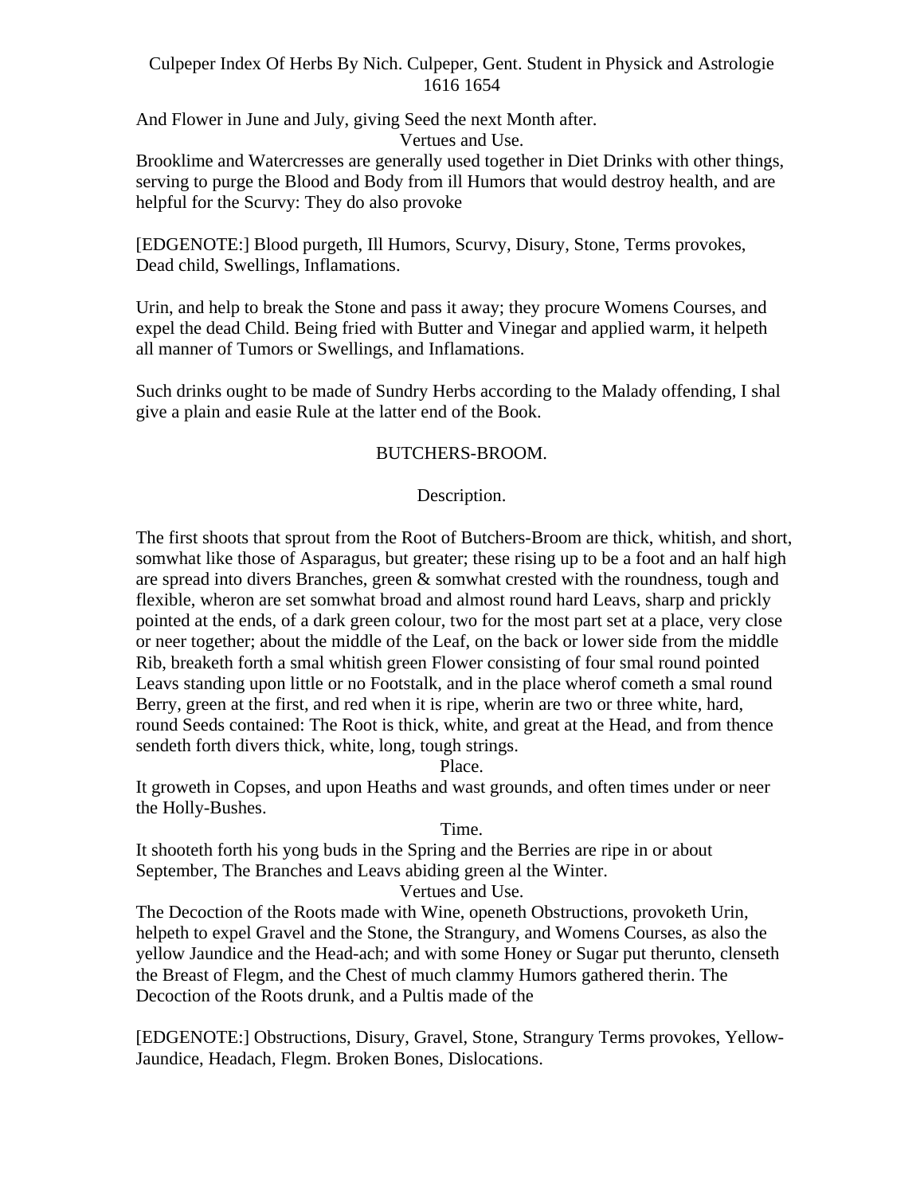And Flower in June and July, giving Seed the next Month after.

Vertues and Use.

Brooklime and Watercresses are generally used together in Diet Drinks with other things, serving to purge the Blood and Body from ill Humors that would destroy health, and are helpful for the Scurvy: They do also provoke

[EDGENOTE:] Blood purgeth, Ill Humors, Scurvy, Disury, Stone, Terms provokes, Dead child, Swellings, Inflamations.

Urin, and help to break the Stone and pass it away; they procure Womens Courses, and expel the dead Child. Being fried with Butter and Vinegar and applied warm, it helpeth all manner of Tumors or Swellings, and Inflamations.

Such drinks ought to be made of Sundry Herbs according to the Malady offending, I shal give a plain and easie Rule at the latter end of the Book.

## BUTCHERS-BROOM.

### Description.

The first shoots that sprout from the Root of Butchers-Broom are thick, whitish, and short, somwhat like those of Asparagus, but greater; these rising up to be a foot and an half high are spread into divers Branches, green & somwhat crested with the roundness, tough and flexible, wheron are set somwhat broad and almost round hard Leavs, sharp and prickly pointed at the ends, of a dark green colour, two for the most part set at a place, very close or neer together; about the middle of the Leaf, on the back or lower side from the middle Rib, breaketh forth a smal whitish green Flower consisting of four smal round pointed Leavs standing upon little or no Footstalk, and in the place wherof cometh a smal round Berry, green at the first, and red when it is ripe, wherin are two or three white, hard, round Seeds contained: The Root is thick, white, and great at the Head, and from thence sendeth forth divers thick, white, long, tough strings.

Place.

It groweth in Copses, and upon Heaths and wast grounds, and often times under or neer the Holly-Bushes.

Time.

It shooteth forth his yong buds in the Spring and the Berries are ripe in or about September, The Branches and Leavs abiding green al the Winter.

Vertues and Use.

The Decoction of the Roots made with Wine, openeth Obstructions, provoketh Urin, helpeth to expel Gravel and the Stone, the Strangury, and Womens Courses, as also the yellow Jaundice and the Head-ach; and with some Honey or Sugar put therunto, clenseth the Breast of Flegm, and the Chest of much clammy Humors gathered therin. The Decoction of the Roots drunk, and a Pultis made of the

[EDGENOTE:] Obstructions, Disury, Gravel, Stone, Strangury Terms provokes, Yellow-Jaundice, Headach, Flegm. Broken Bones, Dislocations.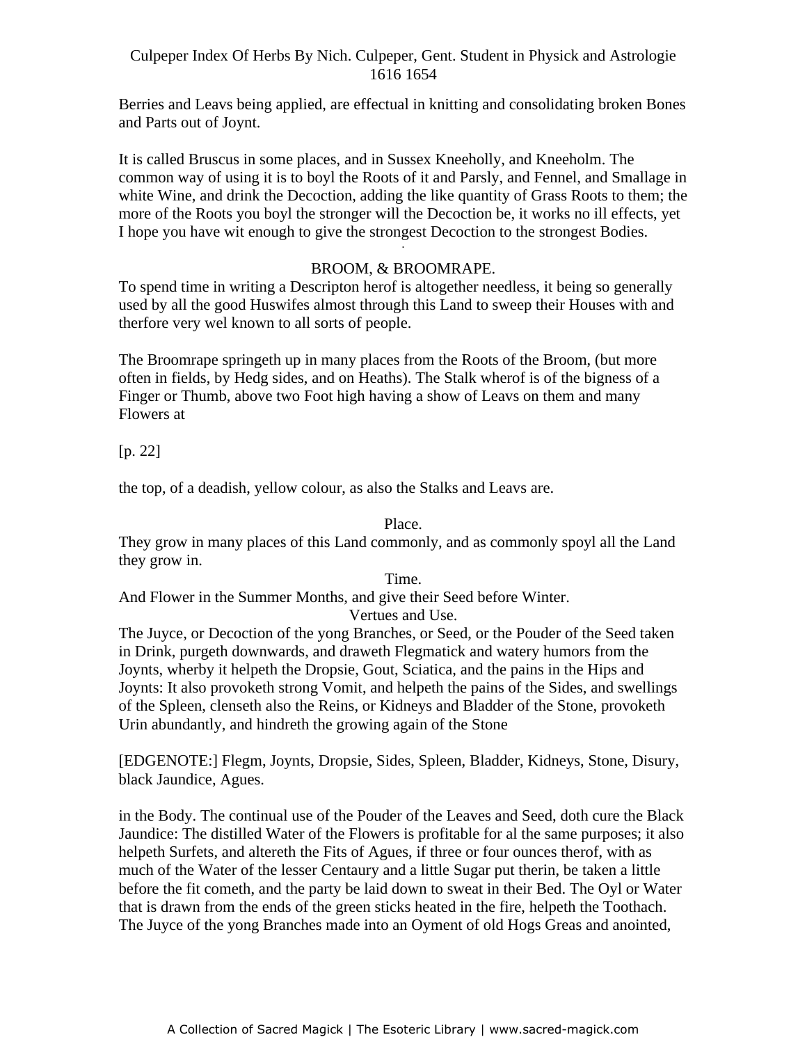Berries and Leavs being applied, are effectual in knitting and consolidating broken Bones and Parts out of Joynt.

It is called Bruscus in some places, and in Sussex Kneeholly, and Kneeholm. The common way of using it is to boyl the Roots of it and Parsly, and Fennel, and Smallage in white Wine, and drink the Decoction, adding the like quantity of Grass Roots to them; the more of the Roots you boyl the stronger will the Decoction be, it works no ill effects, yet I hope you have wit enough to give the strongest Decoction to the strongest Bodies.

## BROOM, & BROOMRAPE.

To spend time in writing a Descripton herof is altogether needless, it being so generally used by all the good Huswifes almost through this Land to sweep their Houses with and therfore very wel known to all sorts of people.

The Broomrape springeth up in many places from the Roots of the Broom, (but more often in fields, by Hedg sides, and on Heaths). The Stalk wherof is of the bigness of a Finger or Thumb, above two Foot high having a show of Leavs on them and many Flowers at

[p. 22]

the top, of a deadish, yellow colour, as also the Stalks and Leavs are.

### Place.

They grow in many places of this Land commonly, and as commonly spoyl all the Land they grow in.

### Time.

And Flower in the Summer Months, and give their Seed before Winter.

### Vertues and Use.

The Juyce, or Decoction of the yong Branches, or Seed, or the Pouder of the Seed taken in Drink, purgeth downwards, and draweth Flegmatick and watery humors from the Joynts, wherby it helpeth the Dropsie, Gout, Sciatica, and the pains in the Hips and Joynts: It also provoketh strong Vomit, and helpeth the pains of the Sides, and swellings of the Spleen, clenseth also the Reins, or Kidneys and Bladder of the Stone, provoketh Urin abundantly, and hindreth the growing again of the Stone

[EDGENOTE:] Flegm, Joynts, Dropsie, Sides, Spleen, Bladder, Kidneys, Stone, Disury, black Jaundice, Agues.

in the Body. The continual use of the Pouder of the Leaves and Seed, doth cure the Black Jaundice: The distilled Water of the Flowers is profitable for al the same purposes; it also helpeth Surfets, and altereth the Fits of Agues, if three or four ounces therof, with as much of the Water of the lesser Centaury and a little Sugar put therin, be taken a little before the fit cometh, and the party be laid down to sweat in their Bed. The Oyl or Water that is drawn from the ends of the green sticks heated in the fire, helpeth the Toothach. The Juyce of the yong Branches made into an Oyment of old Hogs Greas and anointed,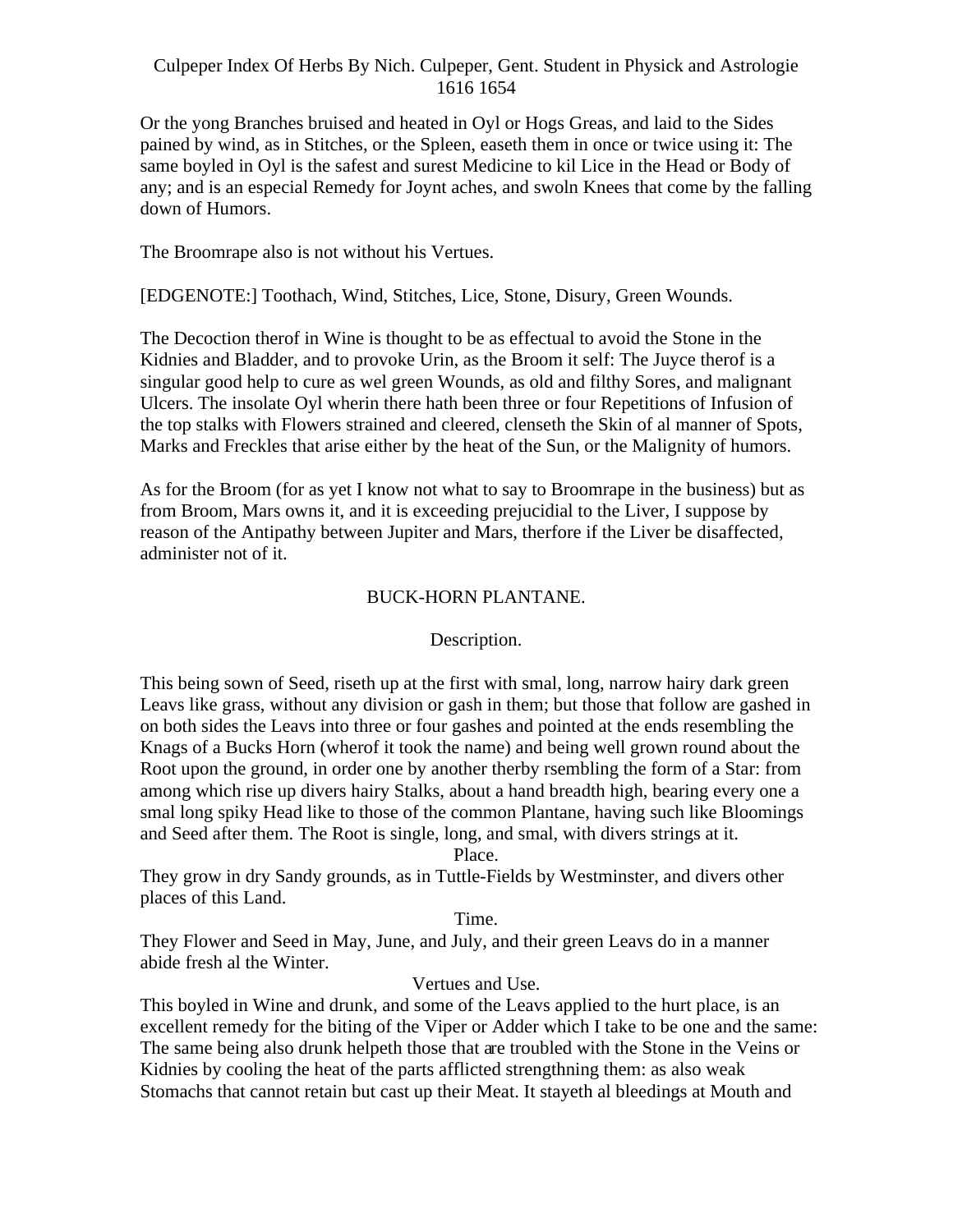Or the yong Branches bruised and heated in Oyl or Hogs Greas, and laid to the Sides pained by wind, as in Stitches, or the Spleen, easeth them in once or twice using it: The same boyled in Oyl is the safest and surest Medicine to kil Lice in the Head or Body of any; and is an especial Remedy for Joynt aches, and swoln Knees that come by the falling down of Humors.

The Broomrape also is not without his Vertues.

[EDGENOTE:] Toothach, Wind, Stitches, Lice, Stone, Disury, Green Wounds.

The Decoction therof in Wine is thought to be as effectual to avoid the Stone in the Kidnies and Bladder, and to provoke Urin, as the Broom it self: The Juyce therof is a singular good help to cure as wel green Wounds, as old and filthy Sores, and malignant Ulcers. The insolate Oyl wherin there hath been three or four Repetitions of Infusion of the top stalks with Flowers strained and cleered, clenseth the Skin of al manner of Spots, Marks and Freckles that arise either by the heat of the Sun, or the Malignity of humors.

As for the Broom (for as yet I know not what to say to Broomrape in the business) but as from Broom, Mars owns it, and it is exceeding prejucidial to the Liver, I suppose by reason of the Antipathy between Jupiter and Mars, therfore if the Liver be disaffected, administer not of it.

## BUCK-HORN PLANTANE.

### Description.

This being sown of Seed, riseth up at the first with smal, long, narrow hairy dark green Leavs like grass, without any division or gash in them; but those that follow are gashed in on both sides the Leavs into three or four gashes and pointed at the ends resembling the Knags of a Bucks Horn (wherof it took the name) and being well grown round about the Root upon the ground, in order one by another therby rsembling the form of a Star: from among which rise up divers hairy Stalks, about a hand breadth high, bearing every one a smal long spiky Head like to those of the common Plantane, having such like Bloomings and Seed after them. The Root is single, long, and smal, with divers strings at it.

### Place.

They grow in dry Sandy grounds, as in Tuttle-Fields by Westminster, and divers other places of this Land.

### Time.

They Flower and Seed in May, June, and July, and their green Leavs do in a manner abide fresh al the Winter.

### Vertues and Use.

This boyled in Wine and drunk, and some of the Leavs applied to the hurt place, is an excellent remedy for the biting of the Viper or Adder which I take to be one and the same: The same being also drunk helpeth those that are troubled with the Stone in the Veins or Kidnies by cooling the heat of the parts afflicted strengthning them: as also weak Stomachs that cannot retain but cast up their Meat. It stayeth al bleedings at Mouth and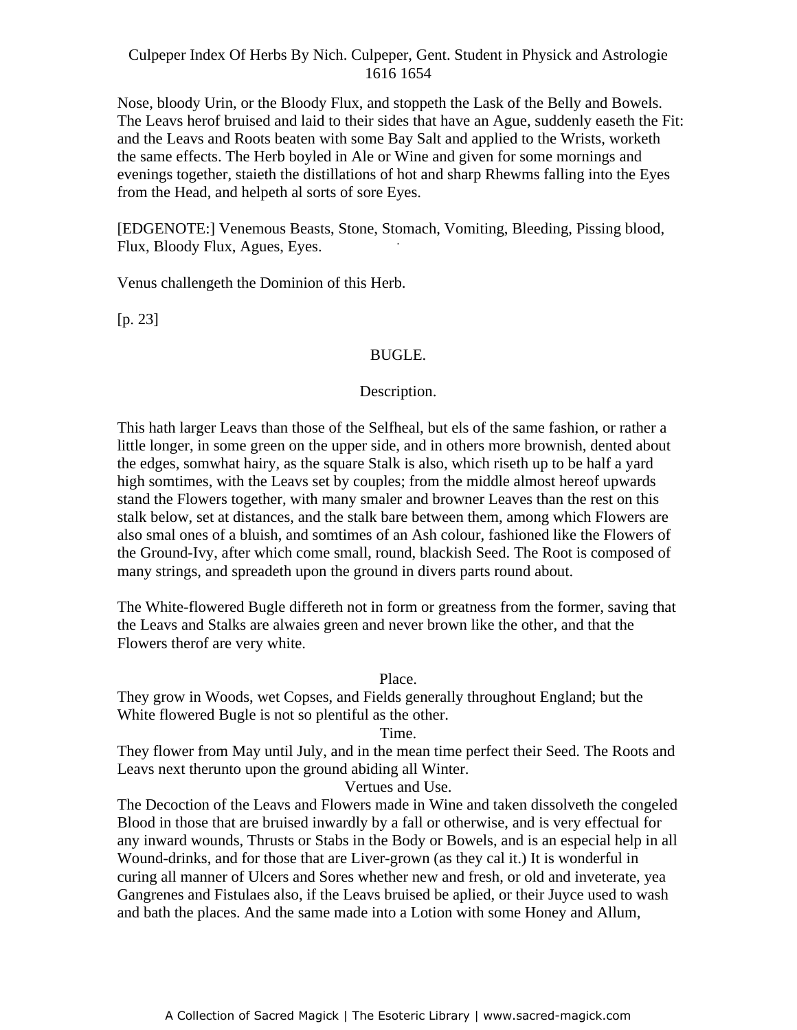Nose, bloody Urin, or the Bloody Flux, and stoppeth the Lask of the Belly and Bowels. The Leavs herof bruised and laid to their sides that have an Ague, suddenly easeth the Fit: and the Leavs and Roots beaten with some Bay Salt and applied to the Wrists, worketh the same effects. The Herb boyled in Ale or Wine and given for some mornings and evenings together, staieth the distillations of hot and sharp Rhewms falling into the Eyes from the Head, and helpeth al sorts of sore Eyes.

[EDGENOTE:] Venemous Beasts, Stone, Stomach, Vomiting, Bleeding, Pissing blood, Flux, Bloody Flux, Agues, Eyes.

Venus challengeth the Dominion of this Herb.

[p. 23]

## BUGLE.

### Description.

This hath larger Leavs than those of the Selfheal, but els of the same fashion, or rather a little longer, in some green on the upper side, and in others more brownish, dented about the edges, somwhat hairy, as the square Stalk is also, which riseth up to be half a yard high somtimes, with the Leavs set by couples; from the middle almost hereof upwards stand the Flowers together, with many smaler and browner Leaves than the rest on this stalk below, set at distances, and the stalk bare between them, among which Flowers are also smal ones of a bluish, and somtimes of an Ash colour, fashioned like the Flowers of the Ground-Ivy, after which come small, round, blackish Seed. The Root is composed of many strings, and spreadeth upon the ground in divers parts round about.

The White-flowered Bugle differeth not in form or greatness from the former, saving that the Leavs and Stalks are alwaies green and never brown like the other, and that the Flowers therof are very white.

### Place.

They grow in Woods, wet Copses, and Fields generally throughout England; but the White flowered Bugle is not so plentiful as the other.

### Time.

They flower from May until July, and in the mean time perfect their Seed. The Roots and Leavs next therunto upon the ground abiding all Winter.

### Vertues and Use.

The Decoction of the Leavs and Flowers made in Wine and taken dissolveth the congeled Blood in those that are bruised inwardly by a fall or otherwise, and is very effectual for any inward wounds, Thrusts or Stabs in the Body or Bowels, and is an especial help in all Wound-drinks, and for those that are Liver-grown (as they cal it.) It is wonderful in curing all manner of Ulcers and Sores whether new and fresh, or old and inveterate, yea Gangrenes and Fistulaes also, if the Leavs bruised be aplied, or their Juyce used to wash and bath the places. And the same made into a Lotion with some Honey and Allum,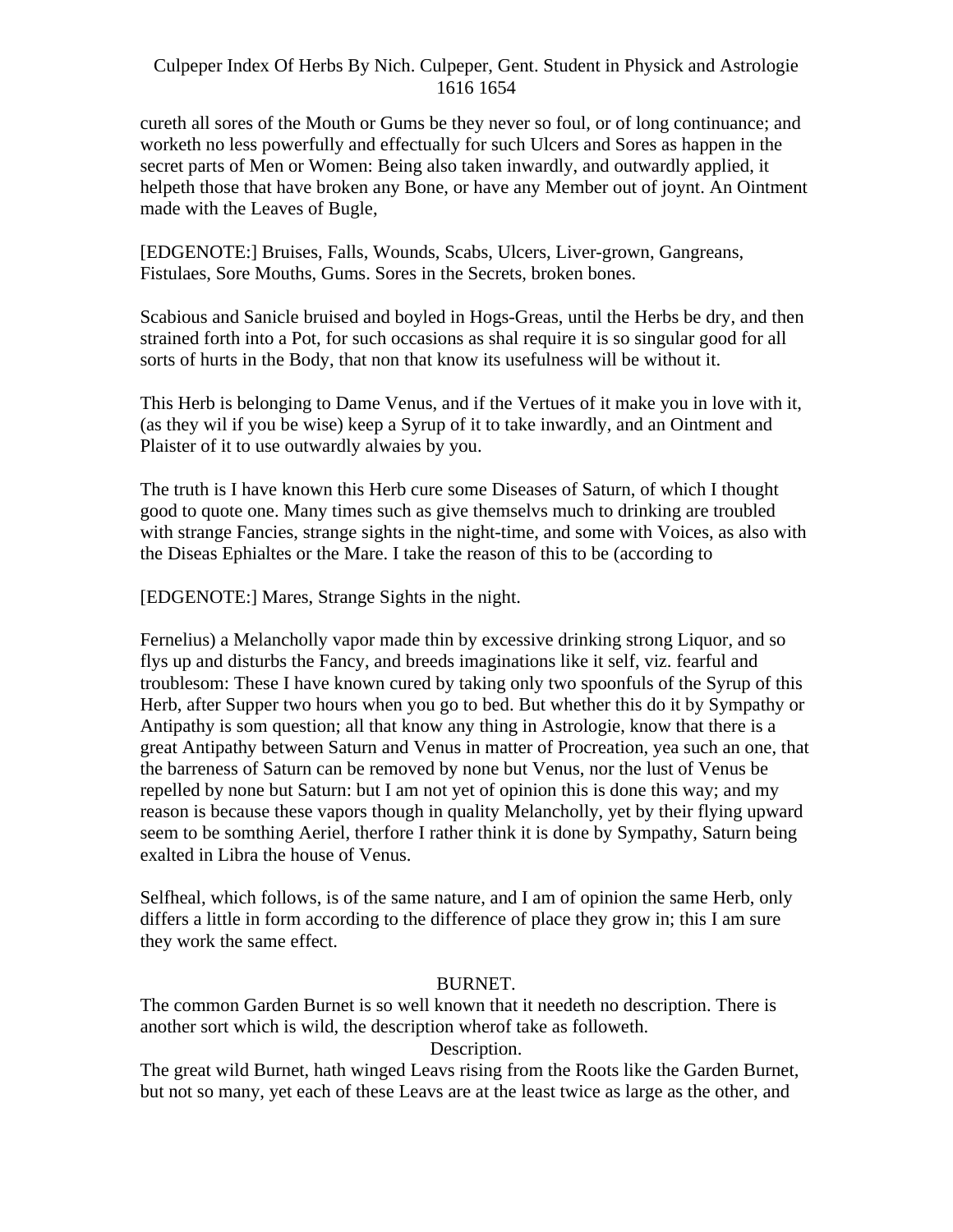cureth all sores of the Mouth or Gums be they never so foul, or of long continuance; and worketh no less powerfully and effectually for such Ulcers and Sores as happen in the secret parts of Men or Women: Being also taken inwardly, and outwardly applied, it helpeth those that have broken any Bone, or have any Member out of joynt. An Ointment made with the Leaves of Bugle,

[EDGENOTE:] Bruises, Falls, Wounds, Scabs, Ulcers, Liver-grown, Gangreans, Fistulaes, Sore Mouths, Gums. Sores in the Secrets, broken bones.

Scabious and Sanicle bruised and boyled in Hogs-Greas, until the Herbs be dry, and then strained forth into a Pot, for such occasions as shal require it is so singular good for all sorts of hurts in the Body, that non that know its usefulness will be without it.

This Herb is belonging to Dame Venus, and if the Vertues of it make you in love with it, (as they wil if you be wise) keep a Syrup of it to take inwardly, and an Ointment and Plaister of it to use outwardly alwaies by you.

The truth is I have known this Herb cure some Diseases of Saturn, of which I thought good to quote one. Many times such as give themselvs much to drinking are troubled with strange Fancies, strange sights in the night-time, and some with Voices, as also with the Diseas Ephialtes or the Mare. I take the reason of this to be (according to

[EDGENOTE:] Mares, Strange Sights in the night.

Fernelius) a Melancholly vapor made thin by excessive drinking strong Liquor, and so flys up and disturbs the Fancy, and breeds imaginations like it self, viz. fearful and troublesom: These I have known cured by taking only two spoonfuls of the Syrup of this Herb, after Supper two hours when you go to bed. But whether this do it by Sympathy or Antipathy is som question; all that know any thing in Astrologie, know that there is a great Antipathy between Saturn and Venus in matter of Procreation, yea such an one, that the barreness of Saturn can be removed by none but Venus, nor the lust of Venus be repelled by none but Saturn: but I am not yet of opinion this is done this way; and my reason is because these vapors though in quality Melancholly, yet by their flying upward seem to be somthing Aeriel, therfore I rather think it is done by Sympathy, Saturn being exalted in Libra the house of Venus.

Selfheal, which follows, is of the same nature, and I am of opinion the same Herb, only differs a little in form according to the difference of place they grow in; this I am sure they work the same effect.

## BURNET.

The common Garden Burnet is so well known that it needeth no description. There is another sort which is wild, the description wherof take as followeth.

### Description.

The great wild Burnet, hath winged Leavs rising from the Roots like the Garden Burnet, but not so many, yet each of these Leavs are at the least twice as large as the other, and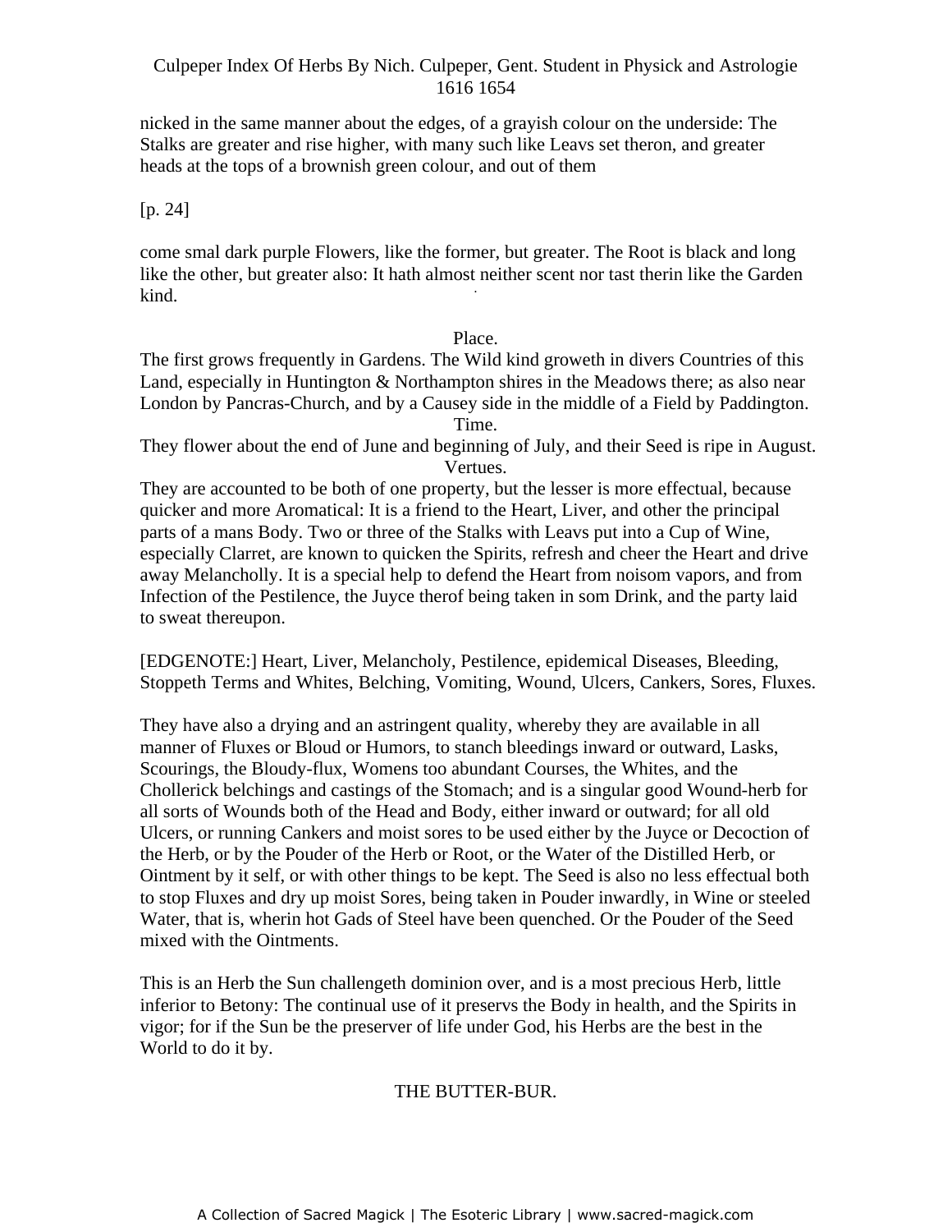nicked in the same manner about the edges, of a grayish colour on the underside: The Stalks are greater and rise higher, with many such like Leavs set theron, and greater heads at the tops of a brownish green colour, and out of them

[p. 24]

come smal dark purple Flowers, like the former, but greater. The Root is black and long like the other, but greater also: It hath almost neither scent nor tast therin like the Garden kind.

Place.

The first grows frequently in Gardens. The Wild kind groweth in divers Countries of this Land, especially in Huntington & Northampton shires in the Meadows there; as also near London by Pancras-Church, and by a Causey side in the middle of a Field by Paddington.

Time.

They flower about the end of June and beginning of July, and their Seed is ripe in August.

Vertues.

They are accounted to be both of one property, but the lesser is more effectual, because quicker and more Aromatical: It is a friend to the Heart, Liver, and other the principal parts of a mans Body. Two or three of the Stalks with Leavs put into a Cup of Wine, especially Clarret, are known to quicken the Spirits, refresh and cheer the Heart and drive away Melancholly. It is a special help to defend the Heart from noisom vapors, and from Infection of the Pestilence, the Juyce therof being taken in som Drink, and the party laid to sweat thereupon.

[EDGENOTE:] Heart, Liver, Melancholy, Pestilence, epidemical Diseases, Bleeding, Stoppeth Terms and Whites, Belching, Vomiting, Wound, Ulcers, Cankers, Sores, Fluxes.

They have also a drying and an astringent quality, whereby they are available in all manner of Fluxes or Bloud or Humors, to stanch bleedings inward or outward, Lasks, Scourings, the Bloudy-flux, Womens too abundant Courses, the Whites, and the Chollerick belchings and castings of the Stomach; and is a singular good Wound-herb for all sorts of Wounds both of the Head and Body, either inward or outward; for all old Ulcers, or running Cankers and moist sores to be used either by the Juyce or Decoction of the Herb, or by the Pouder of the Herb or Root, or the Water of the Distilled Herb, or Ointment by it self, or with other things to be kept. The Seed is also no less effectual both to stop Fluxes and dry up moist Sores, being taken in Pouder inwardly, in Wine or steeled Water, that is, wherin hot Gads of Steel have been quenched. Or the Pouder of the Seed mixed with the Ointments.

This is an Herb the Sun challengeth dominion over, and is a most precious Herb, little inferior to Betony: The continual use of it preservs the Body in health, and the Spirits in vigor; for if the Sun be the preserver of life under God, his Herbs are the best in the World to do it by.

## THE BUTTER-BUR.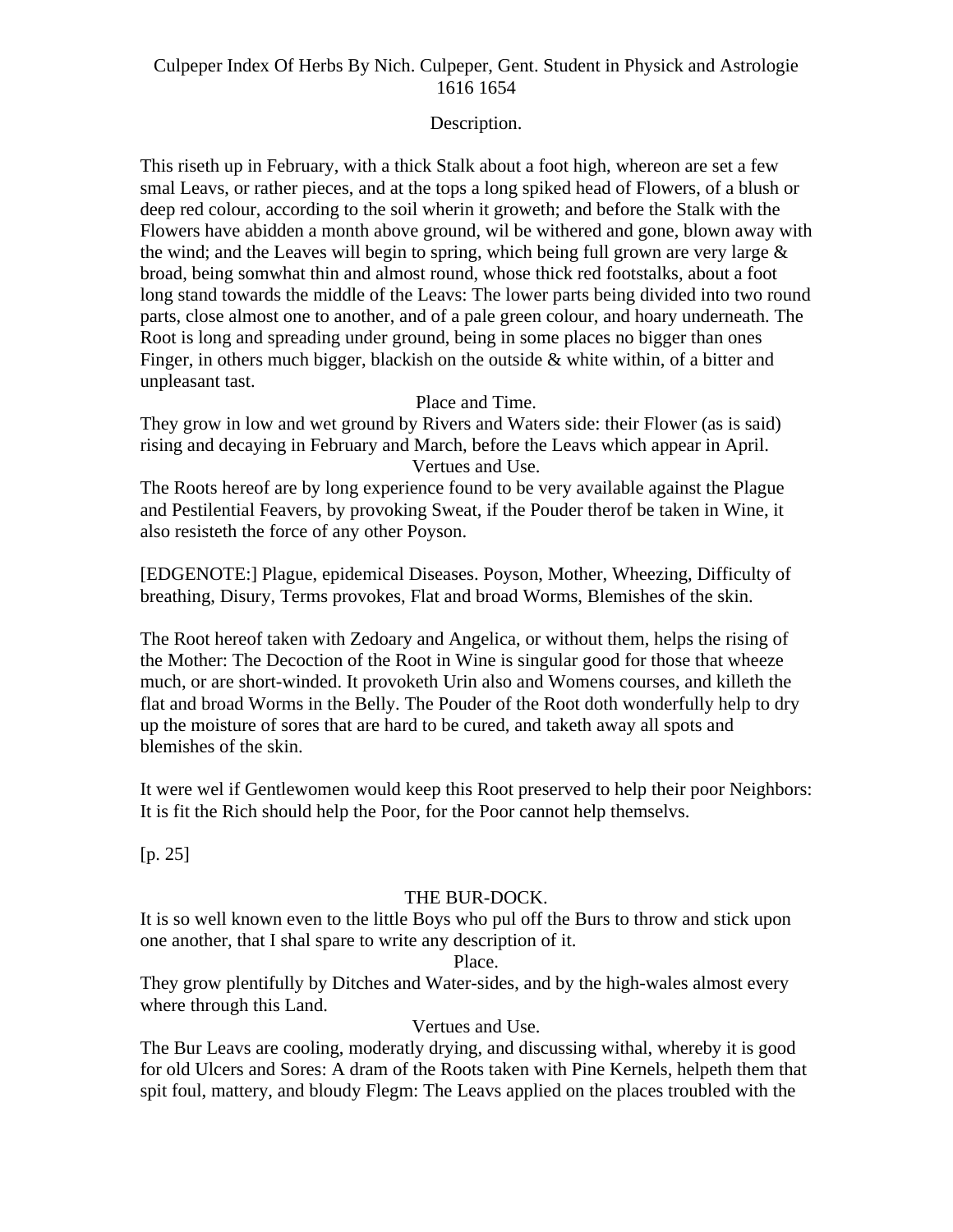Description.

This riseth up in February, with a thick Stalk about a foot high, whereon are set a few smal Leavs, or rather pieces, and at the tops a long spiked head of Flowers, of a blush or deep red colour, according to the soil wherin it groweth; and before the Stalk with the Flowers have abidden a month above ground, wil be withered and gone, blown away with the wind; and the Leaves will begin to spring, which being full grown are very large & broad, being somwhat thin and almost round, whose thick red footstalks, about a foot long stand towards the middle of the Leavs: The lower parts being divided into two round parts, close almost one to another, and of a pale green colour, and hoary underneath. The Root is long and spreading under ground, being in some places no bigger than ones Finger, in others much bigger, blackish on the outside & white within, of a bitter and unpleasant tast.

Place and Time.

They grow in low and wet ground by Rivers and Waters side: their Flower (as is said) rising and decaying in February and March, before the Leavs which appear in April.

Vertues and Use.

The Roots hereof are by long experience found to be very available against the Plague and Pestilential Feavers, by provoking Sweat, if the Pouder therof be taken in Wine, it also resisteth the force of any other Poyson.

[EDGENOTE:] Plague, epidemical Diseases. Poyson, Mother, Wheezing, Difficulty of breathing, Disury, Terms provokes, Flat and broad Worms, Blemishes of the skin.

The Root hereof taken with Zedoary and Angelica, or without them, helps the rising of the Mother: The Decoction of the Root in Wine is singular good for those that wheeze much, or are short-winded. It provoketh Urin also and Womens courses, and killeth the flat and broad Worms in the Belly. The Pouder of the Root doth wonderfully help to dry up the moisture of sores that are hard to be cured, and taketh away all spots and blemishes of the skin.

It were wel if Gentlewomen would keep this Root preserved to help their poor Neighbors: It is fit the Rich should help the Poor, for the Poor cannot help themselvs.

[p. 25]

## THE BUR-DOCK.

It is so well known even to the little Boys who pul off the Burs to throw and stick upon one another, that I shal spare to write any description of it.

Place.

They grow plentifully by Ditches and Water-sides, and by the high-wales almost every where through this Land.

Vertues and Use.

The Bur Leavs are cooling, moderatly drying, and discussing withal, whereby it is good for old Ulcers and Sores: A dram of the Roots taken with Pine Kernels, helpeth them that spit foul, mattery, and bloudy Flegm: The Leavs applied on the places troubled with the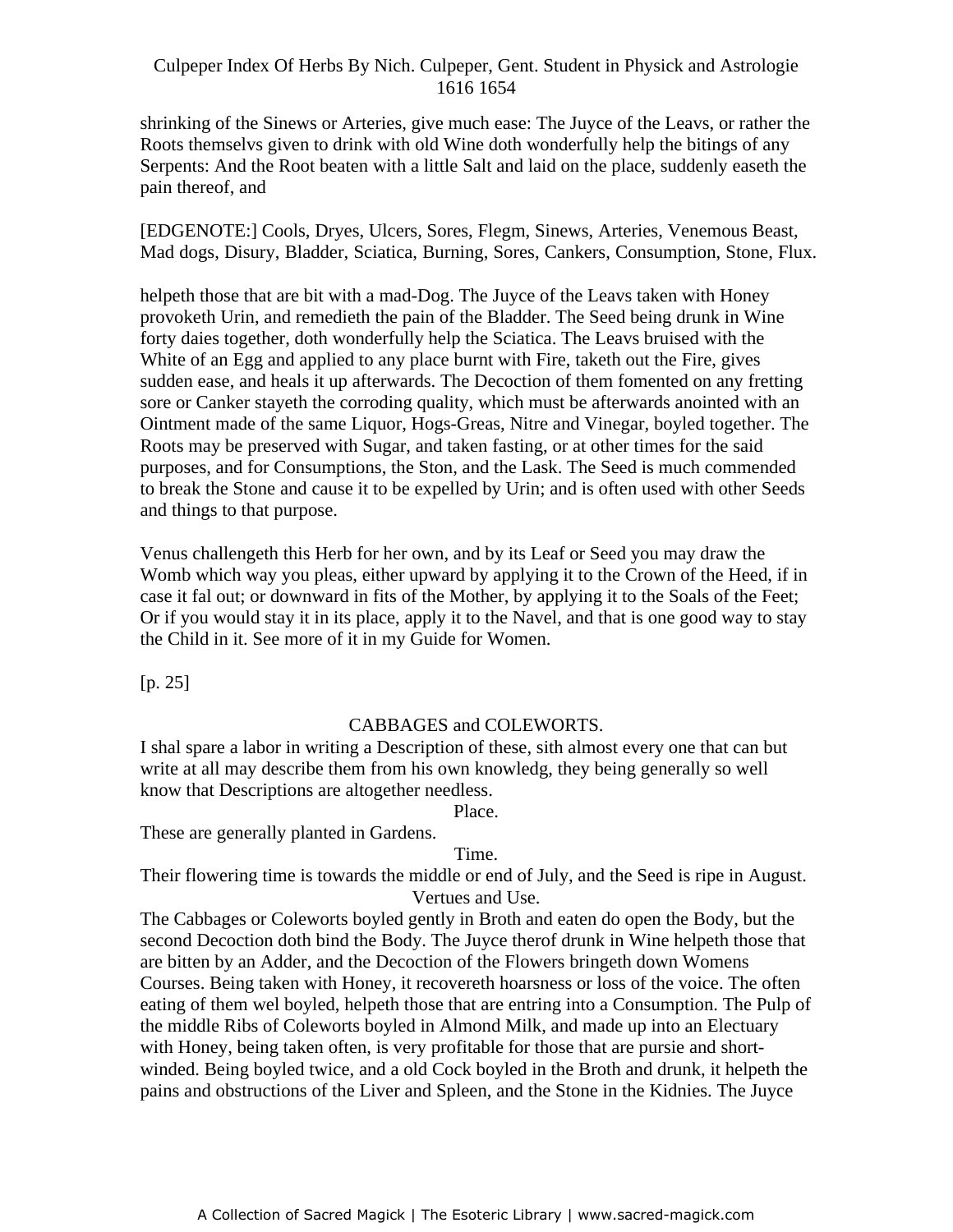shrinking of the Sinews or Arteries, give much ease: The Juyce of the Leavs, or rather the Roots themselvs given to drink with old Wine doth wonderfully help the bitings of any Serpents: And the Root beaten with a little Salt and laid on the place, suddenly easeth the pain thereof, and

[EDGENOTE:] Cools, Dryes, Ulcers, Sores, Flegm, Sinews, Arteries, Venemous Beast, Mad dogs, Disury, Bladder, Sciatica, Burning, Sores, Cankers, Consumption, Stone, Flux.

helpeth those that are bit with a mad-Dog. The Juyce of the Leavs taken with Honey provoketh Urin, and remedieth the pain of the Bladder. The Seed being drunk in Wine forty daies together, doth wonderfully help the Sciatica. The Leavs bruised with the White of an Egg and applied to any place burnt with Fire, taketh out the Fire, gives sudden ease, and heals it up afterwards. The Decoction of them fomented on any fretting sore or Canker stayeth the corroding quality, which must be afterwards anointed with an Ointment made of the same Liquor, Hogs-Greas, Nitre and Vinegar, boyled together. The Roots may be preserved with Sugar, and taken fasting, or at other times for the said purposes, and for Consumptions, the Ston, and the Lask. The Seed is much commended to break the Stone and cause it to be expelled by Urin; and is often used with other Seeds and things to that purpose.

Venus challengeth this Herb for her own, and by its Leaf or Seed you may draw the Womb which way you pleas, either upward by applying it to the Crown of the Heed, if in case it fal out; or downward in fits of the Mother, by applying it to the Soals of the Feet; Or if you would stay it in its place, apply it to the Navel, and that is one good way to stay the Child in it. See more of it in my Guide for Women.

[p. 25]

## CABBAGES and COLEWORTS.

I shal spare a labor in writing a Description of these, sith almost every one that can but write at all may describe them from his own knowledg, they being generally so well know that Descriptions are altogether needless.

### Place.

These are generally planted in Gardens.

### Time.

Their flowering time is towards the middle or end of July, and the Seed is ripe in August.

### Vertues and Use.

The Cabbages or Coleworts boyled gently in Broth and eaten do open the Body, but the second Decoction doth bind the Body. The Juyce therof drunk in Wine helpeth those that are bitten by an Adder, and the Decoction of the Flowers bringeth down Womens Courses. Being taken with Honey, it recovereth hoarsness or loss of the voice. The often eating of them wel boyled, helpeth those that are entring into a Consumption. The Pulp of the middle Ribs of Coleworts boyled in Almond Milk, and made up into an Electuary with Honey, being taken often, is very profitable for those that are pursie and short-winded. Being boyled twice, and a old Cock boyled in the Broth and drunk, it helpeth the pains and obstructions of the Liver and Spleen, and the Stone in the Kidnies. The Juyce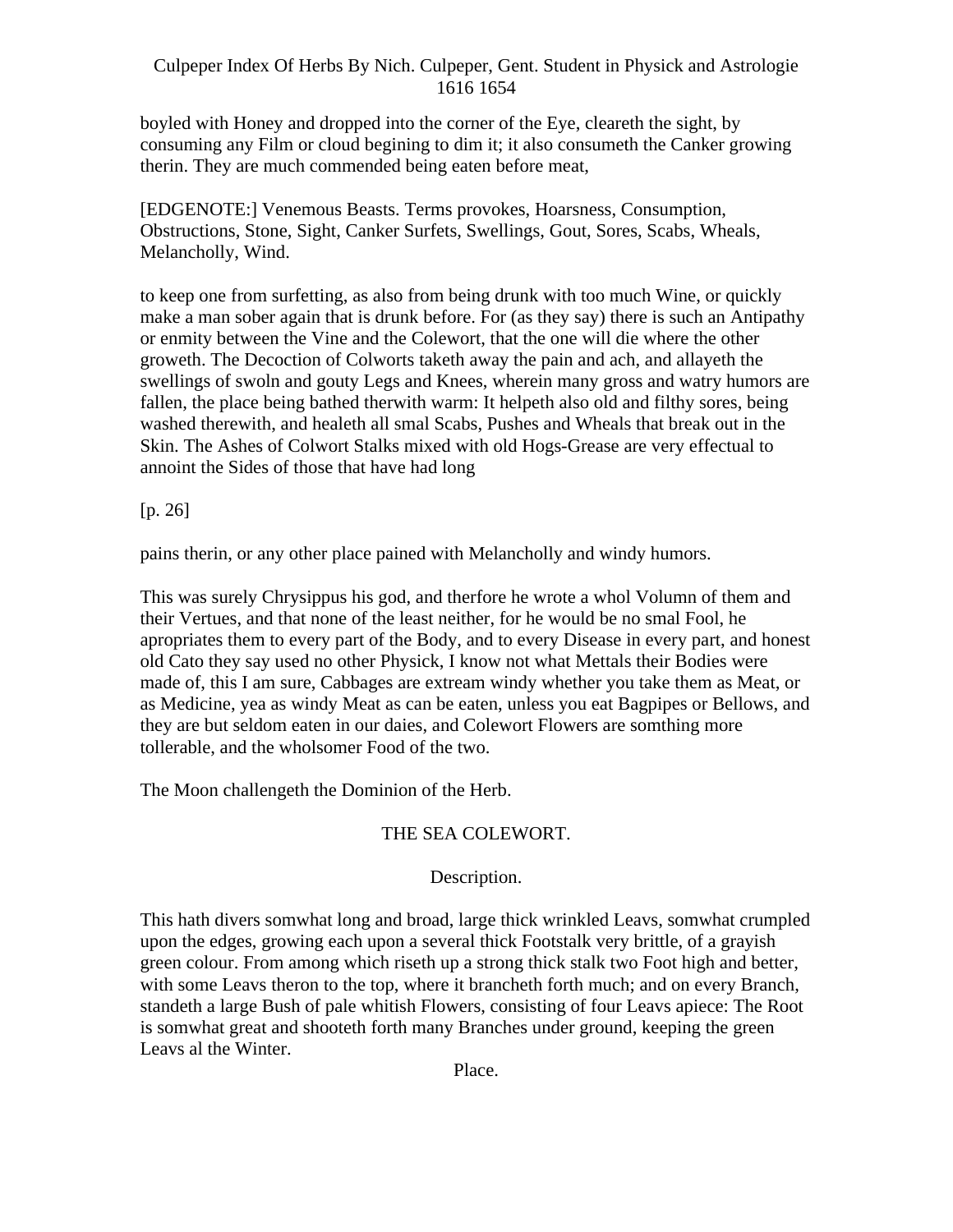boyled with Honey and dropped into the corner of the Eye, cleareth the sight, by consuming any Film or cloud begining to dim it; it also consumeth the Canker growing therin. They are much commended being eaten before meat,

[EDGENOTE:] Venemous Beasts. Terms provokes, Hoarsness, Consumption, Obstructions, Stone, Sight, Canker Surfets, Swellings, Gout, Sores, Scabs, Wheals, Melancholly, Wind.

to keep one from surfetting, as also from being drunk with too much Wine, or quickly make a man sober again that is drunk before. For (as they say) there is such an Antipathy or enmity between the Vine and the Colewort, that the one will die where the other groweth. The Decoction of Colworts taketh away the pain and ach, and allayeth the swellings of swoln and gouty Legs and Knees, wherein many gross and watry humors are fallen, the place being bathed therwith warm: It helpeth also old and filthy sores, being washed therewith, and healeth all smal Scabs, Pushes and Wheals that break out in the Skin. The Ashes of Colwort Stalks mixed with old Hogs-Grease are very effectual to annoint the Sides of those that have had long

[p. 26]

pains therin, or any other place pained with Melancholly and windy humors.

This was surely Chrysippus his god, and therfore he wrote a whol Volumn of them and their Vertues, and that none of the least neither, for he would be no smal Fool, he apropriates them to every part of the Body, and to every Disease in every part, and honest old Cato they say used no other Physick, I know not what Mettals their Bodies were made of, this I am sure, Cabbages are extream windy whether you take them as Meat, or as Medicine, yea as windy Meat as can be eaten, unless you eat Bagpipes or Bellows, and they are but seldom eaten in our daies, and Colewort Flowers are somthing more tollerable, and the wholsomer Food of the two.

The Moon challengeth the Dominion of the Herb.

## THE SEA COLEWORT.

### Description.

This hath divers somwhat long and broad, large thick wrinkled Leavs, somwhat crumpled upon the edges, growing each upon a several thick Footstalk very brittle, of a grayish green colour. From among which riseth up a strong thick stalk two Foot high and better, with some Leavs theron to the top, where it brancheth forth much; and on every Branch, standeth a large Bush of pale whitish Flowers, consisting of four Leavs apiece: The Root is somwhat great and shooteth forth many Branches under ground, keeping the green Leavs al the Winter.

### Place.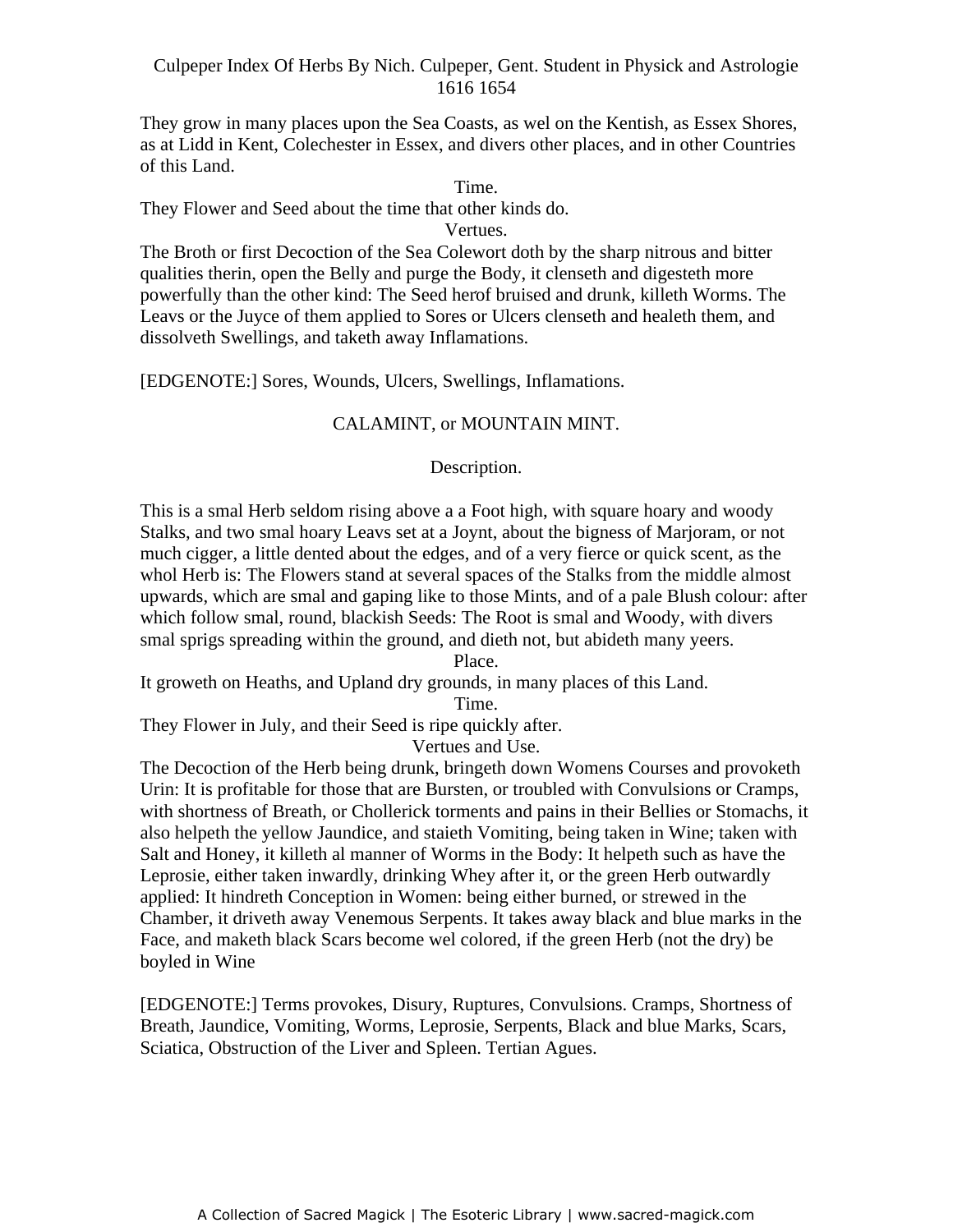They grow in many places upon the Sea Coasts, as wel on the Kentish, as Essex Shores, as at Lidd in Kent, Colechester in Essex, and divers other places, and in other Countries of this Land.

Time.

They Flower and Seed about the time that other kinds do.

Vertues.

The Broth or first Decoction of the Sea Colewort doth by the sharp nitrous and bitter qualities therin, open the Belly and purge the Body, it clenseth and digesteth more powerfully than the other kind: The Seed herof bruised and drunk, killeth Worms. The Leavs or the Juyce of them applied to Sores or Ulcers clenseth and healeth them, and dissolveth Swellings, and taketh away Inflamations.

[EDGENOTE:] Sores, Wounds, Ulcers, Swellings, Inflamations.

## CALAMINT, or MOUNTAIN MINT.

### Description.

This is a smal Herb seldom rising above a a Foot high, with square hoary and woody Stalks, and two smal hoary Leavs set at a Joynt, about the bigness of Marjoram, or not much cigger, a little dented about the edges, and of a very fierce or quick scent, as the whol Herb is: The Flowers stand at several spaces of the Stalks from the middle almost upwards, which are smal and gaping like to those Mints, and of a pale Blush colour: after which follow smal, round, blackish Seeds: The Root is smal and Woody, with divers smal sprigs spreading within the ground, and dieth not, but abideth many yeers.

Place.

It groweth on Heaths, and Upland dry grounds, in many places of this Land.

Time.

They Flower in July, and their Seed is ripe quickly after.

Vertues and Use.

The Decoction of the Herb being drunk, bringeth down Womens Courses and provoketh Urin: It is profitable for those that are Bursten, or troubled with Convulsions or Cramps, with shortness of Breath, or Chollerick torments and pains in their Bellies or Stomachs, it also helpeth the yellow Jaundice, and staieth Vomiting, being taken in Wine; taken with Salt and Honey, it killeth al manner of Worms in the Body: It helpeth such as have the Leprosie, either taken inwardly, drinking Whey after it, or the green Herb outwardly applied: It hindreth Conception in Women: being either burned, or strewed in the Chamber, it driveth away Venemous Serpents. It takes away black and blue marks in the Face, and maketh black Scars become wel colored, if the green Herb (not the dry) be boyled in Wine

[EDGENOTE:] Terms provokes, Disury, Ruptures, Convulsions. Cramps, Shortness of Breath, Jaundice, Vomiting, Worms, Leprosie, Serpents, Black and blue Marks, Scars, Sciatica, Obstruction of the Liver and Spleen. Tertian Agues.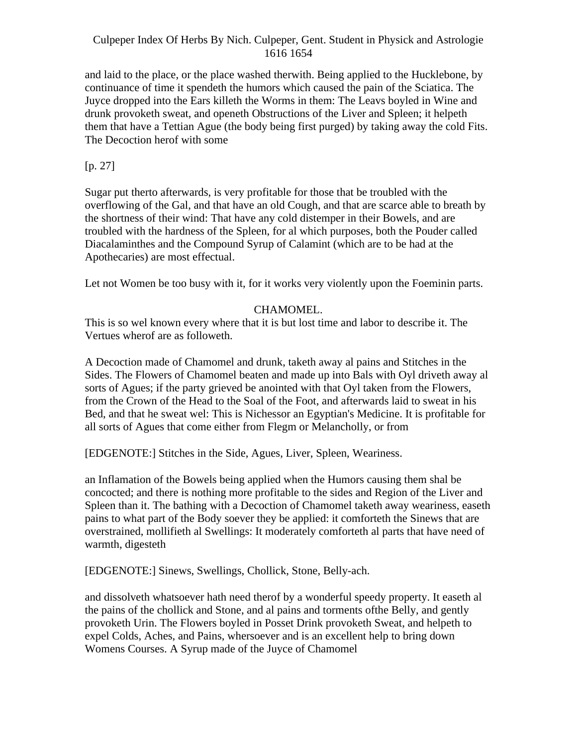and laid to the place, or the place washed therwith. Being applied to the Hucklebone, by continuance of time it spendeth the humors which caused the pain of the Sciatica. The Juyce dropped into the Ears killeth the Worms in them: The Leavs boyled in Wine and drunk provoketh sweat, and openeth Obstructions of the Liver and Spleen; it helpeth them that have a Tettian Ague (the body being first purged) by taking away the cold Fits. The Decoction herof with some

[p. 27]

Sugar put therto afterwards, is very profitable for those that be troubled with the overflowing of the Gal, and that have an old Cough, and that are scarce able to breath by the shortness of their wind: That have any cold distemper in their Bowels, and are troubled with the hardness of the Spleen, for al which purposes, both the Pouder called Diacalaminthes and the Compound Syrup of Calamint (which are to be had at the Apothecaries) are most effectual.

Let not Women be too busy with it, for it works very violently upon the Foeminin parts.

## CHAMOMEL.

This is so wel known every where that it is but lost time and labor to describe it. The Vertues wherof are as followeth.

A Decoction made of Chamomel and drunk, taketh away al pains and Stitches in the Sides. The Flowers of Chamomel beaten and made up into Bals with Oyl driveth away al sorts of Agues; if the party grieved be anointed with that Oyl taken from the Flowers, from the Crown of the Head to the Soal of the Foot, and afterwards laid to sweat in his Bed, and that he sweat wel: This is Nichessor an Egyptian's Medicine. It is profitable for all sorts of Agues that come either from Flegm or Melancholly, or from

[EDGENOTE:] Stitches in the Side, Agues, Liver, Spleen, Weariness.

an Inflamation of the Bowels being applied when the Humors causing them shal be concocted; and there is nothing more profitable to the sides and Region of the Liver and Spleen than it. The bathing with a Decoction of Chamomel taketh away weariness, easeth pains to what part of the Body soever they be applied: it comforteth the Sinews that are overstrained, mollifieth al Swellings: It moderately comforteth al parts that have need of warmth, digesteth

[EDGENOTE:] Sinews, Swellings, Chollick, Stone, Belly-ach.

and dissolveth whatsoever hath need therof by a wonderful speedy property. It easeth al the pains of the chollick and Stone, and al pains and torments ofthe Belly, and gently provoketh Urin. The Flowers boyled in Posset Drink provoketh Sweat, and helpeth to expel Colds, Aches, and Pains, whersoever and is an excellent help to bring down Womens Courses. A Syrup made of the Juyce of Chamomel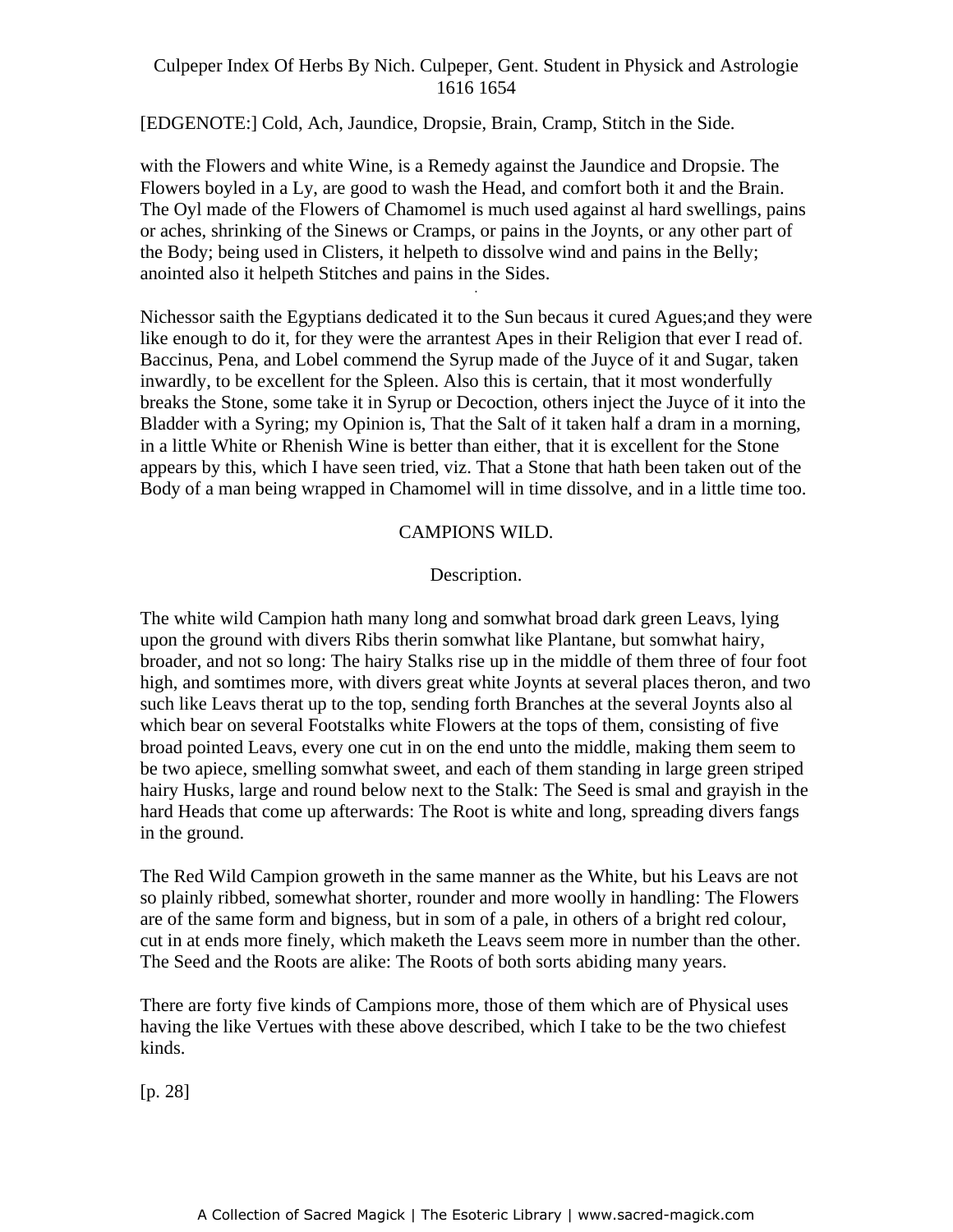[EDGENOTE:] Cold, Ach, Jaundice, Dropsie, Brain, Cramp, Stitch in the Side.

with the Flowers and white Wine, is a Remedy against the Jaundice and Dropsie. The Flowers boyled in a Ly, are good to wash the Head, and comfort both it and the Brain. The Oyl made of the Flowers of Chamomel is much used against al hard swellings, pains or aches, shrinking of the Sinews or Cramps, or pains in the Joynts, or any other part of the Body; being used in Clisters, it helpeth to dissolve wind and pains in the Belly; anointed also it helpeth Stitches and pains in the Sides.

Nichessor saith the Egyptians dedicated it to the Sun becaus it cured Agues;and they were like enough to do it, for they were the arrantest Apes in their Religion that ever I read of. Baccinus, Pena, and Lobel commend the Syrup made of the Juyce of it and Sugar, taken inwardly, to be excellent for the Spleen. Also this is certain, that it most wonderfully breaks the Stone, some take it in Syrup or Decoction, others inject the Juyce of it into the Bladder with a Syring; my Opinion is, That the Salt of it taken half a dram in a morning, in a little White or Rhenish Wine is better than either, that it is excellent for the Stone appears by this, which I have seen tried, viz. That a Stone that hath been taken out of the Body of a man being wrapped in Chamomel will in time dissolve, and in a little time too.

## CAMPIONS WILD.

### Description.

The white wild Campion hath many long and somwhat broad dark green Leavs, lying upon the ground with divers Ribs therin somwhat like Plantane, but somwhat hairy, broader, and not so long: The hairy Stalks rise up in the middle of them three of four foot high, and somtimes more, with divers great white Joynts at several places theron, and two such like Leavs therat up to the top, sending forth Branches at the several Joynts also al which bear on several Footstalks white Flowers at the tops of them, consisting of five broad pointed Leavs, every one cut in on the end unto the middle, making them seem to be two apiece, smelling somwhat sweet, and each of them standing in large green striped hairy Husks, large and round below next to the Stalk: The Seed is smal and grayish in the hard Heads that come up afterwards: The Root is white and long, spreading divers fangs in the ground.

The Red Wild Campion groweth in the same manner as the White, but his Leavs are not so plainly ribbed, somewhat shorter, rounder and more woolly in handling: The Flowers are of the same form and bigness, but in som of a pale, in others of a bright red colour, cut in at ends more finely, which maketh the Leavs seem more in number than the other. The Seed and the Roots are alike: The Roots of both sorts abiding many years.

There are forty five kinds of Campions more, those of them which are of Physical uses having the like Vertues with these above described, which I take to be the two chiefest kinds.

[p. 28]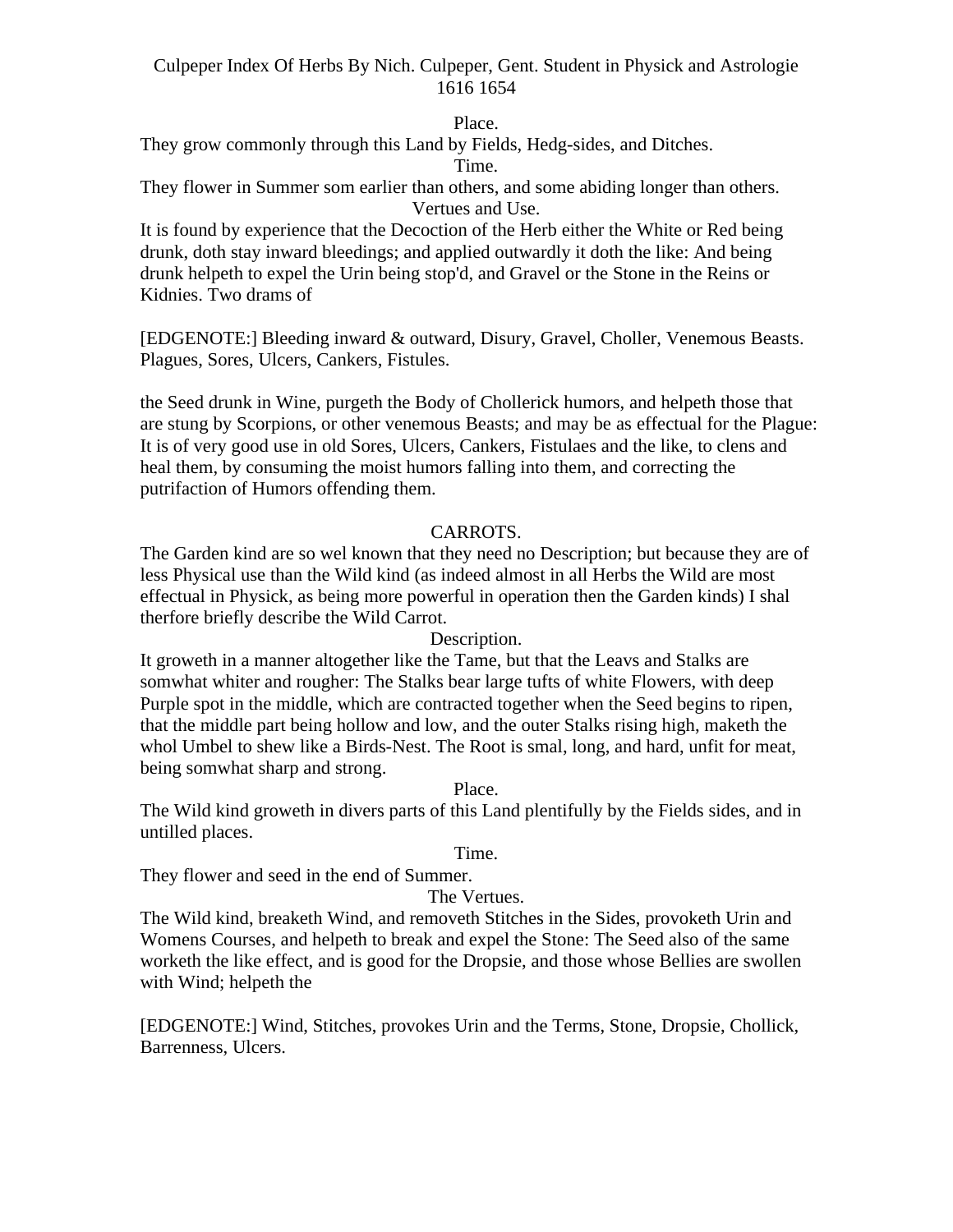Place.

They grow commonly through this Land by Fields, Hedg-sides, and Ditches.

Time.

They flower in Summer som earlier than others, and some abiding longer than others.

Vertues and Use.

It is found by experience that the Decoction of the Herb either the White or Red being drunk, doth stay inward bleedings; and applied outwardly it doth the like: And being drunk helpeth to expel the Urin being stop'd, and Gravel or the Stone in the Reins or Kidnies. Two drams of

[EDGENOTE:] Bleeding inward & outward, Disury, Gravel, Choller, Venemous Beasts. Plagues, Sores, Ulcers, Cankers, Fistules.

the Seed drunk in Wine, purgeth the Body of Chollerick humors, and helpeth those that are stung by Scorpions, or other venemous Beasts; and may be as effectual for the Plague: It is of very good use in old Sores, Ulcers, Cankers, Fistulaes and the like, to clens and heal them, by consuming the moist humors falling into them, and correcting the putrifaction of Humors offending them.

## CARROTS.

The Garden kind are so wel known that they need no Description; but because they are of less Physical use than the Wild kind (as indeed almost in all Herbs the Wild are most effectual in Physick, as being more powerful in operation then the Garden kinds) I shal therfore briefly describe the Wild Carrot.

Description.

It groweth in a manner altogether like the Tame, but that the Leavs and Stalks are somwhat whiter and rougher: The Stalks bear large tufts of white Flowers, with deep Purple spot in the middle, which are contracted together when the Seed begins to ripen, that the middle part being hollow and low, and the outer Stalks rising high, maketh the whol Umbel to shew like a Birds-Nest. The Root is smal, long, and hard, unfit for meat, being somwhat sharp and strong.

Place.

The Wild kind groweth in divers parts of this Land plentifully by the Fields sides, and in untilled places.

Time.

They flower and seed in the end of Summer.

The Vertues.

The Wild kind, breaketh Wind, and removeth Stitches in the Sides, provoketh Urin and Womens Courses, and helpeth to break and expel the Stone: The Seed also of the same worketh the like effect, and is good for the Dropsie, and those whose Bellies are swollen with Wind; helpeth the

[EDGENOTE:] Wind, Stitches, provokes Urin and the Terms, Stone, Dropsie, Chollick, Barrenness, Ulcers.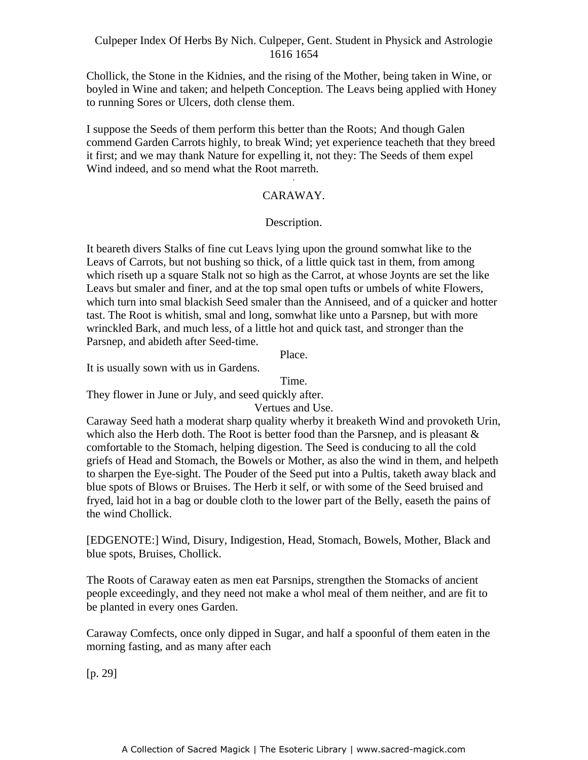Chollick, the Stone in the Kidnies, and the rising of the Mother, being taken in Wine, or boyled in Wine and taken; and helpeth Conception. The Leavs being applied with Honey to running Sores or Ulcers, doth clense them.

I suppose the Seeds of them perform this better than the Roots; And though Galen commend Garden Carrots highly, to break Wind; yet experience teacheth that they breed it first; and we may thank Nature for expelling it, not they: The Seeds of them expel Wind indeed, and so mend what the Root marreth.

## CARAWAY.

### Description.

It beareth divers Stalks of fine cut Leavs lying upon the ground somwhat like to the Leavs of Carrots, but not bushing so thick, of a little quick tast in them, from among which riseth up a square Stalk not so high as the Carrot, at whose Joynts are set the like Leavs but smaler and finer, and at the top smal open tufts or umbels of white Flowers, which turn into smal blackish Seed smaler than the Anniseed, and of a quicker and hotter tast. The Root is whitish, smal and long, somwhat like unto a Parsnep, but with more wrinckled Bark, and much less, of a little hot and quick tast, and stronger than the Parsnep, and abideth after Seed-time.

### Place.

It is usually sown with us in Gardens.

### Time.

They flower in June or July, and seed quickly after.

### Vertues and Use.

Caraway Seed hath a moderat sharp quality wherby it breaketh Wind and provoketh Urin, which also the Herb doth. The Root is better food than the Parsnep, and is pleasant & comfortable to the Stomach, helping digestion. The Seed is conducing to all the cold griefs of Head and Stomach, the Bowels or Mother, as also the wind in them, and helpeth to sharpen the Eye-sight. The Pouder of the Seed put into a Pultis, taketh away black and blue spots of Blows or Bruises. The Herb it self, or with some of the Seed bruised and fryed, laid hot in a bag or double cloth to the lower part of the Belly, easeth the pains of the wind Chollick.

[EDGENOTE:] Wind, Disury, Indigestion, Head, Stomach, Bowels, Mother, Black and blue spots, Bruises, Chollick.

The Roots of Caraway eaten as men eat Parsnips, strengthen the Stomacks of ancient people exceedingly, and they need not make a whol meal of them neither, and are fit to be planted in every ones Garden.

Caraway Comfects, once only dipped in Sugar, and half a spoonful of them eaten in the morning fasting, and as many after each

[p. 29]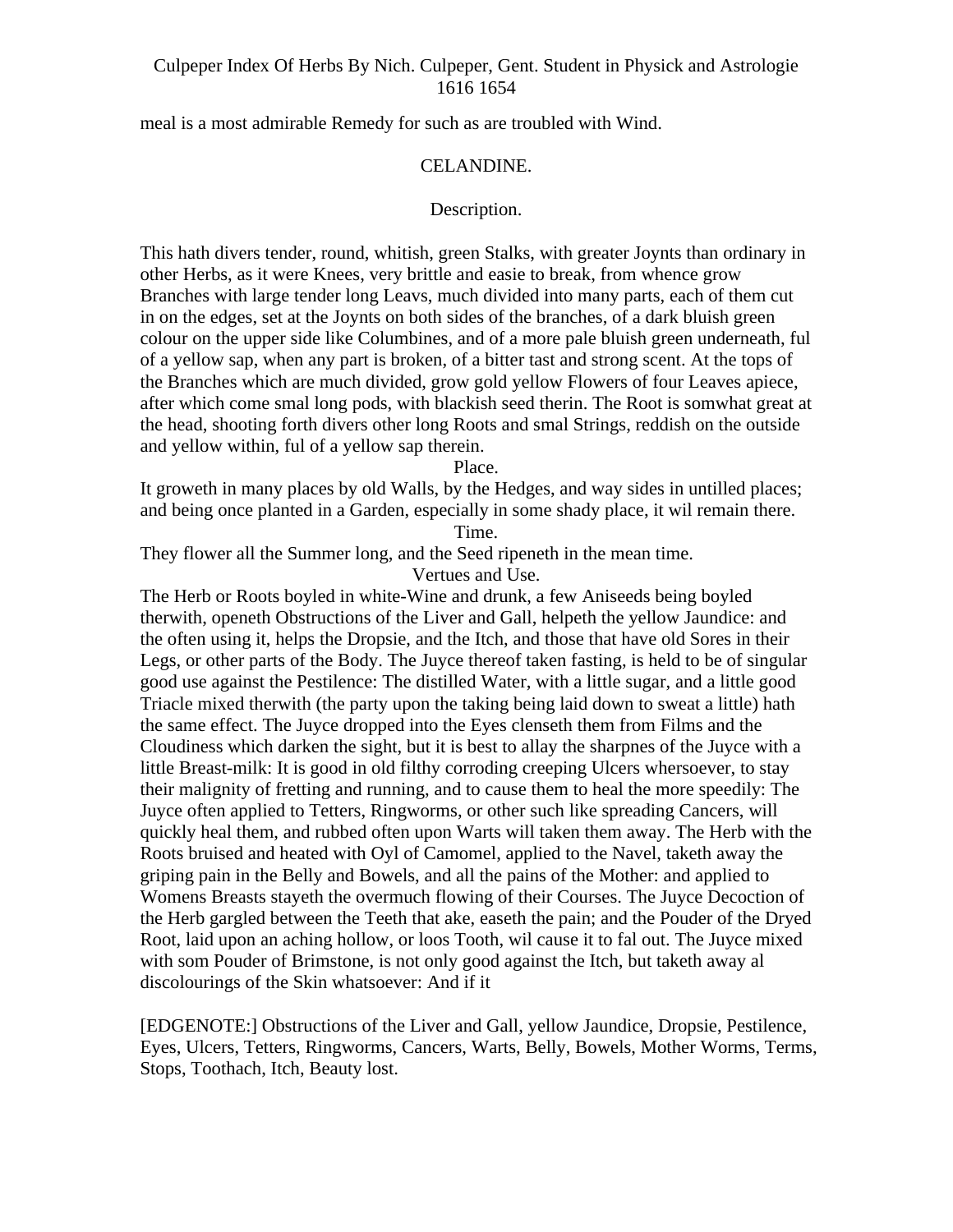meal is a most admirable Remedy for such as are troubled with Wind.

## CELANDINE.

### Description.

This hath divers tender, round, whitish, green Stalks, with greater Joynts than ordinary in other Herbs, as it were Knees, very brittle and easie to break, from whence grow Branches with large tender long Leavs, much divided into many parts, each of them cut in on the edges, set at the Joynts on both sides of the branches, of a dark bluish green colour on the upper side like Columbines, and of a more pale bluish green underneath, ful of a yellow sap, when any part is broken, of a bitter tast and strong scent. At the tops of the Branches which are much divided, grow gold yellow Flowers of four Leaves apiece, after which come smal long pods, with blackish seed therin. The Root is somwhat great at the head, shooting forth divers other long Roots and smal Strings, reddish on the outside and yellow within, ful of a yellow sap therein.

### Place.

It groweth in many places by old Walls, by the Hedges, and way sides in untilled places; and being once planted in a Garden, especially in some shady place, it wil remain there.

### Time.

They flower all the Summer long, and the Seed ripeneth in the mean time.

### Vertues and Use.

The Herb or Roots boyled in white-Wine and drunk, a few Aniseeds being boyled therwith, openeth Obstructions of the Liver and Gall, helpeth the yellow Jaundice: and the often using it, helps the Dropsie, and the Itch, and those that have old Sores in their Legs, or other parts of the Body. The Juyce thereof taken fasting, is held to be of singular good use against the Pestilence: The distilled Water, with a little sugar, and a little good Triacle mixed therwith (the party upon the taking being laid down to sweat a little) hath the same effect. The Juyce dropped into the Eyes clenseth them from Films and the Cloudiness which darken the sight, but it is best to allay the sharpnes of the Juyce with a little Breast-milk: It is good in old filthy corroding creeping Ulcers whersoever, to stay their malignity of fretting and running, and to cause them to heal the more speedily: The Juyce often applied to Tetters, Ringworms, or other such like spreading Cancers, will quickly heal them, and rubbed often upon Warts will taken them away. The Herb with the Roots bruised and heated with Oyl of Camomel, applied to the Navel, taketh away the griping pain in the Belly and Bowels, and all the pains of the Mother: and applied to Womens Breasts stayeth the overmuch flowing of their Courses. The Juyce Decoction of the Herb gargled between the Teeth that ake, easeth the pain; and the Pouder of the Dryed Root, laid upon an aching hollow, or loos Tooth, wil cause it to fal out. The Juyce mixed with som Pouder of Brimstone, is not only good against the Itch, but taketh away al discolourings of the Skin whatsoever: And if it

[EDGENOTE:] Obstructions of the Liver and Gall, yellow Jaundice, Dropsie, Pestilence, Eyes, Ulcers, Tetters, Ringworms, Cancers, Warts, Belly, Bowels, Mother Worms, Terms, Stops, Toothach, Itch, Beauty lost.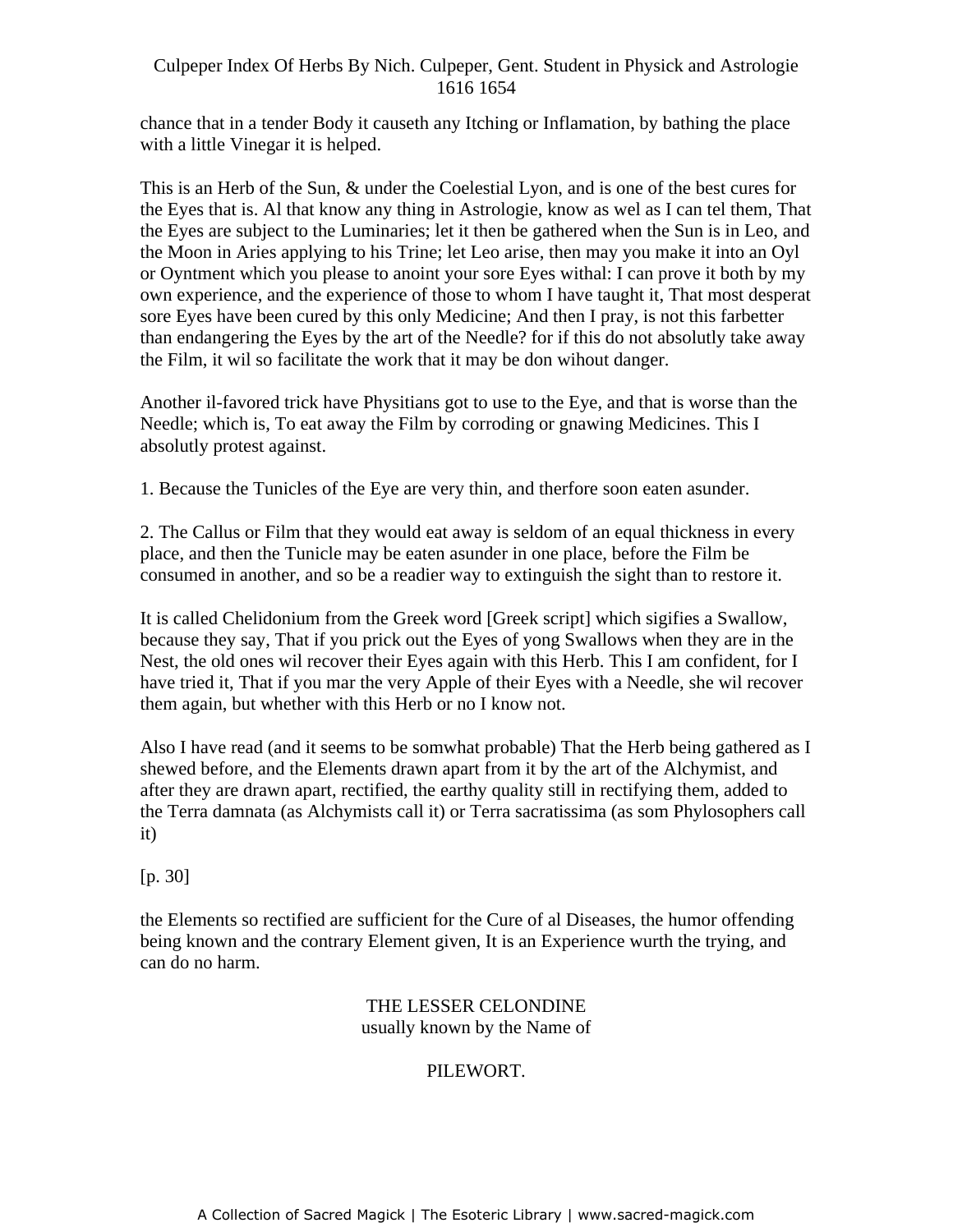chance that in a tender Body it causeth any Itching or Inflamation, by bathing the place with a little Vinegar it is helped.

This is an Herb of the Sun, & under the Coelestial Lyon, and is one of the best cures for the Eyes that is. Al that know any thing in Astrologie, know as wel as I can tel them, That the Eyes are subject to the Luminaries; let it then be gathered when the Sun is in Leo, and the Moon in Aries applying to his Trine; let Leo arise, then may you make it into an Oyl or Oyntment which you please to anoint your sore Eyes withal: I can prove it both by my own experience, and the experience of those to whom I have taught it, That most desperat sore Eyes have been cured by this only Medicine; And then I pray, is not this farbetter than endangering the Eyes by the art of the Needle? for if this do not absolutly take away the Film, it wil so facilitate the work that it may be don wihout danger.

Another il-favored trick have Physitians got to use to the Eye, and that is worse than the Needle; which is, To eat away the Film by corroding or gnawing Medicines. This I absolutly protest against.

1. Because the Tunicles of the Eye are very thin, and therfore soon eaten asunder.

2. The Callus or Film that they would eat away is seldom of an equal thickness in every place, and then the Tunicle may be eaten asunder in one place, before the Film be consumed in another, and so be a readier way to extinguish the sight than to restore it.

It is called Chelidonium from the Greek word [Greek script] which sigifies a Swallow, because they say, That if you prick out the Eyes of yong Swallows when they are in the Nest, the old ones wil recover their Eyes again with this Herb. This I am confident, for I have tried it, That if you mar the very Apple of their Eyes with a Needle, she wil recover them again, but whether with this Herb or no I know not.

Also I have read (and it seems to be somwhat probable) That the Herb being gathered as I shewed before, and the Elements drawn apart from it by the art of the Alchymist, and after they are drawn apart, rectified, the earthy quality still in rectifying them, added to the Terra damnata (as Alchymists call it) or Terra sacratissima (as som Phylosophers call it)

[p. 30]

the Elements so rectified are sufficient for the Cure of al Diseases, the humor offending being known and the contrary Element given, It is an Experience wurth the trying, and can do no harm.

## THE LESSER CELONDINE
usually known by the Name of

## PILEWORT.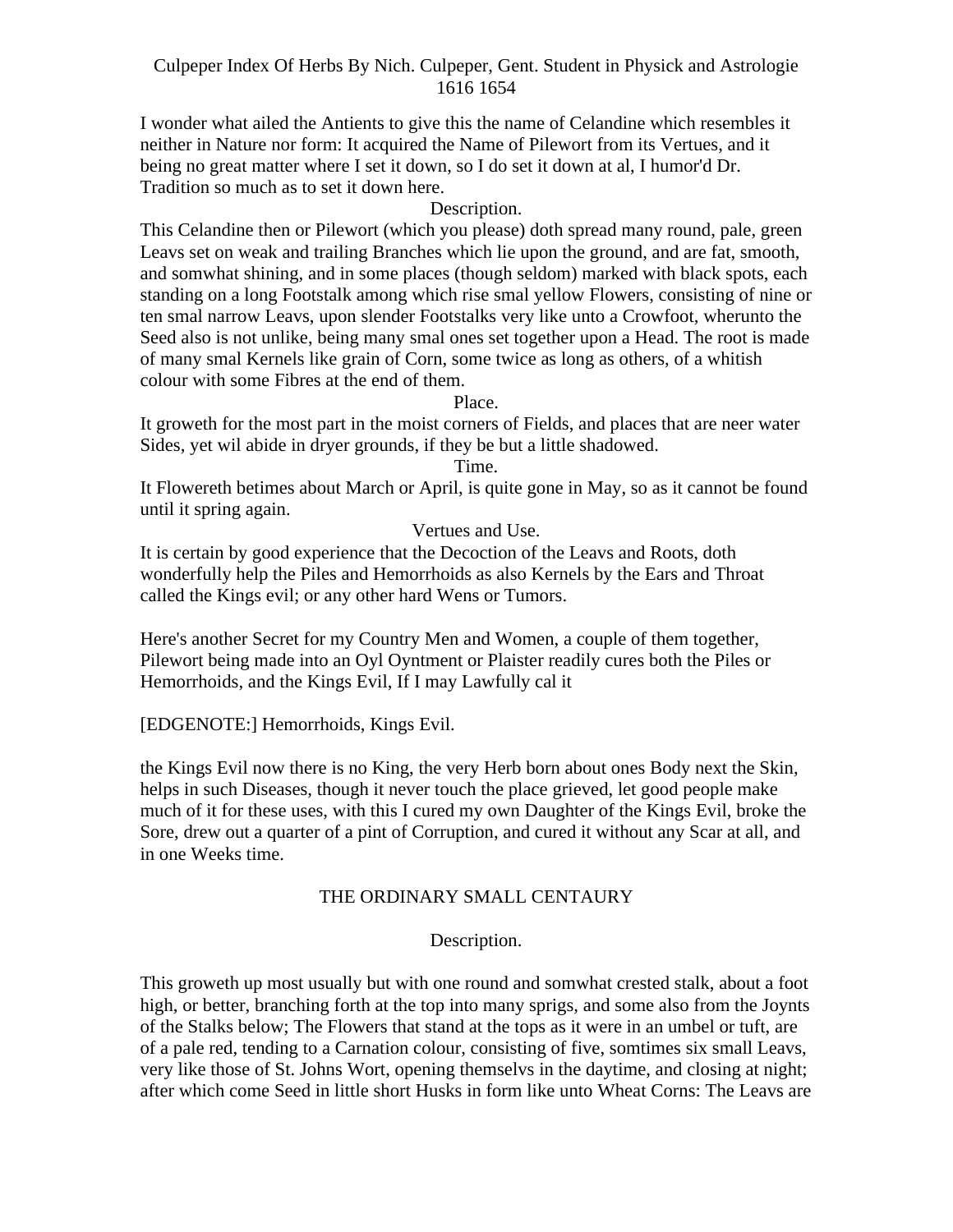I wonder what ailed the Antients to give this the name of Celandine which resembles it neither in Nature nor form: It acquired the Name of Pilewort from its Vertues, and it being no great matter where I set it down, so I do set it down at al, I humor'd Dr. Tradition so much as to set it down here.

Description.

This Celandine then or Pilewort (which you please) doth spread many round, pale, green Leavs set on weak and trailing Branches which lie upon the ground, and are fat, smooth, and somwhat shining, and in some places (though seldom) marked with black spots, each standing on a long Footstalk among which rise smal yellow Flowers, consisting of nine or ten smal narrow Leavs, upon slender Footstalks very like unto a Crowfoot, wherunto the Seed also is not unlike, being many smal ones set together upon a Head. The root is made of many smal Kernels like grain of Corn, some twice as long as others, of a whitish colour with some Fibres at the end of them.

Place.

It groweth for the most part in the moist corners of Fields, and places that are neer water Sides, yet wil abide in dryer grounds, if they be but a little shadowed.

Time.

It Flowereth betimes about March or April, is quite gone in May, so as it cannot be found until it spring again.

Vertues and Use.

It is certain by good experience that the Decoction of the Leavs and Roots, doth wonderfully help the Piles and Hemorrhoids as also Kernels by the Ears and Throat called the Kings evil; or any other hard Wens or Tumors.

Here's another Secret for my Country Men and Women, a couple of them together, Pilewort being made into an Oyl Oyntment or Plaister readily cures both the Piles or Hemorrhoids, and the Kings Evil, If I may Lawfully cal it

[EDGENOTE:] Hemorrhoids, Kings Evil.

the Kings Evil now there is no King, the very Herb born about ones Body next the Skin, helps in such Diseases, though it never touch the place grieved, let good people make much of it for these uses, with this I cured my own Daughter of the Kings Evil, broke the Sore, drew out a quarter of a pint of Corruption, and cured it without any Scar at all, and in one Weeks time.

## THE ORDINARY SMALL CENTAURY

Description.

This groweth up most usually but with one round and somwhat crested stalk, about a foot high, or better, branching forth at the top into many sprigs, and some also from the Joynts of the Stalks below; The Flowers that stand at the tops as it were in an umbel or tuft, are of a pale red, tending to a Carnation colour, consisting of five, somtimes six small Leavs, very like those of St. Johns Wort, opening themselvs in the daytime, and closing at night; after which come Seed in little short Husks in form like unto Wheat Corns: The Leavs are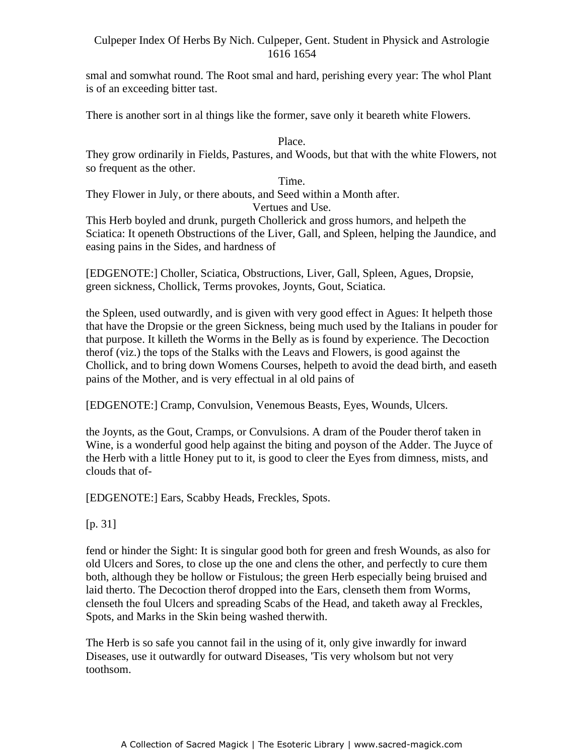smal and somwhat round. The Root smal and hard, perishing every year: The whol Plant is of an exceeding bitter tast.

There is another sort in al things like the former, save only it beareth white Flowers.

Place.

They grow ordinarily in Fields, Pastures, and Woods, but that with the white Flowers, not so frequent as the other.

Time.

They Flower in July, or there abouts, and Seed within a Month after.

Vertues and Use.

This Herb boyled and drunk, purgeth Chollerick and gross humors, and helpeth the Sciatica: It openeth Obstructions of the Liver, Gall, and Spleen, helping the Jaundice, and easing pains in the Sides, and hardness of

[EDGENOTE:] Choller, Sciatica, Obstructions, Liver, Gall, Spleen, Agues, Dropsie, green sickness, Chollick, Terms provokes, Joynts, Gout, Sciatica.

the Spleen, used outwardly, and is given with very good effect in Agues: It helpeth those that have the Dropsie or the green Sickness, being much used by the Italians in pouder for that purpose. It killeth the Worms in the Belly as is found by experience. The Decoction therof (viz.) the tops of the Stalks with the Leavs and Flowers, is good against the Chollick, and to bring down Womens Courses, helpeth to avoid the dead birth, and easeth pains of the Mother, and is very effectual in al old pains of

[EDGENOTE:] Cramp, Convulsion, Venemous Beasts, Eyes, Wounds, Ulcers.

the Joynts, as the Gout, Cramps, or Convulsions. A dram of the Pouder therof taken in Wine, is a wonderful good help against the biting and poyson of the Adder. The Juyce of the Herb with a little Honey put to it, is good to cleer the Eyes from dimness, mists, and clouds that of-

[EDGENOTE:] Ears, Scabby Heads, Freckles, Spots.

[p. 31]

fend or hinder the Sight: It is singular good both for green and fresh Wounds, as also for old Ulcers and Sores, to close up the one and clens the other, and perfectly to cure them both, although they be hollow or Fistulous; the green Herb especially being bruised and laid therto. The Decoction therof dropped into the Ears, clenseth them from Worms, clenseth the foul Ulcers and spreading Scabs of the Head, and taketh away al Freckles, Spots, and Marks in the Skin being washed therwith.

The Herb is so safe you cannot fail in the using of it, only give inwardly for inward Diseases, use it outwardly for outward Diseases, 'Tis very wholsom but not very toothsom.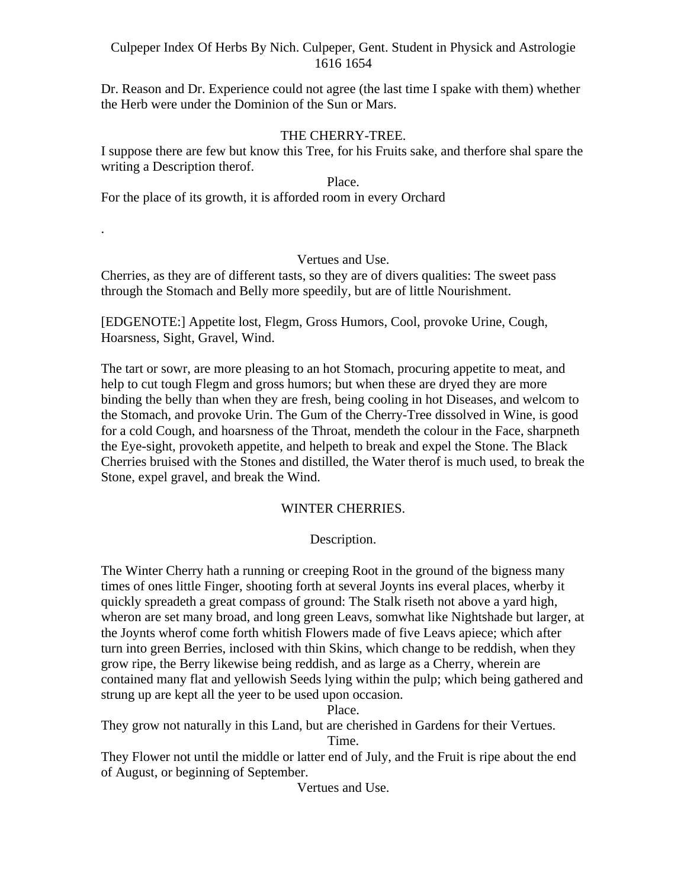Dr. Reason and Dr. Experience could not agree (the last time I spake with them) whether the Herb were under the Dominion of the Sun or Mars.

## THE CHERRY-TREE.

I suppose there are few but know this Tree, for his Fruits sake, and therfore shal spare the writing a Description therof.

### Place.

For the place of its growth, it is afforded room in every Orchard

.

### Vertues and Use.

Cherries, as they are of different tasts, so they are of divers qualities: The sweet pass through the Stomach and Belly more speedily, but are of little Nourishment.

[EDGENOTE:] Appetite lost, Flegm, Gross Humors, Cool, provoke Urine, Cough, Hoarsness, Sight, Gravel, Wind.

The tart or sowr, are more pleasing to an hot Stomach, procuring appetite to meat, and help to cut tough Flegm and gross humors; but when these are dryed they are more binding the belly than when they are fresh, being cooling in hot Diseases, and welcom to the Stomach, and provoke Urin. The Gum of the Cherry-Tree dissolved in Wine, is good for a cold Cough, and hoarsness of the Throat, mendeth the colour in the Face, sharpneth the Eye-sight, provoketh appetite, and helpeth to break and expel the Stone. The Black Cherries bruised with the Stones and distilled, the Water therof is much used, to break the Stone, expel gravel, and break the Wind.

## WINTER CHERRIES.

### Description.

The Winter Cherry hath a running or creeping Root in the ground of the bigness many times of ones little Finger, shooting forth at several Joynts ins everal places, wherby it quickly spreadeth a great compass of ground: The Stalk riseth not above a yard high, wheron are set many broad, and long green Leavs, somwhat like Nightshade but larger, at the Joynts wherof come forth whitish Flowers made of five Leavs apiece; which after turn into green Berries, inclosed with thin Skins, which change to be reddish, when they grow ripe, the Berry likewise being reddish, and as large as a Cherry, wherein are contained many flat and yellowish Seeds lying within the pulp; which being gathered and strung up are kept all the yeer to be used upon occasion.

### Place.

They grow not naturally in this Land, but are cherished in Gardens for their Vertues.

### Time.

They Flower not until the middle or latter end of July, and the Fruit is ripe about the end of August, or beginning of September.

### Vertues and Use.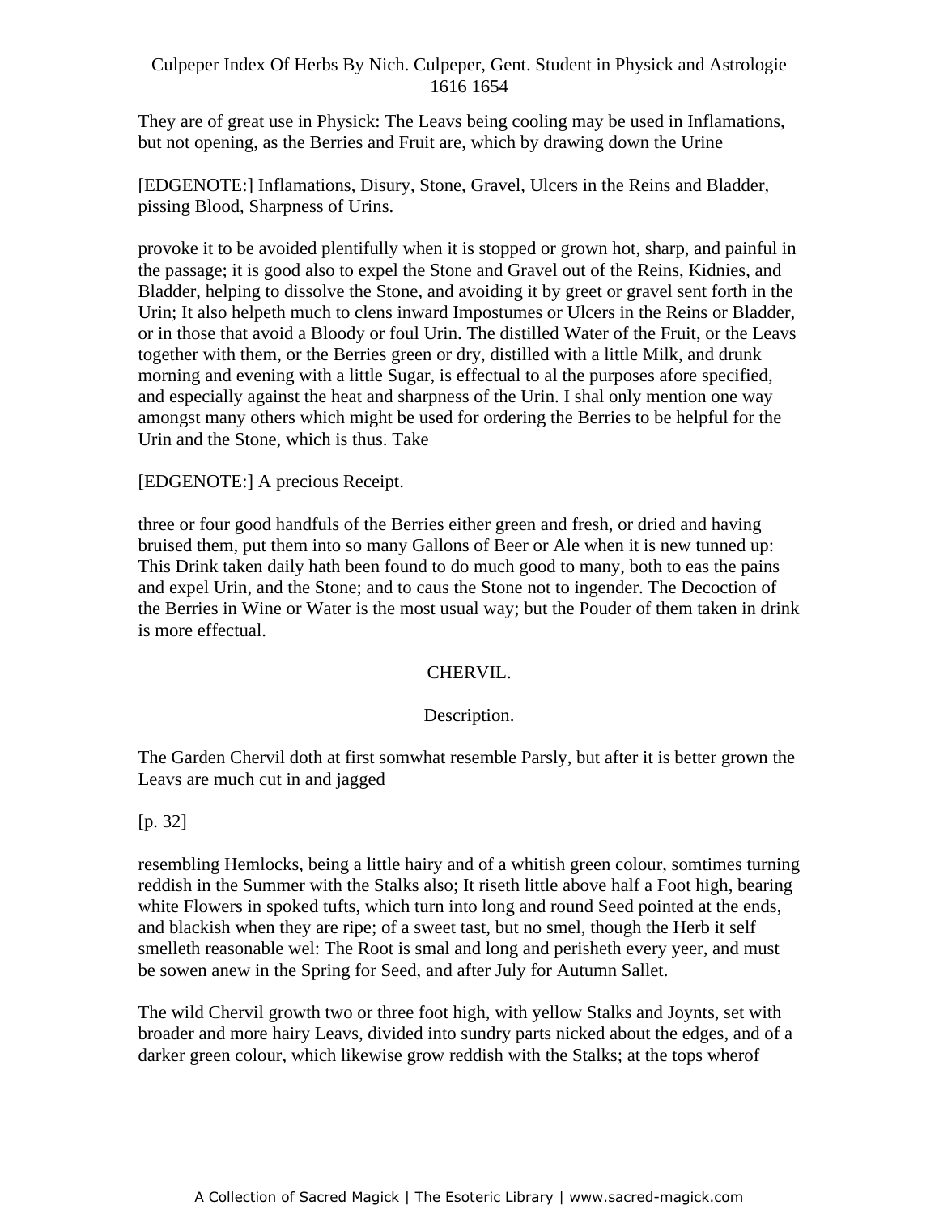They are of great use in Physick: The Leavs being cooling may be used in Inflamations, but not opening, as the Berries and Fruit are, which by drawing down the Urine

[EDGENOTE:] Inflamations, Disury, Stone, Gravel, Ulcers in the Reins and Bladder, pissing Blood, Sharpness of Urins.

provoke it to be avoided plentifully when it is stopped or grown hot, sharp, and painful in the passage; it is good also to expel the Stone and Gravel out of the Reins, Kidnies, and Bladder, helping to dissolve the Stone, and avoiding it by greet or gravel sent forth in the Urin; It also helpeth much to clens inward Impostumes or Ulcers in the Reins or Bladder, or in those that avoid a Bloody or foul Urin. The distilled Water of the Fruit, or the Leavs together with them, or the Berries green or dry, distilled with a little Milk, and drunk morning and evening with a little Sugar, is effectual to al the purposes afore specified, and especially against the heat and sharpness of the Urin. I shal only mention one way amongst many others which might be used for ordering the Berries to be helpful for the Urin and the Stone, which is thus. Take

[EDGENOTE:] A precious Receipt.

three or four good handfuls of the Berries either green and fresh, or dried and having bruised them, put them into so many Gallons of Beer or Ale when it is new tunned up: This Drink taken daily hath been found to do much good to many, both to eas the pains and expel Urin, and the Stone; and to caus the Stone not to ingender. The Decoction of the Berries in Wine or Water is the most usual way; but the Pouder of them taken in drink is more effectual.

## CHERVIL.

### Description.

The Garden Chervil doth at first somwhat resemble Parsly, but after it is better grown the Leavs are much cut in and jagged

[p. 32]

resembling Hemlocks, being a little hairy and of a whitish green colour, somtimes turning reddish in the Summer with the Stalks also; It riseth little above half a Foot high, bearing white Flowers in spoked tufts, which turn into long and round Seed pointed at the ends, and blackish when they are ripe; of a sweet tast, but no smel, though the Herb it self smelleth reasonable wel: The Root is smal and long and perisheth every yeer, and must be sowen anew in the Spring for Seed, and after July for Autumn Sallet.

The wild Chervil growth two or three foot high, with yellow Stalks and Joynts, set with broader and more hairy Leavs, divided into sundry parts nicked about the edges, and of a darker green colour, which likewise grow reddish with the Stalks; at the tops wherof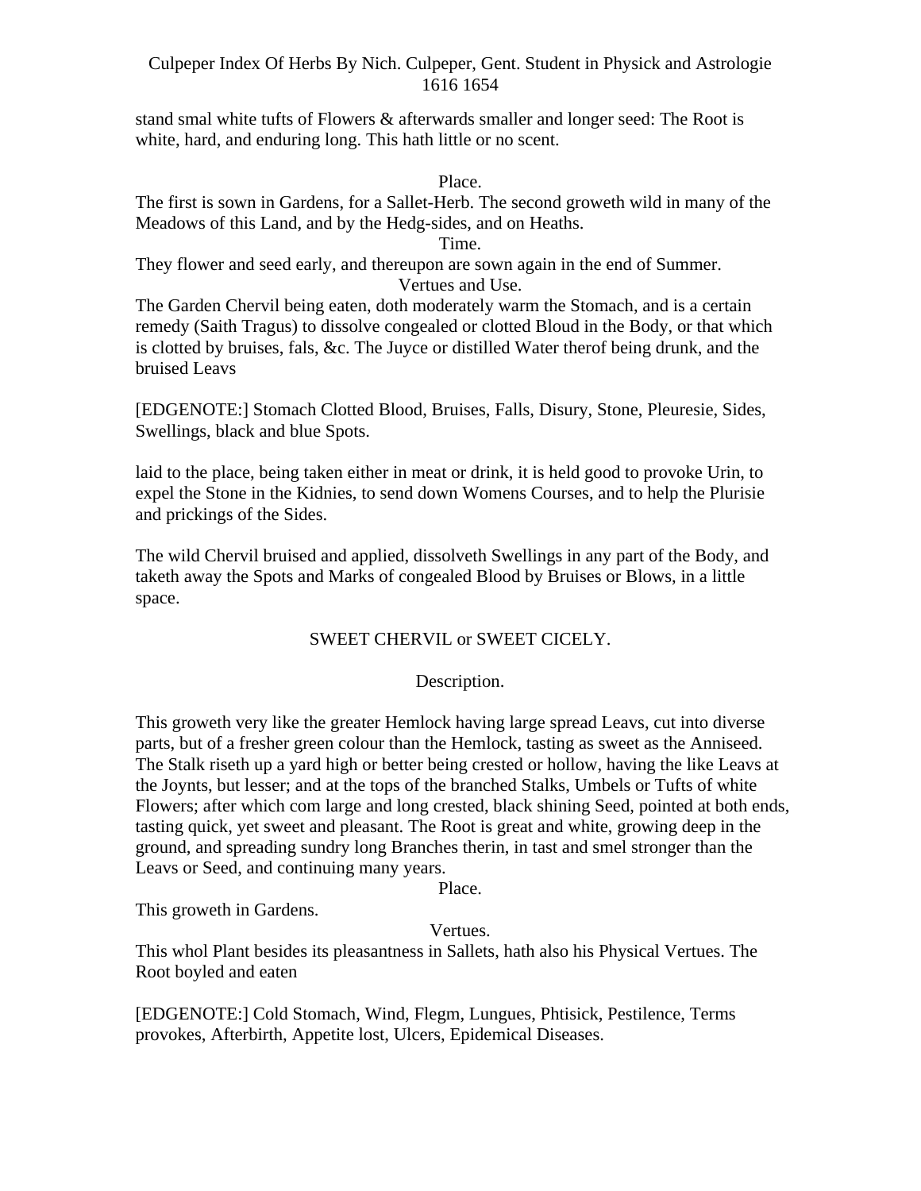stand smal white tufts of Flowers & afterwards smaller and longer seed: The Root is white, hard, and enduring long. This hath little or no scent.

Place.

The first is sown in Gardens, for a Sallet-Herb. The second groweth wild in many of the Meadows of this Land, and by the Hedg-sides, and on Heaths.

Time.

They flower and seed early, and thereupon are sown again in the end of Summer.

Vertues and Use.

The Garden Chervil being eaten, doth moderately warm the Stomach, and is a certain remedy (Saith Tragus) to dissolve congealed or clotted Bloud in the Body, or that which is clotted by bruises, fals, &c. The Juyce or distilled Water therof being drunk, and the bruised Leavs

[EDGENOTE:] Stomach Clotted Blood, Bruises, Falls, Disury, Stone, Pleuresie, Sides, Swellings, black and blue Spots.

laid to the place, being taken either in meat or drink, it is held good to provoke Urin, to expel the Stone in the Kidnies, to send down Womens Courses, and to help the Plurisie and prickings of the Sides.

The wild Chervil bruised and applied, dissolveth Swellings in any part of the Body, and taketh away the Spots and Marks of congealed Blood by Bruises or Blows, in a little space.

## SWEET CHERVIL or SWEET CICELY.

Description.

This groweth very like the greater Hemlock having large spread Leavs, cut into diverse parts, but of a fresher green colour than the Hemlock, tasting as sweet as the Anniseed. The Stalk riseth up a yard high or better being crested or hollow, having the like Leavs at the Joynts, but lesser; and at the tops of the branched Stalks, Umbels or Tufts of white Flowers; after which com large and long crested, black shining Seed, pointed at both ends, tasting quick, yet sweet and pleasant. The Root is great and white, growing deep in the ground, and spreading sundry long Branches therin, in tast and smel stronger than the Leavs or Seed, and continuing many years.

Place.

This groweth in Gardens.

Vertues.

This whol Plant besides its pleasantness in Sallets, hath also his Physical Vertues. The Root boyled and eaten

[EDGENOTE:] Cold Stomach, Wind, Flegm, Lungues, Phtisick, Pestilence, Terms provokes, Afterbirth, Appetite lost, Ulcers, Epidemical Diseases.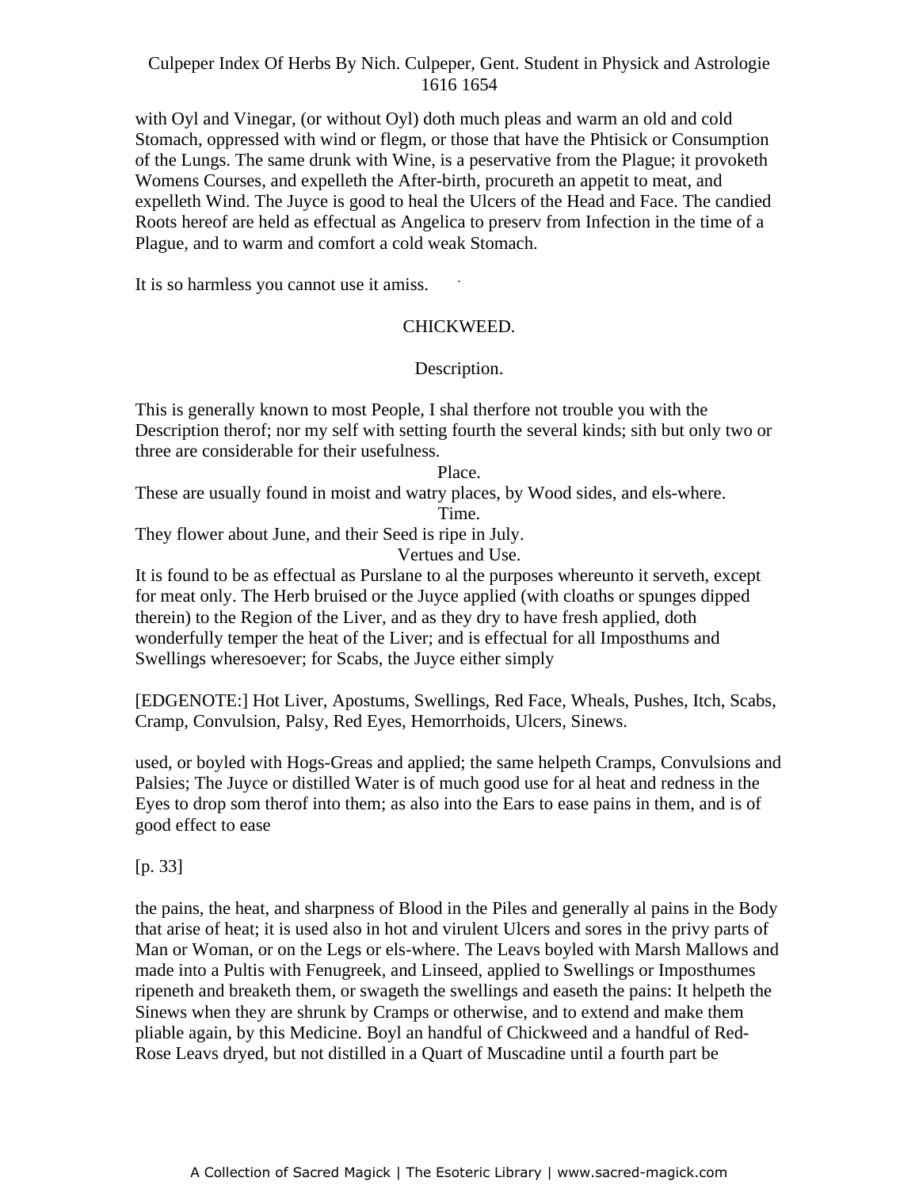with Oyl and Vinegar, (or without Oyl) doth much pleas and warm an old and cold Stomach, oppressed with wind or flegm, or those that have the Phtisick or Consumption of the Lungs. The same drunk with Wine, is a peservative from the Plague; it provoketh Womens Courses, and expelleth the After-birth, procureth an appetit to meat, and expelleth Wind. The Juyce is good to heal the Ulcers of the Head and Face. The candied Roots hereof are held as effectual as Angelica to preserv from Infection in the time of a Plague, and to warm and comfort a cold weak Stomach.

It is so harmless you cannot use it amiss.

## CHICKWEED.

### Description.

This is generally known to most People, I shal therfore not trouble you with the Description therof; nor my self with setting fourth the several kinds; sith but only two or three are considerable for their usefulness.

### Place.

These are usually found in moist and watry places, by Wood sides, and els-where.

### Time.

They flower about June, and their Seed is ripe in July.

### Vertues and Use.

It is found to be as effectual as Purslane to al the purposes whereunto it serveth, except for meat only. The Herb bruised or the Juyce applied (with cloaths or spunges dipped therein) to the Region of the Liver, and as they dry to have fresh applied, doth wonderfully temper the heat of the Liver; and is effectual for all Imposthums and Swellings wheresoever; for Scabs, the Juyce either simply

[EDGENOTE:] Hot Liver, Apostums, Swellings, Red Face, Wheals, Pushes, Itch, Scabs, Cramp, Convulsion, Palsy, Red Eyes, Hemorrhoids, Ulcers, Sinews.

used, or boyled with Hogs-Greas and applied; the same helpeth Cramps, Convulsions and Palsies; The Juyce or distilled Water is of much good use for al heat and redness in the Eyes to drop som therof into them; as also into the Ears to ease pains in them, and is of good effect to ease

[p. 33]

the pains, the heat, and sharpness of Blood in the Piles and generally al pains in the Body that arise of heat; it is used also in hot and virulent Ulcers and sores in the privy parts of Man or Woman, or on the Legs or els-where. The Leavs boyled with Marsh Mallows and made into a Pultis with Fenugreek, and Linseed, applied to Swellings or Imposthumes ripeneth and breaketh them, or swageth the swellings and easeth the pains: It helpeth the Sinews when they are shrunk by Cramps or otherwise, and to extend and make them pliable again, by this Medicine. Boyl an handful of Chickweed and a handful of Red-Rose Leavs dryed, but not distilled in a Quart of Muscadine until a fourth part be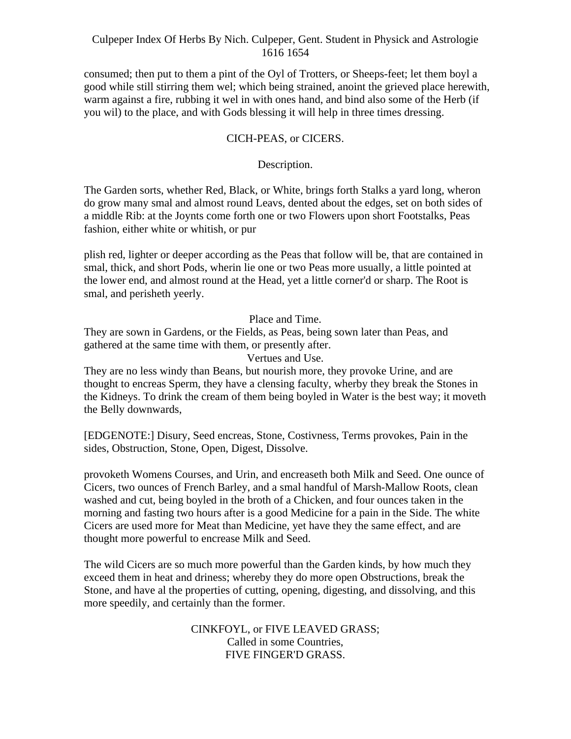consumed; then put to them a pint of the Oyl of Trotters, or Sheeps-feet; let them boyl a good while still stirring them wel; which being strained, anoint the grieved place herewith, warm against a fire, rubbing it wel in with ones hand, and bind also some of the Herb (if you wil) to the place, and with Gods blessing it will help in three times dressing.

## CICH-PEAS, or CICERS.

### Description.

The Garden sorts, whether Red, Black, or White, brings forth Stalks a yard long, wheron do grow many smal and almost round Leavs, dented about the edges, set on both sides of a middle Rib: at the Joynts come forth one or two Flowers upon short Footstalks, Peas fashion, either white or whitish, or pur

plish red, lighter or deeper according as the Peas that follow will be, that are contained in smal, thick, and short Pods, wherin lie one or two Peas more usually, a little pointed at the lower end, and almost round at the Head, yet a little corner'd or sharp. The Root is smal, and perisheth yeerly.

### Place and Time.

They are sown in Gardens, or the Fields, as Peas, being sown later than Peas, and gathered at the same time with them, or presently after.

### Vertues and Use.

They are no less windy than Beans, but nourish more, they provoke Urine, and are thought to encreas Sperm, they have a clensing faculty, wherby they break the Stones in the Kidneys. To drink the cream of them being boyled in Water is the best way; it moveth the Belly downwards,

[EDGENOTE:] Disury, Seed encreas, Stone, Costivness, Terms provokes, Pain in the sides, Obstruction, Stone, Open, Digest, Dissolve.

provoketh Womens Courses, and Urin, and encreaseth both Milk and Seed. One ounce of Cicers, two ounces of French Barley, and a smal handful of Marsh-Mallow Roots, clean washed and cut, being boyled in the broth of a Chicken, and four ounces taken in the morning and fasting two hours after is a good Medicine for a pain in the Side. The white Cicers are used more for Meat than Medicine, yet have they the same effect, and are thought more powerful to encrease Milk and Seed.

The wild Cicers are so much more powerful than the Garden kinds, by how much they exceed them in heat and driness; whereby they do more open Obstructions, break the Stone, and have al the properties of cutting, opening, digesting, and dissolving, and this more speedily, and certainly than the former.

## CINKFOYL, or FIVE LEAVED GRASS; Called in some Countries, FIVE FINGER'D GRASS.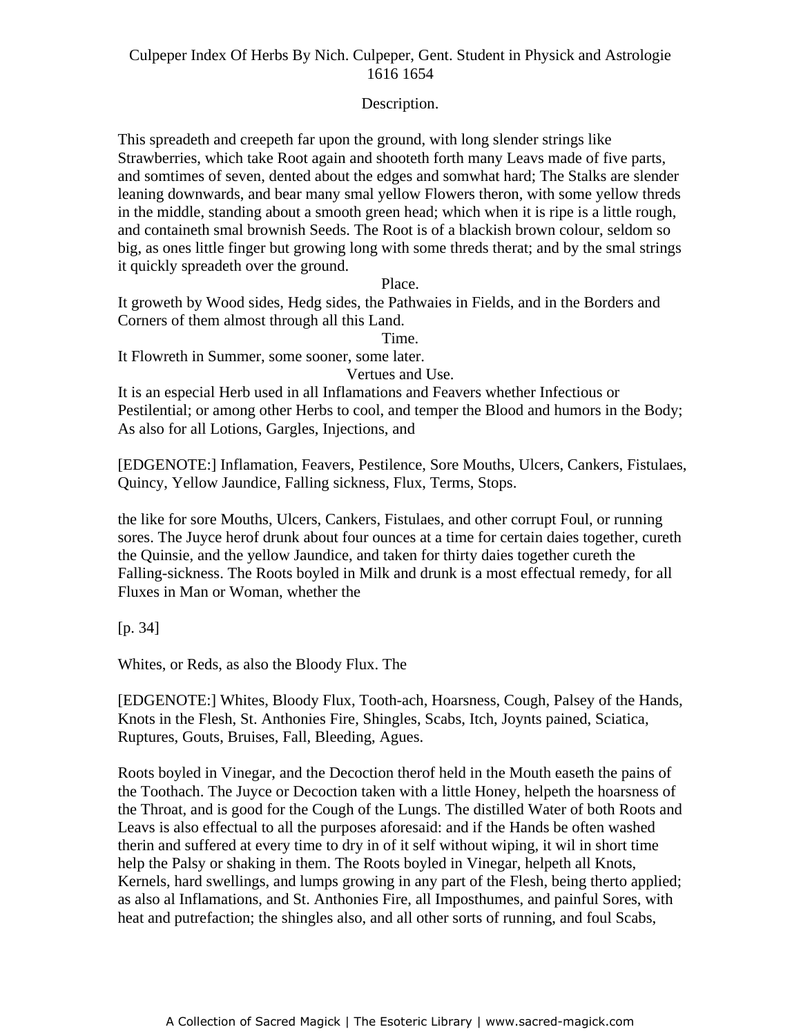Description.

This spreadeth and creepeth far upon the ground, with long slender strings like Strawberries, which take Root again and shooteth forth many Leavs made of five parts, and somtimes of seven, dented about the edges and somwhat hard; The Stalks are slender leaning downwards, and bear many smal yellow Flowers theron, with some yellow threds in the middle, standing about a smooth green head; which when it is ripe is a little rough, and containeth smal brownish Seeds. The Root is of a blackish brown colour, seldom so big, as ones little finger but growing long with some threds therat; and by the smal strings it quickly spreadeth over the ground.

Place.

It groweth by Wood sides, Hedg sides, the Pathwaies in Fields, and in the Borders and Corners of them almost through all this Land.

Time.

It Flowreth in Summer, some sooner, some later.

Vertues and Use.

It is an especial Herb used in all Inflamations and Feavers whether Infectious or Pestilential; or among other Herbs to cool, and temper the Blood and humors in the Body; As also for all Lotions, Gargles, Injections, and

[EDGENOTE:] Inflamation, Feavers, Pestilence, Sore Mouths, Ulcers, Cankers, Fistulaes, Quincy, Yellow Jaundice, Falling sickness, Flux, Terms, Stops.

the like for sore Mouths, Ulcers, Cankers, Fistulaes, and other corrupt Foul, or running sores. The Juyce herof drunk about four ounces at a time for certain daies together, cureth the Quinsie, and the yellow Jaundice, and taken for thirty daies together cureth the Falling-sickness. The Roots boyled in Milk and drunk is a most effectual remedy, for all Fluxes in Man or Woman, whether the

[p. 34]

Whites, or Reds, as also the Bloody Flux. The

[EDGENOTE:] Whites, Bloody Flux, Tooth-ach, Hoarsness, Cough, Palsey of the Hands, Knots in the Flesh, St. Anthonies Fire, Shingles, Scabs, Itch, Joynts pained, Sciatica, Ruptures, Gouts, Bruises, Fall, Bleeding, Agues.

Roots boyled in Vinegar, and the Decoction therof held in the Mouth easeth the pains of the Toothach. The Juyce or Decoction taken with a little Honey, helpeth the hoarsness of the Throat, and is good for the Cough of the Lungs. The distilled Water of both Roots and Leavs is also effectual to all the purposes aforesaid: and if the Hands be often washed therin and suffered at every time to dry in of it self without wiping, it wil in short time help the Palsy or shaking in them. The Roots boyled in Vinegar, helpeth all Knots, Kernels, hard swellings, and lumps growing in any part of the Flesh, being therto applied; as also al Inflamations, and St. Anthonies Fire, all Imposthumes, and painful Sores, with heat and putrefaction; the shingles also, and all other sorts of running, and foul Scabs,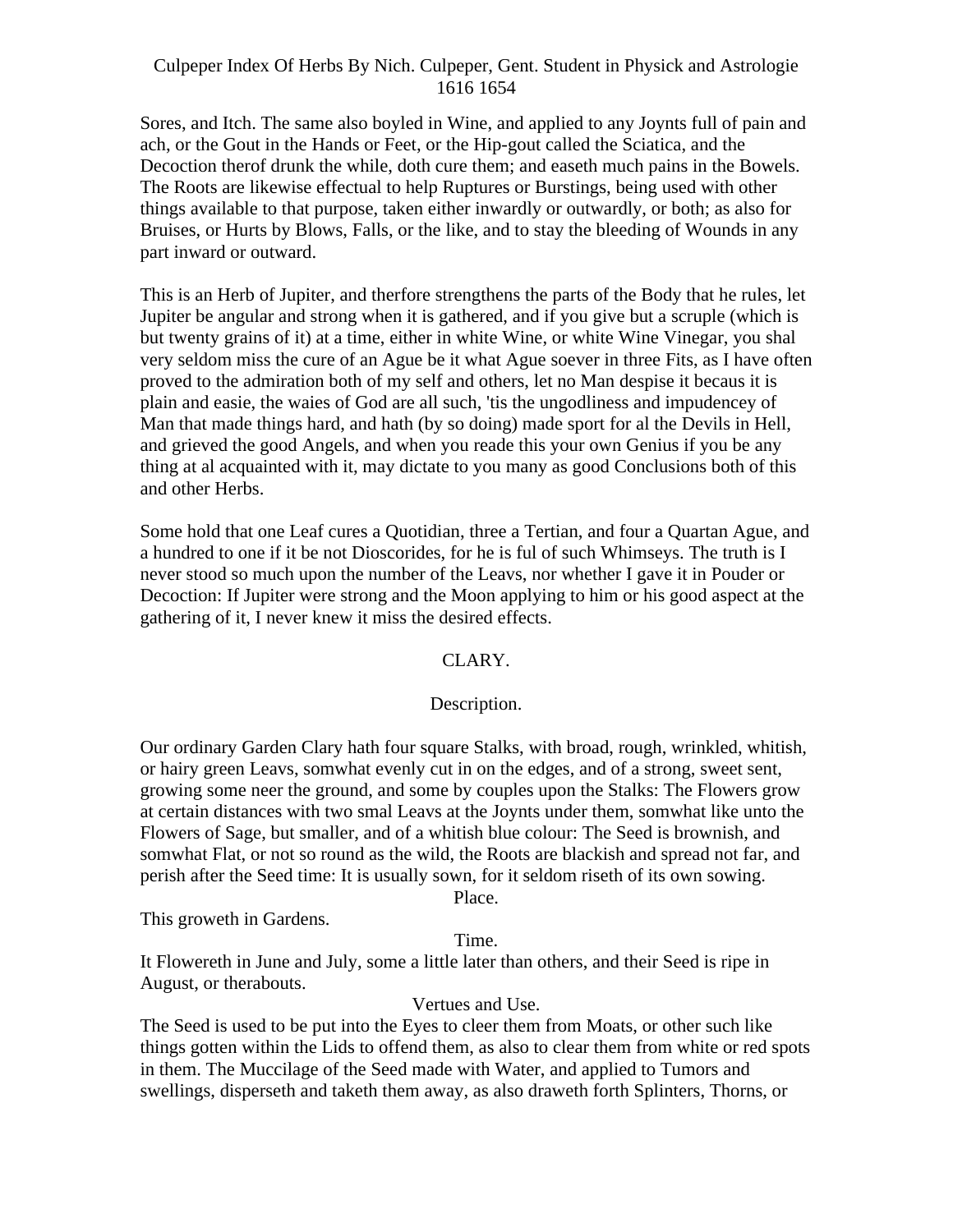Sores, and Itch. The same also boyled in Wine, and applied to any Joynts full of pain and ach, or the Gout in the Hands or Feet, or the Hip-gout called the Sciatica, and the Decoction therof drunk the while, doth cure them; and easeth much pains in the Bowels. The Roots are likewise effectual to help Ruptures or Burstings, being used with other things available to that purpose, taken either inwardly or outwardly, or both; as also for Bruises, or Hurts by Blows, Falls, or the like, and to stay the bleeding of Wounds in any part inward or outward.

This is an Herb of Jupiter, and therfore strengthens the parts of the Body that he rules, let Jupiter be angular and strong when it is gathered, and if you give but a scruple (which is but twenty grains of it) at a time, either in white Wine, or white Wine Vinegar, you shal very seldom miss the cure of an Ague be it what Ague soever in three Fits, as I have often proved to the admiration both of my self and others, let no Man despise it becaus it is plain and easie, the waies of God are all such, 'tis the ungodliness and impudencey of Man that made things hard, and hath (by so doing) made sport for al the Devils in Hell, and grieved the good Angels, and when you reade this your own Genius if you be any thing at al acquainted with it, may dictate to you many as good Conclusions both of this and other Herbs.

Some hold that one Leaf cures a Quotidian, three a Tertian, and four a Quartan Ague, and a hundred to one if it be not Dioscorides, for he is ful of such Whimseys. The truth is I never stood so much upon the number of the Leavs, nor whether I gave it in Pouder or Decoction: If Jupiter were strong and the Moon applying to him or his good aspect at the gathering of it, I never knew it miss the desired effects.

## CLARY.

### Description.

Our ordinary Garden Clary hath four square Stalks, with broad, rough, wrinkled, whitish, or hairy green Leavs, somwhat evenly cut in on the edges, and of a strong, sweet sent, growing some neer the ground, and some by couples upon the Stalks: The Flowers grow at certain distances with two smal Leavs at the Joynts under them, somwhat like unto the Flowers of Sage, but smaller, and of a whitish blue colour: The Seed is brownish, and somwhat Flat, or not so round as the wild, the Roots are blackish and spread not far, and perish after the Seed time: It is usually sown, for it seldom riseth of its own sowing.

### Place.

This groweth in Gardens.

### Time.

It Flowereth in June and July, some a little later than others, and their Seed is ripe in August, or therabouts.

### Vertues and Use.

The Seed is used to be put into the Eyes to cleer them from Moats, or other such like things gotten within the Lids to offend them, as also to clear them from white or red spots in them. The Muccilage of the Seed made with Water, and applied to Tumors and swellings, disperseth and taketh them away, as also draweth forth Splinters, Thorns, or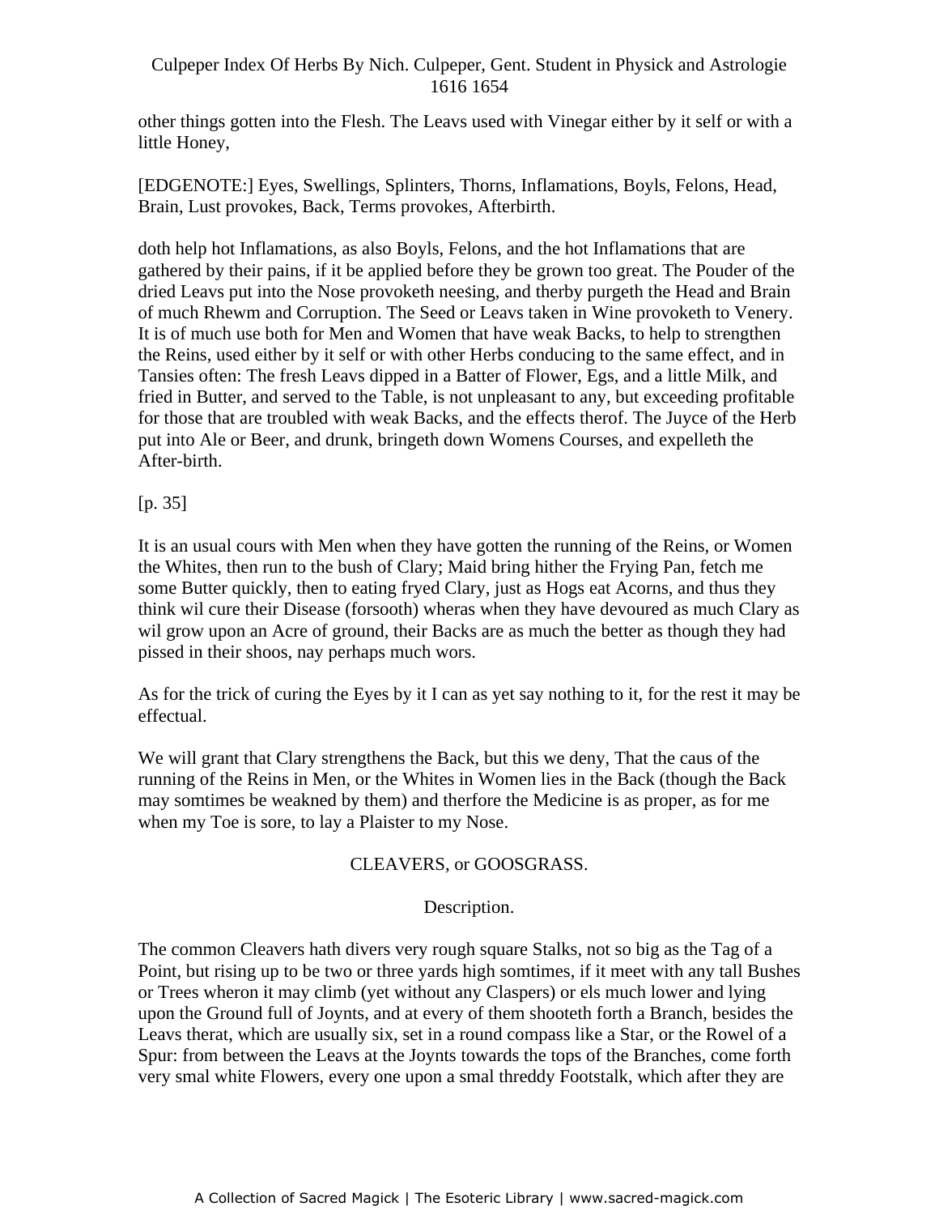other things gotten into the Flesh. The Leavs used with Vinegar either by it self or with a little Honey,

[EDGENOTE:] Eyes, Swellings, Splinters, Thorns, Inflamations, Boyls, Felons, Head, Brain, Lust provokes, Back, Terms provokes, Afterbirth.

doth help hot Inflamations, as also Boyls, Felons, and the hot Inflamations that are gathered by their pains, if it be applied before they be grown too great. The Pouder of the dried Leavs put into the Nose provoketh neesing, and therby purgeth the Head and Brain of much Rhewm and Corruption. The Seed or Leavs taken in Wine provoketh to Venery. It is of much use both for Men and Women that have weak Backs, to help to strengthen the Reins, used either by it self or with other Herbs conducing to the same effect, and in Tansies often: The fresh Leavs dipped in a Batter of Flower, Egs, and a little Milk, and fried in Butter, and served to the Table, is not unpleasant to any, but exceeding profitable for those that are troubled with weak Backs, and the effects therof. The Juyce of the Herb put into Ale or Beer, and drunk, bringeth down Womens Courses, and expelleth the After-birth.

[p. 35]

It is an usual cours with Men when they have gotten the running of the Reins, or Women the Whites, then run to the bush of Clary; Maid bring hither the Frying Pan, fetch me some Butter quickly, then to eating fryed Clary, just as Hogs eat Acorns, and thus they think wil cure their Disease (forsooth) wheras when they have devoured as much Clary as wil grow upon an Acre of ground, their Backs are as much the better as though they had pissed in their shoos, nay perhaps much wors.

As for the trick of curing the Eyes by it I can as yet say nothing to it, for the rest it may be effectual.

We will grant that Clary strengthens the Back, but this we deny, That the caus of the running of the Reins in Men, or the Whites in Women lies in the Back (though the Back may somtimes be weakned by them) and therfore the Medicine is as proper, as for me when my Toe is sore, to lay a Plaister to my Nose.

## CLEAVERS, or GOOSGRASS.

### Description.

The common Cleavers hath divers very rough square Stalks, not so big as the Tag of a Point, but rising up to be two or three yards high somtimes, if it meet with any tall Bushes or Trees wheron it may climb (yet without any Claspers) or els much lower and lying upon the Ground full of Joynts, and at every of them shooteth forth a Branch, besides the Leavs therat, which are usually six, set in a round compass like a Star, or the Rowel of a Spur: from between the Leavs at the Joynts towards the tops of the Branches, come forth very smal white Flowers, every one upon a smal threddy Footstalk, which after they are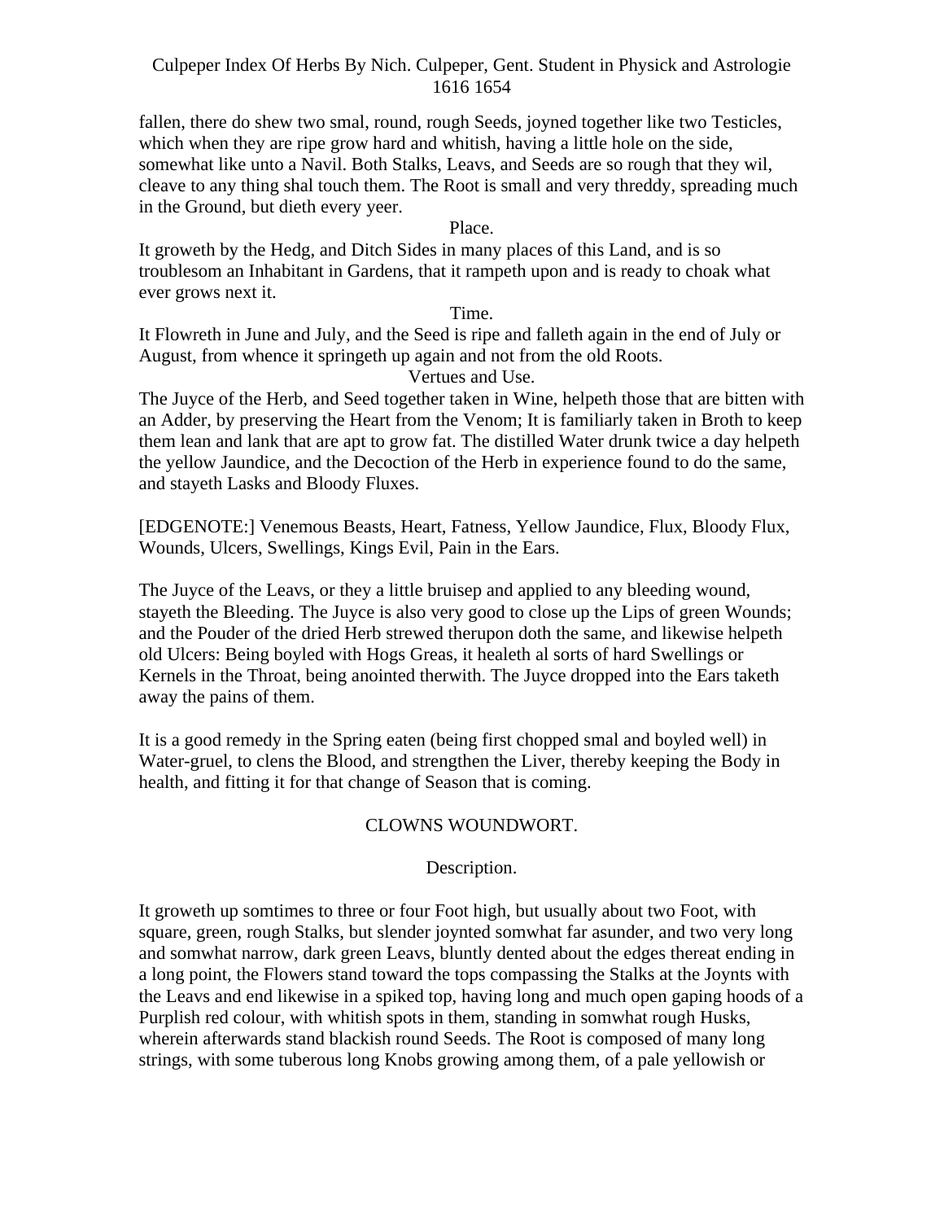fallen, there do shew two smal, round, rough Seeds, joyned together like two Testicles, which when they are ripe grow hard and whitish, having a little hole on the side, somewhat like unto a Navil. Both Stalks, Leavs, and Seeds are so rough that they wil, cleave to any thing shal touch them. The Root is small and very threddy, spreading much in the Ground, but dieth every yeer.

Place.

It groweth by the Hedg, and Ditch Sides in many places of this Land, and is so troublesom an Inhabitant in Gardens, that it rampeth upon and is ready to choak what ever grows next it.

Time.

It Flowreth in June and July, and the Seed is ripe and falleth again in the end of July or August, from whence it springeth up again and not from the old Roots.

Vertues and Use.

The Juyce of the Herb, and Seed together taken in Wine, helpeth those that are bitten with an Adder, by preserving the Heart from the Venom; It is familiarly taken in Broth to keep them lean and lank that are apt to grow fat. The distilled Water drunk twice a day helpeth the yellow Jaundice, and the Decoction of the Herb in experience found to do the same, and stayeth Lasks and Bloody Fluxes.

[EDGENOTE:] Venemous Beasts, Heart, Fatness, Yellow Jaundice, Flux, Bloody Flux, Wounds, Ulcers, Swellings, Kings Evil, Pain in the Ears.

The Juyce of the Leavs, or they a little bruisep and applied to any bleeding wound, stayeth the Bleeding. The Juyce is also very good to close up the Lips of green Wounds; and the Pouder of the dried Herb strewed therupon doth the same, and likewise helpeth old Ulcers: Being boyled with Hogs Greas, it healeth al sorts of hard Swellings or Kernels in the Throat, being anointed therwith. The Juyce dropped into the Ears taketh away the pains of them.

It is a good remedy in the Spring eaten (being first chopped smal and boyled well) in Water-gruel, to clens the Blood, and strengthen the Liver, thereby keeping the Body in health, and fitting it for that change of Season that is coming.

## CLOWNS WOUNDWORT.

Description.

It groweth up somtimes to three or four Foot high, but usually about two Foot, with square, green, rough Stalks, but slender joynted somwhat far asunder, and two very long and somwhat narrow, dark green Leavs, bluntly dented about the edges thereat ending in a long point, the Flowers stand toward the tops compassing the Stalks at the Joynts with the Leavs and end likewise in a spiked top, having long and much open gaping hoods of a Purplish red colour, with whitish spots in them, standing in somwhat rough Husks, wherein afterwards stand blackish round Seeds. The Root is composed of many long strings, with some tuberous long Knobs growing among them, of a pale yellowish or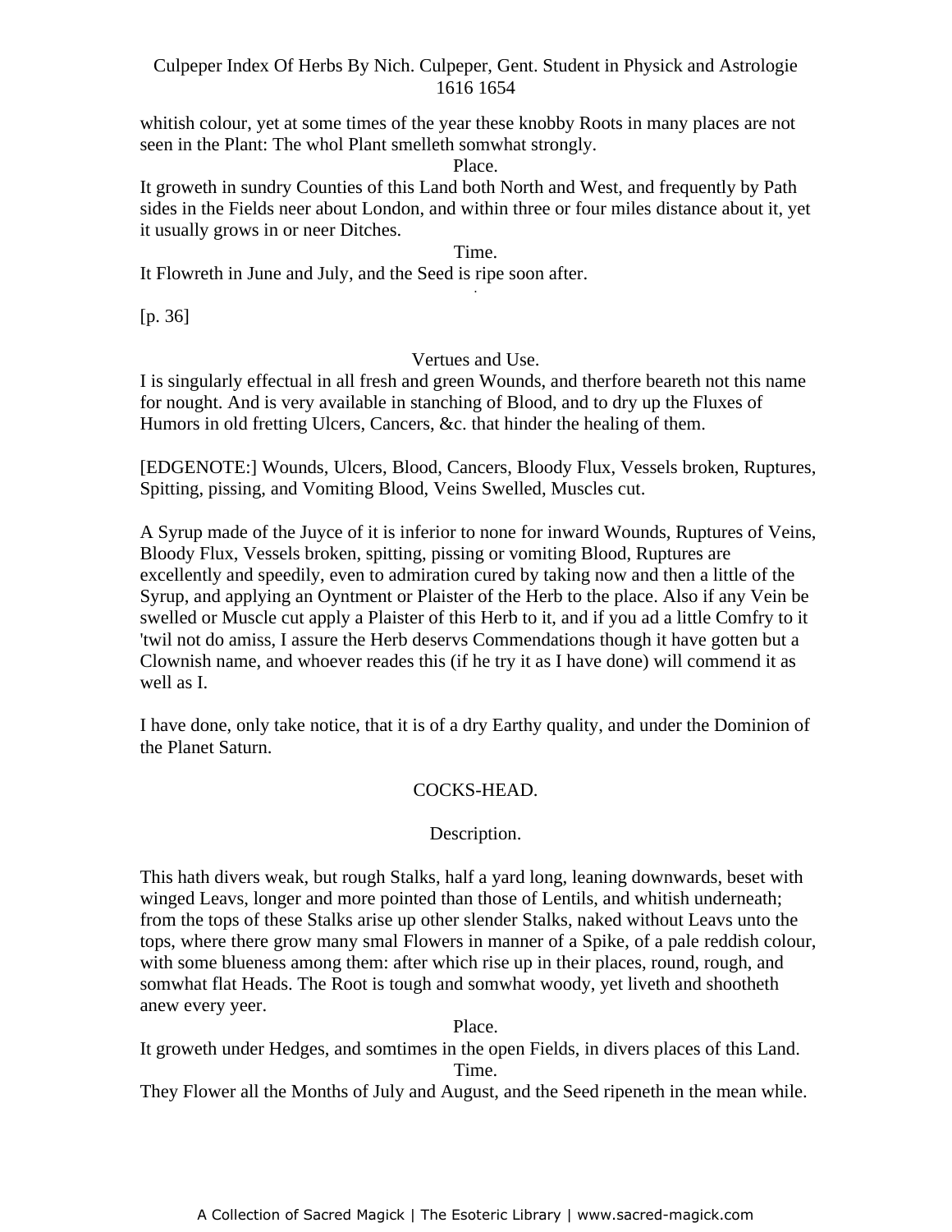whitish colour, yet at some times of the year these knobby Roots in many places are not seen in the Plant: The whol Plant smelleth somwhat strongly.

Place.

It groweth in sundry Counties of this Land both North and West, and frequently by Path sides in the Fields neer about London, and within three or four miles distance about it, yet it usually grows in or neer Ditches.

Time.

It Flowreth in June and July, and the Seed is ripe soon after.

[p. 36]

Vertues and Use.

I is singularly effectual in all fresh and green Wounds, and therfore beareth not this name for nought. And is very available in stanching of Blood, and to dry up the Fluxes of Humors in old fretting Ulcers, Cancers, &c. that hinder the healing of them.

[EDGENOTE:] Wounds, Ulcers, Blood, Cancers, Bloody Flux, Vessels broken, Ruptures, Spitting, pissing, and Vomiting Blood, Veins Swelled, Muscles cut.

A Syrup made of the Juyce of it is inferior to none for inward Wounds, Ruptures of Veins, Bloody Flux, Vessels broken, spitting, pissing or vomiting Blood, Ruptures are excellently and speedily, even to admiration cured by taking now and then a little of the Syrup, and applying an Oyntment or Plaister of the Herb to the place. Also if any Vein be swelled or Muscle cut apply a Plaister of this Herb to it, and if you ad a little Comfry to it 'twil not do amiss, I assure the Herb deservs Commendations though it have gotten but a Clownish name, and whoever reades this (if he try it as I have done) will commend it as well as I.

I have done, only take notice, that it is of a dry Earthy quality, and under the Dominion of the Planet Saturn.

## COCKS-HEAD.

Description.

This hath divers weak, but rough Stalks, half a yard long, leaning downwards, beset with winged Leavs, longer and more pointed than those of Lentils, and whitish underneath; from the tops of these Stalks arise up other slender Stalks, naked without Leavs unto the tops, where there grow many smal Flowers in manner of a Spike, of a pale reddish colour, with some blueness among them: after which rise up in their places, round, rough, and somwhat flat Heads. The Root is tough and somwhat woody, yet liveth and shootheth anew every yeer.

Place.

It groweth under Hedges, and somtimes in the open Fields, in divers places of this Land.

Time.

They Flower all the Months of July and August, and the Seed ripeneth in the mean while.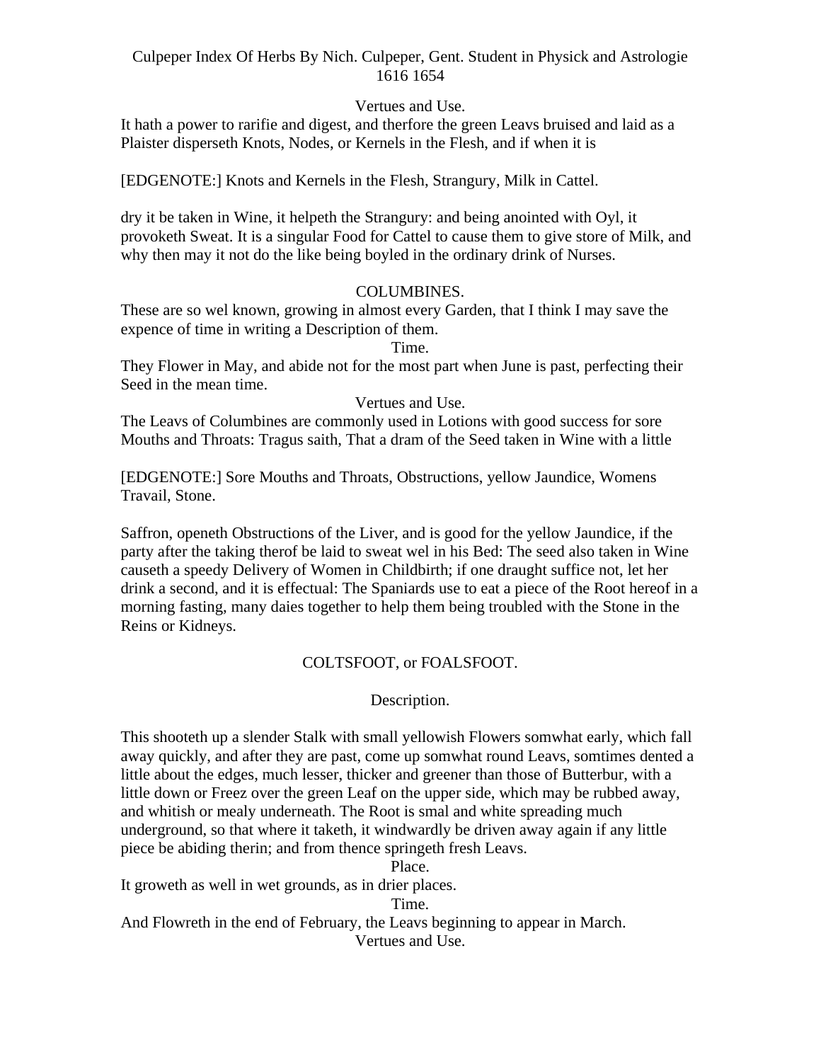Vertues and Use.

It hath a power to rarifie and digest, and therfore the green Leavs bruised and laid as a Plaister disperseth Knots, Nodes, or Kernels in the Flesh, and if when it is

[EDGENOTE:] Knots and Kernels in the Flesh, Strangury, Milk in Cattel.

dry it be taken in Wine, it helpeth the Strangury: and being anointed with Oyl, it provoketh Sweat. It is a singular Food for Cattel to cause them to give store of Milk, and why then may it not do the like being boyled in the ordinary drink of Nurses.

## COLUMBINES.

These are so wel known, growing in almost every Garden, that I think I may save the expence of time in writing a Description of them.

Time.

They Flower in May, and abide not for the most part when June is past, perfecting their Seed in the mean time.

Vertues and Use.

The Leavs of Columbines are commonly used in Lotions with good success for sore Mouths and Throats: Tragus saith, That a dram of the Seed taken in Wine with a little

[EDGENOTE:] Sore Mouths and Throats, Obstructions, yellow Jaundice, Womens Travail, Stone.

Saffron, openeth Obstructions of the Liver, and is good for the yellow Jaundice, if the party after the taking therof be laid to sweat wel in his Bed: The seed also taken in Wine causeth a speedy Delivery of Women in Childbirth; if one draught suffice not, let her drink a second, and it is effectual: The Spaniards use to eat a piece of the Root hereof in a morning fasting, many daies together to help them being troubled with the Stone in the Reins or Kidneys.

## COLTSFOOT, or FOALSFOOT.

Description.

This shooteth up a slender Stalk with small yellowish Flowers somwhat early, which fall away quickly, and after they are past, come up somwhat round Leavs, somtimes dented a little about the edges, much lesser, thicker and greener than those of Butterbur, with a little down or Freez over the green Leaf on the upper side, which may be rubbed away, and whitish or mealy underneath. The Root is smal and white spreading much underground, so that where it taketh, it windwardly be driven away again if any little piece be abiding therin; and from thence springeth fresh Leavs.

Place.

It groweth as well in wet grounds, as in drier places.

Time.

And Flowreth in the end of February, the Leavs beginning to appear in March.

Vertues and Use.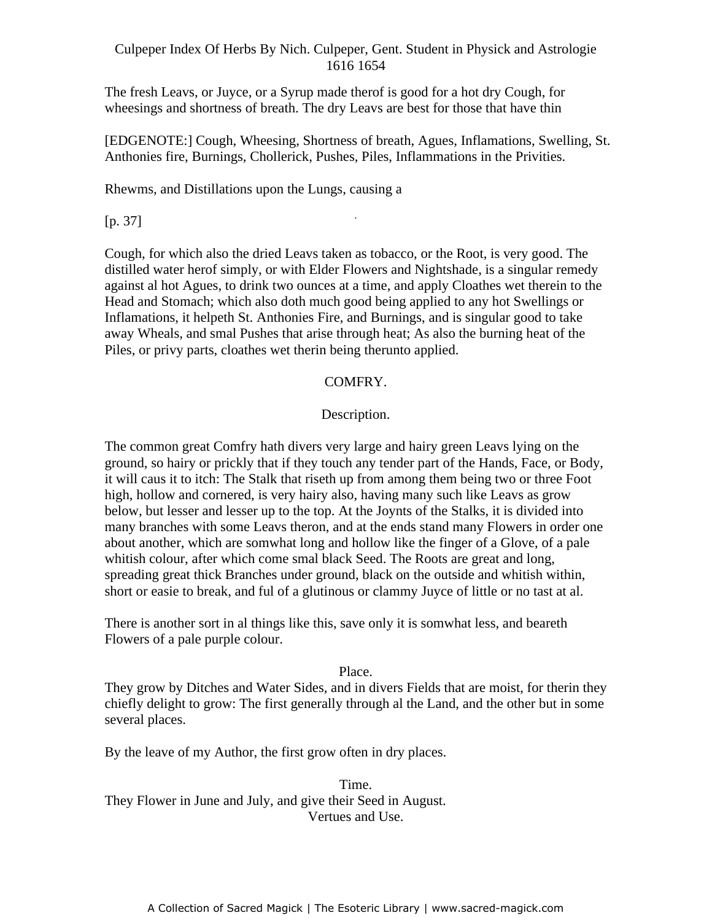The fresh Leavs, or Juyce, or a Syrup made therof is good for a hot dry Cough, for wheesings and shortness of breath. The dry Leavs are best for those that have thin

[EDGENOTE:] Cough, Wheesing, Shortness of breath, Agues, Inflamations, Swelling, St. Anthonies fire, Burnings, Chollerick, Pushes, Piles, Inflammations in the Privities.

Rhewms, and Distillations upon the Lungs, causing a

[p. 37]

Cough, for which also the dried Leavs taken as tobacco, or the Root, is very good. The distilled water herof simply, or with Elder Flowers and Nightshade, is a singular remedy against al hot Agues, to drink two ounces at a time, and apply Cloathes wet therein to the Head and Stomach; which also doth much good being applied to any hot Swellings or Inflamations, it helpeth St. Anthonies Fire, and Burnings, and is singular good to take away Wheals, and smal Pushes that arise through heat; As also the burning heat of the Piles, or privy parts, cloathes wet therin being therunto applied.

## COMFRY.

### Description.

The common great Comfry hath divers very large and hairy green Leavs lying on the ground, so hairy or prickly that if they touch any tender part of the Hands, Face, or Body, it will caus it to itch: The Stalk that riseth up from among them being two or three Foot high, hollow and cornered, is very hairy also, having many such like Leavs as grow below, but lesser and lesser up to the top. At the Joynts of the Stalks, it is divided into many branches with some Leavs theron, and at the ends stand many Flowers in order one about another, which are somwhat long and hollow like the finger of a Glove, of a pale whitish colour, after which come smal black Seed. The Roots are great and long, spreading great thick Branches under ground, black on the outside and whitish within, short or easie to break, and ful of a glutinous or clammy Juyce of little or no tast at al.

There is another sort in al things like this, save only it is somwhat less, and beareth Flowers of a pale purple colour.

### Place.

They grow by Ditches and Water Sides, and in divers Fields that are moist, for therin they chiefly delight to grow: The first generally through al the Land, and the other but in some several places.

By the leave of my Author, the first grow often in dry places.

### Time.

They Flower in June and July, and give their Seed in August.

### Vertues and Use.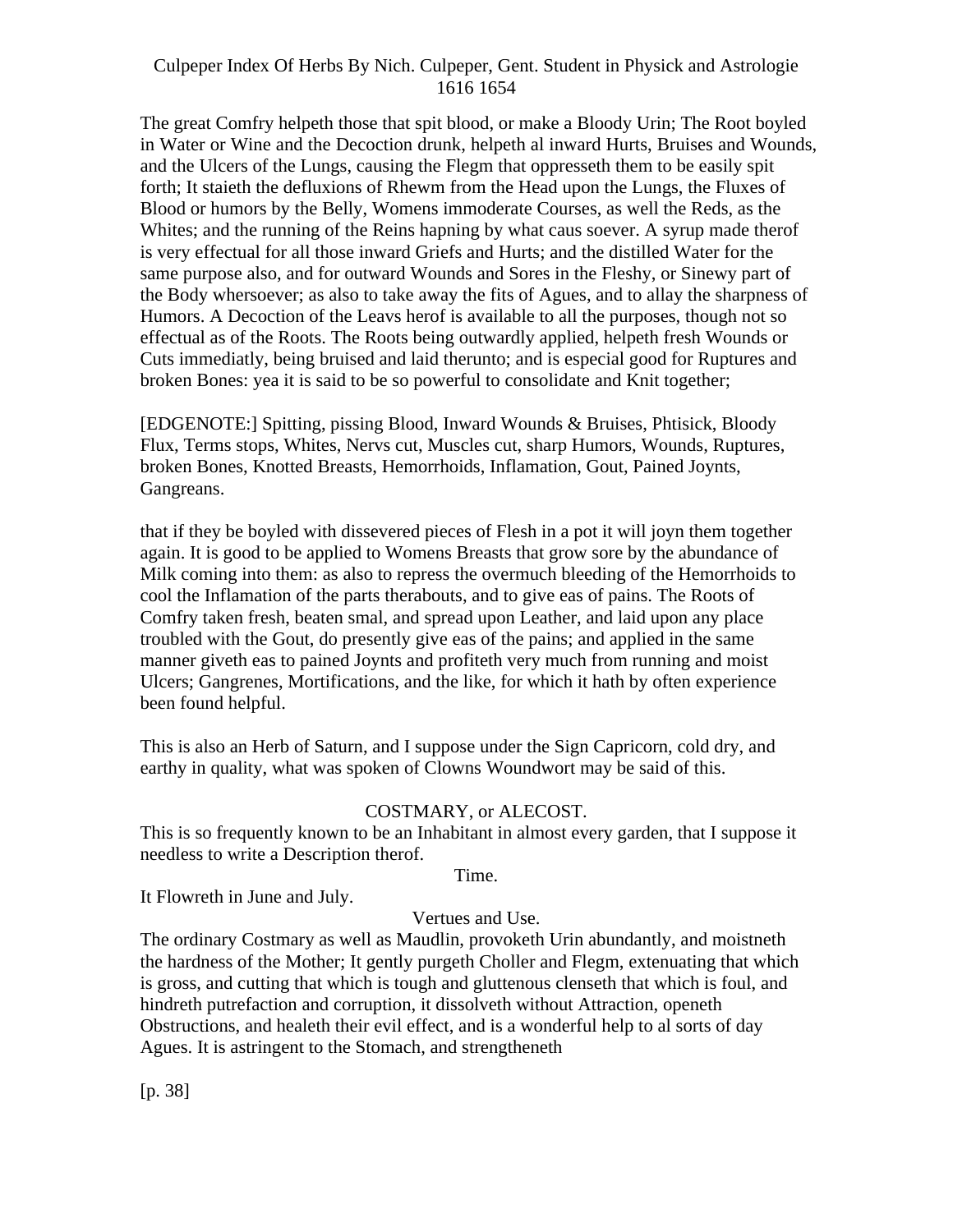The great Comfry helpeth those that spit blood, or make a Bloody Urin; The Root boyled in Water or Wine and the Decoction drunk, helpeth al inward Hurts, Bruises and Wounds, and the Ulcers of the Lungs, causing the Flegm that oppresseth them to be easily spit forth; It staieth the defluxions of Rhewm from the Head upon the Lungs, the Fluxes of Blood or humors by the Belly, Womens immoderate Courses, as well the Reds, as the Whites; and the running of the Reins hapning by what caus soever. A syrup made therof is very effectual for all those inward Griefs and Hurts; and the distilled Water for the same purpose also, and for outward Wounds and Sores in the Fleshy, or Sinewy part of the Body whersoever; as also to take away the fits of Agues, and to allay the sharpness of Humors. A Decoction of the Leavs herof is available to all the purposes, though not so effectual as of the Roots. The Roots being outwardly applied, helpeth fresh Wounds or Cuts immediatly, being bruised and laid therunto; and is especial good for Ruptures and broken Bones: yea it is said to be so powerful to consolidate and Knit together;

[EDGENOTE:] Spitting, pissing Blood, Inward Wounds & Bruises, Phtisick, Bloody Flux, Terms stops, Whites, Nervs cut, Muscles cut, sharp Humors, Wounds, Ruptures, broken Bones, Knotted Breasts, Hemorrhoids, Inflamation, Gout, Pained Joynts, Gangreans.

that if they be boyled with dissevered pieces of Flesh in a pot it will joyn them together again. It is good to be applied to Womens Breasts that grow sore by the abundance of Milk coming into them: as also to repress the overmuch bleeding of the Hemorrhoids to cool the Inflamation of the parts therabouts, and to give eas of pains. The Roots of Comfry taken fresh, beaten smal, and spread upon Leather, and laid upon any place troubled with the Gout, do presently give eas of the pains; and applied in the same manner giveth eas to pained Joynts and profiteth very much from running and moist Ulcers; Gangrenes, Mortifications, and the like, for which it hath by often experience been found helpful.

This is also an Herb of Saturn, and I suppose under the Sign Capricorn, cold dry, and earthy in quality, what was spoken of Clowns Woundwort may be said of this.

## COSTMARY, or ALECOST.

This is so frequently known to be an Inhabitant in almost every garden, that I suppose it needless to write a Description therof.

### Time.

It Flowreth in June and July.

### Vertues and Use.

The ordinary Costmary as well as Maudlin, provoketh Urin abundantly, and moistneth the hardness of the Mother; It gently purgeth Choller and Flegm, extenuating that which is gross, and cutting that which is tough and gluttenous clenseth that which is foul, and hindreth putrefaction and corruption, it dissolveth without Attraction, openeth Obstructions, and healeth their evil effect, and is a wonderful help to al sorts of day Agues. It is astringent to the Stomach, and strengtheneth

[p. 38]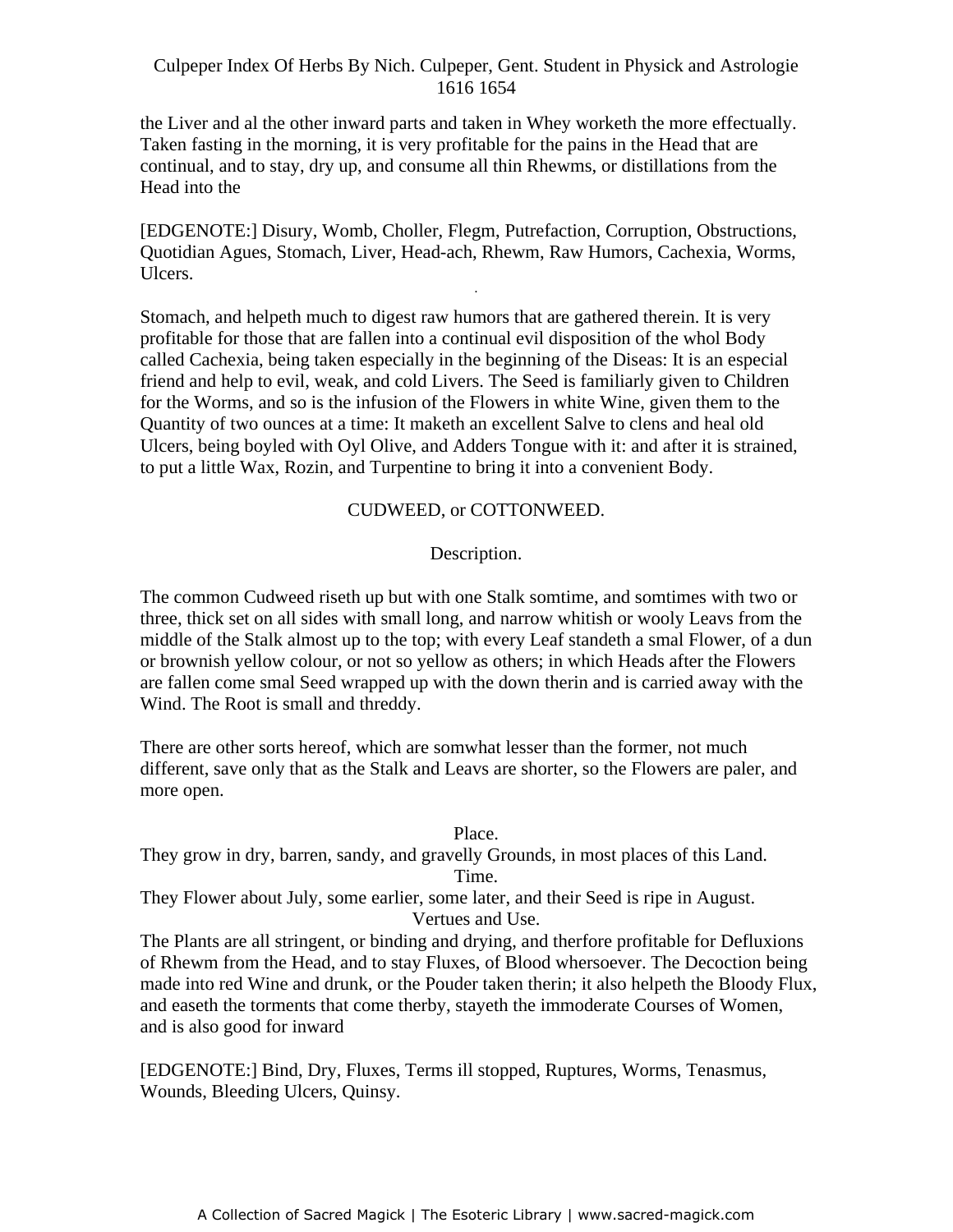the Liver and al the other inward parts and taken in Whey worketh the more effectually. Taken fasting in the morning, it is very profitable for the pains in the Head that are continual, and to stay, dry up, and consume all thin Rhewms, or distillations from the Head into the

[EDGENOTE:] Disury, Womb, Choller, Flegm, Putrefaction, Corruption, Obstructions, Quotidian Agues, Stomach, Liver, Head-ach, Rhewm, Raw Humors, Cachexia, Worms, Ulcers.

Stomach, and helpeth much to digest raw humors that are gathered therein. It is very profitable for those that are fallen into a continual evil disposition of the whol Body called Cachexia, being taken especially in the beginning of the Diseas: It is an especial friend and help to evil, weak, and cold Livers. The Seed is familiarly given to Children for the Worms, and so is the infusion of the Flowers in white Wine, given them to the Quantity of two ounces at a time: It maketh an excellent Salve to clens and heal old Ulcers, being boyled with Oyl Olive, and Adders Tongue with it: and after it is strained, to put a little Wax, Rozin, and Turpentine to bring it into a convenient Body.

## CUDWEED, or COTTONWEED.

### Description.

The common Cudweed riseth up but with one Stalk somtime, and somtimes with two or three, thick set on all sides with small long, and narrow whitish or wooly Leavs from the middle of the Stalk almost up to the top; with every Leaf standeth a smal Flower, of a dun or brownish yellow colour, or not so yellow as others; in which Heads after the Flowers are fallen come smal Seed wrapped up with the down therin and is carried away with the Wind. The Root is small and threddy.

There are other sorts hereof, which are somwhat lesser than the former, not much different, save only that as the Stalk and Leavs are shorter, so the Flowers are paler, and more open.

### Place.

They grow in dry, barren, sandy, and gravelly Grounds, in most places of this Land.

### Time.

They Flower about July, some earlier, some later, and their Seed is ripe in August.

### Vertues and Use.

The Plants are all stringent, or binding and drying, and therfore profitable for Defluxions of Rhewm from the Head, and to stay Fluxes, of Blood whersoever. The Decoction being made into red Wine and drunk, or the Pouder taken therin; it also helpeth the Bloody Flux, and easeth the torments that come therby, stayeth the immoderate Courses of Women, and is also good for inward

[EDGENOTE:] Bind, Dry, Fluxes, Terms ill stopped, Ruptures, Worms, Tenasmus, Wounds, Bleeding Ulcers, Quinsy.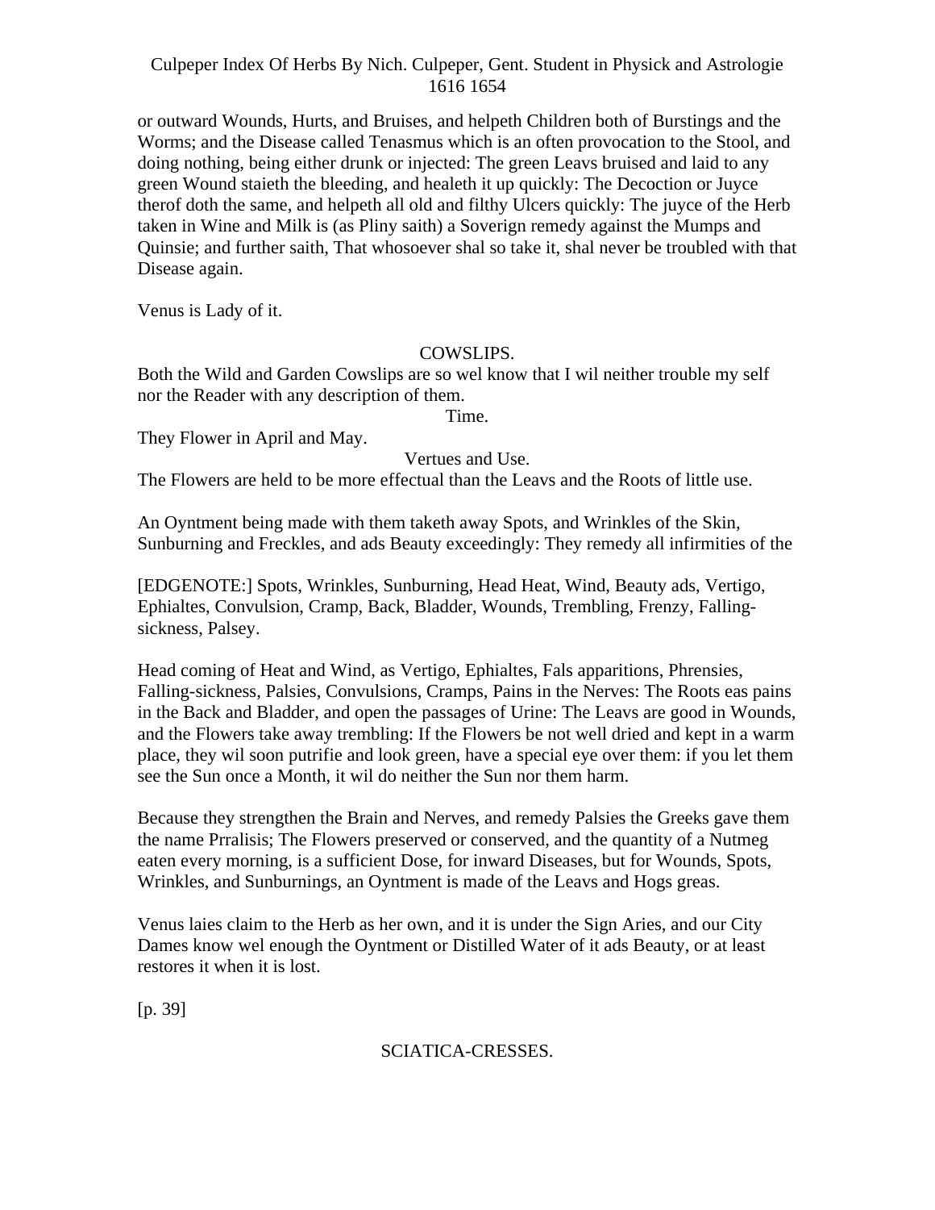or outward Wounds, Hurts, and Bruises, and helpeth Children both of Burstings and the Worms; and the Disease called Tenasmus which is an often provocation to the Stool, and doing nothing, being either drunk or injected: The green Leavs bruised and laid to any green Wound staieth the bleeding, and healeth it up quickly: The Decoction or Juyce therof doth the same, and helpeth all old and filthy Ulcers quickly: The juyce of the Herb taken in Wine and Milk is (as Pliny saith) a Soverign remedy against the Mumps and Quinsie; and further saith, That whosoever shal so take it, shal never be troubled with that Disease again.

Venus is Lady of it.

## COWSLIPS.

Both the Wild and Garden Cowslips are so wel know that I wil neither trouble my self nor the Reader with any description of them.

### Time.

They Flower in April and May.

### Vertues and Use.

The Flowers are held to be more effectual than the Leavs and the Roots of little use.

An Oyntment being made with them taketh away Spots, and Wrinkles of the Skin, Sunburning and Freckles, and ads Beauty exceedingly: They remedy all infirmities of the

[EDGENOTE:] Spots, Wrinkles, Sunburning, Head Heat, Wind, Beauty ads, Vertigo, Ephialtes, Convulsion, Cramp, Back, Bladder, Wounds, Trembling, Frenzy, Falling-sickness, Palsey.

Head coming of Heat and Wind, as Vertigo, Ephialtes, Fals apparitions, Phrensies, Falling-sickness, Palsies, Convulsions, Cramps, Pains in the Nerves: The Roots eas pains in the Back and Bladder, and open the passages of Urine: The Leavs are good in Wounds, and the Flowers take away trembling: If the Flowers be not well dried and kept in a warm place, they wil soon putrifie and look green, have a special eye over them: if you let them see the Sun once a Month, it wil do neither the Sun nor them harm.

Because they strengthen the Brain and Nerves, and remedy Palsies the Greeks gave them the name Prralisis; The Flowers preserved or conserved, and the quantity of a Nutmeg eaten every morning, is a sufficient Dose, for inward Diseases, but for Wounds, Spots, Wrinkles, and Sunburnings, an Oyntment is made of the Leavs and Hogs greas.

Venus laies claim to the Herb as her own, and it is under the Sign Aries, and our City Dames know wel enough the Oyntment or Distilled Water of it ads Beauty, or at least restores it when it is lost.

[p. 39]

## SCIATICA-CRESSES.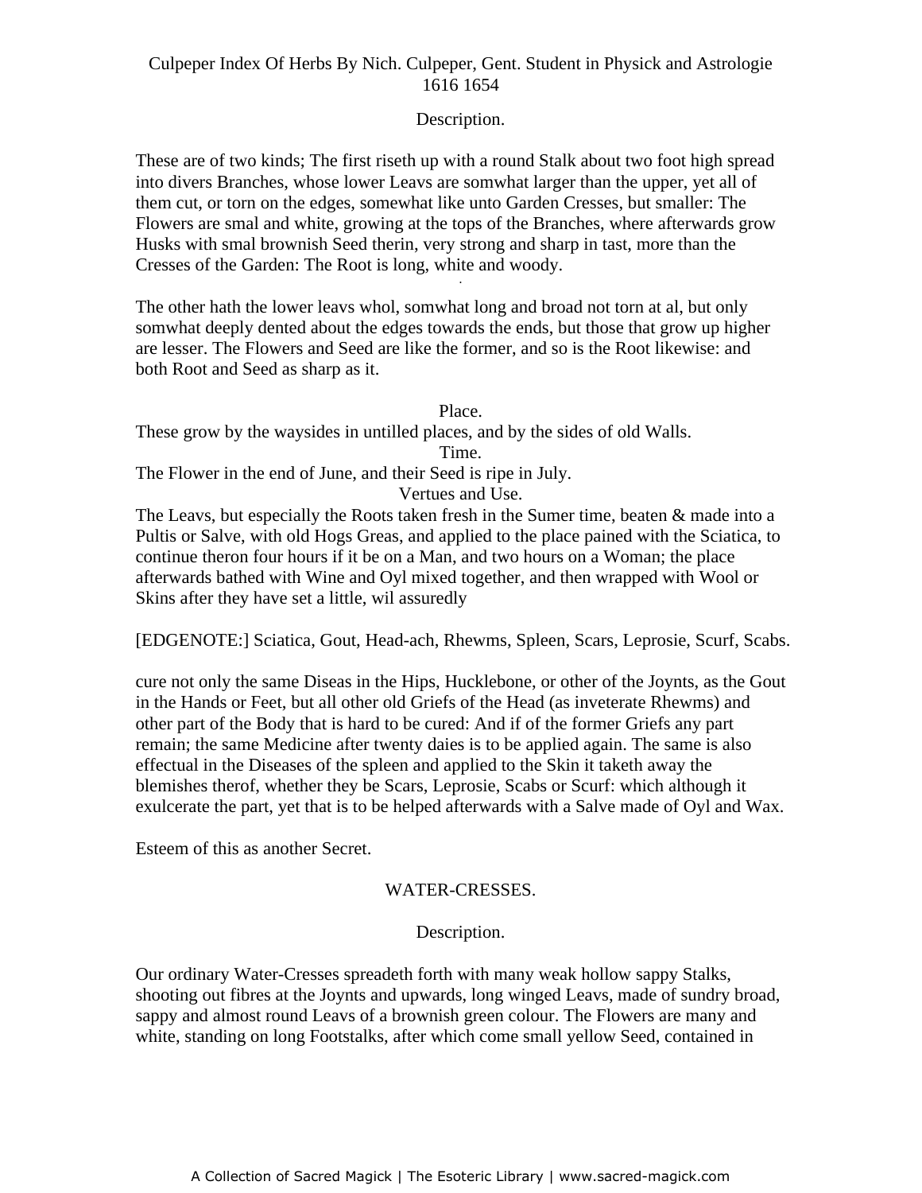Description.

These are of two kinds; The first riseth up with a round Stalk about two foot high spread into divers Branches, whose lower Leavs are somwhat larger than the upper, yet all of them cut, or torn on the edges, somewhat like unto Garden Cresses, but smaller: The Flowers are smal and white, growing at the tops of the Branches, where afterwards grow Husks with smal brownish Seed therin, very strong and sharp in tast, more than the Cresses of the Garden: The Root is long, white and woody.

The other hath the lower leavs whol, somwhat long and broad not torn at al, but only somwhat deeply dented about the edges towards the ends, but those that grow up higher are lesser. The Flowers and Seed are like the former, and so is the Root likewise: and both Root and Seed as sharp as it.

Place.

These grow by the waysides in untilled places, and by the sides of old Walls.

Time.

The Flower in the end of June, and their Seed is ripe in July.

Vertues and Use.

The Leavs, but especially the Roots taken fresh in the Sumer time, beaten & made into a Pultis or Salve, with old Hogs Greas, and applied to the place pained with the Sciatica, to continue theron four hours if it be on a Man, and two hours on a Woman; the place afterwards bathed with Wine and Oyl mixed together, and then wrapped with Wool or Skins after they have set a little, wil assuredly

[EDGENOTE:] Sciatica, Gout, Head-ach, Rhewms, Spleen, Scars, Leprosie, Scurf, Scabs.

cure not only the same Diseas in the Hips, Hucklebone, or other of the Joynts, as the Gout in the Hands or Feet, but all other old Griefs of the Head (as inveterate Rhewms) and other part of the Body that is hard to be cured: And if of the former Griefs any part remain; the same Medicine after twenty daies is to be applied again. The same is also effectual in the Diseases of the spleen and applied to the Skin it taketh away the blemishes therof, whether they be Scars, Leprosie, Scabs or Scurf: which although it exulcerate the part, yet that is to be helped afterwards with a Salve made of Oyl and Wax.

Esteem of this as another Secret.

## WATER-CRESSES.

Description.

Our ordinary Water-Cresses spreadeth forth with many weak hollow sappy Stalks, shooting out fibres at the Joynts and upwards, long winged Leavs, made of sundry broad, sappy and almost round Leavs of a brownish green colour. The Flowers are many and white, standing on long Footstalks, after which come small yellow Seed, contained in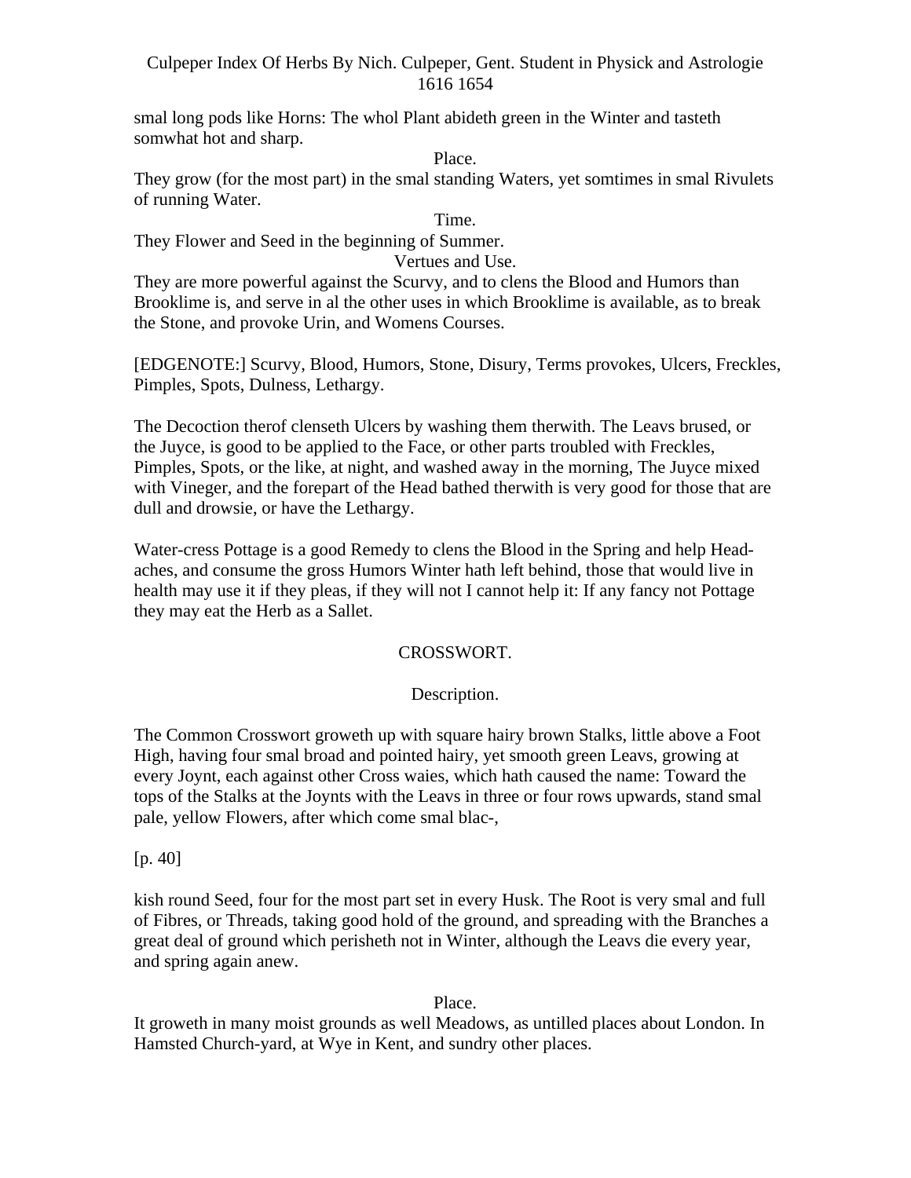smal long pods like Horns: The whol Plant abideth green in the Winter and tasteth somwhat hot and sharp.

Place.

They grow (for the most part) in the smal standing Waters, yet somtimes in smal Rivulets of running Water.

Time.

They Flower and Seed in the beginning of Summer.

Vertues and Use.

They are more powerful against the Scurvy, and to clens the Blood and Humors than Brooklime is, and serve in al the other uses in which Brooklime is available, as to break the Stone, and provoke Urin, and Womens Courses.

[EDGENOTE:] Scurvy, Blood, Humors, Stone, Disury, Terms provokes, Ulcers, Freckles, Pimples, Spots, Dulness, Lethargy.

The Decoction therof clenseth Ulcers by washing them therwith. The Leavs brused, or the Juyce, is good to be applied to the Face, or other parts troubled with Freckles, Pimples, Spots, or the like, at night, and washed away in the morning, The Juyce mixed with Vineger, and the forepart of the Head bathed therwith is very good for those that are dull and drowsie, or have the Lethargy.

Water-cress Pottage is a good Remedy to clens the Blood in the Spring and help Head-aches, and consume the gross Humors Winter hath left behind, those that would live in health may use it if they pleas, if they will not I cannot help it: If any fancy not Pottage they may eat the Herb as a Sallet.

## CROSSWORT.

Description.

The Common Crosswort groweth up with square hairy brown Stalks, little above a Foot High, having four smal broad and pointed hairy, yet smooth green Leavs, growing at every Joynt, each against other Cross waies, which hath caused the name: Toward the tops of the Stalks at the Joynts with the Leavs in three or four rows upwards, stand smal pale, yellow Flowers, after which come smal blac-,

[p. 40]

kish round Seed, four for the most part set in every Husk. The Root is very smal and full of Fibres, or Threads, taking good hold of the ground, and spreading with the Branches a great deal of ground which perisheth not in Winter, although the Leavs die every year, and spring again anew.

Place.

It groweth in many moist grounds as well Meadows, as untilled places about London. In Hamsted Church-yard, at Wye in Kent, and sundry other places.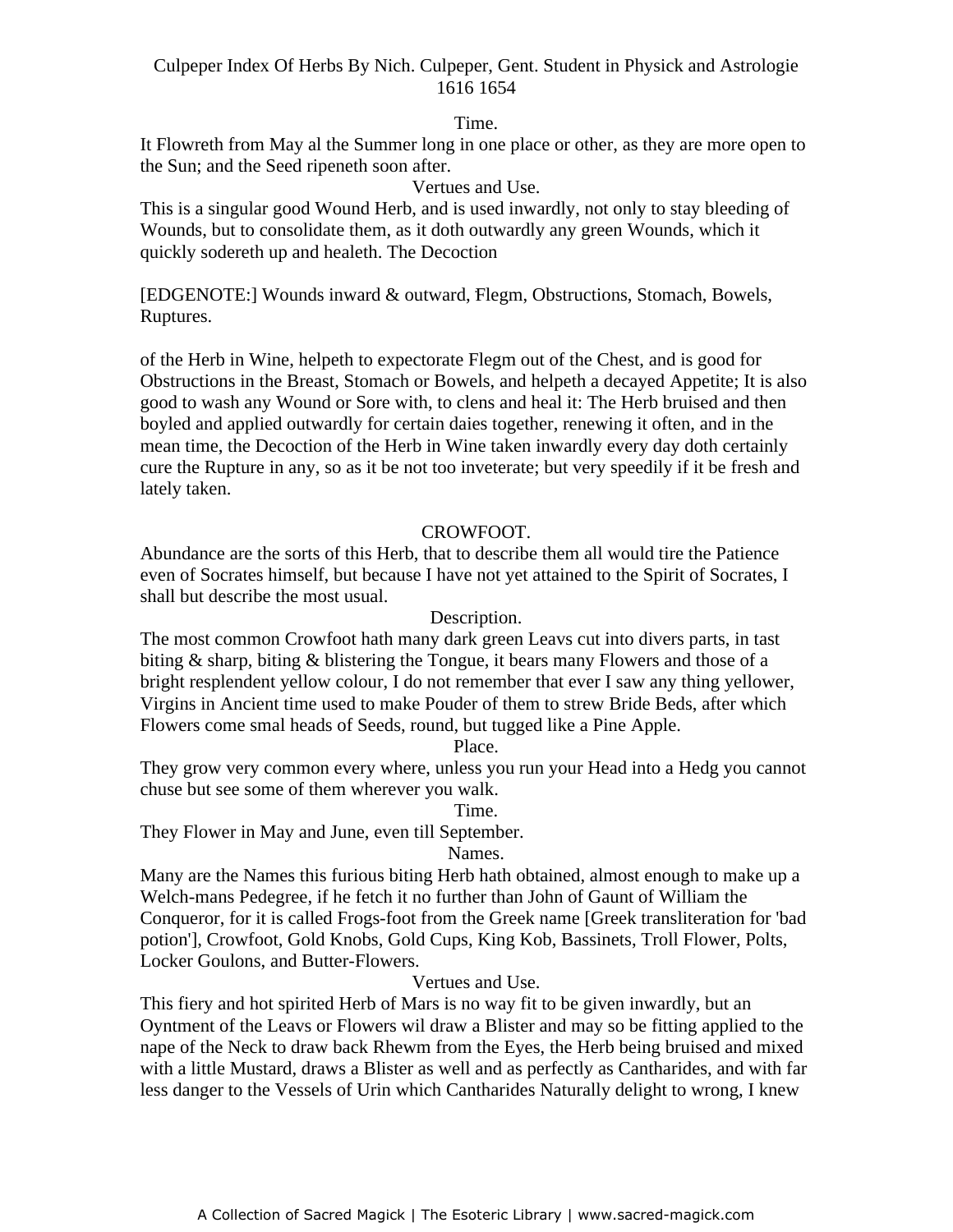Time.

It Flowreth from May al the Summer long in one place or other, as they are more open to the Sun; and the Seed ripeneth soon after.

Vertues and Use.

This is a singular good Wound Herb, and is used inwardly, not only to stay bleeding of Wounds, but to consolidate them, as it doth outwardly any green Wounds, which it quickly sodereth up and healeth. The Decoction

[EDGENOTE:] Wounds inward & outward, Flegm, Obstructions, Stomach, Bowels, Ruptures.

of the Herb in Wine, helpeth to expectorate Flegm out of the Chest, and is good for Obstructions in the Breast, Stomach or Bowels, and helpeth a decayed Appetite; It is also good to wash any Wound or Sore with, to clens and heal it: The Herb bruised and then boyled and applied outwardly for certain daies together, renewing it often, and in the mean time, the Decoction of the Herb in Wine taken inwardly every day doth certainly cure the Rupture in any, so as it be not too inveterate; but very speedily if it be fresh and lately taken.

## CROWFOOT.

Abundance are the sorts of this Herb, that to describe them all would tire the Patience even of Socrates himself, but because I have not yet attained to the Spirit of Socrates, I shall but describe the most usual.

Description.

The most common Crowfoot hath many dark green Leavs cut into divers parts, in tast biting & sharp, biting & blistering the Tongue, it bears many Flowers and those of a bright resplendent yellow colour, I do not remember that ever I saw any thing yellower, Virgins in Ancient time used to make Pouder of them to strew Bride Beds, after which Flowers come smal heads of Seeds, round, but tugged like a Pine Apple.

Place.

They grow very common every where, unless you run your Head into a Hedg you cannot chuse but see some of them wherever you walk.

Time.

They Flower in May and June, even till September.

Names.

Many are the Names this furious biting Herb hath obtained, almost enough to make up a Welch-mans Pedegree, if he fetch it no further than John of Gaunt of William the Conqueror, for it is called Frogs-foot from the Greek name [Greek transliteration for 'bad potion'], Crowfoot, Gold Knobs, Gold Cups, King Kob, Bassinets, Troll Flower, Polts, Locker Goulons, and Butter-Flowers.

Vertues and Use.

This fiery and hot spirited Herb of Mars is no way fit to be given inwardly, but an Oyntment of the Leavs or Flowers wil draw a Blister and may so be fitting applied to the nape of the Neck to draw back Rhewm from the Eyes, the Herb being bruised and mixed with a little Mustard, draws a Blister as well and as perfectly as Cantharides, and with far less danger to the Vessels of Urin which Cantharides Naturally delight to wrong, I knew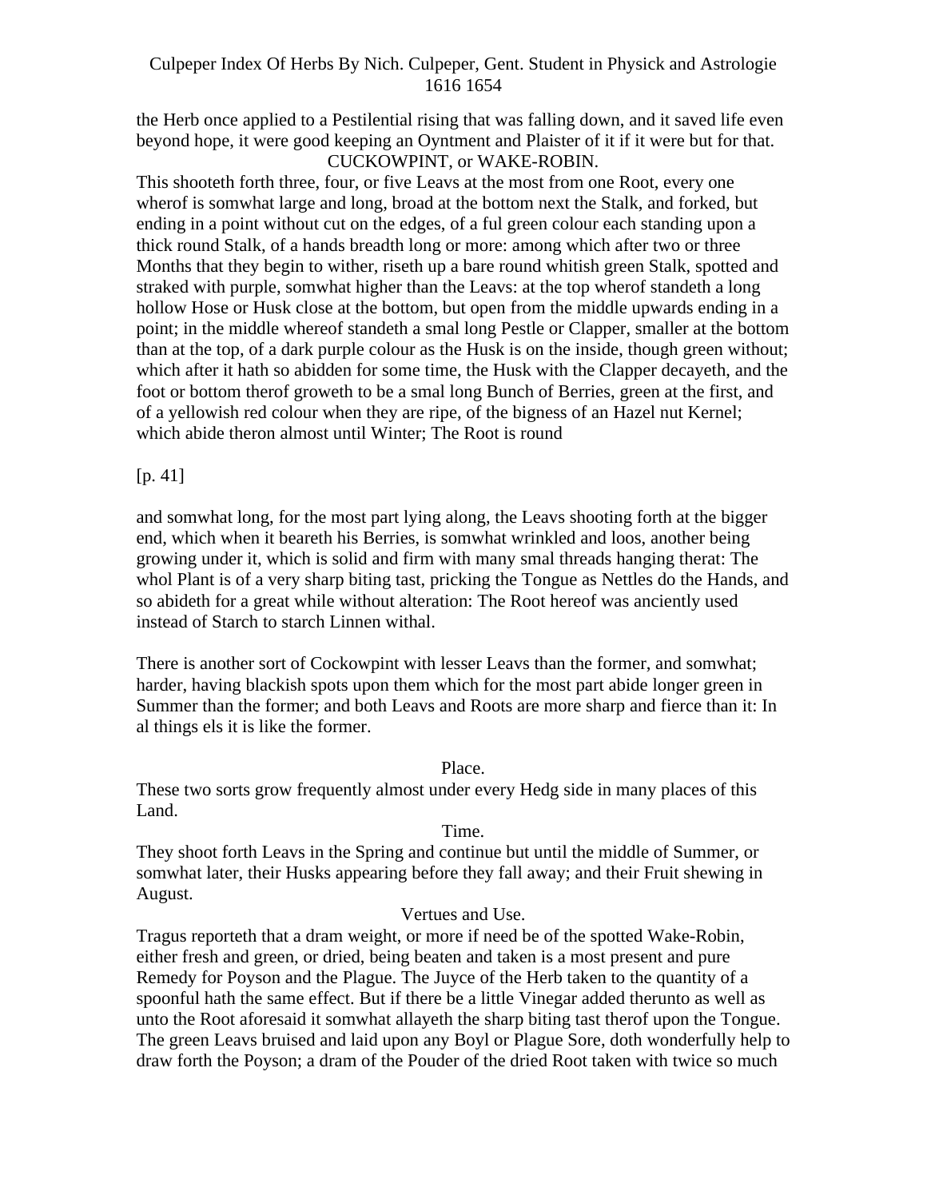the Herb once applied to a Pestilential rising that was falling down, and it saved life even beyond hope, it were good keeping an Oyntment and Plaister of it if it were but for that.

## CUCKOWPINT, or WAKE-ROBIN.

This shooteth forth three, four, or five Leavs at the most from one Root, every one wherof is somwhat large and long, broad at the bottom next the Stalk, and forked, but ending in a point without cut on the edges, of a ful green colour each standing upon a thick round Stalk, of a hands breadth long or more: among which after two or three Months that they begin to wither, riseth up a bare round whitish green Stalk, spotted and straked with purple, somwhat higher than the Leavs: at the top wherof standeth a long hollow Hose or Husk close at the bottom, but open from the middle upwards ending in a point; in the middle whereof standeth a smal long Pestle or Clapper, smaller at the bottom than at the top, of a dark purple colour as the Husk is on the inside, though green without; which after it hath so abidden for some time, the Husk with the Clapper decayeth, and the foot or bottom therof groweth to be a smal long Bunch of Berries, green at the first, and of a yellowish red colour when they are ripe, of the bigness of an Hazel nut Kernel; which abide theron almost until Winter; The Root is round

[p. 41]

and somwhat long, for the most part lying along, the Leavs shooting forth at the bigger end, which when it beareth his Berries, is somwhat wrinkled and loos, another being growing under it, which is solid and firm with many smal threads hanging therat: The whol Plant is of a very sharp biting tast, pricking the Tongue as Nettles do the Hands, and so abideth for a great while without alteration: The Root hereof was anciently used instead of Starch to starch Linnen withal.

There is another sort of Cockowpint with lesser Leavs than the former, and somwhat; harder, having blackish spots upon them which for the most part abide longer green in Summer than the former; and both Leavs and Roots are more sharp and fierce than it: In al things els it is like the former.

### Place.

These two sorts grow frequently almost under every Hedg side in many places of this Land.

### Time.

They shoot forth Leavs in the Spring and continue but until the middle of Summer, or somwhat later, their Husks appearing before they fall away; and their Fruit shewing in August.

### Vertues and Use.

Tragus reporteth that a dram weight, or more if need be of the spotted Wake-Robin, either fresh and green, or dried, being beaten and taken is a most present and pure Remedy for Poyson and the Plague. The Juyce of the Herb taken to the quantity of a spoonful hath the same effect. But if there be a little Vinegar added therunto as well as unto the Root aforesaid it somwhat allayeth the sharp biting tast therof upon the Tongue. The green Leavs bruised and laid upon any Boyl or Plague Sore, doth wonderfully help to draw forth the Poyson; a dram of the Pouder of the dried Root taken with twice so much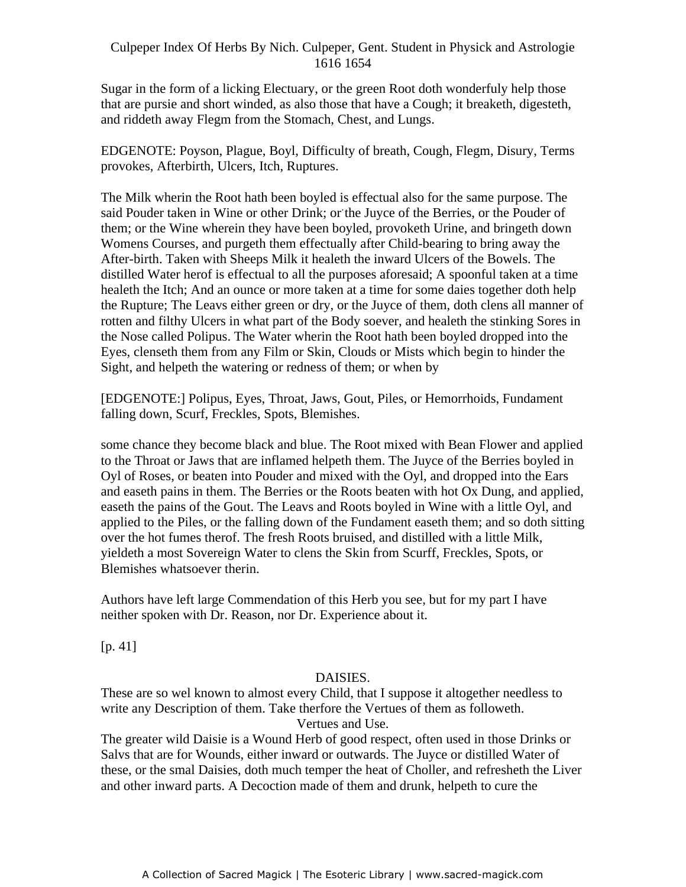Sugar in the form of a licking Electuary, or the green Root doth wonderfuly help those that are pursie and short winded, as also those that have a Cough; it breaketh, digesteth, and riddeth away Flegm from the Stomach, Chest, and Lungs.

EDGENOTE: Poyson, Plague, Boyl, Difficulty of breath, Cough, Flegm, Disury, Terms provokes, Afterbirth, Ulcers, Itch, Ruptures.

The Milk wherin the Root hath been boyled is effectual also for the same purpose. The said Pouder taken in Wine or other Drink; or the Juyce of the Berries, or the Pouder of them; or the Wine wherein they have been boyled, provoketh Urine, and bringeth down Womens Courses, and purgeth them effectually after Child-bearing to bring away the After-birth. Taken with Sheeps Milk it healeth the inward Ulcers of the Bowels. The distilled Water herof is effectual to all the purposes aforesaid; A spoonful taken at a time healeth the Itch; And an ounce or more taken at a time for some daies together doth help the Rupture; The Leavs either green or dry, or the Juyce of them, doth clens all manner of rotten and filthy Ulcers in what part of the Body soever, and healeth the stinking Sores in the Nose called Polipus. The Water wherin the Root hath been boyled dropped into the Eyes, clenseth them from any Film or Skin, Clouds or Mists which begin to hinder the Sight, and helpeth the watering or redness of them; or when by

[EDGENOTE:] Polipus, Eyes, Throat, Jaws, Gout, Piles, or Hemorrhoids, Fundament falling down, Scurf, Freckles, Spots, Blemishes.

some chance they become black and blue. The Root mixed with Bean Flower and applied to the Throat or Jaws that are inflamed helpeth them. The Juyce of the Berries boyled in Oyl of Roses, or beaten into Pouder and mixed with the Oyl, and dropped into the Ears and easeth pains in them. The Berries or the Roots beaten with hot Ox Dung, and applied, easeth the pains of the Gout. The Leavs and Roots boyled in Wine with a little Oyl, and applied to the Piles, or the falling down of the Fundament easeth them; and so doth sitting over the hot fumes therof. The fresh Roots bruised, and distilled with a little Milk, yieldeth a most Sovereign Water to clens the Skin from Scurff, Freckles, Spots, or Blemishes whatsoever therin.

Authors have left large Commendation of this Herb you see, but for my part I have neither spoken with Dr. Reason, nor Dr. Experience about it.

[p. 41]

## DAISIES.

These are so wel known to almost every Child, that I suppose it altogether needless to write any Description of them. Take therfore the Vertues of them as followeth.

### Vertues and Use.

The greater wild Daisie is a Wound Herb of good respect, often used in those Drinks or Salvs that are for Wounds, either inward or outwards. The Juyce or distilled Water of these, or the smal Daisies, doth much temper the heat of Choller, and refresheth the Liver and other inward parts. A Decoction made of them and drunk, helpeth to cure the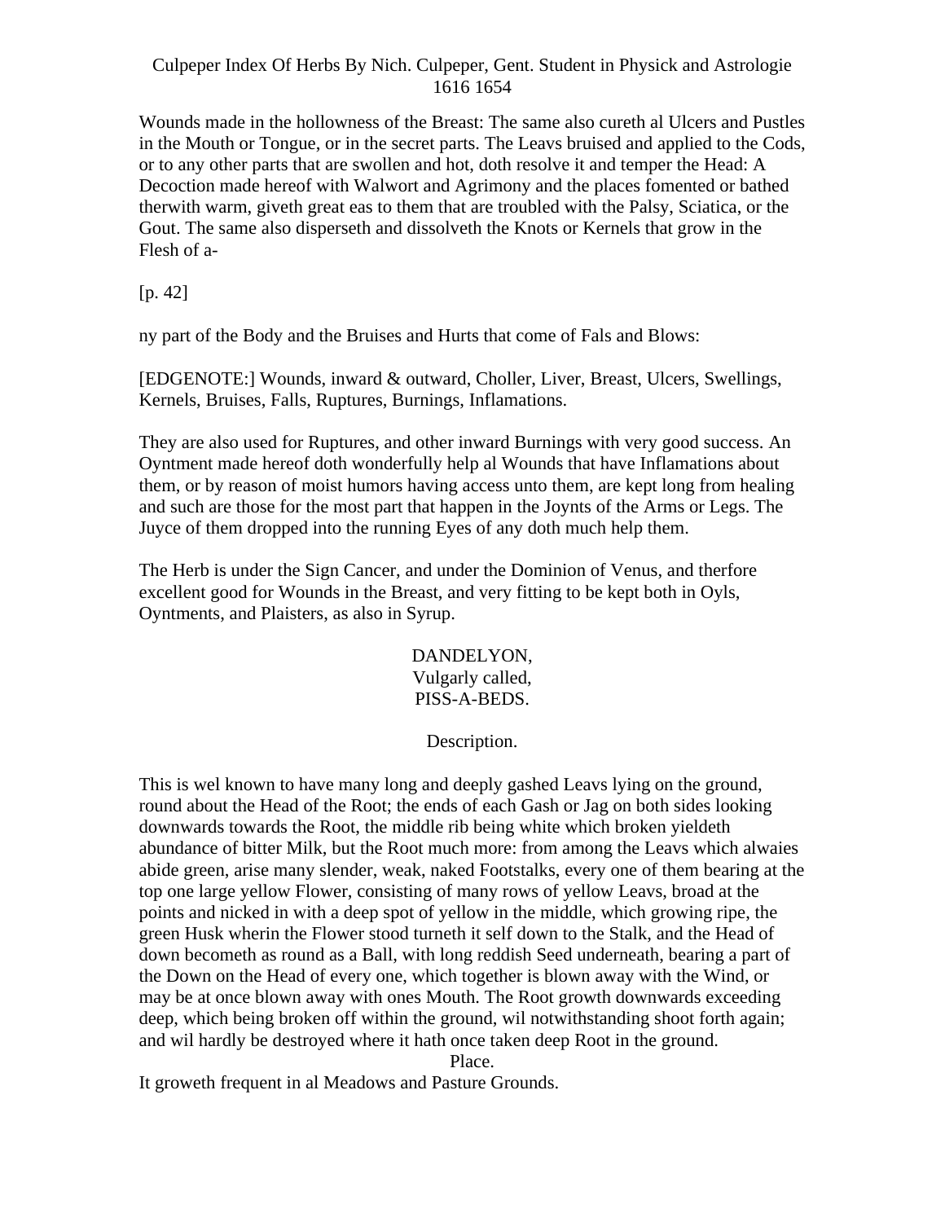Wounds made in the hollowness of the Breast: The same also cureth al Ulcers and Pustles in the Mouth or Tongue, or in the secret parts. The Leavs bruised and applied to the Cods, or to any other parts that are swollen and hot, doth resolve it and temper the Head: A Decoction made hereof with Walwort and Agrimony and the places fomented or bathed therwith warm, giveth great eas to them that are troubled with the Palsy, Sciatica, or the Gout. The same also disperseth and dissolveth the Knots or Kernels that grow in the Flesh of a-

[p. 42]

ny part of the Body and the Bruises and Hurts that come of Fals and Blows:

[EDGENOTE:] Wounds, inward & outward, Choller, Liver, Breast, Ulcers, Swellings, Kernels, Bruises, Falls, Ruptures, Burnings, Inflamations.

They are also used for Ruptures, and other inward Burnings with very good success. An Oyntment made hereof doth wonderfully help al Wounds that have Inflamations about them, or by reason of moist humors having access unto them, are kept long from healing and such are those for the most part that happen in the Joynts of the Arms or Legs. The Juyce of them dropped into the running Eyes of any doth much help them.

The Herb is under the Sign Cancer, and under the Dominion of Venus, and therfore excellent good for Wounds in the Breast, and very fitting to be kept both in Oyls, Oyntments, and Plaisters, as also in Syrup.

## DANDELYON,
## Vulgarly called,
## PISS-A-BEDS.

### Description.

This is wel known to have many long and deeply gashed Leavs lying on the ground, round about the Head of the Root; the ends of each Gash or Jag on both sides looking downwards towards the Root, the middle rib being white which broken yieldeth abundance of bitter Milk, but the Root much more: from among the Leavs which alwaies abide green, arise many slender, weak, naked Footstalks, every one of them bearing at the top one large yellow Flower, consisting of many rows of yellow Leavs, broad at the points and nicked in with a deep spot of yellow in the middle, which growing ripe, the green Husk wherin the Flower stood turneth it self down to the Stalk, and the Head of down becometh as round as a Ball, with long reddish Seed underneath, bearing a part of the Down on the Head of every one, which together is blown away with the Wind, or may be at once blown away with ones Mouth. The Root growth downwards exceeding deep, which being broken off within the ground, wil notwithstanding shoot forth again; and wil hardly be destroyed where it hath once taken deep Root in the ground.

### Place.

It groweth frequent in al Meadows and Pasture Grounds.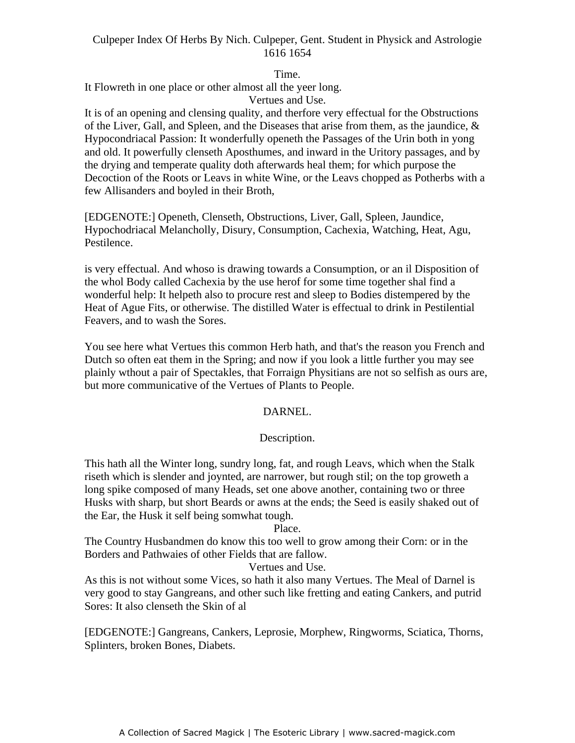Time.

It Flowreth in one place or other almost all the yeer long.

Vertues and Use.

It is of an opening and clensing quality, and therfore very effectual for the Obstructions of the Liver, Gall, and Spleen, and the Diseases that arise from them, as the jaundice, & Hypocondriacal Passion: It wonderfully openeth the Passages of the Urin both in yong and old. It powerfully clenseth Aposthumes, and inward in the Uritory passages, and by the drying and temperate quality doth afterwards heal them; for which purpose the Decoction of the Roots or Leavs in white Wine, or the Leavs chopped as Potherbs with a few Allisanders and boyled in their Broth,

[EDGENOTE:] Openeth, Clenseth, Obstructions, Liver, Gall, Spleen, Jaundice, Hypochodriacal Melancholly, Disury, Consumption, Cachexia, Watching, Heat, Agu, Pestilence.

is very effectual. And whoso is drawing towards a Consumption, or an il Disposition of the whol Body called Cachexia by the use herof for some time together shal find a wonderful help: It helpeth also to procure rest and sleep to Bodies distempered by the Heat of Ague Fits, or otherwise. The distilled Water is effectual to drink in Pestilential Feavers, and to wash the Sores.

You see here what Vertues this common Herb hath, and that's the reason you French and Dutch so often eat them in the Spring; and now if you look a little further you may see plainly wthout a pair of Spectakles, that Forraign Physitians are not so selfish as ours are, but more communicative of the Vertues of Plants to People.

## DARNEL.

Description.

This hath all the Winter long, sundry long, fat, and rough Leavs, which when the Stalk riseth which is slender and joynted, are narrower, but rough stil; on the top groweth a long spike composed of many Heads, set one above another, containing two or three Husks with sharp, but short Beards or awns at the ends; the Seed is easily shaked out of the Ear, the Husk it self being somwhat tough.

Place.

The Country Husbandmen do know this too well to grow among their Corn: or in the Borders and Pathwaies of other Fields that are fallow.

Vertues and Use.

As this is not without some Vices, so hath it also many Vertues. The Meal of Darnel is very good to stay Gangreans, and other such like fretting and eating Cankers, and putrid Sores: It also clenseth the Skin of al

[EDGENOTE:] Gangreans, Cankers, Leprosie, Morphew, Ringworms, Sciatica, Thorns, Splinters, broken Bones, Diabets.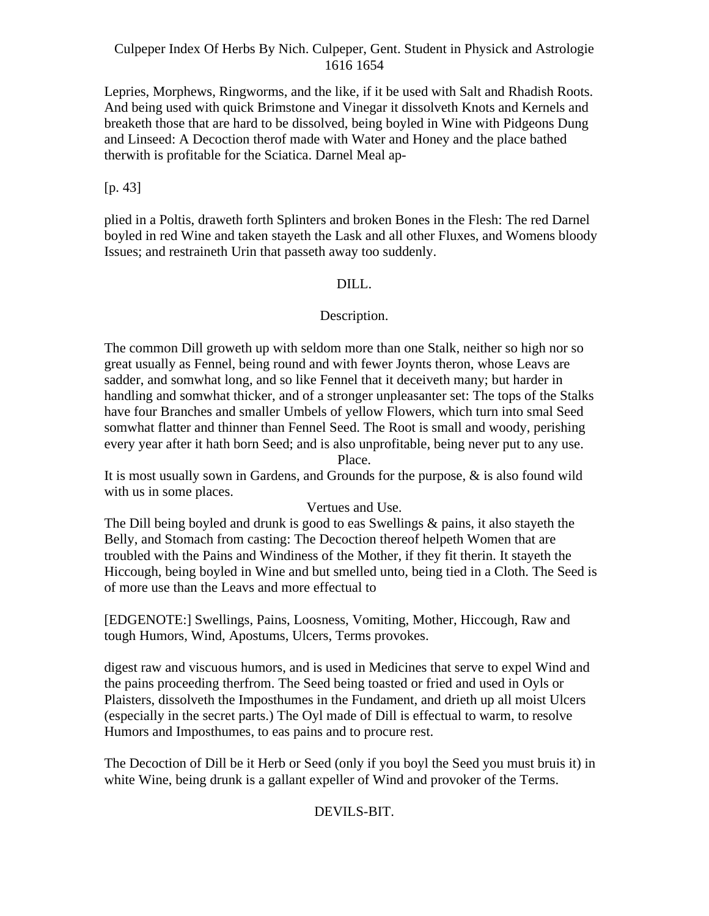Lepries, Morphews, Ringworms, and the like, if it be used with Salt and Rhadish Roots. And being used with quick Brimstone and Vinegar it dissolveth Knots and Kernels and breaketh those that are hard to be dissolved, being boyled in Wine with Pidgeons Dung and Linseed: A Decoction therof made with Water and Honey and the place bathed therwith is profitable for the Sciatica. Darnel Meal ap-

[p. 43]

plied in a Poltis, draweth forth Splinters and broken Bones in the Flesh: The red Darnel boyled in red Wine and taken stayeth the Lask and all other Fluxes, and Womens bloody Issues; and restraineth Urin that passeth away too suddenly.

## DILL.

### Description.

The common Dill groweth up with seldom more than one Stalk, neither so high nor so great usually as Fennel, being round and with fewer Joynts theron, whose Leavs are sadder, and somwhat long, and so like Fennel that it deceiveth many; but harder in handling and somwhat thicker, and of a stronger unpleasanter set: The tops of the Stalks have four Branches and smaller Umbels of yellow Flowers, which turn into smal Seed somwhat flatter and thinner than Fennel Seed. The Root is small and woody, perishing every year after it hath born Seed; and is also unprofitable, being never put to any use.

### Place.

It is most usually sown in Gardens, and Grounds for the purpose, & is also found wild with us in some places.

### Vertues and Use.

The Dill being boyled and drunk is good to eas Swellings & pains, it also stayeth the Belly, and Stomach from casting: The Decoction thereof helpeth Women that are troubled with the Pains and Windiness of the Mother, if they fit therin. It stayeth the Hiccough, being boyled in Wine and but smelled unto, being tied in a Cloth. The Seed is of more use than the Leavs and more effectual to

[EDGENOTE:] Swellings, Pains, Loosness, Vomiting, Mother, Hiccough, Raw and tough Humors, Wind, Apostums, Ulcers, Terms provokes.

digest raw and viscuous humors, and is used in Medicines that serve to expel Wind and the pains proceeding therfrom. The Seed being toasted or fried and used in Oyls or Plaisters, dissolveth the Imposthumes in the Fundament, and drieth up all moist Ulcers (especially in the secret parts.) The Oyl made of Dill is effectual to warm, to resolve Humors and Imposthumes, to eas pains and to procure rest.

The Decoction of Dill be it Herb or Seed (only if you boyl the Seed you must bruis it) in white Wine, being drunk is a gallant expeller of Wind and provoker of the Terms.

## DEVILS-BIT.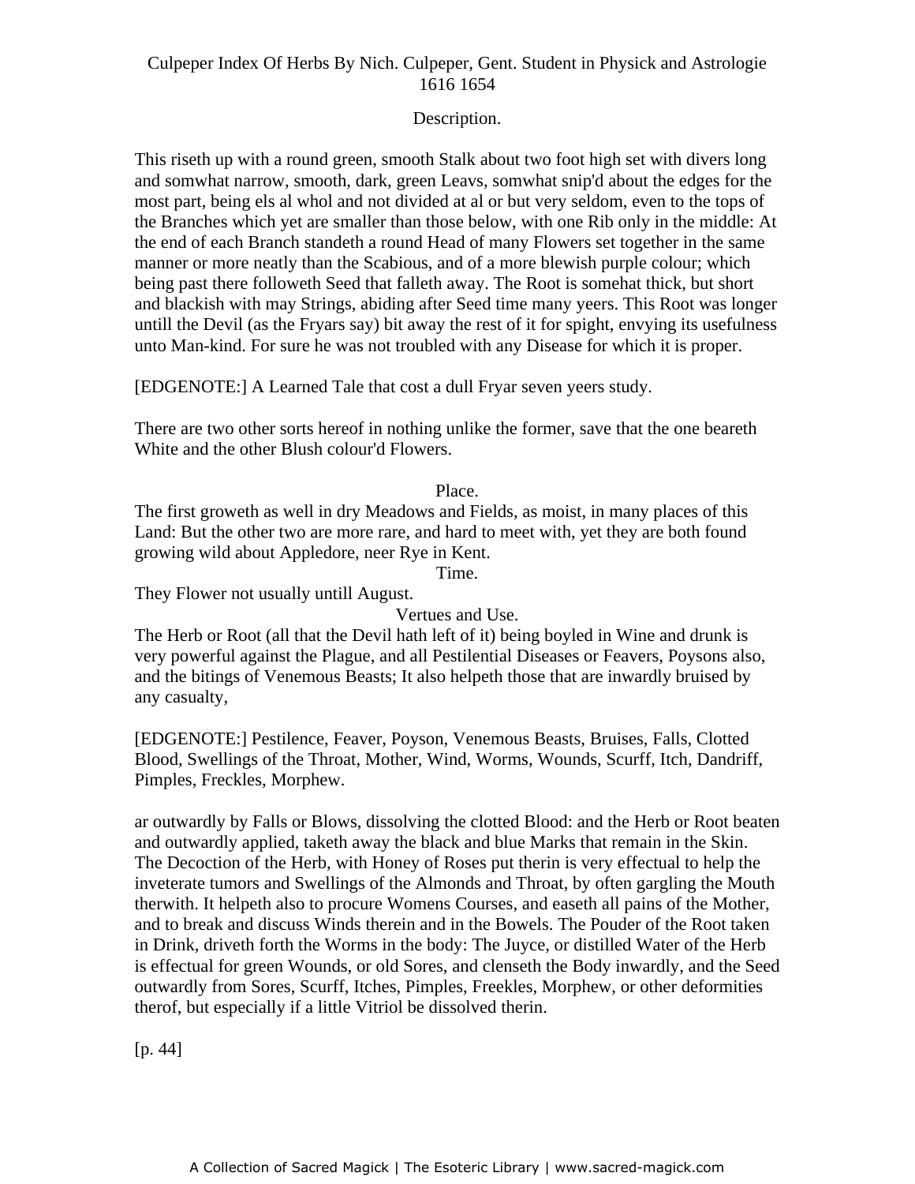Description.

This riseth up with a round green, smooth Stalk about two foot high set with divers long and somwhat narrow, smooth, dark, green Leavs, somwhat snip'd about the edges for the most part, being els al whol and not divided at al or but very seldom, even to the tops of the Branches which yet are smaller than those below, with one Rib only in the middle: At the end of each Branch standeth a round Head of many Flowers set together in the same manner or more neatly than the Scabious, and of a more blewish purple colour; which being past there followeth Seed that falleth away. The Root is somehat thick, but short and blackish with may Strings, abiding after Seed time many yeers. This Root was longer untill the Devil (as the Fryars say) bit away the rest of it for spight, envying its usefulness unto Man-kind. For sure he was not troubled with any Disease for which it is proper.

[EDGENOTE:] A Learned Tale that cost a dull Fryar seven yeers study.

There are two other sorts hereof in nothing unlike the former, save that the one beareth White and the other Blush colour'd Flowers.

Place.

The first groweth as well in dry Meadows and Fields, as moist, in many places of this Land: But the other two are more rare, and hard to meet with, yet they are both found growing wild about Appledore, neer Rye in Kent.

Time.

They Flower not usually untill August.

Vertues and Use.

The Herb or Root (all that the Devil hath left of it) being boyled in Wine and drunk is very powerful against the Plague, and all Pestilential Diseases or Feavers, Poysons also, and the bitings of Venemous Beasts; It also helpeth those that are inwardly bruised by any casualty,

[EDGENOTE:] Pestilence, Feaver, Poyson, Venemous Beasts, Bruises, Falls, Clotted Blood, Swellings of the Throat, Mother, Wind, Worms, Wounds, Scurff, Itch, Dandriff, Pimples, Freckles, Morphew.

ar outwardly by Falls or Blows, dissolving the clotted Blood: and the Herb or Root beaten and outwardly applied, taketh away the black and blue Marks that remain in the Skin. The Decoction of the Herb, with Honey of Roses put therin is very effectual to help the inveterate tumors and Swellings of the Almonds and Throat, by often gargling the Mouth therwith. It helpeth also to procure Womens Courses, and easeth all pains of the Mother, and to break and discuss Winds therein and in the Bowels. The Pouder of the Root taken in Drink, driveth forth the Worms in the body: The Juyce, or distilled Water of the Herb is effectual for green Wounds, or old Sores, and clenseth the Body inwardly, and the Seed outwardly from Sores, Scurff, Itches, Pimples, Freekles, Morphew, or other deformities therof, but especially if a little Vitriol be dissolved therin.

[p. 44]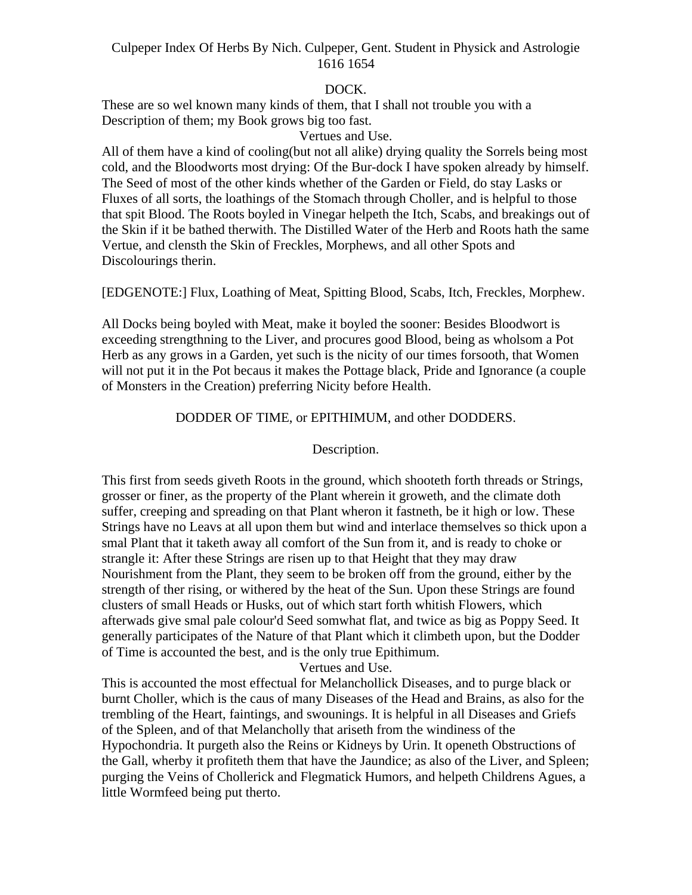Culpeper Index Of Herbs By Nich. Culpeper, Gent. Student in Physick and Astrologie 1616 1654

## DOCK.

These are so wel known many kinds of them, that I shall not trouble you with a Description of them; my Book grows big too fast.

### Vertues and Use.

All of them have a kind of cooling(but not all alike) drying quality the Sorrels being most cold, and the Bloodworts most drying: Of the Bur-dock I have spoken already by himself. The Seed of most of the other kinds whether of the Garden or Field, do stay Lasks or Fluxes of all sorts, the loathings of the Stomach through Choller, and is helpful to those that spit Blood. The Roots boyled in Vinegar helpeth the Itch, Scabs, and breakings out of the Skin if it be bathed therwith. The Distilled Water of the Herb and Roots hath the same Vertue, and clensth the Skin of Freckles, Morphews, and all other Spots and Discolourings therin.

[EDGENOTE:] Flux, Loathing of Meat, Spitting Blood, Scabs, Itch, Freckles, Morphew.

All Docks being boyled with Meat, make it boyled the sooner: Besides Bloodwort is exceeding strengthning to the Liver, and procures good Blood, being as wholsom a Pot Herb as any grows in a Garden, yet such is the nicity of our times forsooth, that Women will not put it in the Pot becaus it makes the Pottage black, Pride and Ignorance (a couple of Monsters in the Creation) preferring Nicity before Health.

## DODDER OF TIME, or EPITHIMUM, and other DODDERS.

### Description.

This first from seeds giveth Roots in the ground, which shooteth forth threads or Strings, grosser or finer, as the property of the Plant wherein it groweth, and the climate doth suffer, creeping and spreading on that Plant wheron it fastneth, be it high or low. These Strings have no Leavs at all upon them but wind and interlace themselves so thick upon a smal Plant that it taketh away all comfort of the Sun from it, and is ready to choke or strangle it: After these Strings are risen up to that Height that they may draw Nourishment from the Plant, they seem to be broken off from the ground, either by the strength of ther rising, or withered by the heat of the Sun. Upon these Strings are found clusters of small Heads or Husks, out of which start forth whitish Flowers, which afterwads give smal pale colour'd Seed somwhat flat, and twice as big as Poppy Seed. It generally participates of the Nature of that Plant which it climbeth upon, but the Dodder of Time is accounted the best, and is the only true Epithimum.

### Vertues and Use.

This is accounted the most effectual for Melanchollick Diseases, and to purge black or burnt Choller, which is the caus of many Diseases of the Head and Brains, as also for the trembling of the Heart, faintings, and swounings. It is helpful in all Diseases and Griefs of the Spleen, and of that Melancholly that ariseth from the windiness of the Hypochondria. It purgeth also the Reins or Kidneys by Urin. It openeth Obstructions of the Gall, wherby it profiteth them that have the Jaundice; as also of the Liver, and Spleen; purging the Veins of Chollerick and Flegmatick Humors, and helpeth Childrens Agues, a little Wormfeed being put therto.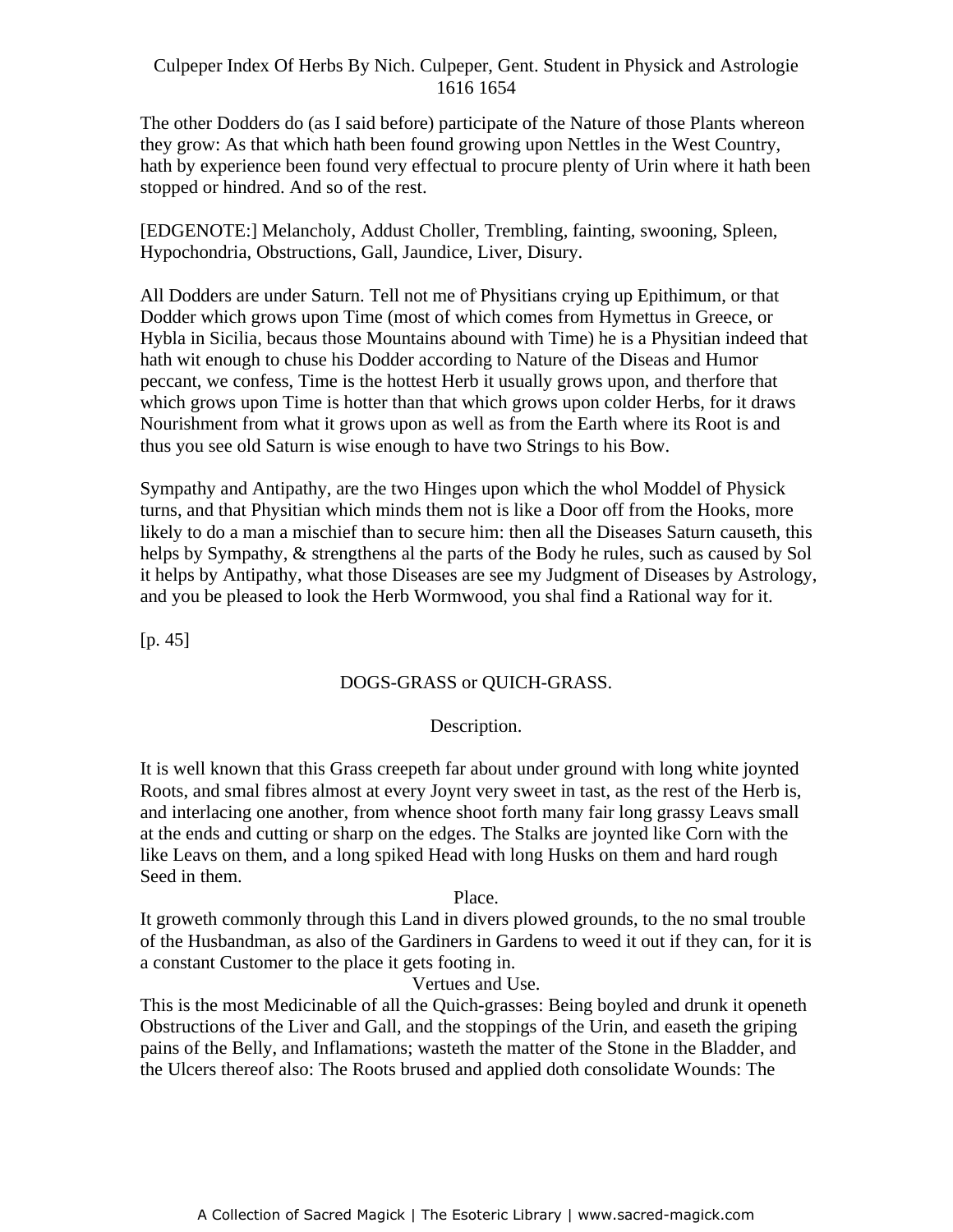The other Dodders do (as I said before) participate of the Nature of those Plants whereon they grow: As that which hath been found growing upon Nettles in the West Country, hath by experience been found very effectual to procure plenty of Urin where it hath been stopped or hindred. And so of the rest.

[EDGENOTE:] Melancholy, Addust Choller, Trembling, fainting, swooning, Spleen, Hypochondria, Obstructions, Gall, Jaundice, Liver, Disury.

All Dodders are under Saturn. Tell not me of Physitians crying up Epithimum, or that Dodder which grows upon Time (most of which comes from Hymettus in Greece, or Hybla in Sicilia, becaus those Mountains abound with Time) he is a Physitian indeed that hath wit enough to chuse his Dodder according to Nature of the Diseas and Humor peccant, we confess, Time is the hottest Herb it usually grows upon, and therfore that which grows upon Time is hotter than that which grows upon colder Herbs, for it draws Nourishment from what it grows upon as well as from the Earth where its Root is and thus you see old Saturn is wise enough to have two Strings to his Bow.

Sympathy and Antipathy, are the two Hinges upon which the whol Moddel of Physick turns, and that Physitian which minds them not is like a Door off from the Hooks, more likely to do a man a mischief than to secure him: then all the Diseases Saturn causeth, this helps by Sympathy, & strengthens al the parts of the Body he rules, such as caused by Sol it helps by Antipathy, what those Diseases are see my Judgment of Diseases by Astrology, and you be pleased to look the Herb Wormwood, you shal find a Rational way for it.

[p. 45]

## DOGS-GRASS or QUICH-GRASS.

### Description.

It is well known that this Grass creepeth far about under ground with long white joynted Roots, and smal fibres almost at every Joynt very sweet in tast, as the rest of the Herb is, and interlacing one another, from whence shoot forth many fair long grassy Leavs small at the ends and cutting or sharp on the edges. The Stalks are joynted like Corn with the like Leavs on them, and a long spiked Head with long Husks on them and hard rough Seed in them.

### Place.

It groweth commonly through this Land in divers plowed grounds, to the no smal trouble of the Husbandman, as also of the Gardiners in Gardens to weed it out if they can, for it is a constant Customer to the place it gets footing in.

### Vertues and Use.

This is the most Medicinable of all the Quich-grasses: Being boyled and drunk it openeth Obstructions of the Liver and Gall, and the stoppings of the Urin, and easeth the griping pains of the Belly, and Inflamations; wasteth the matter of the Stone in the Bladder, and the Ulcers thereof also: The Roots brused and applied doth consolidate Wounds: The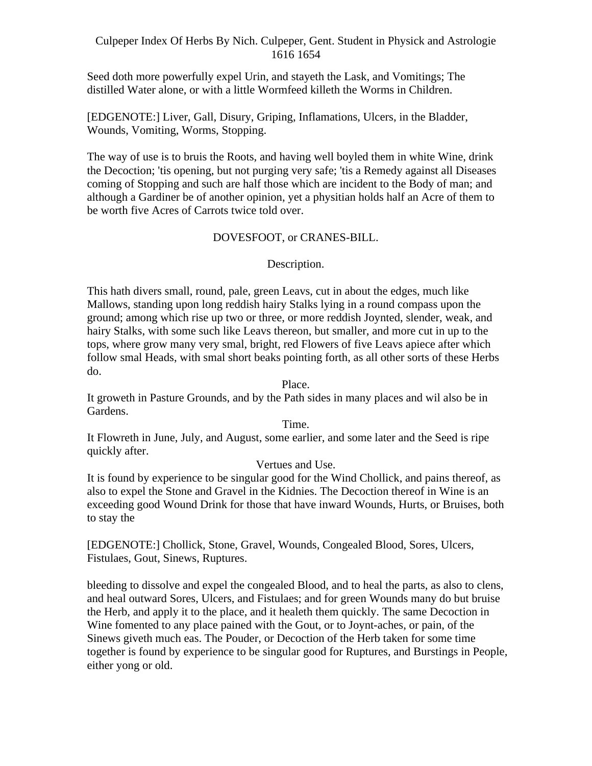Seed doth more powerfully expel Urin, and stayeth the Lask, and Vomitings; The distilled Water alone, or with a little Wormfeed killeth the Worms in Children.

[EDGENOTE:] Liver, Gall, Disury, Griping, Inflamations, Ulcers, in the Bladder, Wounds, Vomiting, Worms, Stopping.

The way of use is to bruis the Roots, and having well boyled them in white Wine, drink the Decoction; 'tis opening, but not purging very safe; 'tis a Remedy against all Diseases coming of Stopping and such are half those which are incident to the Body of man; and although a Gardiner be of another opinion, yet a physitian holds half an Acre of them to be worth five Acres of Carrots twice told over.

## DOVESFOOT, or CRANES-BILL.

### Description.

This hath divers small, round, pale, green Leavs, cut in about the edges, much like Mallows, standing upon long reddish hairy Stalks lying in a round compass upon the ground; among which rise up two or three, or more reddish Joynted, slender, weak, and hairy Stalks, with some such like Leavs thereon, but smaller, and more cut in up to the tops, where grow many very smal, bright, red Flowers of five Leavs apiece after which follow smal Heads, with smal short beaks pointing forth, as all other sorts of these Herbs do.

### Place.

It groweth in Pasture Grounds, and by the Path sides in many places and wil also be in Gardens.

### Time.

It Flowreth in June, July, and August, some earlier, and some later and the Seed is ripe quickly after.

### Vertues and Use.

It is found by experience to be singular good for the Wind Chollick, and pains thereof, as also to expel the Stone and Gravel in the Kidnies. The Decoction thereof in Wine is an exceeding good Wound Drink for those that have inward Wounds, Hurts, or Bruises, both to stay the

[EDGENOTE:] Chollick, Stone, Gravel, Wounds, Congealed Blood, Sores, Ulcers, Fistulaes, Gout, Sinews, Ruptures.

bleeding to dissolve and expel the congealed Blood, and to heal the parts, as also to clens, and heal outward Sores, Ulcers, and Fistulaes; and for green Wounds many do but bruise the Herb, and apply it to the place, and it healeth them quickly. The same Decoction in Wine fomented to any place pained with the Gout, or to Joynt-aches, or pain, of the Sinews giveth much eas. The Pouder, or Decoction of the Herb taken for some time together is found by experience to be singular good for Ruptures, and Burstings in People, either yong or old.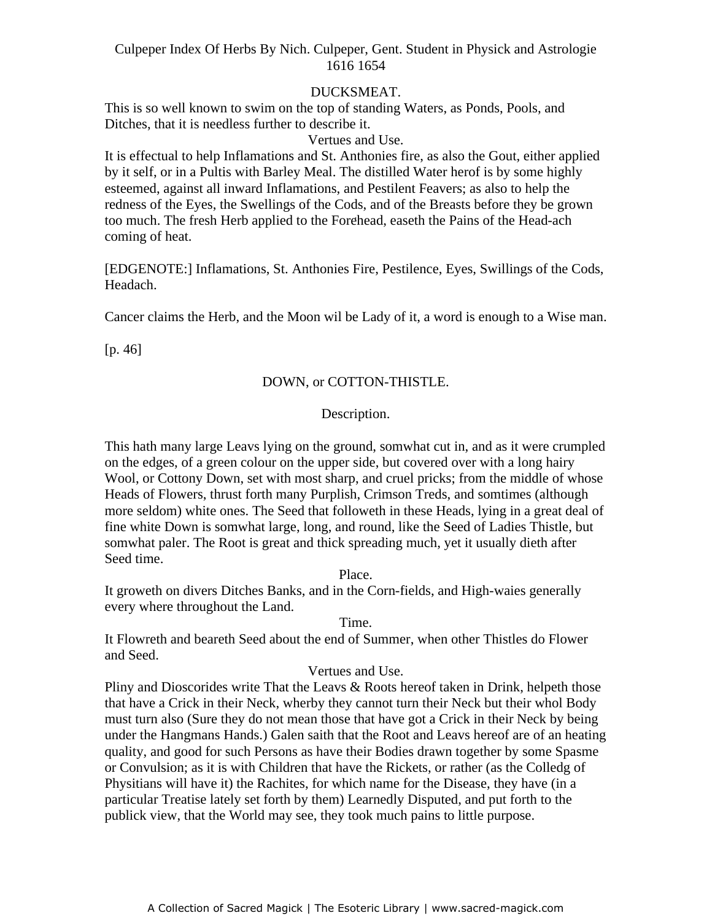## DUCKSMEAT.

This is so well known to swim on the top of standing Waters, as Ponds, Pools, and Ditches, that it is needless further to describe it.

### Vertues and Use.

It is effectual to help Inflamations and St. Anthonies fire, as also the Gout, either applied by it self, or in a Pultis with Barley Meal. The distilled Water herof is by some highly esteemed, against all inward Inflamations, and Pestilent Feavers; as also to help the redness of the Eyes, the Swellings of the Cods, and of the Breasts before they be grown too much. The fresh Herb applied to the Forehead, easeth the Pains of the Head-ach coming of heat.

[EDGENOTE:] Inflamations, St. Anthonies Fire, Pestilence, Eyes, Swillings of the Cods, Headach.

Cancer claims the Herb, and the Moon wil be Lady of it, a word is enough to a Wise man.

[p. 46]

## DOWN, or COTTON-THISTLE.

### Description.

This hath many large Leavs lying on the ground, somwhat cut in, and as it were crumpled on the edges, of a green colour on the upper side, but covered over with a long hairy Wool, or Cottony Down, set with most sharp, and cruel pricks; from the middle of whose Heads of Flowers, thrust forth many Purplish, Crimson Treds, and somtimes (although more seldom) white ones. The Seed that followeth in these Heads, lying in a great deal of fine white Down is somwhat large, long, and round, like the Seed of Ladies Thistle, but somwhat paler. The Root is great and thick spreading much, yet it usually dieth after Seed time.

### Place.

It groweth on divers Ditches Banks, and in the Corn-fields, and High-waies generally every where throughout the Land.

### Time.

It Flowreth and beareth Seed about the end of Summer, when other Thistles do Flower and Seed.

### Vertues and Use.

Pliny and Dioscorides write That the Leavs & Roots hereof taken in Drink, helpeth those that have a Crick in their Neck, wherby they cannot turn their Neck but their whol Body must turn also (Sure they do not mean those that have got a Crick in their Neck by being under the Hangmans Hands.) Galen saith that the Root and Leavs hereof are of an heating quality, and good for such Persons as have their Bodies drawn together by some Spasme or Convulsion; as it is with Children that have the Rickets, or rather (as the Colledg of Physitians will have it) the Rachites, for which name for the Disease, they have (in a particular Treatise lately set forth by them) Learnedly Disputed, and put forth to the publick view, that the World may see, they took much pains to little purpose.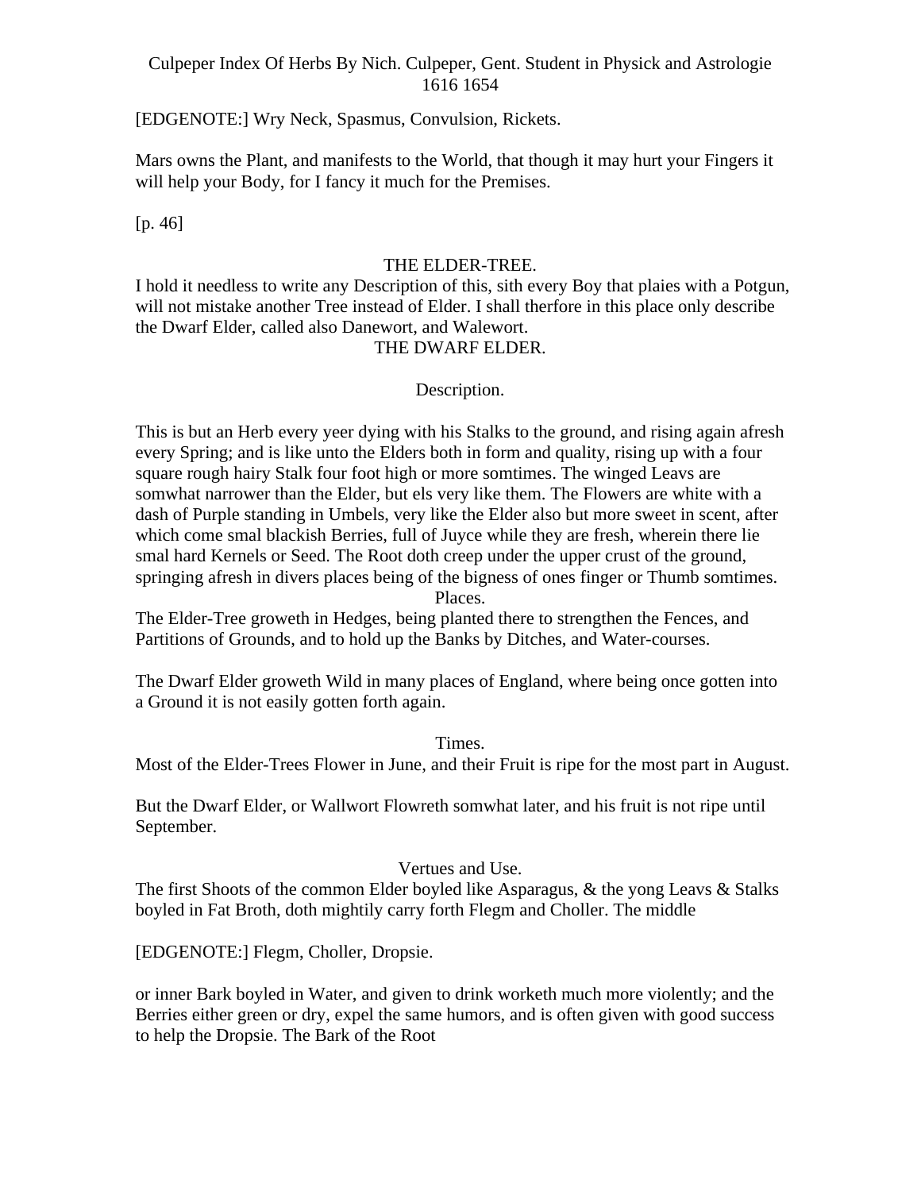[EDGENOTE:] Wry Neck, Spasmus, Convulsion, Rickets.

Mars owns the Plant, and manifests to the World, that though it may hurt your Fingers it will help your Body, for I fancy it much for the Premises.

[p. 46]

## THE ELDER-TREE.

I hold it needless to write any Description of this, sith every Boy that plaies with a Potgun, will not mistake another Tree instead of Elder. I shall therfore in this place only describe the Dwarf Elder, called also Danewort, and Walewort.

## THE DWARF ELDER.

### Description.

This is but an Herb every yeer dying with his Stalks to the ground, and rising again afresh every Spring; and is like unto the Elders both in form and quality, rising up with a four square rough hairy Stalk four foot high or more somtimes. The winged Leavs are somwhat narrower than the Elder, but els very like them. The Flowers are white with a dash of Purple standing in Umbels, very like the Elder also but more sweet in scent, after which come smal blackish Berries, full of Juyce while they are fresh, wherein there lie smal hard Kernels or Seed. The Root doth creep under the upper crust of the ground, springing afresh in divers places being of the bigness of ones finger or Thumb somtimes.

### Places.

The Elder-Tree groweth in Hedges, being planted there to strengthen the Fences, and Partitions of Grounds, and to hold up the Banks by Ditches, and Water-courses.

The Dwarf Elder groweth Wild in many places of England, where being once gotten into a Ground it is not easily gotten forth again.

### Times.

Most of the Elder-Trees Flower in June, and their Fruit is ripe for the most part in August.

But the Dwarf Elder, or Wallwort Flowreth somwhat later, and his fruit is not ripe until September.

### Vertues and Use.

The first Shoots of the common Elder boyled like Asparagus, & the yong Leavs & Stalks boyled in Fat Broth, doth mightily carry forth Flegm and Choller. The middle

[EDGENOTE:] Flegm, Choller, Dropsie.

or inner Bark boyled in Water, and given to drink worketh much more violently; and the Berries either green or dry, expel the same humors, and is often given with good success to help the Dropsie. The Bark of the Root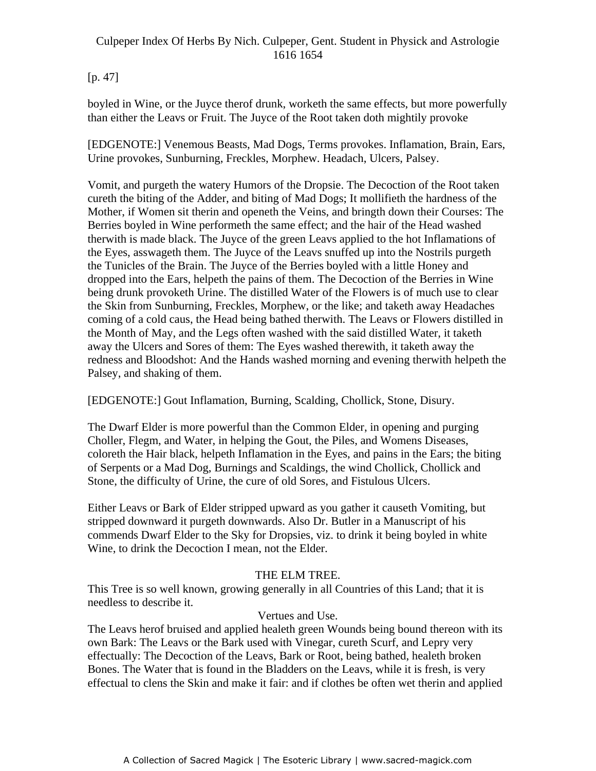[p. 47]

boyled in Wine, or the Juyce therof drunk, worketh the same effects, but more powerfully than either the Leavs or Fruit. The Juyce of the Root taken doth mightily provoke

[EDGENOTE:] Venemous Beasts, Mad Dogs, Terms provokes. Inflamation, Brain, Ears, Urine provokes, Sunburning, Freckles, Morphew. Headach, Ulcers, Palsey.

Vomit, and purgeth the watery Humors of the Dropsie. The Decoction of the Root taken cureth the biting of the Adder, and biting of Mad Dogs; It mollifieth the hardness of the Mother, if Women sit therin and openeth the Veins, and bringth down their Courses: The Berries boyled in Wine performeth the same effect; and the hair of the Head washed therwith is made black. The Juyce of the green Leavs applied to the hot Inflamations of the Eyes, asswageth them. The Juyce of the Leavs snuffed up into the Nostrils purgeth the Tunicles of the Brain. The Juyce of the Berries boyled with a little Honey and dropped into the Ears, helpeth the pains of them. The Decoction of the Berries in Wine being drunk provoketh Urine. The distilled Water of the Flowers is of much use to clear the Skin from Sunburning, Freckles, Morphew, or the like; and taketh away Headaches coming of a cold caus, the Head being bathed therwith. The Leavs or Flowers distilled in the Month of May, and the Legs often washed with the said distilled Water, it taketh away the Ulcers and Sores of them: The Eyes washed therewith, it taketh away the redness and Bloodshot: And the Hands washed morning and evening therwith helpeth the Palsey, and shaking of them.

[EDGENOTE:] Gout Inflamation, Burning, Scalding, Chollick, Stone, Disury.

The Dwarf Elder is more powerful than the Common Elder, in opening and purging Choller, Flegm, and Water, in helping the Gout, the Piles, and Womens Diseases, coloreth the Hair black, helpeth Inflamation in the Eyes, and pains in the Ears; the biting of Serpents or a Mad Dog, Burnings and Scaldings, the wind Chollick, Chollick and Stone, the difficulty of Urine, the cure of old Sores, and Fistulous Ulcers.

Either Leavs or Bark of Elder stripped upward as you gather it causeth Vomiting, but stripped downward it purgeth downwards. Also Dr. Butler in a Manuscript of his commends Dwarf Elder to the Sky for Dropsies, viz. to drink it being boyled in white Wine, to drink the Decoction I mean, not the Elder.

## THE ELM TREE.

This Tree is so well known, growing generally in all Countries of this Land; that it is needless to describe it.

### Vertues and Use.

The Leavs herof bruised and applied healeth green Wounds being bound thereon with its own Bark: The Leavs or the Bark used with Vinegar, cureth Scurf, and Lepry very effectually: The Decoction of the Leavs, Bark or Root, being bathed, healeth broken Bones. The Water that is found in the Bladders on the Leavs, while it is fresh, is very effectual to clens the Skin and make it fair: and if clothes be often wet therin and applied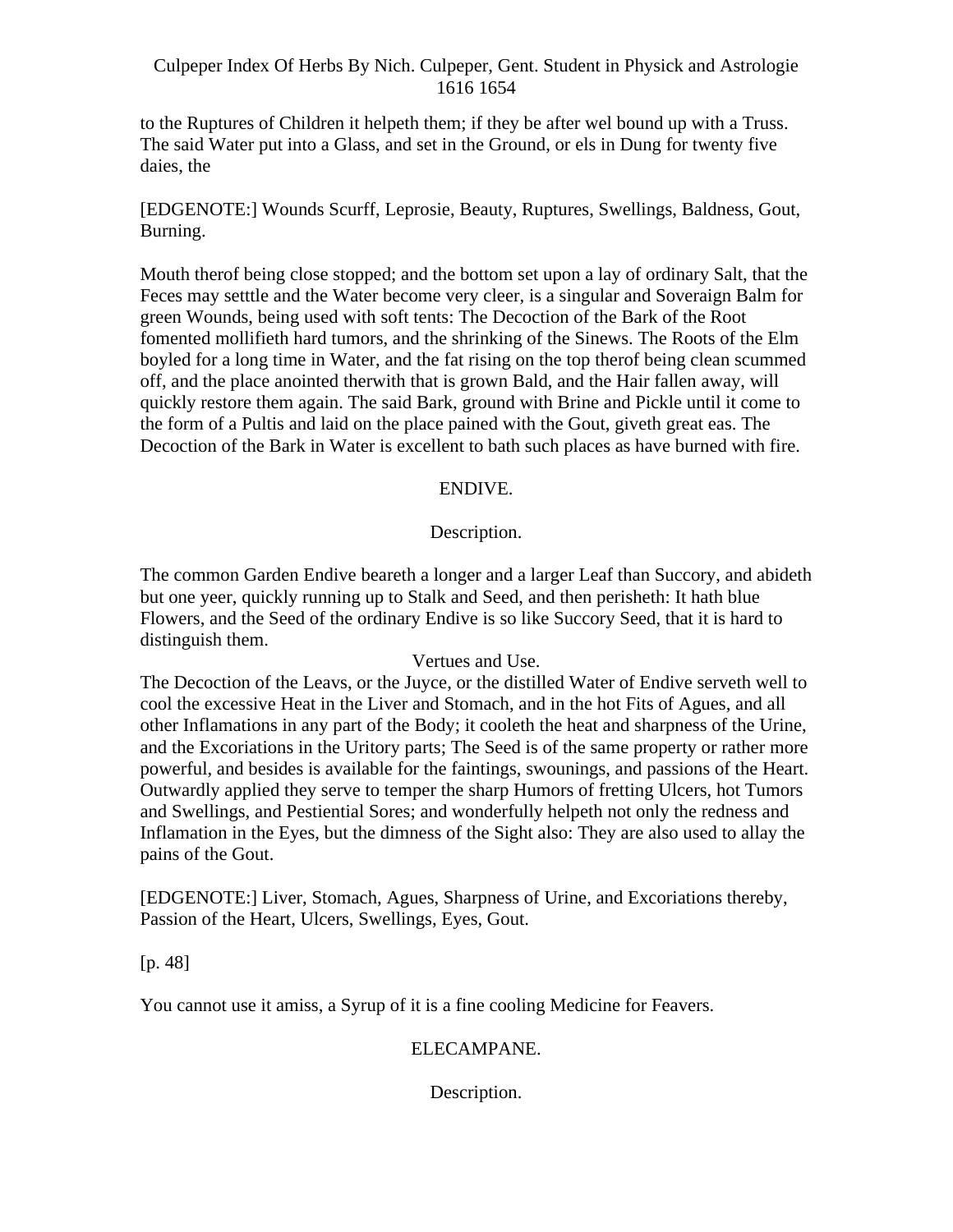to the Ruptures of Children it helpeth them; if they be after wel bound up with a Truss. The said Water put into a Glass, and set in the Ground, or els in Dung for twenty five daies, the

[EDGENOTE:] Wounds Scurff, Leprosie, Beauty, Ruptures, Swellings, Baldness, Gout, Burning.

Mouth therof being close stopped; and the bottom set upon a lay of ordinary Salt, that the Feces may setttle and the Water become very cleer, is a singular and Soveraign Balm for green Wounds, being used with soft tents: The Decoction of the Bark of the Root fomented mollifieth hard tumors, and the shrinking of the Sinews. The Roots of the Elm boyled for a long time in Water, and the fat rising on the top therof being clean scummed off, and the place anointed therwith that is grown Bald, and the Hair fallen away, will quickly restore them again. The said Bark, ground with Brine and Pickle until it come to the form of a Pultis and laid on the place pained with the Gout, giveth great eas. The Decoction of the Bark in Water is excellent to bath such places as have burned with fire.

## ENDIVE.

### Description.

The common Garden Endive beareth a longer and a larger Leaf than Succory, and abideth but one yeer, quickly running up to Stalk and Seed, and then perisheth: It hath blue Flowers, and the Seed of the ordinary Endive is so like Succory Seed, that it is hard to distinguish them.

### Vertues and Use.

The Decoction of the Leavs, or the Juyce, or the distilled Water of Endive serveth well to cool the excessive Heat in the Liver and Stomach, and in the hot Fits of Agues, and all other Inflamations in any part of the Body; it cooleth the heat and sharpness of the Urine, and the Excoriations in the Uritory parts; The Seed is of the same property or rather more powerful, and besides is available for the faintings, swounings, and passions of the Heart. Outwardly applied they serve to temper the sharp Humors of fretting Ulcers, hot Tumors and Swellings, and Pestiential Sores; and wonderfully helpeth not only the redness and Inflamation in the Eyes, but the dimness of the Sight also: They are also used to allay the pains of the Gout.

[EDGENOTE:] Liver, Stomach, Agues, Sharpness of Urine, and Excoriations thereby, Passion of the Heart, Ulcers, Swellings, Eyes, Gout.

[p. 48]

You cannot use it amiss, a Syrup of it is a fine cooling Medicine for Feavers.

## ELECAMPANE.

### Description.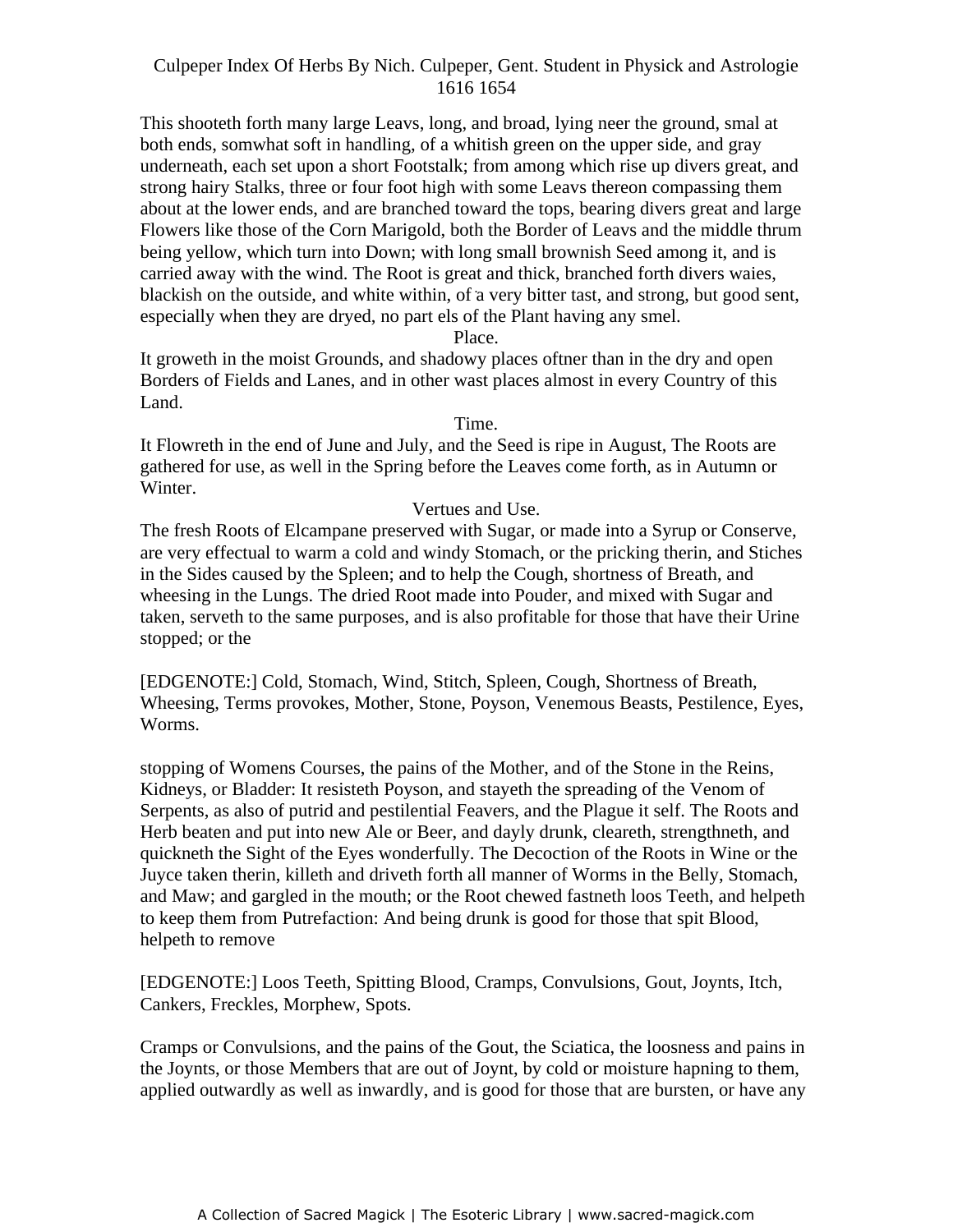This shooteth forth many large Leavs, long, and broad, lying neer the ground, smal at both ends, somwhat soft in handling, of a whitish green on the upper side, and gray underneath, each set upon a short Footstalk; from among which rise up divers great, and strong hairy Stalks, three or four foot high with some Leavs thereon compassing them about at the lower ends, and are branched toward the tops, bearing divers great and large Flowers like those of the Corn Marigold, both the Border of Leavs and the middle thrum being yellow, which turn into Down; with long small brownish Seed among it, and is carried away with the wind. The Root is great and thick, branched forth divers waies, blackish on the outside, and white within, of a very bitter tast, and strong, but good sent, especially when they are dryed, no part els of the Plant having any smel.

Place.

It groweth in the moist Grounds, and shadowy places oftner than in the dry and open Borders of Fields and Lanes, and in other wast places almost in every Country of this Land.

Time.

It Flowreth in the end of June and July, and the Seed is ripe in August, The Roots are gathered for use, as well in the Spring before the Leaves come forth, as in Autumn or Winter.

Vertues and Use.

The fresh Roots of Elcampane preserved with Sugar, or made into a Syrup or Conserve, are very effectual to warm a cold and windy Stomach, or the pricking therin, and Stiches in the Sides caused by the Spleen; and to help the Cough, shortness of Breath, and wheesing in the Lungs. The dried Root made into Pouder, and mixed with Sugar and taken, serveth to the same purposes, and is also profitable for those that have their Urine stopped; or the

[EDGENOTE:] Cold, Stomach, Wind, Stitch, Spleen, Cough, Shortness of Breath, Wheesing, Terms provokes, Mother, Stone, Poyson, Venemous Beasts, Pestilence, Eyes, Worms.

stopping of Womens Courses, the pains of the Mother, and of the Stone in the Reins, Kidneys, or Bladder: It resisteth Poyson, and stayeth the spreading of the Venom of Serpents, as also of putrid and pestilential Feavers, and the Plague it self. The Roots and Herb beaten and put into new Ale or Beer, and dayly drunk, cleareth, strengthneth, and quickneth the Sight of the Eyes wonderfully. The Decoction of the Roots in Wine or the Juyce taken therin, killeth and driveth forth all manner of Worms in the Belly, Stomach, and Maw; and gargled in the mouth; or the Root chewed fastneth loos Teeth, and helpeth to keep them from Putrefaction: And being drunk is good for those that spit Blood, helpeth to remove

[EDGENOTE:] Loos Teeth, Spitting Blood, Cramps, Convulsions, Gout, Joynts, Itch, Cankers, Freckles, Morphew, Spots.

Cramps or Convulsions, and the pains of the Gout, the Sciatica, the loosness and pains in the Joynts, or those Members that are out of Joynt, by cold or moisture hapning to them, applied outwardly as well as inwardly, and is good for those that are bursten, or have any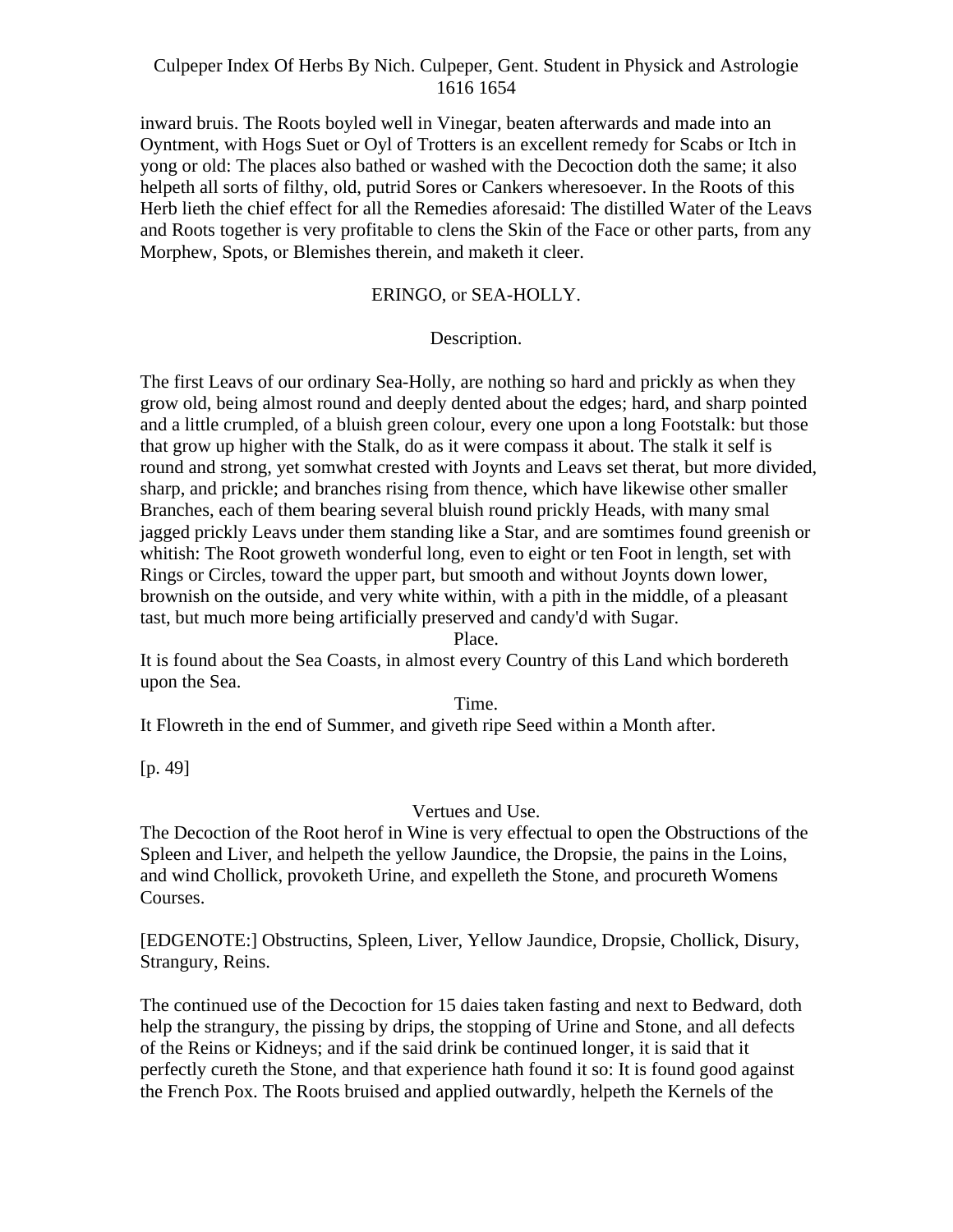inward bruis. The Roots boyled well in Vinegar, beaten afterwards and made into an Oyntment, with Hogs Suet or Oyl of Trotters is an excellent remedy for Scabs or Itch in yong or old: The places also bathed or washed with the Decoction doth the same; it also helpeth all sorts of filthy, old, putrid Sores or Cankers wheresoever. In the Roots of this Herb lieth the chief effect for all the Remedies aforesaid: The distilled Water of the Leavs and Roots together is very profitable to clens the Skin of the Face or other parts, from any Morphew, Spots, or Blemishes therein, and maketh it cleer.

## ERINGO, or SEA-HOLLY.

### Description.

The first Leavs of our ordinary Sea-Holly, are nothing so hard and prickly as when they grow old, being almost round and deeply dented about the edges; hard, and sharp pointed and a little crumpled, of a bluish green colour, every one upon a long Footstalk: but those that grow up higher with the Stalk, do as it were compass it about. The stalk it self is round and strong, yet somwhat crested with Joynts and Leavs set therat, but more divided, sharp, and prickle; and branches rising from thence, which have likewise other smaller Branches, each of them bearing several bluish round prickly Heads, with many smal jagged prickly Leavs under them standing like a Star, and are somtimes found greenish or whitish: The Root groweth wonderful long, even to eight or ten Foot in length, set with Rings or Circles, toward the upper part, but smooth and without Joynts down lower, brownish on the outside, and very white within, with a pith in the middle, of a pleasant tast, but much more being artificially preserved and candy'd with Sugar.

### Place.

It is found about the Sea Coasts, in almost every Country of this Land which bordereth upon the Sea.

### Time.

It Flowreth in the end of Summer, and giveth ripe Seed within a Month after.

[p. 49]

### Vertues and Use.

The Decoction of the Root herof in Wine is very effectual to open the Obstructions of the Spleen and Liver, and helpeth the yellow Jaundice, the Dropsie, the pains in the Loins, and wind Chollick, provoketh Urine, and expelleth the Stone, and procureth Womens Courses.

[EDGENOTE:] Obstructins, Spleen, Liver, Yellow Jaundice, Dropsie, Chollick, Disury, Strangury, Reins.

The continued use of the Decoction for 15 daies taken fasting and next to Bedward, doth help the strangury, the pissing by drips, the stopping of Urine and Stone, and all defects of the Reins or Kidneys; and if the said drink be continued longer, it is said that it perfectly cureth the Stone, and that experience hath found it so: It is found good against the French Pox. The Roots bruised and applied outwardly, helpeth the Kernels of the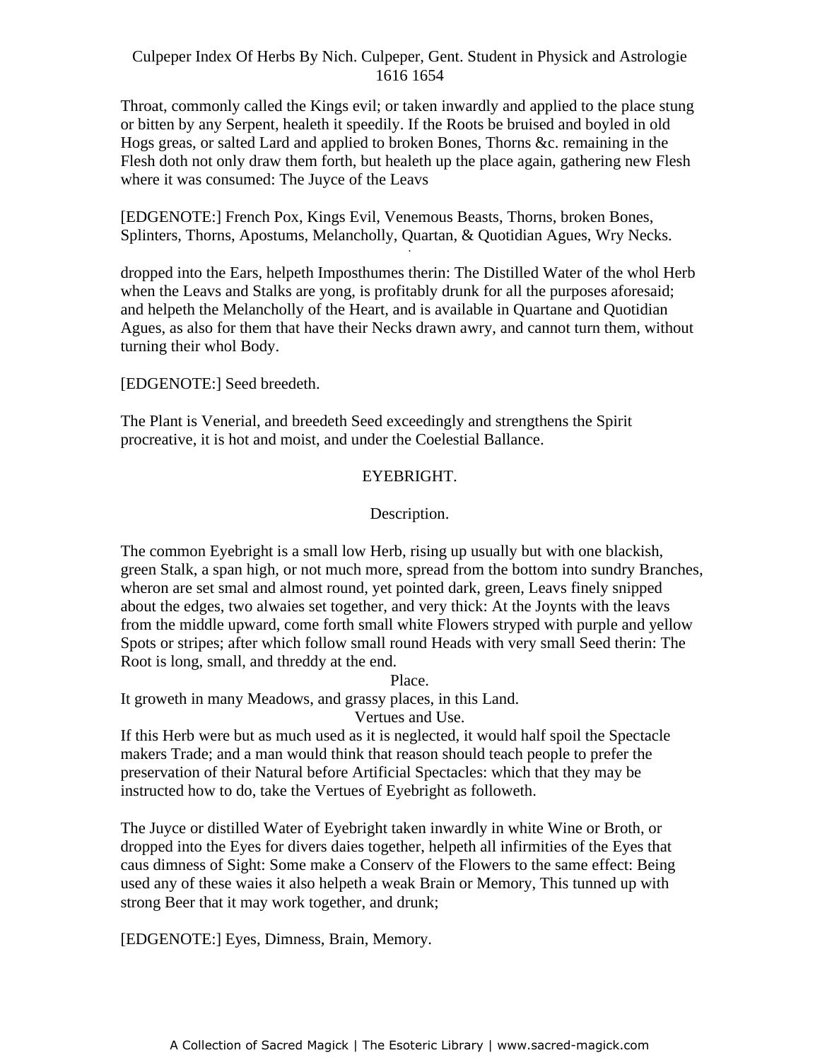Throat, commonly called the Kings evil; or taken inwardly and applied to the place stung or bitten by any Serpent, healeth it speedily. If the Roots be bruised and boyled in old Hogs greas, or salted Lard and applied to broken Bones, Thorns &c. remaining in the Flesh doth not only draw them forth, but healeth up the place again, gathering new Flesh where it was consumed: The Juyce of the Leavs

[EDGENOTE:] French Pox, Kings Evil, Venemous Beasts, Thorns, broken Bones, Splinters, Thorns, Apostums, Melancholly, Quartan, & Quotidian Agues, Wry Necks.

dropped into the Ears, helpeth Imposthumes therin: The Distilled Water of the whol Herb when the Leavs and Stalks are yong, is profitably drunk for all the purposes aforesaid; and helpeth the Melancholly of the Heart, and is available in Quartane and Quotidian Agues, as also for them that have their Necks drawn awry, and cannot turn them, without turning their whol Body.

[EDGENOTE:] Seed breedeth.

The Plant is Venerial, and breedeth Seed exceedingly and strengthens the Spirit procreative, it is hot and moist, and under the Coelestial Ballance.

## EYEBRIGHT.

### Description.

The common Eyebright is a small low Herb, rising up usually but with one blackish, green Stalk, a span high, or not much more, spread from the bottom into sundry Branches, wheron are set smal and almost round, yet pointed dark, green, Leavs finely snipped about the edges, two alwaies set together, and very thick: At the Joynts with the leavs from the middle upward, come forth small white Flowers stryped with purple and yellow Spots or stripes; after which follow small round Heads with very small Seed therin: The Root is long, small, and threddy at the end.

### Place.

It groweth in many Meadows, and grassy places, in this Land.

### Vertues and Use.

If this Herb were but as much used as it is neglected, it would half spoil the Spectacle makers Trade; and a man would think that reason should teach people to prefer the preservation of their Natural before Artificial Spectacles: which that they may be instructed how to do, take the Vertues of Eyebright as followeth.

The Juyce or distilled Water of Eyebright taken inwardly in white Wine or Broth, or dropped into the Eyes for divers daies together, helpeth all infirmities of the Eyes that caus dimness of Sight: Some make a Conserv of the Flowers to the same effect: Being used any of these waies it also helpeth a weak Brain or Memory, This tunned up with strong Beer that it may work together, and drunk;

[EDGENOTE:] Eyes, Dimness, Brain, Memory.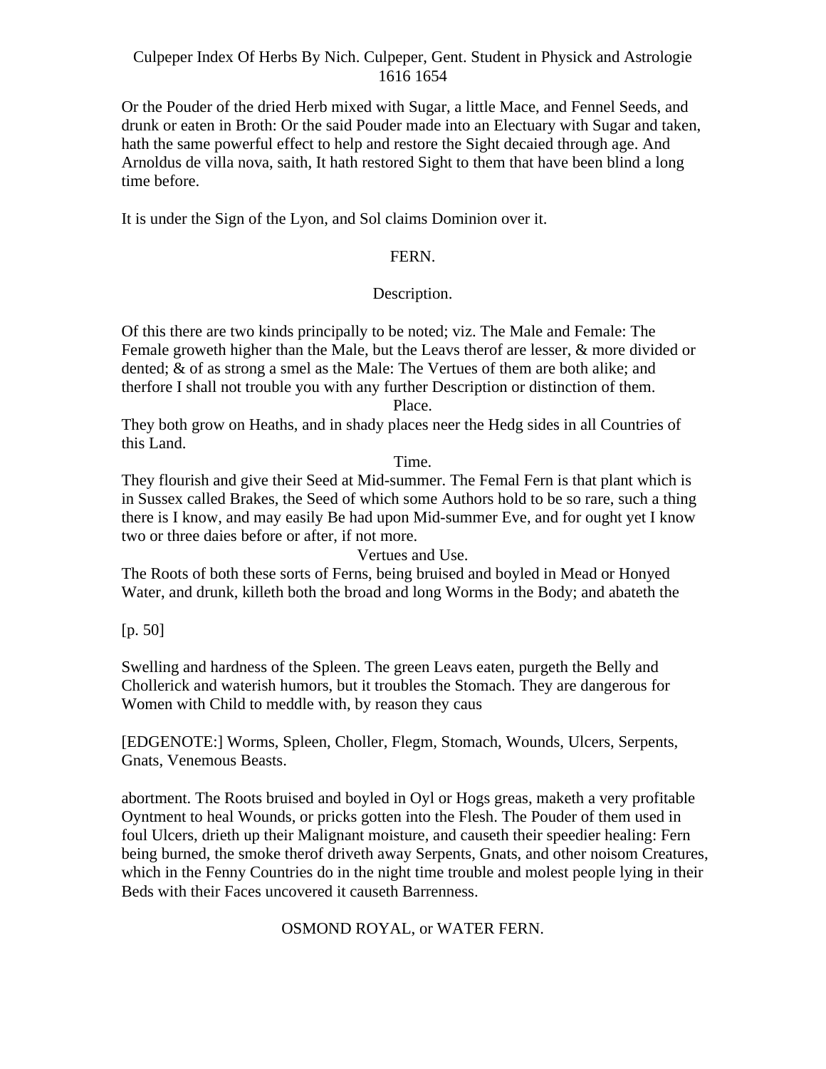Or the Pouder of the dried Herb mixed with Sugar, a little Mace, and Fennel Seeds, and drunk or eaten in Broth: Or the said Pouder made into an Electuary with Sugar and taken, hath the same powerful effect to help and restore the Sight decaied through age. And Arnoldus de villa nova, saith, It hath restored Sight to them that have been blind a long time before.

It is under the Sign of the Lyon, and Sol claims Dominion over it.

## FERN.

### Description.

Of this there are two kinds principally to be noted; viz. The Male and Female: The Female groweth higher than the Male, but the Leavs therof are lesser, & more divided or dented; & of as strong a smel as the Male: The Vertues of them are both alike; and therfore I shall not trouble you with any further Description or distinction of them.

### Place.

They both grow on Heaths, and in shady places neer the Hedg sides in all Countries of this Land.

### Time.

They flourish and give their Seed at Mid-summer. The Femal Fern is that plant which is in Sussex called Brakes, the Seed of which some Authors hold to be so rare, such a thing there is I know, and may easily Be had upon Mid-summer Eve, and for ought yet I know two or three daies before or after, if not more.

### Vertues and Use.

The Roots of both these sorts of Ferns, being bruised and boyled in Mead or Honyed Water, and drunk, killeth both the broad and long Worms in the Body; and abateth the

[p. 50]

Swelling and hardness of the Spleen. The green Leavs eaten, purgeth the Belly and Chollerick and waterish humors, but it troubles the Stomach. They are dangerous for Women with Child to meddle with, by reason they caus

[EDGENOTE:] Worms, Spleen, Choller, Flegm, Stomach, Wounds, Ulcers, Serpents, Gnats, Venemous Beasts.

abortment. The Roots bruised and boyled in Oyl or Hogs greas, maketh a very profitable Oyntment to heal Wounds, or pricks gotten into the Flesh. The Pouder of them used in foul Ulcers, drieth up their Malignant moisture, and causeth their speedier healing: Fern being burned, the smoke therof driveth away Serpents, Gnats, and other noisom Creatures, which in the Fenny Countries do in the night time trouble and molest people lying in their Beds with their Faces uncovered it causeth Barrenness.

## OSMOND ROYAL, or WATER FERN.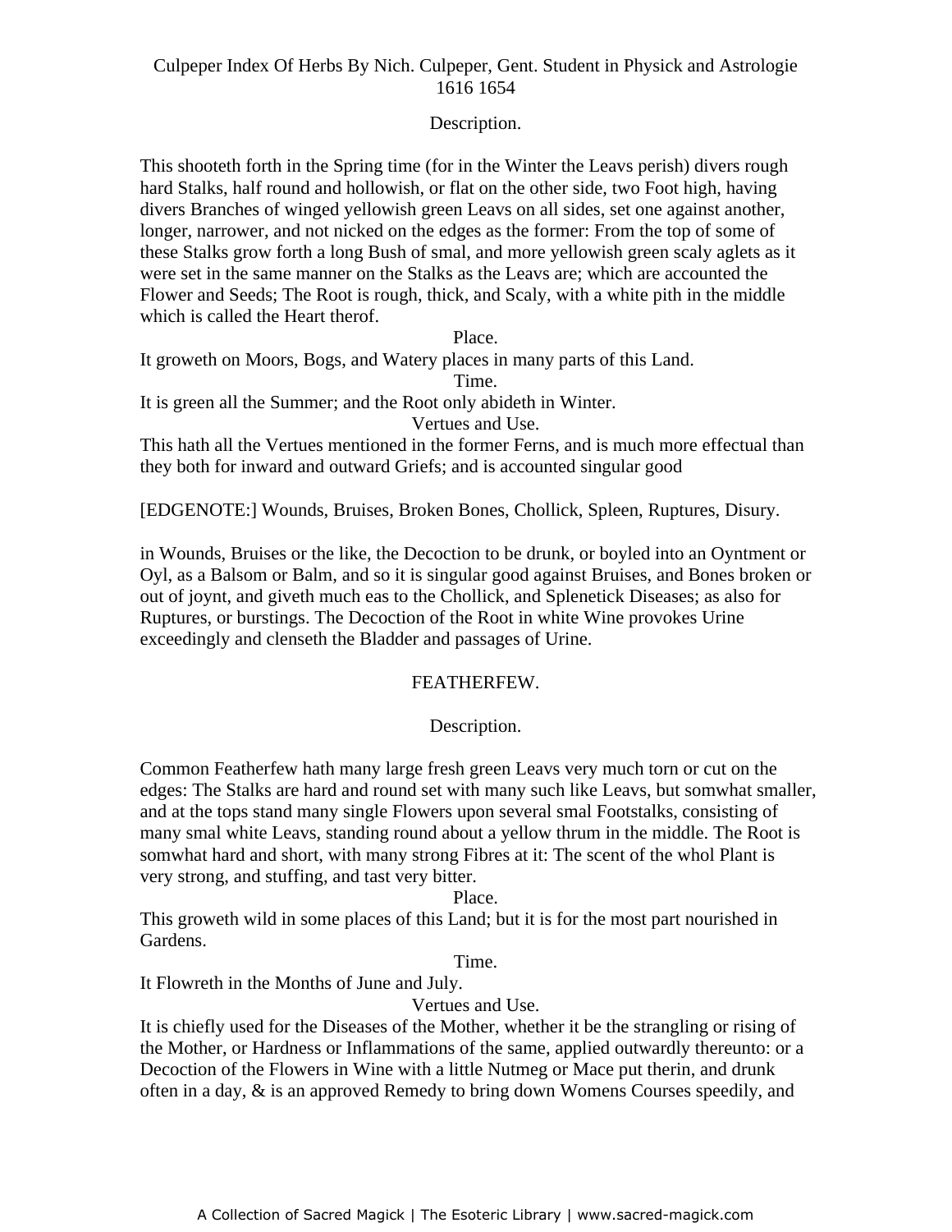Description.

This shooteth forth in the Spring time (for in the Winter the Leavs perish) divers rough hard Stalks, half round and hollowish, or flat on the other side, two Foot high, having divers Branches of winged yellowish green Leavs on all sides, set one against another, longer, narrower, and not nicked on the edges as the former: From the top of some of these Stalks grow forth a long Bush of smal, and more yellowish green scaly aglets as it were set in the same manner on the Stalks as the Leavs are; which are accounted the Flower and Seeds; The Root is rough, thick, and Scaly, with a white pith in the middle which is called the Heart therof.

Place.

It groweth on Moors, Bogs, and Watery places in many parts of this Land.

Time.

It is green all the Summer; and the Root only abideth in Winter.

Vertues and Use.

This hath all the Vertues mentioned in the former Ferns, and is much more effectual than they both for inward and outward Griefs; and is accounted singular good

[EDGENOTE:] Wounds, Bruises, Broken Bones, Chollick, Spleen, Ruptures, Disury.

in Wounds, Bruises or the like, the Decoction to be drunk, or boyled into an Oyntment or Oyl, as a Balsom or Balm, and so it is singular good against Bruises, and Bones broken or out of joynt, and giveth much eas to the Chollick, and Splenetick Diseases; as also for Ruptures, or burstings. The Decoction of the Root in white Wine provokes Urine exceedingly and clenseth the Bladder and passages of Urine.

## FEATHERFEW.

Description.

Common Featherfew hath many large fresh green Leavs very much torn or cut on the edges: The Stalks are hard and round set with many such like Leavs, but somwhat smaller, and at the tops stand many single Flowers upon several smal Footstalks, consisting of many smal white Leavs, standing round about a yellow thrum in the middle. The Root is somwhat hard and short, with many strong Fibres at it: The scent of the whol Plant is very strong, and stuffing, and tast very bitter.

Place.

This groweth wild in some places of this Land; but it is for the most part nourished in Gardens.

Time.

It Flowreth in the Months of June and July.

Vertues and Use.

It is chiefly used for the Diseases of the Mother, whether it be the strangling or rising of the Mother, or Hardness or Inflammations of the same, applied outwardly thereunto: or a Decoction of the Flowers in Wine with a little Nutmeg or Mace put therin, and drunk often in a day, & is an approved Remedy to bring down Womens Courses speedily, and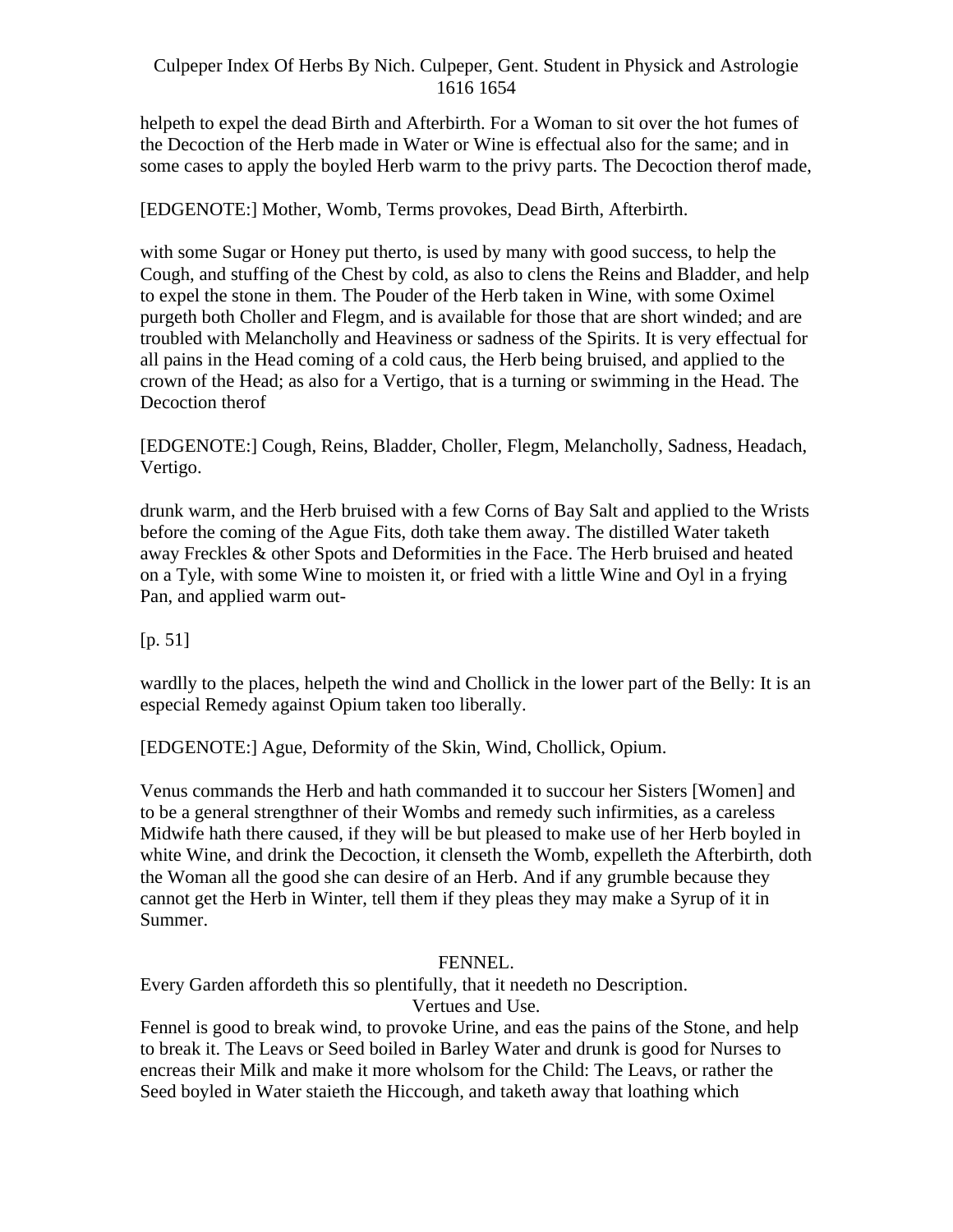helpeth to expel the dead Birth and Afterbirth. For a Woman to sit over the hot fumes of the Decoction of the Herb made in Water or Wine is effectual also for the same; and in some cases to apply the boyled Herb warm to the privy parts. The Decoction therof made,

[EDGENOTE:] Mother, Womb, Terms provokes, Dead Birth, Afterbirth.

with some Sugar or Honey put therto, is used by many with good success, to help the Cough, and stuffing of the Chest by cold, as also to clens the Reins and Bladder, and help to expel the stone in them. The Pouder of the Herb taken in Wine, with some Oximel purgeth both Choller and Flegm, and is available for those that are short winded; and are troubled with Melancholly and Heaviness or sadness of the Spirits. It is very effectual for all pains in the Head coming of a cold caus, the Herb being bruised, and applied to the crown of the Head; as also for a Vertigo, that is a turning or swimming in the Head. The Decoction therof

[EDGENOTE:] Cough, Reins, Bladder, Choller, Flegm, Melancholly, Sadness, Headach, Vertigo.

drunk warm, and the Herb bruised with a few Corns of Bay Salt and applied to the Wrists before the coming of the Ague Fits, doth take them away. The distilled Water taketh away Freckles & other Spots and Deformities in the Face. The Herb bruised and heated on a Tyle, with some Wine to moisten it, or fried with a little Wine and Oyl in a frying Pan, and applied warm out-

[p. 51]

wardlly to the places, helpeth the wind and Chollick in the lower part of the Belly: It is an especial Remedy against Opium taken too liberally.

[EDGENOTE:] Ague, Deformity of the Skin, Wind, Chollick, Opium.

Venus commands the Herb and hath commanded it to succour her Sisters [Women] and to be a general strengthner of their Wombs and remedy such infirmities, as a careless Midwife hath there caused, if they will be but pleased to make use of her Herb boyled in white Wine, and drink the Decoction, it clenseth the Womb, expelleth the Afterbirth, doth the Woman all the good she can desire of an Herb. And if any grumble because they cannot get the Herb in Winter, tell them if they pleas they may make a Syrup of it in Summer.

## FENNEL.

Every Garden affordeth this so plentifully, that it needeth no Description.

### Vertues and Use.

Fennel is good to break wind, to provoke Urine, and eas the pains of the Stone, and help to break it. The Leavs or Seed boiled in Barley Water and drunk is good for Nurses to encreas their Milk and make it more wholsom for the Child: The Leavs, or rather the Seed boyled in Water staieth the Hiccough, and taketh away that loathing which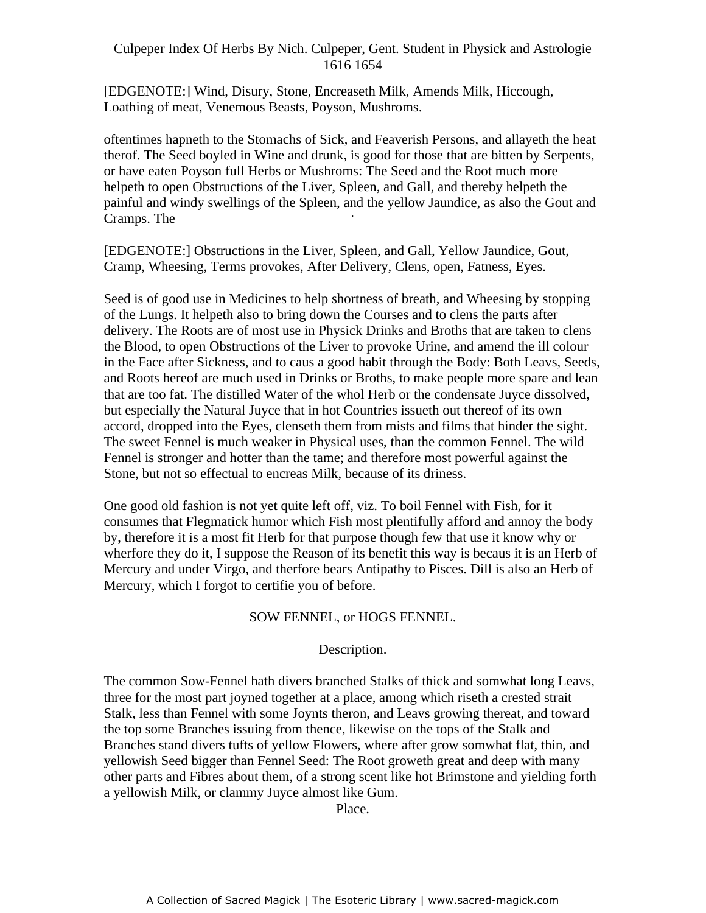[EDGENOTE:] Wind, Disury, Stone, Encreaseth Milk, Amends Milk, Hiccough, Loathing of meat, Venemous Beasts, Poyson, Mushroms.

oftentimes hapneth to the Stomachs of Sick, and Feaverish Persons, and allayeth the heat therof. The Seed boyled in Wine and drunk, is good for those that are bitten by Serpents, or have eaten Poyson full Herbs or Mushroms: The Seed and the Root much more helpeth to open Obstructions of the Liver, Spleen, and Gall, and thereby helpeth the painful and windy swellings of the Spleen, and the yellow Jaundice, as also the Gout and Cramps. The

[EDGENOTE:] Obstructions in the Liver, Spleen, and Gall, Yellow Jaundice, Gout, Cramp, Wheesing, Terms provokes, After Delivery, Clens, open, Fatness, Eyes.

Seed is of good use in Medicines to help shortness of breath, and Wheesing by stopping of the Lungs. It helpeth also to bring down the Courses and to clens the parts after delivery. The Roots are of most use in Physick Drinks and Broths that are taken to clens the Blood, to open Obstructions of the Liver to provoke Urine, and amend the ill colour in the Face after Sickness, and to caus a good habit through the Body: Both Leavs, Seeds, and Roots hereof are much used in Drinks or Broths, to make people more spare and lean that are too fat. The distilled Water of the whol Herb or the condensate Juyce dissolved, but especially the Natural Juyce that in hot Countries issueth out thereof of its own accord, dropped into the Eyes, clenseth them from mists and films that hinder the sight. The sweet Fennel is much weaker in Physical uses, than the common Fennel. The wild Fennel is stronger and hotter than the tame; and therefore most powerful against the Stone, but not so effectual to encreas Milk, because of its driness.

One good old fashion is not yet quite left off, viz. To boil Fennel with Fish, for it consumes that Flegmatick humor which Fish most plentifully afford and annoy the body by, therefore it is a most fit Herb for that purpose though few that use it know why or wherfore they do it, I suppose the Reason of its benefit this way is becaus it is an Herb of Mercury and under Virgo, and therfore bears Antipathy to Pisces. Dill is also an Herb of Mercury, which I forgot to certifie you of before.

## SOW FENNEL, or HOGS FENNEL.

### Description.

The common Sow-Fennel hath divers branched Stalks of thick and somwhat long Leavs, three for the most part joyned together at a place, among which riseth a crested strait Stalk, less than Fennel with some Joynts theron, and Leavs growing thereat, and toward the top some Branches issuing from thence, likewise on the tops of the Stalk and Branches stand divers tufts of yellow Flowers, where after grow somwhat flat, thin, and yellowish Seed bigger than Fennel Seed: The Root groweth great and deep with many other parts and Fibres about them, of a strong scent like hot Brimstone and yielding forth a yellowish Milk, or clammy Juyce almost like Gum.

### Place.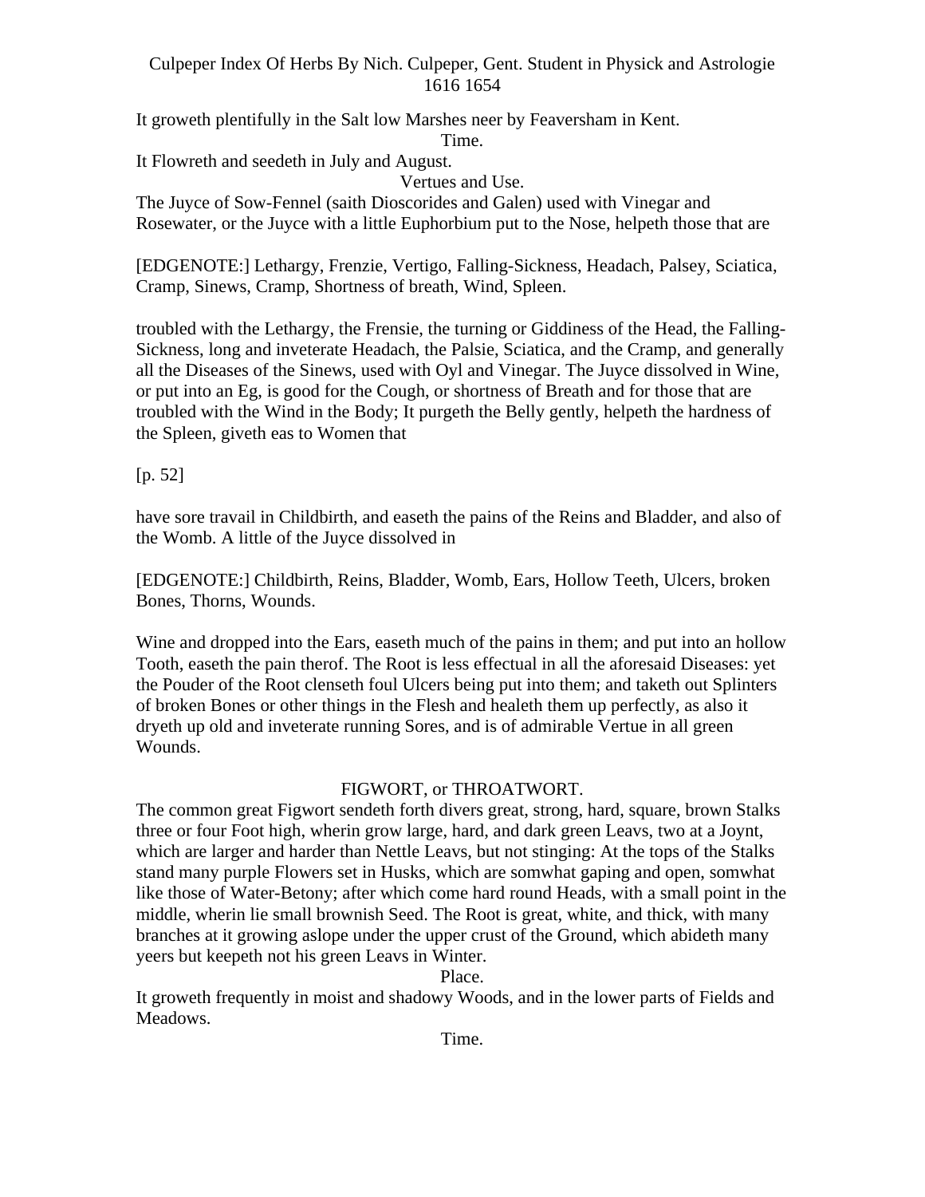It groweth plentifully in the Salt low Marshes neer by Feaversham in Kent.

Time.

It Flowreth and seedeth in July and August.

Vertues and Use.

The Juyce of Sow-Fennel (saith Dioscorides and Galen) used with Vinegar and Rosewater, or the Juyce with a little Euphorbium put to the Nose, helpeth those that are

[EDGENOTE:] Lethargy, Frenzie, Vertigo, Falling-Sickness, Headach, Palsey, Sciatica, Cramp, Sinews, Cramp, Shortness of breath, Wind, Spleen.

troubled with the Lethargy, the Frensie, the turning or Giddiness of the Head, the Falling-Sickness, long and inveterate Headach, the Palsie, Sciatica, and the Cramp, and generally all the Diseases of the Sinews, used with Oyl and Vinegar. The Juyce dissolved in Wine, or put into an Eg, is good for the Cough, or shortness of Breath and for those that are troubled with the Wind in the Body; It purgeth the Belly gently, helpeth the hardness of the Spleen, giveth eas to Women that

[p. 52]

have sore travail in Childbirth, and easeth the pains of the Reins and Bladder, and also of the Womb. A little of the Juyce dissolved in

[EDGENOTE:] Childbirth, Reins, Bladder, Womb, Ears, Hollow Teeth, Ulcers, broken Bones, Thorns, Wounds.

Wine and dropped into the Ears, easeth much of the pains in them; and put into an hollow Tooth, easeth the pain therof. The Root is less effectual in all the aforesaid Diseases: yet the Pouder of the Root clenseth foul Ulcers being put into them; and taketh out Splinters of broken Bones or other things in the Flesh and healeth them up perfectly, as also it dryeth up old and inveterate running Sores, and is of admirable Vertue in all green Wounds.

## FIGWORT, or THROATWORT.

The common great Figwort sendeth forth divers great, strong, hard, square, brown Stalks three or four Foot high, wherin grow large, hard, and dark green Leavs, two at a Joynt, which are larger and harder than Nettle Leavs, but not stinging: At the tops of the Stalks stand many purple Flowers set in Husks, which are somwhat gaping and open, somwhat like those of Water-Betony; after which come hard round Heads, with a small point in the middle, wherin lie small brownish Seed. The Root is great, white, and thick, with many branches at it growing aslope under the upper crust of the Ground, which abideth many yeers but keepeth not his green Leavs in Winter.

Place.

It groweth frequently in moist and shadowy Woods, and in the lower parts of Fields and Meadows.

Time.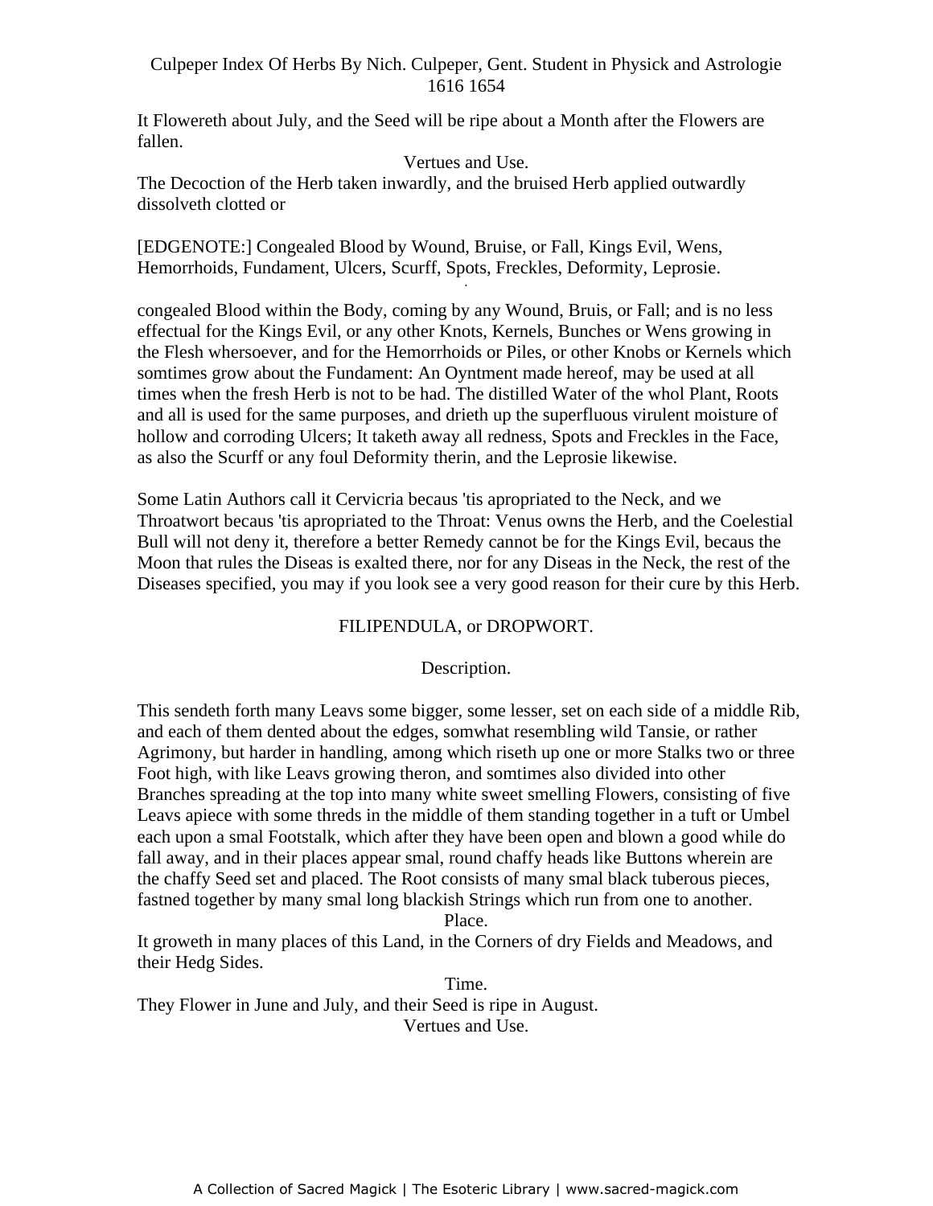It Flowereth about July, and the Seed will be ripe about a Month after the Flowers are fallen.

Vertues and Use.

The Decoction of the Herb taken inwardly, and the bruised Herb applied outwardly dissolveth clotted or

[EDGENOTE:] Congealed Blood by Wound, Bruise, or Fall, Kings Evil, Wens, Hemorrhoids, Fundament, Ulcers, Scurff, Spots, Freckles, Deformity, Leprosie.

congealed Blood within the Body, coming by any Wound, Bruis, or Fall; and is no less effectual for the Kings Evil, or any other Knots, Kernels, Bunches or Wens growing in the Flesh whersoever, and for the Hemorrhoids or Piles, or other Knobs or Kernels which somtimes grow about the Fundament: An Oyntment made hereof, may be used at all times when the fresh Herb is not to be had. The distilled Water of the whol Plant, Roots and all is used for the same purposes, and drieth up the superfluous virulent moisture of hollow and corroding Ulcers; It taketh away all redness, Spots and Freckles in the Face, as also the Scurff or any foul Deformity therin, and the Leprosie likewise.

Some Latin Authors call it Cervicria becaus 'tis apropriated to the Neck, and we Throatwort becaus 'tis apropriated to the Throat: Venus owns the Herb, and the Coelestial Bull will not deny it, therefore a better Remedy cannot be for the Kings Evil, becaus the Moon that rules the Diseas is exalted there, nor for any Diseas in the Neck, the rest of the Diseases specified, you may if you look see a very good reason for their cure by this Herb.

## FILIPENDULA, or DROPWORT.

### Description.

This sendeth forth many Leavs some bigger, some lesser, set on each side of a middle Rib, and each of them dented about the edges, somwhat resembling wild Tansie, or rather Agrimony, but harder in handling, among which riseth up one or more Stalks two or three Foot high, with like Leavs growing theron, and somtimes also divided into other Branches spreading at the top into many white sweet smelling Flowers, consisting of five Leavs apiece with some threds in the middle of them standing together in a tuft or Umbel each upon a smal Footstalk, which after they have been open and blown a good while do fall away, and in their places appear smal, round chaffy heads like Buttons wherein are the chaffy Seed set and placed. The Root consists of many smal black tuberous pieces, fastned together by many smal long blackish Strings which run from one to another.

Place.

It groweth in many places of this Land, in the Corners of dry Fields and Meadows, and their Hedg Sides.

Time.

They Flower in June and July, and their Seed is ripe in August.

Vertues and Use.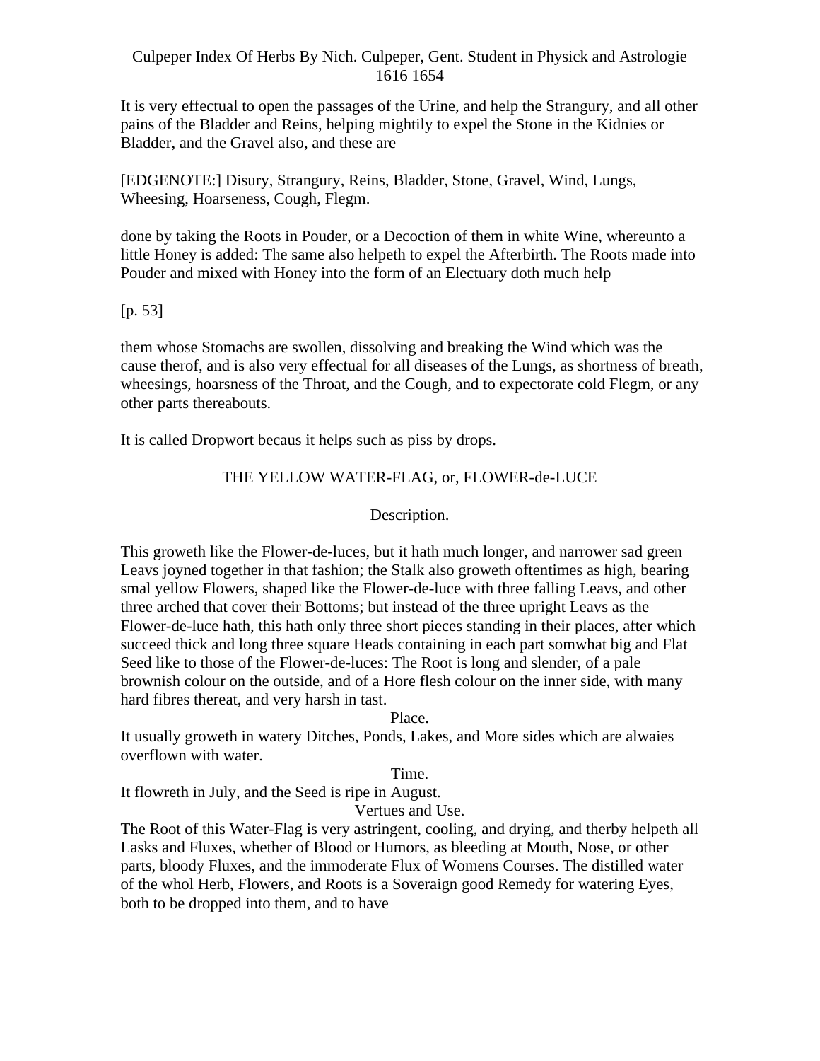It is very effectual to open the passages of the Urine, and help the Strangury, and all other pains of the Bladder and Reins, helping mightily to expel the Stone in the Kidnies or Bladder, and the Gravel also, and these are

[EDGENOTE:] Disury, Strangury, Reins, Bladder, Stone, Gravel, Wind, Lungs, Wheesing, Hoarseness, Cough, Flegm.

done by taking the Roots in Pouder, or a Decoction of them in white Wine, whereunto a little Honey is added: The same also helpeth to expel the Afterbirth. The Roots made into Pouder and mixed with Honey into the form of an Electuary doth much help

[p. 53]

them whose Stomachs are swollen, dissolving and breaking the Wind which was the cause therof, and is also very effectual for all diseases of the Lungs, as shortness of breath, wheesings, hoarsness of the Throat, and the Cough, and to expectorate cold Flegm, or any other parts thereabouts.

It is called Dropwort becaus it helps such as piss by drops.

## THE YELLOW WATER-FLAG, or, FLOWER-de-LUCE

### Description.

This groweth like the Flower-de-luces, but it hath much longer, and narrower sad green Leavs joyned together in that fashion; the Stalk also groweth oftentimes as high, bearing smal yellow Flowers, shaped like the Flower-de-luce with three falling Leavs, and other three arched that cover their Bottoms; but instead of the three upright Leavs as the Flower-de-luce hath, this hath only three short pieces standing in their places, after which succeed thick and long three square Heads containing in each part somwhat big and Flat Seed like to those of the Flower-de-luces: The Root is long and slender, of a pale brownish colour on the outside, and of a Hore flesh colour on the inner side, with many hard fibres thereat, and very harsh in tast.

### Place.

It usually groweth in watery Ditches, Ponds, Lakes, and More sides which are alwaies overflown with water.

### Time.

It flowreth in July, and the Seed is ripe in August.

### Vertues and Use.

The Root of this Water-Flag is very astringent, cooling, and drying, and therby helpeth all Lasks and Fluxes, whether of Blood or Humors, as bleeding at Mouth, Nose, or other parts, bloody Fluxes, and the immoderate Flux of Womens Courses. The distilled water of the whol Herb, Flowers, and Roots is a Soveraign good Remedy for watering Eyes, both to be dropped into them, and to have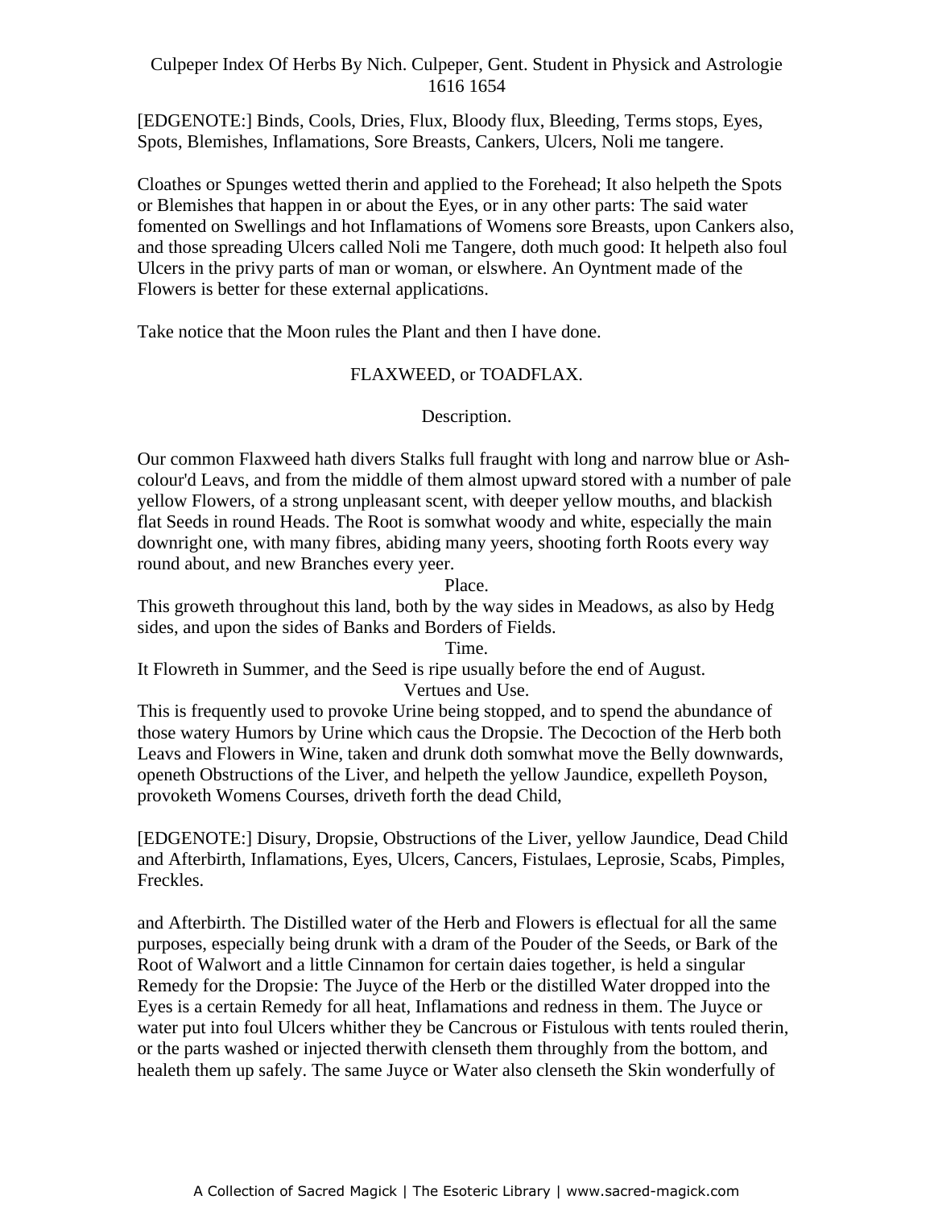[EDGENOTE:] Binds, Cools, Dries, Flux, Bloody flux, Bleeding, Terms stops, Eyes, Spots, Blemishes, Inflamations, Sore Breasts, Cankers, Ulcers, Noli me tangere.

Cloathes or Spunges wetted therin and applied to the Forehead; It also helpeth the Spots or Blemishes that happen in or about the Eyes, or in any other parts: The said water fomented on Swellings and hot Inflamations of Womens sore Breasts, upon Cankers also, and those spreading Ulcers called Noli me Tangere, doth much good: It helpeth also foul Ulcers in the privy parts of man or woman, or elswhere. An Oyntment made of the Flowers is better for these external applications.

Take notice that the Moon rules the Plant and then I have done.

## FLAXWEED, or TOADFLAX.

### Description.

Our common Flaxweed hath divers Stalks full fraught with long and narrow blue or Ash-colour'd Leavs, and from the middle of them almost upward stored with a number of pale yellow Flowers, of a strong unpleasant scent, with deeper yellow mouths, and blackish flat Seeds in round Heads. The Root is somwhat woody and white, especially the main downright one, with many fibres, abiding many yeers, shooting forth Roots every way round about, and new Branches every yeer.

### Place.

This groweth throughout this land, both by the way sides in Meadows, as also by Hedg sides, and upon the sides of Banks and Borders of Fields.

### Time.

It Flowreth in Summer, and the Seed is ripe usually before the end of August.

### Vertues and Use.

This is frequently used to provoke Urine being stopped, and to spend the abundance of those watery Humors by Urine which caus the Dropsie. The Decoction of the Herb both Leavs and Flowers in Wine, taken and drunk doth somwhat move the Belly downwards, openeth Obstructions of the Liver, and helpeth the yellow Jaundice, expelleth Poyson, provoketh Womens Courses, driveth forth the dead Child,

[EDGENOTE:] Disury, Dropsie, Obstructions of the Liver, yellow Jaundice, Dead Child and Afterbirth, Inflamations, Eyes, Ulcers, Cancers, Fistulaes, Leprosie, Scabs, Pimples, Freckles.

and Afterbirth. The Distilled water of the Herb and Flowers is eflectual for all the same purposes, especially being drunk with a dram of the Pouder of the Seeds, or Bark of the Root of Walwort and a little Cinnamon for certain daies together, is held a singular Remedy for the Dropsie: The Juyce of the Herb or the distilled Water dropped into the Eyes is a certain Remedy for all heat, Inflamations and redness in them. The Juyce or water put into foul Ulcers whither they be Cancrous or Fistulous with tents rouled therin, or the parts washed or injected therwith clenseth them throughly from the bottom, and healeth them up safely. The same Juyce or Water also clenseth the Skin wonderfully of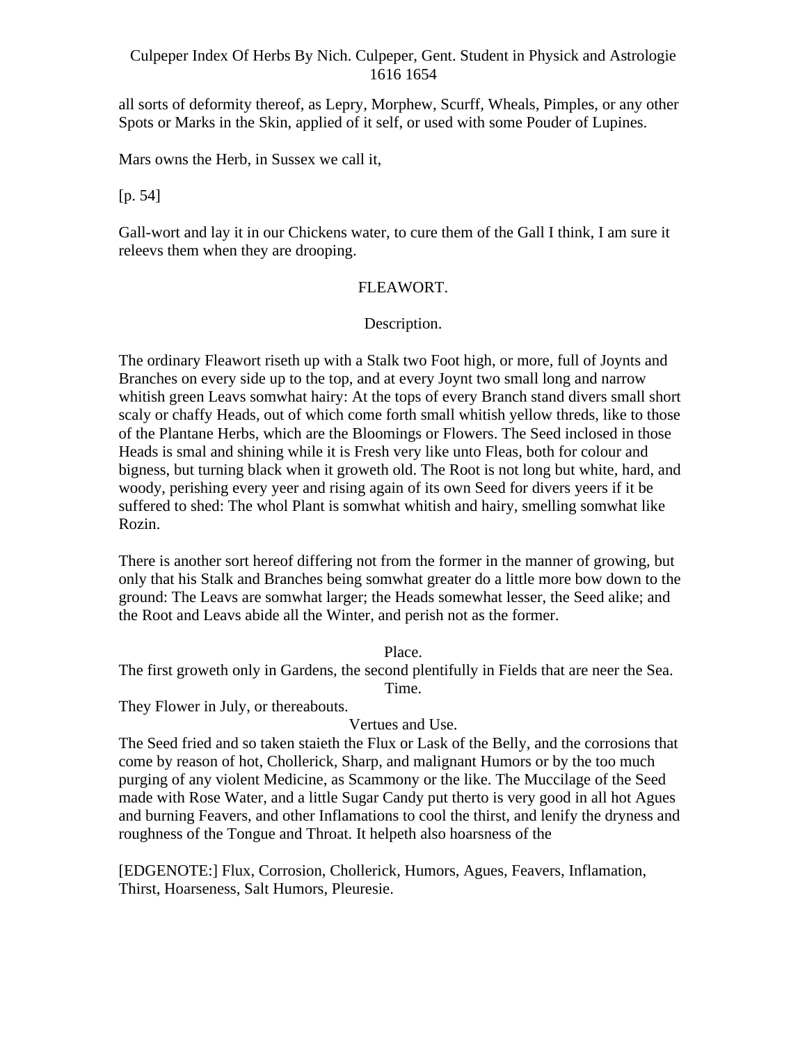all sorts of deformity thereof, as Lepry, Morphew, Scurff, Wheals, Pimples, or any other Spots or Marks in the Skin, applied of it self, or used with some Pouder of Lupines.

Mars owns the Herb, in Sussex we call it,

[p. 54]

Gall-wort and lay it in our Chickens water, to cure them of the Gall I think, I am sure it releevs them when they are drooping.

## FLEAWORT.

### Description.

The ordinary Fleawort riseth up with a Stalk two Foot high, or more, full of Joynts and Branches on every side up to the top, and at every Joynt two small long and narrow whitish green Leavs somwhat hairy: At the tops of every Branch stand divers small short scaly or chaffy Heads, out of which come forth small whitish yellow threds, like to those of the Plantane Herbs, which are the Bloomings or Flowers. The Seed inclosed in those Heads is smal and shining while it is Fresh very like unto Fleas, both for colour and bigness, but turning black when it groweth old. The Root is not long but white, hard, and woody, perishing every yeer and rising again of its own Seed for divers yeers if it be suffered to shed: The whol Plant is somwhat whitish and hairy, smelling somwhat like Rozin.

There is another sort hereof differing not from the former in the manner of growing, but only that his Stalk and Branches being somwhat greater do a little more bow down to the ground: The Leavs are somwhat larger; the Heads somewhat lesser, the Seed alike; and the Root and Leavs abide all the Winter, and perish not as the former.

### Place.

The first groweth only in Gardens, the second plentifully in Fields that are neer the Sea.

### Time.

They Flower in July, or thereabouts.

### Vertues and Use.

The Seed fried and so taken staieth the Flux or Lask of the Belly, and the corrosions that come by reason of hot, Chollerick, Sharp, and malignant Humors or by the too much purging of any violent Medicine, as Scammony or the like. The Muccilage of the Seed made with Rose Water, and a little Sugar Candy put therto is very good in all hot Agues and burning Feavers, and other Inflamations to cool the thirst, and lenify the dryness and roughness of the Tongue and Throat. It helpeth also hoarsness of the

[EDGENOTE:] Flux, Corrosion, Chollerick, Humors, Agues, Feavers, Inflamation, Thirst, Hoarseness, Salt Humors, Pleuresie.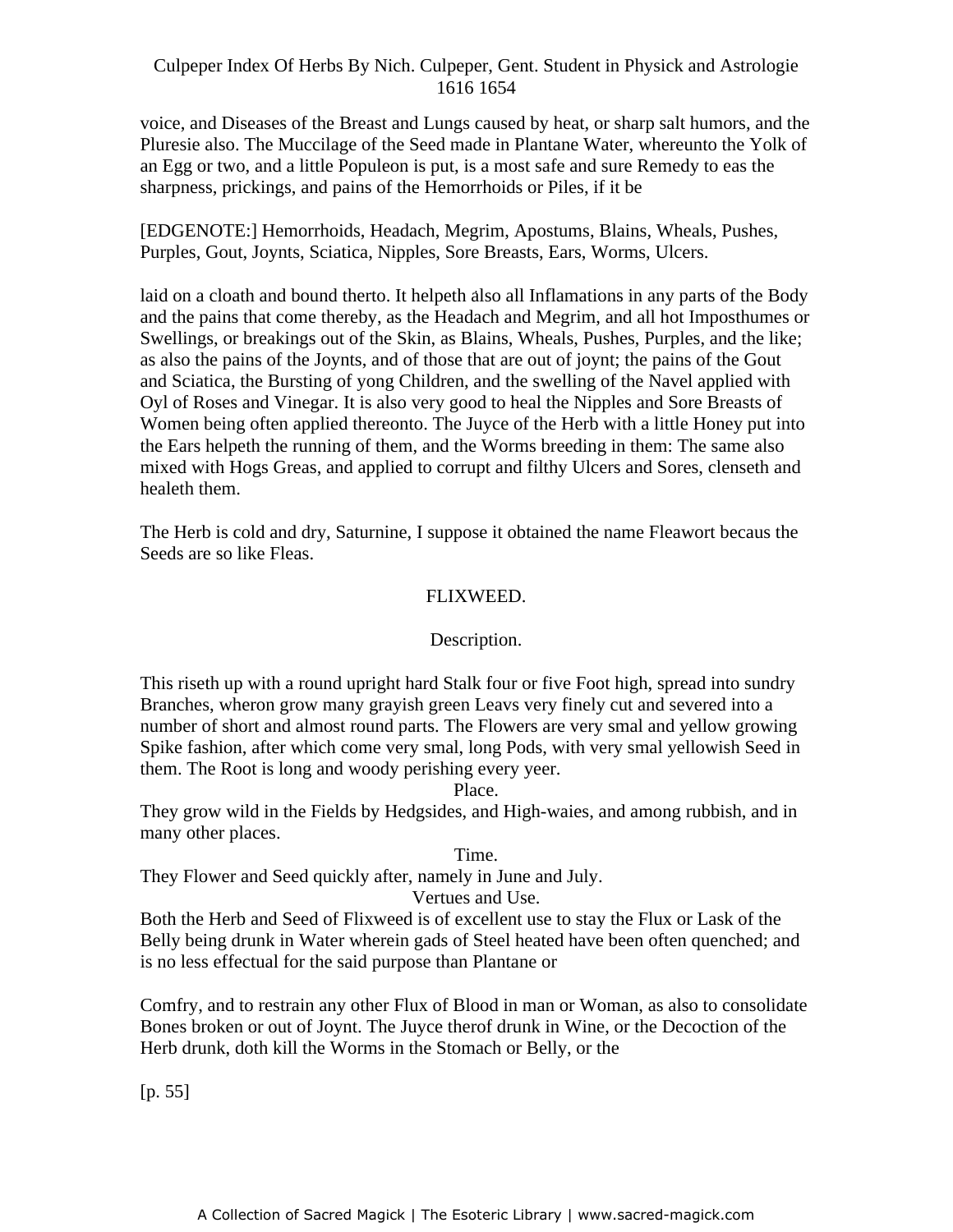voice, and Diseases of the Breast and Lungs caused by heat, or sharp salt humors, and the Pluresie also. The Muccilage of the Seed made in Plantane Water, whereunto the Yolk of an Egg or two, and a little Populeon is put, is a most safe and sure Remedy to eas the sharpness, prickings, and pains of the Hemorrhoids or Piles, if it be

[EDGENOTE:] Hemorrhoids, Headach, Megrim, Apostums, Blains, Wheals, Pushes, Purples, Gout, Joynts, Sciatica, Nipples, Sore Breasts, Ears, Worms, Ulcers.

laid on a cloath and bound therto. It helpeth also all Inflamations in any parts of the Body and the pains that come thereby, as the Headach and Megrim, and all hot Imposthumes or Swellings, or breakings out of the Skin, as Blains, Wheals, Pushes, Purples, and the like; as also the pains of the Joynts, and of those that are out of joynt; the pains of the Gout and Sciatica, the Bursting of yong Children, and the swelling of the Navel applied with Oyl of Roses and Vinegar. It is also very good to heal the Nipples and Sore Breasts of Women being often applied thereonto. The Juyce of the Herb with a little Honey put into the Ears helpeth the running of them, and the Worms breeding in them: The same also mixed with Hogs Greas, and applied to corrupt and filthy Ulcers and Sores, clenseth and healeth them.

The Herb is cold and dry, Saturnine, I suppose it obtained the name Fleawort becaus the Seeds are so like Fleas.

## FLIXWEED.

### Description.

This riseth up with a round upright hard Stalk four or five Foot high, spread into sundry Branches, wheron grow many grayish green Leavs very finely cut and severed into a number of short and almost round parts. The Flowers are very smal and yellow growing Spike fashion, after which come very smal, long Pods, with very smal yellowish Seed in them. The Root is long and woody perishing every yeer.

### Place.

They grow wild in the Fields by Hedgsides, and High-waies, and among rubbish, and in many other places.

### Time.

They Flower and Seed quickly after, namely in June and July.

### Vertues and Use.

Both the Herb and Seed of Flixweed is of excellent use to stay the Flux or Lask of the Belly being drunk in Water wherein gads of Steel heated have been often quenched; and is no less effectual for the said purpose than Plantane or

Comfry, and to restrain any other Flux of Blood in man or Woman, as also to consolidate Bones broken or out of Joynt. The Juyce therof drunk in Wine, or the Decoction of the Herb drunk, doth kill the Worms in the Stomach or Belly, or the

[p. 55]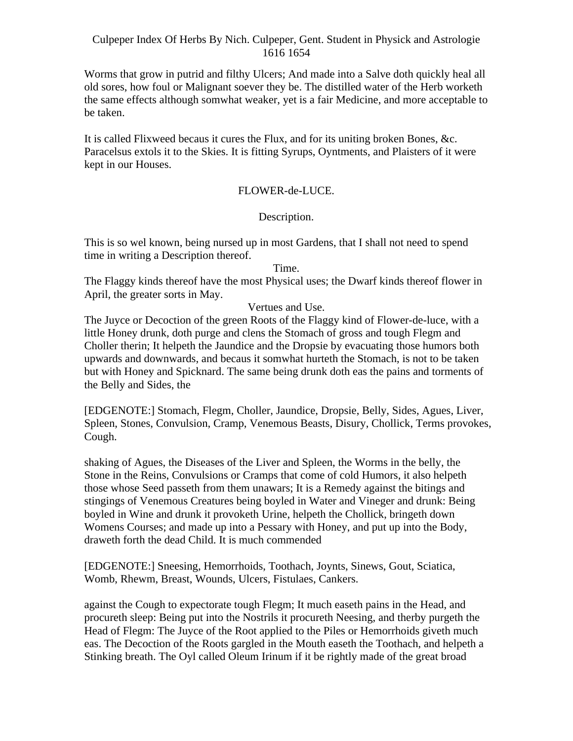Worms that grow in putrid and filthy Ulcers; And made into a Salve doth quickly heal all old sores, how foul or Malignant soever they be. The distilled water of the Herb worketh the same effects although somwhat weaker, yet is a fair Medicine, and more acceptable to be taken.

It is called Flixweed becaus it cures the Flux, and for its uniting broken Bones, &c. Paracelsus extols it to the Skies. It is fitting Syrups, Oyntments, and Plaisters of it were kept in our Houses.

## FLOWER-de-LUCE.

### Description.

This is so wel known, being nursed up in most Gardens, that I shall not need to spend time in writing a Description thereof.

### Time.

The Flaggy kinds thereof have the most Physical uses; the Dwarf kinds thereof flower in April, the greater sorts in May.

### Vertues and Use.

The Juyce or Decoction of the green Roots of the Flaggy kind of Flower-de-luce, with a little Honey drunk, doth purge and clens the Stomach of gross and tough Flegm and Choller therin; It helpeth the Jaundice and the Dropsie by evacuating those humors both upwards and downwards, and becaus it somwhat hurteth the Stomach, is not to be taken but with Honey and Spicknard. The same being drunk doth eas the pains and torments of the Belly and Sides, the

[EDGENOTE:] Stomach, Flegm, Choller, Jaundice, Dropsie, Belly, Sides, Agues, Liver, Spleen, Stones, Convulsion, Cramp, Venemous Beasts, Disury, Chollick, Terms provokes, Cough.

shaking of Agues, the Diseases of the Liver and Spleen, the Worms in the belly, the Stone in the Reins, Convulsions or Cramps that come of cold Humors, it also helpeth those whose Seed passeth from them unawars; It is a Remedy against the bitings and stingings of Venemous Creatures being boyled in Water and Vineger and drunk: Being boyled in Wine and drunk it provoketh Urine, helpeth the Chollick, bringeth down Womens Courses; and made up into a Pessary with Honey, and put up into the Body, draweth forth the dead Child. It is much commended

[EDGENOTE:] Sneesing, Hemorrhoids, Toothach, Joynts, Sinews, Gout, Sciatica, Womb, Rhewm, Breast, Wounds, Ulcers, Fistulaes, Cankers.

against the Cough to expectorate tough Flegm; It much easeth pains in the Head, and procureth sleep: Being put into the Nostrils it procureth Neesing, and therby purgeth the Head of Flegm: The Juyce of the Root applied to the Piles or Hemorrhoids giveth much eas. The Decoction of the Roots gargled in the Mouth easeth the Toothach, and helpeth a Stinking breath. The Oyl called Oleum Irinum if it be rightly made of the great broad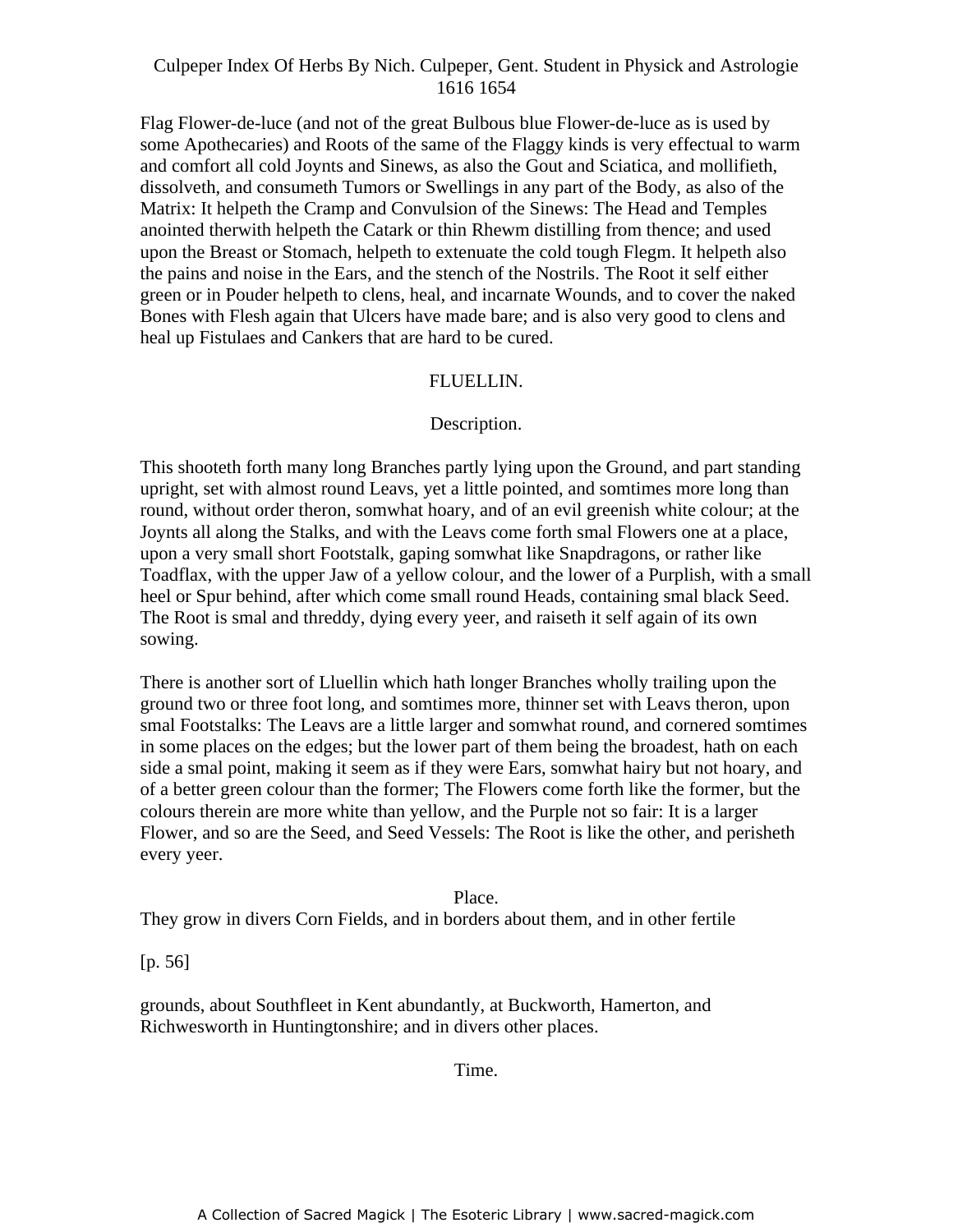Flag Flower-de-luce (and not of the great Bulbous blue Flower-de-luce as is used by some Apothecaries) and Roots of the same of the Flaggy kinds is very effectual to warm and comfort all cold Joynts and Sinews, as also the Gout and Sciatica, and mollifieth, dissolveth, and consumeth Tumors or Swellings in any part of the Body, as also of the Matrix: It helpeth the Cramp and Convulsion of the Sinews: The Head and Temples anointed therwith helpeth the Catark or thin Rhewm distilling from thence; and used upon the Breast or Stomach, helpeth to extenuate the cold tough Flegm. It helpeth also the pains and noise in the Ears, and the stench of the Nostrils. The Root it self either green or in Pouder helpeth to clens, heal, and incarnate Wounds, and to cover the naked Bones with Flesh again that Ulcers have made bare; and is also very good to clens and heal up Fistulaes and Cankers that are hard to be cured.

## FLUELLIN.

### Description.

This shooteth forth many long Branches partly lying upon the Ground, and part standing upright, set with almost round Leavs, yet a little pointed, and somtimes more long than round, without order theron, somwhat hoary, and of an evil greenish white colour; at the Joynts all along the Stalks, and with the Leavs come forth smal Flowers one at a place, upon a very small short Footstalk, gaping somwhat like Snapdragons, or rather like Toadflax, with the upper Jaw of a yellow colour, and the lower of a Purplish, with a small heel or Spur behind, after which come small round Heads, containing smal black Seed. The Root is smal and threddy, dying every yeer, and raiseth it self again of its own sowing.

There is another sort of Lluellin which hath longer Branches wholly trailing upon the ground two or three foot long, and somtimes more, thinner set with Leavs theron, upon smal Footstalks: The Leavs are a little larger and somwhat round, and cornered somtimes in some places on the edges; but the lower part of them being the broadest, hath on each side a smal point, making it seem as if they were Ears, somwhat hairy but not hoary, and of a better green colour than the former; The Flowers come forth like the former, but the colours therein are more white than yellow, and the Purple not so fair: It is a larger Flower, and so are the Seed, and Seed Vessels: The Root is like the other, and perisheth every yeer.

### Place.

They grow in divers Corn Fields, and in borders about them, and in other fertile

[p. 56]

grounds, about Southfleet in Kent abundantly, at Buckworth, Hamerton, and Richwesworth in Huntingtonshire; and in divers other places.

### Time.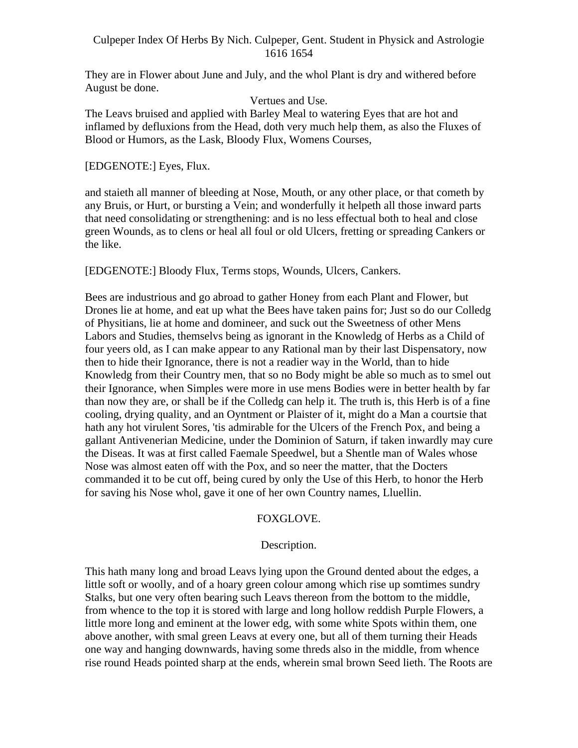They are in Flower about June and July, and the whol Plant is dry and withered before August be done.

Vertues and Use.

The Leavs bruised and applied with Barley Meal to watering Eyes that are hot and inflamed by defluxions from the Head, doth very much help them, as also the Fluxes of Blood or Humors, as the Lask, Bloody Flux, Womens Courses,

[EDGENOTE:] Eyes, Flux.

and staieth all manner of bleeding at Nose, Mouth, or any other place, or that cometh by any Bruis, or Hurt, or bursting a Vein; and wonderfully it helpeth all those inward parts that need consolidating or strengthening: and is no less effectual both to heal and close green Wounds, as to clens or heal all foul or old Ulcers, fretting or spreading Cankers or the like.

[EDGENOTE:] Bloody Flux, Terms stops, Wounds, Ulcers, Cankers.

Bees are industrious and go abroad to gather Honey from each Plant and Flower, but Drones lie at home, and eat up what the Bees have taken pains for; Just so do our Colledg of Physitians, lie at home and domineer, and suck out the Sweetness of other Mens Labors and Studies, themselvs being as ignorant in the Knowledg of Herbs as a Child of four yeers old, as I can make appear to any Rational man by their last Dispensatory, now then to hide their Ignorance, there is not a readier way in the World, than to hide Knowledg from their Country men, that so no Body might be able so much as to smel out their Ignorance, when Simples were more in use mens Bodies were in better health by far than now they are, or shall be if the Colledg can help it. The truth is, this Herb is of a fine cooling, drying quality, and an Oyntment or Plaister of it, might do a Man a courtsie that hath any hot virulent Sores, 'tis admirable for the Ulcers of the French Pox, and being a gallant Antivenerian Medicine, under the Dominion of Saturn, if taken inwardly may cure the Diseas. It was at first called Faemale Speedwel, but a Shentle man of Wales whose Nose was almost eaten off with the Pox, and so neer the matter, that the Docters commanded it to be cut off, being cured by only the Use of this Herb, to honor the Herb for saving his Nose whol, gave it one of her own Country names, Lluellin.

## FOXGLOVE.

Description.

This hath many long and broad Leavs lying upon the Ground dented about the edges, a little soft or woolly, and of a hoary green colour among which rise up somtimes sundry Stalks, but one very often bearing such Leavs thereon from the bottom to the middle, from whence to the top it is stored with large and long hollow reddish Purple Flowers, a little more long and eminent at the lower edg, with some white Spots within them, one above another, with smal green Leavs at every one, but all of them turning their Heads one way and hanging downwards, having some threds also in the middle, from whence rise round Heads pointed sharp at the ends, wherein smal brown Seed lieth. The Roots are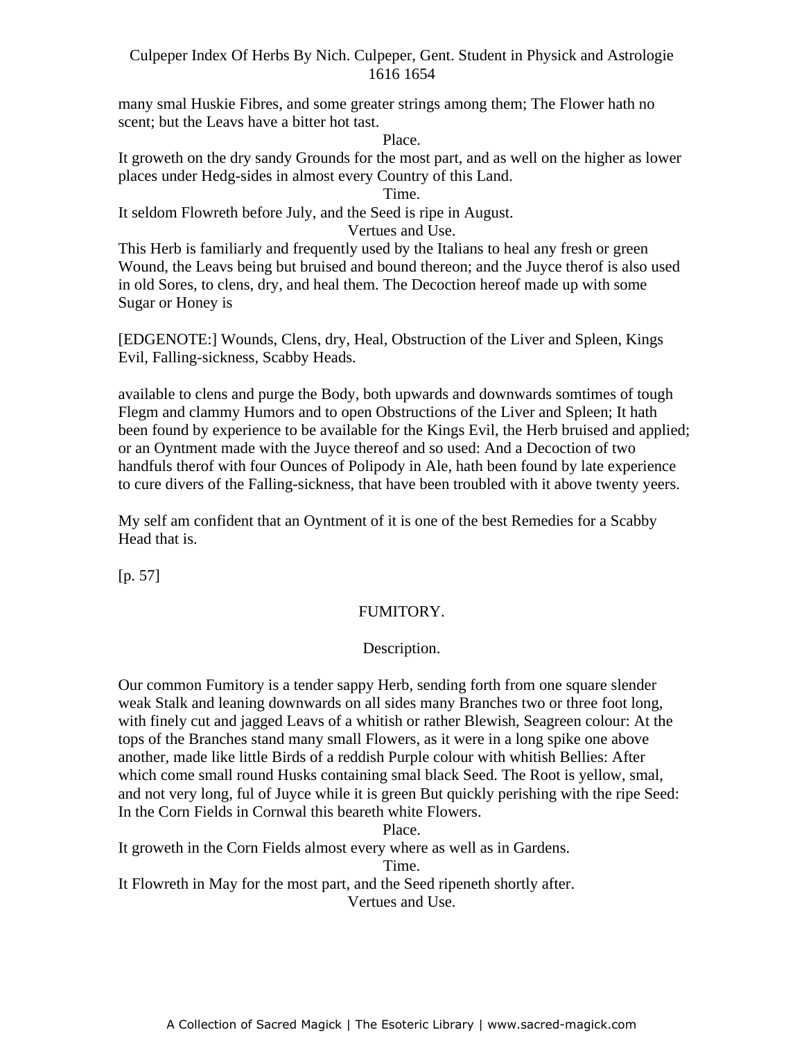many smal Huskie Fibres, and some greater strings among them; The Flower hath no scent; but the Leavs have a bitter hot tast.

Place.

It groweth on the dry sandy Grounds for the most part, and as well on the higher as lower places under Hedg-sides in almost every Country of this Land.

Time.

It seldom Flowreth before July, and the Seed is ripe in August.

Vertues and Use.

This Herb is familiarly and frequently used by the Italians to heal any fresh or green Wound, the Leavs being but bruised and bound thereon; and the Juyce therof is also used in old Sores, to clens, dry, and heal them. The Decoction hereof made up with some Sugar or Honey is

[EDGENOTE:] Wounds, Clens, dry, Heal, Obstruction of the Liver and Spleen, Kings Evil, Falling-sickness, Scabby Heads.

available to clens and purge the Body, both upwards and downwards somtimes of tough Flegm and clammy Humors and to open Obstructions of the Liver and Spleen; It hath been found by experience to be available for the Kings Evil, the Herb bruised and applied; or an Oyntment made with the Juyce thereof and so used: And a Decoction of two handfuls therof with four Ounces of Polipody in Ale, hath been found by late experience to cure divers of the Falling-sickness, that have been troubled with it above twenty yeers.

My self am confident that an Oyntment of it is one of the best Remedies for a Scabby Head that is.

[p. 57]

## FUMITORY.

Description.

Our common Fumitory is a tender sappy Herb, sending forth from one square slender weak Stalk and leaning downwards on all sides many Branches two or three foot long, with finely cut and jagged Leavs of a whitish or rather Blewish, Seagreen colour: At the tops of the Branches stand many small Flowers, as it were in a long spike one above another, made like little Birds of a reddish Purple colour with whitish Bellies: After which come small round Husks containing smal black Seed. The Root is yellow, smal, and not very long, ful of Juyce while it is green But quickly perishing with the ripe Seed: In the Corn Fields in Cornwal this beareth white Flowers.

Place.

It groweth in the Corn Fields almost every where as well as in Gardens.

Time.

It Flowreth in May for the most part, and the Seed ripeneth shortly after.

Vertues and Use.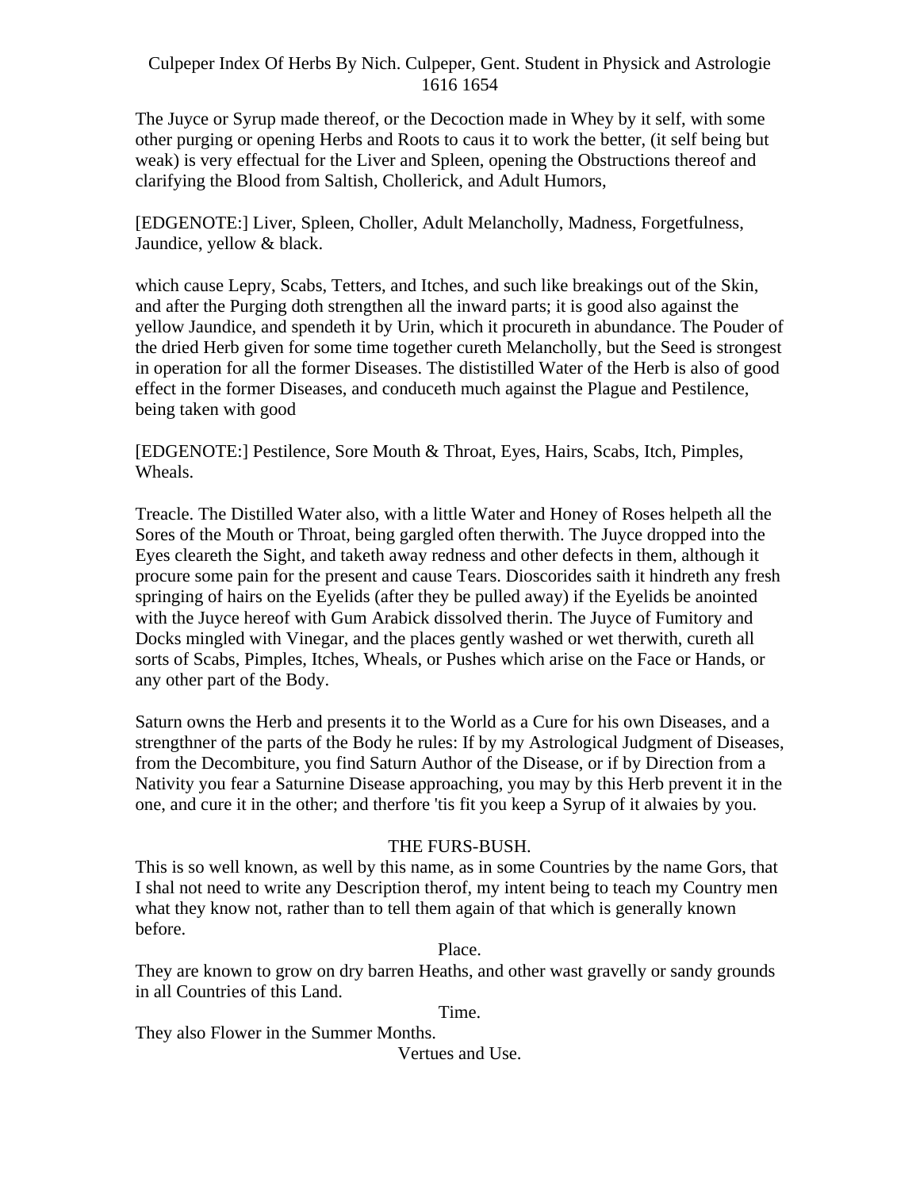The Juyce or Syrup made thereof, or the Decoction made in Whey by it self, with some other purging or opening Herbs and Roots to caus it to work the better, (it self being but weak) is very effectual for the Liver and Spleen, opening the Obstructions thereof and clarifying the Blood from Saltish, Chollerick, and Adult Humors,

[EDGENOTE:] Liver, Spleen, Choller, Adult Melancholly, Madness, Forgetfulness, Jaundice, yellow & black.

which cause Lepry, Scabs, Tetters, and Itches, and such like breakings out of the Skin, and after the Purging doth strengthen all the inward parts; it is good also against the yellow Jaundice, and spendeth it by Urin, which it procureth in abundance. The Pouder of the dried Herb given for some time together cureth Melancholly, but the Seed is strongest in operation for all the former Diseases. The dististilled Water of the Herb is also of good effect in the former Diseases, and conduceth much against the Plague and Pestilence, being taken with good

[EDGENOTE:] Pestilence, Sore Mouth & Throat, Eyes, Hairs, Scabs, Itch, Pimples, Wheals.

Treacle. The Distilled Water also, with a little Water and Honey of Roses helpeth all the Sores of the Mouth or Throat, being gargled often therwith. The Juyce dropped into the Eyes cleareth the Sight, and taketh away redness and other defects in them, although it procure some pain for the present and cause Tears. Dioscorides saith it hindreth any fresh springing of hairs on the Eyelids (after they be pulled away) if the Eyelids be anointed with the Juyce hereof with Gum Arabick dissolved therin. The Juyce of Fumitory and Docks mingled with Vinegar, and the places gently washed or wet therwith, cureth all sorts of Scabs, Pimples, Itches, Wheals, or Pushes which arise on the Face or Hands, or any other part of the Body.

Saturn owns the Herb and presents it to the World as a Cure for his own Diseases, and a strengthner of the parts of the Body he rules: If by my Astrological Judgment of Diseases, from the Decombiture, you find Saturn Author of the Disease, or if by Direction from a Nativity you fear a Saturnine Disease approaching, you may by this Herb prevent it in the one, and cure it in the other; and therfore 'tis fit you keep a Syrup of it alwaies by you.

## THE FURS-BUSH.

This is so well known, as well by this name, as in some Countries by the name Gors, that I shal not need to write any Description therof, my intent being to teach my Country men what they know not, rather than to tell them again of that which is generally known before.

### Place.

They are known to grow on dry barren Heaths, and other wast gravelly or sandy grounds in all Countries of this Land.

### Time.

They also Flower in the Summer Months.

### Vertues and Use.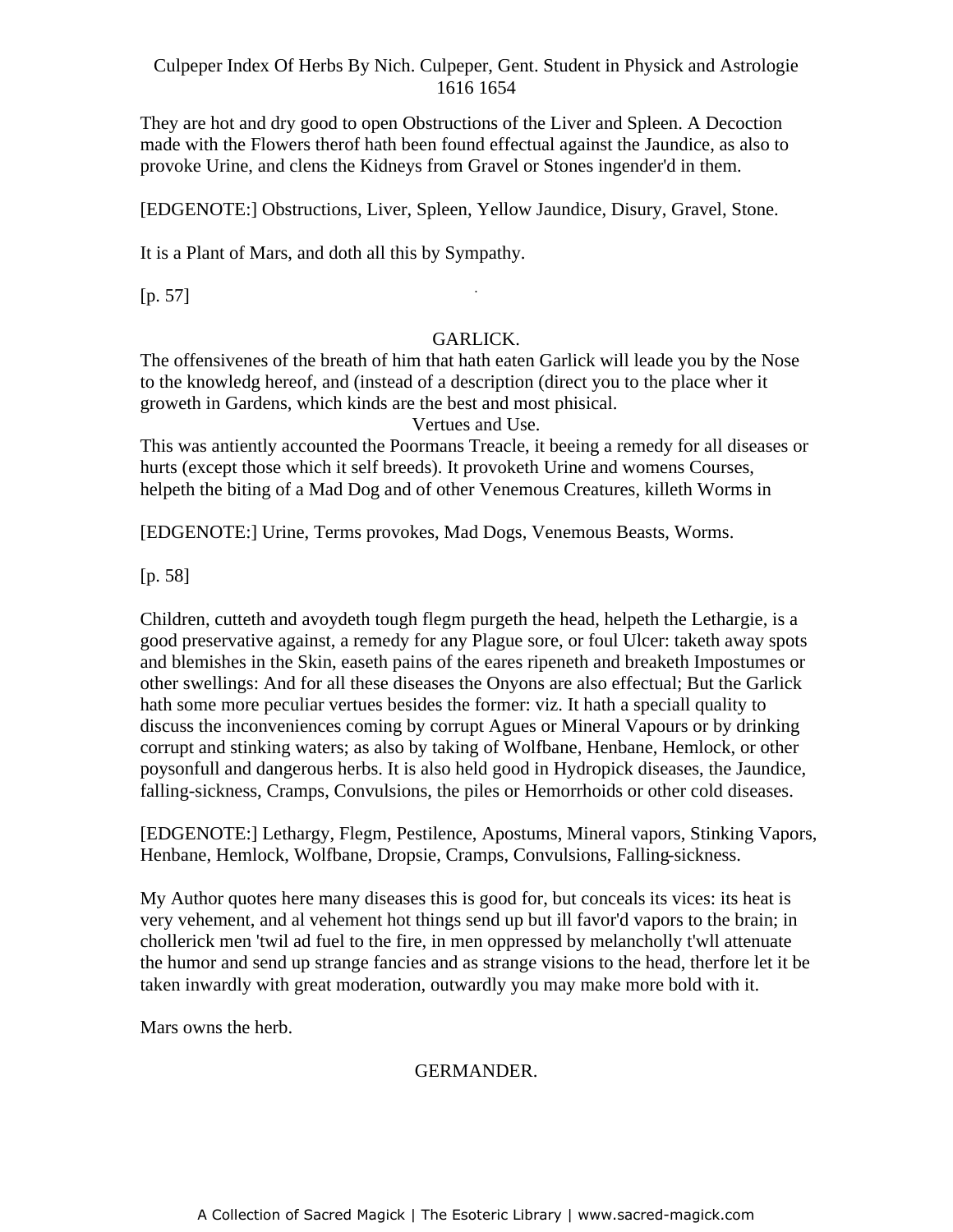They are hot and dry good to open Obstructions of the Liver and Spleen. A Decoction made with the Flowers therof hath been found effectual against the Jaundice, as also to provoke Urine, and clens the Kidneys from Gravel or Stones ingender'd in them.

[EDGENOTE:] Obstructions, Liver, Spleen, Yellow Jaundice, Disury, Gravel, Stone.

It is a Plant of Mars, and doth all this by Sympathy.

[p. 57]

## GARLICK.

The offensivenes of the breath of him that hath eaten Garlick will leade you by the Nose to the knowledg hereof, and (instead of a description (direct you to the place wher it groweth in Gardens, which kinds are the best and most phisical.

### Vertues and Use.

This was antiently accounted the Poormans Treacle, it beeing a remedy for all diseases or hurts (except those which it self breeds). It provoketh Urine and womens Courses, helpeth the biting of a Mad Dog and of other Venemous Creatures, killeth Worms in

[EDGENOTE:] Urine, Terms provokes, Mad Dogs, Venemous Beasts, Worms.

[p. 58]

Children, cutteth and avoydeth tough flegm purgeth the head, helpeth the Lethargie, is a good preservative against, a remedy for any Plague sore, or foul Ulcer: taketh away spots and blemishes in the Skin, easeth pains of the eares ripeneth and breaketh Impostumes or other swellings: And for all these diseases the Onyons are also effectual; But the Garlick hath some more peculiar vertues besides the former: viz. It hath a speciall quality to discuss the inconveniences coming by corrupt Agues or Mineral Vapours or by drinking corrupt and stinking waters; as also by taking of Wolfbane, Henbane, Hemlock, or other poysonfull and dangerous herbs. It is also held good in Hydropick diseases, the Jaundice, falling-sickness, Cramps, Convulsions, the piles or Hemorrhoids or other cold diseases.

[EDGENOTE:] Lethargy, Flegm, Pestilence, Apostums, Mineral vapors, Stinking Vapors, Henbane, Hemlock, Wolfbane, Dropsie, Cramps, Convulsions, Falling-sickness.

My Author quotes here many diseases this is good for, but conceals its vices: its heat is very vehement, and al vehement hot things send up but ill favor'd vapors to the brain; in chollerick men 'twil ad fuel to the fire, in men oppressed by melancholly t'wll attenuate the humor and send up strange fancies and as strange visions to the head, therfore let it be taken inwardly with great moderation, outwardly you may make more bold with it.

Mars owns the herb.

## GERMANDER.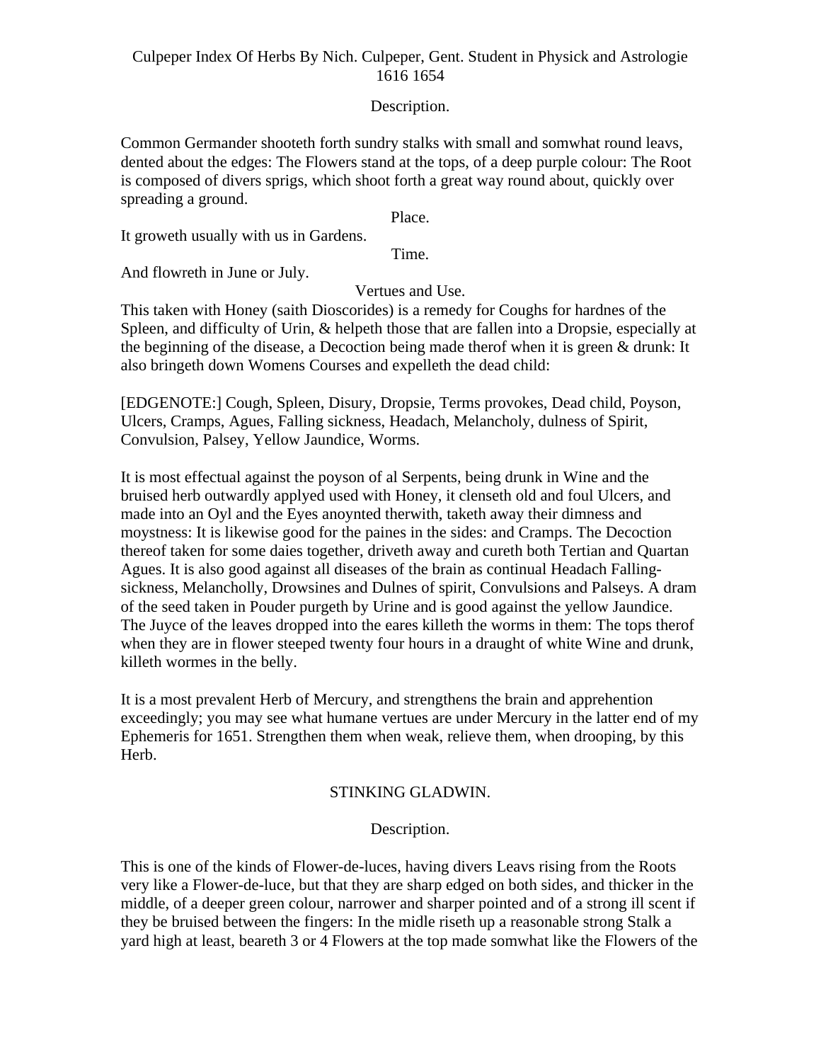Description.

Common Germander shooteth forth sundry stalks with small and somwhat round leavs, dented about the edges: The Flowers stand at the tops, of a deep purple colour: The Root is composed of divers sprigs, which shoot forth a great way round about, quickly over spreading a ground.

Place.

It groweth usually with us in Gardens.

Time.

And flowreth in June or July.

Vertues and Use.

This taken with Honey (saith Dioscorides) is a remedy for Coughs for hardnes of the Spleen, and difficulty of Urin, & helpeth those that are fallen into a Dropsie, especially at the beginning of the disease, a Decoction being made therof when it is green & drunk: It also bringeth down Womens Courses and expelleth the dead child:

[EDGENOTE:] Cough, Spleen, Disury, Dropsie, Terms provokes, Dead child, Poyson, Ulcers, Cramps, Agues, Falling sickness, Headach, Melancholy, dulness of Spirit, Convulsion, Palsey, Yellow Jaundice, Worms.

It is most effectual against the poyson of al Serpents, being drunk in Wine and the bruised herb outwardly applyed used with Honey, it clenseth old and foul Ulcers, and made into an Oyl and the Eyes anoynted therwith, taketh away their dimness and moystness: It is likewise good for the paines in the sides: and Cramps. The Decoction thereof taken for some daies together, driveth away and cureth both Tertian and Quartan Agues. It is also good against all diseases of the brain as continual Headach Falling-sickness, Melancholly, Drowsines and Dulnes of spirit, Convulsions and Palseys. A dram of the seed taken in Pouder purgeth by Urine and is good against the yellow Jaundice. The Juyce of the leaves dropped into the eares killeth the worms in them: The tops therof when they are in flower steeped twenty four hours in a draught of white Wine and drunk, killeth wormes in the belly.

It is a most prevalent Herb of Mercury, and strengthens the brain and apprehention exceedingly; you may see what humane vertues are under Mercury in the latter end of my Ephemeris for 1651. Strengthen them when weak, relieve them, when drooping, by this Herb.

## STINKING GLADWIN.

Description.

This is one of the kinds of Flower-de-luces, having divers Leavs rising from the Roots very like a Flower-de-luce, but that they are sharp edged on both sides, and thicker in the middle, of a deeper green colour, narrower and sharper pointed and of a strong ill scent if they be bruised between the fingers: In the midle riseth up a reasonable strong Stalk a yard high at least, beareth 3 or 4 Flowers at the top made somwhat like the Flowers of the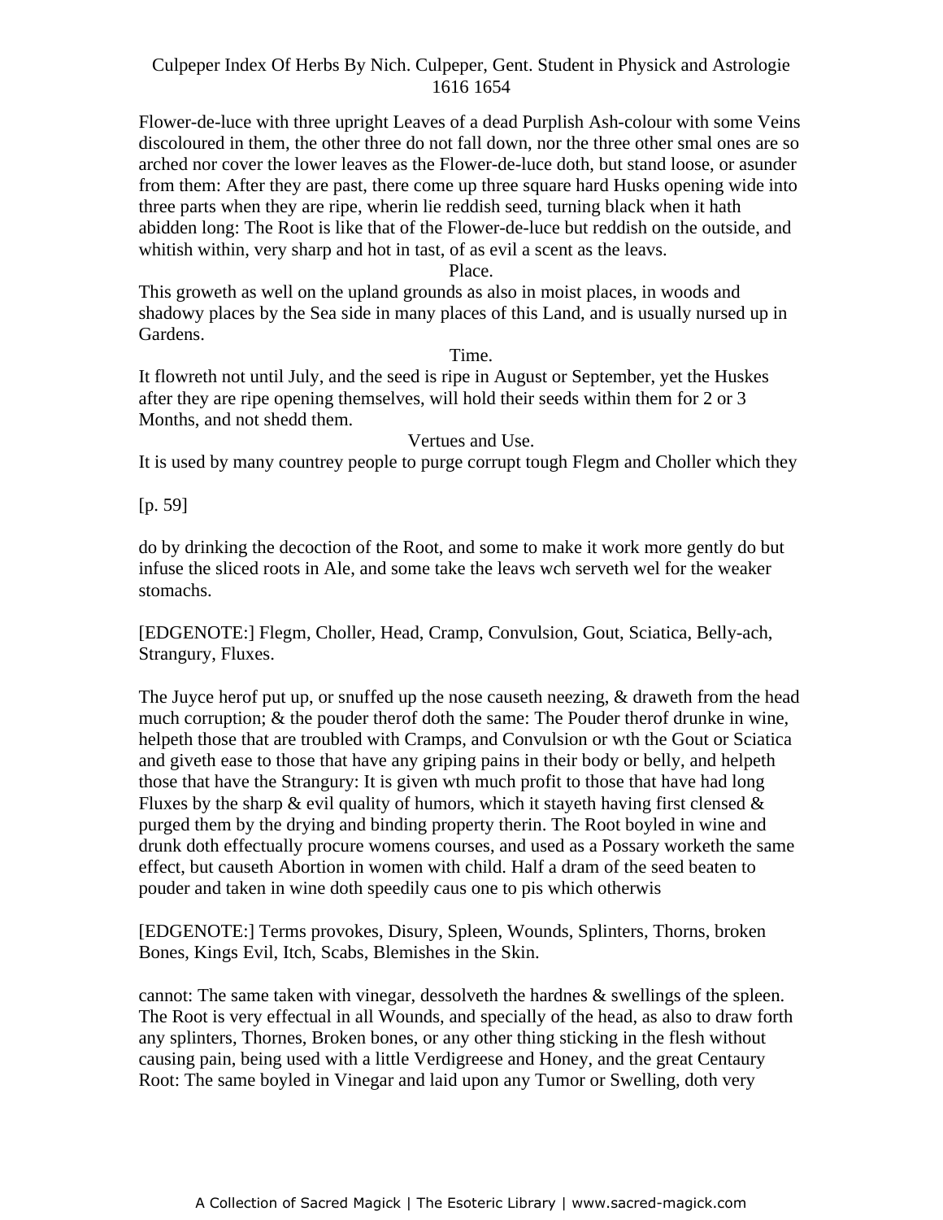Flower-de-luce with three upright Leaves of a dead Purplish Ash-colour with some Veins discoloured in them, the other three do not fall down, nor the three other smal ones are so arched nor cover the lower leaves as the Flower-de-luce doth, but stand loose, or asunder from them: After they are past, there come up three square hard Husks opening wide into three parts when they are ripe, wherin lie reddish seed, turning black when it hath abidden long: The Root is like that of the Flower-de-luce but reddish on the outside, and whitish within, very sharp and hot in tast, of as evil a scent as the leavs.

Place.

This groweth as well on the upland grounds as also in moist places, in woods and shadowy places by the Sea side in many places of this Land, and is usually nursed up in Gardens.

Time.

It flowreth not until July, and the seed is ripe in August or September, yet the Huskes after they are ripe opening themselves, will hold their seeds within them for 2 or 3 Months, and not shedd them.

Vertues and Use.

It is used by many countrey people to purge corrupt tough Flegm and Choller which they

[p. 59]

do by drinking the decoction of the Root, and some to make it work more gently do but infuse the sliced roots in Ale, and some take the leavs wch serveth wel for the weaker stomachs.

[EDGENOTE:] Flegm, Choller, Head, Cramp, Convulsion, Gout, Sciatica, Belly-ach, Strangury, Fluxes.

The Juyce herof put up, or snuffed up the nose causeth neezing, & draweth from the head much corruption; & the pouder therof doth the same: The Pouder therof drunke in wine, helpeth those that are troubled with Cramps, and Convulsion or wth the Gout or Sciatica and giveth ease to those that have any griping pains in their body or belly, and helpeth those that have the Strangury: It is given wth much profit to those that have had long Fluxes by the sharp & evil quality of humors, which it stayeth having first clensed & purged them by the drying and binding property therin. The Root boyled in wine and drunk doth effectually procure womens courses, and used as a Possary worketh the same effect, but causeth Abortion in women with child. Half a dram of the seed beaten to pouder and taken in wine doth speedily caus one to pis which otherwis

[EDGENOTE:] Terms provokes, Disury, Spleen, Wounds, Splinters, Thorns, broken Bones, Kings Evil, Itch, Scabs, Blemishes in the Skin.

cannot: The same taken with vinegar, dessolveth the hardnes & swellings of the spleen. The Root is very effectual in all Wounds, and specially of the head, as also to draw forth any splinters, Thornes, Broken bones, or any other thing sticking in the flesh without causing pain, being used with a little Verdigreese and Honey, and the great Centaury Root: The same boyled in Vinegar and laid upon any Tumor or Swelling, doth very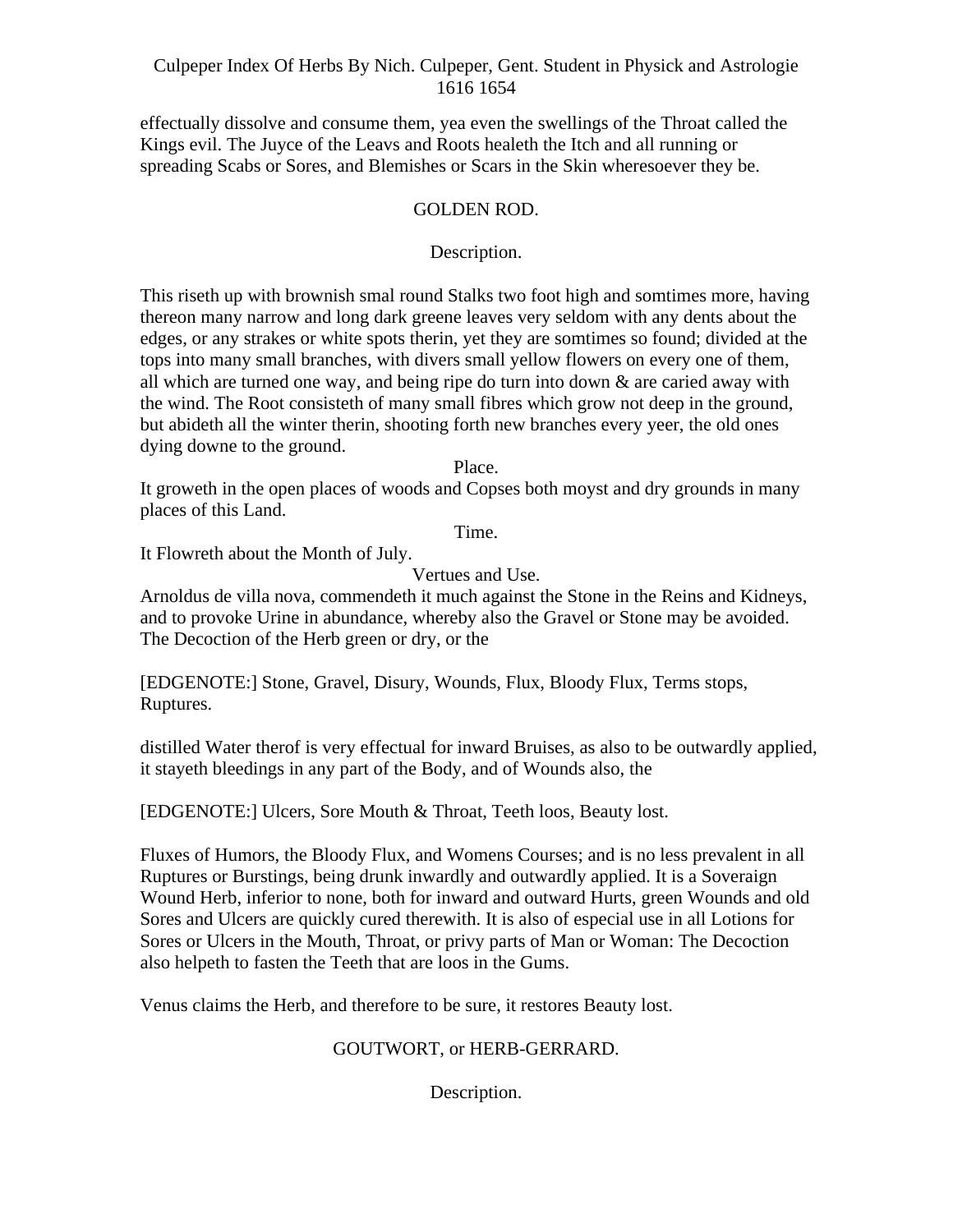effectually dissolve and consume them, yea even the swellings of the Throat called the Kings evil. The Juyce of the Leavs and Roots healeth the Itch and all running or spreading Scabs or Sores, and Blemishes or Scars in the Skin wheresoever they be.

## GOLDEN ROD.

### Description.

This riseth up with brownish smal round Stalks two foot high and somtimes more, having thereon many narrow and long dark greene leaves very seldom with any dents about the edges, or any strakes or white spots therin, yet they are somtimes so found; divided at the tops into many small branches, with divers small yellow flowers on every one of them, all which are turned one way, and being ripe do turn into down & are caried away with the wind. The Root consisteth of many small fibres which grow not deep in the ground, but abideth all the winter therin, shooting forth new branches every yeer, the old ones dying downe to the ground.

### Place.

It groweth in the open places of woods and Copses both moyst and dry grounds in many places of this Land.

### Time.

It Flowreth about the Month of July.

### Vertues and Use.

Arnoldus de villa nova, commendeth it much against the Stone in the Reins and Kidneys, and to provoke Urine in abundance, whereby also the Gravel or Stone may be avoided. The Decoction of the Herb green or dry, or the

[EDGENOTE:] Stone, Gravel, Disury, Wounds, Flux, Bloody Flux, Terms stops, Ruptures.

distilled Water therof is very effectual for inward Bruises, as also to be outwardly applied, it stayeth bleedings in any part of the Body, and of Wounds also, the

[EDGENOTE:] Ulcers, Sore Mouth & Throat, Teeth loos, Beauty lost.

Fluxes of Humors, the Bloody Flux, and Womens Courses; and is no less prevalent in all Ruptures or Burstings, being drunk inwardly and outwardly applied. It is a Soveraign Wound Herb, inferior to none, both for inward and outward Hurts, green Wounds and old Sores and Ulcers are quickly cured therewith. It is also of especial use in all Lotions for Sores or Ulcers in the Mouth, Throat, or privy parts of Man or Woman: The Decoction also helpeth to fasten the Teeth that are loos in the Gums.

Venus claims the Herb, and therefore to be sure, it restores Beauty lost.

## GOUTWORT, or HERB-GERRARD.

### Description.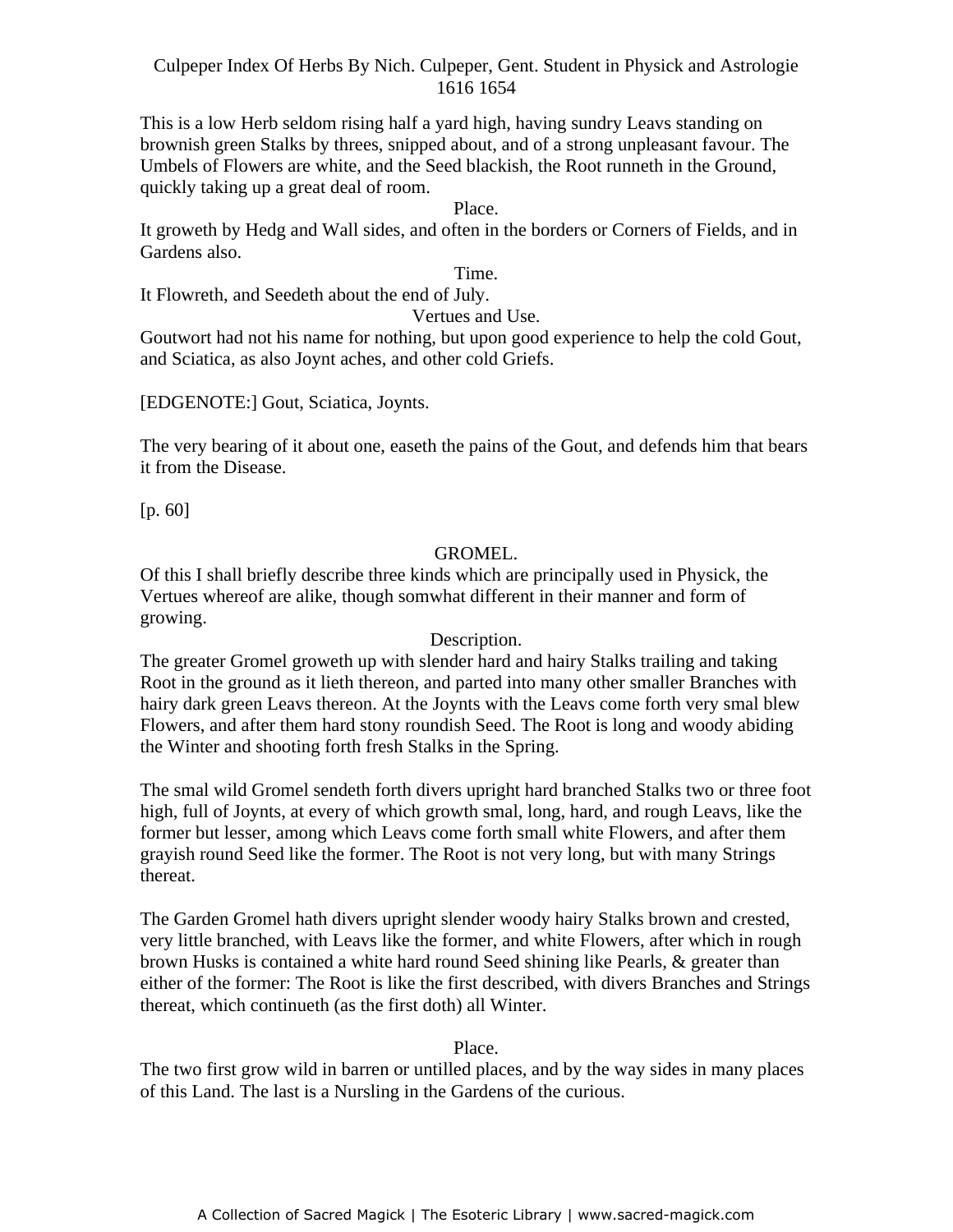This is a low Herb seldom rising half a yard high, having sundry Leavs standing on brownish green Stalks by threes, snipped about, and of a strong unpleasant favour. The Umbels of Flowers are white, and the Seed blackish, the Root runneth in the Ground, quickly taking up a great deal of room.

Place.

It groweth by Hedg and Wall sides, and often in the borders or Corners of Fields, and in Gardens also.

Time.

It Flowreth, and Seedeth about the end of July.

Vertues and Use.

Goutwort had not his name for nothing, but upon good experience to help the cold Gout, and Sciatica, as also Joynt aches, and other cold Griefs.

[EDGENOTE:] Gout, Sciatica, Joynts.

The very bearing of it about one, easeth the pains of the Gout, and defends him that bears it from the Disease.

[p. 60]

## GROMEL.

Of this I shall briefly describe three kinds which are principally used in Physick, the Vertues whereof are alike, though somwhat different in their manner and form of growing.

Description.

The greater Gromel groweth up with slender hard and hairy Stalks trailing and taking Root in the ground as it lieth thereon, and parted into many other smaller Branches with hairy dark green Leavs thereon. At the Joynts with the Leavs come forth very smal blew Flowers, and after them hard stony roundish Seed. The Root is long and woody abiding the Winter and shooting forth fresh Stalks in the Spring.

The smal wild Gromel sendeth forth divers upright hard branched Stalks two or three foot high, full of Joynts, at every of which growth smal, long, hard, and rough Leavs, like the former but lesser, among which Leavs come forth small white Flowers, and after them grayish round Seed like the former. The Root is not very long, but with many Strings thereat.

The Garden Gromel hath divers upright slender woody hairy Stalks brown and crested, very little branched, with Leavs like the former, and white Flowers, after which in rough brown Husks is contained a white hard round Seed shining like Pearls, & greater than either of the former: The Root is like the first described, with divers Branches and Strings thereat, which continueth (as the first doth) all Winter.

Place.

The two first grow wild in barren or untilled places, and by the way sides in many places of this Land. The last is a Nursling in the Gardens of the curious.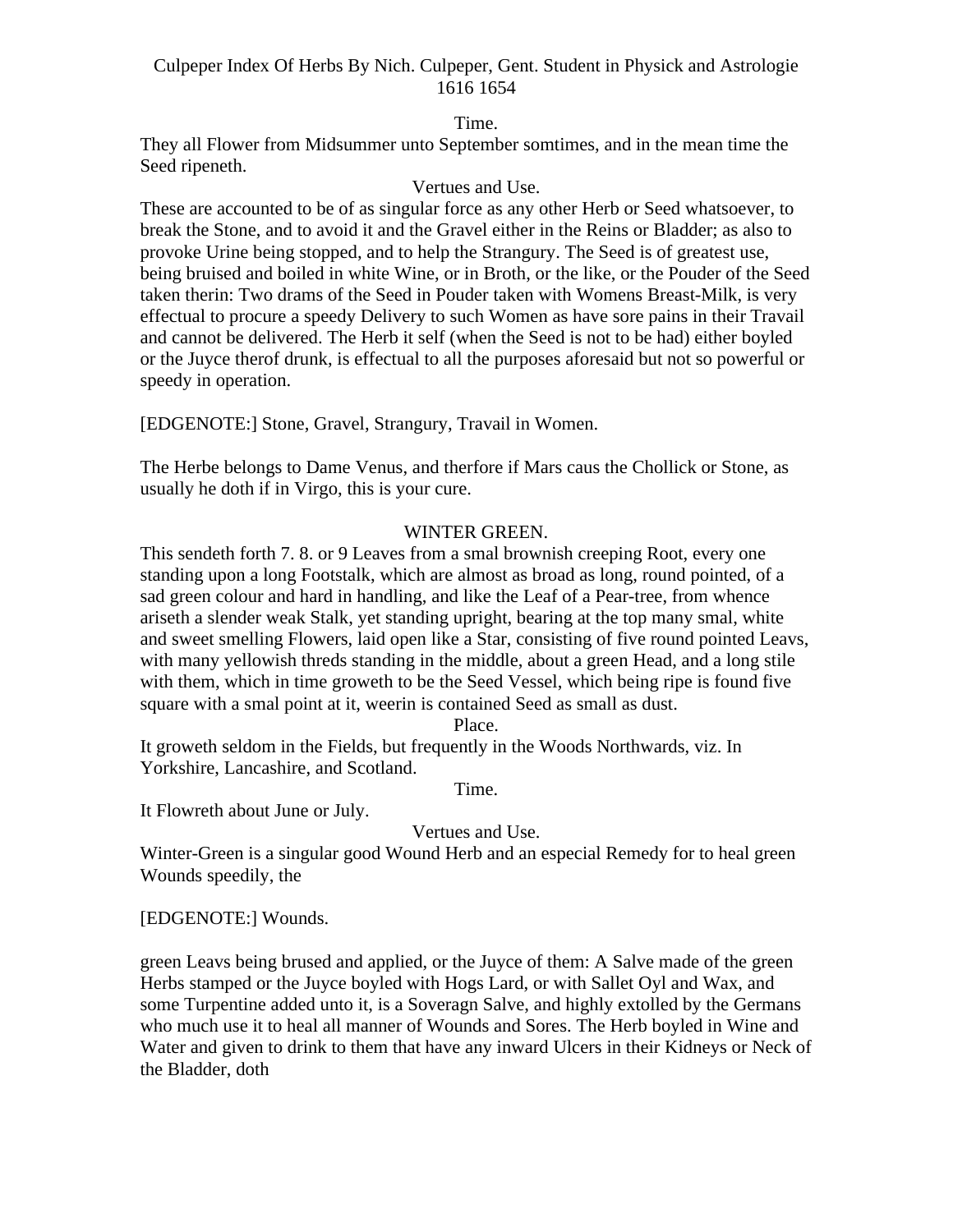Time.

They all Flower from Midsummer unto September somtimes, and in the mean time the Seed ripeneth.

Vertues and Use.

These are accounted to be of as singular force as any other Herb or Seed whatsoever, to break the Stone, and to avoid it and the Gravel either in the Reins or Bladder; as also to provoke Urine being stopped, and to help the Strangury. The Seed is of greatest use, being bruised and boiled in white Wine, or in Broth, or the like, or the Pouder of the Seed taken therin: Two drams of the Seed in Pouder taken with Womens Breast-Milk, is very effectual to procure a speedy Delivery to such Women as have sore pains in their Travail and cannot be delivered. The Herb it self (when the Seed is not to be had) either boyled or the Juyce therof drunk, is effectual to all the purposes aforesaid but not so powerful or speedy in operation.

[EDGENOTE:] Stone, Gravel, Strangury, Travail in Women.

The Herbe belongs to Dame Venus, and therfore if Mars caus the Chollick or Stone, as usually he doth if in Virgo, this is your cure.

## WINTER GREEN.

This sendeth forth 7. 8. or 9 Leaves from a smal brownish creeping Root, every one standing upon a long Footstalk, which are almost as broad as long, round pointed, of a sad green colour and hard in handling, and like the Leaf of a Pear-tree, from whence ariseth a slender weak Stalk, yet standing upright, bearing at the top many smal, white and sweet smelling Flowers, laid open like a Star, consisting of five round pointed Leavs, with many yellowish threds standing in the middle, about a green Head, and a long stile with them, which in time groweth to be the Seed Vessel, which being ripe is found five square with a smal point at it, weerin is contained Seed as small as dust.

Place.

It groweth seldom in the Fields, but frequently in the Woods Northwards, viz. In Yorkshire, Lancashire, and Scotland.

Time.

It Flowreth about June or July.

Vertues and Use.

Winter-Green is a singular good Wound Herb and an especial Remedy for to heal green Wounds speedily, the

[EDGENOTE:] Wounds.

green Leavs being brused and applied, or the Juyce of them: A Salve made of the green Herbs stamped or the Juyce boyled with Hogs Lard, or with Sallet Oyl and Wax, and some Turpentine added unto it, is a Soveragn Salve, and highly extolled by the Germans who much use it to heal all manner of Wounds and Sores. The Herb boyled in Wine and Water and given to drink to them that have any inward Ulcers in their Kidneys or Neck of the Bladder, doth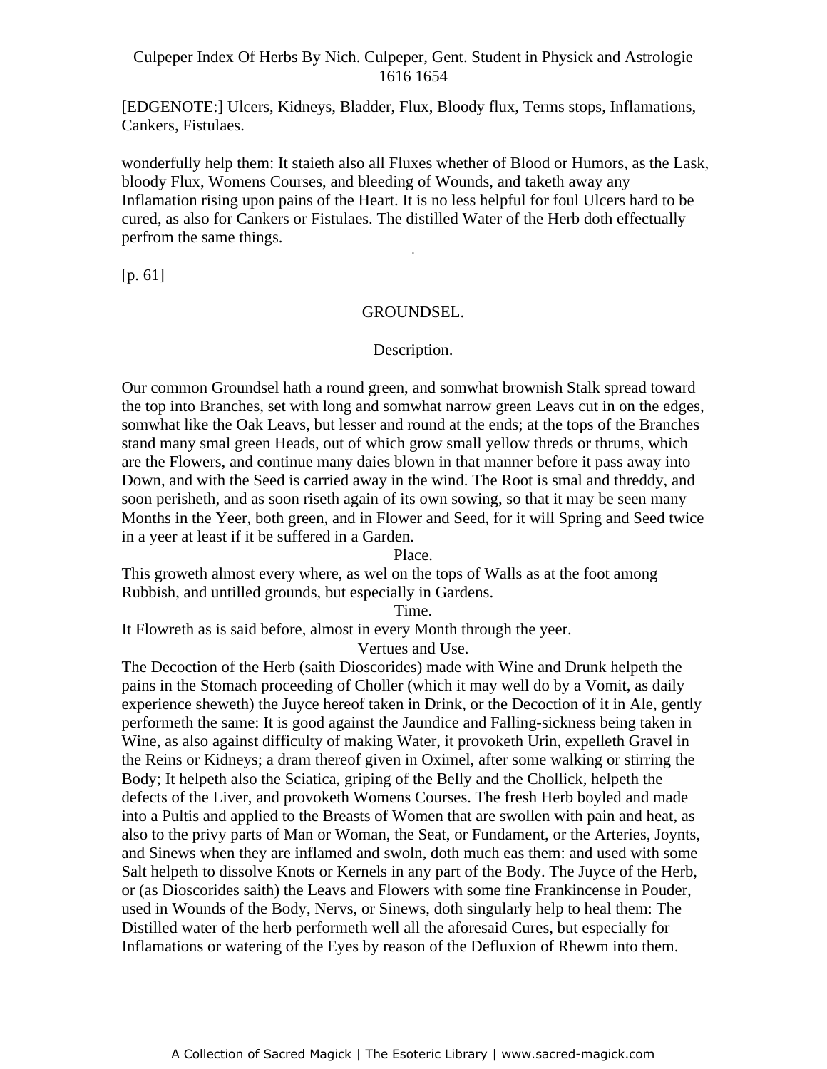[EDGENOTE:] Ulcers, Kidneys, Bladder, Flux, Bloody flux, Terms stops, Inflamations, Cankers, Fistulaes.

wonderfully help them: It staieth also all Fluxes whether of Blood or Humors, as the Lask, bloody Flux, Womens Courses, and bleeding of Wounds, and taketh away any Inflamation rising upon pains of the Heart. It is no less helpful for foul Ulcers hard to be cured, as also for Cankers or Fistulaes. The distilled Water of the Herb doth effectually perfrom the same things.

[p. 61]

## GROUNDSEL.

### Description.

Our common Groundsel hath a round green, and somwhat brownish Stalk spread toward the top into Branches, set with long and somwhat narrow green Leavs cut in on the edges, somwhat like the Oak Leavs, but lesser and round at the ends; at the tops of the Branches stand many smal green Heads, out of which grow small yellow threds or thrums, which are the Flowers, and continue many daies blown in that manner before it pass away into Down, and with the Seed is carried away in the wind. The Root is smal and threddy, and soon perisheth, and as soon riseth again of its own sowing, so that it may be seen many Months in the Yeer, both green, and in Flower and Seed, for it will Spring and Seed twice in a yeer at least if it be suffered in a Garden.

### Place.

This groweth almost every where, as wel on the tops of Walls as at the foot among Rubbish, and untilled grounds, but especially in Gardens.

### Time.

It Flowreth as is said before, almost in every Month through the yeer.

### Vertues and Use.

The Decoction of the Herb (saith Dioscorides) made with Wine and Drunk helpeth the pains in the Stomach proceeding of Choller (which it may well do by a Vomit, as daily experience sheweth) the Juyce hereof taken in Drink, or the Decoction of it in Ale, gently performeth the same: It is good against the Jaundice and Falling-sickness being taken in Wine, as also against difficulty of making Water, it provoketh Urin, expelleth Gravel in the Reins or Kidneys; a dram thereof given in Oximel, after some walking or stirring the Body; It helpeth also the Sciatica, griping of the Belly and the Chollick, helpeth the defects of the Liver, and provoketh Womens Courses. The fresh Herb boyled and made into a Pultis and applied to the Breasts of Women that are swollen with pain and heat, as also to the privy parts of Man or Woman, the Seat, or Fundament, or the Arteries, Joynts, and Sinews when they are inflamed and swoln, doth much eas them: and used with some Salt helpeth to dissolve Knots or Kernels in any part of the Body. The Juyce of the Herb, or (as Dioscorides saith) the Leavs and Flowers with some fine Frankincense in Pouder, used in Wounds of the Body, Nervs, or Sinews, doth singularly help to heal them: The Distilled water of the herb performeth well all the aforesaid Cures, but especially for Inflamations or watering of the Eyes by reason of the Defluxion of Rhewm into them.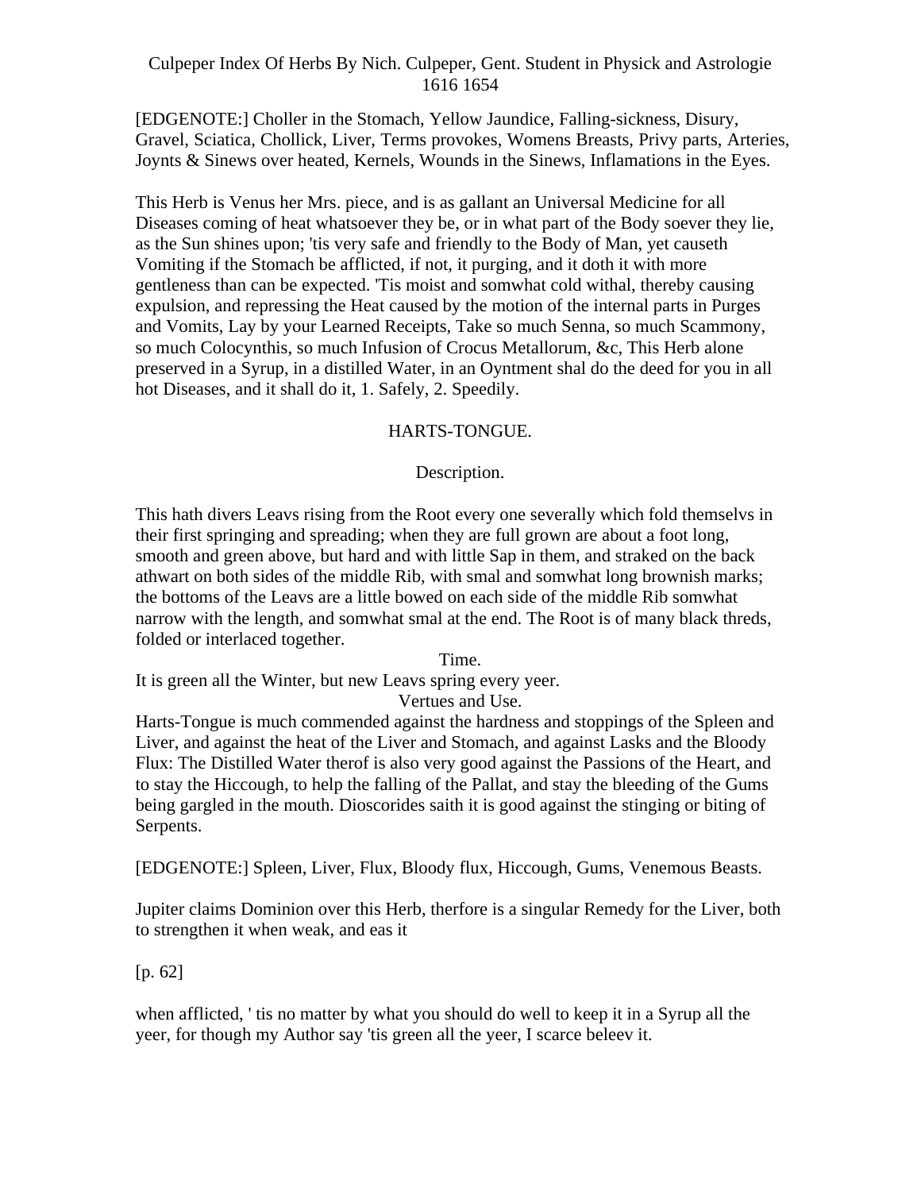[EDGENOTE:] Choller in the Stomach, Yellow Jaundice, Falling-sickness, Disury, Gravel, Sciatica, Chollick, Liver, Terms provokes, Womens Breasts, Privy parts, Arteries, Joynts & Sinews over heated, Kernels, Wounds in the Sinews, Inflamations in the Eyes.

This Herb is Venus her Mrs. piece, and is as gallant an Universal Medicine for all Diseases coming of heat whatsoever they be, or in what part of the Body soever they lie, as the Sun shines upon; 'tis very safe and friendly to the Body of Man, yet causeth Vomiting if the Stomach be afflicted, if not, it purging, and it doth it with more gentleness than can be expected. 'Tis moist and somwhat cold withal, thereby causing expulsion, and repressing the Heat caused by the motion of the internal parts in Purges and Vomits, Lay by your Learned Receipts, Take so much Senna, so much Scammony, so much Colocynthis, so much Infusion of Crocus Metallorum, &c, This Herb alone preserved in a Syrup, in a distilled Water, in an Oyntment shal do the deed for you in all hot Diseases, and it shall do it, 1. Safely, 2. Speedily.

## HARTS-TONGUE.

### Description.

This hath divers Leavs rising from the Root every one severally which fold themselvs in their first springing and spreading; when they are full grown are about a foot long, smooth and green above, but hard and with little Sap in them, and straked on the back athwart on both sides of the middle Rib, with smal and somwhat long brownish marks; the bottoms of the Leavs are a little bowed on each side of the middle Rib somwhat narrow with the length, and somwhat smal at the end. The Root is of many black threds, folded or interlaced together.

### Time.

It is green all the Winter, but new Leavs spring every yeer.

### Vertues and Use.

Harts-Tongue is much commended against the hardness and stoppings of the Spleen and Liver, and against the heat of the Liver and Stomach, and against Lasks and the Bloody Flux: The Distilled Water therof is also very good against the Passions of the Heart, and to stay the Hiccough, to help the falling of the Pallat, and stay the bleeding of the Gums being gargled in the mouth. Dioscorides saith it is good against the stinging or biting of Serpents.

[EDGENOTE:] Spleen, Liver, Flux, Bloody flux, Hiccough, Gums, Venemous Beasts.

Jupiter claims Dominion over this Herb, therfore is a singular Remedy for the Liver, both to strengthen it when weak, and eas it

[p. 62]

when afflicted, ' tis no matter by what you should do well to keep it in a Syrup all the yeer, for though my Author say 'tis green all the yeer, I scarce beleev it.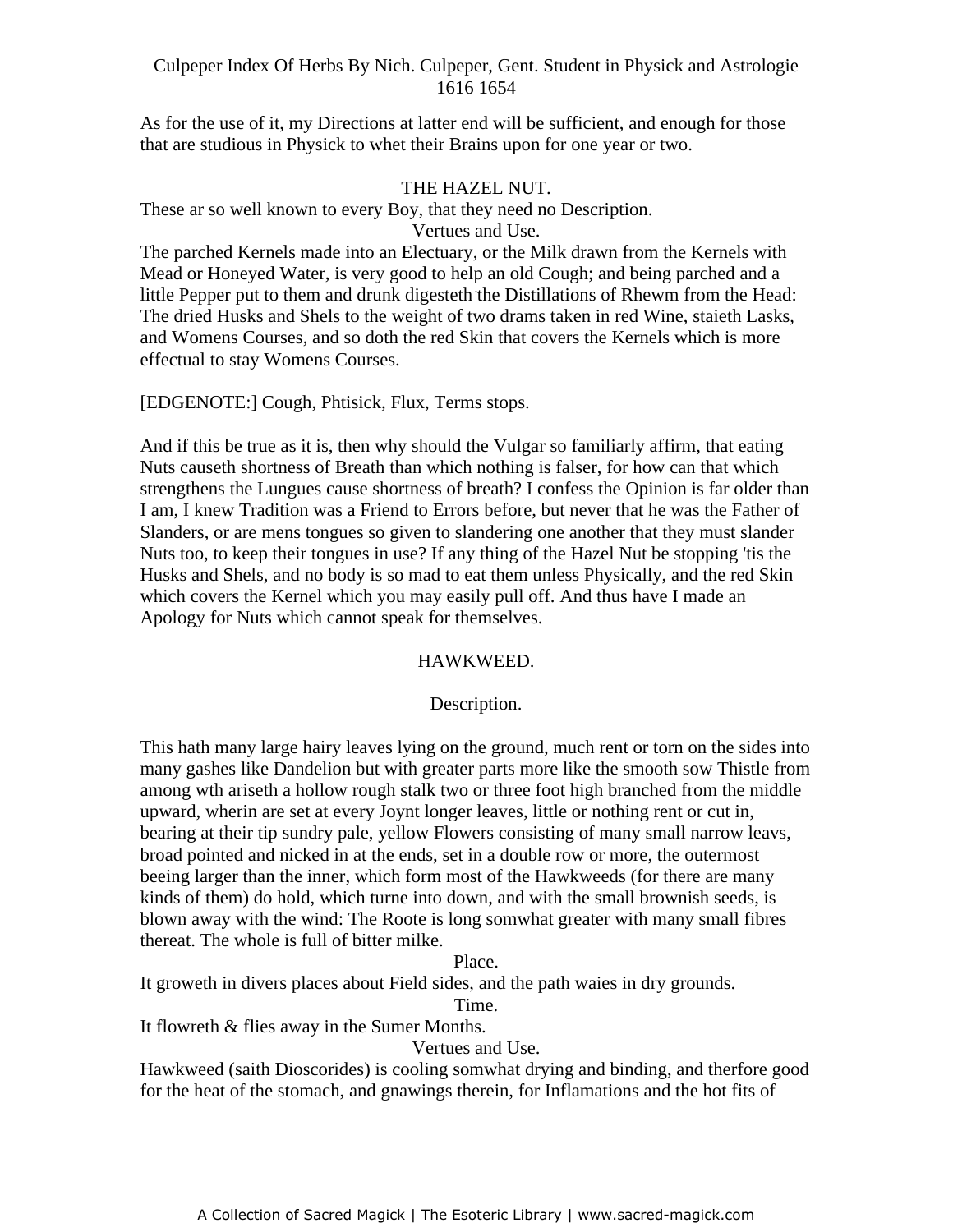As for the use of it, my Directions at latter end will be sufficient, and enough for those that are studious in Physick to whet their Brains upon for one year or two.

## THE HAZEL NUT.

These ar so well known to every Boy, that they need no Description.

### Vertues and Use.

The parched Kernels made into an Electuary, or the Milk drawn from the Kernels with Mead or Honeyed Water, is very good to help an old Cough; and being parched and a little Pepper put to them and drunk digesteth the Distillations of Rhewm from the Head: The dried Husks and Shels to the weight of two drams taken in red Wine, staieth Lasks, and Womens Courses, and so doth the red Skin that covers the Kernels which is more effectual to stay Womens Courses.

[EDGENOTE:] Cough, Phtisick, Flux, Terms stops.

And if this be true as it is, then why should the Vulgar so familiarly affirm, that eating Nuts causeth shortness of Breath than which nothing is falser, for how can that which strengthens the Lungues cause shortness of breath? I confess the Opinion is far older than I am, I knew Tradition was a Friend to Errors before, but never that he was the Father of Slanders, or are mens tongues so given to slandering one another that they must slander Nuts too, to keep their tongues in use? If any thing of the Hazel Nut be stopping 'tis the Husks and Shels, and no body is so mad to eat them unless Physically, and the red Skin which covers the Kernel which you may easily pull off. And thus have I made an Apology for Nuts which cannot speak for themselves.

## HAWKWEED.

### Description.

This hath many large hairy leaves lying on the ground, much rent or torn on the sides into many gashes like Dandelion but with greater parts more like the smooth sow Thistle from among wth ariseth a hollow rough stalk two or three foot high branched from the middle upward, wherin are set at every Joynt longer leaves, little or nothing rent or cut in, bearing at their tip sundry pale, yellow Flowers consisting of many small narrow leavs, broad pointed and nicked in at the ends, set in a double row or more, the outermost beeing larger than the inner, which form most of the Hawkweeds (for there are many kinds of them) do hold, which turne into down, and with the small brownish seeds, is blown away with the wind: The Roote is long somwhat greater with many small fibres thereat. The whole is full of bitter milke.

### Place.

It groweth in divers places about Field sides, and the path waies in dry grounds.

### Time.

It flowreth & flies away in the Sumer Months.

### Vertues and Use.

Hawkweed (saith Dioscorides) is cooling somwhat drying and binding, and therfore good for the heat of the stomach, and gnawings therein, for Inflamations and the hot fits of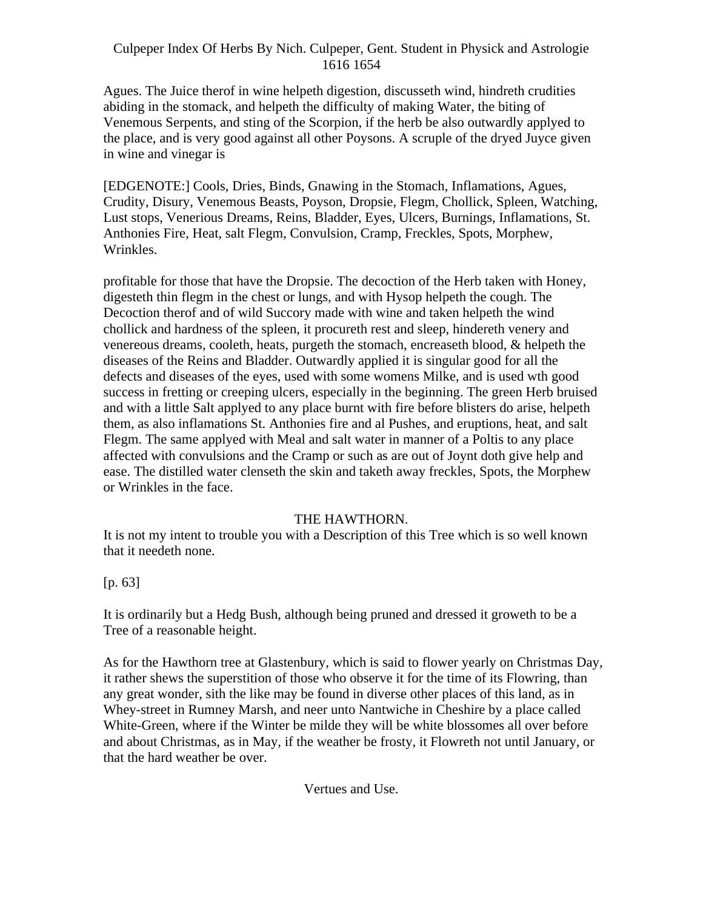Agues. The Juice therof in wine helpeth digestion, discusseth wind, hindreth crudities abiding in the stomack, and helpeth the difficulty of making Water, the biting of Venemous Serpents, and sting of the Scorpion, if the herb be also outwardly applyed to the place, and is very good against all other Poysons. A scruple of the dryed Juyce given in wine and vinegar is

[EDGENOTE:] Cools, Dries, Binds, Gnawing in the Stomach, Inflamations, Agues, Crudity, Disury, Venemous Beasts, Poyson, Dropsie, Flegm, Chollick, Spleen, Watching, Lust stops, Venerious Dreams, Reins, Bladder, Eyes, Ulcers, Burnings, Inflamations, St. Anthonies Fire, Heat, salt Flegm, Convulsion, Cramp, Freckles, Spots, Morphew, Wrinkles.

profitable for those that have the Dropsie. The decoction of the Herb taken with Honey, digesteth thin flegm in the chest or lungs, and with Hysop helpeth the cough. The Decoction therof and of wild Succory made with wine and taken helpeth the wind chollick and hardness of the spleen, it procureth rest and sleep, hindereth venery and venereous dreams, cooleth, heats, purgeth the stomach, encreaseth blood, & helpeth the diseases of the Reins and Bladder. Outwardly applied it is singular good for all the defects and diseases of the eyes, used with some womens Milke, and is used wth good success in fretting or creeping ulcers, especially in the beginning. The green Herb bruised and with a little Salt applyed to any place burnt with fire before blisters do arise, helpeth them, as also inflamations St. Anthonies fire and al Pushes, and eruptions, heat, and salt Flegm. The same applyed with Meal and salt water in manner of a Poltis to any place affected with convulsions and the Cramp or such as are out of Joynt doth give help and ease. The distilled water clenseth the skin and taketh away freckles, Spots, the Morphew or Wrinkles in the face.

## THE HAWTHORN.

It is not my intent to trouble you with a Description of this Tree which is so well known that it needeth none.

[p. 63]

It is ordinarily but a Hedg Bush, although being pruned and dressed it groweth to be a Tree of a reasonable height.

As for the Hawthorn tree at Glastenbury, which is said to flower yearly on Christmas Day, it rather shews the superstition of those who observe it for the time of its Flowring, than any great wonder, sith the like may be found in diverse other places of this land, as in Whey-street in Rumney Marsh, and neer unto Nantwiche in Cheshire by a place called White-Green, where if the Winter be milde they will be white blossomes all over before and about Christmas, as in May, if the weather be frosty, it Flowreth not until January, or that the hard weather be over.

### Vertues and Use.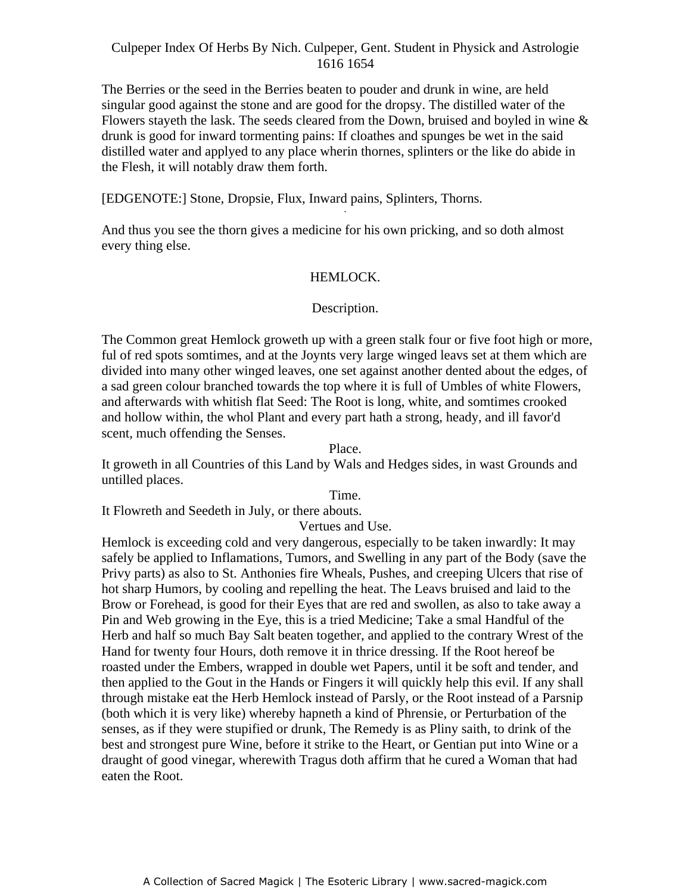The Berries or the seed in the Berries beaten to pouder and drunk in wine, are held singular good against the stone and are good for the dropsy. The distilled water of the Flowers stayeth the lask. The seeds cleared from the Down, bruised and boyled in wine & drunk is good for inward tormenting pains: If cloathes and spunges be wet in the said distilled water and applyed to any place wherin thornes, splinters or the like do abide in the Flesh, it will notably draw them forth.

[EDGENOTE:] Stone, Dropsie, Flux, Inward pains, Splinters, Thorns.

And thus you see the thorn gives a medicine for his own pricking, and so doth almost every thing else.

## HEMLOCK.

### Description.

The Common great Hemlock groweth up with a green stalk four or five foot high or more, ful of red spots somtimes, and at the Joynts very large winged leavs set at them which are divided into many other winged leaves, one set against another dented about the edges, of a sad green colour branched towards the top where it is full of Umbles of white Flowers, and afterwards with whitish flat Seed: The Root is long, white, and somtimes crooked and hollow within, the whol Plant and every part hath a strong, heady, and ill favor'd scent, much offending the Senses.

### Place.

It groweth in all Countries of this Land by Wals and Hedges sides, in wast Grounds and untilled places.

### Time.

It Flowreth and Seedeth in July, or there abouts.

### Vertues and Use.

Hemlock is exceeding cold and very dangerous, especially to be taken inwardly: It may safely be applied to Inflamations, Tumors, and Swelling in any part of the Body (save the Privy parts) as also to St. Anthonies fire Wheals, Pushes, and creeping Ulcers that rise of hot sharp Humors, by cooling and repelling the heat. The Leavs bruised and laid to the Brow or Forehead, is good for their Eyes that are red and swollen, as also to take away a Pin and Web growing in the Eye, this is a tried Medicine; Take a smal Handful of the Herb and half so much Bay Salt beaten together, and applied to the contrary Wrest of the Hand for twenty four Hours, doth remove it in thrice dressing. If the Root hereof be roasted under the Embers, wrapped in double wet Papers, until it be soft and tender, and then applied to the Gout in the Hands or Fingers it will quickly help this evil. If any shall through mistake eat the Herb Hemlock instead of Parsly, or the Root instead of a Parsnip (both which it is very like) whereby hapneth a kind of Phrensie, or Perturbation of the senses, as if they were stupified or drunk, The Remedy is as Pliny saith, to drink of the best and strongest pure Wine, before it strike to the Heart, or Gentian put into Wine or a draught of good vinegar, wherewith Tragus doth affirm that he cured a Woman that had eaten the Root.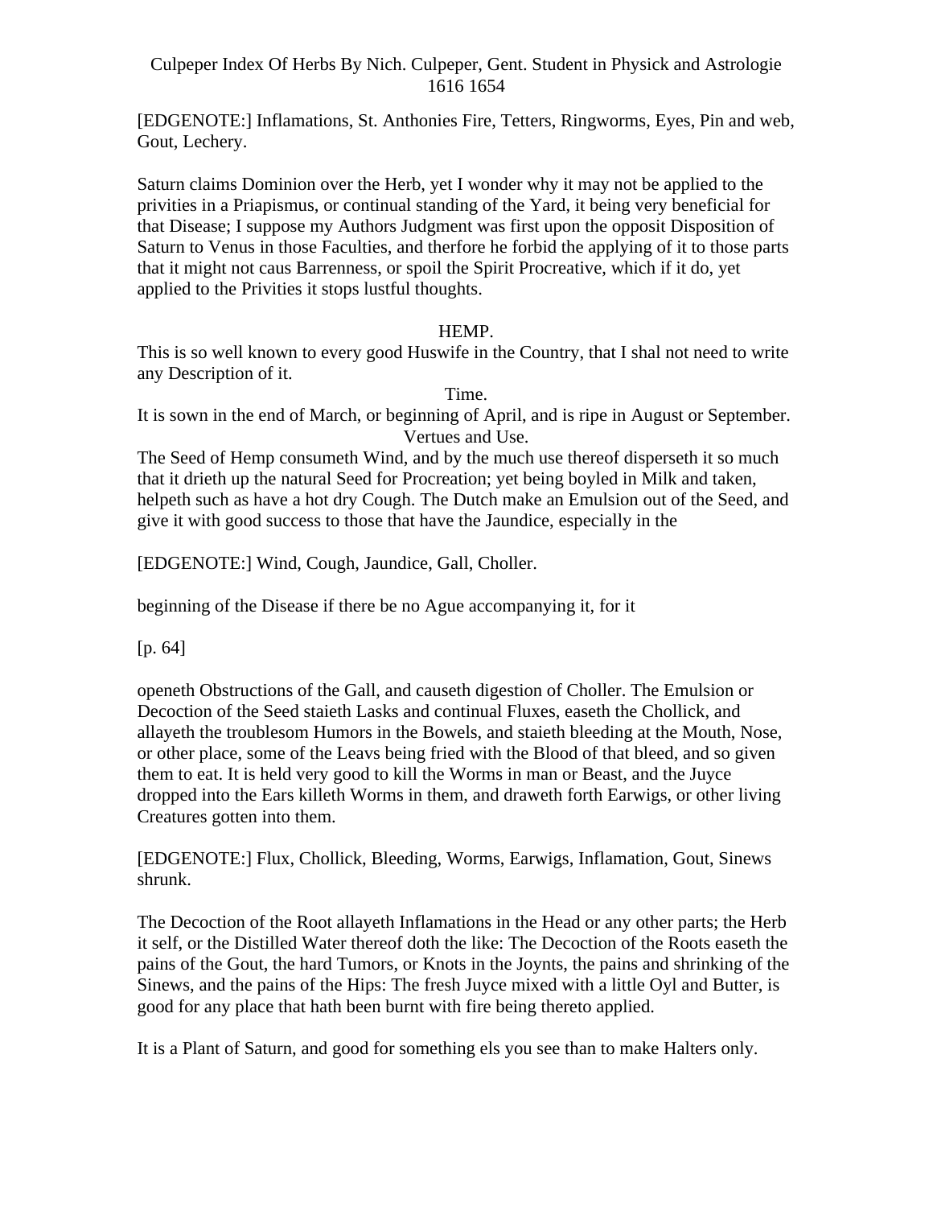[EDGENOTE:] Inflamations, St. Anthonies Fire, Tetters, Ringworms, Eyes, Pin and web, Gout, Lechery.

Saturn claims Dominion over the Herb, yet I wonder why it may not be applied to the privities in a Priapismus, or continual standing of the Yard, it being very beneficial for that Disease; I suppose my Authors Judgment was first upon the opposit Disposition of Saturn to Venus in those Faculties, and therfore he forbid the applying of it to those parts that it might not caus Barrenness, or spoil the Spirit Procreative, which if it do, yet applied to the Privities it stops lustful thoughts.

## HEMP.

This is so well known to every good Huswife in the Country, that I shal not need to write any Description of it.

### Time.

It is sown in the end of March, or beginning of April, and is ripe in August or September.

### Vertues and Use.

The Seed of Hemp consumeth Wind, and by the much use thereof disperseth it so much that it drieth up the natural Seed for Procreation; yet being boyled in Milk and taken, helpeth such as have a hot dry Cough. The Dutch make an Emulsion out of the Seed, and give it with good success to those that have the Jaundice, especially in the

[EDGENOTE:] Wind, Cough, Jaundice, Gall, Choller.

beginning of the Disease if there be no Ague accompanying it, for it

[p. 64]

openeth Obstructions of the Gall, and causeth digestion of Choller. The Emulsion or Decoction of the Seed staieth Lasks and continual Fluxes, easeth the Chollick, and allayeth the troublesom Humors in the Bowels, and staieth bleeding at the Mouth, Nose, or other place, some of the Leavs being fried with the Blood of that bleed, and so given them to eat. It is held very good to kill the Worms in man or Beast, and the Juyce dropped into the Ears killeth Worms in them, and draweth forth Earwigs, or other living Creatures gotten into them.

[EDGENOTE:] Flux, Chollick, Bleeding, Worms, Earwigs, Inflamation, Gout, Sinews shrunk.

The Decoction of the Root allayeth Inflamations in the Head or any other parts; the Herb it self, or the Distilled Water thereof doth the like: The Decoction of the Roots easeth the pains of the Gout, the hard Tumors, or Knots in the Joynts, the pains and shrinking of the Sinews, and the pains of the Hips: The fresh Juyce mixed with a little Oyl and Butter, is good for any place that hath been burnt with fire being thereto applied.

It is a Plant of Saturn, and good for something els you see than to make Halters only.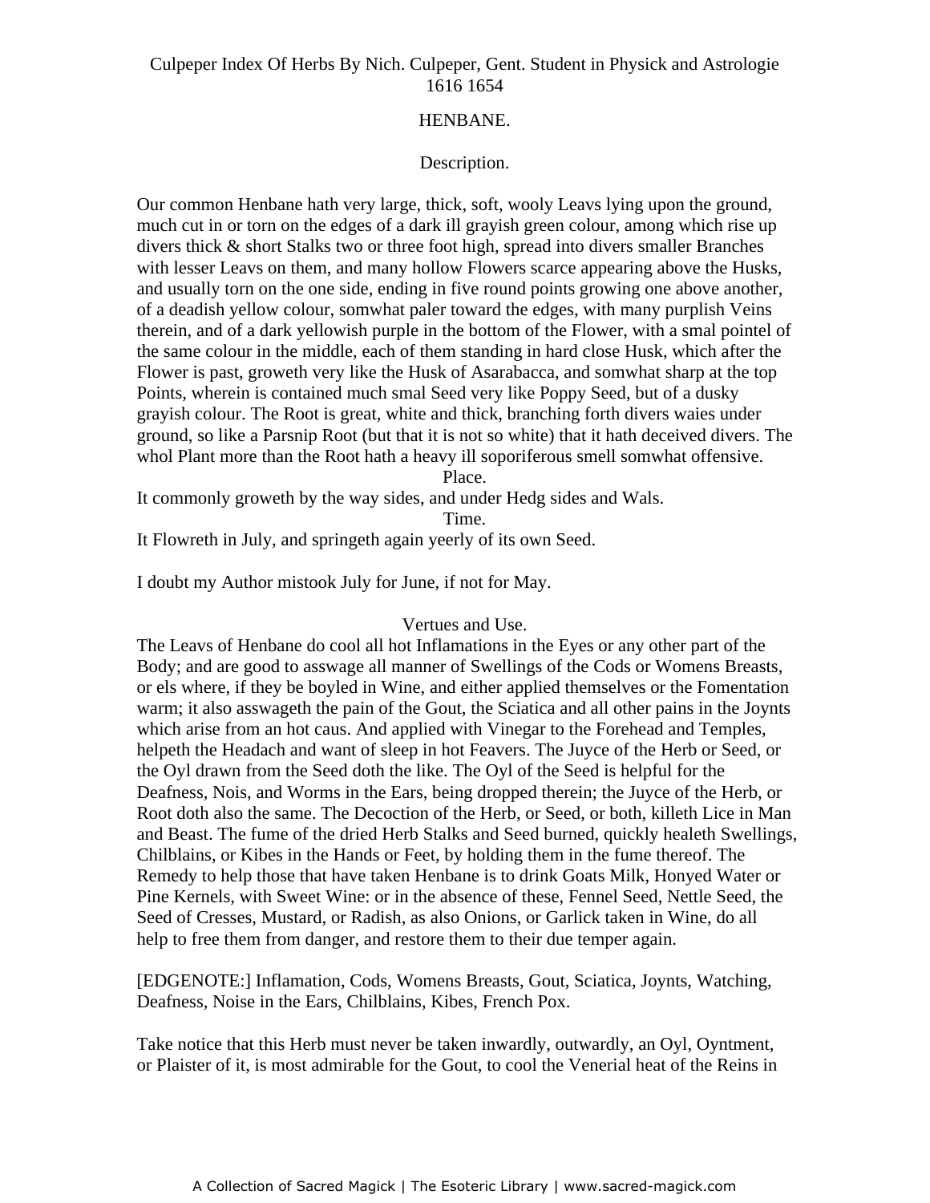Culpeper Index Of Herbs By Nich. Culpeper, Gent. Student in Physick and Astrologie 1616 1654

## HENBANE.

### Description.

Our common Henbane hath very large, thick, soft, wooly Leavs lying upon the ground, much cut in or torn on the edges of a dark ill grayish green colour, among which rise up divers thick & short Stalks two or three foot high, spread into divers smaller Branches with lesser Leavs on them, and many hollow Flowers scarce appearing above the Husks, and usually torn on the one side, ending in five round points growing one above another, of a deadish yellow colour, somwhat paler toward the edges, with many purplish Veins therein, and of a dark yellowish purple in the bottom of the Flower, with a smal pointel of the same colour in the middle, each of them standing in hard close Husk, which after the Flower is past, groweth very like the Husk of Asarabacca, and somwhat sharp at the top Points, wherein is contained much smal Seed very like Poppy Seed, but of a dusky grayish colour. The Root is great, white and thick, branching forth divers waies under ground, so like a Parsnip Root (but that it is not so white) that it hath deceived divers. The whol Plant more than the Root hath a heavy ill soporiferous smell somwhat offensive.

### Place.

It commonly groweth by the way sides, and under Hedg sides and Wals.

### Time.

It Flowreth in July, and springeth again yeerly of its own Seed.

I doubt my Author mistook July for June, if not for May.

### Vertues and Use.

The Leavs of Henbane do cool all hot Inflamations in the Eyes or any other part of the Body; and are good to asswage all manner of Swellings of the Cods or Womens Breasts, or els where, if they be boyled in Wine, and either applied themselves or the Fomentation warm; it also asswageth the pain of the Gout, the Sciatica and all other pains in the Joynts which arise from an hot caus. And applied with Vinegar to the Forehead and Temples, helpeth the Headach and want of sleep in hot Feavers. The Juyce of the Herb or Seed, or the Oyl drawn from the Seed doth the like. The Oyl of the Seed is helpful for the Deafness, Nois, and Worms in the Ears, being dropped therein; the Juyce of the Herb, or Root doth also the same. The Decoction of the Herb, or Seed, or both, killeth Lice in Man and Beast. The fume of the dried Herb Stalks and Seed burned, quickly healeth Swellings, Chilblains, or Kibes in the Hands or Feet, by holding them in the fume thereof. The Remedy to help those that have taken Henbane is to drink Goats Milk, Honyed Water or Pine Kernels, with Sweet Wine: or in the absence of these, Fennel Seed, Nettle Seed, the Seed of Cresses, Mustard, or Radish, as also Onions, or Garlick taken in Wine, do all help to free them from danger, and restore them to their due temper again.

[EDGENOTE:] Inflamation, Cods, Womens Breasts, Gout, Sciatica, Joynts, Watching, Deafness, Noise in the Ears, Chilblains, Kibes, French Pox.

Take notice that this Herb must never be taken inwardly, outwardly, an Oyl, Oyntment, or Plaister of it, is most admirable for the Gout, to cool the Venerial heat of the Reins in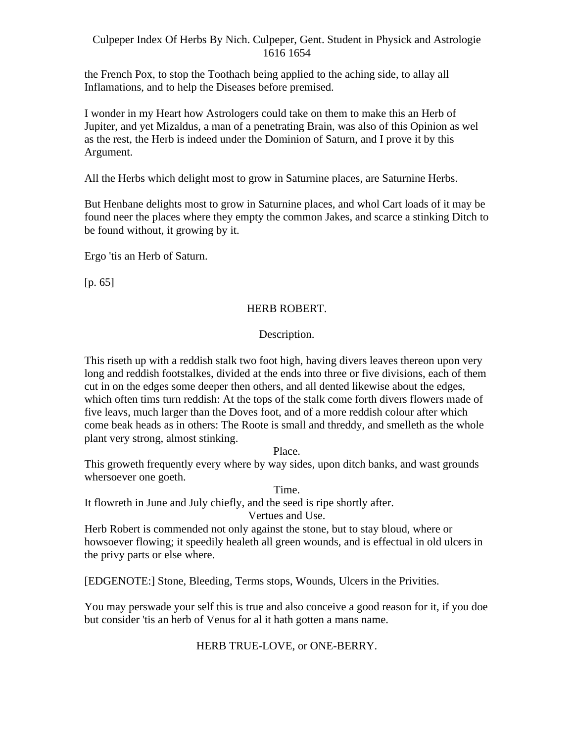the French Pox, to stop the Toothach being applied to the aching side, to allay all Inflamations, and to help the Diseases before premised.

I wonder in my Heart how Astrologers could take on them to make this an Herb of Jupiter, and yet Mizaldus, a man of a penetrating Brain, was also of this Opinion as wel as the rest, the Herb is indeed under the Dominion of Saturn, and I prove it by this Argument.

All the Herbs which delight most to grow in Saturnine places, are Saturnine Herbs.

But Henbane delights most to grow in Saturnine places, and whol Cart loads of it may be found neer the places where they empty the common Jakes, and scarce a stinking Ditch to be found without, it growing by it.

Ergo 'tis an Herb of Saturn.

[p. 65]

## HERB ROBERT.

### Description.

This riseth up with a reddish stalk two foot high, having divers leaves thereon upon very long and reddish footstalkes, divided at the ends into three or five divisions, each of them cut in on the edges some deeper then others, and all dented likewise about the edges, which often tims turn reddish: At the tops of the stalk come forth divers flowers made of five leavs, much larger than the Doves foot, and of a more reddish colour after which come beak heads as in others: The Roote is small and threddy, and smelleth as the whole plant very strong, almost stinking.

### Place.

This groweth frequently every where by way sides, upon ditch banks, and wast grounds whersoever one goeth.

### Time.

It flowreth in June and July chiefly, and the seed is ripe shortly after.

### Vertues and Use.

Herb Robert is commended not only against the stone, but to stay bloud, where or howsoever flowing; it speedily healeth all green wounds, and is effectual in old ulcers in the privy parts or else where.

[EDGENOTE:] Stone, Bleeding, Terms stops, Wounds, Ulcers in the Privities.

You may perswade your self this is true and also conceive a good reason for it, if you doe but consider 'tis an herb of Venus for al it hath gotten a mans name.

## HERB TRUE-LOVE, or ONE-BERRY.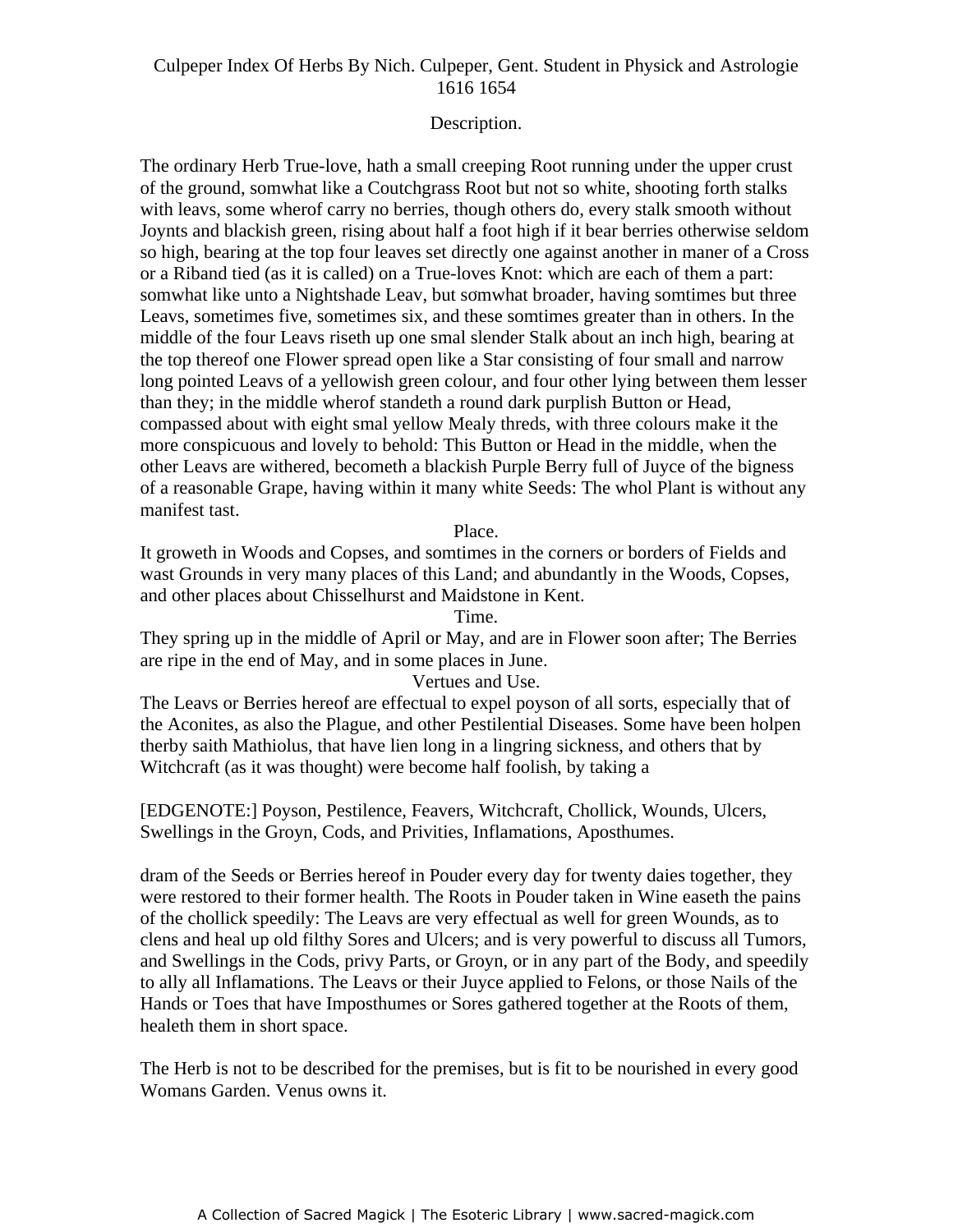### Description.

The ordinary Herb True-love, hath a small creeping Root running under the upper crust of the ground, somwhat like a Coutchgrass Root but not so white, shooting forth stalks with leavs, some wherof carry no berries, though others do, every stalk smooth without Joynts and blackish green, rising about half a foot high if it bear berries otherwise seldom so high, bearing at the top four leaves set directly one against another in maner of a Cross or a Riband tied (as it is called) on a True-loves Knot: which are each of them a part: somwhat like unto a Nightshade Leav, but somwhat broader, having somtimes but three Leavs, sometimes five, sometimes six, and these somtimes greater than in others. In the middle of the four Leavs riseth up one smal slender Stalk about an inch high, bearing at the top thereof one Flower spread open like a Star consisting of four small and narrow long pointed Leavs of a yellowish green colour, and four other lying between them lesser than they; in the middle wherof standeth a round dark purplish Button or Head, compassed about with eight smal yellow Mealy threds, with three colours make it the more conspicuous and lovely to behold: This Button or Head in the middle, when the other Leavs are withered, becometh a blackish Purple Berry full of Juyce of the bigness of a reasonable Grape, having within it many white Seeds: The whol Plant is without any manifest tast.

### Place.

It groweth in Woods and Copses, and somtimes in the corners or borders of Fields and wast Grounds in very many places of this Land; and abundantly in the Woods, Copses, and other places about Chisselhurst and Maidstone in Kent.

### Time.

They spring up in the middle of April or May, and are in Flower soon after; The Berries are ripe in the end of May, and in some places in June.

### Vertues and Use.

The Leavs or Berries hereof are effectual to expel poyson of all sorts, especially that of the Aconites, as also the Plague, and other Pestilential Diseases. Some have been holpen therby saith Mathiolus, that have lien long in a lingring sickness, and others that by Witchcraft (as it was thought) were become half foolish, by taking a

[EDGENOTE:] Poyson, Pestilence, Feavers, Witchcraft, Chollick, Wounds, Ulcers, Swellings in the Groyn, Cods, and Privities, Inflamations, Aposthumes.

dram of the Seeds or Berries hereof in Pouder every day for twenty daies together, they were restored to their former health. The Roots in Pouder taken in Wine easeth the pains of the chollick speedily: The Leavs are very effectual as well for green Wounds, as to clens and heal up old filthy Sores and Ulcers; and is very powerful to discuss all Tumors, and Swellings in the Cods, privy Parts, or Groyn, or in any part of the Body, and speedily to ally all Inflamations. The Leavs or their Juyce applied to Felons, or those Nails of the Hands or Toes that have Imposthumes or Sores gathered together at the Roots of them, healeth them in short space.

The Herb is not to be described for the premises, but is fit to be nourished in every good Womans Garden. Venus owns it.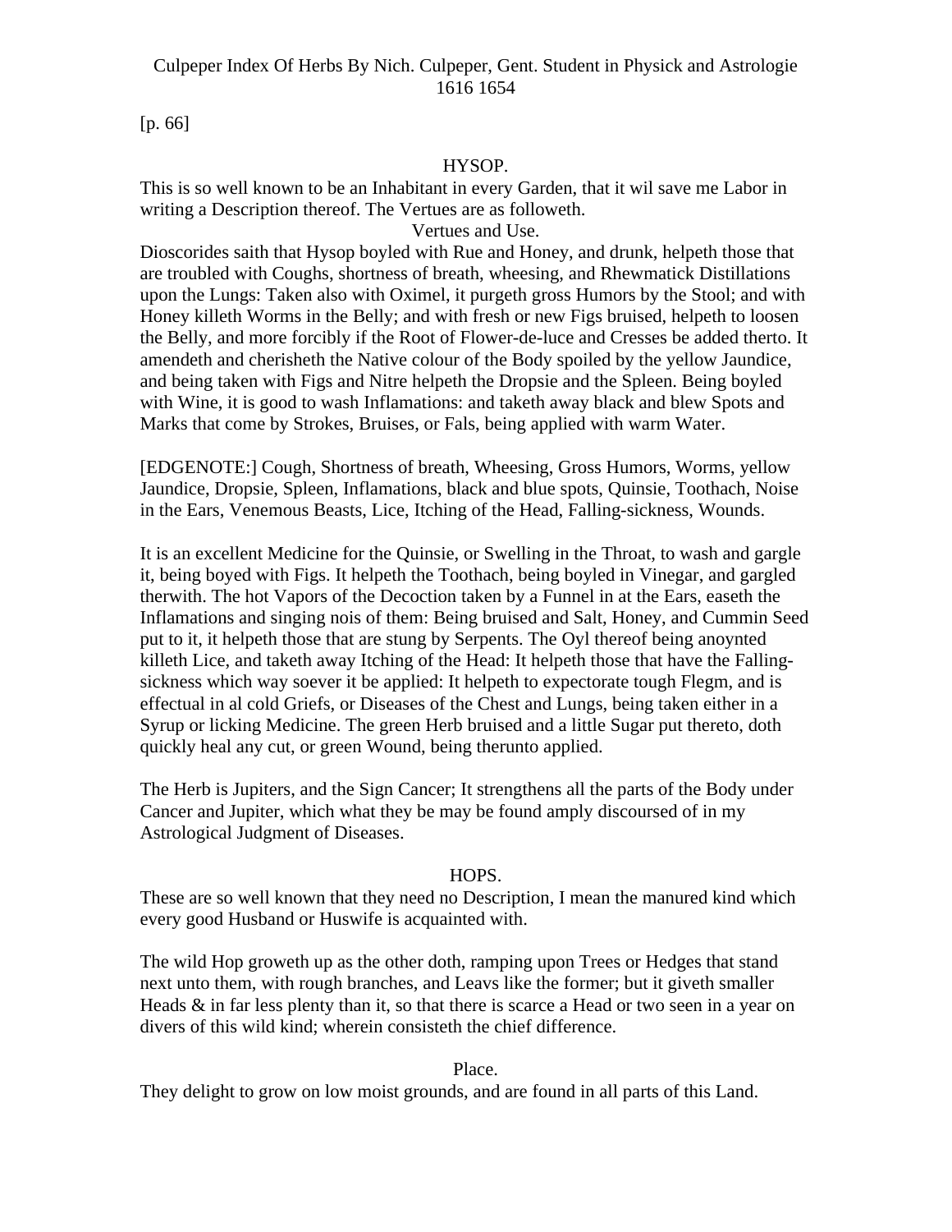[p. 66]

## HYSOP.

This is so well known to be an Inhabitant in every Garden, that it wil save me Labor in writing a Description thereof. The Vertues are as followeth.

### Vertues and Use.

Dioscorides saith that Hysop boyled with Rue and Honey, and drunk, helpeth those that are troubled with Coughs, shortness of breath, wheesing, and Rhewmatick Distillations upon the Lungs: Taken also with Oximel, it purgeth gross Humors by the Stool; and with Honey killeth Worms in the Belly; and with fresh or new Figs bruised, helpeth to loosen the Belly, and more forcibly if the Root of Flower-de-luce and Cresses be added therto. It amendeth and cherisheth the Native colour of the Body spoiled by the yellow Jaundice, and being taken with Figs and Nitre helpeth the Dropsie and the Spleen. Being boyled with Wine, it is good to wash Inflamations: and taketh away black and blew Spots and Marks that come by Strokes, Bruises, or Fals, being applied with warm Water.

[EDGENOTE:] Cough, Shortness of breath, Wheesing, Gross Humors, Worms, yellow Jaundice, Dropsie, Spleen, Inflamations, black and blue spots, Quinsie, Toothach, Noise in the Ears, Venemous Beasts, Lice, Itching of the Head, Falling-sickness, Wounds.

It is an excellent Medicine for the Quinsie, or Swelling in the Throat, to wash and gargle it, being boyed with Figs. It helpeth the Toothach, being boyled in Vinegar, and gargled therwith. The hot Vapors of the Decoction taken by a Funnel in at the Ears, easeth the Inflamations and singing nois of them: Being bruised and Salt, Honey, and Cummin Seed put to it, it helpeth those that are stung by Serpents. The Oyl thereof being anoynted killeth Lice, and taketh away Itching of the Head: It helpeth those that have the Falling-sickness which way soever it be applied: It helpeth to expectorate tough Flegm, and is effectual in al cold Griefs, or Diseases of the Chest and Lungs, being taken either in a Syrup or licking Medicine. The green Herb bruised and a little Sugar put thereto, doth quickly heal any cut, or green Wound, being therunto applied.

The Herb is Jupiters, and the Sign Cancer; It strengthens all the parts of the Body under Cancer and Jupiter, which what they be may be found amply discoursed of in my Astrological Judgment of Diseases.

## HOPS.

These are so well known that they need no Description, I mean the manured kind which every good Husband or Huswife is acquainted with.

The wild Hop groweth up as the other doth, ramping upon Trees or Hedges that stand next unto them, with rough branches, and Leavs like the former; but it giveth smaller Heads & in far less plenty than it, so that there is scarce a Head or two seen in a year on divers of this wild kind; wherein consisteth the chief difference.

### Place.

They delight to grow on low moist grounds, and are found in all parts of this Land.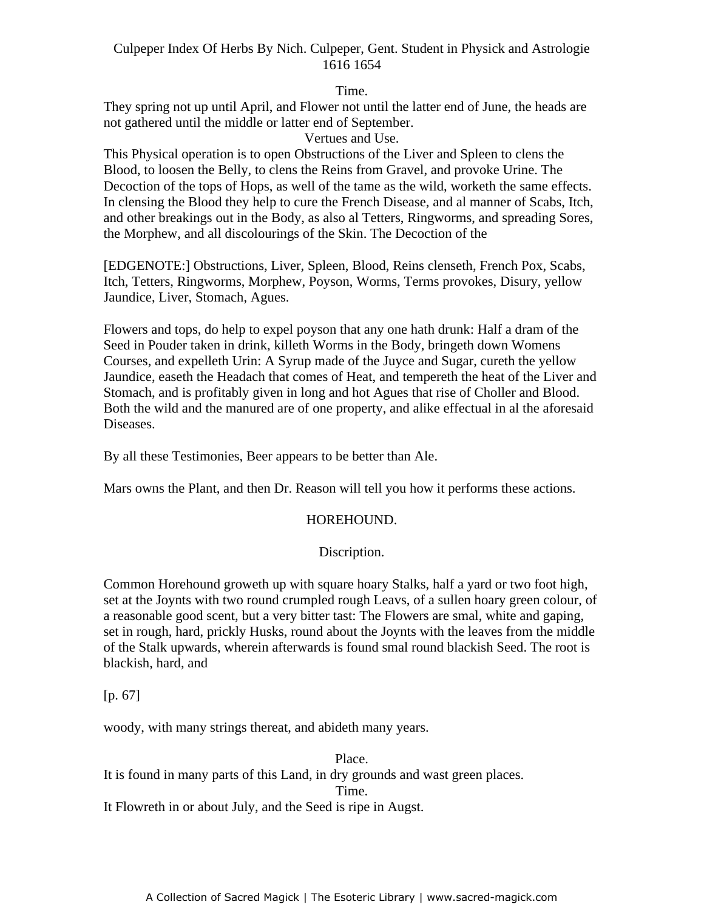Time.

They spring not up until April, and Flower not until the latter end of June, the heads are not gathered until the middle or latter end of September.

Vertues and Use.

This Physical operation is to open Obstructions of the Liver and Spleen to clens the Blood, to loosen the Belly, to clens the Reins from Gravel, and provoke Urine. The Decoction of the tops of Hops, as well of the tame as the wild, worketh the same effects. In clensing the Blood they help to cure the French Disease, and al manner of Scabs, Itch, and other breakings out in the Body, as also al Tetters, Ringworms, and spreading Sores, the Morphew, and all discolourings of the Skin. The Decoction of the

[EDGENOTE:] Obstructions, Liver, Spleen, Blood, Reins clenseth, French Pox, Scabs, Itch, Tetters, Ringworms, Morphew, Poyson, Worms, Terms provokes, Disury, yellow Jaundice, Liver, Stomach, Agues.

Flowers and tops, do help to expel poyson that any one hath drunk: Half a dram of the Seed in Pouder taken in drink, killeth Worms in the Body, bringeth down Womens Courses, and expelleth Urin: A Syrup made of the Juyce and Sugar, cureth the yellow Jaundice, easeth the Headach that comes of Heat, and tempereth the heat of the Liver and Stomach, and is profitably given in long and hot Agues that rise of Choller and Blood. Both the wild and the manured are of one property, and alike effectual in al the aforesaid Diseases.

By all these Testimonies, Beer appears to be better than Ale.

Mars owns the Plant, and then Dr. Reason will tell you how it performs these actions.

## HOREHOUND.

Discription.

Common Horehound groweth up with square hoary Stalks, half a yard or two foot high, set at the Joynts with two round crumpled rough Leavs, of a sullen hoary green colour, of a reasonable good scent, but a very bitter tast: The Flowers are smal, white and gaping, set in rough, hard, prickly Husks, round about the Joynts with the leaves from the middle of the Stalk upwards, wherein afterwards is found smal round blackish Seed. The root is blackish, hard, and

[p. 67]

woody, with many strings thereat, and abideth many years.

Place.

It is found in many parts of this Land, in dry grounds and wast green places.

Time.

It Flowreth in or about July, and the Seed is ripe in Augst.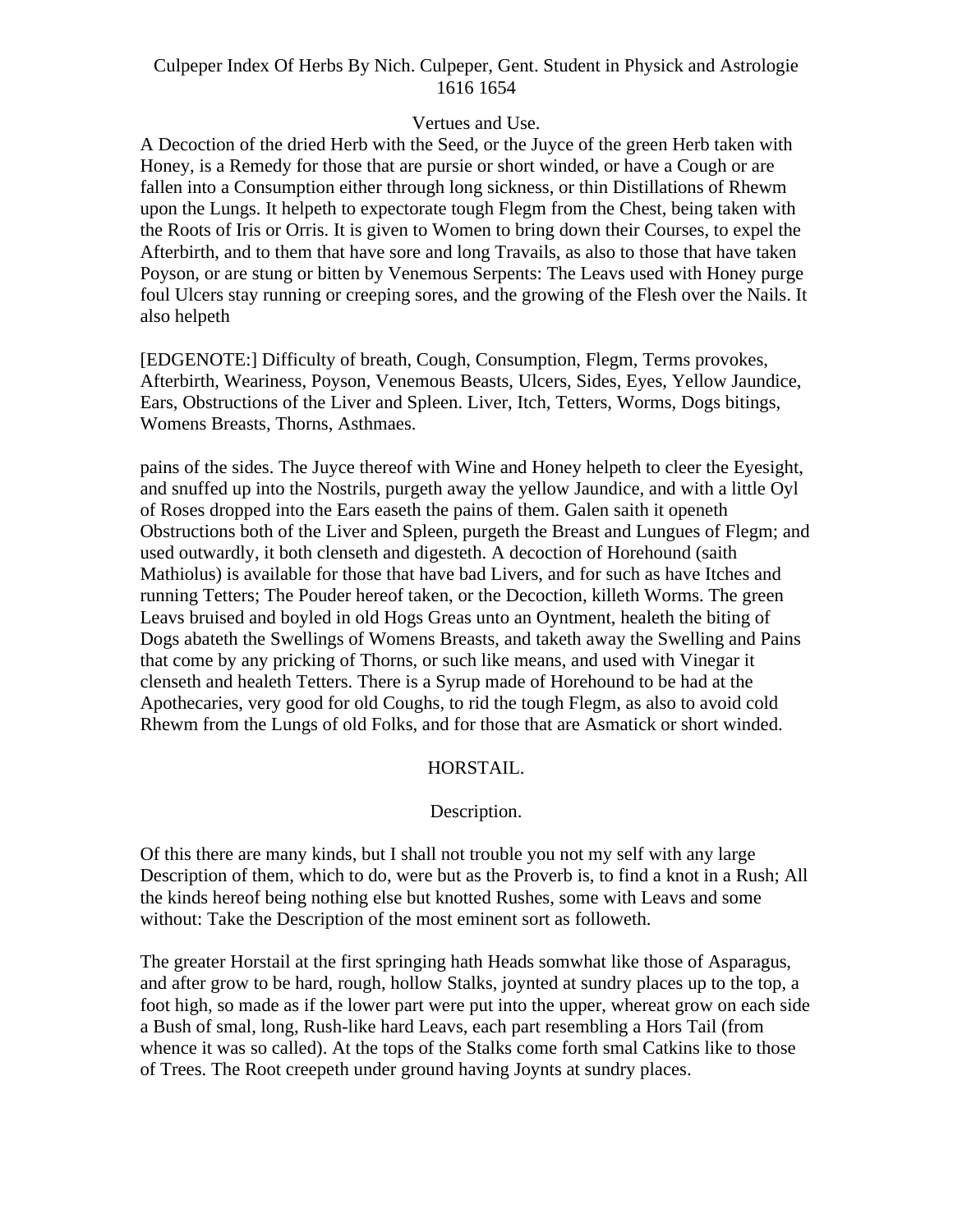Vertues and Use.

A Decoction of the dried Herb with the Seed, or the Juyce of the green Herb taken with Honey, is a Remedy for those that are pursie or short winded, or have a Cough or are fallen into a Consumption either through long sickness, or thin Distillations of Rhewm upon the Lungs. It helpeth to expectorate tough Flegm from the Chest, being taken with the Roots of Iris or Orris. It is given to Women to bring down their Courses, to expel the Afterbirth, and to them that have sore and long Travails, as also to those that have taken Poyson, or are stung or bitten by Venemous Serpents: The Leavs used with Honey purge foul Ulcers stay running or creeping sores, and the growing of the Flesh over the Nails. It also helpeth

[EDGENOTE:] Difficulty of breath, Cough, Consumption, Flegm, Terms provokes, Afterbirth, Weariness, Poyson, Venemous Beasts, Ulcers, Sides, Eyes, Yellow Jaundice, Ears, Obstructions of the Liver and Spleen. Liver, Itch, Tetters, Worms, Dogs bitings, Womens Breasts, Thorns, Asthmaes.

pains of the sides. The Juyce thereof with Wine and Honey helpeth to cleer the Eyesight, and snuffed up into the Nostrils, purgeth away the yellow Jaundice, and with a little Oyl of Roses dropped into the Ears easeth the pains of them. Galen saith it openeth Obstructions both of the Liver and Spleen, purgeth the Breast and Lungues of Flegm; and used outwardly, it both clenseth and digesteth. A decoction of Horehound (saith Mathiolus) is available for those that have bad Livers, and for such as have Itches and running Tetters; The Pouder hereof taken, or the Decoction, killeth Worms. The green Leavs bruised and boyled in old Hogs Greas unto an Oyntment, healeth the biting of Dogs abateth the Swellings of Womens Breasts, and taketh away the Swelling and Pains that come by any pricking of Thorns, or such like means, and used with Vinegar it clenseth and healeth Tetters. There is a Syrup made of Horehound to be had at the Apothecaries, very good for old Coughs, to rid the tough Flegm, as also to avoid cold Rhewm from the Lungs of old Folks, and for those that are Asmatick or short winded.

## HORSTAIL.

Description.

Of this there are many kinds, but I shall not trouble you not my self with any large Description of them, which to do, were but as the Proverb is, to find a knot in a Rush; All the kinds hereof being nothing else but knotted Rushes, some with Leavs and some without: Take the Description of the most eminent sort as followeth.

The greater Horstail at the first springing hath Heads somwhat like those of Asparagus, and after grow to be hard, rough, hollow Stalks, joynted at sundry places up to the top, a foot high, so made as if the lower part were put into the upper, whereat grow on each side a Bush of smal, long, Rush-like hard Leavs, each part resembling a Hors Tail (from whence it was so called). At the tops of the Stalks come forth smal Catkins like to those of Trees. The Root creepeth under ground having Joynts at sundry places.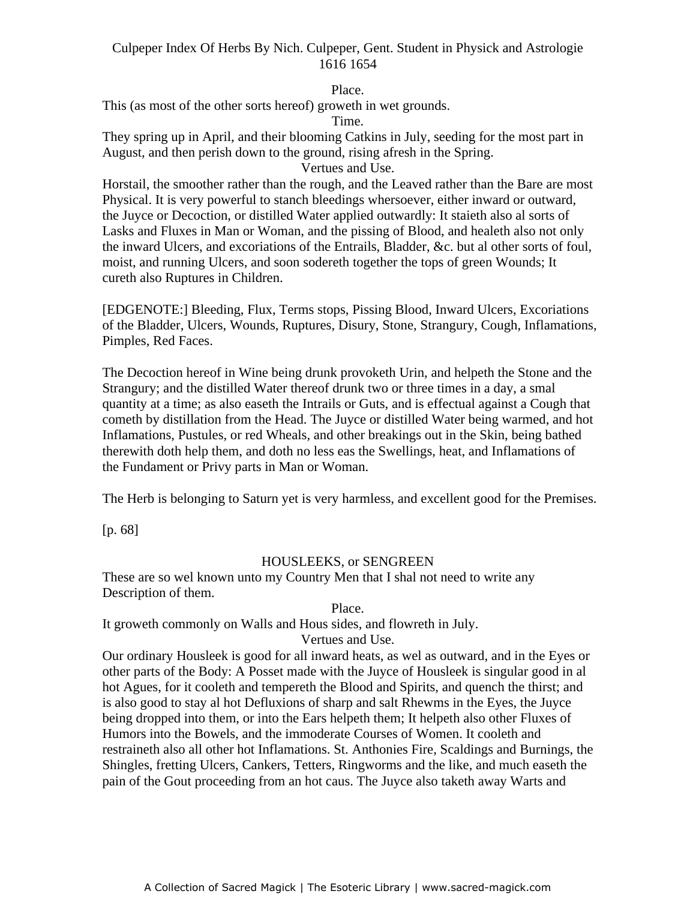Place.

This (as most of the other sorts hereof) groweth in wet grounds.

Time.

They spring up in April, and their blooming Catkins in July, seeding for the most part in August, and then perish down to the ground, rising afresh in the Spring.

Vertues and Use.

Horstail, the smoother rather than the rough, and the Leaved rather than the Bare are most Physical. It is very powerful to stanch bleedings whersoever, either inward or outward, the Juyce or Decoction, or distilled Water applied outwardly: It staieth also al sorts of Lasks and Fluxes in Man or Woman, and the pissing of Blood, and healeth also not only the inward Ulcers, and excoriations of the Entrails, Bladder, &c. but al other sorts of foul, moist, and running Ulcers, and soon sodereth together the tops of green Wounds; It cureth also Ruptures in Children.

[EDGENOTE:] Bleeding, Flux, Terms stops, Pissing Blood, Inward Ulcers, Excoriations of the Bladder, Ulcers, Wounds, Ruptures, Disury, Stone, Strangury, Cough, Inflamations, Pimples, Red Faces.

The Decoction hereof in Wine being drunk provoketh Urin, and helpeth the Stone and the Strangury; and the distilled Water thereof drunk two or three times in a day, a smal quantity at a time; as also easeth the Intrails or Guts, and is effectual against a Cough that cometh by distillation from the Head. The Juyce or distilled Water being warmed, and hot Inflamations, Pustules, or red Wheals, and other breakings out in the Skin, being bathed therewith doth help them, and doth no less eas the Swellings, heat, and Inflamations of the Fundament or Privy parts in Man or Woman.

The Herb is belonging to Saturn yet is very harmless, and excellent good for the Premises.

[p. 68]

## HOUSLEEKS, or SENGREEN

These are so wel known unto my Country Men that I shal not need to write any Description of them.

Place.

It groweth commonly on Walls and Hous sides, and flowreth in July.

Vertues and Use.

Our ordinary Housleek is good for all inward heats, as wel as outward, and in the Eyes or other parts of the Body: A Posset made with the Juyce of Housleek is singular good in al hot Agues, for it cooleth and tempereth the Blood and Spirits, and quench the thirst; and is also good to stay al hot Defluxions of sharp and salt Rhewms in the Eyes, the Juyce being dropped into them, or into the Ears helpeth them; It helpeth also other Fluxes of Humors into the Bowels, and the immoderate Courses of Women. It cooleth and restraineth also all other hot Inflamations. St. Anthonies Fire, Scaldings and Burnings, the Shingles, fretting Ulcers, Cankers, Tetters, Ringworms and the like, and much easeth the pain of the Gout proceeding from an hot caus. The Juyce also taketh away Warts and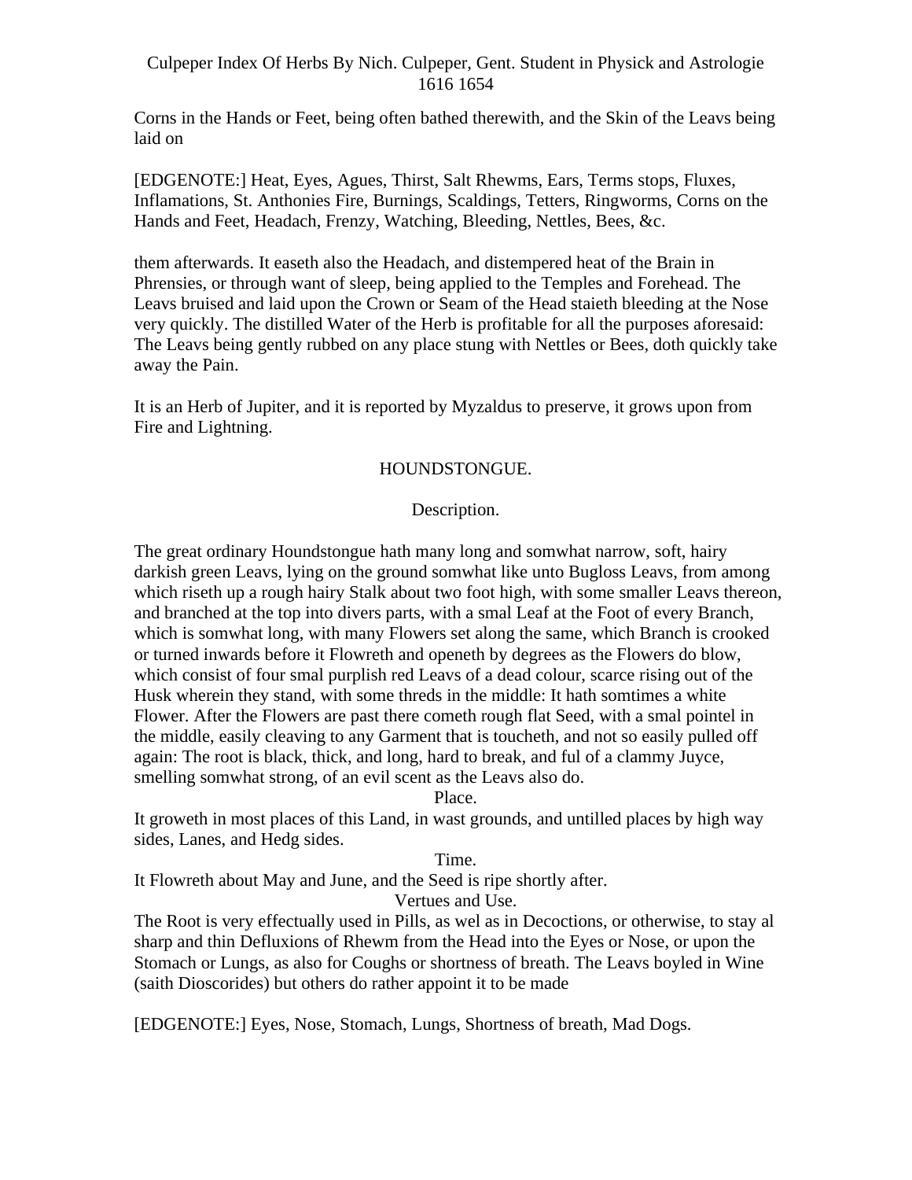Corns in the Hands or Feet, being often bathed therewith, and the Skin of the Leavs being laid on

[EDGENOTE:] Heat, Eyes, Agues, Thirst, Salt Rhewms, Ears, Terms stops, Fluxes, Inflamations, St. Anthonies Fire, Burnings, Scaldings, Tetters, Ringworms, Corns on the Hands and Feet, Headach, Frenzy, Watching, Bleeding, Nettles, Bees, &c.

them afterwards. It easeth also the Headach, and distempered heat of the Brain in Phrensies, or through want of sleep, being applied to the Temples and Forehead. The Leavs bruised and laid upon the Crown or Seam of the Head staieth bleeding at the Nose very quickly. The distilled Water of the Herb is profitable for all the purposes aforesaid: The Leavs being gently rubbed on any place stung with Nettles or Bees, doth quickly take away the Pain.

It is an Herb of Jupiter, and it is reported by Myzaldus to preserve, it grows upon from Fire and Lightning.

## HOUNDSTONGUE.

### Description.

The great ordinary Houndstongue hath many long and somwhat narrow, soft, hairy darkish green Leavs, lying on the ground somwhat like unto Bugloss Leavs, from among which riseth up a rough hairy Stalk about two foot high, with some smaller Leavs thereon, and branched at the top into divers parts, with a smal Leaf at the Foot of every Branch, which is somwhat long, with many Flowers set along the same, which Branch is crooked or turned inwards before it Flowreth and openeth by degrees as the Flowers do blow, which consist of four smal purplish red Leavs of a dead colour, scarce rising out of the Husk wherein they stand, with some threds in the middle: It hath somtimes a white Flower. After the Flowers are past there cometh rough flat Seed, with a smal pointel in the middle, easily cleaving to any Garment that is toucheth, and not so easily pulled off again: The root is black, thick, and long, hard to break, and ful of a clammy Juyce, smelling somwhat strong, of an evil scent as the Leavs also do.

### Place.

It groweth in most places of this Land, in wast grounds, and untilled places by high way sides, Lanes, and Hedg sides.

### Time.

It Flowreth about May and June, and the Seed is ripe shortly after.

### Vertues and Use.

The Root is very effectually used in Pills, as wel as in Decoctions, or otherwise, to stay al sharp and thin Defluxions of Rhewm from the Head into the Eyes or Nose, or upon the Stomach or Lungs, as also for Coughs or shortness of breath. The Leavs boyled in Wine (saith Dioscorides) but others do rather appoint it to be made

[EDGENOTE:] Eyes, Nose, Stomach, Lungs, Shortness of breath, Mad Dogs.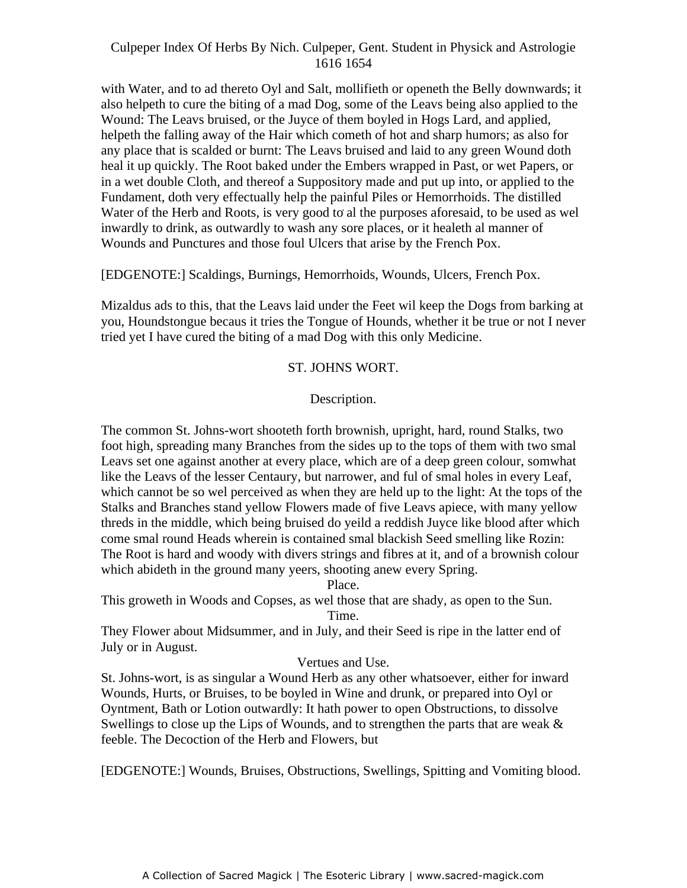with Water, and to ad thereto Oyl and Salt, mollifieth or openeth the Belly downwards; it also helpeth to cure the biting of a mad Dog, some of the Leavs being also applied to the Wound: The Leavs bruised, or the Juyce of them boyled in Hogs Lard, and applied, helpeth the falling away of the Hair which cometh of hot and sharp humors; as also for any place that is scalded or burnt: The Leavs bruised and laid to any green Wound doth heal it up quickly. The Root baked under the Embers wrapped in Past, or wet Papers, or in a wet double Cloth, and thereof a Suppository made and put up into, or applied to the Fundament, doth very effectually help the painful Piles or Hemorrhoids. The distilled Water of the Herb and Roots, is very good to al the purposes aforesaid, to be used as wel inwardly to drink, as outwardly to wash any sore places, or it healeth al manner of Wounds and Punctures and those foul Ulcers that arise by the French Pox.

[EDGENOTE:] Scaldings, Burnings, Hemorrhoids, Wounds, Ulcers, French Pox.

Mizaldus ads to this, that the Leavs laid under the Feet wil keep the Dogs from barking at you, Houndstongue becaus it tries the Tongue of Hounds, whether it be true or not I never tried yet I have cured the biting of a mad Dog with this only Medicine.

## ST. JOHNS WORT.

### Description.

The common St. Johns-wort shooteth forth brownish, upright, hard, round Stalks, two foot high, spreading many Branches from the sides up to the tops of them with two smal Leavs set one against another at every place, which are of a deep green colour, somwhat like the Leavs of the lesser Centaury, but narrower, and ful of smal holes in every Leaf, which cannot be so wel perceived as when they are held up to the light: At the tops of the Stalks and Branches stand yellow Flowers made of five Leavs apiece, with many yellow threds in the middle, which being bruised do yeild a reddish Juyce like blood after which come smal round Heads wherein is contained smal blackish Seed smelling like Rozin: The Root is hard and woody with divers strings and fibres at it, and of a brownish colour which abideth in the ground many yeers, shooting anew every Spring.

### Place.

This groweth in Woods and Copses, as wel those that are shady, as open to the Sun.

### Time.

They Flower about Midsummer, and in July, and their Seed is ripe in the latter end of July or in August.

### Vertues and Use.

St. Johns-wort, is as singular a Wound Herb as any other whatsoever, either for inward Wounds, Hurts, or Bruises, to be boyled in Wine and drunk, or prepared into Oyl or Oyntment, Bath or Lotion outwardly: It hath power to open Obstructions, to dissolve Swellings to close up the Lips of Wounds, and to strengthen the parts that are weak & feeble. The Decoction of the Herb and Flowers, but

[EDGENOTE:] Wounds, Bruises, Obstructions, Swellings, Spitting and Vomiting blood.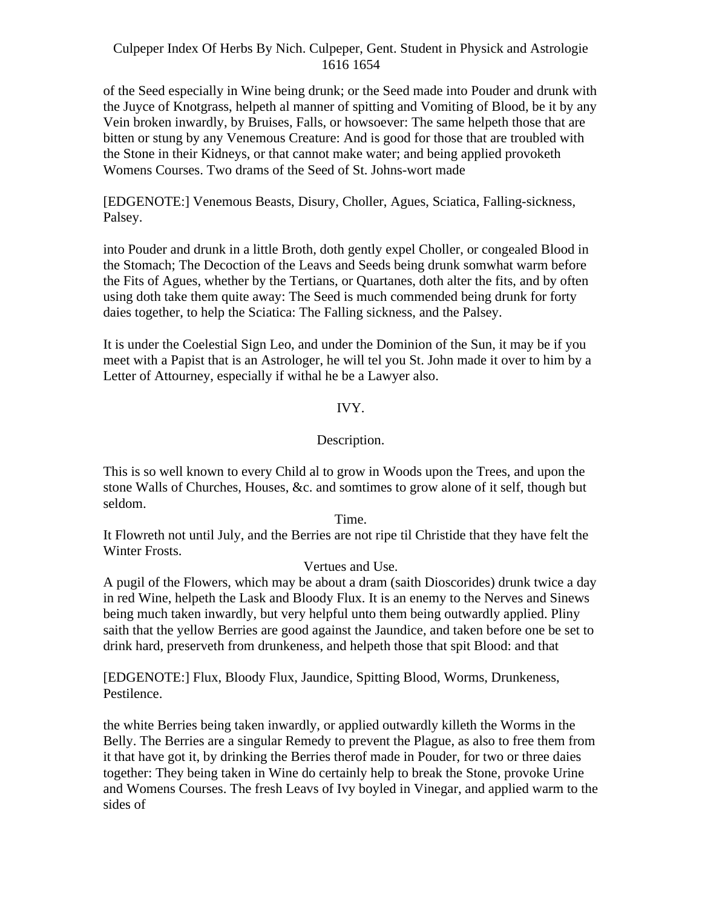of the Seed especially in Wine being drunk; or the Seed made into Pouder and drunk with the Juyce of Knotgrass, helpeth al manner of spitting and Vomiting of Blood, be it by any Vein broken inwardly, by Bruises, Falls, or howsoever: The same helpeth those that are bitten or stung by any Venemous Creature: And is good for those that are troubled with the Stone in their Kidneys, or that cannot make water; and being applied provoketh Womens Courses. Two drams of the Seed of St. Johns-wort made

[EDGENOTE:] Venemous Beasts, Disury, Choller, Agues, Sciatica, Falling-sickness, Palsey.

into Pouder and drunk in a little Broth, doth gently expel Choller, or congealed Blood in the Stomach; The Decoction of the Leavs and Seeds being drunk somwhat warm before the Fits of Agues, whether by the Tertians, or Quartanes, doth alter the fits, and by often using doth take them quite away: The Seed is much commended being drunk for forty daies together, to help the Sciatica: The Falling sickness, and the Palsey.

It is under the Coelestial Sign Leo, and under the Dominion of the Sun, it may be if you meet with a Papist that is an Astrologer, he will tel you St. John made it over to him by a Letter of Attourney, especially if withal he be a Lawyer also.

## IVY.

### Description.

This is so well known to every Child al to grow in Woods upon the Trees, and upon the stone Walls of Churches, Houses, &c. and somtimes to grow alone of it self, though but seldom.

### Time.

It Flowreth not until July, and the Berries are not ripe til Christide that they have felt the Winter Frosts.

### Vertues and Use.

A pugil of the Flowers, which may be about a dram (saith Dioscorides) drunk twice a day in red Wine, helpeth the Lask and Bloody Flux. It is an enemy to the Nerves and Sinews being much taken inwardly, but very helpful unto them being outwardly applied. Pliny saith that the yellow Berries are good against the Jaundice, and taken before one be set to drink hard, preserveth from drunkeness, and helpeth those that spit Blood: and that

[EDGENOTE:] Flux, Bloody Flux, Jaundice, Spitting Blood, Worms, Drunkeness, Pestilence.

the white Berries being taken inwardly, or applied outwardly killeth the Worms in the Belly. The Berries are a singular Remedy to prevent the Plague, as also to free them from it that have got it, by drinking the Berries therof made in Pouder, for two or three daies together: They being taken in Wine do certainly help to break the Stone, provoke Urine and Womens Courses. The fresh Leavs of Ivy boyled in Vinegar, and applied warm to the sides of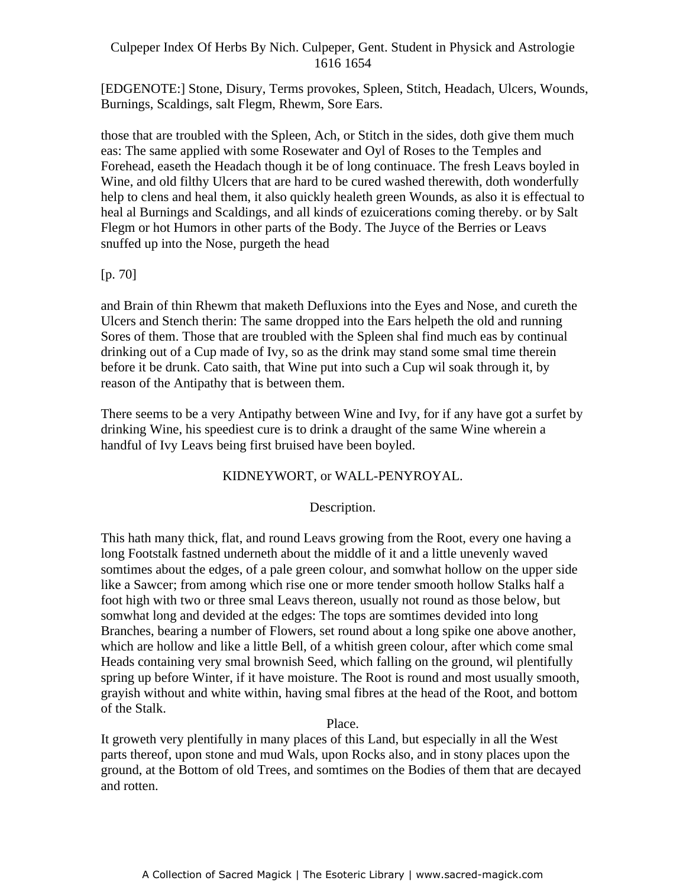[EDGENOTE:] Stone, Disury, Terms provokes, Spleen, Stitch, Headach, Ulcers, Wounds, Burnings, Scaldings, salt Flegm, Rhewm, Sore Ears.

those that are troubled with the Spleen, Ach, or Stitch in the sides, doth give them much eas: The same applied with some Rosewater and Oyl of Roses to the Temples and Forehead, easeth the Headach though it be of long continuace. The fresh Leavs boyled in Wine, and old filthy Ulcers that are hard to be cured washed therewith, doth wonderfully help to clens and heal them, it also quickly healeth green Wounds, as also it is effectual to heal al Burnings and Scaldings, and all kinds of ezuicerations coming thereby. or by Salt Flegm or hot Humors in other parts of the Body. The Juyce of the Berries or Leavs snuffed up into the Nose, purgeth the head

[p. 70]

and Brain of thin Rhewm that maketh Defluxions into the Eyes and Nose, and cureth the Ulcers and Stench therin: The same dropped into the Ears helpeth the old and running Sores of them. Those that are troubled with the Spleen shal find much eas by continual drinking out of a Cup made of Ivy, so as the drink may stand some smal time therein before it be drunk. Cato saith, that Wine put into such a Cup wil soak through it, by reason of the Antipathy that is between them.

There seems to be a very Antipathy between Wine and Ivy, for if any have got a surfet by drinking Wine, his speediest cure is to drink a draught of the same Wine wherein a handful of Ivy Leavs being first bruised have been boyled.

## KIDNEYWORT, or WALL-PENYROYAL.

### Description.

This hath many thick, flat, and round Leavs growing from the Root, every one having a long Footstalk fastned underneth about the middle of it and a little unevenly waved somtimes about the edges, of a pale green colour, and somwhat hollow on the upper side like a Sawcer; from among which rise one or more tender smooth hollow Stalks half a foot high with two or three smal Leavs thereon, usually not round as those below, but somwhat long and devided at the edges: The tops are somtimes devided into long Branches, bearing a number of Flowers, set round about a long spike one above another, which are hollow and like a little Bell, of a whitish green colour, after which come smal Heads containing very smal brownish Seed, which falling on the ground, wil plentifully spring up before Winter, if it have moisture. The Root is round and most usually smooth, grayish without and white within, having smal fibres at the head of the Root, and bottom of the Stalk.

### Place.

It groweth very plentifully in many places of this Land, but especially in all the West parts thereof, upon stone and mud Wals, upon Rocks also, and in stony places upon the ground, at the Bottom of old Trees, and somtimes on the Bodies of them that are decayed and rotten.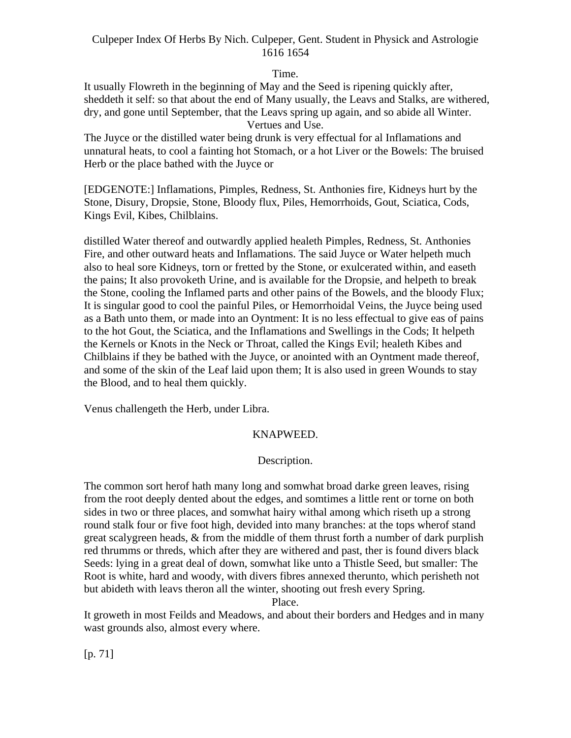Time.

It usually Flowreth in the beginning of May and the Seed is ripening quickly after, sheddeth it self: so that about the end of Many usually, the Leavs and Stalks, are withered, dry, and gone until September, that the Leavs spring up again, and so abide all Winter.

Vertues and Use.

The Juyce or the distilled water being drunk is very effectual for al Inflamations and unnatural heats, to cool a fainting hot Stomach, or a hot Liver or the Bowels: The bruised Herb or the place bathed with the Juyce or

[EDGENOTE:] Inflamations, Pimples, Redness, St. Anthonies fire, Kidneys hurt by the Stone, Disury, Dropsie, Stone, Bloody flux, Piles, Hemorrhoids, Gout, Sciatica, Cods, Kings Evil, Kibes, Chilblains.

distilled Water thereof and outwardly applied healeth Pimples, Redness, St. Anthonies Fire, and other outward heats and Inflamations. The said Juyce or Water helpeth much also to heal sore Kidneys, torn or fretted by the Stone, or exulcerated within, and easeth the pains; It also provoketh Urine, and is available for the Dropsie, and helpeth to break the Stone, cooling the Inflamed parts and other pains of the Bowels, and the bloody Flux; It is singular good to cool the painful Piles, or Hemorrhoidal Veins, the Juyce being used as a Bath unto them, or made into an Oyntment: It is no less effectual to give eas of pains to the hot Gout, the Sciatica, and the Inflamations and Swellings in the Cods; It helpeth the Kernels or Knots in the Neck or Throat, called the Kings Evil; healeth Kibes and Chilblains if they be bathed with the Juyce, or anointed with an Oyntment made thereof, and some of the skin of the Leaf laid upon them; It is also used in green Wounds to stay the Blood, and to heal them quickly.

Venus challengeth the Herb, under Libra.

## KNAPWEED.

Description.

The common sort herof hath many long and somwhat broad darke green leaves, rising from the root deeply dented about the edges, and somtimes a little rent or torne on both sides in two or three places, and somwhat hairy withal among which riseth up a strong round stalk four or five foot high, devided into many branches: at the tops wherof stand great scalygreen heads, & from the middle of them thrust forth a number of dark purplish red thrumms or threds, which after they are withered and past, ther is found divers black Seeds: lying in a great deal of down, somwhat like unto a Thistle Seed, but smaller: The Root is white, hard and woody, with divers fibres annexed therunto, which perisheth not but abideth with leavs theron all the winter, shooting out fresh every Spring.

Place.

It groweth in most Feilds and Meadows, and about their borders and Hedges and in many wast grounds also, almost every where.

[p. 71]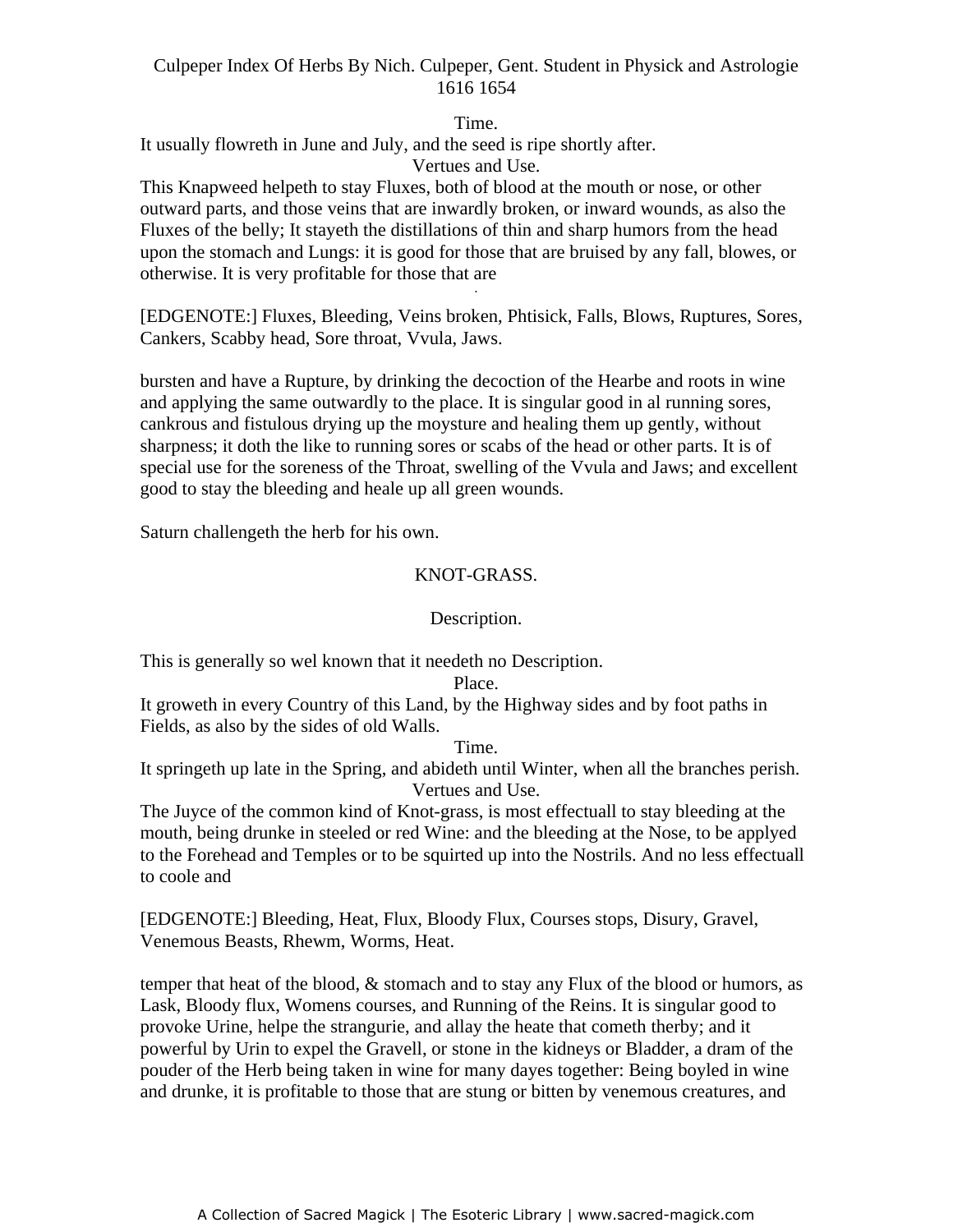Time.

It usually flowreth in June and July, and the seed is ripe shortly after.

Vertues and Use.

This Knapweed helpeth to stay Fluxes, both of blood at the mouth or nose, or other outward parts, and those veins that are inwardly broken, or inward wounds, as also the Fluxes of the belly; It stayeth the distillations of thin and sharp humors from the head upon the stomach and Lungs: it is good for those that are bruised by any fall, blowes, or otherwise. It is very profitable for those that are

[EDGENOTE:] Fluxes, Bleeding, Veins broken, Phtisick, Falls, Blows, Ruptures, Sores, Cankers, Scabby head, Sore throat, Vvula, Jaws.

bursten and have a Rupture, by drinking the decoction of the Hearbe and roots in wine and applying the same outwardly to the place. It is singular good in al running sores, cankrous and fistulous drying up the moysture and healing them up gently, without sharpness; it doth the like to running sores or scabs of the head or other parts. It is of special use for the soreness of the Throat, swelling of the Vvula and Jaws; and excellent good to stay the bleeding and heale up all green wounds.

Saturn challengeth the herb for his own.

## KNOT-GRASS.

Description.

This is generally so wel known that it needeth no Description.

Place.

It groweth in every Country of this Land, by the Highway sides and by foot paths in Fields, as also by the sides of old Walls.

Time.

It springeth up late in the Spring, and abideth until Winter, when all the branches perish.

Vertues and Use.

The Juyce of the common kind of Knot-grass, is most effectuall to stay bleeding at the mouth, being drunke in steeled or red Wine: and the bleeding at the Nose, to be applyed to the Forehead and Temples or to be squirted up into the Nostrils. And no less effectuall to coole and

[EDGENOTE:] Bleeding, Heat, Flux, Bloody Flux, Courses stops, Disury, Gravel, Venemous Beasts, Rhewm, Worms, Heat.

temper that heat of the blood, & stomach and to stay any Flux of the blood or humors, as Lask, Bloody flux, Womens courses, and Running of the Reins. It is singular good to provoke Urine, helpe the strangurie, and allay the heate that cometh therby; and it powerful by Urin to expel the Gravell, or stone in the kidneys or Bladder, a dram of the pouder of the Herb being taken in wine for many dayes together: Being boyled in wine and drunke, it is profitable to those that are stung or bitten by venemous creatures, and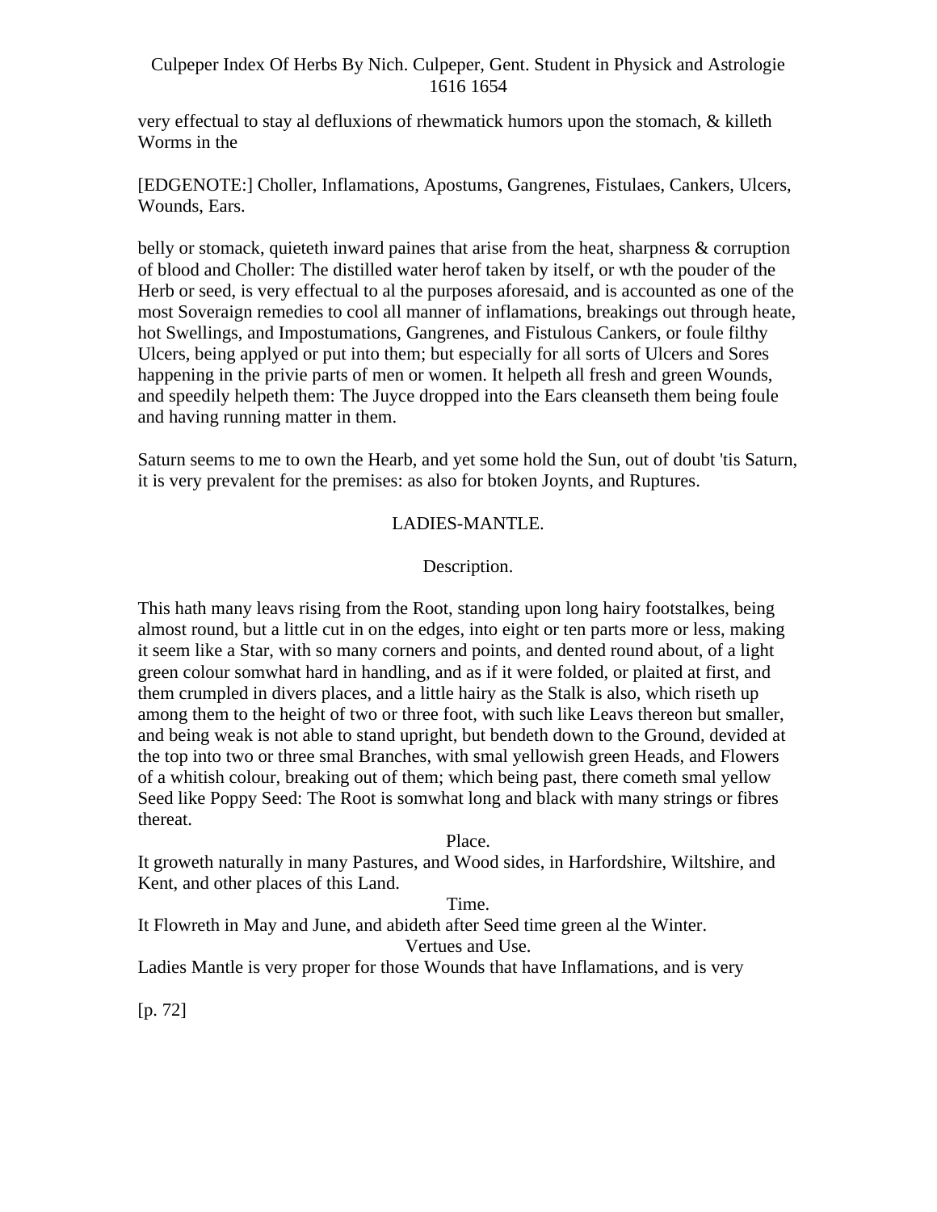very effectual to stay al defluxions of rhewmatick humors upon the stomach, & killeth Worms in the

[EDGENOTE:] Choller, Inflamations, Apostums, Gangrenes, Fistulaes, Cankers, Ulcers, Wounds, Ears.

belly or stomack, quieteth inward paines that arise from the heat, sharpness & corruption of blood and Choller: The distilled water herof taken by itself, or wth the pouder of the Herb or seed, is very effectual to al the purposes aforesaid, and is accounted as one of the most Soveraign remedies to cool all manner of inflamations, breakings out through heate, hot Swellings, and Impostumations, Gangrenes, and Fistulous Cankers, or foule filthy Ulcers, being applyed or put into them; but especially for all sorts of Ulcers and Sores happening in the privie parts of men or women. It helpeth all fresh and green Wounds, and speedily helpeth them: The Juyce dropped into the Ears cleanseth them being foule and having running matter in them.

Saturn seems to me to own the Hearb, and yet some hold the Sun, out of doubt 'tis Saturn, it is very prevalent for the premises: as also for btoken Joynts, and Ruptures.

## LADIES-MANTLE.

### Description.

This hath many leavs rising from the Root, standing upon long hairy footstalkes, being almost round, but a little cut in on the edges, into eight or ten parts more or less, making it seem like a Star, with so many corners and points, and dented round about, of a light green colour somwhat hard in handling, and as if it were folded, or plaited at first, and them crumpled in divers places, and a little hairy as the Stalk is also, which riseth up among them to the height of two or three foot, with such like Leavs thereon but smaller, and being weak is not able to stand upright, but bendeth down to the Ground, devided at the top into two or three smal Branches, with smal yellowish green Heads, and Flowers of a whitish colour, breaking out of them; which being past, there cometh smal yellow Seed like Poppy Seed: The Root is somwhat long and black with many strings or fibres thereat.

### Place.

It groweth naturally in many Pastures, and Wood sides, in Harfordshire, Wiltshire, and Kent, and other places of this Land.

### Time.

It Flowreth in May and June, and abideth after Seed time green al the Winter.

### Vertues and Use.

Ladies Mantle is very proper for those Wounds that have Inflamations, and is very

[p. 72]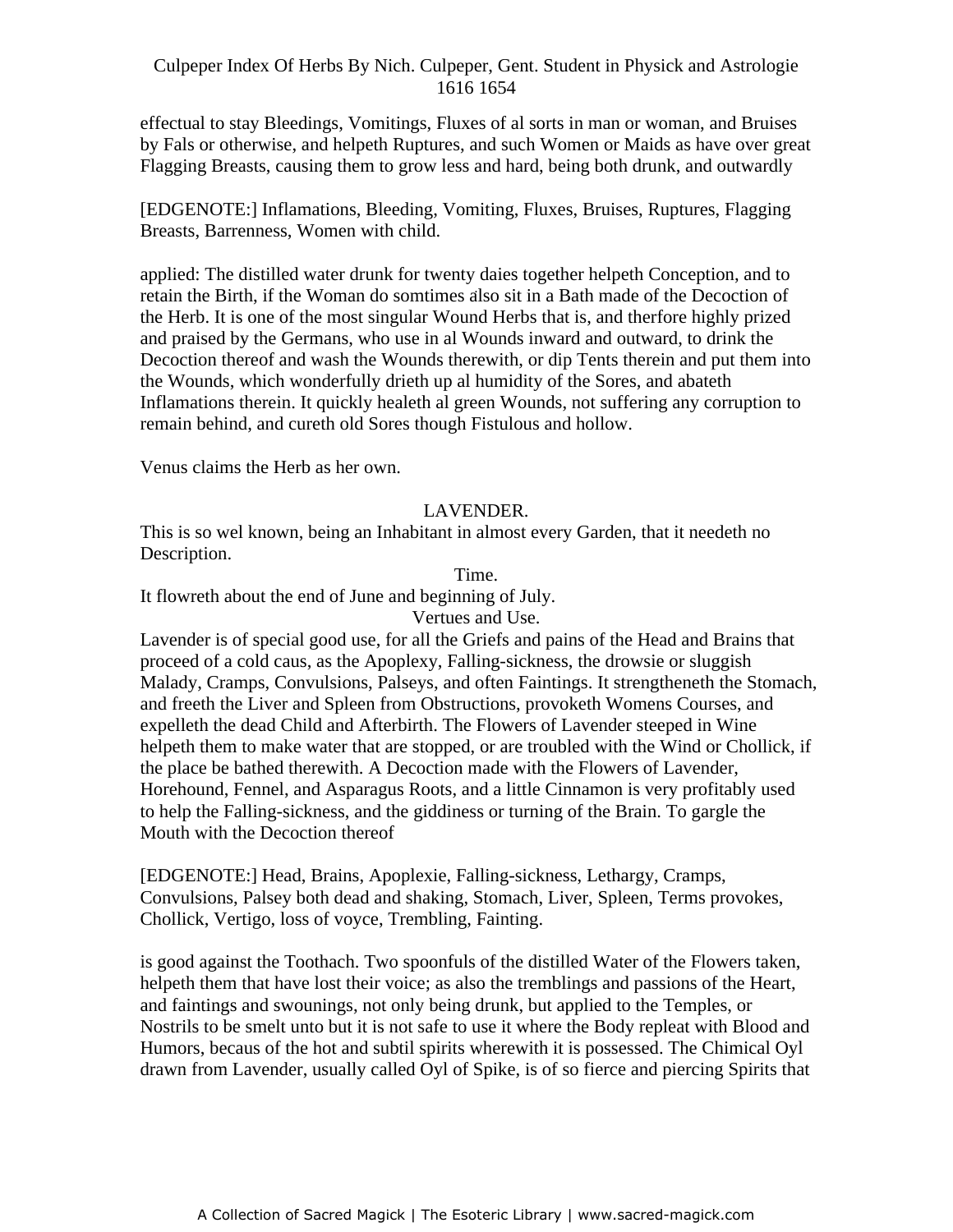effectual to stay Bleedings, Vomitings, Fluxes of al sorts in man or woman, and Bruises by Fals or otherwise, and helpeth Ruptures, and such Women or Maids as have over great Flagging Breasts, causing them to grow less and hard, being both drunk, and outwardly

[EDGENOTE:] Inflamations, Bleeding, Vomiting, Fluxes, Bruises, Ruptures, Flagging Breasts, Barrenness, Women with child.

applied: The distilled water drunk for twenty daies together helpeth Conception, and to retain the Birth, if the Woman do somtimes also sit in a Bath made of the Decoction of the Herb. It is one of the most singular Wound Herbs that is, and therfore highly prized and praised by the Germans, who use in al Wounds inward and outward, to drink the Decoction thereof and wash the Wounds therewith, or dip Tents therein and put them into the Wounds, which wonderfully drieth up al humidity of the Sores, and abateth Inflamations therein. It quickly healeth al green Wounds, not suffering any corruption to remain behind, and cureth old Sores though Fistulous and hollow.

Venus claims the Herb as her own.

## LAVENDER.

This is so wel known, being an Inhabitant in almost every Garden, that it needeth no Description.

### Time.

It flowreth about the end of June and beginning of July.

### Vertues and Use.

Lavender is of special good use, for all the Griefs and pains of the Head and Brains that proceed of a cold caus, as the Apoplexy, Falling-sickness, the drowsie or sluggish Malady, Cramps, Convulsions, Palseys, and often Faintings. It strengtheneth the Stomach, and freeth the Liver and Spleen from Obstructions, provoketh Womens Courses, and expelleth the dead Child and Afterbirth. The Flowers of Lavender steeped in Wine helpeth them to make water that are stopped, or are troubled with the Wind or Chollick, if the place be bathed therewith. A Decoction made with the Flowers of Lavender, Horehound, Fennel, and Asparagus Roots, and a little Cinnamon is very profitably used to help the Falling-sickness, and the giddiness or turning of the Brain. To gargle the Mouth with the Decoction thereof

[EDGENOTE:] Head, Brains, Apoplexie, Falling-sickness, Lethargy, Cramps, Convulsions, Palsey both dead and shaking, Stomach, Liver, Spleen, Terms provokes, Chollick, Vertigo, loss of voyce, Trembling, Fainting.

is good against the Toothach. Two spoonfuls of the distilled Water of the Flowers taken, helpeth them that have lost their voice; as also the tremblings and passions of the Heart, and faintings and swounings, not only being drunk, but applied to the Temples, or Nostrils to be smelt unto but it is not safe to use it where the Body repleat with Blood and Humors, becaus of the hot and subtil spirits wherewith it is possessed. The Chimical Oyl drawn from Lavender, usually called Oyl of Spike, is of so fierce and piercing Spirits that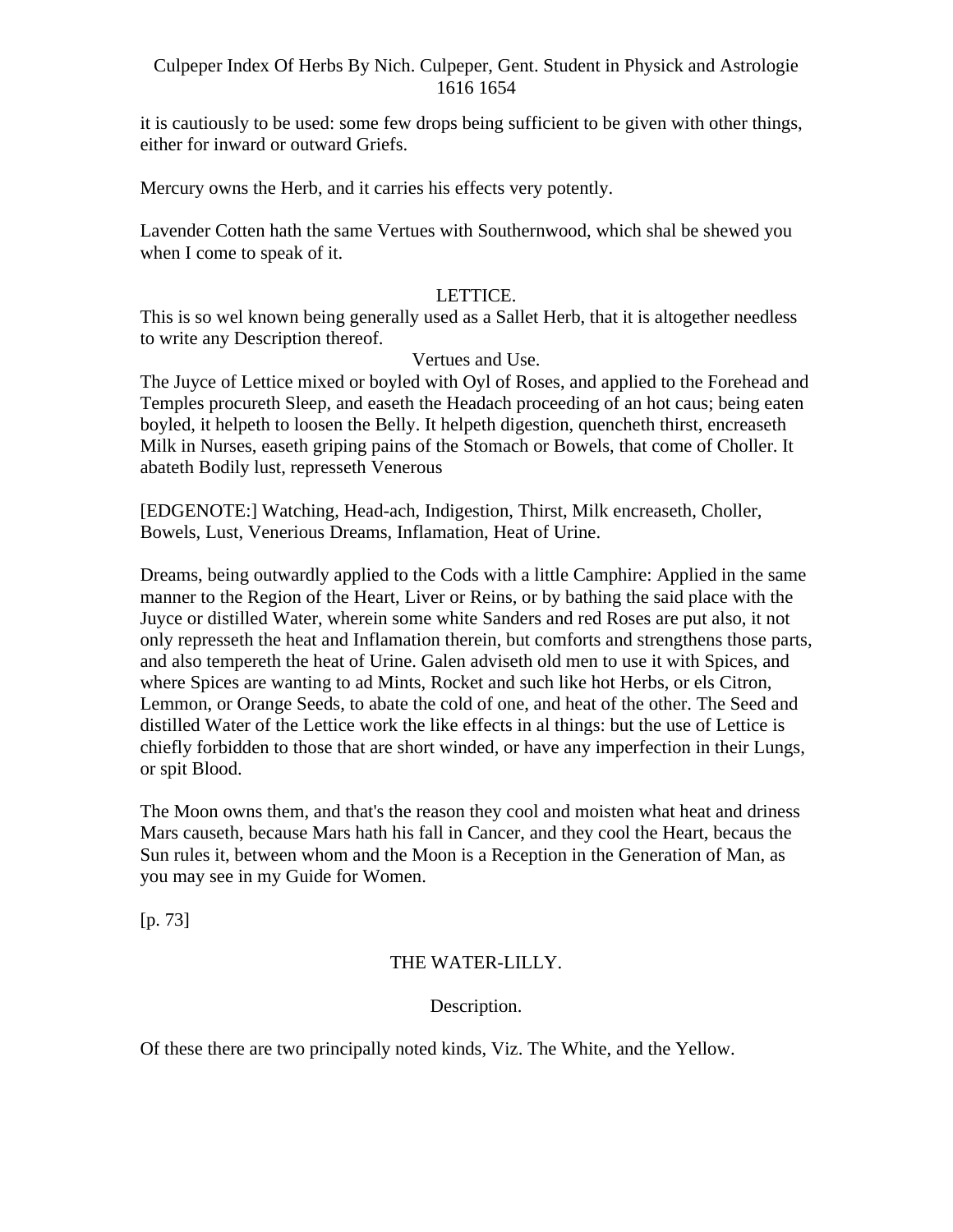it is cautiously to be used: some few drops being sufficient to be given with other things, either for inward or outward Griefs.

Mercury owns the Herb, and it carries his effects very potently.

Lavender Cotten hath the same Vertues with Southernwood, which shal be shewed you when I come to speak of it.

## LETTICE.

This is so wel known being generally used as a Sallet Herb, that it is altogether needless to write any Description thereof.

### Vertues and Use.

The Juyce of Lettice mixed or boyled with Oyl of Roses, and applied to the Forehead and Temples procureth Sleep, and easeth the Headach proceeding of an hot caus; being eaten boyled, it helpeth to loosen the Belly. It helpeth digestion, quencheth thirst, encreaseth Milk in Nurses, easeth griping pains of the Stomach or Bowels, that come of Choller. It abateth Bodily lust, represseth Venerous

[EDGENOTE:] Watching, Head-ach, Indigestion, Thirst, Milk encreaseth, Choller, Bowels, Lust, Venerious Dreams, Inflamation, Heat of Urine.

Dreams, being outwardly applied to the Cods with a little Camphire: Applied in the same manner to the Region of the Heart, Liver or Reins, or by bathing the said place with the Juyce or distilled Water, wherein some white Sanders and red Roses are put also, it not only represseth the heat and Inflamation therein, but comforts and strengthens those parts, and also tempereth the heat of Urine. Galen adviseth old men to use it with Spices, and where Spices are wanting to ad Mints, Rocket and such like hot Herbs, or els Citron, Lemmon, or Orange Seeds, to abate the cold of one, and heat of the other. The Seed and distilled Water of the Lettice work the like effects in al things: but the use of Lettice is chiefly forbidden to those that are short winded, or have any imperfection in their Lungs, or spit Blood.

The Moon owns them, and that's the reason they cool and moisten what heat and driness Mars causeth, because Mars hath his fall in Cancer, and they cool the Heart, becaus the Sun rules it, between whom and the Moon is a Reception in the Generation of Man, as you may see in my Guide for Women.

[p. 73]

## THE WATER-LILLY.

### Description.

Of these there are two principally noted kinds, Viz. The White, and the Yellow.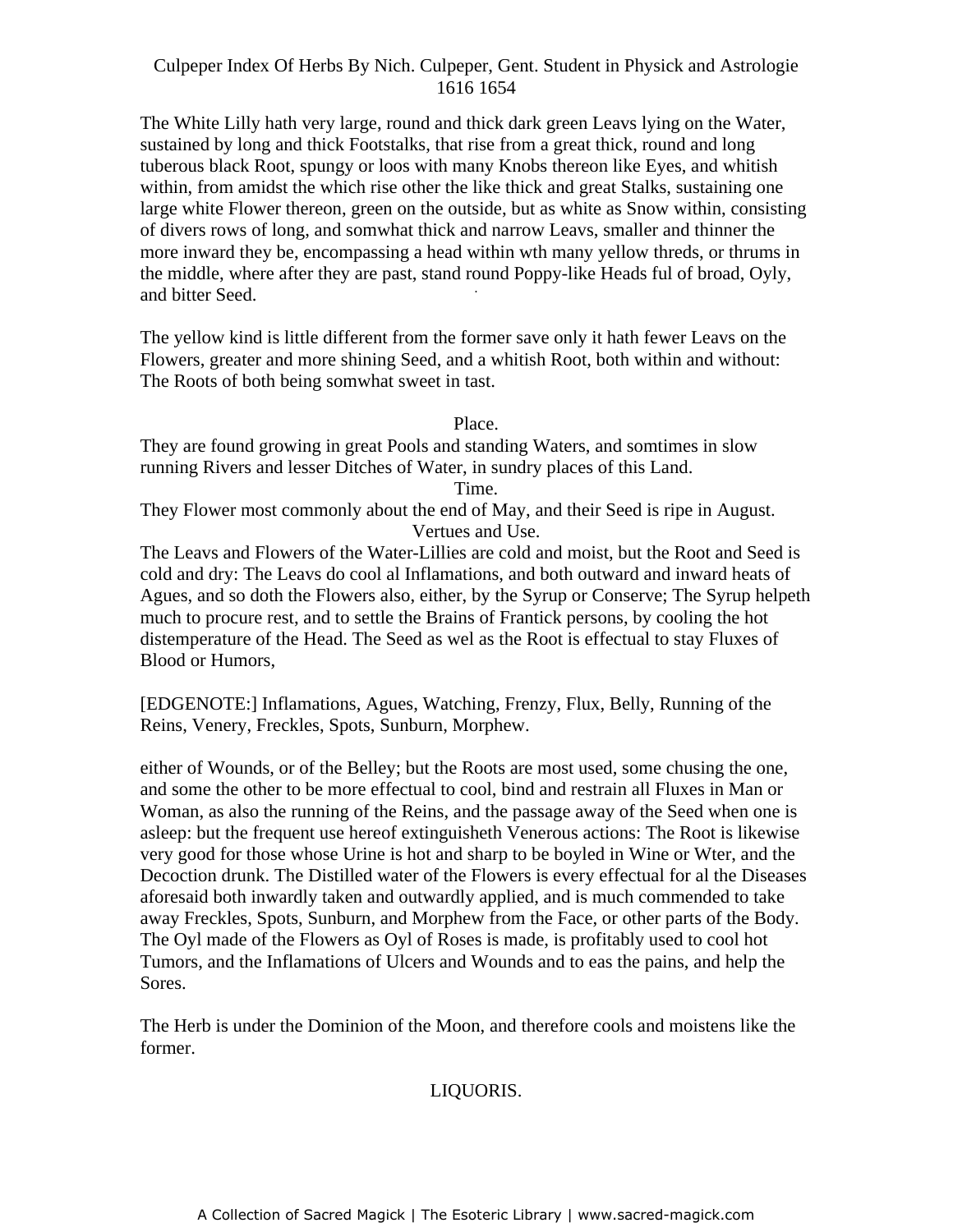The White Lilly hath very large, round and thick dark green Leavs lying on the Water, sustained by long and thick Footstalks, that rise from a great thick, round and long tuberous black Root, spungy or loos with many Knobs thereon like Eyes, and whitish within, from amidst the which rise other the like thick and great Stalks, sustaining one large white Flower thereon, green on the outside, but as white as Snow within, consisting of divers rows of long, and somwhat thick and narrow Leavs, smaller and thinner the more inward they be, encompassing a head within wth many yellow threds, or thrums in the middle, where after they are past, stand round Poppy-like Heads ful of broad, Oyly, and bitter Seed.

The yellow kind is little different from the former save only it hath fewer Leavs on the Flowers, greater and more shining Seed, and a whitish Root, both within and without: The Roots of both being somwhat sweet in tast.

Place.

They are found growing in great Pools and standing Waters, and somtimes in slow running Rivers and lesser Ditches of Water, in sundry places of this Land.

Time.

They Flower most commonly about the end of May, and their Seed is ripe in August.

Vertues and Use.

The Leavs and Flowers of the Water-Lillies are cold and moist, but the Root and Seed is cold and dry: The Leavs do cool al Inflamations, and both outward and inward heats of Agues, and so doth the Flowers also, either, by the Syrup or Conserve; The Syrup helpeth much to procure rest, and to settle the Brains of Frantick persons, by cooling the hot distemperature of the Head. The Seed as wel as the Root is effectual to stay Fluxes of Blood or Humors,

[EDGENOTE:] Inflamations, Agues, Watching, Frenzy, Flux, Belly, Running of the Reins, Venery, Freckles, Spots, Sunburn, Morphew.

either of Wounds, or of the Belley; but the Roots are most used, some chusing the one, and some the other to be more effectual to cool, bind and restrain all Fluxes in Man or Woman, as also the running of the Reins, and the passage away of the Seed when one is asleep: but the frequent use hereof extinguisheth Venerous actions: The Root is likewise very good for those whose Urine is hot and sharp to be boyled in Wine or Wter, and the Decoction drunk. The Distilled water of the Flowers is every effectual for al the Diseases aforesaid both inwardly taken and outwardly applied, and is much commended to take away Freckles, Spots, Sunburn, and Morphew from the Face, or other parts of the Body. The Oyl made of the Flowers as Oyl of Roses is made, is profitably used to cool hot Tumors, and the Inflamations of Ulcers and Wounds and to eas the pains, and help the Sores.

The Herb is under the Dominion of the Moon, and therefore cools and moistens like the former.

## LIQUORIS.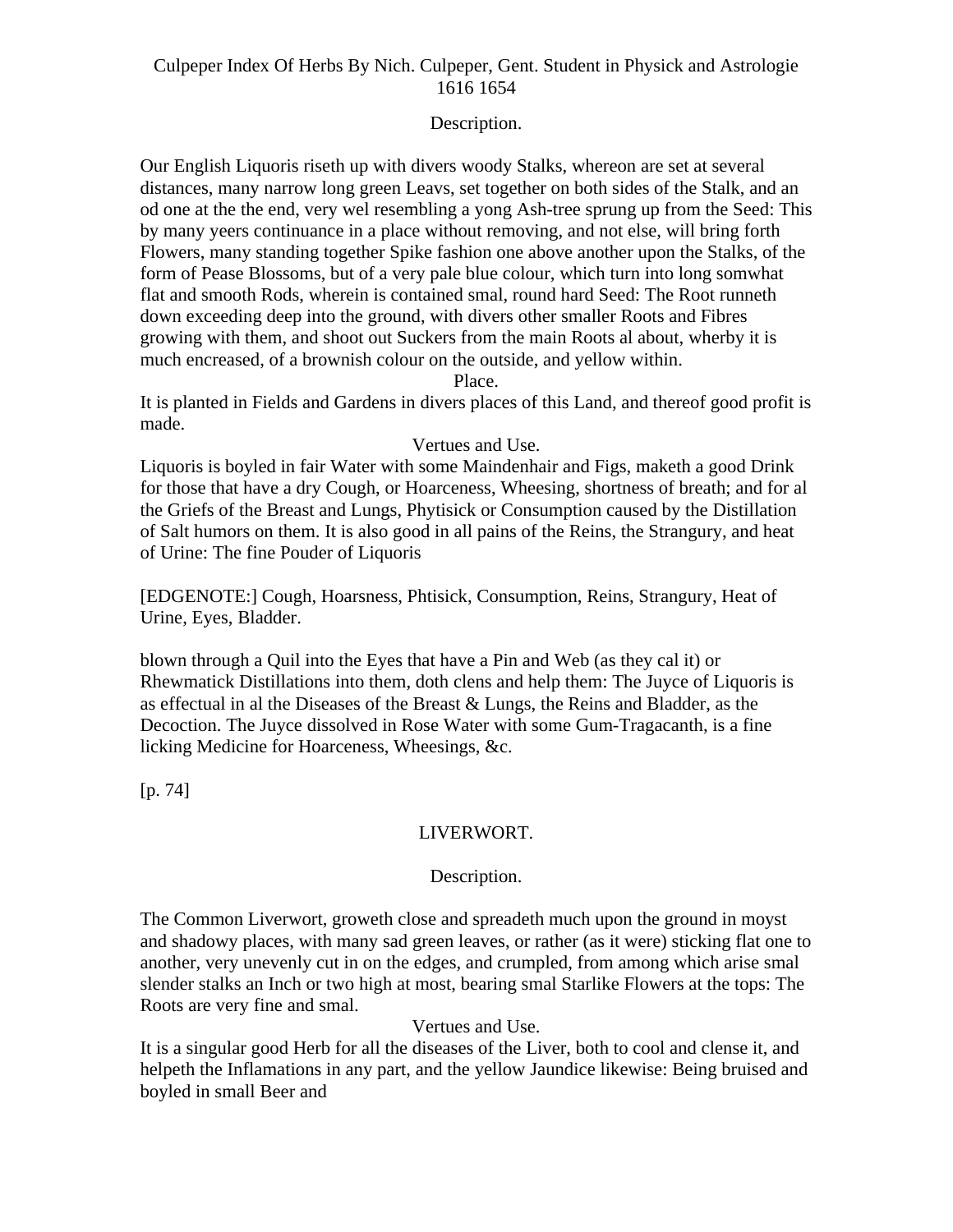Description.

Our English Liquoris riseth up with divers woody Stalks, whereon are set at several distances, many narrow long green Leavs, set together on both sides of the Stalk, and an od one at the the end, very wel resembling a yong Ash-tree sprung up from the Seed: This by many yeers continuance in a place without removing, and not else, will bring forth Flowers, many standing together Spike fashion one above another upon the Stalks, of the form of Pease Blossoms, but of a very pale blue colour, which turn into long somwhat flat and smooth Rods, wherein is contained smal, round hard Seed: The Root runneth down exceeding deep into the ground, with divers other smaller Roots and Fibres growing with them, and shoot out Suckers from the main Roots al about, wherby it is much encreased, of a brownish colour on the outside, and yellow within.

Place.

It is planted in Fields and Gardens in divers places of this Land, and thereof good profit is made.

Vertues and Use.

Liquoris is boyled in fair Water with some Maindenhair and Figs, maketh a good Drink for those that have a dry Cough, or Hoarceness, Wheesing, shortness of breath; and for al the Griefs of the Breast and Lungs, Phytisick or Consumption caused by the Distillation of Salt humors on them. It is also good in all pains of the Reins, the Strangury, and heat of Urine: The fine Pouder of Liquoris

[EDGENOTE:] Cough, Hoarsness, Phtisick, Consumption, Reins, Strangury, Heat of Urine, Eyes, Bladder.

blown through a Quil into the Eyes that have a Pin and Web (as they cal it) or Rhewmatick Distillations into them, doth clens and help them: The Juyce of Liquoris is as effectual in al the Diseases of the Breast & Lungs, the Reins and Bladder, as the Decoction. The Juyce dissolved in Rose Water with some Gum-Tragacanth, is a fine licking Medicine for Hoarceness, Wheesings, &c.

[p. 74]

## LIVERWORT.

Description.

The Common Liverwort, groweth close and spreadeth much upon the ground in moyst and shadowy places, with many sad green leaves, or rather (as it were) sticking flat one to another, very unevenly cut in on the edges, and crumpled, from among which arise smal slender stalks an Inch or two high at most, bearing smal Starlike Flowers at the tops: The Roots are very fine and smal.

Vertues and Use.

It is a singular good Herb for all the diseases of the Liver, both to cool and clense it, and helpeth the Inflamations in any part, and the yellow Jaundice likewise: Being bruised and boyled in small Beer and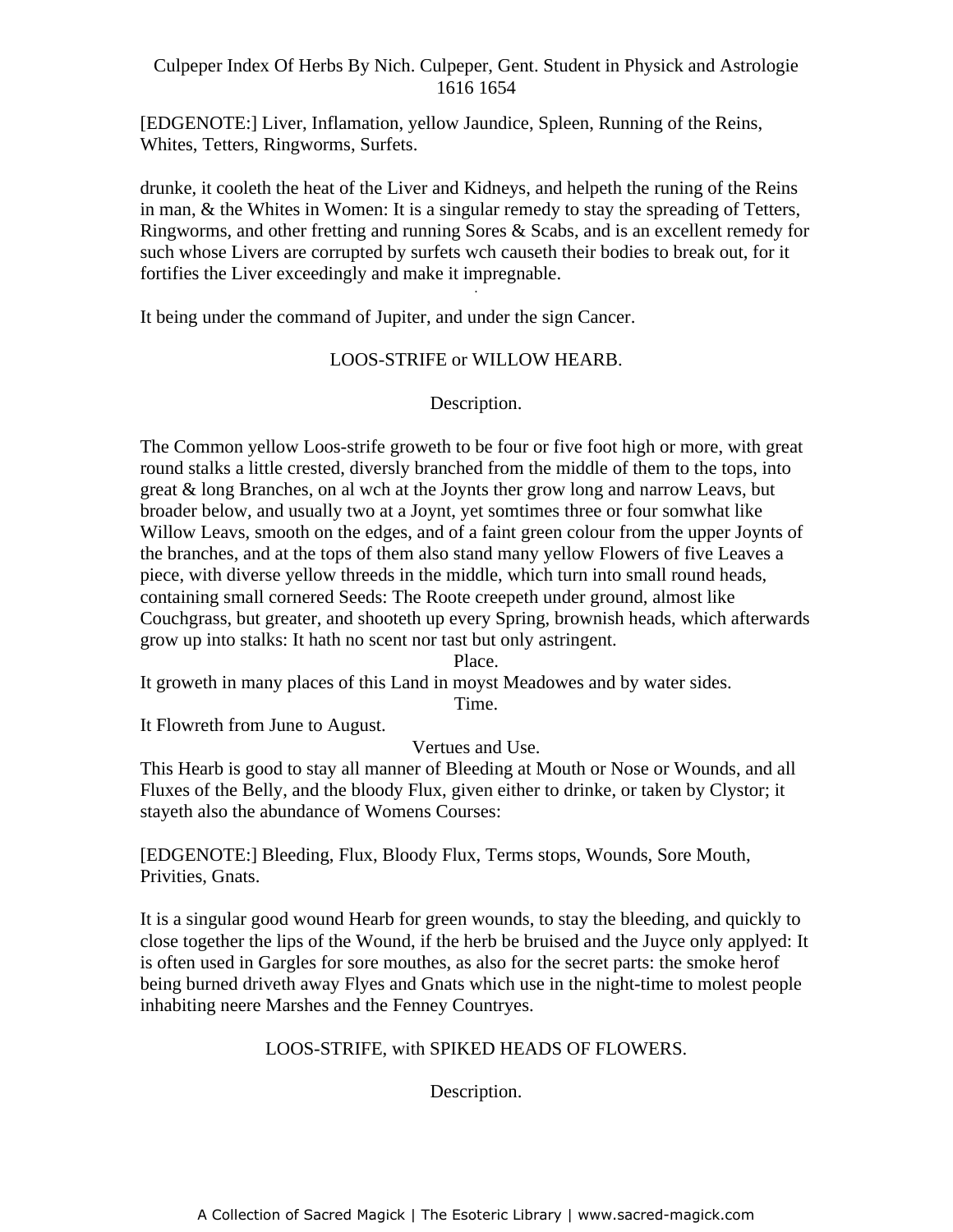[EDGENOTE:] Liver, Inflamation, yellow Jaundice, Spleen, Running of the Reins, Whites, Tetters, Ringworms, Surfets.

drunke, it cooleth the heat of the Liver and Kidneys, and helpeth the runing of the Reins in man, & the Whites in Women: It is a singular remedy to stay the spreading of Tetters, Ringworms, and other fretting and running Sores & Scabs, and is an excellent remedy for such whose Livers are corrupted by surfets wch causeth their bodies to break out, for it fortifies the Liver exceedingly and make it impregnable.

It being under the command of Jupiter, and under the sign Cancer.

## LOOS-STRIFE or WILLOW HEARB.

### Description.

The Common yellow Loos-strife groweth to be four or five foot high or more, with great round stalks a little crested, diversly branched from the middle of them to the tops, into great & long Branches, on al wch at the Joynts ther grow long and narrow Leavs, but broader below, and usually two at a Joynt, yet somtimes three or four somwhat like Willow Leavs, smooth on the edges, and of a faint green colour from the upper Joynts of the branches, and at the tops of them also stand many yellow Flowers of five Leaves a piece, with diverse yellow threeds in the middle, which turn into small round heads, containing small cornered Seeds: The Roote creepeth under ground, almost like Couchgrass, but greater, and shooteth up every Spring, brownish heads, which afterwards grow up into stalks: It hath no scent nor tast but only astringent.

### Place.

It groweth in many places of this Land in moyst Meadowes and by water sides.

### Time.

It Flowreth from June to August.

### Vertues and Use.

This Hearb is good to stay all manner of Bleeding at Mouth or Nose or Wounds, and all Fluxes of the Belly, and the bloody Flux, given either to drinke, or taken by Clystor; it stayeth also the abundance of Womens Courses:

[EDGENOTE:] Bleeding, Flux, Bloody Flux, Terms stops, Wounds, Sore Mouth, Privities, Gnats.

It is a singular good wound Hearb for green wounds, to stay the bleeding, and quickly to close together the lips of the Wound, if the herb be bruised and the Juyce only applyed: It is often used in Gargles for sore mouthes, as also for the secret parts: the smoke herof being burned driveth away Flyes and Gnats which use in the night-time to molest people inhabiting neere Marshes and the Fenney Countryes.

## LOOS-STRIFE, with SPIKED HEADS OF FLOWERS.

### Description.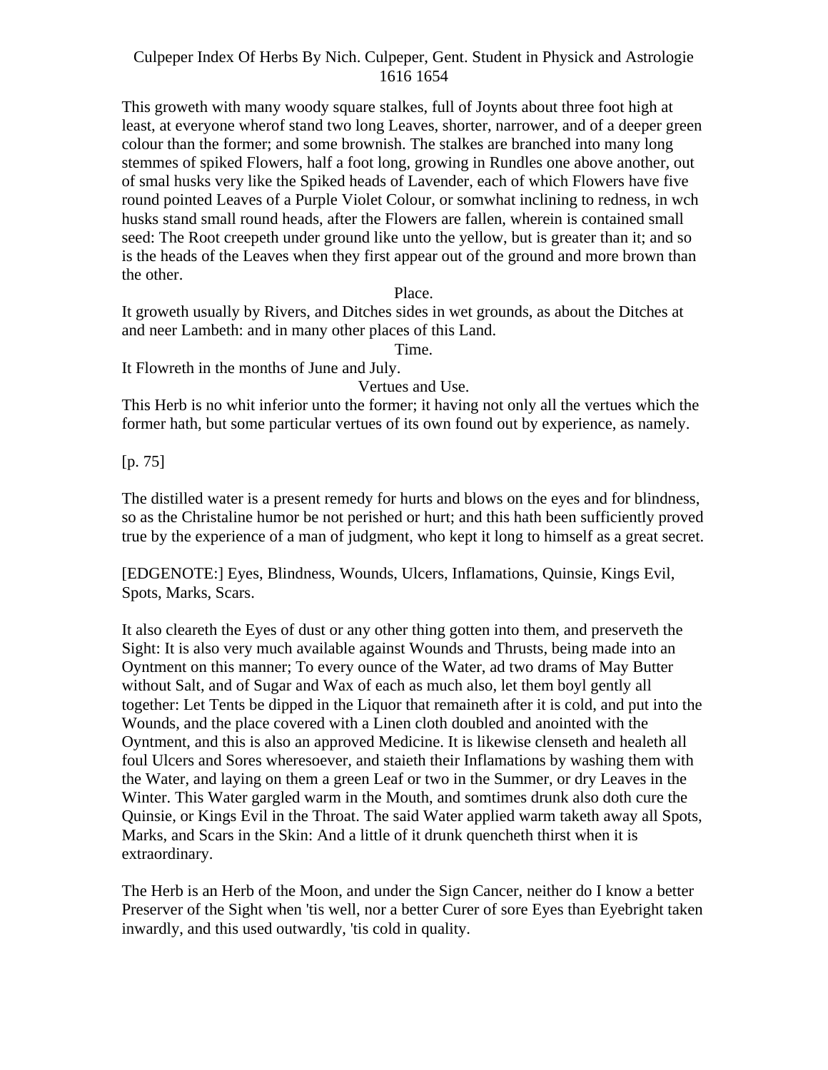This groweth with many woody square stalkes, full of Joynts about three foot high at least, at everyone wherof stand two long Leaves, shorter, narrower, and of a deeper green colour than the former; and some brownish. The stalkes are branched into many long stemmes of spiked Flowers, half a foot long, growing in Rundles one above another, out of smal husks very like the Spiked heads of Lavender, each of which Flowers have five round pointed Leaves of a Purple Violet Colour, or somwhat inclining to redness, in wch husks stand small round heads, after the Flowers are fallen, wherein is contained small seed: The Root creepeth under ground like unto the yellow, but is greater than it; and so is the heads of the Leaves when they first appear out of the ground and more brown than the other.

Place.

It groweth usually by Rivers, and Ditches sides in wet grounds, as about the Ditches at and neer Lambeth: and in many other places of this Land.

Time.

It Flowreth in the months of June and July.

Vertues and Use.

This Herb is no whit inferior unto the former; it having not only all the vertues which the former hath, but some particular vertues of its own found out by experience, as namely.

[p. 75]

The distilled water is a present remedy for hurts and blows on the eyes and for blindness, so as the Christaline humor be not perished or hurt; and this hath been sufficiently proved true by the experience of a man of judgment, who kept it long to himself as a great secret.

[EDGENOTE:] Eyes, Blindness, Wounds, Ulcers, Inflamations, Quinsie, Kings Evil, Spots, Marks, Scars.

It also cleareth the Eyes of dust or any other thing gotten into them, and preserveth the Sight: It is also very much available against Wounds and Thrusts, being made into an Oyntment on this manner; To every ounce of the Water, ad two drams of May Butter without Salt, and of Sugar and Wax of each as much also, let them boyl gently all together: Let Tents be dipped in the Liquor that remaineth after it is cold, and put into the Wounds, and the place covered with a Linen cloth doubled and anointed with the Oyntment, and this is also an approved Medicine. It is likewise clenseth and healeth all foul Ulcers and Sores wheresoever, and staieth their Inflamations by washing them with the Water, and laying on them a green Leaf or two in the Summer, or dry Leaves in the Winter. This Water gargled warm in the Mouth, and somtimes drunk also doth cure the Quinsie, or Kings Evil in the Throat. The said Water applied warm taketh away all Spots, Marks, and Scars in the Skin: And a little of it drunk quencheth thirst when it is extraordinary.

The Herb is an Herb of the Moon, and under the Sign Cancer, neither do I know a better Preserver of the Sight when 'tis well, nor a better Curer of sore Eyes than Eyebright taken inwardly, and this used outwardly, 'tis cold in quality.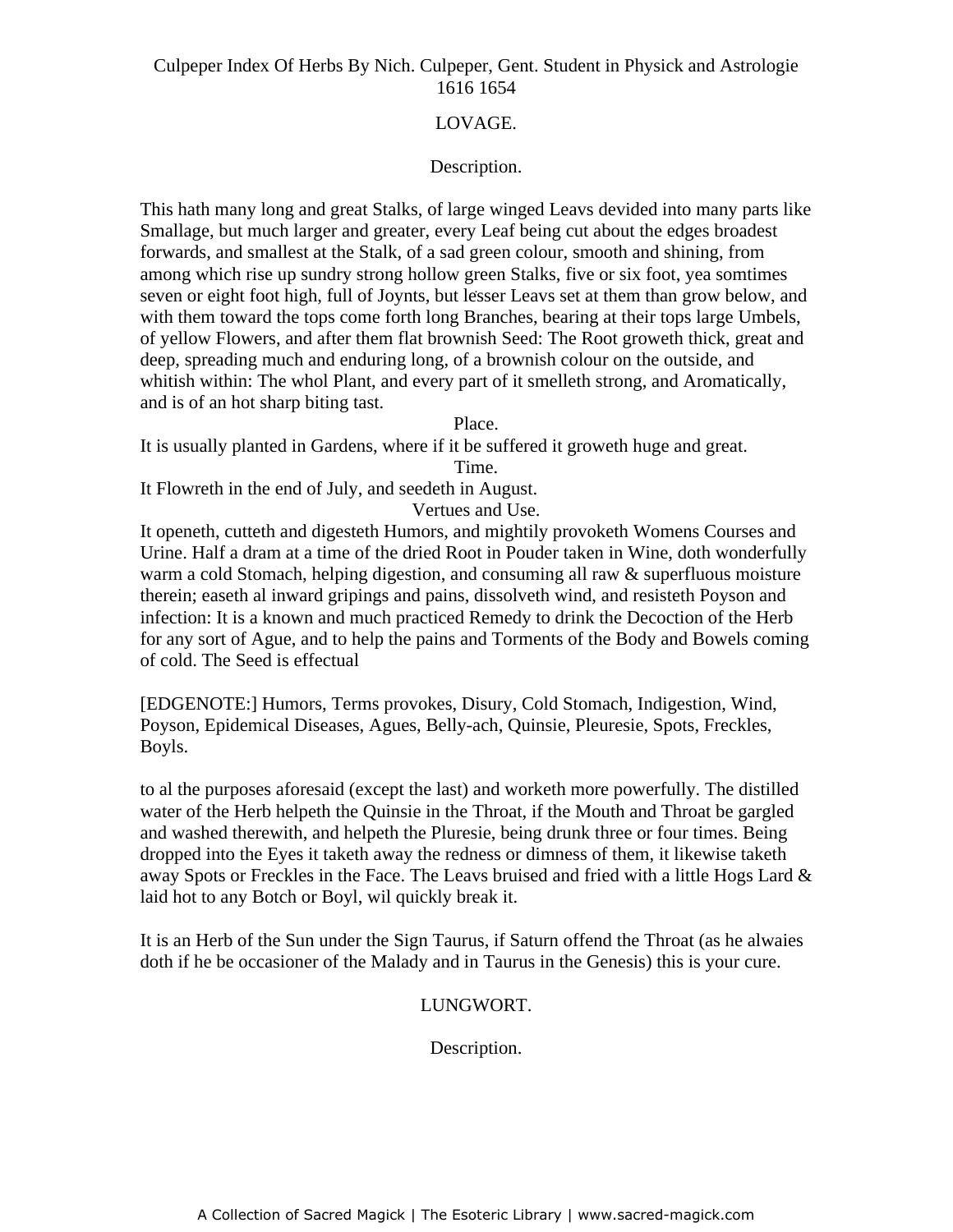## LOVAGE.

### Description.

This hath many long and great Stalks, of large winged Leavs devided into many parts like Smallage, but much larger and greater, every Leaf being cut about the edges broadest forwards, and smallest at the Stalk, of a sad green colour, smooth and shining, from among which rise up sundry strong hollow green Stalks, five or six foot, yea somtimes seven or eight foot high, full of Joynts, but lesser Leavs set at them than grow below, and with them toward the tops come forth long Branches, bearing at their tops large Umbels, of yellow Flowers, and after them flat brownish Seed: The Root groweth thick, great and deep, spreading much and enduring long, of a brownish colour on the outside, and whitish within: The whol Plant, and every part of it smelleth strong, and Aromatically, and is of an hot sharp biting tast.

### Place.

It is usually planted in Gardens, where if it be suffered it groweth huge and great.

### Time.

It Flowreth in the end of July, and seedeth in August.

### Vertues and Use.

It openeth, cutteth and digesteth Humors, and mightily provoketh Womens Courses and Urine. Half a dram at a time of the dried Root in Pouder taken in Wine, doth wonderfully warm a cold Stomach, helping digestion, and consuming all raw & superfluous moisture therein; easeth al inward gripings and pains, dissolveth wind, and resisteth Poyson and infection: It is a known and much practiced Remedy to drink the Decoction of the Herb for any sort of Ague, and to help the pains and Torments of the Body and Bowels coming of cold. The Seed is effectual

[EDGENOTE:] Humors, Terms provokes, Disury, Cold Stomach, Indigestion, Wind, Poyson, Epidemical Diseases, Agues, Belly-ach, Quinsie, Pleuresie, Spots, Freckles, Boyls.

to al the purposes aforesaid (except the last) and worketh more powerfully. The distilled water of the Herb helpeth the Quinsie in the Throat, if the Mouth and Throat be gargled and washed therewith, and helpeth the Pluresie, being drunk three or four times. Being dropped into the Eyes it taketh away the redness or dimness of them, it likewise taketh away Spots or Freckles in the Face. The Leavs bruised and fried with a little Hogs Lard & laid hot to any Botch or Boyl, wil quickly break it.

It is an Herb of the Sun under the Sign Taurus, if Saturn offend the Throat (as he alwaies doth if he be occasioner of the Malady and in Taurus in the Genesis) this is your cure.

## LUNGWORT.

### Description.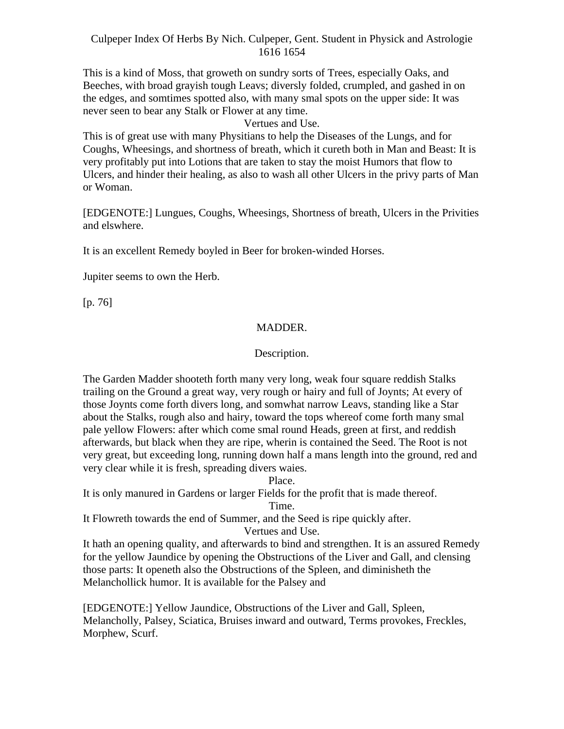This is a kind of Moss, that groweth on sundry sorts of Trees, especially Oaks, and Beeches, with broad grayish tough Leavs; diversly folded, crumpled, and gashed in on the edges, and somtimes spotted also, with many smal spots on the upper side: It was never seen to bear any Stalk or Flower at any time.

Vertues and Use.

This is of great use with many Physitians to help the Diseases of the Lungs, and for Coughs, Wheesings, and shortness of breath, which it cureth both in Man and Beast: It is very profitably put into Lotions that are taken to stay the moist Humors that flow to Ulcers, and hinder their healing, as also to wash all other Ulcers in the privy parts of Man or Woman.

[EDGENOTE:] Lungues, Coughs, Wheesings, Shortness of breath, Ulcers in the Privities and elswhere.

It is an excellent Remedy boyled in Beer for broken-winded Horses.

Jupiter seems to own the Herb.

[p. 76]

## MADDER.

### Description.

The Garden Madder shooteth forth many very long, weak four square reddish Stalks trailing on the Ground a great way, very rough or hairy and full of Joynts; At every of those Joynts come forth divers long, and somwhat narrow Leavs, standing like a Star about the Stalks, rough also and hairy, toward the tops whereof come forth many smal pale yellow Flowers: after which come smal round Heads, green at first, and reddish afterwards, but black when they are ripe, wherin is contained the Seed. The Root is not very great, but exceeding long, running down half a mans length into the ground, red and very clear while it is fresh, spreading divers waies.

Place.

It is only manured in Gardens or larger Fields for the profit that is made thereof.

Time.

It Flowreth towards the end of Summer, and the Seed is ripe quickly after.

Vertues and Use.

It hath an opening quality, and afterwards to bind and strengthen. It is an assured Remedy for the yellow Jaundice by opening the Obstructions of the Liver and Gall, and clensing those parts: It openeth also the Obstructions of the Spleen, and diminisheth the Melanchollick humor. It is available for the Palsey and

[EDGENOTE:] Yellow Jaundice, Obstructions of the Liver and Gall, Spleen, Melancholly, Palsey, Sciatica, Bruises inward and outward, Terms provokes, Freckles, Morphew, Scurf.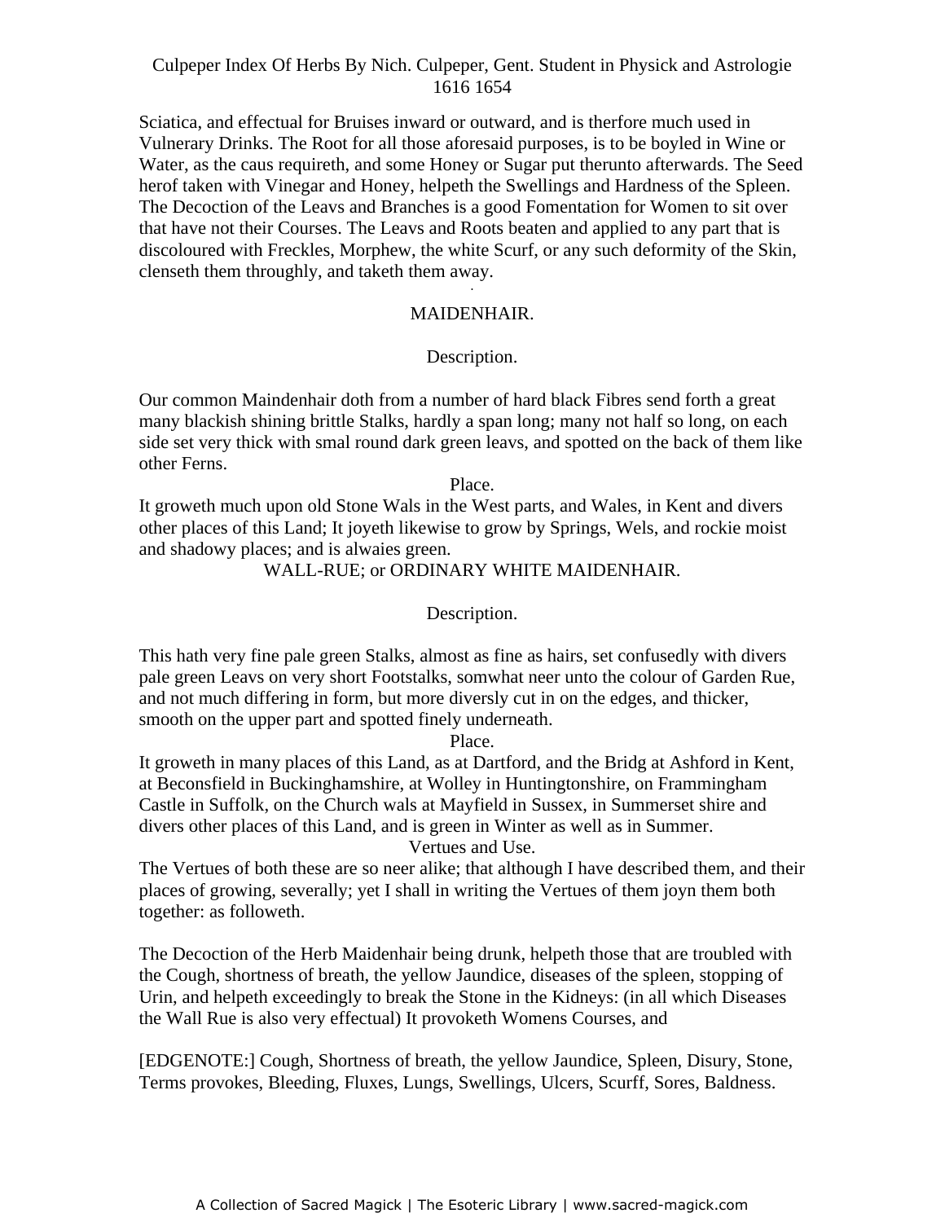Sciatica, and effectual for Bruises inward or outward, and is therfore much used in Vulnerary Drinks. The Root for all those aforesaid purposes, is to be boyled in Wine or Water, as the caus requireth, and some Honey or Sugar put therunto afterwards. The Seed herof taken with Vinegar and Honey, helpeth the Swellings and Hardness of the Spleen. The Decoction of the Leavs and Branches is a good Fomentation for Women to sit over that have not their Courses. The Leavs and Roots beaten and applied to any part that is discoloured with Freckles, Morphew, the white Scurf, or any such deformity of the Skin, clenseth them throughly, and taketh them away.

## MAIDENHAIR.

### Description.

Our common Maidenhair doth from a number of hard black Fibres send forth a great many blackish shining brittle Stalks, hardly a span long; many not half so long, on each side set very thick with smal round dark green leavs, and spotted on the back of them like other Ferns.

### Place.

It groweth much upon old Stone Wals in the West parts, and Wales, in Kent and divers other places of this Land; It joyeth likewise to grow by Springs, Wels, and rockie moist and shadowy places; and is alwaies green.

## WALL-RUE; or ORDINARY WHITE MAIDENHAIR.

### Description.

This hath very fine pale green Stalks, almost as fine as hairs, set confusedly with divers pale green Leavs on very short Footstalks, somwhat neer unto the colour of Garden Rue, and not much differing in form, but more diversly cut in on the edges, and thicker, smooth on the upper part and spotted finely underneath.

### Place.

It groweth in many places of this Land, as at Dartford, and the Bridg at Ashford in Kent, at Beconsfield in Buckinghamshire, at Wolley in Huntingtonshire, on Frammingham Castle in Suffolk, on the Church wals at Mayfield in Sussex, in Summerset shire and divers other places of this Land, and is green in Winter as well as in Summer.

### Vertues and Use.

The Vertues of both these are so neer alike; that although I have described them, and their places of growing, severally; yet I shall in writing the Vertues of them joyn them both together: as followeth.

The Decoction of the Herb Maidenhair being drunk, helpeth those that are troubled with the Cough, shortness of breath, the yellow Jaundice, diseases of the spleen, stopping of Urin, and helpeth exceedingly to break the Stone in the Kidneys: (in all which Diseases the Wall Rue is also very effectual) It provoketh Womens Courses, and

[EDGENOTE:] Cough, Shortness of breath, the yellow Jaundice, Spleen, Disury, Stone, Terms provokes, Bleeding, Fluxes, Lungs, Swellings, Ulcers, Scurff, Sores, Baldness.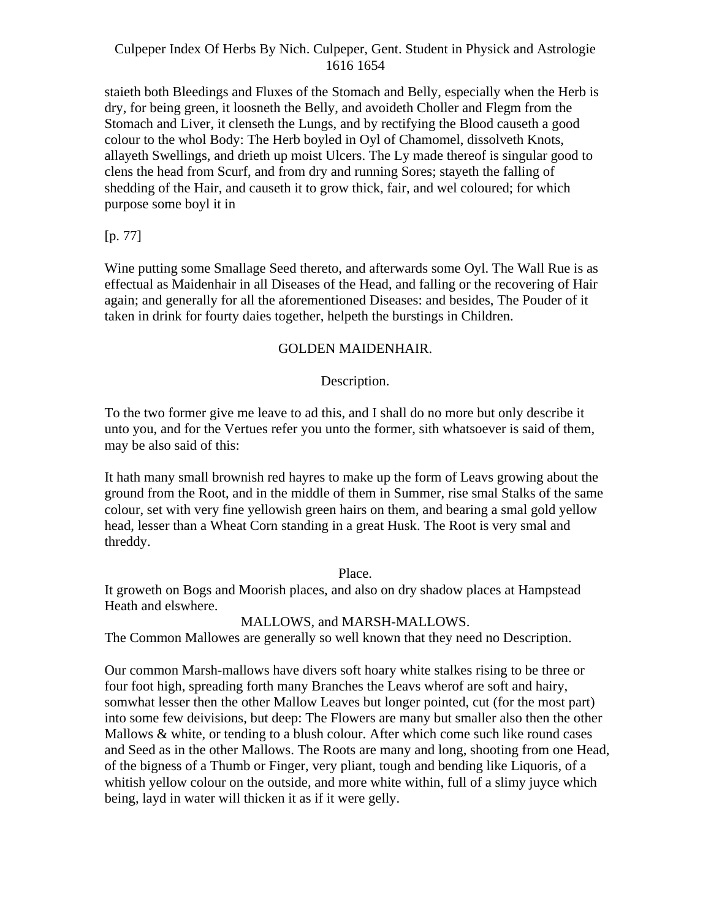staieth both Bleedings and Fluxes of the Stomach and Belly, especially when the Herb is dry, for being green, it loosneth the Belly, and avoideth Choller and Flegm from the Stomach and Liver, it clenseth the Lungs, and by rectifying the Blood causeth a good colour to the whol Body: The Herb boyled in Oyl of Chamomel, dissolveth Knots, allayeth Swellings, and drieth up moist Ulcers. The Ly made thereof is singular good to clens the head from Scurf, and from dry and running Sores; stayeth the falling of shedding of the Hair, and causeth it to grow thick, fair, and wel coloured; for which purpose some boyl it in

[p. 77]

Wine putting some Smallage Seed thereto, and afterwards some Oyl. The Wall Rue is as effectual as Maidenhair in all Diseases of the Head, and falling or the recovering of Hair again; and generally for all the aforementioned Diseases: and besides, The Pouder of it taken in drink for fourty daies together, helpeth the burstings in Children.

## GOLDEN MAIDENHAIR.

### Description.

To the two former give me leave to ad this, and I shall do no more but only describe it unto you, and for the Vertues refer you unto the former, sith whatsoever is said of them, may be also said of this:

It hath many small brownish red hayres to make up the form of Leavs growing about the ground from the Root, and in the middle of them in Summer, rise smal Stalks of the same colour, set with very fine yellowish green hairs on them, and bearing a smal gold yellow head, lesser than a Wheat Corn standing in a great Husk. The Root is very smal and threddy.

### Place.

It groweth on Bogs and Moorish places, and also on dry shadow places at Hampstead Heath and elswhere.

## MALLOWS, and MARSH-MALLOWS.

The Common Mallowes are generally so well known that they need no Description.

Our common Marsh-mallows have divers soft hoary white stalkes rising to be three or four foot high, spreading forth many Branches the Leavs wherof are soft and hairy, somwhat lesser then the other Mallow Leaves but longer pointed, cut (for the most part) into some few deivisions, but deep: The Flowers are many but smaller also then the other Mallows & white, or tending to a blush colour. After which come such like round cases and Seed as in the other Mallows. The Roots are many and long, shooting from one Head, of the bigness of a Thumb or Finger, very pliant, tough and bending like Liquoris, of a whitish yellow colour on the outside, and more white within, full of a slimy juyce which being, layd in water will thicken it as if it were gelly.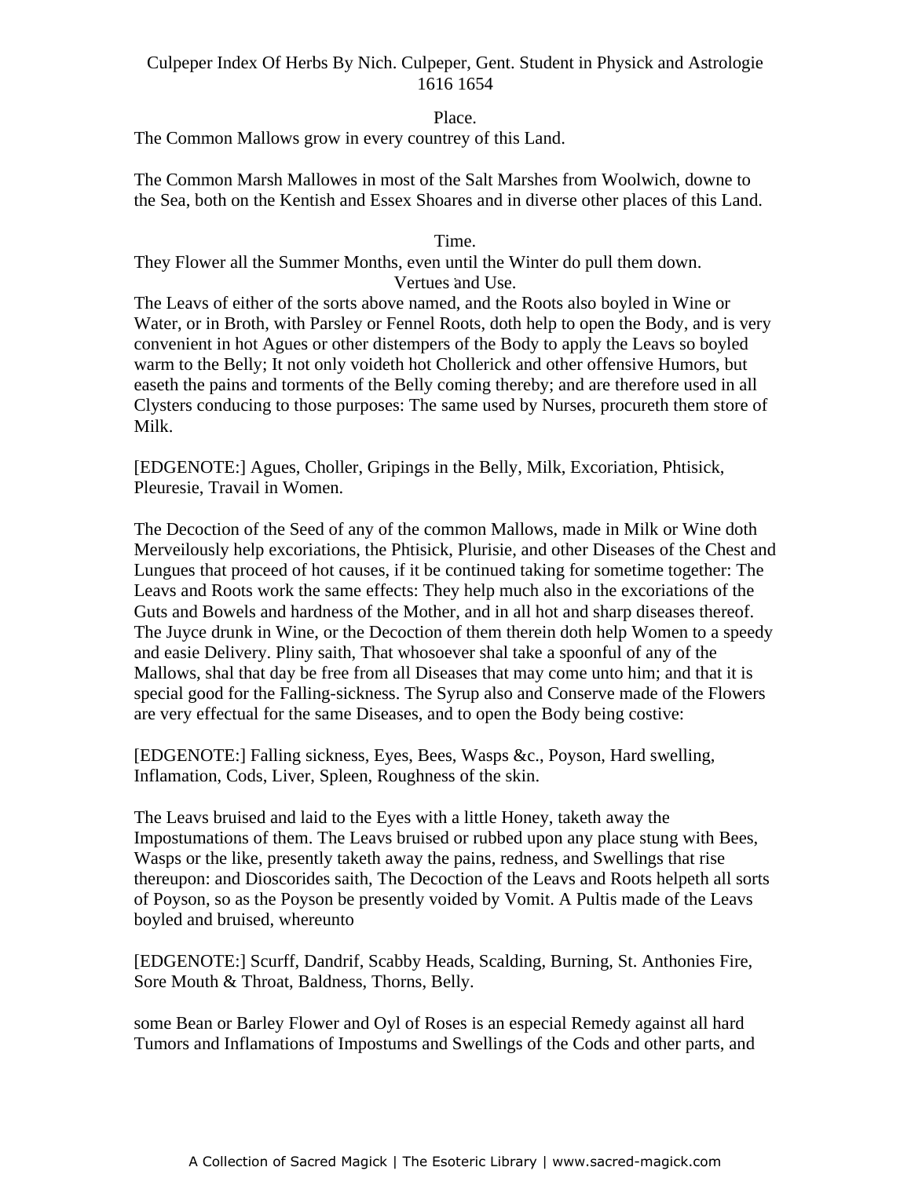Place.

The Common Mallows grow in every countrey of this Land.

The Common Marsh Mallowes in most of the Salt Marshes from Woolwich, downe to the Sea, both on the Kentish and Essex Shoares and in diverse other places of this Land.

Time.

They Flower all the Summer Months, even until the Winter do pull them down.

Vertues and Use.

The Leavs of either of the sorts above named, and the Roots also boyled in Wine or Water, or in Broth, with Parsley or Fennel Roots, doth help to open the Body, and is very convenient in hot Agues or other distempers of the Body to apply the Leavs so boyled warm to the Belly; It not only voideth hot Chollerick and other offensive Humors, but easeth the pains and torments of the Belly coming thereby; and are therefore used in all Clysters conducing to those purposes: The same used by Nurses, procureth them store of Milk.

[EDGENOTE:] Agues, Choller, Gripings in the Belly, Milk, Excoriation, Phtisick, Pleuresie, Travail in Women.

The Decoction of the Seed of any of the common Mallows, made in Milk or Wine doth Merveilously help excoriations, the Phtisick, Plurisie, and other Diseases of the Chest and Lungues that proceed of hot causes, if it be continued taking for sometime together: The Leavs and Roots work the same effects: They help much also in the excoriations of the Guts and Bowels and hardness of the Mother, and in all hot and sharp diseases thereof. The Juyce drunk in Wine, or the Decoction of them therein doth help Women to a speedy and easie Delivery. Pliny saith, That whosoever shal take a spoonful of any of the Mallows, shal that day be free from all Diseases that may come unto him; and that it is special good for the Falling-sickness. The Syrup also and Conserve made of the Flowers are very effectual for the same Diseases, and to open the Body being costive:

[EDGENOTE:] Falling sickness, Eyes, Bees, Wasps &c., Poyson, Hard swelling, Inflamation, Cods, Liver, Spleen, Roughness of the skin.

The Leavs bruised and laid to the Eyes with a little Honey, taketh away the Impostumations of them. The Leavs bruised or rubbed upon any place stung with Bees, Wasps or the like, presently taketh away the pains, redness, and Swellings that rise thereupon: and Dioscorides saith, The Decoction of the Leavs and Roots helpeth all sorts of Poyson, so as the Poyson be presently voided by Vomit. A Pultis made of the Leavs boyled and bruised, whereunto

[EDGENOTE:] Scurff, Dandrif, Scabby Heads, Scalding, Burning, St. Anthonies Fire, Sore Mouth & Throat, Baldness, Thorns, Belly.

some Bean or Barley Flower and Oyl of Roses is an especial Remedy against all hard Tumors and Inflamations of Impostums and Swellings of the Cods and other parts, and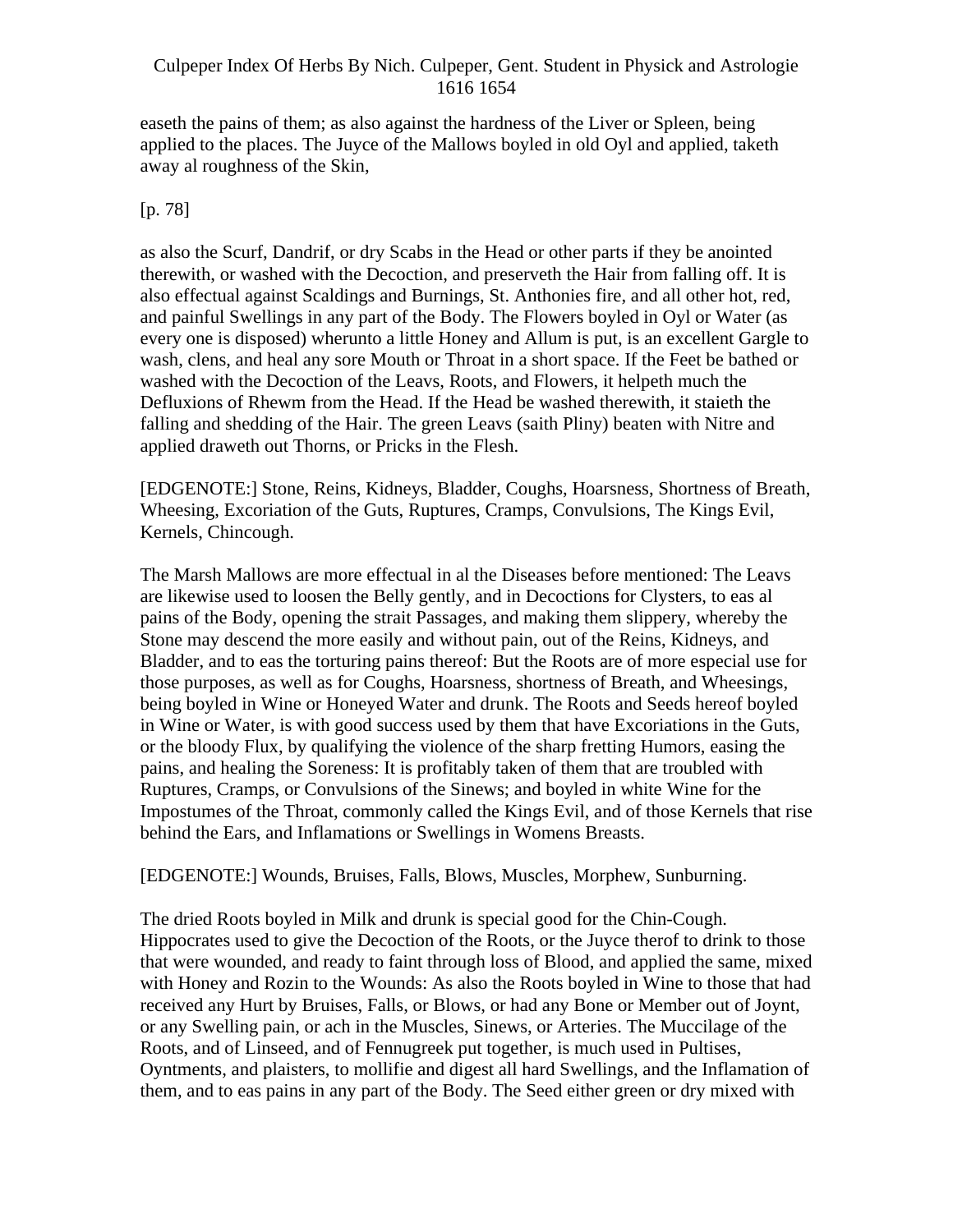easeth the pains of them; as also against the hardness of the Liver or Spleen, being applied to the places. The Juyce of the Mallows boyled in old Oyl and applied, taketh away al roughness of the Skin,

[p. 78]

as also the Scurf, Dandrif, or dry Scabs in the Head or other parts if they be anointed therewith, or washed with the Decoction, and preserveth the Hair from falling off. It is also effectual against Scaldings and Burnings, St. Anthonies fire, and all other hot, red, and painful Swellings in any part of the Body. The Flowers boyled in Oyl or Water (as every one is disposed) wherunto a little Honey and Allum is put, is an excellent Gargle to wash, clens, and heal any sore Mouth or Throat in a short space. If the Feet be bathed or washed with the Decoction of the Leavs, Roots, and Flowers, it helpeth much the Defluxions of Rhewm from the Head. If the Head be washed therewith, it staieth the falling and shedding of the Hair. The green Leavs (saith Pliny) beaten with Nitre and applied draweth out Thorns, or Pricks in the Flesh.

[EDGENOTE:] Stone, Reins, Kidneys, Bladder, Coughs, Hoarsness, Shortness of Breath, Wheesing, Excoriation of the Guts, Ruptures, Cramps, Convulsions, The Kings Evil, Kernels, Chincough.

The Marsh Mallows are more effectual in al the Diseases before mentioned: The Leavs are likewise used to loosen the Belly gently, and in Decoctions for Clysters, to eas al pains of the Body, opening the strait Passages, and making them slippery, whereby the Stone may descend the more easily and without pain, out of the Reins, Kidneys, and Bladder, and to eas the torturing pains thereof: But the Roots are of more especial use for those purposes, as well as for Coughs, Hoarsness, shortness of Breath, and Wheesings, being boyled in Wine or Honeyed Water and drunk. The Roots and Seeds hereof boyled in Wine or Water, is with good success used by them that have Excoriations in the Guts, or the bloody Flux, by qualifying the violence of the sharp fretting Humors, easing the pains, and healing the Soreness: It is profitably taken of them that are troubled with Ruptures, Cramps, or Convulsions of the Sinews; and boyled in white Wine for the Impostumes of the Throat, commonly called the Kings Evil, and of those Kernels that rise behind the Ears, and Inflamations or Swellings in Womens Breasts.

[EDGENOTE:] Wounds, Bruises, Falls, Blows, Muscles, Morphew, Sunburning.

The dried Roots boyled in Milk and drunk is special good for the Chin-Cough. Hippocrates used to give the Decoction of the Roots, or the Juyce therof to drink to those that were wounded, and ready to faint through loss of Blood, and applied the same, mixed with Honey and Rozin to the Wounds: As also the Roots boyled in Wine to those that had received any Hurt by Bruises, Falls, or Blows, or had any Bone or Member out of Joynt, or any Swelling pain, or ach in the Muscles, Sinews, or Arteries. The Muccilage of the Roots, and of Linseed, and of Fennugreek put together, is much used in Pultises, Oyntments, and plaisters, to mollifie and digest all hard Swellings, and the Inflamation of them, and to eas pains in any part of the Body. The Seed either green or dry mixed with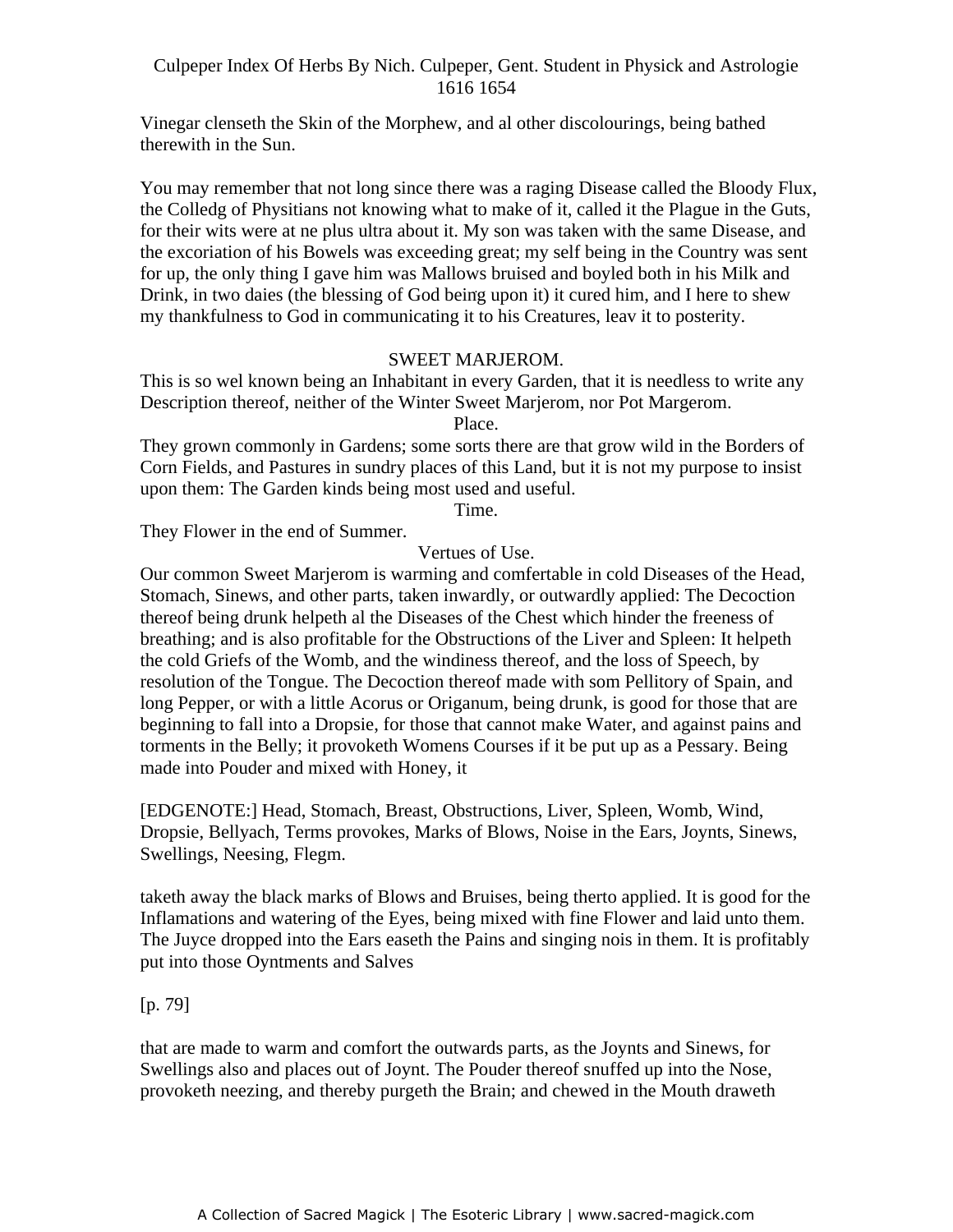Vinegar clenseth the Skin of the Morphew, and al other discolourings, being bathed therewith in the Sun.

You may remember that not long since there was a raging Disease called the Bloody Flux, the Colledg of Physitians not knowing what to make of it, called it the Plague in the Guts, for their wits were at ne plus ultra about it. My son was taken with the same Disease, and the excoriation of his Bowels was exceeding great; my self being in the Country was sent for up, the only thing I gave him was Mallows bruised and boyled both in his Milk and Drink, in two daies (the blessing of God being upon it) it cured him, and I here to shew my thankfulness to God in communicating it to his Creatures, leav it to posterity.

## SWEET MARJEROM.

This is so wel known being an Inhabitant in every Garden, that it is needless to write any Description thereof, neither of the Winter Sweet Marjerom, nor Pot Margerom.

### Place.

They grown commonly in Gardens; some sorts there are that grow wild in the Borders of Corn Fields, and Pastures in sundry places of this Land, but it is not my purpose to insist upon them: The Garden kinds being most used and useful.

### Time.

They Flower in the end of Summer.

### Vertues of Use.

Our common Sweet Marjerom is warming and comfertable in cold Diseases of the Head, Stomach, Sinews, and other parts, taken inwardly, or outwardly applied: The Decoction thereof being drunk helpeth al the Diseases of the Chest which hinder the freeness of breathing; and is also profitable for the Obstructions of the Liver and Spleen: It helpeth the cold Griefs of the Womb, and the windiness thereof, and the loss of Speech, by resolution of the Tongue. The Decoction thereof made with som Pellitory of Spain, and long Pepper, or with a little Acorus or Origanum, being drunk, is good for those that are beginning to fall into a Dropsie, for those that cannot make Water, and against pains and torments in the Belly; it provoketh Womens Courses if it be put up as a Pessary. Being made into Pouder and mixed with Honey, it

[EDGENOTE:] Head, Stomach, Breast, Obstructions, Liver, Spleen, Womb, Wind, Dropsie, Bellyach, Terms provokes, Marks of Blows, Noise in the Ears, Joynts, Sinews, Swellings, Neesing, Flegm.

taketh away the black marks of Blows and Bruises, being therto applied. It is good for the Inflamations and watering of the Eyes, being mixed with fine Flower and laid unto them. The Juyce dropped into the Ears easeth the Pains and singing nois in them. It is profitably put into those Oyntments and Salves

[p. 79]

that are made to warm and comfort the outwards parts, as the Joynts and Sinews, for Swellings also and places out of Joynt. The Pouder thereof snuffed up into the Nose, provoketh neezing, and thereby purgeth the Brain; and chewed in the Mouth draweth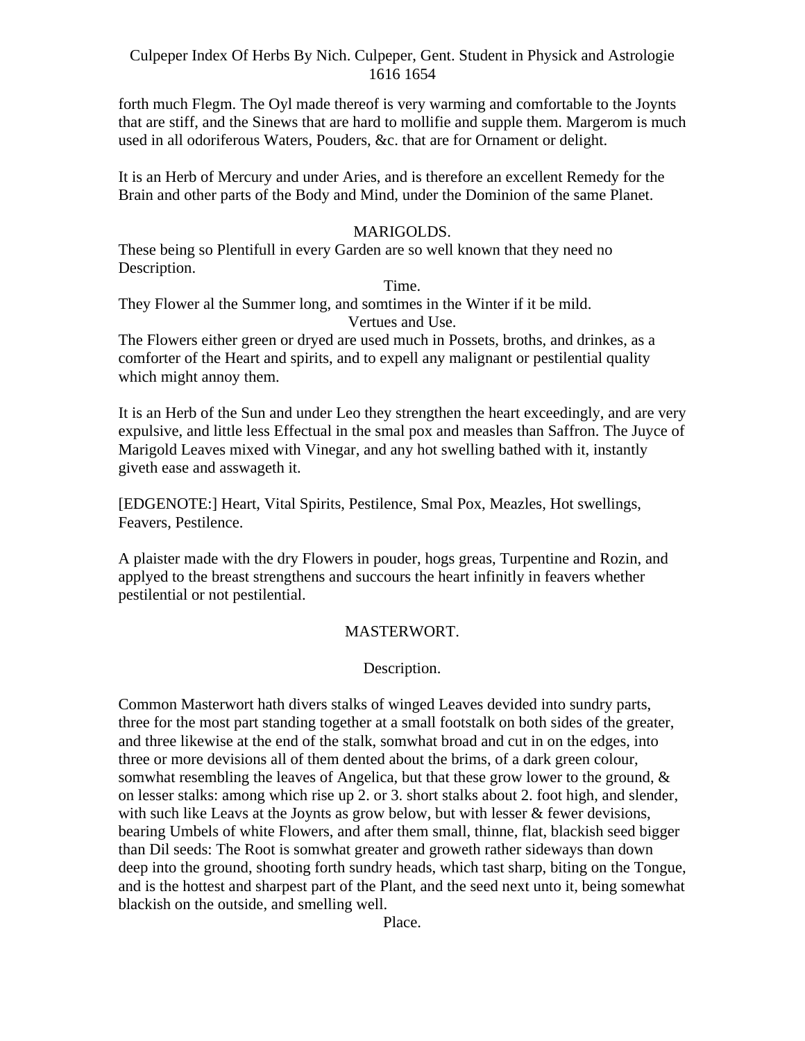forth much Flegm. The Oyl made thereof is very warming and comfortable to the Joynts that are stiff, and the Sinews that are hard to mollifie and supple them. Margerom is much used in all odoriferous Waters, Pouders, &c. that are for Ornament or delight.

It is an Herb of Mercury and under Aries, and is therefore an excellent Remedy for the Brain and other parts of the Body and Mind, under the Dominion of the same Planet.

## MARIGOLDS.

These being so Plentifull in every Garden are so well known that they need no Description.

### Time.

They Flower al the Summer long, and somtimes in the Winter if it be mild.

### Vertues and Use.

The Flowers either green or dryed are used much in Possets, broths, and drinkes, as a comforter of the Heart and spirits, and to expell any malignant or pestilential quality which might annoy them.

It is an Herb of the Sun and under Leo they strengthen the heart exceedingly, and are very expulsive, and little less Effectual in the smal pox and measles than Saffron. The Juyce of Marigold Leaves mixed with Vinegar, and any hot swelling bathed with it, instantly giveth ease and asswageth it.

[EDGENOTE:] Heart, Vital Spirits, Pestilence, Smal Pox, Meazles, Hot swellings, Feavers, Pestilence.

A plaister made with the dry Flowers in pouder, hogs greas, Turpentine and Rozin, and applyed to the breast strengthens and succours the heart infinitly in feavers whether pestilential or not pestilential.

## MASTERWORT.

### Description.

Common Masterwort hath divers stalks of winged Leaves devided into sundry parts, three for the most part standing together at a small footstalk on both sides of the greater, and three likewise at the end of the stalk, somwhat broad and cut in on the edges, into three or more devisions all of them dented about the brims, of a dark green colour, somwhat resembling the leaves of Angelica, but that these grow lower to the ground, & on lesser stalks: among which rise up 2. or 3. short stalks about 2. foot high, and slender, with such like Leavs at the Joynts as grow below, but with lesser & fewer devisions, bearing Umbels of white Flowers, and after them small, thinne, flat, blackish seed bigger than Dil seeds: The Root is somwhat greater and groweth rather sideways than down deep into the ground, shooting forth sundry heads, which tast sharp, biting on the Tongue, and is the hottest and sharpest part of the Plant, and the seed next unto it, being somewhat blackish on the outside, and smelling well.

### Place.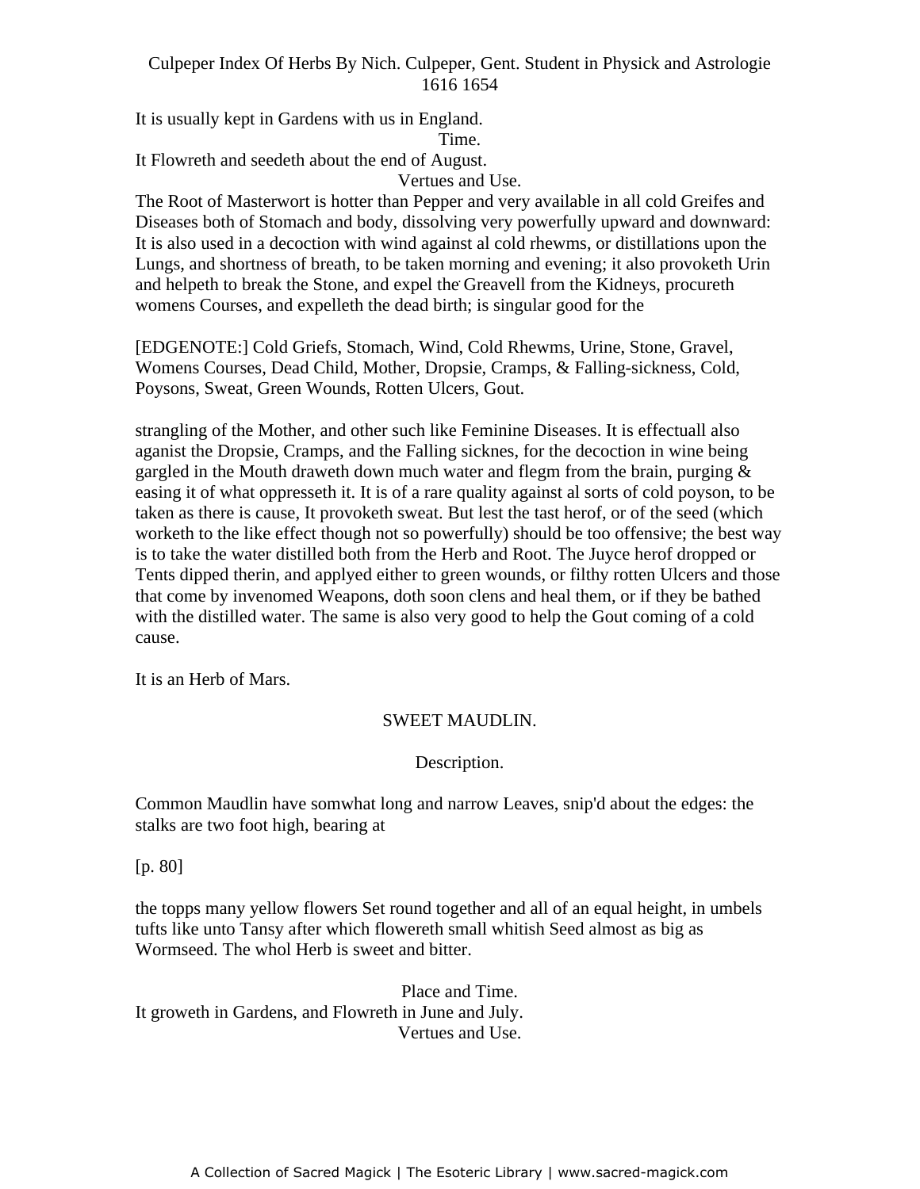It is usually kept in Gardens with us in England.

Time.

It Flowreth and seedeth about the end of August.

Vertues and Use.

The Root of Masterwort is hotter than Pepper and very available in all cold Greifes and Diseases both of Stomach and body, dissolving very powerfully upward and downward: It is also used in a decoction with wind against al cold rhewms, or distillations upon the Lungs, and shortness of breath, to be taken morning and evening; it also provoketh Urin and helpeth to break the Stone, and expel the Greavell from the Kidneys, procureth womens Courses, and expelleth the dead birth; is singular good for the

[EDGENOTE:] Cold Griefs, Stomach, Wind, Cold Rhewms, Urine, Stone, Gravel, Womens Courses, Dead Child, Mother, Dropsie, Cramps, & Falling-sickness, Cold, Poysons, Sweat, Green Wounds, Rotten Ulcers, Gout.

strangling of the Mother, and other such like Feminine Diseases. It is effectuall also aganist the Dropsie, Cramps, and the Falling sicknes, for the decoction in wine being gargled in the Mouth draweth down much water and flegm from the brain, purging & easing it of what oppresseth it. It is of a rare quality against al sorts of cold poyson, to be taken as there is cause, It provoketh sweat. But lest the tast herof, or of the seed (which worketh to the like effect though not so powerfully) should be too offensive; the best way is to take the water distilled both from the Herb and Root. The Juyce herof dropped or Tents dipped therin, and applyed either to green wounds, or filthy rotten Ulcers and those that come by invenomed Weapons, doth soon clens and heal them, or if they be bathed with the distilled water. The same is also very good to help the Gout coming of a cold cause.

It is an Herb of Mars.

## SWEET MAUDLIN.

Description.

Common Maudlin have somwhat long and narrow Leaves, snip'd about the edges: the stalks are two foot high, bearing at

[p. 80]

the topps many yellow flowers Set round together and all of an equal height, in umbels tufts like unto Tansy after which flowereth small whitish Seed almost as big as Wormseed. The whol Herb is sweet and bitter.

Place and Time.

It groweth in Gardens, and Flowreth in June and July.

Vertues and Use.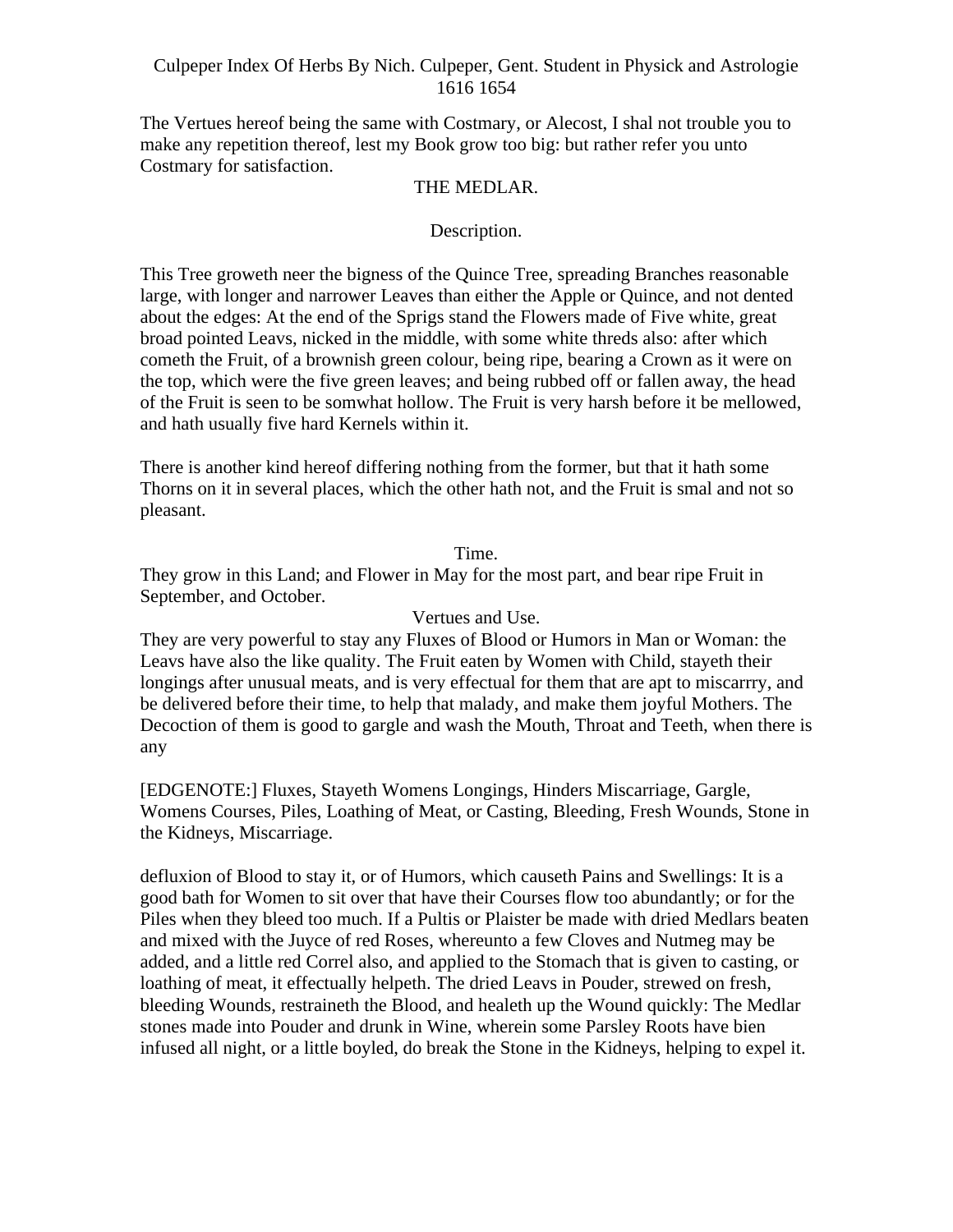The Vertues hereof being the same with Costmary, or Alecost, I shal not trouble you to make any repetition thereof, lest my Book grow too big: but rather refer you unto Costmary for satisfaction.

## THE MEDLAR.

### Description.

This Tree groweth neer the bigness of the Quince Tree, spreading Branches reasonable large, with longer and narrower Leaves than either the Apple or Quince, and not dented about the edges: At the end of the Sprigs stand the Flowers made of Five white, great broad pointed Leavs, nicked in the middle, with some white threds also: after which cometh the Fruit, of a brownish green colour, being ripe, bearing a Crown as it were on the top, which were the five green leaves; and being rubbed off or fallen away, the head of the Fruit is seen to be somwhat hollow. The Fruit is very harsh before it be mellowed, and hath usually five hard Kernels within it.

There is another kind hereof differing nothing from the former, but that it hath some Thorns on it in several places, which the other hath not, and the Fruit is smal and not so pleasant.

### Time.

They grow in this Land; and Flower in May for the most part, and bear ripe Fruit in September, and October.

### Vertues and Use.

They are very powerful to stay any Fluxes of Blood or Humors in Man or Woman: the Leavs have also the like quality. The Fruit eaten by Women with Child, stayeth their longings after unusual meats, and is very effectual for them that are apt to miscarrry, and be delivered before their time, to help that malady, and make them joyful Mothers. The Decoction of them is good to gargle and wash the Mouth, Throat and Teeth, when there is any

[EDGENOTE:] Fluxes, Stayeth Womens Longings, Hinders Miscarriage, Gargle, Womens Courses, Piles, Loathing of Meat, or Casting, Bleeding, Fresh Wounds, Stone in the Kidneys, Miscarriage.

defluxion of Blood to stay it, or of Humors, which causeth Pains and Swellings: It is a good bath for Women to sit over that have their Courses flow too abundantly; or for the Piles when they bleed too much. If a Pultis or Plaister be made with dried Medlars beaten and mixed with the Juyce of red Roses, whereunto a few Cloves and Nutmeg may be added, and a little red Correl also, and applied to the Stomach that is given to casting, or loathing of meat, it effectually helpeth. The dried Leavs in Pouder, strewed on fresh, bleeding Wounds, restraineth the Blood, and healeth up the Wound quickly: The Medlar stones made into Pouder and drunk in Wine, wherein some Parsley Roots have bien infused all night, or a little boyled, do break the Stone in the Kidneys, helping to expel it.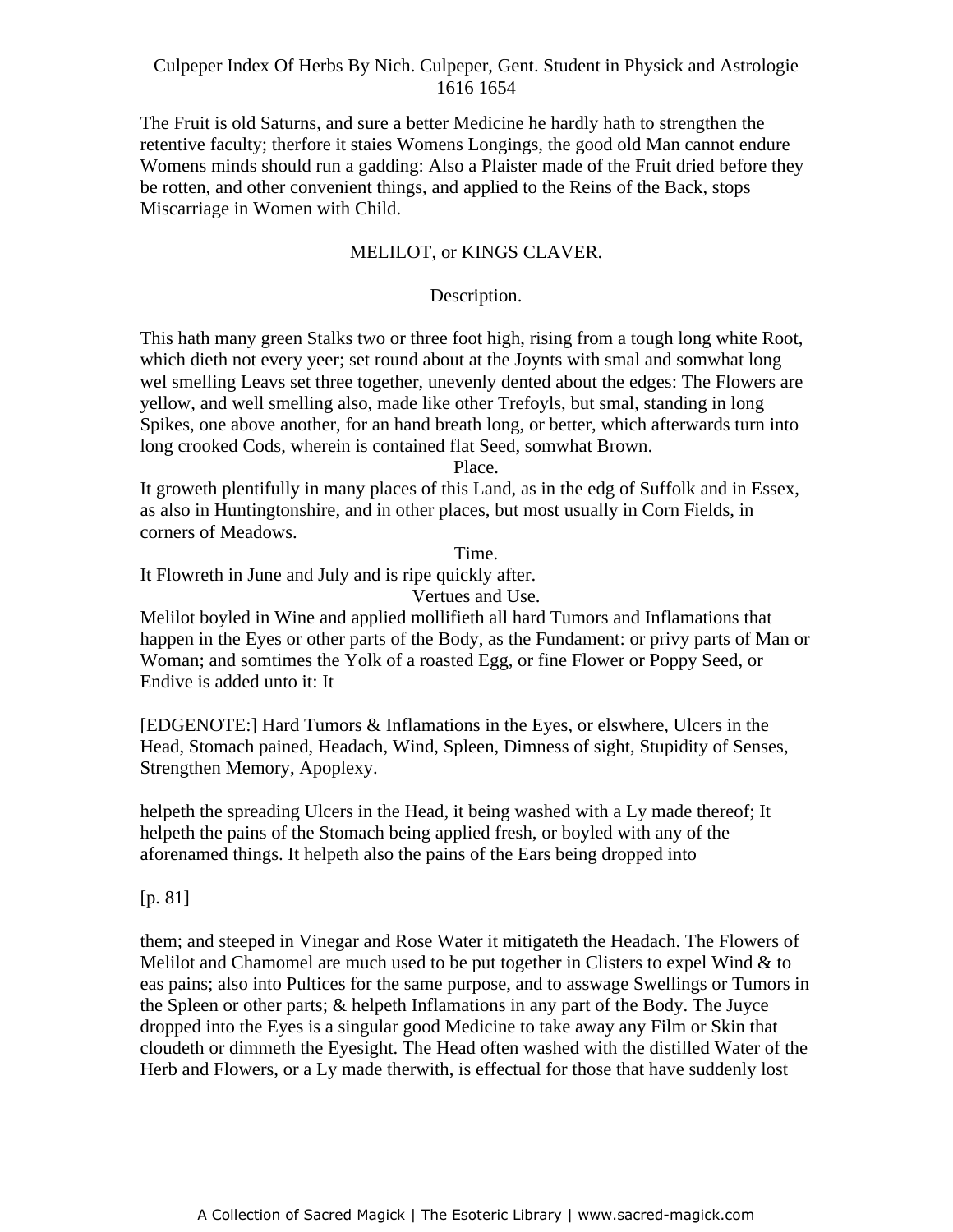The Fruit is old Saturns, and sure a better Medicine he hardly hath to strengthen the retentive faculty; therfore it staies Womens Longings, the good old Man cannot endure Womens minds should run a gadding: Also a Plaister made of the Fruit dried before they be rotten, and other convenient things, and applied to the Reins of the Back, stops Miscarriage in Women with Child.

## MELILOT, or KINGS CLAVER.

### Description.

This hath many green Stalks two or three foot high, rising from a tough long white Root, which dieth not every yeer; set round about at the Joynts with smal and somwhat long wel smelling Leavs set three together, unevenly dented about the edges: The Flowers are yellow, and well smelling also, made like other Trefoyls, but smal, standing in long Spikes, one above another, for an hand breath long, or better, which afterwards turn into long crooked Cods, wherein is contained flat Seed, somwhat Brown.

### Place.

It groweth plentifully in many places of this Land, as in the edg of Suffolk and in Essex, as also in Huntingtonshire, and in other places, but most usually in Corn Fields, in corners of Meadows.

### Time.

It Flowreth in June and July and is ripe quickly after.

### Vertues and Use.

Melilot boyled in Wine and applied mollifieth all hard Tumors and Inflamations that happen in the Eyes or other parts of the Body, as the Fundament: or privy parts of Man or Woman; and somtimes the Yolk of a roasted Egg, or fine Flower or Poppy Seed, or Endive is added unto it: It

[EDGENOTE:] Hard Tumors & Inflamations in the Eyes, or elswhere, Ulcers in the Head, Stomach pained, Headach, Wind, Spleen, Dimness of sight, Stupidity of Senses, Strengthen Memory, Apoplexy.

helpeth the spreading Ulcers in the Head, it being washed with a Ly made thereof; It helpeth the pains of the Stomach being applied fresh, or boyled with any of the aforenamed things. It helpeth also the pains of the Ears being dropped into

[p. 81]

them; and steeped in Vinegar and Rose Water it mitigateth the Headach. The Flowers of Melilot and Chamomel are much used to be put together in Clisters to expel Wind & to eas pains; also into Pultices for the same purpose, and to asswage Swellings or Tumors in the Spleen or other parts; & helpeth Inflamations in any part of the Body. The Juyce dropped into the Eyes is a singular good Medicine to take away any Film or Skin that cloudeth or dimmeth the Eyesight. The Head often washed with the distilled Water of the Herb and Flowers, or a Ly made therwith, is effectual for those that have suddenly lost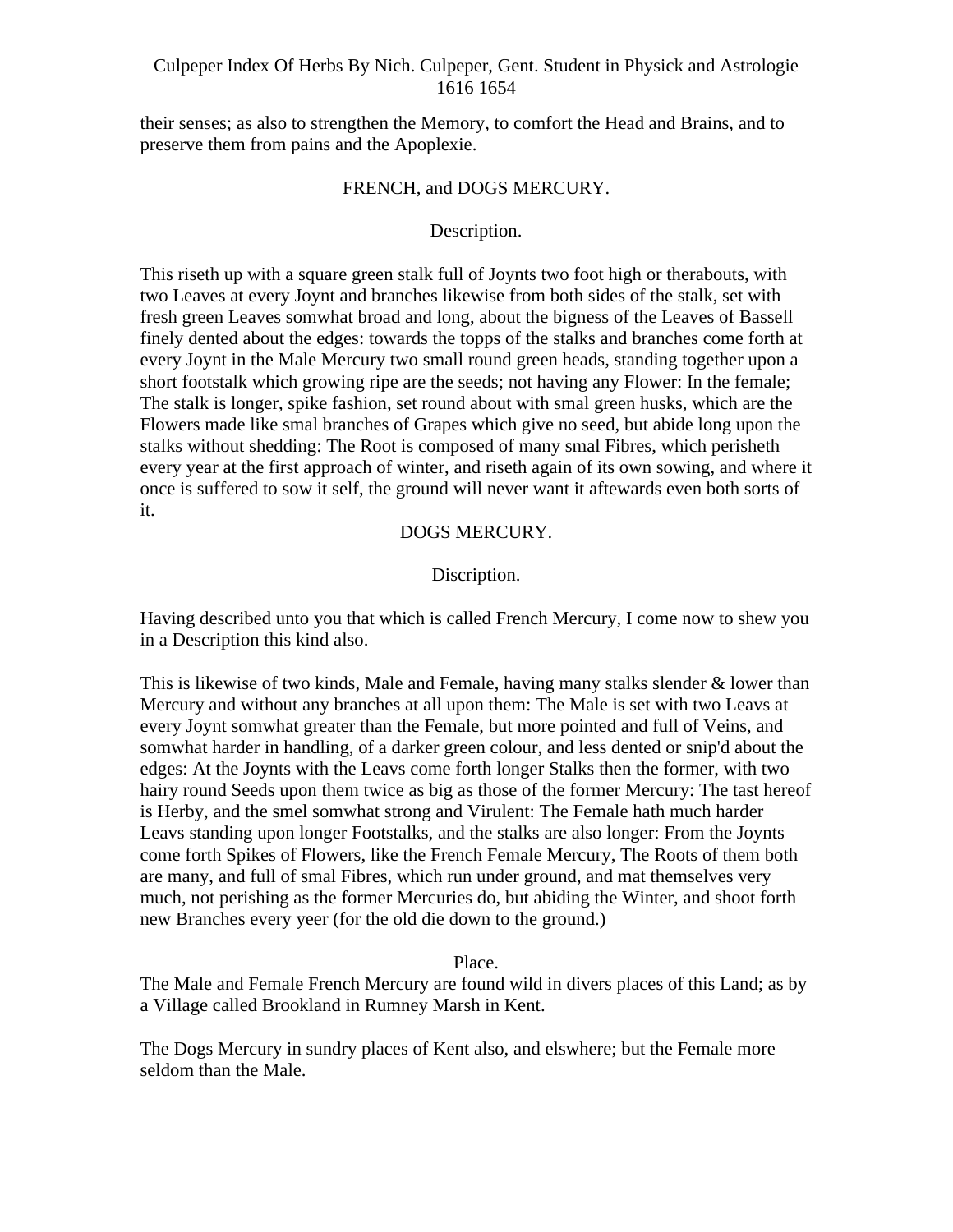their senses; as also to strengthen the Memory, to comfort the Head and Brains, and to preserve them from pains and the Apoplexie.

## FRENCH, and DOGS MERCURY.

### Description.

This riseth up with a square green stalk full of Joynts two foot high or therabouts, with two Leaves at every Joynt and branches likewise from both sides of the stalk, set with fresh green Leaves somwhat broad and long, about the bigness of the Leaves of Bassell finely dented about the edges: towards the topps of the stalks and branches come forth at every Joynt in the Male Mercury two small round green heads, standing together upon a short footstalk which growing ripe are the seeds; not having any Flower: In the female; The stalk is longer, spike fashion, set round about with smal green husks, which are the Flowers made like smal branches of Grapes which give no seed, but abide long upon the stalks without shedding: The Root is composed of many smal Fibres, which perisheth every year at the first approach of winter, and riseth again of its own sowing, and where it once is suffered to sow it self, the ground will never want it aftewards even both sorts of it.

## DOGS MERCURY.

### Discription.

Having described unto you that which is called French Mercury, I come now to shew you in a Description this kind also.

This is likewise of two kinds, Male and Female, having many stalks slender & lower than Mercury and without any branches at all upon them: The Male is set with two Leavs at every Joynt somwhat greater than the Female, but more pointed and full of Veins, and somwhat harder in handling, of a darker green colour, and less dented or snip'd about the edges: At the Joynts with the Leavs come forth longer Stalks then the former, with two hairy round Seeds upon them twice as big as those of the former Mercury: The tast hereof is Herby, and the smel somwhat strong and Virulent: The Female hath much harder Leavs standing upon longer Footstalks, and the stalks are also longer: From the Joynts come forth Spikes of Flowers, like the French Female Mercury, The Roots of them both are many, and full of smal Fibres, which run under ground, and mat themselves very much, not perishing as the former Mercuries do, but abiding the Winter, and shoot forth new Branches every yeer (for the old die down to the ground.)

### Place.

The Male and Female French Mercury are found wild in divers places of this Land; as by a Village called Brookland in Rumney Marsh in Kent.

The Dogs Mercury in sundry places of Kent also, and elswhere; but the Female more seldom than the Male.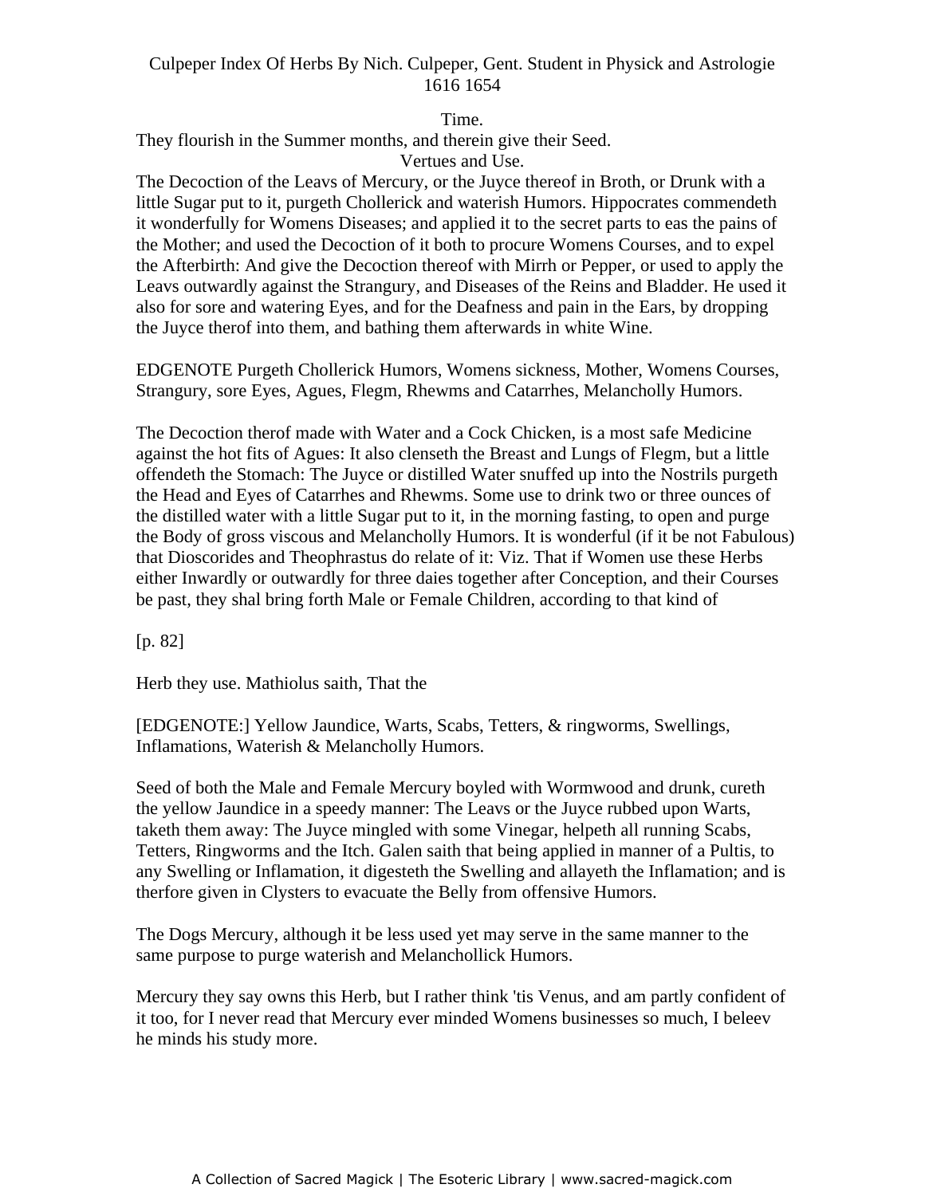Time.

They flourish in the Summer months, and therein give their Seed.

Vertues and Use.

The Decoction of the Leavs of Mercury, or the Juyce thereof in Broth, or Drunk with a little Sugar put to it, purgeth Chollerick and waterish Humors. Hippocrates commendeth it wonderfully for Womens Diseases; and applied it to the secret parts to eas the pains of the Mother; and used the Decoction of it both to procure Womens Courses, and to expel the Afterbirth: And give the Decoction thereof with Mirrh or Pepper, or used to apply the Leavs outwardly against the Strangury, and Diseases of the Reins and Bladder. He used it also for sore and watering Eyes, and for the Deafness and pain in the Ears, by dropping the Juyce therof into them, and bathing them afterwards in white Wine.

EDGENOTE Purgeth Chollerick Humors, Womens sickness, Mother, Womens Courses, Strangury, sore Eyes, Agues, Flegm, Rhewms and Catarrhes, Melancholly Humors.

The Decoction therof made with Water and a Cock Chicken, is a most safe Medicine against the hot fits of Agues: It also clenseth the Breast and Lungs of Flegm, but a little offendeth the Stomach: The Juyce or distilled Water snuffed up into the Nostrils purgeth the Head and Eyes of Catarrhes and Rhewms. Some use to drink two or three ounces of the distilled water with a little Sugar put to it, in the morning fasting, to open and purge the Body of gross viscous and Melancholly Humors. It is wonderful (if it be not Fabulous) that Dioscorides and Theophrastus do relate of it: Viz. That if Women use these Herbs either Inwardly or outwardly for three daies together after Conception, and their Courses be past, they shal bring forth Male or Female Children, according to that kind of

[p. 82]

Herb they use. Mathiolus saith, That the

[EDGENOTE:] Yellow Jaundice, Warts, Scabs, Tetters, & ringworms, Swellings, Inflamations, Waterish & Melancholly Humors.

Seed of both the Male and Female Mercury boyled with Wormwood and drunk, cureth the yellow Jaundice in a speedy manner: The Leavs or the Juyce rubbed upon Warts, taketh them away: The Juyce mingled with some Vinegar, helpeth all running Scabs, Tetters, Ringworms and the Itch. Galen saith that being applied in manner of a Pultis, to any Swelling or Inflamation, it digesteth the Swelling and allayeth the Inflamation; and is therfore given in Clysters to evacuate the Belly from offensive Humors.

The Dogs Mercury, although it be less used yet may serve in the same manner to the same purpose to purge waterish and Melanchollick Humors.

Mercury they say owns this Herb, but I rather think 'tis Venus, and am partly confident of it too, for I never read that Mercury ever minded Womens businesses so much, I beleev he minds his study more.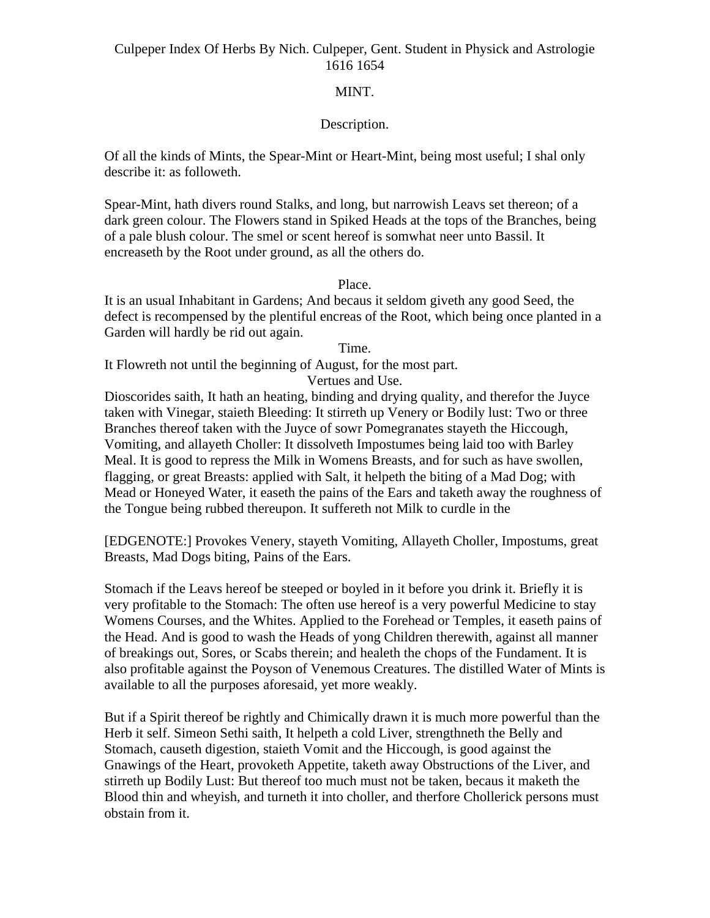Culpeper Index Of Herbs By Nich. Culpeper, Gent. Student in Physick and Astrologie 1616 1654

## MINT.

### Description.

Of all the kinds of Mints, the Spear-Mint or Heart-Mint, being most useful; I shal only describe it: as followeth.

Spear-Mint, hath divers round Stalks, and long, but narrowish Leavs set thereon; of a dark green colour. The Flowers stand in Spiked Heads at the tops of the Branches, being of a pale blush colour. The smel or scent hereof is somwhat neer unto Bassil. It encreaseth by the Root under ground, as all the others do.

### Place.

It is an usual Inhabitant in Gardens; And becaus it seldom giveth any good Seed, the defect is recompensed by the plentiful encreas of the Root, which being once planted in a Garden will hardly be rid out again.

### Time.

It Flowreth not until the beginning of August, for the most part.

### Vertues and Use.

Dioscorides saith, It hath an heating, binding and drying quality, and therefor the Juyce taken with Vinegar, staieth Bleeding: It stirreth up Venery or Bodily lust: Two or three Branches thereof taken with the Juyce of sowr Pomegranates stayeth the Hiccough, Vomiting, and allayeth Choller: It dissolveth Impostumes being laid too with Barley Meal. It is good to repress the Milk in Womens Breasts, and for such as have swollen, flagging, or great Breasts: applied with Salt, it helpeth the biting of a Mad Dog; with Mead or Honeyed Water, it easeth the pains of the Ears and taketh away the roughness of the Tongue being rubbed thereupon. It suffereth not Milk to curdle in the

[EDGENOTE:] Provokes Venery, stayeth Vomiting, Allayeth Choller, Impostums, great Breasts, Mad Dogs biting, Pains of the Ears.

Stomach if the Leavs hereof be steeped or boyled in it before you drink it. Briefly it is very profitable to the Stomach: The often use hereof is a very powerful Medicine to stay Womens Courses, and the Whites. Applied to the Forehead or Temples, it easeth pains of the Head. And is good to wash the Heads of yong Children therewith, against all manner of breakings out, Sores, or Scabs therein; and healeth the chops of the Fundament. It is also profitable against the Poyson of Venemous Creatures. The distilled Water of Mints is available to all the purposes aforesaid, yet more weakly.

But if a Spirit thereof be rightly and Chimically drawn it is much more powerful than the Herb it self. Simeon Sethi saith, It helpeth a cold Liver, strengthneth the Belly and Stomach, causeth digestion, staieth Vomit and the Hiccough, is good against the Gnawings of the Heart, provoketh Appetite, taketh away Obstructions of the Liver, and stirreth up Bodily Lust: But thereof too much must not be taken, becaus it maketh the Blood thin and wheyish, and turneth it into choller, and therfore Chollerick persons must obstain from it.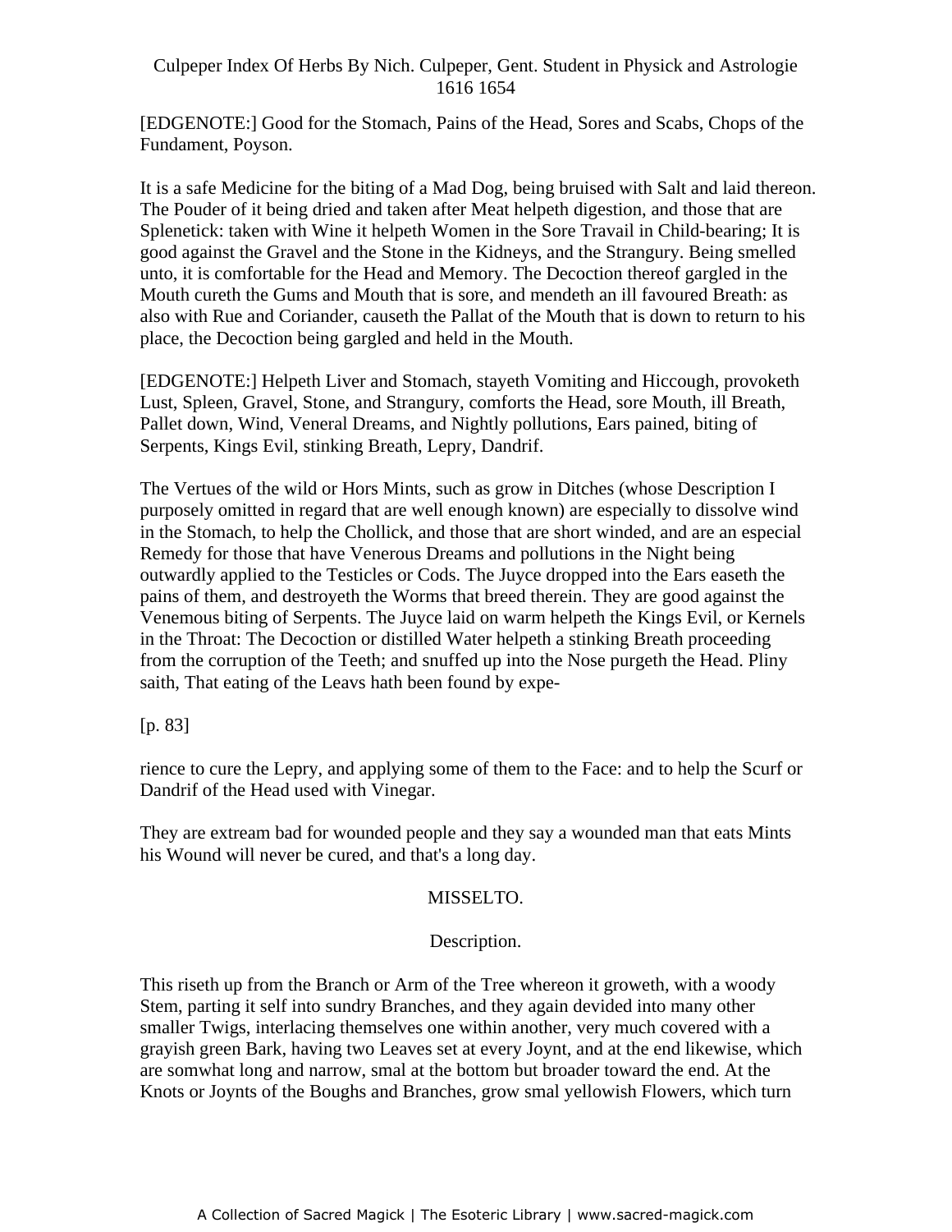[EDGENOTE:] Good for the Stomach, Pains of the Head, Sores and Scabs, Chops of the Fundament, Poyson.

It is a safe Medicine for the biting of a Mad Dog, being bruised with Salt and laid thereon. The Pouder of it being dried and taken after Meat helpeth digestion, and those that are Splenetick: taken with Wine it helpeth Women in the Sore Travail in Child-bearing; It is good against the Gravel and the Stone in the Kidneys, and the Strangury. Being smelled unto, it is comfortable for the Head and Memory. The Decoction thereof gargled in the Mouth cureth the Gums and Mouth that is sore, and mendeth an ill favoured Breath: as also with Rue and Coriander, causeth the Pallat of the Mouth that is down to return to his place, the Decoction being gargled and held in the Mouth.

[EDGENOTE:] Helpeth Liver and Stomach, stayeth Vomiting and Hiccough, provoketh Lust, Spleen, Gravel, Stone, and Strangury, comforts the Head, sore Mouth, ill Breath, Pallet down, Wind, Veneral Dreams, and Nightly pollutions, Ears pained, biting of Serpents, Kings Evil, stinking Breath, Lepry, Dandrif.

The Vertues of the wild or Hors Mints, such as grow in Ditches (whose Description I purposely omitted in regard that are well enough known) are especially to dissolve wind in the Stomach, to help the Chollick, and those that are short winded, and are an especial Remedy for those that have Venerous Dreams and pollutions in the Night being outwardly applied to the Testicles or Cods. The Juyce dropped into the Ears easeth the pains of them, and destroyeth the Worms that breed therein. They are good against the Venemous biting of Serpents. The Juyce laid on warm helpeth the Kings Evil, or Kernels in the Throat: The Decoction or distilled Water helpeth a stinking Breath proceeding from the corruption of the Teeth; and snuffed up into the Nose purgeth the Head. Pliny saith, That eating of the Leavs hath been found by expe-

[p. 83]

rience to cure the Lepry, and applying some of them to the Face: and to help the Scurf or Dandrif of the Head used with Vinegar.

They are extream bad for wounded people and they say a wounded man that eats Mints his Wound will never be cured, and that's a long day.

## MISSELTO.

### Description.

This riseth up from the Branch or Arm of the Tree whereon it groweth, with a woody Stem, parting it self into sundry Branches, and they again devided into many other smaller Twigs, interlacing themselves one within another, very much covered with a grayish green Bark, having two Leaves set at every Joynt, and at the end likewise, which are somwhat long and narrow, smal at the bottom but broader toward the end. At the Knots or Joynts of the Boughs and Branches, grow smal yellowish Flowers, which turn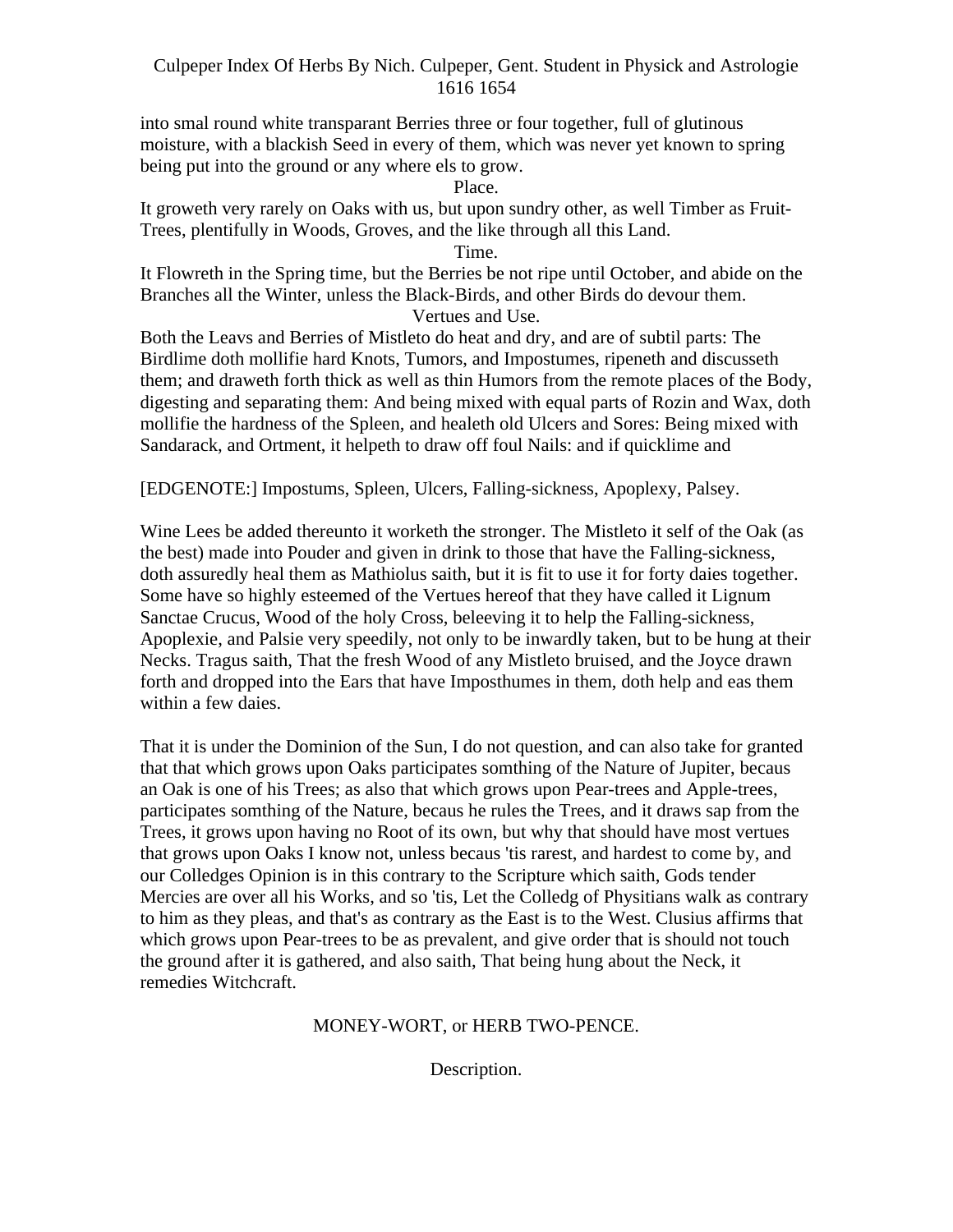into smal round white transparant Berries three or four together, full of glutinous moisture, with a blackish Seed in every of them, which was never yet known to spring being put into the ground or any where els to grow.

Place.

It groweth very rarely on Oaks with us, but upon sundry other, as well Timber as Fruit-Trees, plentifully in Woods, Groves, and the like through all this Land.

Time.

It Flowreth in the Spring time, but the Berries be not ripe until October, and abide on the Branches all the Winter, unless the Black-Birds, and other Birds do devour them.

Vertues and Use.

Both the Leavs and Berries of Mistleto do heat and dry, and are of subtil parts: The Birdlime doth mollifie hard Knots, Tumors, and Impostumes, ripeneth and discusseth them; and draweth forth thick as well as thin Humors from the remote places of the Body, digesting and separating them: And being mixed with equal parts of Rozin and Wax, doth mollifie the hardness of the Spleen, and healeth old Ulcers and Sores: Being mixed with Sandarack, and Ortment, it helpeth to draw off foul Nails: and if quicklime and

[EDGENOTE:] Impostums, Spleen, Ulcers, Falling-sickness, Apoplexy, Palsey.

Wine Lees be added thereunto it worketh the stronger. The Mistleto it self of the Oak (as the best) made into Pouder and given in drink to those that have the Falling-sickness, doth assuredly heal them as Mathiolus saith, but it is fit to use it for forty daies together. Some have so highly esteemed of the Vertues hereof that they have called it Lignum Sanctae Crucus, Wood of the holy Cross, beleeving it to help the Falling-sickness, Apoplexie, and Palsie very speedily, not only to be inwardly taken, but to be hung at their Necks. Tragus saith, That the fresh Wood of any Mistleto bruised, and the Joyce drawn forth and dropped into the Ears that have Imposthumes in them, doth help and eas them within a few daies.

That it is under the Dominion of the Sun, I do not question, and can also take for granted that that which grows upon Oaks participates somthing of the Nature of Jupiter, becaus an Oak is one of his Trees; as also that which grows upon Pear-trees and Apple-trees, participates somthing of the Nature, becaus he rules the Trees, and it draws sap from the Trees, it grows upon having no Root of its own, but why that should have most vertues that grows upon Oaks I know not, unless becaus 'tis rarest, and hardest to come by, and our Colledges Opinion is in this contrary to the Scripture which saith, Gods tender Mercies are over all his Works, and so 'tis, Let the Colledg of Physitians walk as contrary to him as they pleas, and that's as contrary as the East is to the West. Clusius affirms that which grows upon Pear-trees to be as prevalent, and give order that is should not touch the ground after it is gathered, and also saith, That being hung about the Neck, it remedies Witchcraft.

## MONEY-WORT, or HERB TWO-PENCE.

Description.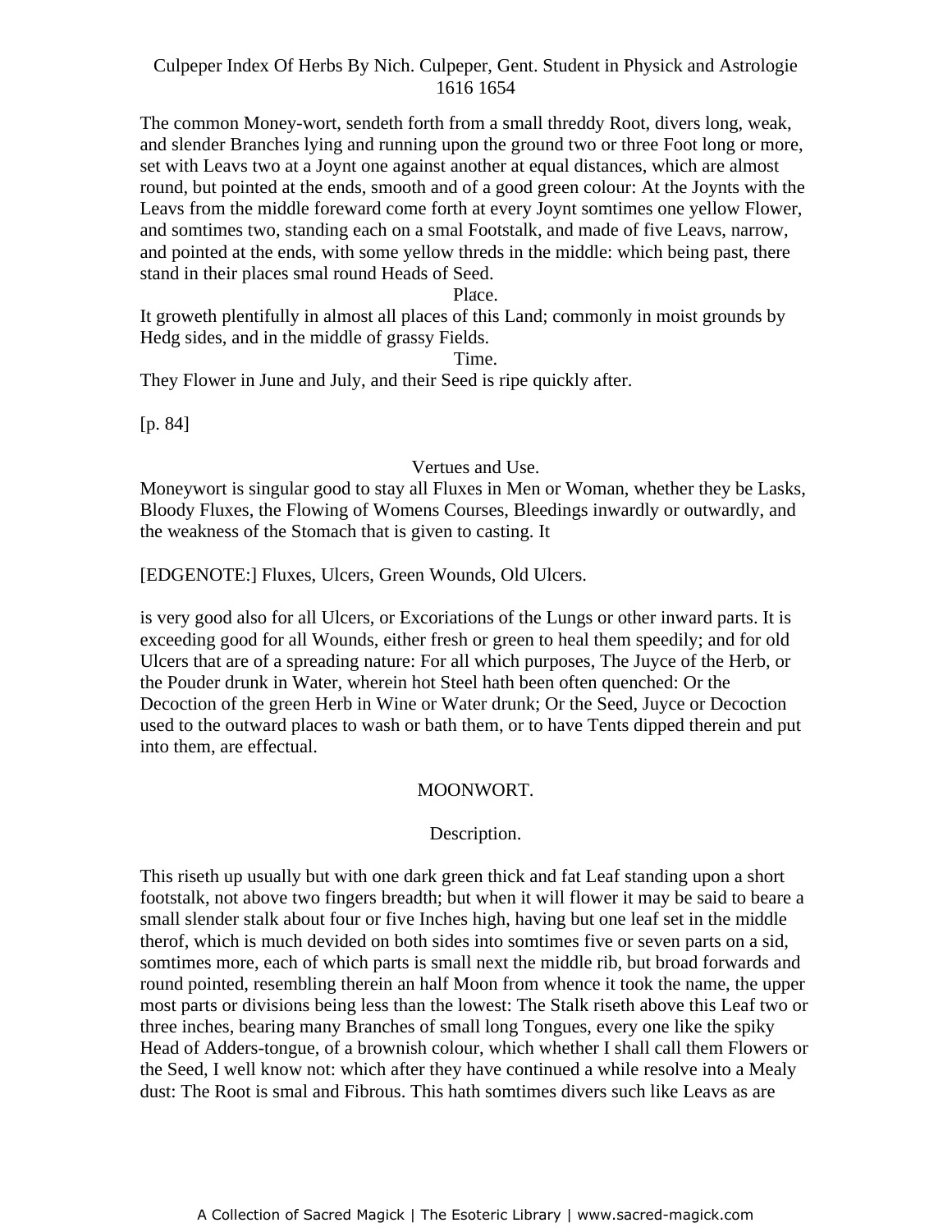The common Money-wort, sendeth forth from a small threddy Root, divers long, weak, and slender Branches lying and running upon the ground two or three Foot long or more, set with Leavs two at a Joynt one against another at equal distances, which are almost round, but pointed at the ends, smooth and of a good green colour: At the Joynts with the Leavs from the middle foreward come forth at every Joynt somtimes one yellow Flower, and somtimes two, standing each on a smal Footstalk, and made of five Leavs, narrow, and pointed at the ends, with some yellow threds in the middle: which being past, there stand in their places smal round Heads of Seed.

Place.

It groweth plentifully in almost all places of this Land; commonly in moist grounds by Hedg sides, and in the middle of grassy Fields.

Time.

They Flower in June and July, and their Seed is ripe quickly after.

[p. 84]

Vertues and Use.

Moneywort is singular good to stay all Fluxes in Men or Woman, whether they be Lasks, Bloody Fluxes, the Flowing of Womens Courses, Bleedings inwardly or outwardly, and the weakness of the Stomach that is given to casting. It

[EDGENOTE:] Fluxes, Ulcers, Green Wounds, Old Ulcers.

is very good also for all Ulcers, or Excoriations of the Lungs or other inward parts. It is exceeding good for all Wounds, either fresh or green to heal them speedily; and for old Ulcers that are of a spreading nature: For all which purposes, The Juyce of the Herb, or the Pouder drunk in Water, wherein hot Steel hath been often quenched: Or the Decoction of the green Herb in Wine or Water drunk; Or the Seed, Juyce or Decoction used to the outward places to wash or bath them, or to have Tents dipped therein and put into them, are effectual.

## MOONWORT.

### Description.

This riseth up usually but with one dark green thick and fat Leaf standing upon a short footstalk, not above two fingers breadth; but when it will flower it may be said to beare a small slender stalk about four or five Inches high, having but one leaf set in the middle therof, which is much devided on both sides into somtimes five or seven parts on a sid, somtimes more, each of which parts is small next the middle rib, but broad forwards and round pointed, resembling therein an half Moon from whence it took the name, the upper most parts or divisions being less than the lowest: The Stalk riseth above this Leaf two or three inches, bearing many Branches of small long Tongues, every one like the spiky Head of Adders-tongue, of a brownish colour, which whether I shall call them Flowers or the Seed, I well know not: which after they have continued a while resolve into a Mealy dust: The Root is smal and Fibrous. This hath somtimes divers such like Leavs as are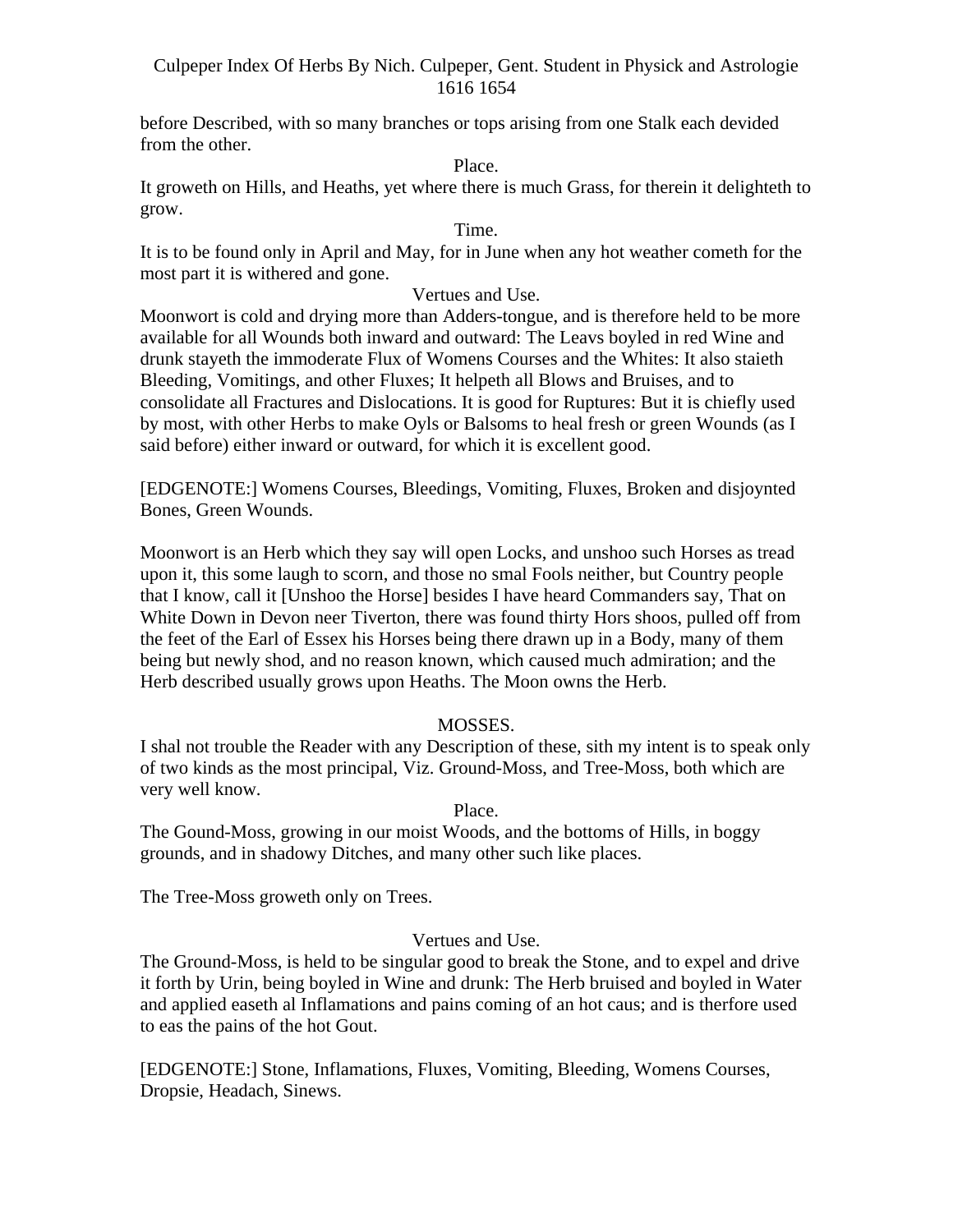before Described, with so many branches or tops arising from one Stalk each devided from the other.

Place.

It groweth on Hills, and Heaths, yet where there is much Grass, for therein it delighteth to grow.

Time.

It is to be found only in April and May, for in June when any hot weather cometh for the most part it is withered and gone.

Vertues and Use.

Moonwort is cold and drying more than Adders-tongue, and is therefore held to be more available for all Wounds both inward and outward: The Leavs boyled in red Wine and drunk stayeth the immoderate Flux of Womens Courses and the Whites: It also staieth Bleeding, Vomitings, and other Fluxes; It helpeth all Blows and Bruises, and to consolidate all Fractures and Dislocations. It is good for Ruptures: But it is chiefly used by most, with other Herbs to make Oyls or Balsoms to heal fresh or green Wounds (as I said before) either inward or outward, for which it is excellent good.

[EDGENOTE:] Womens Courses, Bleedings, Vomiting, Fluxes, Broken and disjoynted Bones, Green Wounds.

Moonwort is an Herb which they say will open Locks, and unshoo such Horses as tread upon it, this some laugh to scorn, and those no smal Fools neither, but Country people that I know, call it [Unshoo the Horse] besides I have heard Commanders say, That on White Down in Devon neer Tiverton, there was found thirty Hors shoos, pulled off from the feet of the Earl of Essex his Horses being there drawn up in a Body, many of them being but newly shod, and no reason known, which caused much admiration; and the Herb described usually grows upon Heaths. The Moon owns the Herb.

## MOSSES.

I shal not trouble the Reader with any Description of these, sith my intent is to speak only of two kinds as the most principal, Viz. Ground-Moss, and Tree-Moss, both which are very well know.

Place.

The Gound-Moss, growing in our moist Woods, and the bottoms of Hills, in boggy grounds, and in shadowy Ditches, and many other such like places.

The Tree-Moss groweth only on Trees.

Vertues and Use.

The Ground-Moss, is held to be singular good to break the Stone, and to expel and drive it forth by Urin, being boyled in Wine and drunk: The Herb bruised and boyled in Water and applied easeth al Inflamations and pains coming of an hot caus; and is therfore used to eas the pains of the hot Gout.

[EDGENOTE:] Stone, Inflamations, Fluxes, Vomiting, Bleeding, Womens Courses, Dropsie, Headach, Sinews.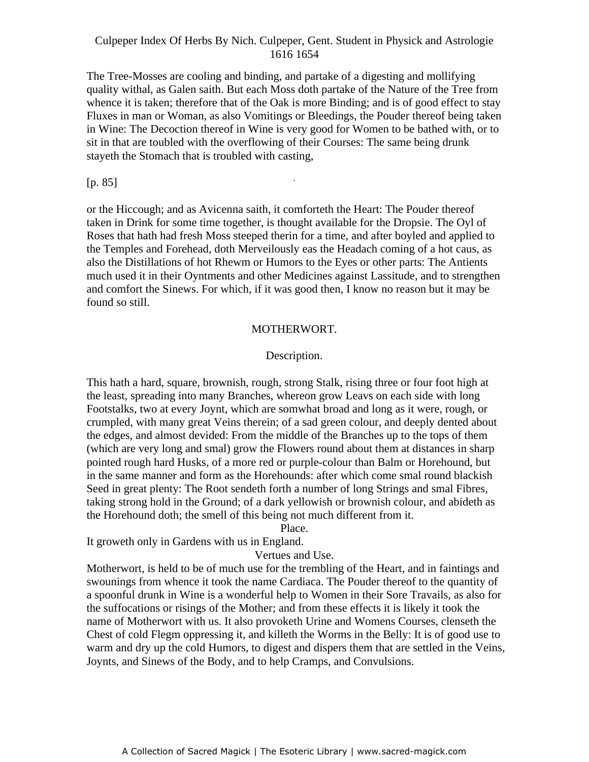The Tree-Mosses are cooling and binding, and partake of a digesting and mollifying quality withal, as Galen saith. But each Moss doth partake of the Nature of the Tree from whence it is taken; therefore that of the Oak is more Binding; and is of good effect to stay Fluxes in man or Woman, as also Vomitings or Bleedings, the Pouder thereof being taken in Wine: The Decoction thereof in Wine is very good for Women to be bathed with, or to sit in that are toubled with the overflowing of their Courses: The same being drunk stayeth the Stomach that is troubled with casting,

[p. 85]

or the Hiccough; and as Avicenna saith, it comforteth the Heart: The Pouder thereof taken in Drink for some time together, is thought available for the Dropsie. The Oyl of Roses that hath had fresh Moss steeped therin for a time, and after boyled and applied to the Temples and Forehead, doth Merveilously eas the Headach coming of a hot caus, as also the Distillations of hot Rhewm or Humors to the Eyes or other parts: The Antients much used it in their Oyntments and other Medicines against Lassitude, and to strengthen and comfort the Sinews. For which, if it was good then, I know no reason but it may be found so still.

## MOTHERWORT.

### Description.

This hath a hard, square, brownish, rough, strong Stalk, rising three or four foot high at the least, spreading into many Branches, whereon grow Leavs on each side with long Footstalks, two at every Joynt, which are somwhat broad and long as it were, rough, or crumpled, with many great Veins therein; of a sad green colour, and deeply dented about the edges, and almost devided: From the middle of the Branches up to the tops of them (which are very long and smal) grow the Flowers round about them at distances in sharp pointed rough hard Husks, of a more red or purple-colour than Balm or Horehound, but in the same manner and form as the Horehounds: after which come smal round blackish Seed in great plenty: The Root sendeth forth a number of long Strings and smal Fibres, taking strong hold in the Ground; of a dark yellowish or brownish colour, and abideth as the Horehound doth; the smell of this being not much different from it.

### Place.

It groweth only in Gardens with us in England.

### Vertues and Use.

Motherwort, is held to be of much use for the trembling of the Heart, and in faintings and swounings from whence it took the name Cardiaca. The Pouder thereof to the quantity of a spoonful drunk in Wine is a wonderful help to Women in their Sore Travails, as also for the suffocations or risings of the Mother; and from these effects it is likely it took the name of Motherwort with us. It also provoketh Urine and Womens Courses, clenseth the Chest of cold Flegm oppressing it, and killeth the Worms in the Belly: It is of good use to warm and dry up the cold Humors, to digest and dispers them that are settled in the Veins, Joynts, and Sinews of the Body, and to help Cramps, and Convulsions.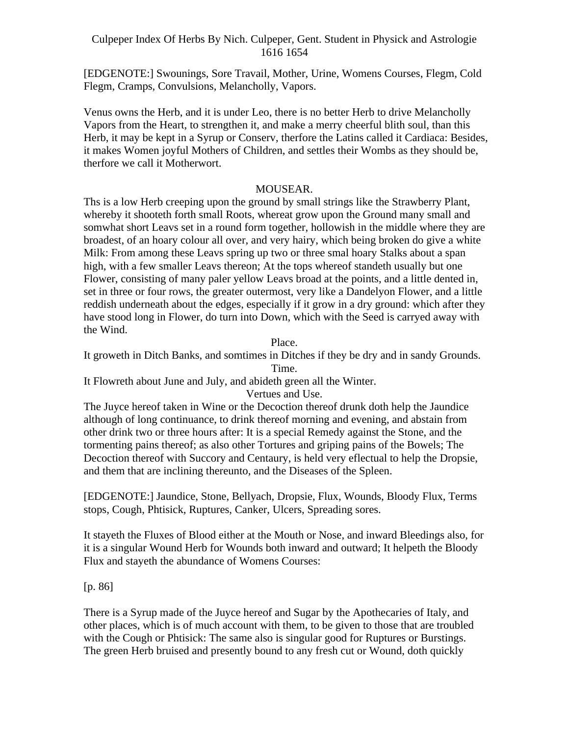[EDGENOTE:] Swounings, Sore Travail, Mother, Urine, Womens Courses, Flegm, Cold Flegm, Cramps, Convulsions, Melancholly, Vapors.

Venus owns the Herb, and it is under Leo, there is no better Herb to drive Melancholly Vapors from the Heart, to strengthen it, and make a merry cheerful blith soul, than this Herb, it may be kept in a Syrup or Conserv, therfore the Latins called it Cardiaca: Besides, it makes Women joyful Mothers of Children, and settles their Wombs as they should be, therfore we call it Motherwort.

## MOUSEAR.

Ths is a low Herb creeping upon the ground by small strings like the Strawberry Plant, whereby it shooteth forth small Roots, whereat grow upon the Ground many small and somwhat short Leavs set in a round form together, hollowish in the middle where they are broadest, of an hoary colour all over, and very hairy, which being broken do give a white Milk: From among these Leavs spring up two or three smal hoary Stalks about a span high, with a few smaller Leavs thereon; At the tops whereof standeth usually but one Flower, consisting of many paler yellow Leavs broad at the points, and a little dented in, set in three or four rows, the greater outermost, very like a Dandelyon Flower, and a little reddish underneath about the edges, especially if it grow in a dry ground: which after they have stood long in Flower, do turn into Down, which with the Seed is carryed away with the Wind.

### Place.

It groweth in Ditch Banks, and somtimes in Ditches if they be dry and in sandy Grounds.

### Time.

It Flowreth about June and July, and abideth green all the Winter.

### Vertues and Use.

The Juyce hereof taken in Wine or the Decoction thereof drunk doth help the Jaundice although of long continuance, to drink thereof morning and evening, and abstain from other drink two or three hours after: It is a special Remedy against the Stone, and the tormenting pains thereof; as also other Tortures and griping pains of the Bowels; The Decoction thereof with Succory and Centaury, is held very eflectual to help the Dropsie, and them that are inclining thereunto, and the Diseases of the Spleen.

[EDGENOTE:] Jaundice, Stone, Bellyach, Dropsie, Flux, Wounds, Bloody Flux, Terms stops, Cough, Phtisick, Ruptures, Canker, Ulcers, Spreading sores.

It stayeth the Fluxes of Blood either at the Mouth or Nose, and inward Bleedings also, for it is a singular Wound Herb for Wounds both inward and outward; It helpeth the Bloody Flux and stayeth the abundance of Womens Courses:

[p. 86]

There is a Syrup made of the Juyce hereof and Sugar by the Apothecaries of Italy, and other places, which is of much account with them, to be given to those that are troubled with the Cough or Phtisick: The same also is singular good for Ruptures or Burstings. The green Herb bruised and presently bound to any fresh cut or Wound, doth quickly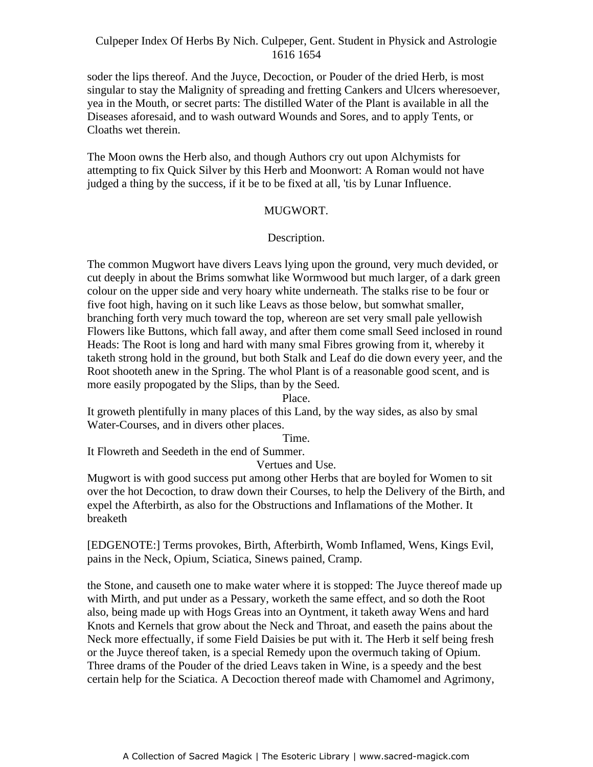soder the lips thereof. And the Juyce, Decoction, or Pouder of the dried Herb, is most singular to stay the Malignity of spreading and fretting Cankers and Ulcers wheresoever, yea in the Mouth, or secret parts: The distilled Water of the Plant is available in all the Diseases aforesaid, and to wash outward Wounds and Sores, and to apply Tents, or Cloaths wet therein.

The Moon owns the Herb also, and though Authors cry out upon Alchymists for attempting to fix Quick Silver by this Herb and Moonwort: A Roman would not have judged a thing by the success, if it be to be fixed at all, 'tis by Lunar Influence.

## MUGWORT.

### Description.

The common Mugwort have divers Leavs lying upon the ground, very much devided, or cut deeply in about the Brims somwhat like Wormwood but much larger, of a dark green colour on the upper side and very hoary white underneath. The stalks rise to be four or five foot high, having on it such like Leavs as those below, but somwhat smaller, branching forth very much toward the top, whereon are set very small pale yellowish Flowers like Buttons, which fall away, and after them come small Seed inclosed in round Heads: The Root is long and hard with many smal Fibres growing from it, whereby it taketh strong hold in the ground, but both Stalk and Leaf do die down every yeer, and the Root shooteth anew in the Spring. The whol Plant is of a reasonable good scent, and is more easily propogated by the Slips, than by the Seed.

### Place.

It groweth plentifully in many places of this Land, by the way sides, as also by smal Water-Courses, and in divers other places.

### Time.

It Flowreth and Seedeth in the end of Summer.

### Vertues and Use.

Mugwort is with good success put among other Herbs that are boyled for Women to sit over the hot Decoction, to draw down their Courses, to help the Delivery of the Birth, and expel the Afterbirth, as also for the Obstructions and Inflamations of the Mother. It breaketh

[EDGENOTE:] Terms provokes, Birth, Afterbirth, Womb Inflamed, Wens, Kings Evil, pains in the Neck, Opium, Sciatica, Sinews pained, Cramp.

the Stone, and causeth one to make water where it is stopped: The Juyce thereof made up with Mirth, and put under as a Pessary, worketh the same effect, and so doth the Root also, being made up with Hogs Greas into an Oyntment, it taketh away Wens and hard Knots and Kernels that grow about the Neck and Throat, and easeth the pains about the Neck more effectually, if some Field Daisies be put with it. The Herb it self being fresh or the Juyce thereof taken, is a special Remedy upon the overmuch taking of Opium. Three drams of the Pouder of the dried Leavs taken in Wine, is a speedy and the best certain help for the Sciatica. A Decoction thereof made with Chamomel and Agrimony,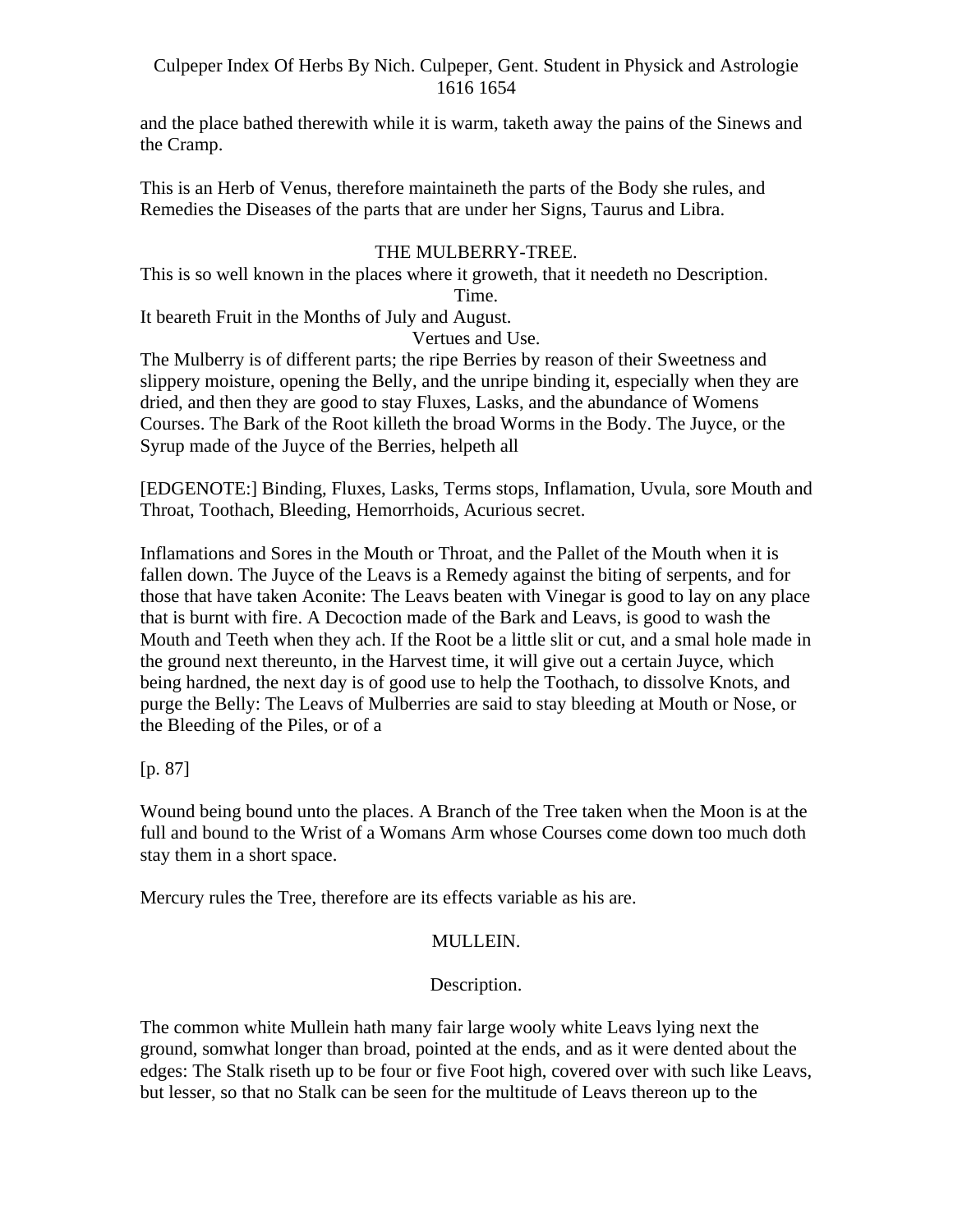and the place bathed therewith while it is warm, taketh away the pains of the Sinews and the Cramp.

This is an Herb of Venus, therefore maintaineth the parts of the Body she rules, and Remedies the Diseases of the parts that are under her Signs, Taurus and Libra.

## THE MULBERRY-TREE.

This is so well known in the places where it groweth, that it needeth no Description.

Time.

It beareth Fruit in the Months of July and August.

Vertues and Use.

The Mulberry is of different parts; the ripe Berries by reason of their Sweetness and slippery moisture, opening the Belly, and the unripe binding it, especially when they are dried, and then they are good to stay Fluxes, Lasks, and the abundance of Womens Courses. The Bark of the Root killeth the broad Worms in the Body. The Juyce, or the Syrup made of the Juyce of the Berries, helpeth all

[EDGENOTE:] Binding, Fluxes, Lasks, Terms stops, Inflamation, Uvula, sore Mouth and Throat, Toothach, Bleeding, Hemorrhoids, Acurious secret.

Inflamations and Sores in the Mouth or Throat, and the Pallet of the Mouth when it is fallen down. The Juyce of the Leavs is a Remedy against the biting of serpents, and for those that have taken Aconite: The Leavs beaten with Vinegar is good to lay on any place that is burnt with fire. A Decoction made of the Bark and Leavs, is good to wash the Mouth and Teeth when they ach. If the Root be a little slit or cut, and a smal hole made in the ground next thereunto, in the Harvest time, it will give out a certain Juyce, which being hardned, the next day is of good use to help the Toothach, to dissolve Knots, and purge the Belly: The Leavs of Mulberries are said to stay bleeding at Mouth or Nose, or the Bleeding of the Piles, or of a

[p. 87]

Wound being bound unto the places. A Branch of the Tree taken when the Moon is at the full and bound to the Wrist of a Womans Arm whose Courses come down too much doth stay them in a short space.

Mercury rules the Tree, therefore are its effects variable as his are.

## MULLEIN.

Description.

The common white Mullein hath many fair large wooly white Leavs lying next the ground, somwhat longer than broad, pointed at the ends, and as it were dented about the edges: The Stalk riseth up to be four or five Foot high, covered over with such like Leavs, but lesser, so that no Stalk can be seen for the multitude of Leavs thereon up to the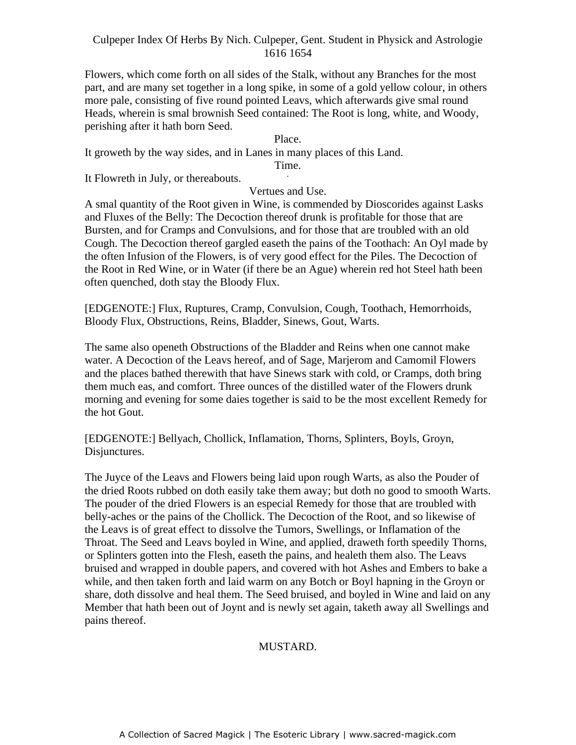Flowers, which come forth on all sides of the Stalk, without any Branches for the most part, and are many set together in a long spike, in some of a gold yellow colour, in others more pale, consisting of five round pointed Leavs, which afterwards give smal round Heads, wherein is smal brownish Seed contained: The Root is long, white, and Woody, perishing after it hath born Seed.

Place.

It groweth by the way sides, and in Lanes in many places of this Land.

Time.

It Flowreth in July, or thereabouts.

Vertues and Use.

A smal quantity of the Root given in Wine, is commended by Dioscorides against Lasks and Fluxes of the Belly: The Decoction thereof drunk is profitable for those that are Bursten, and for Cramps and Convulsions, and for those that are troubled with an old Cough. The Decoction thereof gargled easeth the pains of the Toothach: An Oyl made by the often Infusion of the Flowers, is of very good effect for the Piles. The Decoction of the Root in Red Wine, or in Water (if there be an Ague) wherein red hot Steel hath been often quenched, doth stay the Bloody Flux.

[EDGENOTE:] Flux, Ruptures, Cramp, Convulsion, Cough, Toothach, Hemorrhoids, Bloody Flux, Obstructions, Reins, Bladder, Sinews, Gout, Warts.

The same also openeth Obstructions of the Bladder and Reins when one cannot make water. A Decoction of the Leavs hereof, and of Sage, Marjerom and Camomil Flowers and the places bathed therewith that have Sinews stark with cold, or Cramps, doth bring them much eas, and comfort. Three ounces of the distilled water of the Flowers drunk morning and evening for some daies together is said to be the most excellent Remedy for the hot Gout.

[EDGENOTE:] Bellyach, Chollick, Inflamation, Thorns, Splinters, Boyls, Groyn, Disjunctures.

The Juyce of the Leavs and Flowers being laid upon rough Warts, as also the Pouder of the dried Roots rubbed on doth easily take them away; but doth no good to smooth Warts. The pouder of the dried Flowers is an especial Remedy for those that are troubled with belly-aches or the pains of the Chollick. The Decoction of the Root, and so likewise of the Leavs is of great effect to dissolve the Tumors, Swellings, or Inflamation of the Throat. The Seed and Leavs boyled in Wine, and applied, draweth forth speedily Thorns, or Splinters gotten into the Flesh, easeth the pains, and healeth them also. The Leavs bruised and wrapped in double papers, and covered with hot Ashes and Embers to bake a while, and then taken forth and laid warm on any Botch or Boyl hapning in the Groyn or share, doth dissolve and heal them. The Seed bruised, and boyled in Wine and laid on any Member that hath been out of Joynt and is newly set again, taketh away all Swellings and pains thereof.

## MUSTARD.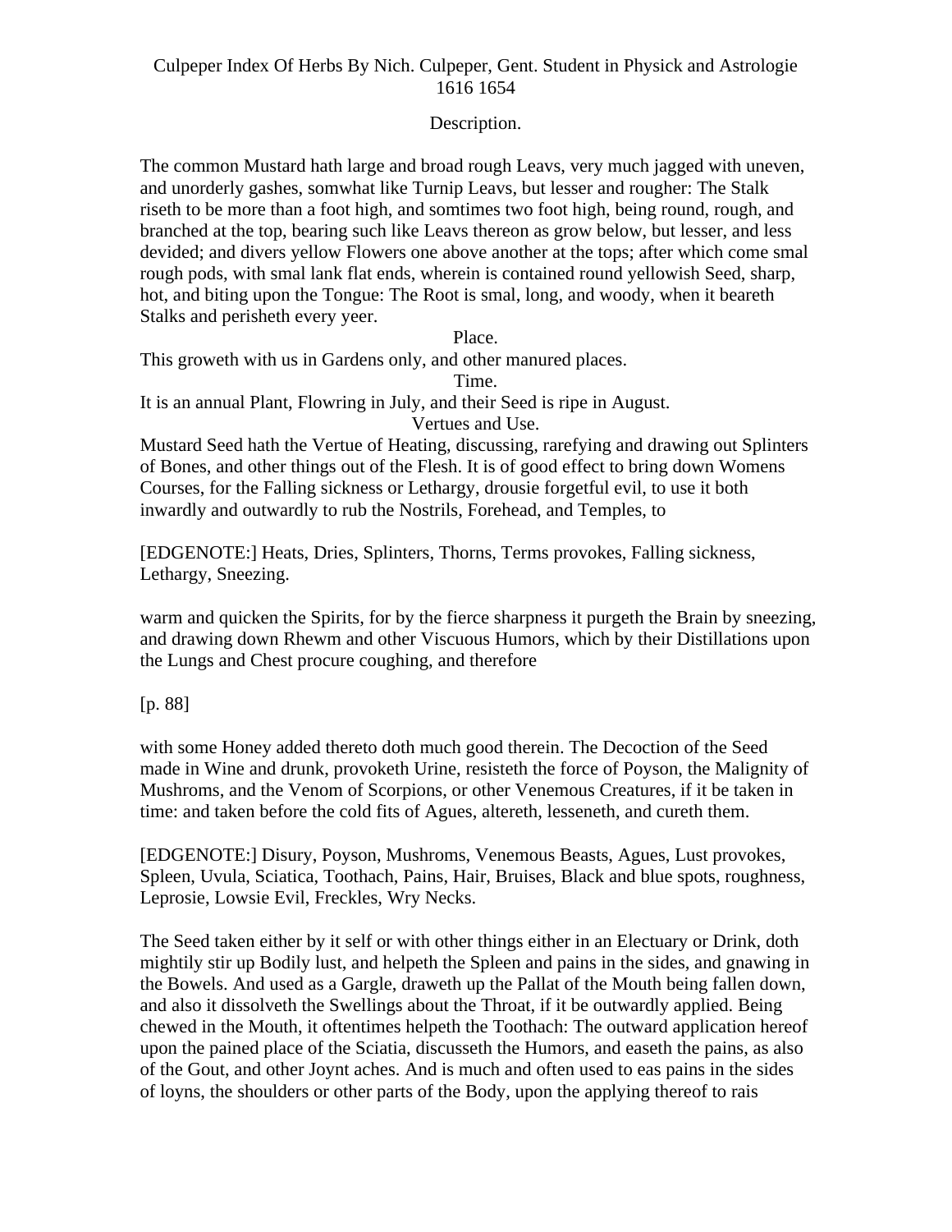Culpeper Index Of Herbs By Nich. Culpeper, Gent. Student in Physick and Astrologie 1616 1654

Description.

The common Mustard hath large and broad rough Leavs, very much jagged with uneven, and unorderly gashes, somwhat like Turnip Leavs, but lesser and rougher: The Stalk riseth to be more than a foot high, and somtimes two foot high, being round, rough, and branched at the top, bearing such like Leavs thereon as grow below, but lesser, and less devided; and divers yellow Flowers one above another at the tops; after which come smal rough pods, with smal lank flat ends, wherein is contained round yellowish Seed, sharp, hot, and biting upon the Tongue: The Root is smal, long, and woody, when it beareth Stalks and perisheth every yeer.

Place.

This groweth with us in Gardens only, and other manured places.

Time.

It is an annual Plant, Flowring in July, and their Seed is ripe in August.

Vertues and Use.

Mustard Seed hath the Vertue of Heating, discussing, rarefying and drawing out Splinters of Bones, and other things out of the Flesh. It is of good effect to bring down Womens Courses, for the Falling sickness or Lethargy, drousie forgetful evil, to use it both inwardly and outwardly to rub the Nostrils, Forehead, and Temples, to

[EDGENOTE:] Heats, Dries, Splinters, Thorns, Terms provokes, Falling sickness, Lethargy, Sneezing.

warm and quicken the Spirits, for by the fierce sharpness it purgeth the Brain by sneezing, and drawing down Rhewm and other Viscuous Humors, which by their Distillations upon the Lungs and Chest procure coughing, and therefore

[p. 88]

with some Honey added thereto doth much good therein. The Decoction of the Seed made in Wine and drunk, provoketh Urine, resisteth the force of Poyson, the Malignity of Mushroms, and the Venom of Scorpions, or other Venemous Creatures, if it be taken in time: and taken before the cold fits of Agues, altereth, lesseneth, and cureth them.

[EDGENOTE:] Disury, Poyson, Mushroms, Venemous Beasts, Agues, Lust provokes, Spleen, Uvula, Sciatica, Toothach, Pains, Hair, Bruises, Black and blue spots, roughness, Leprosie, Lowsie Evil, Freckles, Wry Necks.

The Seed taken either by it self or with other things either in an Electuary or Drink, doth mightily stir up Bodily lust, and helpeth the Spleen and pains in the sides, and gnawing in the Bowels. And used as a Gargle, draweth up the Pallat of the Mouth being fallen down, and also it dissolveth the Swellings about the Throat, if it be outwardly applied. Being chewed in the Mouth, it oftentimes helpeth the Toothach: The outward application hereof upon the pained place of the Sciatia, discusseth the Humors, and easeth the pains, as also of the Gout, and other Joynt aches. And is much and often used to eas pains in the sides of loyns, the shoulders or other parts of the Body, upon the applying thereof to rais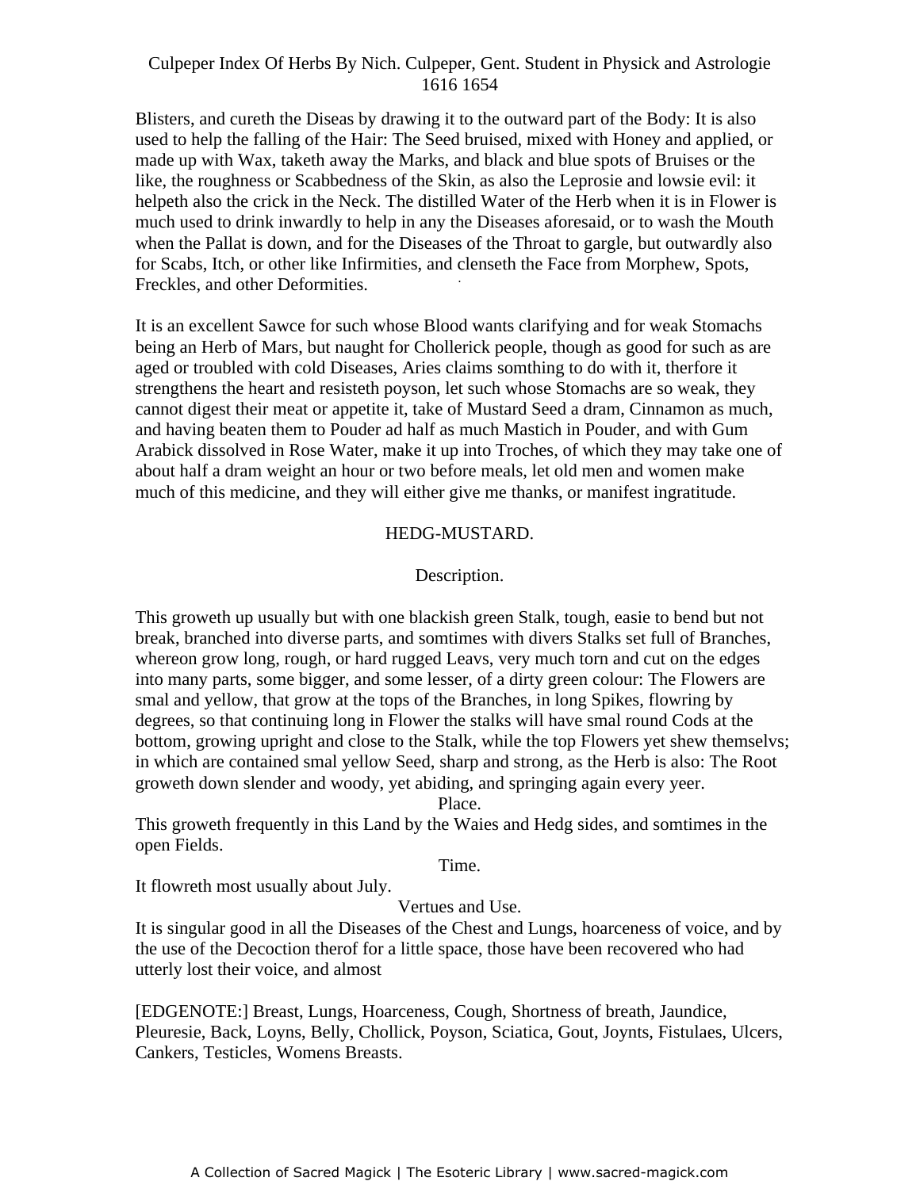Blisters, and cureth the Diseas by drawing it to the outward part of the Body: It is also used to help the falling of the Hair: The Seed bruised, mixed with Honey and applied, or made up with Wax, taketh away the Marks, and black and blue spots of Bruises or the like, the roughness or Scabbedness of the Skin, as also the Leprosie and lowsie evil: it helpeth also the crick in the Neck. The distilled Water of the Herb when it is in Flower is much used to drink inwardly to help in any the Diseases aforesaid, or to wash the Mouth when the Pallat is down, and for the Diseases of the Throat to gargle, but outwardly also for Scabs, Itch, or other like Infirmities, and clenseth the Face from Morphew, Spots, Freckles, and other Deformities.

It is an excellent Sawce for such whose Blood wants clarifying and for weak Stomachs being an Herb of Mars, but naught for Chollerick people, though as good for such as are aged or troubled with cold Diseases, Aries claims somthing to do with it, therfore it strengthens the heart and resisteth poyson, let such whose Stomachs are so weak, they cannot digest their meat or appetite it, take of Mustard Seed a dram, Cinnamon as much, and having beaten them to Pouder ad half as much Mastich in Pouder, and with Gum Arabick dissolved in Rose Water, make it up into Troches, of which they may take one of about half a dram weight an hour or two before meals, let old men and women make much of this medicine, and they will either give me thanks, or manifest ingratitude.

## HEDG-MUSTARD.

### Description.

This groweth up usually but with one blackish green Stalk, tough, easie to bend but not break, branched into diverse parts, and somtimes with divers Stalks set full of Branches, whereon grow long, rough, or hard rugged Leavs, very much torn and cut on the edges into many parts, some bigger, and some lesser, of a dirty green colour: The Flowers are smal and yellow, that grow at the tops of the Branches, in long Spikes, flowring by degrees, so that continuing long in Flower the stalks will have smal round Cods at the bottom, growing upright and close to the Stalk, while the top Flowers yet shew themselvs; in which are contained smal yellow Seed, sharp and strong, as the Herb is also: The Root groweth down slender and woody, yet abiding, and springing again every yeer.

### Place.

This groweth frequently in this Land by the Waies and Hedg sides, and somtimes in the open Fields.

### Time.

It flowreth most usually about July.

### Vertues and Use.

It is singular good in all the Diseases of the Chest and Lungs, hoarceness of voice, and by the use of the Decoction therof for a little space, those have been recovered who had utterly lost their voice, and almost

[EDGENOTE:] Breast, Lungs, Hoarceness, Cough, Shortness of breath, Jaundice, Pleuresie, Back, Loyns, Belly, Chollick, Poyson, Sciatica, Gout, Joynts, Fistulaes, Ulcers, Cankers, Testicles, Womens Breasts.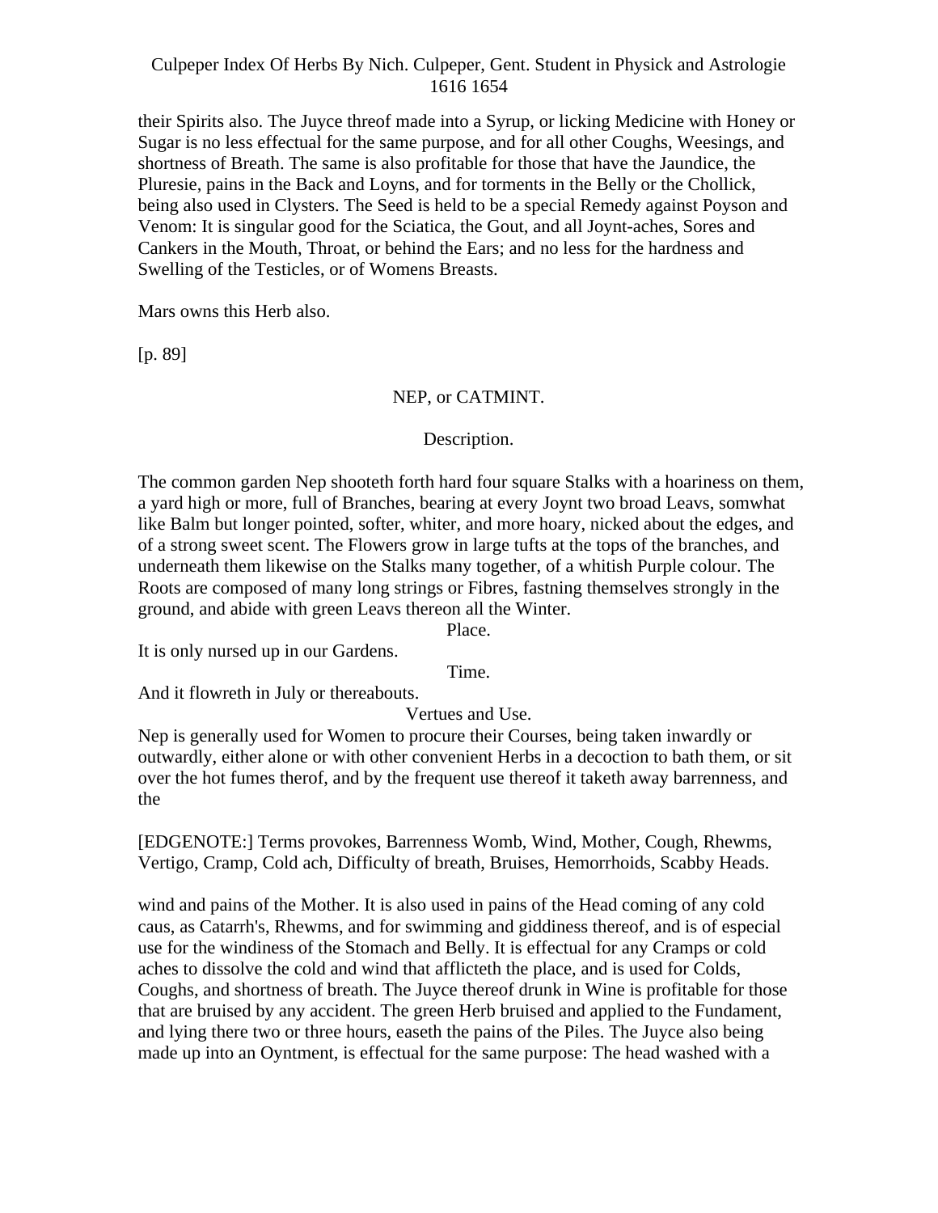their Spirits also. The Juyce threof made into a Syrup, or licking Medicine with Honey or Sugar is no less effectual for the same purpose, and for all other Coughs, Weesings, and shortness of Breath. The same is also profitable for those that have the Jaundice, the Pluresie, pains in the Back and Loyns, and for torments in the Belly or the Chollick, being also used in Clysters. The Seed is held to be a special Remedy against Poyson and Venom: It is singular good for the Sciatica, the Gout, and all Joynt-aches, Sores and Cankers in the Mouth, Throat, or behind the Ears; and no less for the hardness and Swelling of the Testicles, or of Womens Breasts.

Mars owns this Herb also.

[p. 89]

## NEP, or CATMINT.

### Description.

The common garden Nep shooteth forth hard four square Stalks with a hoariness on them, a yard high or more, full of Branches, bearing at every Joynt two broad Leavs, somwhat like Balm but longer pointed, softer, whiter, and more hoary, nicked about the edges, and of a strong sweet scent. The Flowers grow in large tufts at the tops of the branches, and underneath them likewise on the Stalks many together, of a whitish Purple colour. The Roots are composed of many long strings or Fibres, fastning themselves strongly in the ground, and abide with green Leavs thereon all the Winter.

### Place.

It is only nursed up in our Gardens.

### Time.

And it flowreth in July or thereabouts.

### Vertues and Use.

Nep is generally used for Women to procure their Courses, being taken inwardly or outwardly, either alone or with other convenient Herbs in a decoction to bath them, or sit over the hot fumes therof, and by the frequent use thereof it taketh away barrenness, and the

[EDGENOTE:] Terms provokes, Barrenness Womb, Wind, Mother, Cough, Rhewms, Vertigo, Cramp, Cold ach, Difficulty of breath, Bruises, Hemorrhoids, Scabby Heads.

wind and pains of the Mother. It is also used in pains of the Head coming of any cold caus, as Catarrh's, Rhewms, and for swimming and giddiness thereof, and is of especial use for the windiness of the Stomach and Belly. It is effectual for any Cramps or cold aches to dissolve the cold and wind that afflicteth the place, and is used for Colds, Coughs, and shortness of breath. The Juyce thereof drunk in Wine is profitable for those that are bruised by any accident. The green Herb bruised and applied to the Fundament, and lying there two or three hours, easeth the pains of the Piles. The Juyce also being made up into an Oyntment, is effectual for the same purpose: The head washed with a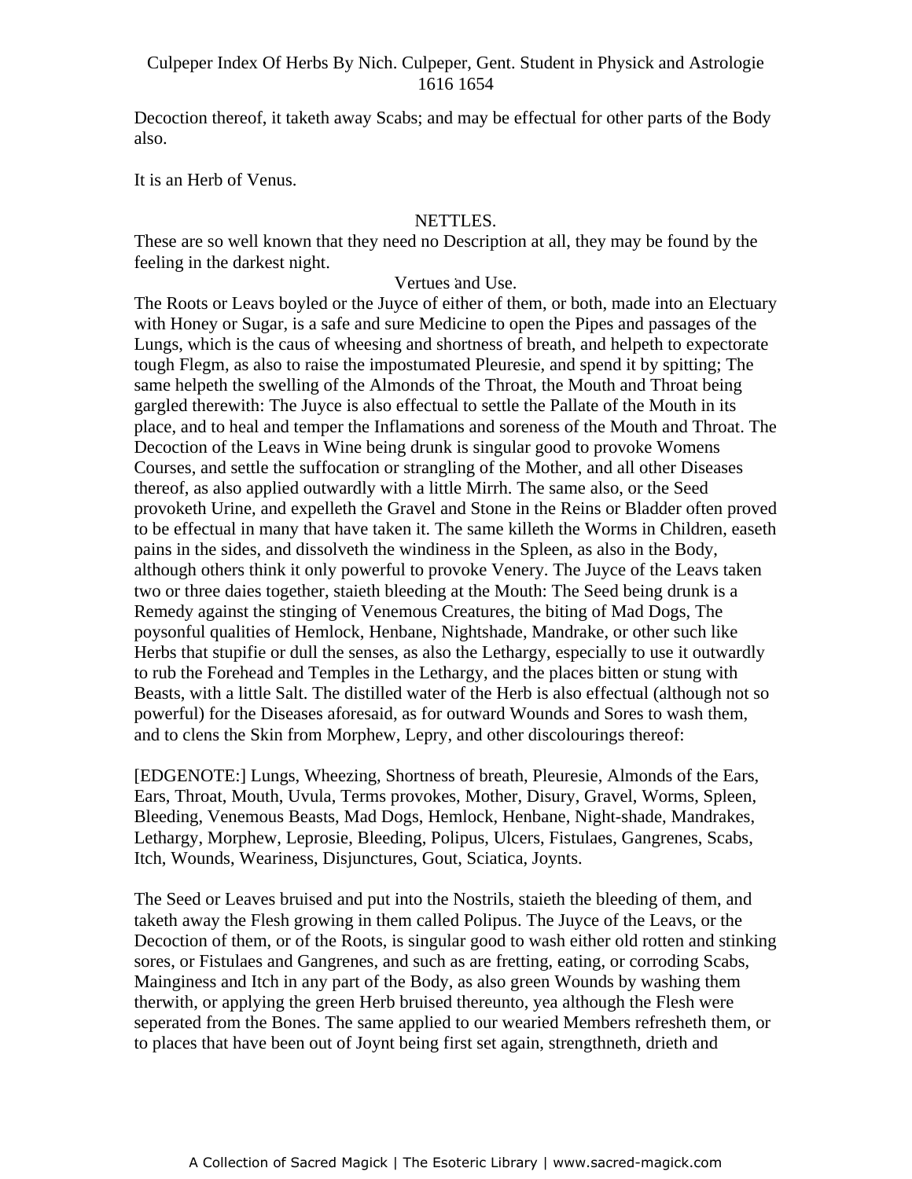Decoction thereof, it taketh away Scabs; and may be effectual for other parts of the Body also.

It is an Herb of Venus.

## NETTLES.

These are so well known that they need no Description at all, they may be found by the feeling in the darkest night.

### Vertues and Use.

The Roots or Leavs boyled or the Juyce of either of them, or both, made into an Electuary with Honey or Sugar, is a safe and sure Medicine to open the Pipes and passages of the Lungs, which is the caus of wheesing and shortness of breath, and helpeth to expectorate tough Flegm, as also to raise the impostumated Pleuresie, and spend it by spitting; The same helpeth the swelling of the Almonds of the Throat, the Mouth and Throat being gargled therewith: The Juyce is also effectual to settle the Pallate of the Mouth in its place, and to heal and temper the Inflamations and soreness of the Mouth and Throat. The Decoction of the Leavs in Wine being drunk is singular good to provoke Womens Courses, and settle the suffocation or strangling of the Mother, and all other Diseases thereof, as also applied outwardly with a little Mirrh. The same also, or the Seed provoketh Urine, and expelleth the Gravel and Stone in the Reins or Bladder often proved to be effectual in many that have taken it. The same killeth the Worms in Children, easeth pains in the sides, and dissolveth the windiness in the Spleen, as also in the Body, although others think it only powerful to provoke Venery. The Juyce of the Leavs taken two or three daies together, staieth bleeding at the Mouth: The Seed being drunk is a Remedy against the stinging of Venemous Creatures, the biting of Mad Dogs, The poysonful qualities of Hemlock, Henbane, Nightshade, Mandrake, or other such like Herbs that stupifie or dull the senses, as also the Lethargy, especially to use it outwardly to rub the Forehead and Temples in the Lethargy, and the places bitten or stung with Beasts, with a little Salt. The distilled water of the Herb is also effectual (although not so powerful) for the Diseases aforesaid, as for outward Wounds and Sores to wash them, and to clens the Skin from Morphew, Lepry, and other discolourings thereof:

[EDGENOTE:] Lungs, Wheezing, Shortness of breath, Pleuresie, Almonds of the Ears, Ears, Throat, Mouth, Uvula, Terms provokes, Mother, Disury, Gravel, Worms, Spleen, Bleeding, Venemous Beasts, Mad Dogs, Hemlock, Henbane, Night-shade, Mandrakes, Lethargy, Morphew, Leprosie, Bleeding, Polipus, Ulcers, Fistulaes, Gangrenes, Scabs, Itch, Wounds, Weariness, Disjunctures, Gout, Sciatica, Joynts.

The Seed or Leaves bruised and put into the Nostrils, staieth the bleeding of them, and taketh away the Flesh growing in them called Polipus. The Juyce of the Leavs, or the Decoction of them, or of the Roots, is singular good to wash either old rotten and stinking sores, or Fistulaes and Gangrenes, and such as are fretting, eating, or corroding Scabs, Mainginess and Itch in any part of the Body, as also green Wounds by washing them therwith, or applying the green Herb bruised thereunto, yea although the Flesh were seperated from the Bones. The same applied to our wearied Members refresheth them, or to places that have been out of Joynt being first set again, strengthneth, drieth and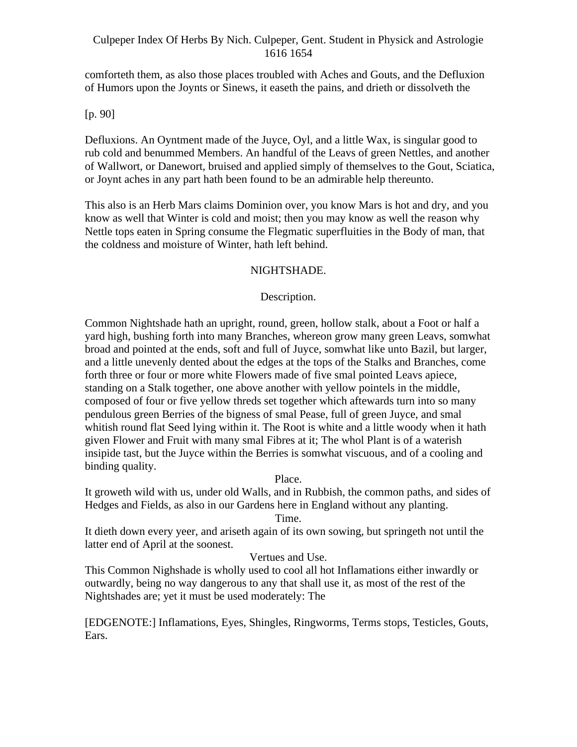comforteth them, as also those places troubled with Aches and Gouts, and the Defluxion of Humors upon the Joynts or Sinews, it easeth the pains, and drieth or dissolveth the

[p. 90]

Defluxions. An Oyntment made of the Juyce, Oyl, and a little Wax, is singular good to rub cold and benummed Members. An handful of the Leavs of green Nettles, and another of Wallwort, or Danewort, bruised and applied simply of themselves to the Gout, Sciatica, or Joynt aches in any part hath been found to be an admirable help thereunto.

This also is an Herb Mars claims Dominion over, you know Mars is hot and dry, and you know as well that Winter is cold and moist; then you may know as well the reason why Nettle tops eaten in Spring consume the Flegmatic superfluities in the Body of man, that the coldness and moisture of Winter, hath left behind.

## NIGHTSHADE.

### Description.

Common Nightshade hath an upright, round, green, hollow stalk, about a Foot or half a yard high, bushing forth into many Branches, whereon grow many green Leavs, somwhat broad and pointed at the ends, soft and full of Juyce, somwhat like unto Bazil, but larger, and a little unevenly dented about the edges at the tops of the Stalks and Branches, come forth three or four or more white Flowers made of five smal pointed Leavs apiece, standing on a Stalk together, one above another with yellow pointels in the middle, composed of four or five yellow threds set together which aftewards turn into so many pendulous green Berries of the bigness of smal Pease, full of green Juyce, and smal whitish round flat Seed lying within it. The Root is white and a little woody when it hath given Flower and Fruit with many smal Fibres at it; The whol Plant is of a waterish insipide tast, but the Juyce within the Berries is somwhat viscuous, and of a cooling and binding quality.

### Place.

It groweth wild with us, under old Walls, and in Rubbish, the common paths, and sides of Hedges and Fields, as also in our Gardens here in England without any planting.

### Time.

It dieth down every yeer, and ariseth again of its own sowing, but springeth not until the latter end of April at the soonest.

### Vertues and Use.

This Common Nighshade is wholly used to cool all hot Inflamations either inwardly or outwardly, being no way dangerous to any that shall use it, as most of the rest of the Nightshades are; yet it must be used moderately: The

[EDGENOTE:] Inflamations, Eyes, Shingles, Ringworms, Terms stops, Testicles, Gouts, Ears.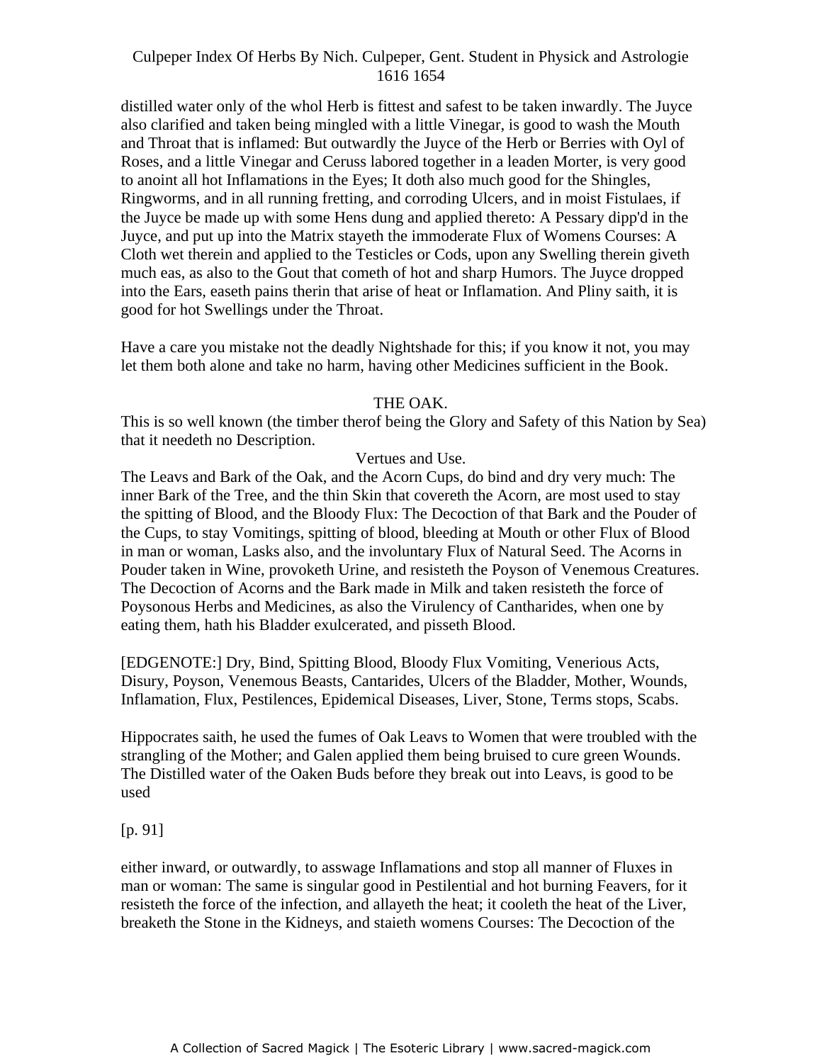distilled water only of the whol Herb is fittest and safest to be taken inwardly. The Juyce also clarified and taken being mingled with a little Vinegar, is good to wash the Mouth and Throat that is inflamed: But outwardly the Juyce of the Herb or Berries with Oyl of Roses, and a little Vinegar and Ceruss labored together in a leaden Morter, is very good to anoint all hot Inflamations in the Eyes; It doth also much good for the Shingles, Ringworms, and in all running fretting, and corroding Ulcers, and in moist Fistulaes, if the Juyce be made up with some Hens dung and applied thereto: A Pessary dipp'd in the Juyce, and put up into the Matrix stayeth the immoderate Flux of Womens Courses: A Cloth wet therein and applied to the Testicles or Cods, upon any Swelling therein giveth much eas, as also to the Gout that cometh of hot and sharp Humors. The Juyce dropped into the Ears, easeth pains therin that arise of heat or Inflamation. And Pliny saith, it is good for hot Swellings under the Throat.

Have a care you mistake not the deadly Nightshade for this; if you know it not, you may let them both alone and take no harm, having other Medicines sufficient in the Book.

## THE OAK.

This is so well known (the timber therof being the Glory and Safety of this Nation by Sea) that it needeth no Description.

### Vertues and Use.

The Leavs and Bark of the Oak, and the Acorn Cups, do bind and dry very much: The inner Bark of the Tree, and the thin Skin that covereth the Acorn, are most used to stay the spitting of Blood, and the Bloody Flux: The Decoction of that Bark and the Pouder of the Cups, to stay Vomitings, spitting of blood, bleeding at Mouth or other Flux of Blood in man or woman, Lasks also, and the involuntary Flux of Natural Seed. The Acorns in Pouder taken in Wine, provoketh Urine, and resisteth the Poyson of Venemous Creatures. The Decoction of Acorns and the Bark made in Milk and taken resisteth the force of Poysonous Herbs and Medicines, as also the Virulency of Cantharides, when one by eating them, hath his Bladder exulcerated, and pisseth Blood.

[EDGENOTE:] Dry, Bind, Spitting Blood, Bloody Flux Vomiting, Venerious Acts, Disury, Poyson, Venemous Beasts, Cantarides, Ulcers of the Bladder, Mother, Wounds, Inflamation, Flux, Pestilences, Epidemical Diseases, Liver, Stone, Terms stops, Scabs.

Hippocrates saith, he used the fumes of Oak Leavs to Women that were troubled with the strangling of the Mother; and Galen applied them being bruised to cure green Wounds. The Distilled water of the Oaken Buds before they break out into Leavs, is good to be used

[p. 91]

either inward, or outwardly, to asswage Inflamations and stop all manner of Fluxes in man or woman: The same is singular good in Pestilential and hot burning Feavers, for it resisteth the force of the infection, and allayeth the heat; it cooleth the heat of the Liver, breaketh the Stone in the Kidneys, and staieth womens Courses: The Decoction of the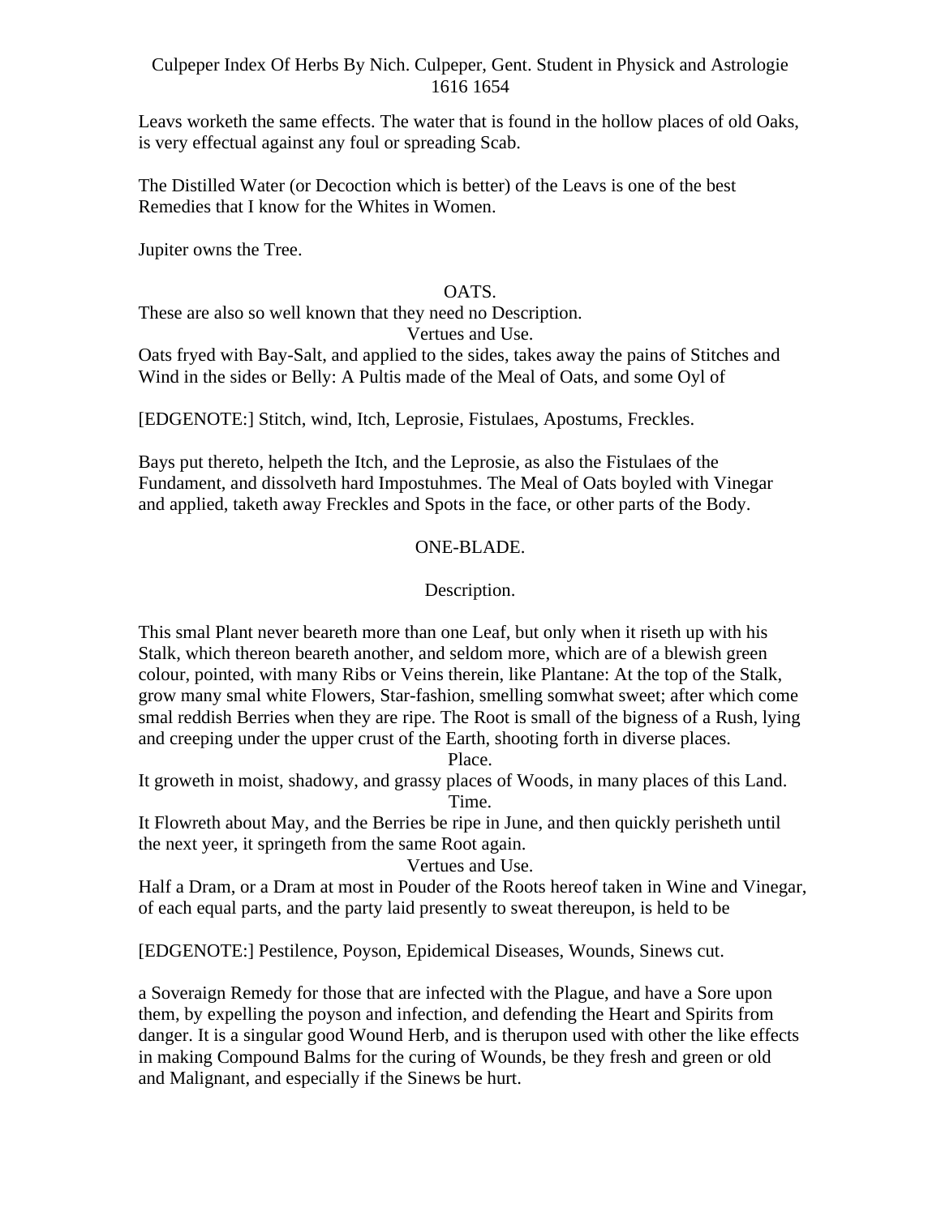Leavs worketh the same effects. The water that is found in the hollow places of old Oaks, is very effectual against any foul or spreading Scab.

The Distilled Water (or Decoction which is better) of the Leavs is one of the best Remedies that I know for the Whites in Women.

Jupiter owns the Tree.

## OATS.

These are also so well known that they need no Description.

### Vertues and Use.

Oats fryed with Bay-Salt, and applied to the sides, takes away the pains of Stitches and Wind in the sides or Belly: A Pultis made of the Meal of Oats, and some Oyl of

[EDGENOTE:] Stitch, wind, Itch, Leprosie, Fistulaes, Apostums, Freckles.

Bays put thereto, helpeth the Itch, and the Leprosie, as also the Fistulaes of the Fundament, and dissolveth hard Impostuhmes. The Meal of Oats boyled with Vinegar and applied, taketh away Freckles and Spots in the face, or other parts of the Body.

## ONE-BLADE.

### Description.

This smal Plant never beareth more than one Leaf, but only when it riseth up with his Stalk, which thereon beareth another, and seldom more, which are of a blewish green colour, pointed, with many Ribs or Veins therein, like Plantane: At the top of the Stalk, grow many smal white Flowers, Star-fashion, smelling somwhat sweet; after which come smal reddish Berries when they are ripe. The Root is small of the bigness of a Rush, lying and creeping under the upper crust of the Earth, shooting forth in diverse places.

### Place.

It groweth in moist, shadowy, and grassy places of Woods, in many places of this Land.

### Time.

It Flowreth about May, and the Berries be ripe in June, and then quickly perisheth until the next yeer, it springeth from the same Root again.

### Vertues and Use.

Half a Dram, or a Dram at most in Pouder of the Roots hereof taken in Wine and Vinegar, of each equal parts, and the party laid presently to sweat thereupon, is held to be

[EDGENOTE:] Pestilence, Poyson, Epidemical Diseases, Wounds, Sinews cut.

a Soveraign Remedy for those that are infected with the Plague, and have a Sore upon them, by expelling the poyson and infection, and defending the Heart and Spirits from danger. It is a singular good Wound Herb, and is therupon used with other the like effects in making Compound Balms for the curing of Wounds, be they fresh and green or old and Malignant, and especially if the Sinews be hurt.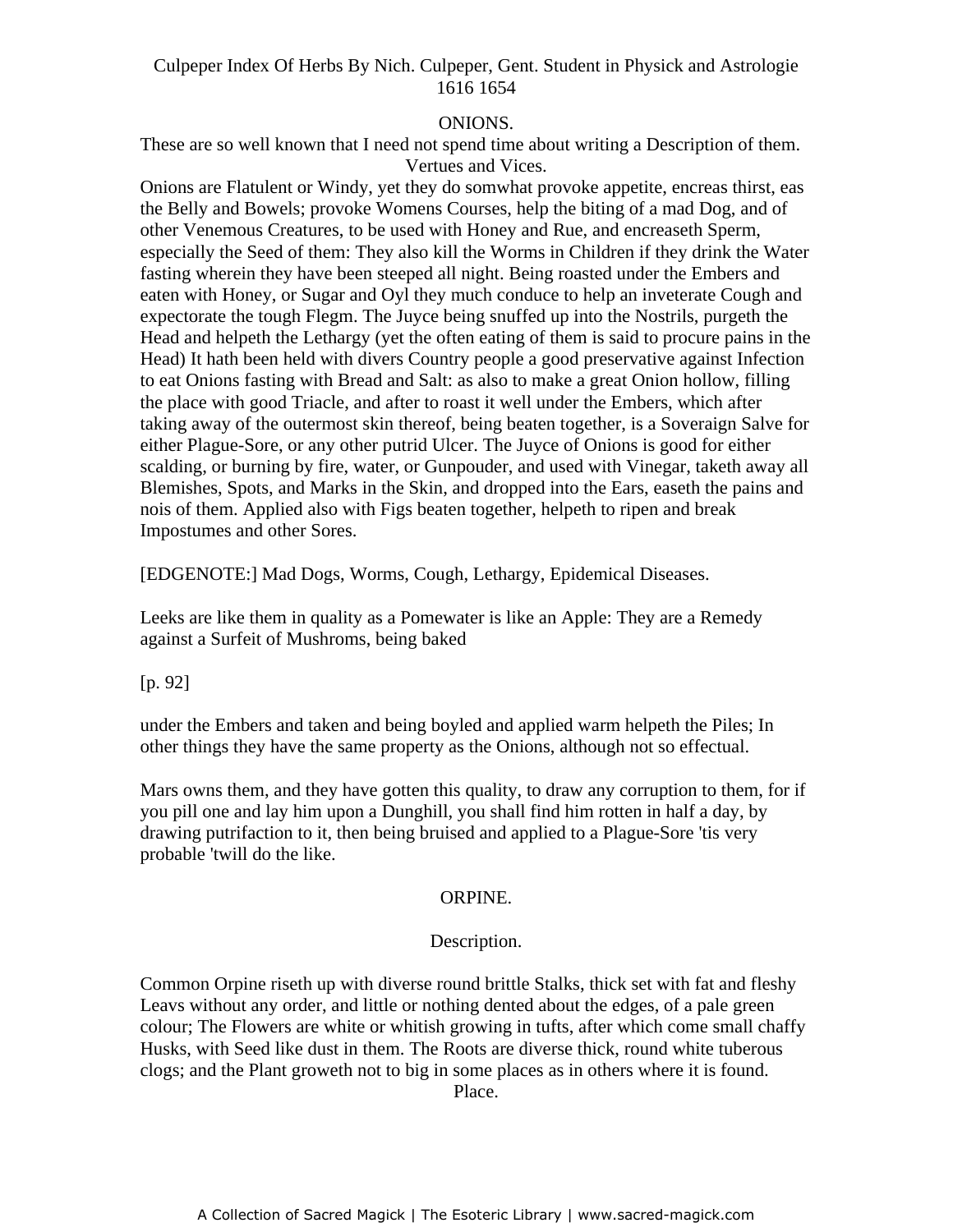## ONIONS.

These are so well known that I need not spend time about writing a Description of them.

### Vertues and Vices.

Onions are Flatulent or Windy, yet they do somwhat provoke appetite, encreas thirst, eas the Belly and Bowels; provoke Womens Courses, help the biting of a mad Dog, and of other Venemous Creatures, to be used with Honey and Rue, and encreaseth Sperm, especially the Seed of them: They also kill the Worms in Children if they drink the Water fasting wherein they have been steeped all night. Being roasted under the Embers and eaten with Honey, or Sugar and Oyl they much conduce to help an inveterate Cough and expectorate the tough Flegm. The Juyce being snuffed up into the Nostrils, purgeth the Head and helpeth the Lethargy (yet the often eating of them is said to procure pains in the Head) It hath been held with divers Country people a good preservative against Infection to eat Onions fasting with Bread and Salt: as also to make a great Onion hollow, filling the place with good Triacle, and after to roast it well under the Embers, which after taking away of the outermost skin thereof, being beaten together, is a Soveraign Salve for either Plague-Sore, or any other putrid Ulcer. The Juyce of Onions is good for either scalding, or burning by fire, water, or Gunpouder, and used with Vinegar, taketh away all Blemishes, Spots, and Marks in the Skin, and dropped into the Ears, easeth the pains and nois of them. Applied also with Figs beaten together, helpeth to ripen and break Impostumes and other Sores.

[EDGENOTE:] Mad Dogs, Worms, Cough, Lethargy, Epidemical Diseases.

Leeks are like them in quality as a Pomewater is like an Apple: They are a Remedy against a Surfeit of Mushroms, being baked

[p. 92]

under the Embers and taken and being boyled and applied warm helpeth the Piles; In other things they have the same property as the Onions, although not so effectual.

Mars owns them, and they have gotten this quality, to draw any corruption to them, for if you pill one and lay him upon a Dunghill, you shall find him rotten in half a day, by drawing putrifaction to it, then being bruised and applied to a Plague-Sore 'tis very probable 'twill do the like.

## ORPINE.

### Description.

Common Orpine riseth up with diverse round brittle Stalks, thick set with fat and fleshy Leavs without any order, and little or nothing dented about the edges, of a pale green colour; The Flowers are white or whitish growing in tufts, after which come small chaffy Husks, with Seed like dust in them. The Roots are diverse thick, round white tuberous clogs; and the Plant groweth not to big in some places as in others where it is found.

### Place.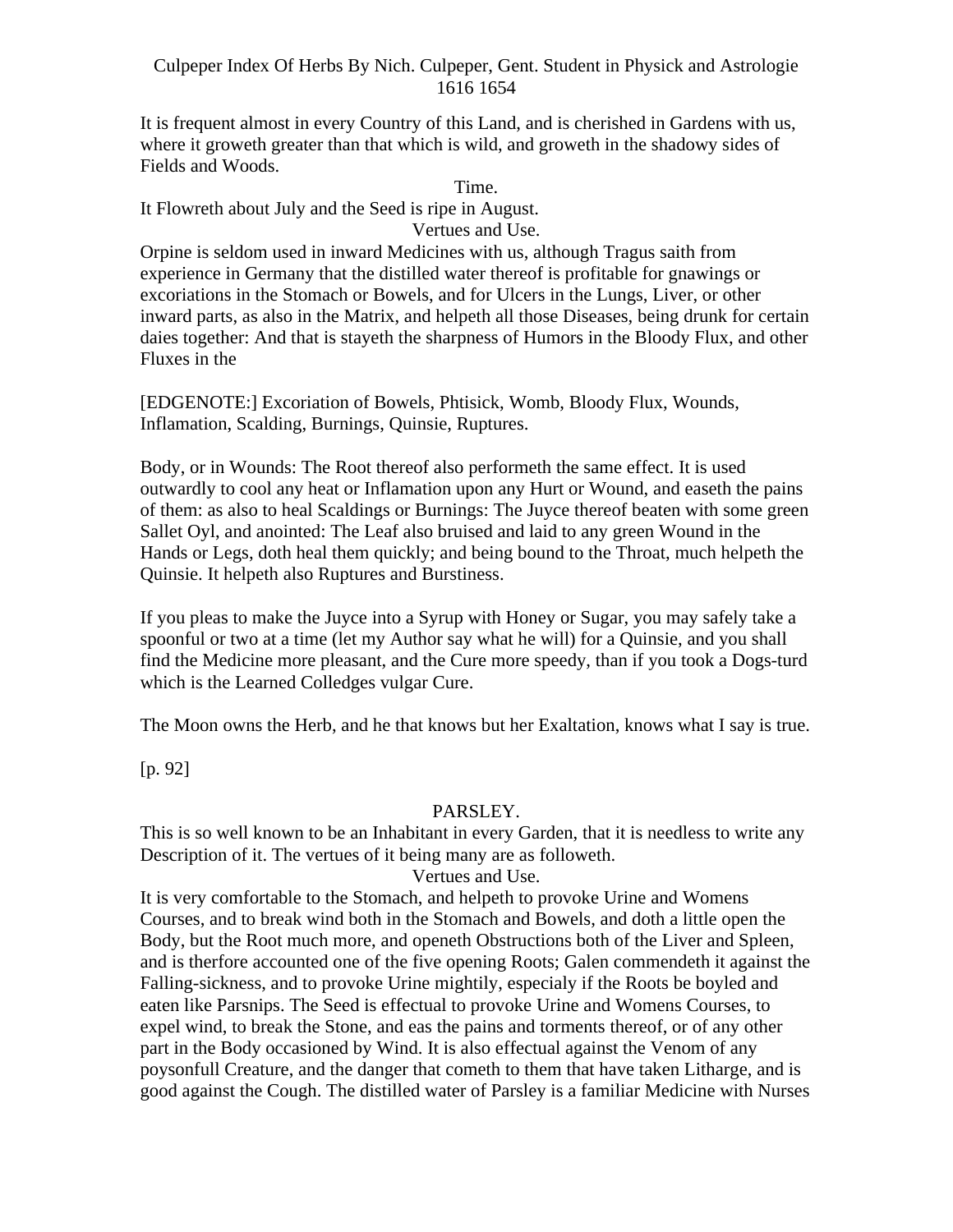It is frequent almost in every Country of this Land, and is cherished in Gardens with us, where it groweth greater than that which is wild, and groweth in the shadowy sides of Fields and Woods.

Time.

It Flowreth about July and the Seed is ripe in August.

Vertues and Use.

Orpine is seldom used in inward Medicines with us, although Tragus saith from experience in Germany that the distilled water thereof is profitable for gnawings or excoriations in the Stomach or Bowels, and for Ulcers in the Lungs, Liver, or other inward parts, as also in the Matrix, and helpeth all those Diseases, being drunk for certain daies together: And that is stayeth the sharpness of Humors in the Bloody Flux, and other Fluxes in the

[EDGENOTE:] Excoriation of Bowels, Phtisick, Womb, Bloody Flux, Wounds, Inflamation, Scalding, Burnings, Quinsie, Ruptures.

Body, or in Wounds: The Root thereof also performeth the same effect. It is used outwardly to cool any heat or Inflamation upon any Hurt or Wound, and easeth the pains of them: as also to heal Scaldings or Burnings: The Juyce thereof beaten with some green Sallet Oyl, and anointed: The Leaf also bruised and laid to any green Wound in the Hands or Legs, doth heal them quickly; and being bound to the Throat, much helpeth the Quinsie. It helpeth also Ruptures and Burstiness.

If you pleas to make the Juyce into a Syrup with Honey or Sugar, you may safely take a spoonful or two at a time (let my Author say what he will) for a Quinsie, and you shall find the Medicine more pleasant, and the Cure more speedy, than if you took a Dogs-turd which is the Learned Colledges vulgar Cure.

The Moon owns the Herb, and he that knows but her Exaltation, knows what I say is true.

[p. 92]

## PARSLEY.

This is so well known to be an Inhabitant in every Garden, that it is needless to write any Description of it. The vertues of it being many are as followeth.

Vertues and Use.

It is very comfortable to the Stomach, and helpeth to provoke Urine and Womens Courses, and to break wind both in the Stomach and Bowels, and doth a little open the Body, but the Root much more, and openeth Obstructions both of the Liver and Spleen, and is therfore accounted one of the five opening Roots; Galen commendeth it against the Falling-sickness, and to provoke Urine mightily, especialy if the Roots be boyled and eaten like Parsnips. The Seed is effectual to provoke Urine and Womens Courses, to expel wind, to break the Stone, and eas the pains and torments thereof, or of any other part in the Body occasioned by Wind. It is also effectual against the Venom of any poysonfull Creature, and the danger that cometh to them that have taken Litharge, and is good against the Cough. The distilled water of Parsley is a familiar Medicine with Nurses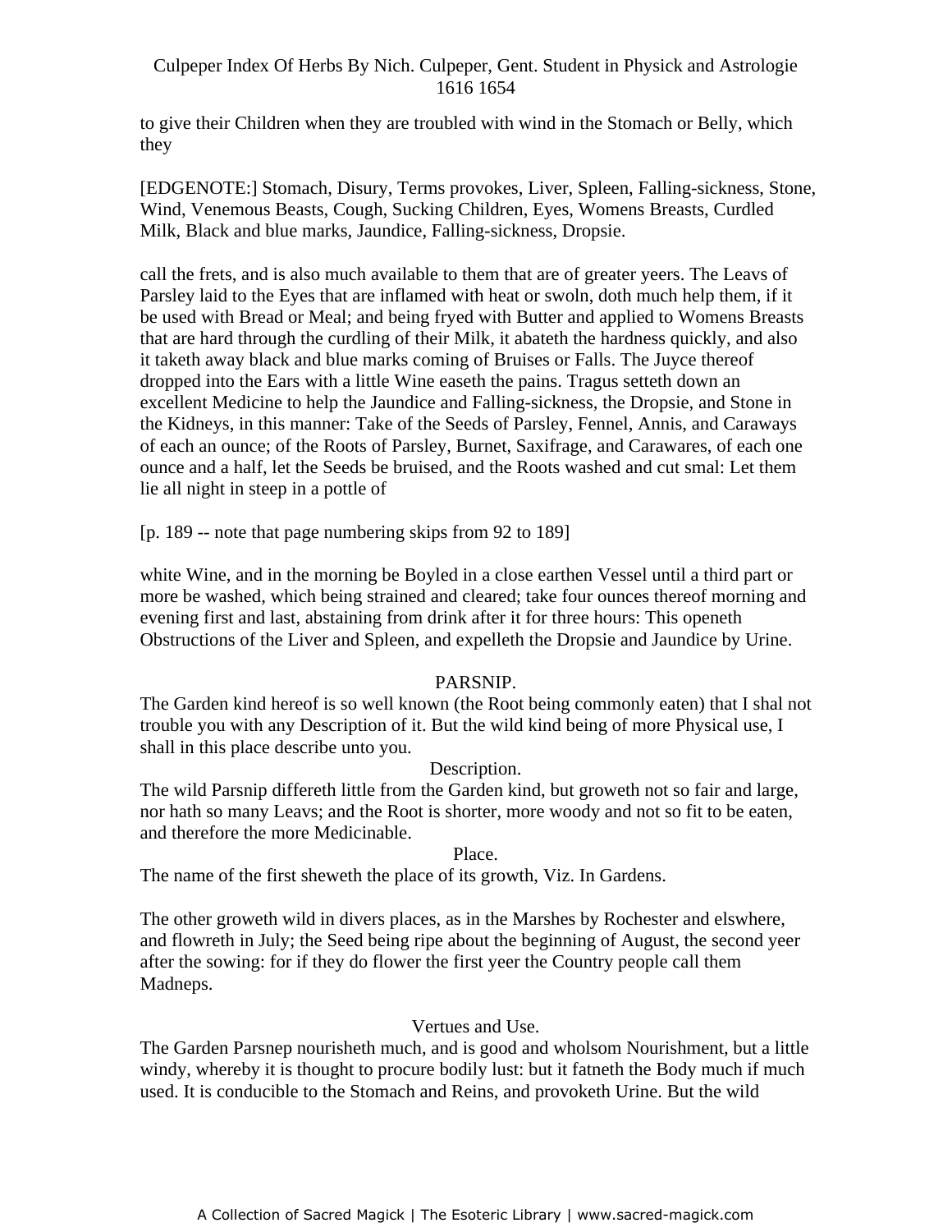to give their Children when they are troubled with wind in the Stomach or Belly, which they

[EDGENOTE:] Stomach, Disury, Terms provokes, Liver, Spleen, Falling-sickness, Stone, Wind, Venemous Beasts, Cough, Sucking Children, Eyes, Womens Breasts, Curdled Milk, Black and blue marks, Jaundice, Falling-sickness, Dropsie.

call the frets, and is also much available to them that are of greater yeers. The Leavs of Parsley laid to the Eyes that are inflamed with heat or swoln, doth much help them, if it be used with Bread or Meal; and being fryed with Butter and applied to Womens Breasts that are hard through the curdling of their Milk, it abateth the hardness quickly, and also it taketh away black and blue marks coming of Bruises or Falls. The Juyce thereof dropped into the Ears with a little Wine easeth the pains. Tragus setteth down an excellent Medicine to help the Jaundice and Falling-sickness, the Dropsie, and Stone in the Kidneys, in this manner: Take of the Seeds of Parsley, Fennel, Annis, and Caraways of each an ounce; of the Roots of Parsley, Burnet, Saxifrage, and Carawares, of each one ounce and a half, let the Seeds be bruised, and the Roots washed and cut smal: Let them lie all night in steep in a pottle of

[p. 189 -- note that page numbering skips from 92 to 189]

white Wine, and in the morning be Boyled in a close earthen Vessel until a third part or more be washed, which being strained and cleared; take four ounces thereof morning and evening first and last, abstaining from drink after it for three hours: This openeth Obstructions of the Liver and Spleen, and expelleth the Dropsie and Jaundice by Urine.

## PARSNIP.

The Garden kind hereof is so well known (the Root being commonly eaten) that I shal not trouble you with any Description of it. But the wild kind being of more Physical use, I shall in this place describe unto you.

### Description.

The wild Parsnip differeth little from the Garden kind, but groweth not so fair and large, nor hath so many Leavs; and the Root is shorter, more woody and not so fit to be eaten, and therefore the more Medicinable.

### Place.

The name of the first sheweth the place of its growth, Viz. In Gardens.

The other groweth wild in divers places, as in the Marshes by Rochester and elswhere, and flowreth in July; the Seed being ripe about the beginning of August, the second yeer after the sowing: for if they do flower the first yeer the Country people call them Madneps.

### Vertues and Use.

The Garden Parsnep nourisheth much, and is good and wholsom Nourishment, but a little windy, whereby it is thought to procure bodily lust: but it fatneth the Body much if much used. It is conducible to the Stomach and Reins, and provoketh Urine. But the wild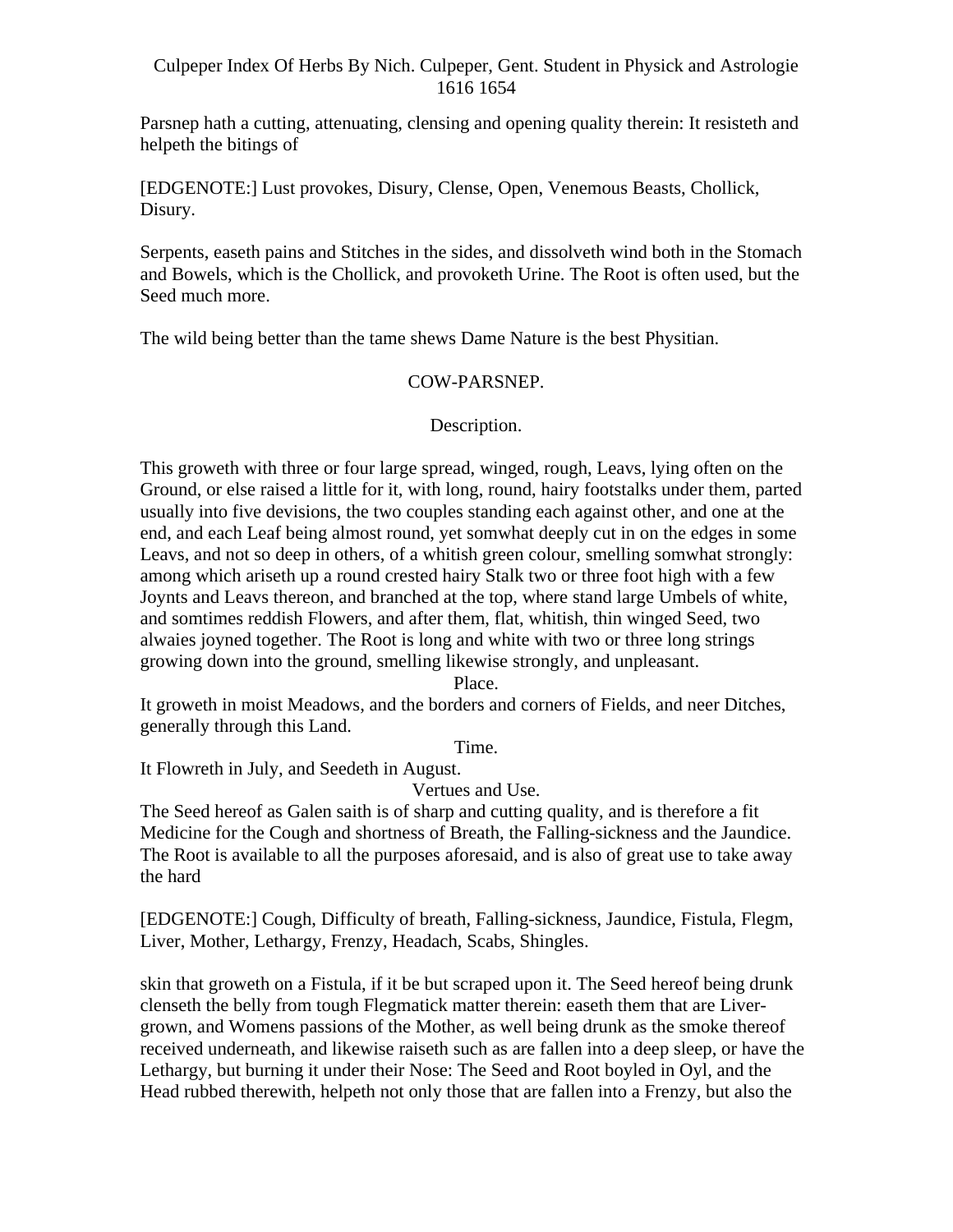Parsnep hath a cutting, attenuating, clensing and opening quality therein: It resisteth and helpeth the bitings of

[EDGENOTE:] Lust provokes, Disury, Clense, Open, Venemous Beasts, Chollick, Disury.

Serpents, easeth pains and Stitches in the sides, and dissolveth wind both in the Stomach and Bowels, which is the Chollick, and provoketh Urine. The Root is often used, but the Seed much more.

The wild being better than the tame shews Dame Nature is the best Physitian.

## COW-PARSNEP.

### Description.

This groweth with three or four large spread, winged, rough, Leavs, lying often on the Ground, or else raised a little for it, with long, round, hairy footstalks under them, parted usually into five devisions, the two couples standing each against other, and one at the end, and each Leaf being almost round, yet somwhat deeply cut in on the edges in some Leavs, and not so deep in others, of a whitish green colour, smelling somwhat strongly: among which ariseth up a round crested hairy Stalk two or three foot high with a few Joynts and Leavs thereon, and branched at the top, where stand large Umbels of white, and somtimes reddish Flowers, and after them, flat, whitish, thin winged Seed, two alwaies joyned together. The Root is long and white with two or three long strings growing down into the ground, smelling likewise strongly, and unpleasant.

### Place.

It groweth in moist Meadows, and the borders and corners of Fields, and neer Ditches, generally through this Land.

### Time.

It Flowreth in July, and Seedeth in August.

### Vertues and Use.

The Seed hereof as Galen saith is of sharp and cutting quality, and is therefore a fit Medicine for the Cough and shortness of Breath, the Falling-sickness and the Jaundice. The Root is available to all the purposes aforesaid, and is also of great use to take away the hard

[EDGENOTE:] Cough, Difficulty of breath, Falling-sickness, Jaundice, Fistula, Flegm, Liver, Mother, Lethargy, Frenzy, Headach, Scabs, Shingles.

skin that groweth on a Fistula, if it be but scraped upon it. The Seed hereof being drunk clenseth the belly from tough Flegmatick matter therein: easeth them that are Liver-grown, and Womens passions of the Mother, as well being drunk as the smoke thereof received underneath, and likewise raiseth such as are fallen into a deep sleep, or have the Lethargy, but burning it under their Nose: The Seed and Root boyled in Oyl, and the Head rubbed therewith, helpeth not only those that are fallen into a Frenzy, but also the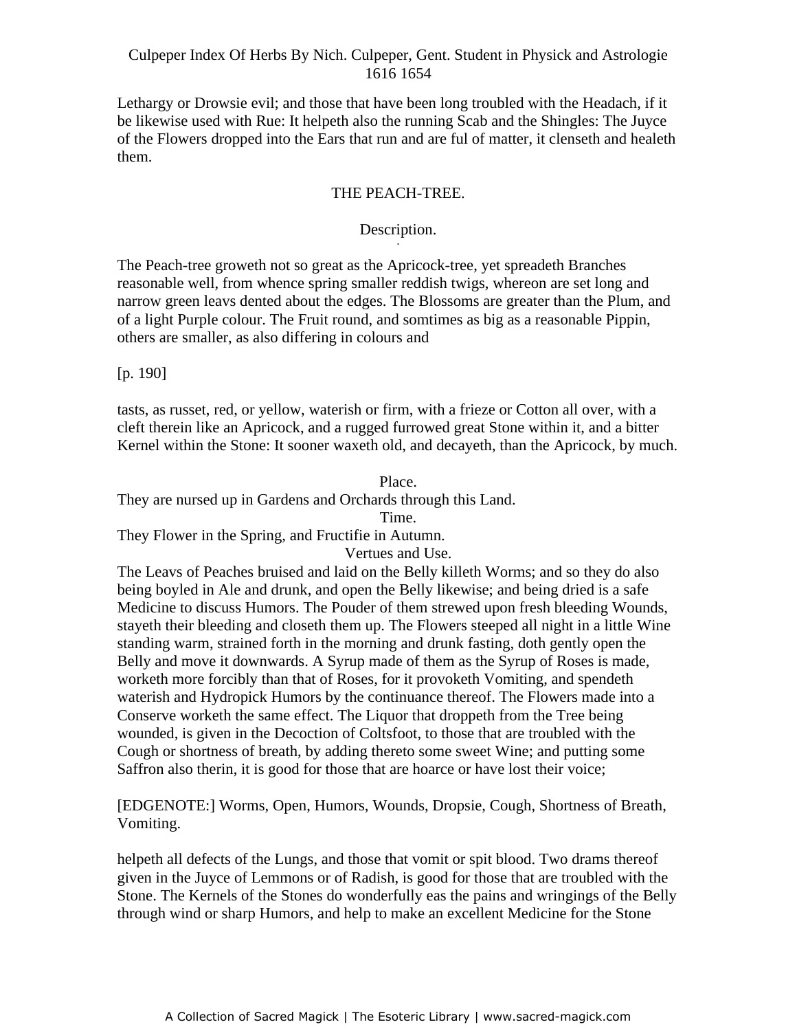Lethargy or Drowsie evil; and those that have been long troubled with the Headach, if it be likewise used with Rue: It helpeth also the running Scab and the Shingles: The Juyce of the Flowers dropped into the Ears that run and are ful of matter, it clenseth and healeth them.

## THE PEACH-TREE.

### Description.

The Peach-tree groweth not so great as the Apricock-tree, yet spreadeth Branches reasonable well, from whence spring smaller reddish twigs, whereon are set long and narrow green leavs dented about the edges. The Blossoms are greater than the Plum, and of a light Purple colour. The Fruit round, and somtimes as big as a reasonable Pippin, others are smaller, as also differing in colours and

[p. 190]

tasts, as russet, red, or yellow, waterish or firm, with a frieze or Cotton all over, with a cleft therein like an Apricock, and a rugged furrowed great Stone within it, and a bitter Kernel within the Stone: It sooner waxeth old, and decayeth, than the Apricock, by much.

### Place.

They are nursed up in Gardens and Orchards through this Land.

### Time.

They Flower in the Spring, and Fructifie in Autumn.

### Vertues and Use.

The Leavs of Peaches bruised and laid on the Belly killeth Worms; and so they do also being boyled in Ale and drunk, and open the Belly likewise; and being dried is a safe Medicine to discuss Humors. The Pouder of them strewed upon fresh bleeding Wounds, stayeth their bleeding and closeth them up. The Flowers steeped all night in a little Wine standing warm, strained forth in the morning and drunk fasting, doth gently open the Belly and move it downwards. A Syrup made of them as the Syrup of Roses is made, worketh more forcibly than that of Roses, for it provoketh Vomiting, and spendeth waterish and Hydropick Humors by the continuance thereof. The Flowers made into a Conserve worketh the same effect. The Liquor that droppeth from the Tree being wounded, is given in the Decoction of Coltsfoot, to those that are troubled with the Cough or shortness of breath, by adding thereto some sweet Wine; and putting some Saffron also therin, it is good for those that are hoarce or have lost their voice;

[EDGENOTE:] Worms, Open, Humors, Wounds, Dropsie, Cough, Shortness of Breath, Vomiting.

helpeth all defects of the Lungs, and those that vomit or spit blood. Two drams thereof given in the Juyce of Lemmons or of Radish, is good for those that are troubled with the Stone. The Kernels of the Stones do wonderfully eas the pains and wringings of the Belly through wind or sharp Humors, and help to make an excellent Medicine for the Stone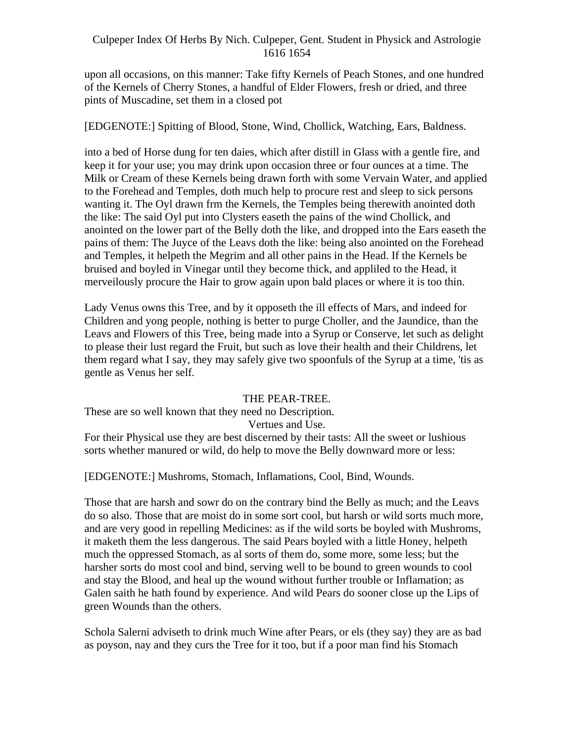upon all occasions, on this manner: Take fifty Kernels of Peach Stones, and one hundred of the Kernels of Cherry Stones, a handful of Elder Flowers, fresh or dried, and three pints of Muscadine, set them in a closed pot

[EDGENOTE:] Spitting of Blood, Stone, Wind, Chollick, Watching, Ears, Baldness.

into a bed of Horse dung for ten daies, which after distill in Glass with a gentle fire, and keep it for your use; you may drink upon occasion three or four ounces at a time. The Milk or Cream of these Kernels being drawn forth with some Vervain Water, and applied to the Forehead and Temples, doth much help to procure rest and sleep to sick persons wanting it. The Oyl drawn frm the Kernels, the Temples being therewith anointed doth the like: The said Oyl put into Clysters easeth the pains of the wind Chollick, and anointed on the lower part of the Belly doth the like, and dropped into the Ears easeth the pains of them: The Juyce of the Leavs doth the like: being also anointed on the Forehead and Temples, it helpeth the Megrim and all other pains in the Head. If the Kernels be bruised and boyled in Vinegar until they become thick, and appliled to the Head, it merveilously procure the Hair to grow again upon bald places or where it is too thin.

Lady Venus owns this Tree, and by it opposeth the ill effects of Mars, and indeed for Children and yong people, nothing is better to purge Choller, and the Jaundice, than the Leavs and Flowers of this Tree, being made into a Syrup or Conserve, let such as delight to please their lust regard the Fruit, but such as love their health and their Childrens, let them regard what I say, they may safely give two spoonfuls of the Syrup at a time, 'tis as gentle as Venus her self.

## THE PEAR-TREE.

These are so well known that they need no Description.

### Vertues and Use.

For their Physical use they are best discerned by their tasts: All the sweet or lushious sorts whether manured or wild, do help to move the Belly downward more or less:

[EDGENOTE:] Mushroms, Stomach, Inflamations, Cool, Bind, Wounds.

Those that are harsh and sowr do on the contrary bind the Belly as much; and the Leavs do so also. Those that are moist do in some sort cool, but harsh or wild sorts much more, and are very good in repelling Medicines: as if the wild sorts be boyled with Mushroms, it maketh them the less dangerous. The said Pears boyled with a little Honey, helpeth much the oppressed Stomach, as al sorts of them do, some more, some less; but the harsher sorts do most cool and bind, serving well to be bound to green wounds to cool and stay the Blood, and heal up the wound without further trouble or Inflamation; as Galen saith he hath found by experience. And wild Pears do sooner close up the Lips of green Wounds than the others.

Schola Salerni adviseth to drink much Wine after Pears, or els (they say) they are as bad as poyson, nay and they curs the Tree for it too, but if a poor man find his Stomach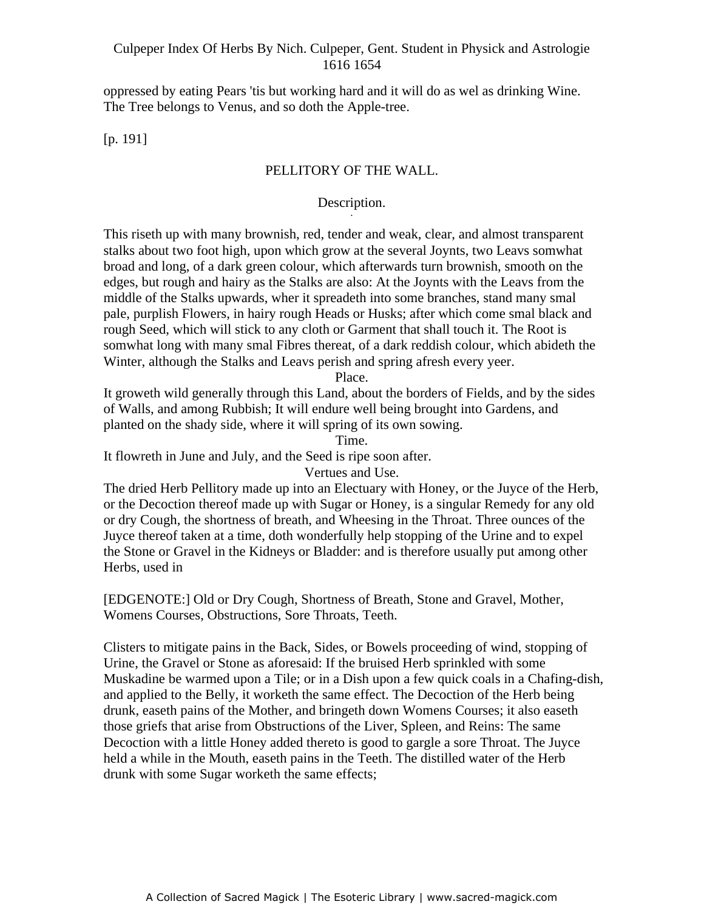oppressed by eating Pears 'tis but working hard and it will do as wel as drinking Wine. The Tree belongs to Venus, and so doth the Apple-tree.

[p. 191]

## PELLITORY OF THE WALL.

### Description.

This riseth up with many brownish, red, tender and weak, clear, and almost transparent stalks about two foot high, upon which grow at the several Joynts, two Leavs somwhat broad and long, of a dark green colour, which afterwards turn brownish, smooth on the edges, but rough and hairy as the Stalks are also: At the Joynts with the Leavs from the middle of the Stalks upwards, wher it spreadeth into some branches, stand many smal pale, purplish Flowers, in hairy rough Heads or Husks; after which come smal black and rough Seed, which will stick to any cloth or Garment that shall touch it. The Root is somwhat long with many smal Fibres thereat, of a dark reddish colour, which abideth the Winter, although the Stalks and Leavs perish and spring afresh every yeer.

### Place.

It groweth wild generally through this Land, about the borders of Fields, and by the sides of Walls, and among Rubbish; It will endure well being brought into Gardens, and planted on the shady side, where it will spring of its own sowing.

### Time.

It flowreth in June and July, and the Seed is ripe soon after.

### Vertues and Use.

The dried Herb Pellitory made up into an Electuary with Honey, or the Juyce of the Herb, or the Decoction thereof made up with Sugar or Honey, is a singular Remedy for any old or dry Cough, the shortness of breath, and Wheesing in the Throat. Three ounces of the Juyce thereof taken at a time, doth wonderfully help stopping of the Urine and to expel the Stone or Gravel in the Kidneys or Bladder: and is therefore usually put among other Herbs, used in

[EDGENOTE:] Old or Dry Cough, Shortness of Breath, Stone and Gravel, Mother, Womens Courses, Obstructions, Sore Throats, Teeth.

Clisters to mitigate pains in the Back, Sides, or Bowels proceeding of wind, stopping of Urine, the Gravel or Stone as aforesaid: If the bruised Herb sprinkled with some Muskadine be warmed upon a Tile; or in a Dish upon a few quick coals in a Chafing-dish, and applied to the Belly, it worketh the same effect. The Decoction of the Herb being drunk, easeth pains of the Mother, and bringeth down Womens Courses; it also easeth those griefs that arise from Obstructions of the Liver, Spleen, and Reins: The same Decoction with a little Honey added thereto is good to gargle a sore Throat. The Juyce held a while in the Mouth, easeth pains in the Teeth. The distilled water of the Herb drunk with some Sugar worketh the same effects;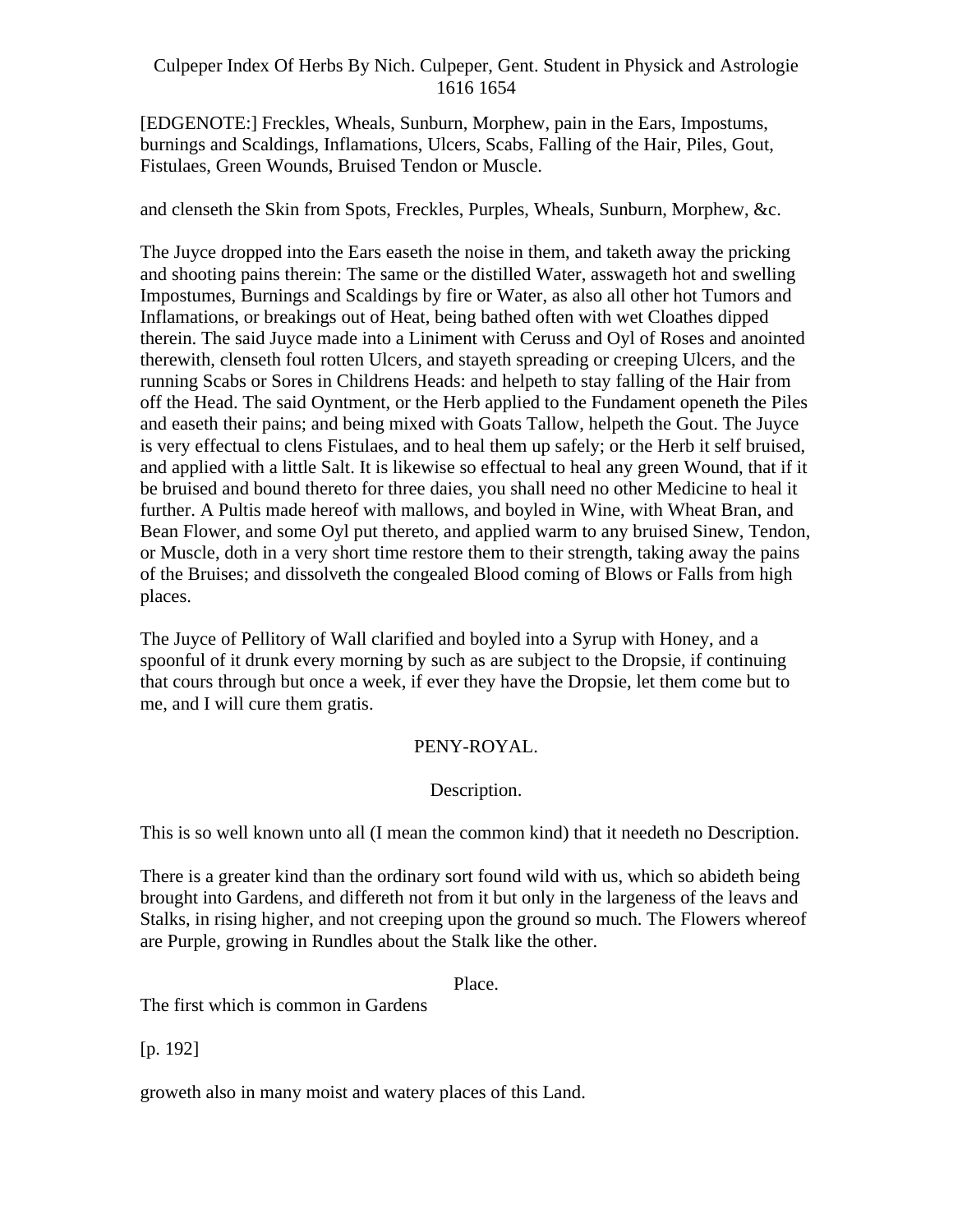[EDGENOTE:] Freckles, Wheals, Sunburn, Morphew, pain in the Ears, Impostums, burnings and Scaldings, Inflamations, Ulcers, Scabs, Falling of the Hair, Piles, Gout, Fistulaes, Green Wounds, Bruised Tendon or Muscle.

and clenseth the Skin from Spots, Freckles, Purples, Wheals, Sunburn, Morphew, &c.

The Juyce dropped into the Ears easeth the noise in them, and taketh away the pricking and shooting pains therein: The same or the distilled Water, asswageth hot and swelling Impostumes, Burnings and Scaldings by fire or Water, as also all other hot Tumors and Inflamations, or breakings out of Heat, being bathed often with wet Cloathes dipped therein. The said Juyce made into a Liniment with Ceruss and Oyl of Roses and anointed therewith, clenseth foul rotten Ulcers, and stayeth spreading or creeping Ulcers, and the running Scabs or Sores in Childrens Heads: and helpeth to stay falling of the Hair from off the Head. The said Oyntment, or the Herb applied to the Fundament openeth the Piles and easeth their pains; and being mixed with Goats Tallow, helpeth the Gout. The Juyce is very effectual to clens Fistulaes, and to heal them up safely; or the Herb it self bruised, and applied with a little Salt. It is likewise so effectual to heal any green Wound, that if it be bruised and bound thereto for three daies, you shall need no other Medicine to heal it further. A Pultis made hereof with mallows, and boyled in Wine, with Wheat Bran, and Bean Flower, and some Oyl put thereto, and applied warm to any bruised Sinew, Tendon, or Muscle, doth in a very short time restore them to their strength, taking away the pains of the Bruises; and dissolveth the congealed Blood coming of Blows or Falls from high places.

The Juyce of Pellitory of Wall clarified and boyled into a Syrup with Honey, and a spoonful of it drunk every morning by such as are subject to the Dropsie, if continuing that cours through but once a week, if ever they have the Dropsie, let them come but to me, and I will cure them gratis.

## PENY-ROYAL.

### Description.

This is so well known unto all (I mean the common kind) that it needeth no Description.

There is a greater kind than the ordinary sort found wild with us, which so abideth being brought into Gardens, and differeth not from it but only in the largeness of the leavs and Stalks, in rising higher, and not creeping upon the ground so much. The Flowers whereof are Purple, growing in Rundles about the Stalk like the other.

### Place.

The first which is common in Gardens

[p. 192]

groweth also in many moist and watery places of this Land.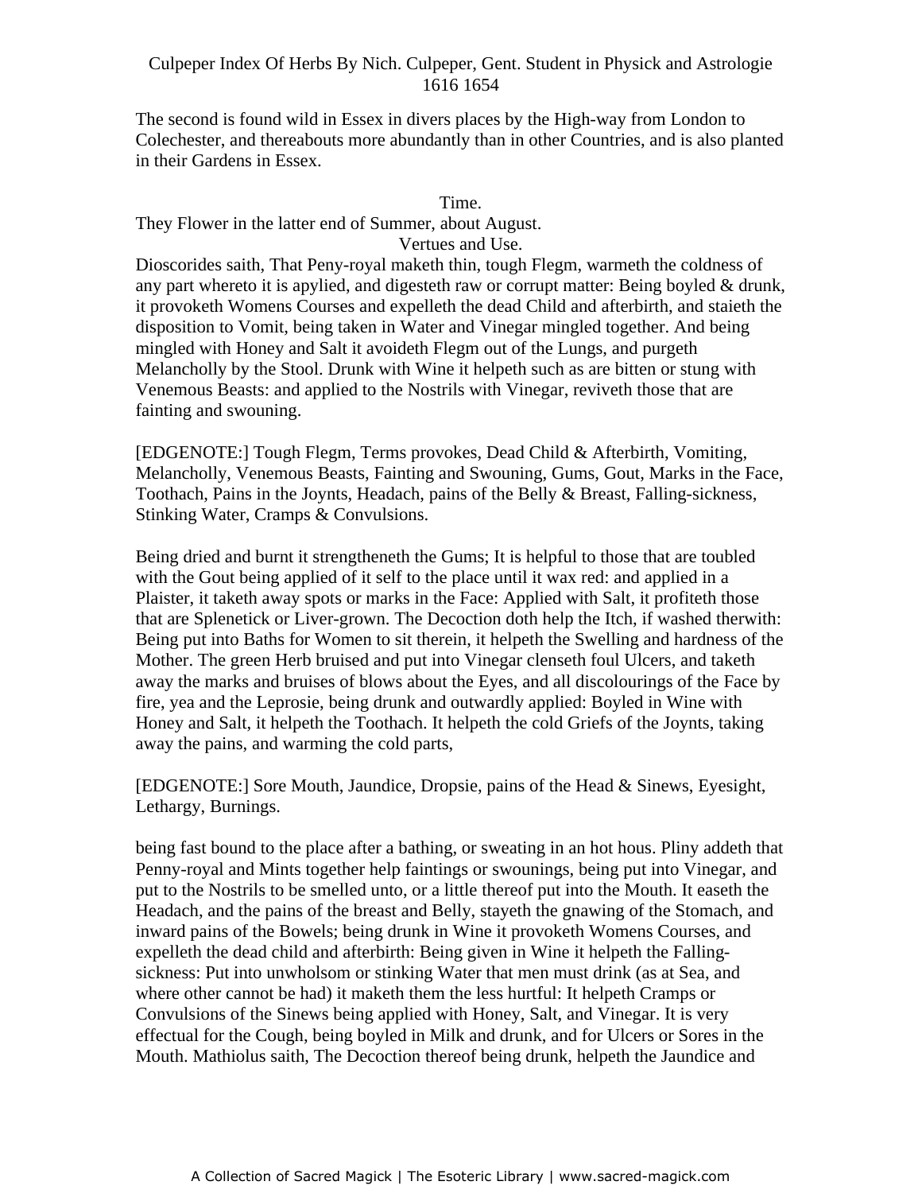The second is found wild in Essex in divers places by the High-way from London to Colechester, and thereabouts more abundantly than in other Countries, and is also planted in their Gardens in Essex.

Time.

They Flower in the latter end of Summer, about August.

Vertues and Use.

Dioscorides saith, That Peny-royal maketh thin, tough Flegm, warmeth the coldness of any part whereto it is apylied, and digesteth raw or corrupt matter: Being boyled & drunk, it provoketh Womens Courses and expelleth the dead Child and afterbirth, and staieth the disposition to Vomit, being taken in Water and Vinegar mingled together. And being mingled with Honey and Salt it avoideth Flegm out of the Lungs, and purgeth Melancholly by the Stool. Drunk with Wine it helpeth such as are bitten or stung with Venemous Beasts: and applied to the Nostrils with Vinegar, reviveth those that are fainting and swouning.

[EDGENOTE:] Tough Flegm, Terms provokes, Dead Child & Afterbirth, Vomiting, Melancholly, Venemous Beasts, Fainting and Swouning, Gums, Gout, Marks in the Face, Toothach, Pains in the Joynts, Headach, pains of the Belly & Breast, Falling-sickness, Stinking Water, Cramps & Convulsions.

Being dried and burnt it strengtheneth the Gums; It is helpful to those that are toubled with the Gout being applied of it self to the place until it wax red: and applied in a Plaister, it taketh away spots or marks in the Face: Applied with Salt, it profiteth those that are Splenetick or Liver-grown. The Decoction doth help the Itch, if washed therwith: Being put into Baths for Women to sit therein, it helpeth the Swelling and hardness of the Mother. The green Herb bruised and put into Vinegar clenseth foul Ulcers, and taketh away the marks and bruises of blows about the Eyes, and all discolourings of the Face by fire, yea and the Leprosie, being drunk and outwardly applied: Boyled in Wine with Honey and Salt, it helpeth the Toothach. It helpeth the cold Griefs of the Joynts, taking away the pains, and warming the cold parts,

[EDGENOTE:] Sore Mouth, Jaundice, Dropsie, pains of the Head & Sinews, Eyesight, Lethargy, Burnings.

being fast bound to the place after a bathing, or sweating in an hot hous. Pliny addeth that Penny-royal and Mints together help faintings or swounings, being put into Vinegar, and put to the Nostrils to be smelled unto, or a little thereof put into the Mouth. It easeth the Headach, and the pains of the breast and Belly, stayeth the gnawing of the Stomach, and inward pains of the Bowels; being drunk in Wine it provoketh Womens Courses, and expelleth the dead child and afterbirth: Being given in Wine it helpeth the Falling-sickness: Put into unwholsom or stinking Water that men must drink (as at Sea, and where other cannot be had) it maketh them the less hurtful: It helpeth Cramps or Convulsions of the Sinews being applied with Honey, Salt, and Vinegar. It is very effectual for the Cough, being boyled in Milk and drunk, and for Ulcers or Sores in the Mouth. Mathiolus saith, The Decoction thereof being drunk, helpeth the Jaundice and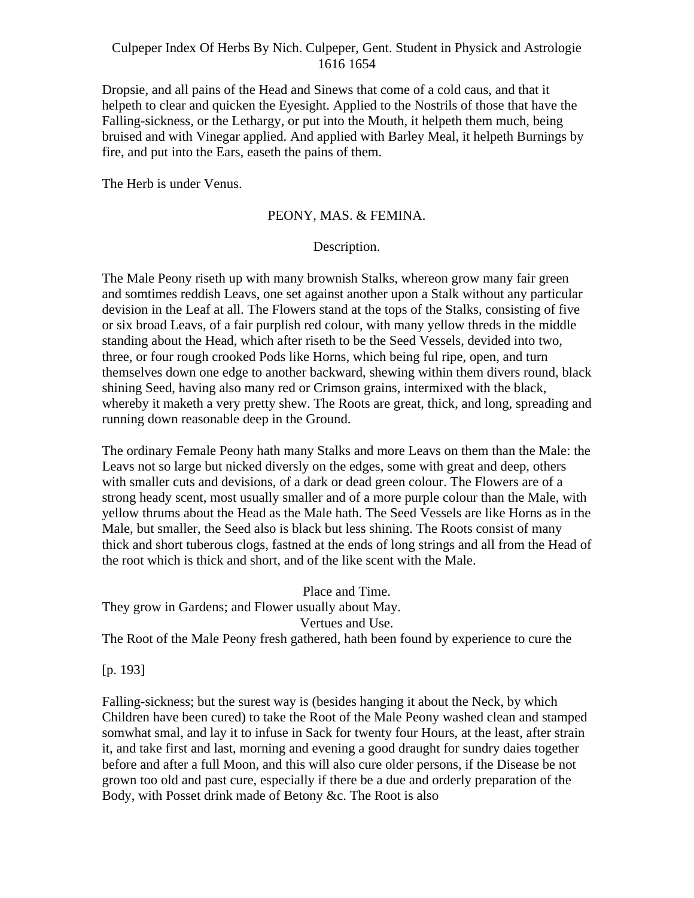Dropsie, and all pains of the Head and Sinews that come of a cold caus, and that it helpeth to clear and quicken the Eyesight. Applied to the Nostrils of those that have the Falling-sickness, or the Lethargy, or put into the Mouth, it helpeth them much, being bruised and with Vinegar applied. And applied with Barley Meal, it helpeth Burnings by fire, and put into the Ears, easeth the pains of them.

The Herb is under Venus.

## PEONY, MAS. & FEMINA.

### Description.

The Male Peony riseth up with many brownish Stalks, whereon grow many fair green and somtimes reddish Leavs, one set against another upon a Stalk without any particular devision in the Leaf at all. The Flowers stand at the tops of the Stalks, consisting of five or six broad Leavs, of a fair purplish red colour, with many yellow threds in the middle standing about the Head, which after riseth to be the Seed Vessels, devided into two, three, or four rough crooked Pods like Horns, which being ful ripe, open, and turn themselves down one edge to another backward, shewing within them divers round, black shining Seed, having also many red or Crimson grains, intermixed with the black, whereby it maketh a very pretty shew. The Roots are great, thick, and long, spreading and running down reasonable deep in the Ground.

The ordinary Female Peony hath many Stalks and more Leavs on them than the Male: the Leavs not so large but nicked diversly on the edges, some with great and deep, others with smaller cuts and devisions, of a dark or dead green colour. The Flowers are of a strong heady scent, most usually smaller and of a more purple colour than the Male, with yellow thrums about the Head as the Male hath. The Seed Vessels are like Horns as in the Male, but smaller, the Seed also is black but less shining. The Roots consist of many thick and short tuberous clogs, fastned at the ends of long strings and all from the Head of the root which is thick and short, and of the like scent with the Male.

### Place and Time.

They grow in Gardens; and Flower usually about May.

### Vertues and Use.

The Root of the Male Peony fresh gathered, hath been found by experience to cure the

[p. 193]

Falling-sickness; but the surest way is (besides hanging it about the Neck, by which Children have been cured) to take the Root of the Male Peony washed clean and stamped somwhat smal, and lay it to infuse in Sack for twenty four Hours, at the least, after strain it, and take first and last, morning and evening a good draught for sundry daies together before and after a full Moon, and this will also cure older persons, if the Disease be not grown too old and past cure, especially if there be a due and orderly preparation of the Body, with Posset drink made of Betony &c. The Root is also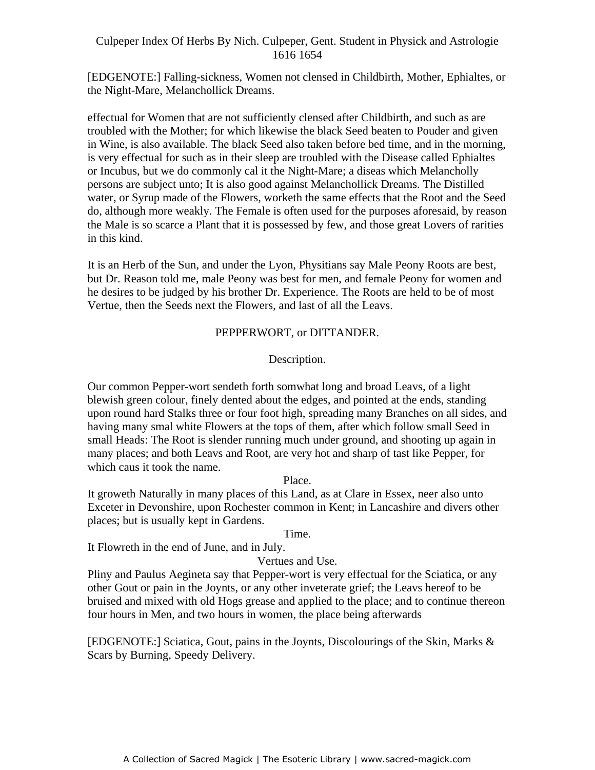[EDGENOTE:] Falling-sickness, Women not clensed in Childbirth, Mother, Ephialtes, or the Night-Mare, Melanchollick Dreams.

effectual for Women that are not sufficiently clensed after Childbirth, and such as are troubled with the Mother; for which likewise the black Seed beaten to Pouder and given in Wine, is also available. The black Seed also taken before bed time, and in the morning, is very effectual for such as in their sleep are troubled with the Disease called Ephialtes or Incubus, but we do commonly cal it the Night-Mare; a diseas which Melancholly persons are subject unto; It is also good against Melanchollick Dreams. The Distilled water, or Syrup made of the Flowers, worketh the same effects that the Root and the Seed do, although more weakly. The Female is often used for the purposes aforesaid, by reason the Male is so scarce a Plant that it is possessed by few, and those great Lovers of rarities in this kind.

It is an Herb of the Sun, and under the Lyon, Physitians say Male Peony Roots are best, but Dr. Reason told me, male Peony was best for men, and female Peony for women and he desires to be judged by his brother Dr. Experience. The Roots are held to be of most Vertue, then the Seeds next the Flowers, and last of all the Leavs.

## PEPPERWORT, or DITTANDER.

### Description.

Our common Pepper-wort sendeth forth somwhat long and broad Leavs, of a light blewish green colour, finely dented about the edges, and pointed at the ends, standing upon round hard Stalks three or four foot high, spreading many Branches on all sides, and having many smal white Flowers at the tops of them, after which follow small Seed in small Heads: The Root is slender running much under ground, and shooting up again in many places; and both Leavs and Root, are very hot and sharp of tast like Pepper, for which caus it took the name.

### Place.

It groweth Naturally in many places of this Land, as at Clare in Essex, neer also unto Exceter in Devonshire, upon Rochester common in Kent; in Lancashire and divers other places; but is usually kept in Gardens.

### Time.

It Flowreth in the end of June, and in July.

### Vertues and Use.

Pliny and Paulus Aegineta say that Pepper-wort is very effectual for the Sciatica, or any other Gout or pain in the Joynts, or any other inveterate grief; the Leavs hereof to be bruised and mixed with old Hogs grease and applied to the place; and to continue thereon four hours in Men, and two hours in women, the place being afterwards

[EDGENOTE:] Sciatica, Gout, pains in the Joynts, Discolourings of the Skin, Marks & Scars by Burning, Speedy Delivery.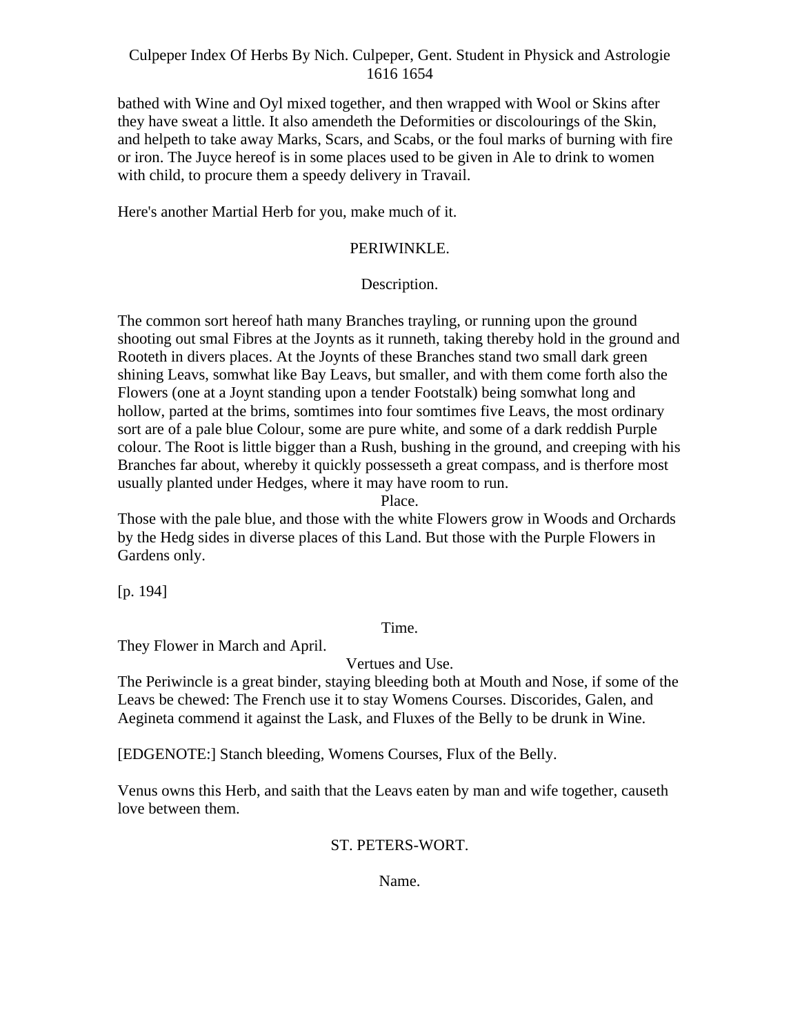bathed with Wine and Oyl mixed together, and then wrapped with Wool or Skins after they have sweat a little. It also amendeth the Deformities or discolourings of the Skin, and helpeth to take away Marks, Scars, and Scabs, or the foul marks of burning with fire or iron. The Juyce hereof is in some places used to be given in Ale to drink to women with child, to procure them a speedy delivery in Travail.

Here's another Martial Herb for you, make much of it.

## PERIWINKLE.

### Description.

The common sort hereof hath many Branches trayling, or running upon the ground shooting out smal Fibres at the Joynts as it runneth, taking thereby hold in the ground and Rooteth in divers places. At the Joynts of these Branches stand two small dark green shining Leavs, somwhat like Bay Leavs, but smaller, and with them come forth also the Flowers (one at a Joynt standing upon a tender Footstalk) being somwhat long and hollow, parted at the brims, somtimes into four somtimes five Leavs, the most ordinary sort are of a pale blue Colour, some are pure white, and some of a dark reddish Purple colour. The Root is little bigger than a Rush, bushing in the ground, and creeping with his Branches far about, whereby it quickly possesseth a great compass, and is therfore most usually planted under Hedges, where it may have room to run.

### Place.

Those with the pale blue, and those with the white Flowers grow in Woods and Orchards by the Hedg sides in diverse places of this Land. But those with the Purple Flowers in Gardens only.

[p. 194]

### Time.

They Flower in March and April.

### Vertues and Use.

The Periwincle is a great binder, staying bleeding both at Mouth and Nose, if some of the Leavs be chewed: The French use it to stay Womens Courses. Discorides, Galen, and Aegineta commend it against the Lask, and Fluxes of the Belly to be drunk in Wine.

[EDGENOTE:] Stanch bleeding, Womens Courses, Flux of the Belly.

Venus owns this Herb, and saith that the Leavs eaten by man and wife together, causeth love between them.

## ST. PETERS-WORT.

### Name.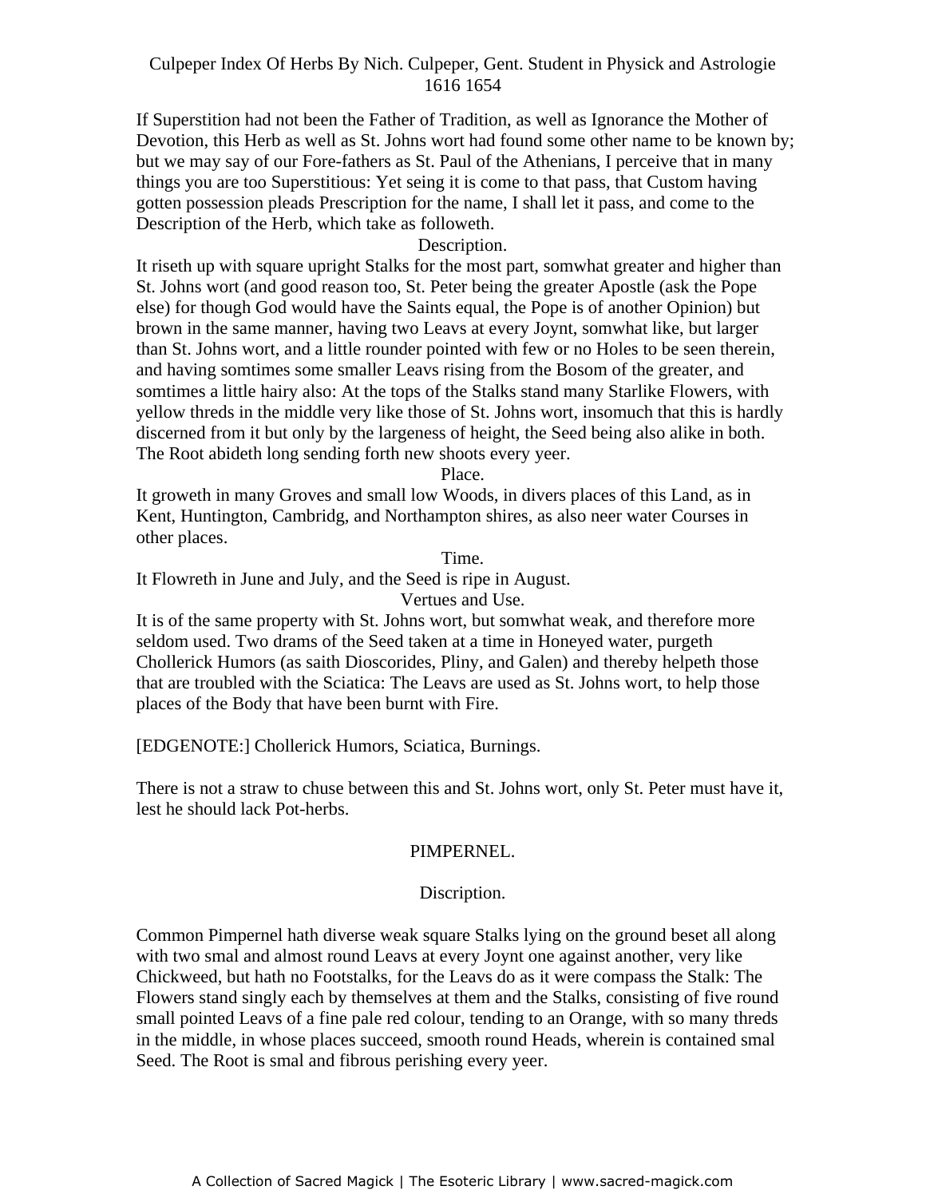If Superstition had not been the Father of Tradition, as well as Ignorance the Mother of Devotion, this Herb as well as St. Johns wort had found some other name to be known by; but we may say of our Fore-fathers as St. Paul of the Athenians, I perceive that in many things you are too Superstitious: Yet seing it is come to that pass, that Custom having gotten possession pleads Prescription for the name, I shall let it pass, and come to the Description of the Herb, which take as followeth.

Description.

It riseth up with square upright Stalks for the most part, somwhat greater and higher than St. Johns wort (and good reason too, St. Peter being the greater Apostle (ask the Pope else) for though God would have the Saints equal, the Pope is of another Opinion) but brown in the same manner, having two Leavs at every Joynt, somwhat like, but larger than St. Johns wort, and a little rounder pointed with few or no Holes to be seen therein, and having somtimes some smaller Leavs rising from the Bosom of the greater, and somtimes a little hairy also: At the tops of the Stalks stand many Starlike Flowers, with yellow threds in the middle very like those of St. Johns wort, insomuch that this is hardly discerned from it but only by the largeness of height, the Seed being also alike in both. The Root abideth long sending forth new shoots every yeer.

Place.

It groweth in many Groves and small low Woods, in divers places of this Land, as in Kent, Huntington, Cambridg, and Northampton shires, as also neer water Courses in other places.

Time.

It Flowreth in June and July, and the Seed is ripe in August.

Vertues and Use.

It is of the same property with St. Johns wort, but somwhat weak, and therefore more seldom used. Two drams of the Seed taken at a time in Honeyed water, purgeth Chollerick Humors (as saith Dioscorides, Pliny, and Galen) and thereby helpeth those that are troubled with the Sciatica: The Leavs are used as St. Johns wort, to help those places of the Body that have been burnt with Fire.

[EDGENOTE:] Chollerick Humors, Sciatica, Burnings.

There is not a straw to chuse between this and St. Johns wort, only St. Peter must have it, lest he should lack Pot-herbs.

## PIMPERNEL.

Discription.

Common Pimpernel hath diverse weak square Stalks lying on the ground beset all along with two smal and almost round Leavs at every Joynt one against another, very like Chickweed, but hath no Footstalks, for the Leavs do as it were compass the Stalk: The Flowers stand singly each by themselves at them and the Stalks, consisting of five round small pointed Leavs of a fine pale red colour, tending to an Orange, with so many threds in the middle, in whose places succeed, smooth round Heads, wherein is contained smal Seed. The Root is smal and fibrous perishing every yeer.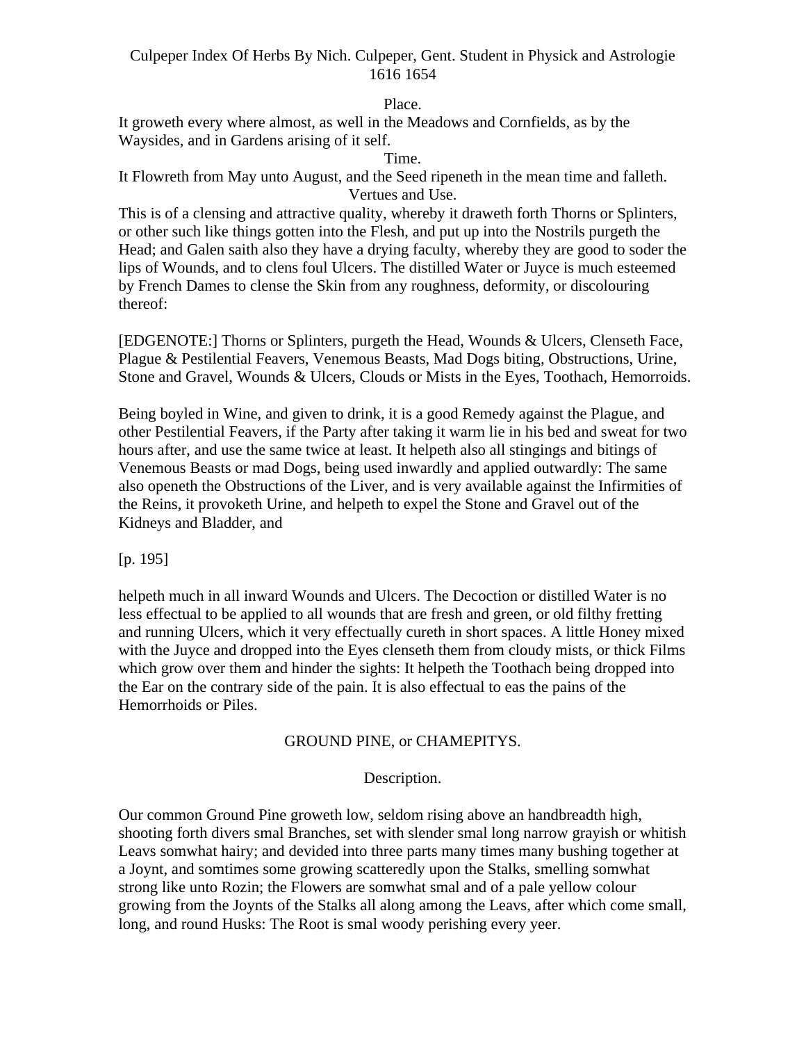Place.

It groweth every where almost, as well in the Meadows and Cornfields, as by the Waysides, and in Gardens arising of it self.

Time.

It Flowreth from May unto August, and the Seed ripeneth in the mean time and falleth.

Vertues and Use.

This is of a clensing and attractive quality, whereby it draweth forth Thorns or Splinters, or other such like things gotten into the Flesh, and put up into the Nostrils purgeth the Head; and Galen saith also they have a drying faculty, whereby they are good to soder the lips of Wounds, and to clens foul Ulcers. The distilled Water or Juyce is much esteemed by French Dames to clense the Skin from any roughness, deformity, or discolouring thereof:

[EDGENOTE:] Thorns or Splinters, purgeth the Head, Wounds & Ulcers, Clenseth Face, Plague & Pestilential Feavers, Venemous Beasts, Mad Dogs biting, Obstructions, Urine, Stone and Gravel, Wounds & Ulcers, Clouds or Mists in the Eyes, Toothach, Hemorroids.

Being boyled in Wine, and given to drink, it is a good Remedy against the Plague, and other Pestilential Feavers, if the Party after taking it warm lie in his bed and sweat for two hours after, and use the same twice at least. It helpeth also all stingings and bitings of Venemous Beasts or mad Dogs, being used inwardly and applied outwardly: The same also openeth the Obstructions of the Liver, and is very available against the Infirmities of the Reins, it provoketh Urine, and helpeth to expel the Stone and Gravel out of the Kidneys and Bladder, and

[p. 195]

helpeth much in all inward Wounds and Ulcers. The Decoction or distilled Water is no less effectual to be applied to all wounds that are fresh and green, or old filthy fretting and running Ulcers, which it very effectually cureth in short spaces. A little Honey mixed with the Juyce and dropped into the Eyes clenseth them from cloudy mists, or thick Films which grow over them and hinder the sights: It helpeth the Toothach being dropped into the Ear on the contrary side of the pain. It is also effectual to eas the pains of the Hemorrhoids or Piles.

## GROUND PINE, or CHAMEPITYS.

Description.

Our common Ground Pine groweth low, seldom rising above an handbreadth high, shooting forth divers smal Branches, set with slender smal long narrow grayish or whitish Leavs somwhat hairy; and devided into three parts many times many bushing together at a Joynt, and somtimes some growing scatteredly upon the Stalks, smelling somwhat strong like unto Rozin; the Flowers are somwhat smal and of a pale yellow colour growing from the Joynts of the Stalks all along among the Leavs, after which come small, long, and round Husks: The Root is smal woody perishing every yeer.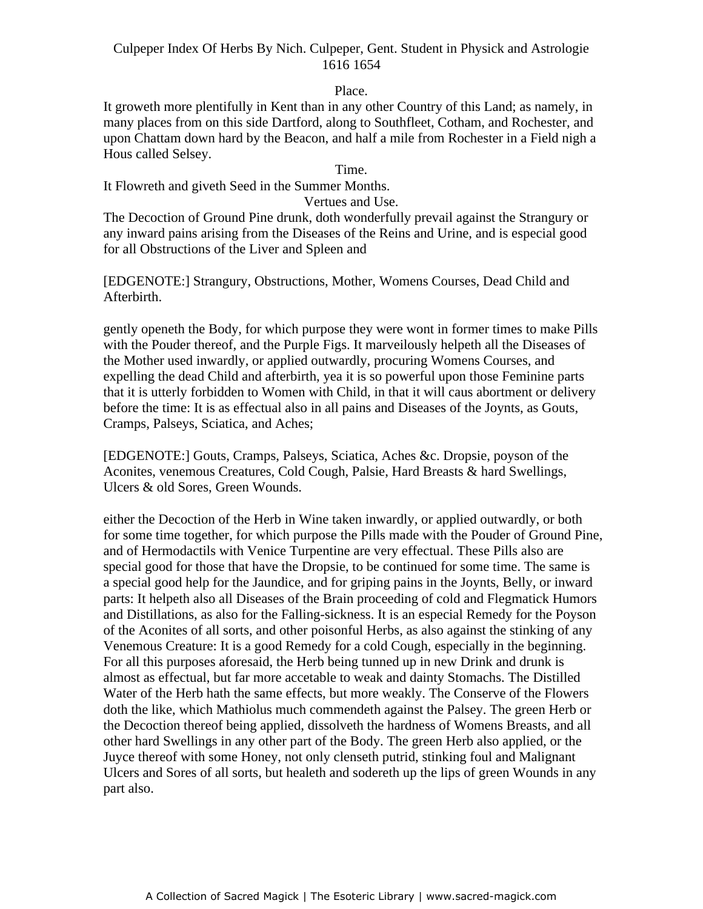Place.

It groweth more plentifully in Kent than in any other Country of this Land; as namely, in many places from on this side Dartford, along to Southfleet, Cotham, and Rochester, and upon Chattam down hard by the Beacon, and half a mile from Rochester in a Field nigh a Hous called Selsey.

Time.

It Flowreth and giveth Seed in the Summer Months.

Vertues and Use.

The Decoction of Ground Pine drunk, doth wonderfully prevail against the Strangury or any inward pains arising from the Diseases of the Reins and Urine, and is especial good for all Obstructions of the Liver and Spleen and

[EDGENOTE:] Strangury, Obstructions, Mother, Womens Courses, Dead Child and Afterbirth.

gently openeth the Body, for which purpose they were wont in former times to make Pills with the Pouder thereof, and the Purple Figs. It marveilously helpeth all the Diseases of the Mother used inwardly, or applied outwardly, procuring Womens Courses, and expelling the dead Child and afterbirth, yea it is so powerful upon those Feminine parts that it is utterly forbidden to Women with Child, in that it will caus abortment or delivery before the time: It is as effectual also in all pains and Diseases of the Joynts, as Gouts, Cramps, Palseys, Sciatica, and Aches;

[EDGENOTE:] Gouts, Cramps, Palseys, Sciatica, Aches &c. Dropsie, poyson of the Aconites, venemous Creatures, Cold Cough, Palsie, Hard Breasts & hard Swellings, Ulcers & old Sores, Green Wounds.

either the Decoction of the Herb in Wine taken inwardly, or applied outwardly, or both for some time together, for which purpose the Pills made with the Pouder of Ground Pine, and of Hermodactils with Venice Turpentine are very effectual. These Pills also are special good for those that have the Dropsie, to be continued for some time. The same is a special good help for the Jaundice, and for griping pains in the Joynts, Belly, or inward parts: It helpeth also all Diseases of the Brain proceeding of cold and Flegmatick Humors and Distillations, as also for the Falling-sickness. It is an especial Remedy for the Poyson of the Aconites of all sorts, and other poisonful Herbs, as also against the stinking of any Venemous Creature: It is a good Remedy for a cold Cough, especially in the beginning. For all this purposes aforesaid, the Herb being tunned up in new Drink and drunk is almost as effectual, but far more accetable to weak and dainty Stomachs. The Distilled Water of the Herb hath the same effects, but more weakly. The Conserve of the Flowers doth the like, which Mathiolus much commendeth against the Palsey. The green Herb or the Decoction thereof being applied, dissolveth the hardness of Womens Breasts, and all other hard Swellings in any other part of the Body. The green Herb also applied, or the Juyce thereof with some Honey, not only clenseth putrid, stinking foul and Malignant Ulcers and Sores of all sorts, but healeth and sodereth up the lips of green Wounds in any part also.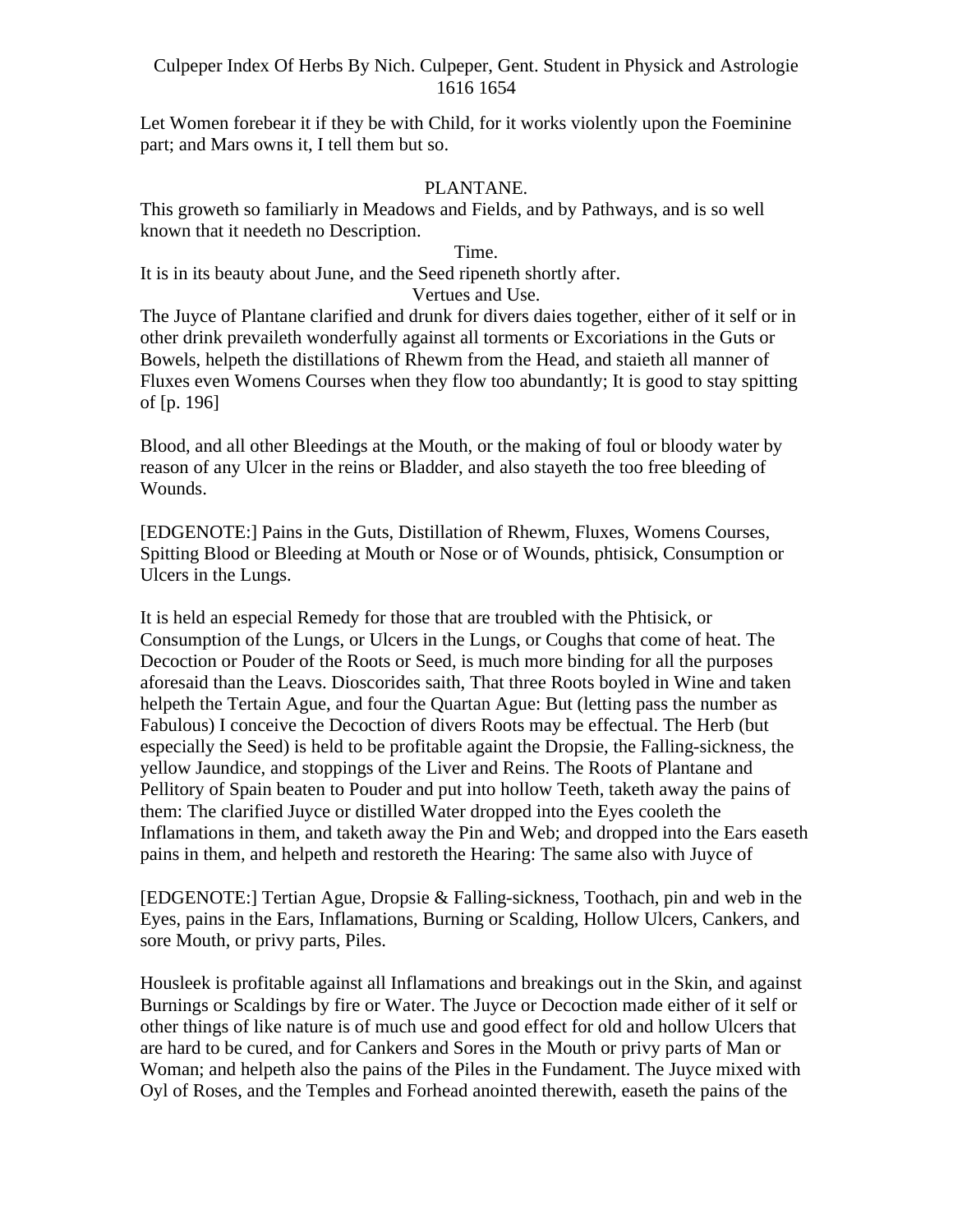Let Women forebear it if they be with Child, for it works violently upon the Foeminine part; and Mars owns it, I tell them but so.

## PLANTANE.

This groweth so familiarly in Meadows and Fields, and by Pathways, and is so well known that it needeth no Description.

### Time.

It is in its beauty about June, and the Seed ripeneth shortly after.

### Vertues and Use.

The Juyce of Plantane clarified and drunk for divers daies together, either of it self or in other drink prevaileth wonderfully against all torments or Excoriations in the Guts or Bowels, helpeth the distillations of Rhewm from the Head, and staieth all manner of Fluxes even Womens Courses when they flow too abundantly; It is good to stay spitting of [p. 196]

Blood, and all other Bleedings at the Mouth, or the making of foul or bloody water by reason of any Ulcer in the reins or Bladder, and also stayeth the too free bleeding of Wounds.

[EDGENOTE:] Pains in the Guts, Distillation of Rhewm, Fluxes, Womens Courses, Spitting Blood or Bleeding at Mouth or Nose or of Wounds, phtisick, Consumption or Ulcers in the Lungs.

It is held an especial Remedy for those that are troubled with the Phtisick, or Consumption of the Lungs, or Ulcers in the Lungs, or Coughs that come of heat. The Decoction or Pouder of the Roots or Seed, is much more binding for all the purposes aforesaid than the Leavs. Dioscorides saith, That three Roots boyled in Wine and taken helpeth the Tertain Ague, and four the Quartan Ague: But (letting pass the number as Fabulous) I conceive the Decoction of divers Roots may be effectual. The Herb (but especially the Seed) is held to be profitable againt the Dropsie, the Falling-sickness, the yellow Jaundice, and stoppings of the Liver and Reins. The Roots of Plantane and Pellitory of Spain beaten to Pouder and put into hollow Teeth, taketh away the pains of them: The clarified Juyce or distilled Water dropped into the Eyes cooleth the Inflamations in them, and taketh away the Pin and Web; and dropped into the Ears easeth pains in them, and helpeth and restoreth the Hearing: The same also with Juyce of

[EDGENOTE:] Tertian Ague, Dropsie & Falling-sickness, Toothach, pin and web in the Eyes, pains in the Ears, Inflamations, Burning or Scalding, Hollow Ulcers, Cankers, and sore Mouth, or privy parts, Piles.

Housleek is profitable against all Inflamations and breakings out in the Skin, and against Burnings or Scaldings by fire or Water. The Juyce or Decoction made either of it self or other things of like nature is of much use and good effect for old and hollow Ulcers that are hard to be cured, and for Cankers and Sores in the Mouth or privy parts of Man or Woman; and helpeth also the pains of the Piles in the Fundament. The Juyce mixed with Oyl of Roses, and the Temples and Forhead anointed therewith, easeth the pains of the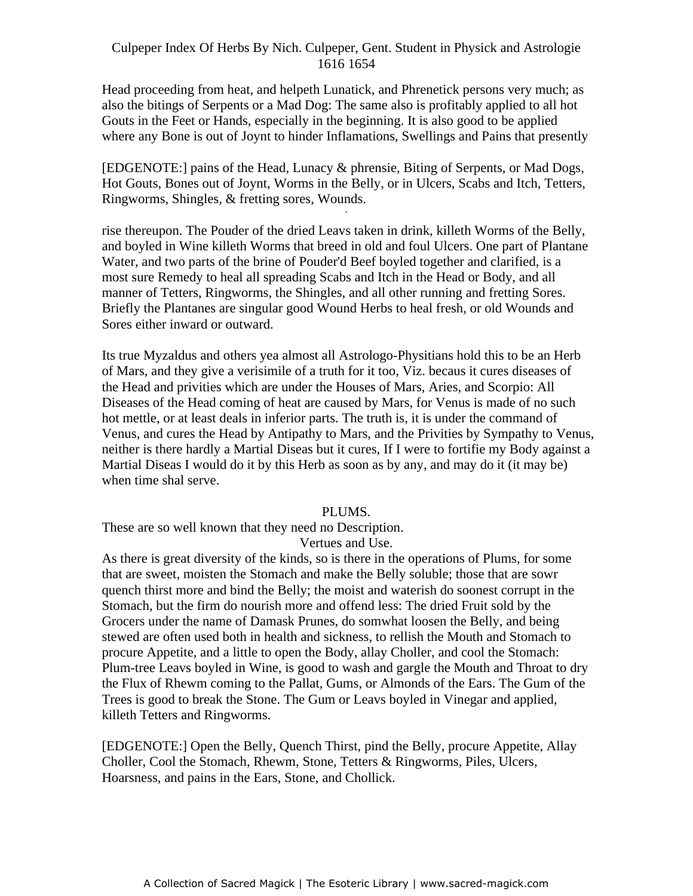Head proceeding from heat, and helpeth Lunatick, and Phrenetick persons very much; as also the bitings of Serpents or a Mad Dog: The same also is profitably applied to all hot Gouts in the Feet or Hands, especially in the beginning. It is also good to be applied where any Bone is out of Joynt to hinder Inflamations, Swellings and Pains that presently

[EDGENOTE:] pains of the Head, Lunacy & phrensie, Biting of Serpents, or Mad Dogs, Hot Gouts, Bones out of Joynt, Worms in the Belly, or in Ulcers, Scabs and Itch, Tetters, Ringworms, Shingles, & fretting sores, Wounds.

rise thereupon. The Pouder of the dried Leavs taken in drink, killeth Worms of the Belly, and boyled in Wine killeth Worms that breed in old and foul Ulcers. One part of Plantane Water, and two parts of the brine of Pouder'd Beef boyled together and clarified, is a most sure Remedy to heal all spreading Scabs and Itch in the Head or Body, and all manner of Tetters, Ringworms, the Shingles, and all other running and fretting Sores. Briefly the Plantanes are singular good Wound Herbs to heal fresh, or old Wounds and Sores either inward or outward.

Its true Myzaldus and others yea almost all Astrologo-Physitians hold this to be an Herb of Mars, and they give a verisimile of a truth for it too, Viz. becaus it cures diseases of the Head and privities which are under the Houses of Mars, Aries, and Scorpio: All Diseases of the Head coming of heat are caused by Mars, for Venus is made of no such hot mettle, or at least deals in inferior parts. The truth is, it is under the command of Venus, and cures the Head by Antipathy to Mars, and the Privities by Sympathy to Venus, neither is there hardly a Martial Diseas but it cures, If I were to fortifie my Body against a Martial Diseas I would do it by this Herb as soon as by any, and may do it (it may be) when time shal serve.

## PLUMS.

These are so well known that they need no Description.

### Vertues and Use.

As there is great diversity of the kinds, so is there in the operations of Plums, for some that are sweet, moisten the Stomach and make the Belly soluble; those that are sowr quench thirst more and bind the Belly; the moist and waterish do soonest corrupt in the Stomach, but the firm do nourish more and offend less: The dried Fruit sold by the Grocers under the name of Damask Prunes, do somwhat loosen the Belly, and being stewed are often used both in health and sickness, to rellish the Mouth and Stomach to procure Appetite, and a little to open the Body, allay Choller, and cool the Stomach: Plum-tree Leavs boyled in Wine, is good to wash and gargle the Mouth and Throat to dry the Flux of Rhewm coming to the Pallat, Gums, or Almonds of the Ears. The Gum of the Trees is good to break the Stone. The Gum or Leavs boyled in Vinegar and applied, killeth Tetters and Ringworms.

[EDGENOTE:] Open the Belly, Quench Thirst, pind the Belly, procure Appetite, Allay Choller, Cool the Stomach, Rhewm, Stone, Tetters & Ringworms, Piles, Ulcers, Hoarsness, and pains in the Ears, Stone, and Chollick.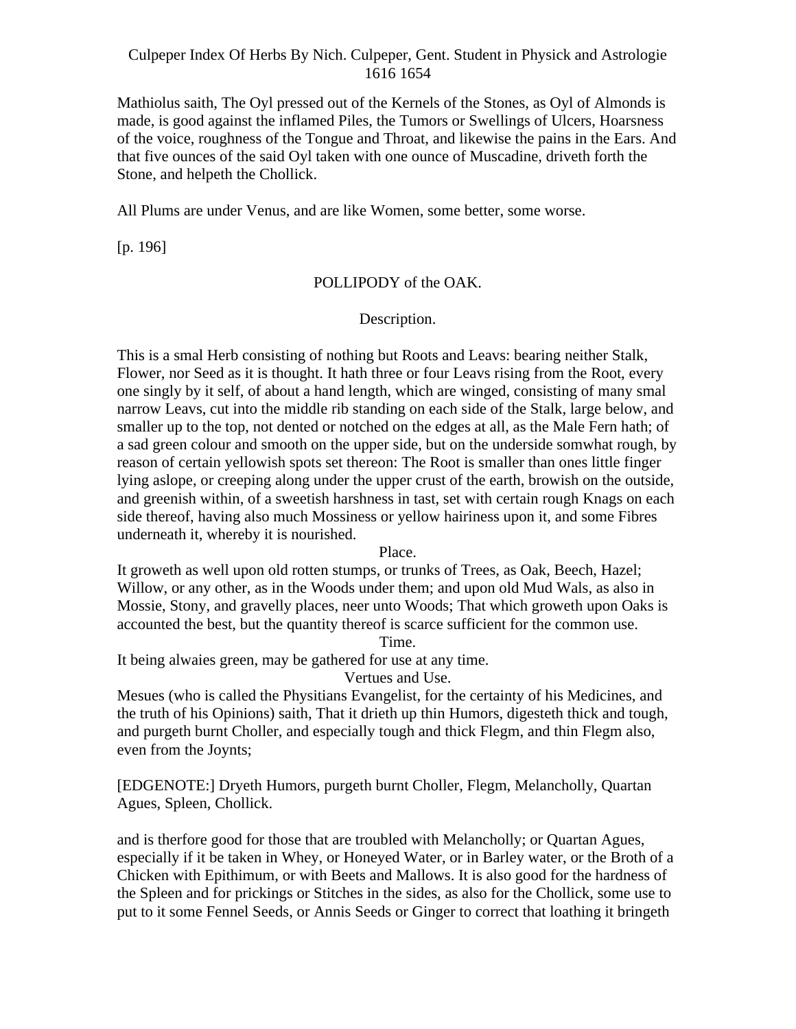Mathiolus saith, The Oyl pressed out of the Kernels of the Stones, as Oyl of Almonds is made, is good against the inflamed Piles, the Tumors or Swellings of Ulcers, Hoarsness of the voice, roughness of the Tongue and Throat, and likewise the pains in the Ears. And that five ounces of the said Oyl taken with one ounce of Muscadine, driveth forth the Stone, and helpeth the Chollick.

All Plums are under Venus, and are like Women, some better, some worse.

[p. 196]

## POLLIPODY of the OAK.

### Description.

This is a smal Herb consisting of nothing but Roots and Leavs: bearing neither Stalk, Flower, nor Seed as it is thought. It hath three or four Leavs rising from the Root, every one singly by it self, of about a hand length, which are winged, consisting of many smal narrow Leavs, cut into the middle rib standing on each side of the Stalk, large below, and smaller up to the top, not dented or notched on the edges at all, as the Male Fern hath; of a sad green colour and smooth on the upper side, but on the underside somwhat rough, by reason of certain yellowish spots set thereon: The Root is smaller than ones little finger lying aslope, or creeping along under the upper crust of the earth, browish on the outside, and greenish within, of a sweetish harshness in tast, set with certain rough Knags on each side thereof, having also much Mossiness or yellow hairiness upon it, and some Fibres underneath it, whereby it is nourished.

### Place.

It groweth as well upon old rotten stumps, or trunks of Trees, as Oak, Beech, Hazel; Willow, or any other, as in the Woods under them; and upon old Mud Wals, as also in Mossie, Stony, and gravelly places, neer unto Woods; That which groweth upon Oaks is accounted the best, but the quantity thereof is scarce sufficient for the common use.

### Time.

It being alwaies green, may be gathered for use at any time.

### Vertues and Use.

Mesues (who is called the Physitians Evangelist, for the certainty of his Medicines, and the truth of his Opinions) saith, That it drieth up thin Humors, digesteth thick and tough, and purgeth burnt Choller, and especially tough and thick Flegm, and thin Flegm also, even from the Joynts;

[EDGENOTE:] Dryeth Humors, purgeth burnt Choller, Flegm, Melancholly, Quartan Agues, Spleen, Chollick.

and is therfore good for those that are troubled with Melancholly; or Quartan Agues, especially if it be taken in Whey, or Honeyed Water, or in Barley water, or the Broth of a Chicken with Epithimum, or with Beets and Mallows. It is also good for the hardness of the Spleen and for prickings or Stitches in the sides, as also for the Chollick, some use to put to it some Fennel Seeds, or Annis Seeds or Ginger to correct that loathing it bringeth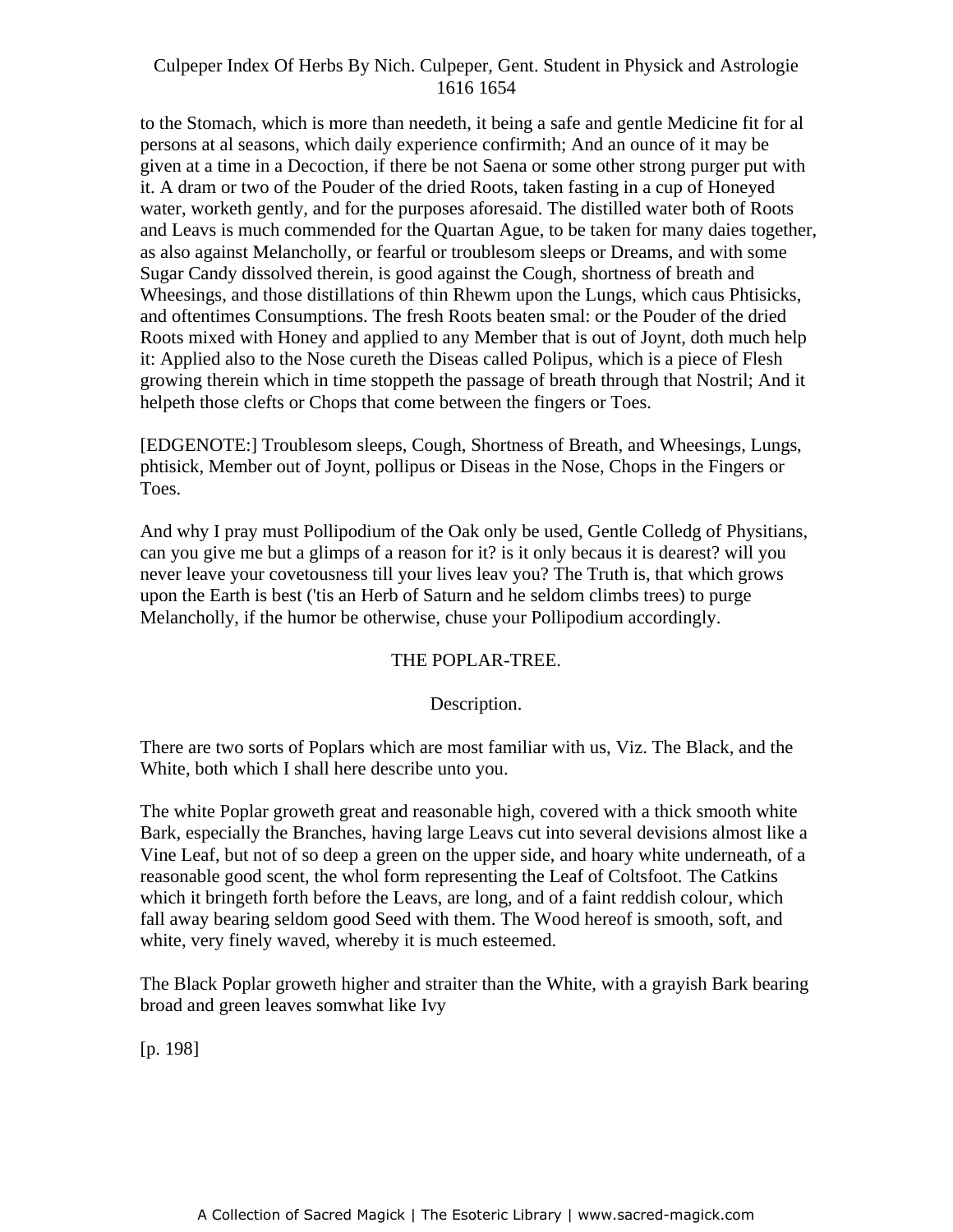to the Stomach, which is more than needeth, it being a safe and gentle Medicine fit for al persons at al seasons, which daily experience confirmith; And an ounce of it may be given at a time in a Decoction, if there be not Saena or some other strong purger put with it. A dram or two of the Pouder of the dried Roots, taken fasting in a cup of Honeyed water, worketh gently, and for the purposes aforesaid. The distilled water both of Roots and Leavs is much commended for the Quartan Ague, to be taken for many daies together, as also against Melancholly, or fearful or troublesom sleeps or Dreams, and with some Sugar Candy dissolved therein, is good against the Cough, shortness of breath and Wheesings, and those distillations of thin Rhewm upon the Lungs, which caus Phtisicks, and oftentimes Consumptions. The fresh Roots beaten smal: or the Pouder of the dried Roots mixed with Honey and applied to any Member that is out of Joynt, doth much help it: Applied also to the Nose cureth the Diseas called Polipus, which is a piece of Flesh growing therein which in time stoppeth the passage of breath through that Nostril; And it helpeth those clefts or Chops that come between the fingers or Toes.

[EDGENOTE:] Troublesom sleeps, Cough, Shortness of Breath, and Wheesings, Lungs, phtisick, Member out of Joynt, pollipus or Diseas in the Nose, Chops in the Fingers or Toes.

And why I pray must Pollipodium of the Oak only be used, Gentle Colledg of Physitians, can you give me but a glimps of a reason for it? is it only becaus it is dearest? will you never leave your covetousness till your lives leav you? The Truth is, that which grows upon the Earth is best ('tis an Herb of Saturn and he seldom climbs trees) to purge Melancholly, if the humor be otherwise, chuse your Pollipodium accordingly.

## THE POPLAR-TREE.

### Description.

There are two sorts of Poplars which are most familiar with us, Viz. The Black, and the White, both which I shall here describe unto you.

The white Poplar groweth great and reasonable high, covered with a thick smooth white Bark, especially the Branches, having large Leavs cut into several devisions almost like a Vine Leaf, but not of so deep a green on the upper side, and hoary white underneath, of a reasonable good scent, the whol form representing the Leaf of Coltsfoot. The Catkins which it bringeth forth before the Leavs, are long, and of a faint reddish colour, which fall away bearing seldom good Seed with them. The Wood hereof is smooth, soft, and white, very finely waved, whereby it is much esteemed.

The Black Poplar groweth higher and straiter than the White, with a grayish Bark bearing broad and green leaves somwhat like Ivy

[p. 198]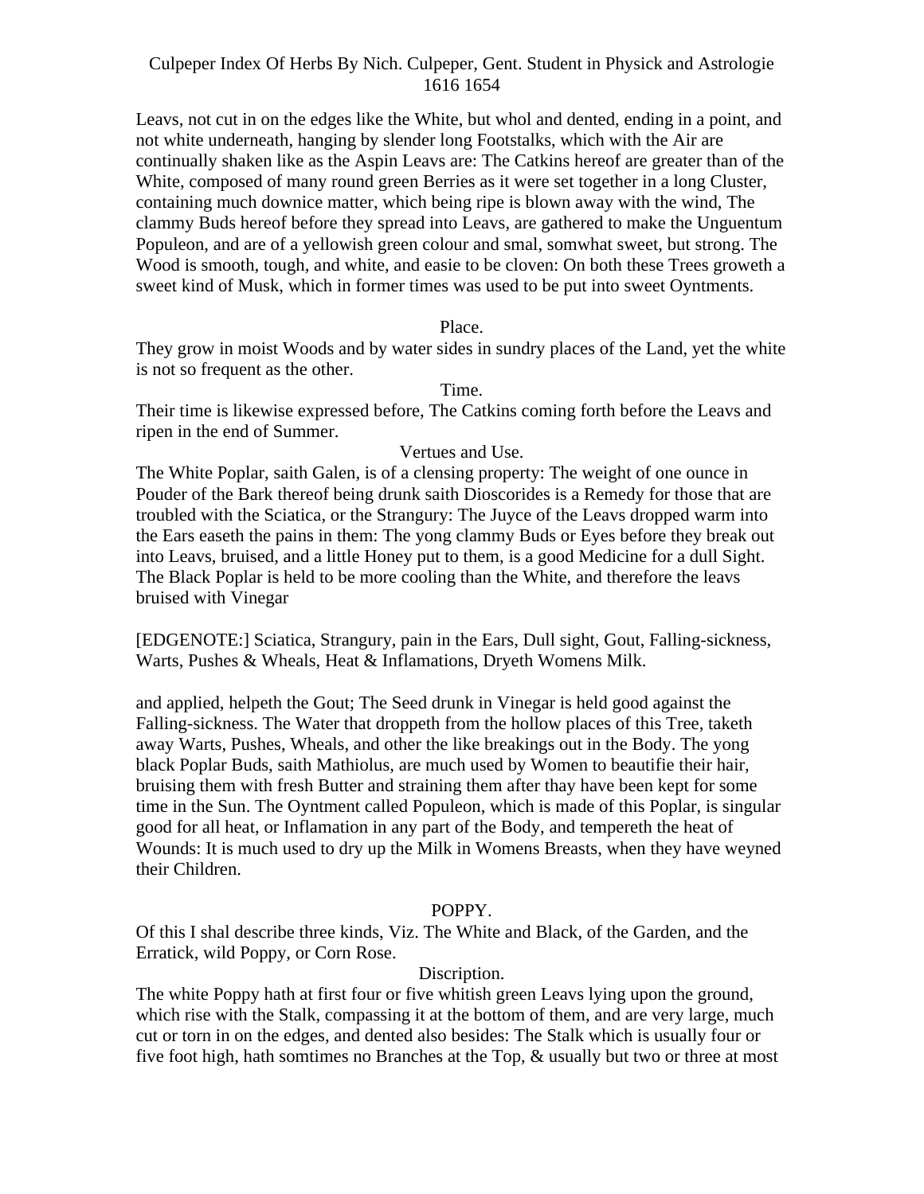Leavs, not cut in on the edges like the White, but whol and dented, ending in a point, and not white underneath, hanging by slender long Footstalks, which with the Air are continually shaken like as the Aspin Leavs are: The Catkins hereof are greater than of the White, composed of many round green Berries as it were set together in a long Cluster, containing much downice matter, which being ripe is blown away with the wind, The clammy Buds hereof before they spread into Leavs, are gathered to make the Unguentum Populeon, and are of a yellowish green colour and smal, somwhat sweet, but strong. The Wood is smooth, tough, and white, and easie to be cloven: On both these Trees groweth a sweet kind of Musk, which in former times was used to be put into sweet Oyntments.

Place.

They grow in moist Woods and by water sides in sundry places of the Land, yet the white is not so frequent as the other.

Time.

Their time is likewise expressed before, The Catkins coming forth before the Leavs and ripen in the end of Summer.

Vertues and Use.

The White Poplar, saith Galen, is of a clensing property: The weight of one ounce in Pouder of the Bark thereof being drunk saith Dioscorides is a Remedy for those that are troubled with the Sciatica, or the Strangury: The Juyce of the Leavs dropped warm into the Ears easeth the pains in them: The yong clammy Buds or Eyes before they break out into Leavs, bruised, and a little Honey put to them, is a good Medicine for a dull Sight. The Black Poplar is held to be more cooling than the White, and therefore the leavs bruised with Vinegar

[EDGENOTE:] Sciatica, Strangury, pain in the Ears, Dull sight, Gout, Falling-sickness, Warts, Pushes & Wheals, Heat & Inflamations, Dryeth Womens Milk.

and applied, helpeth the Gout; The Seed drunk in Vinegar is held good against the Falling-sickness. The Water that droppeth from the hollow places of this Tree, taketh away Warts, Pushes, Wheals, and other the like breakings out in the Body. The yong black Poplar Buds, saith Mathiolus, are much used by Women to beautifie their hair, bruising them with fresh Butter and straining them after thay have been kept for some time in the Sun. The Oyntment called Populeon, which is made of this Poplar, is singular good for all heat, or Inflamation in any part of the Body, and tempereth the heat of Wounds: It is much used to dry up the Milk in Womens Breasts, when they have weyned their Children.

POPPY.

Of this I shal describe three kinds, Viz. The White and Black, of the Garden, and the Erratick, wild Poppy, or Corn Rose.

Discription.

The white Poppy hath at first four or five whitish green Leavs lying upon the ground, which rise with the Stalk, compassing it at the bottom of them, and are very large, much cut or torn in on the edges, and dented also besides: The Stalk which is usually four or five foot high, hath somtimes no Branches at the Top, & usually but two or three at most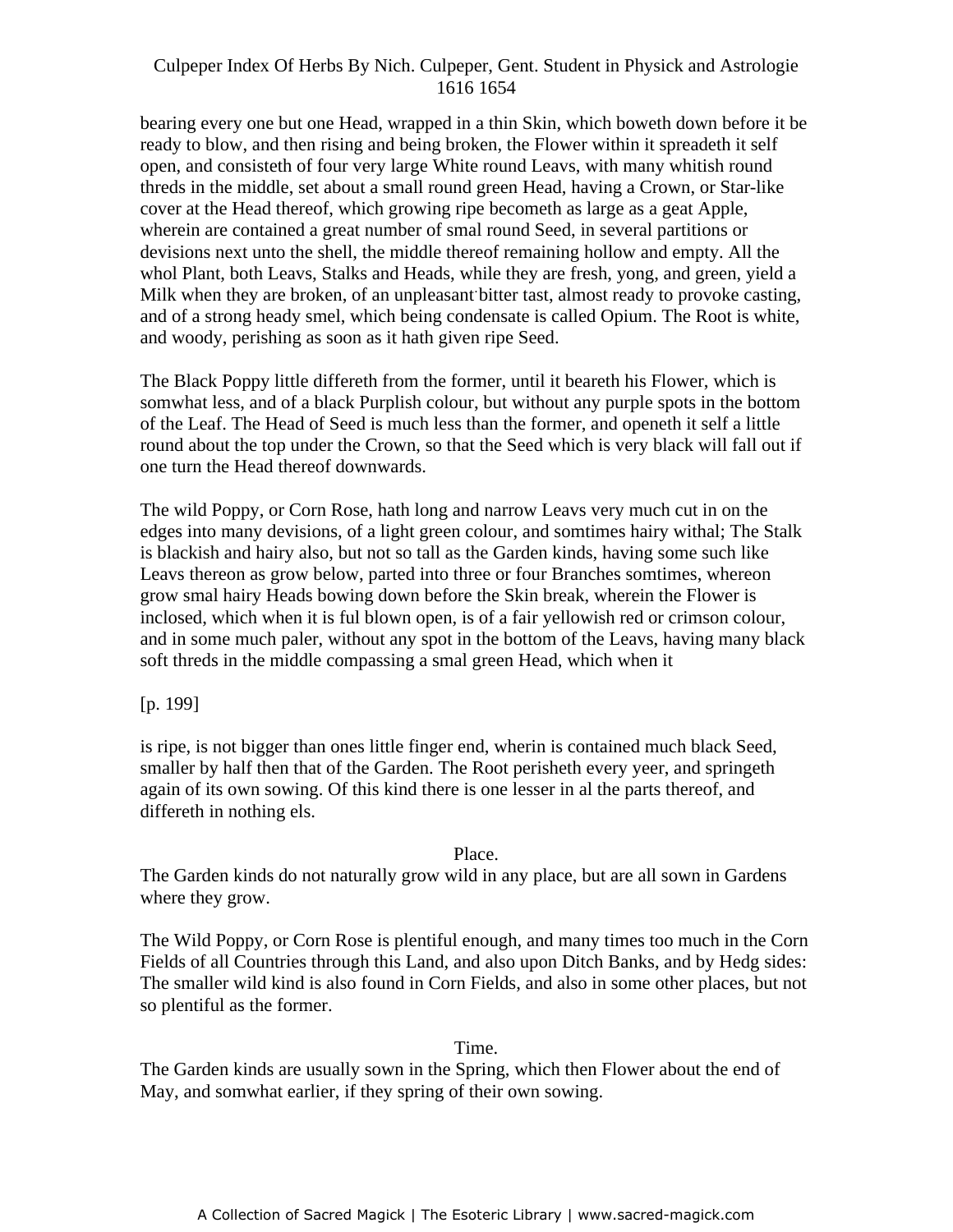bearing every one but one Head, wrapped in a thin Skin, which boweth down before it be ready to blow, and then rising and being broken, the Flower within it spreadeth it self open, and consisteth of four very large White round Leavs, with many whitish round threds in the middle, set about a small round green Head, having a Crown, or Star-like cover at the Head thereof, which growing ripe becometh as large as a geat Apple, wherein are contained a great number of smal round Seed, in several partitions or devisions next unto the shell, the middle thereof remaining hollow and empty. All the whol Plant, both Leavs, Stalks and Heads, while they are fresh, yong, and green, yield a Milk when they are broken, of an unpleasant bitter tast, almost ready to provoke casting, and of a strong heady smel, which being condensate is called Opium. The Root is white, and woody, perishing as soon as it hath given ripe Seed.

The Black Poppy little differeth from the former, until it beareth his Flower, which is somwhat less, and of a black Purplish colour, but without any purple spots in the bottom of the Leaf. The Head of Seed is much less than the former, and openeth it self a little round about the top under the Crown, so that the Seed which is very black will fall out if one turn the Head thereof downwards.

The wild Poppy, or Corn Rose, hath long and narrow Leavs very much cut in on the edges into many devisions, of a light green colour, and somtimes hairy withal; The Stalk is blackish and hairy also, but not so tall as the Garden kinds, having some such like Leavs thereon as grow below, parted into three or four Branches somtimes, whereon grow smal hairy Heads bowing down before the Skin break, wherein the Flower is inclosed, which when it is ful blown open, is of a fair yellowish red or crimson colour, and in some much paler, without any spot in the bottom of the Leavs, having many black soft threds in the middle compassing a smal green Head, which when it

[p. 199]

is ripe, is not bigger than ones little finger end, wherin is contained much black Seed, smaller by half then that of the Garden. The Root perisheth every yeer, and springeth again of its own sowing. Of this kind there is one lesser in al the parts thereof, and differeth in nothing els.

### Place.

The Garden kinds do not naturally grow wild in any place, but are all sown in Gardens where they grow.

The Wild Poppy, or Corn Rose is plentiful enough, and many times too much in the Corn Fields of all Countries through this Land, and also upon Ditch Banks, and by Hedg sides: The smaller wild kind is also found in Corn Fields, and also in some other places, but not so plentiful as the former.

### Time.

The Garden kinds are usually sown in the Spring, which then Flower about the end of May, and somwhat earlier, if they spring of their own sowing.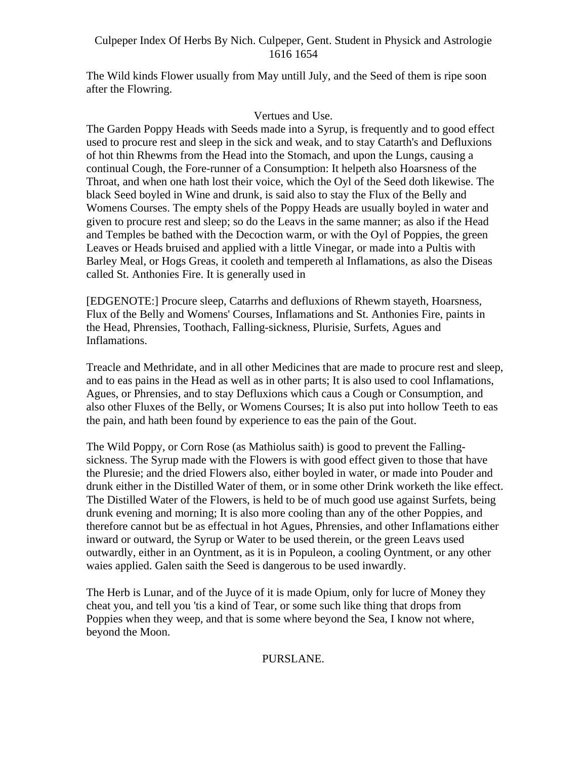The Wild kinds Flower usually from May untill July, and the Seed of them is ripe soon after the Flowring.

## Vertues and Use.

The Garden Poppy Heads with Seeds made into a Syrup, is frequently and to good effect used to procure rest and sleep in the sick and weak, and to stay Catarth's and Defluxions of hot thin Rhewms from the Head into the Stomach, and upon the Lungs, causing a continual Cough, the Fore-runner of a Consumption: It helpeth also Hoarsness of the Throat, and when one hath lost their voice, which the Oyl of the Seed doth likewise. The black Seed boyled in Wine and drunk, is said also to stay the Flux of the Belly and Womens Courses. The empty shels of the Poppy Heads are usually boyled in water and given to procure rest and sleep; so do the Leavs in the same manner; as also if the Head and Temples be bathed with the Decoction warm, or with the Oyl of Poppies, the green Leaves or Heads bruised and applied with a little Vinegar, or made into a Pultis with Barley Meal, or Hogs Greas, it cooleth and tempereth al Inflamations, as also the Diseas called St. Anthonies Fire. It is generally used in

[EDGENOTE:] Procure sleep, Catarrhs and defluxions of Rhewm stayeth, Hoarsness, Flux of the Belly and Womens' Courses, Inflamations and St. Anthonies Fire, paints in the Head, Phrensies, Toothach, Falling-sickness, Plurisie, Surfets, Agues and Inflamations.

Treacle and Methridate, and in all other Medicines that are made to procure rest and sleep, and to eas pains in the Head as well as in other parts; It is also used to cool Inflamations, Agues, or Phrensies, and to stay Defluxions which caus a Cough or Consumption, and also other Fluxes of the Belly, or Womens Courses; It is also put into hollow Teeth to eas the pain, and hath been found by experience to eas the pain of the Gout.

The Wild Poppy, or Corn Rose (as Mathiolus saith) is good to prevent the Falling-sickness. The Syrup made with the Flowers is with good effect given to those that have the Pluresie; and the dried Flowers also, either boyled in water, or made into Pouder and drunk either in the Distilled Water of them, or in some other Drink worketh the like effect. The Distilled Water of the Flowers, is held to be of much good use against Surfets, being drunk evening and morning; It is also more cooling than any of the other Poppies, and therefore cannot but be as effectual in hot Agues, Phrensies, and other Inflamations either inward or outward, the Syrup or Water to be used therein, or the green Leavs used outwardly, either in an Oyntment, as it is in Populeon, a cooling Oyntment, or any other waies applied. Galen saith the Seed is dangerous to be used inwardly.

The Herb is Lunar, and of the Juyce of it is made Opium, only for lucre of Money they cheat you, and tell you 'tis a kind of Tear, or some such like thing that drops from Poppies when they weep, and that is some where beyond the Sea, I know not where, beyond the Moon.

## PURSLANE.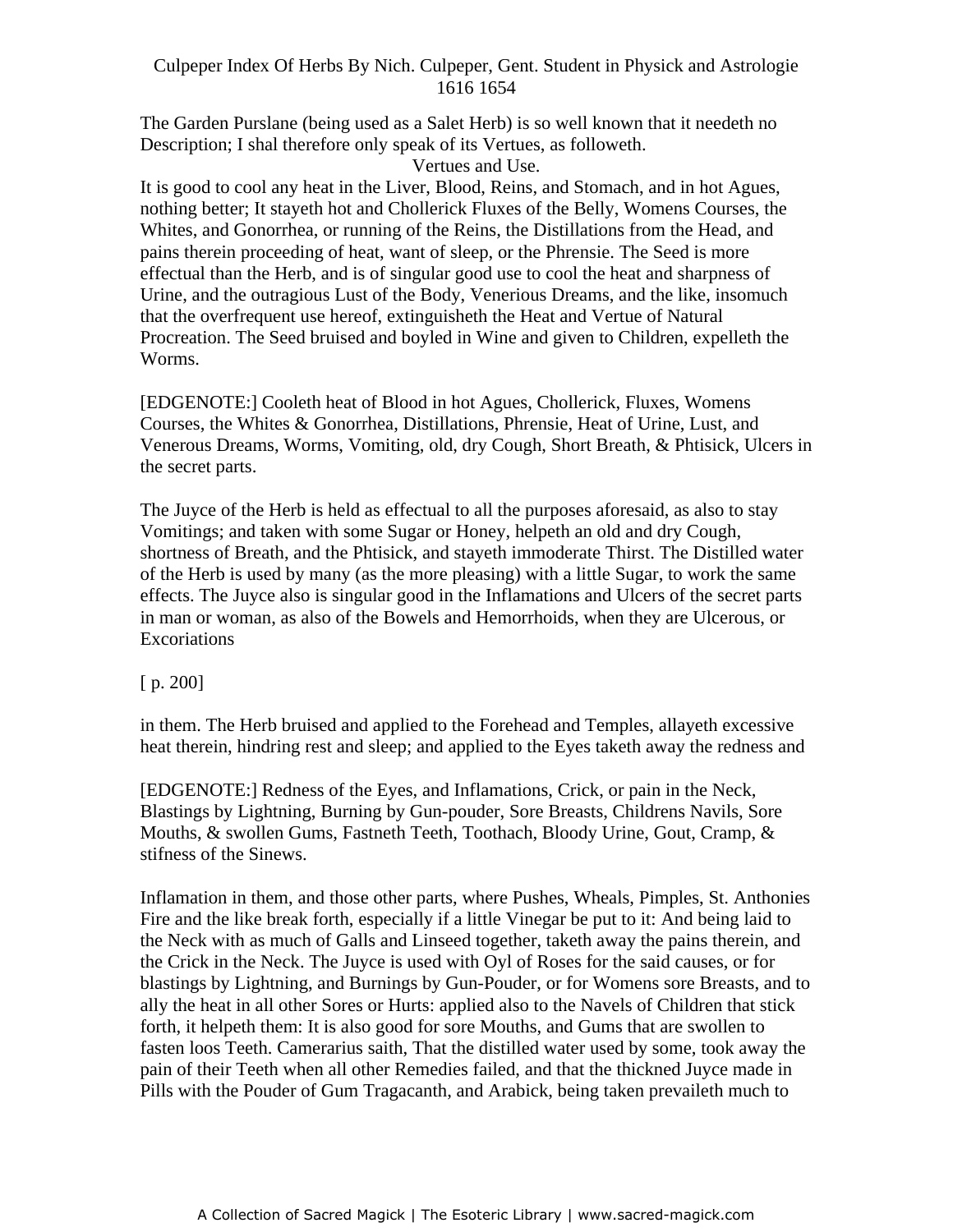The Garden Purslane (being used as a Salet Herb) is so well known that it needeth no Description; I shal therefore only speak of its Vertues, as followeth.

Vertues and Use.

It is good to cool any heat in the Liver, Blood, Reins, and Stomach, and in hot Agues, nothing better; It stayeth hot and Chollerick Fluxes of the Belly, Womens Courses, the Whites, and Gonorrhea, or running of the Reins, the Distillations from the Head, and pains therein proceeding of heat, want of sleep, or the Phrensie. The Seed is more effectual than the Herb, and is of singular good use to cool the heat and sharpness of Urine, and the outragious Lust of the Body, Venerious Dreams, and the like, insomuch that the overfrequent use hereof, extinguisheth the Heat and Vertue of Natural Procreation. The Seed bruised and boyled in Wine and given to Children, expelleth the Worms.

[EDGENOTE:] Cooleth heat of Blood in hot Agues, Chollerick, Fluxes, Womens Courses, the Whites & Gonorrhea, Distillations, Phrensie, Heat of Urine, Lust, and Venerous Dreams, Worms, Vomiting, old, dry Cough, Short Breath, & Phtisick, Ulcers in the secret parts.

The Juyce of the Herb is held as effectual to all the purposes aforesaid, as also to stay Vomitings; and taken with some Sugar or Honey, helpeth an old and dry Cough, shortness of Breath, and the Phtisick, and stayeth immoderate Thirst. The Distilled water of the Herb is used by many (as the more pleasing) with a little Sugar, to work the same effects. The Juyce also is singular good in the Inflamations and Ulcers of the secret parts in man or woman, as also of the Bowels and Hemorrhoids, when they are Ulcerous, or Excoriations

[ p. 200]

in them. The Herb bruised and applied to the Forehead and Temples, allayeth excessive heat therein, hindring rest and sleep; and applied to the Eyes taketh away the redness and

[EDGENOTE:] Redness of the Eyes, and Inflamations, Crick, or pain in the Neck, Blastings by Lightning, Burning by Gun-pouder, Sore Breasts, Childrens Navils, Sore Mouths, & swollen Gums, Fastneth Teeth, Toothach, Bloody Urine, Gout, Cramp, & stifness of the Sinews.

Inflamation in them, and those other parts, where Pushes, Wheals, Pimples, St. Anthonies Fire and the like break forth, especially if a little Vinegar be put to it: And being laid to the Neck with as much of Galls and Linseed together, taketh away the pains therein, and the Crick in the Neck. The Juyce is used with Oyl of Roses for the said causes, or for blastings by Lightning, and Burnings by Gun-Pouder, or for Womens sore Breasts, and to ally the heat in all other Sores or Hurts: applied also to the Navels of Children that stick forth, it helpeth them: It is also good for sore Mouths, and Gums that are swollen to fasten loos Teeth. Camerarius saith, That the distilled water used by some, took away the pain of their Teeth when all other Remedies failed, and that the thickned Juyce made in Pills with the Pouder of Gum Tragacanth, and Arabick, being taken prevaileth much to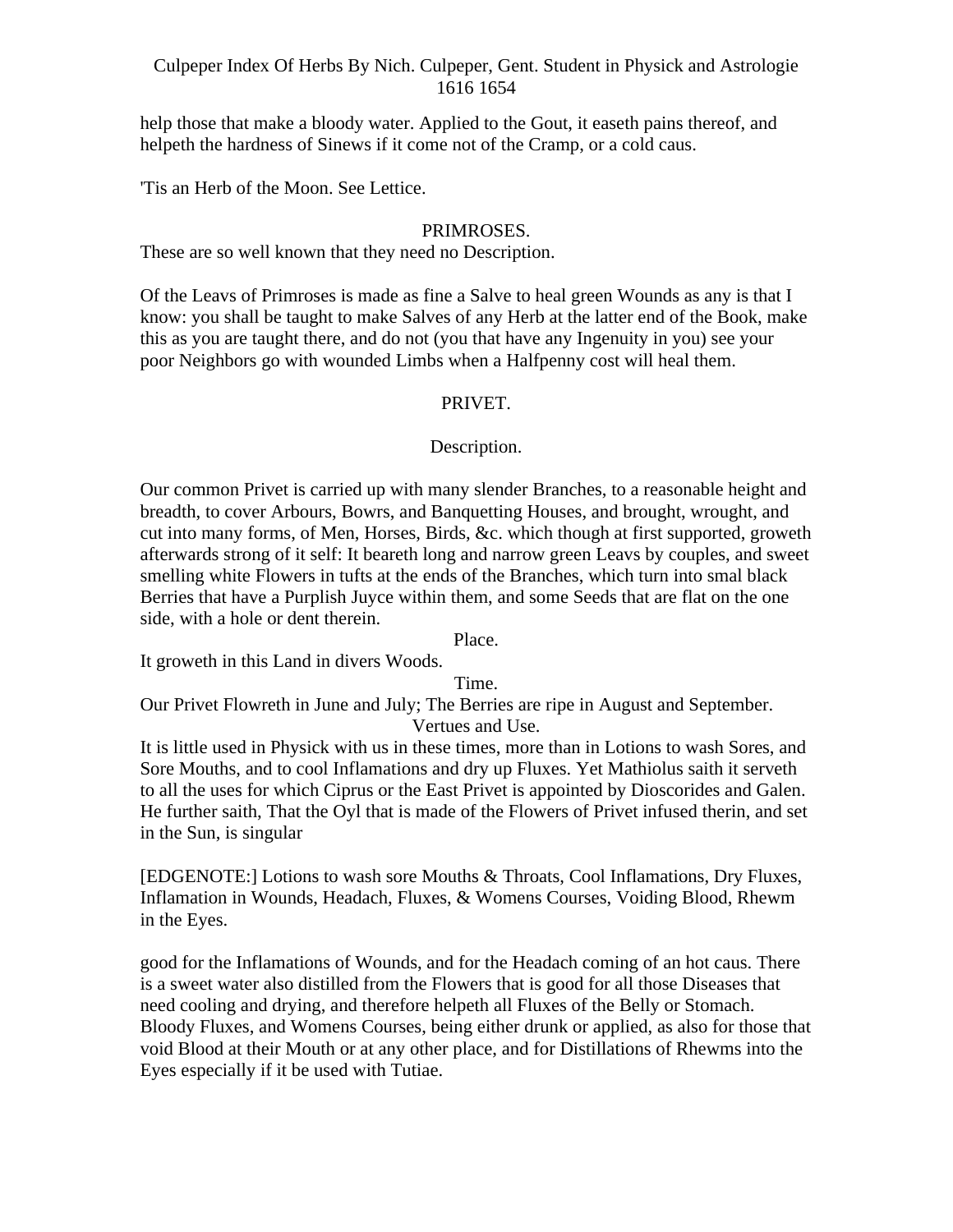help those that make a bloody water. Applied to the Gout, it easeth pains thereof, and helpeth the hardness of Sinews if it come not of the Cramp, or a cold caus.

'Tis an Herb of the Moon. See Lettice.

## PRIMROSES.

These are so well known that they need no Description.

Of the Leavs of Primroses is made as fine a Salve to heal green Wounds as any is that I know: you shall be taught to make Salves of any Herb at the latter end of the Book, make this as you are taught there, and do not (you that have any Ingenuity in you) see your poor Neighbors go with wounded Limbs when a Halfpenny cost will heal them.

## PRIVET.

### Description.

Our common Privet is carried up with many slender Branches, to a reasonable height and breadth, to cover Arbours, Bowrs, and Banquetting Houses, and brought, wrought, and cut into many forms, of Men, Horses, Birds, &c. which though at first supported, groweth afterwards strong of it self: It beareth long and narrow green Leavs by couples, and sweet smelling white Flowers in tufts at the ends of the Branches, which turn into smal black Berries that have a Purplish Juyce within them, and some Seeds that are flat on the one side, with a hole or dent therein.

### Place.

It groweth in this Land in divers Woods.

### Time.

Our Privet Flowreth in June and July; The Berries are ripe in August and September.

### Vertues and Use.

It is little used in Physick with us in these times, more than in Lotions to wash Sores, and Sore Mouths, and to cool Inflamations and dry up Fluxes. Yet Mathiolus saith it serveth to all the uses for which Ciprus or the East Privet is appointed by Dioscorides and Galen. He further saith, That the Oyl that is made of the Flowers of Privet infused therin, and set in the Sun, is singular

[EDGENOTE:] Lotions to wash sore Mouths & Throats, Cool Inflamations, Dry Fluxes, Inflamation in Wounds, Headach, Fluxes, & Womens Courses, Voiding Blood, Rhewm in the Eyes.

good for the Inflamations of Wounds, and for the Headach coming of an hot caus. There is a sweet water also distilled from the Flowers that is good for all those Diseases that need cooling and drying, and therefore helpeth all Fluxes of the Belly or Stomach. Bloody Fluxes, and Womens Courses, being either drunk or applied, as also for those that void Blood at their Mouth or at any other place, and for Distillations of Rhewms into the Eyes especially if it be used with Tutiae.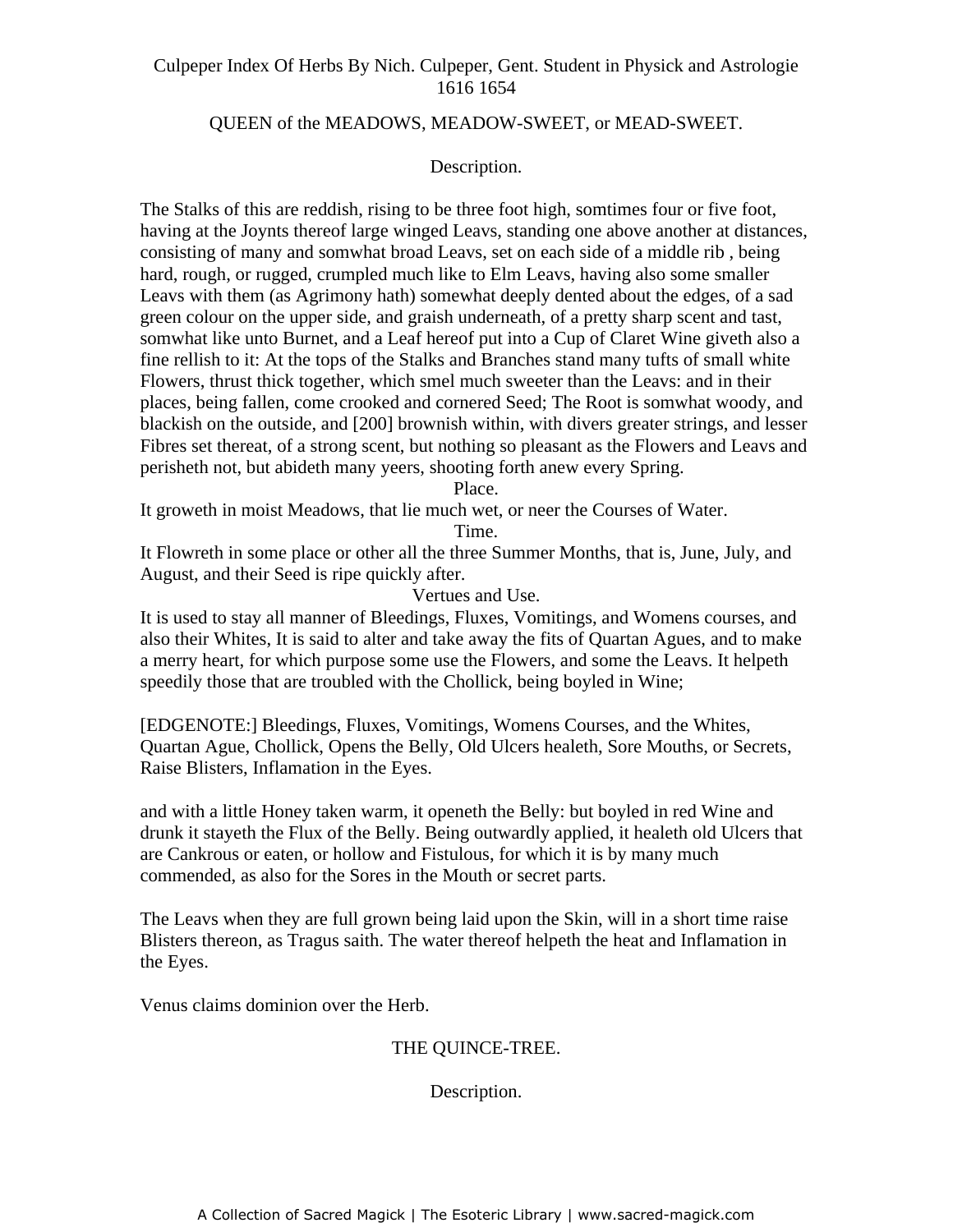## QUEEN of the MEADOWS, MEADOW-SWEET, or MEAD-SWEET.

### Description.

The Stalks of this are reddish, rising to be three foot high, somtimes four or five foot, having at the Joynts thereof large winged Leavs, standing one above another at distances, consisting of many and somwhat broad Leavs, set on each side of a middle rib , being hard, rough, or rugged, crumpled much like to Elm Leavs, having also some smaller Leavs with them (as Agrimony hath) somewhat deeply dented about the edges, of a sad green colour on the upper side, and graish underneath, of a pretty sharp scent and tast, somwhat like unto Burnet, and a Leaf hereof put into a Cup of Claret Wine giveth also a fine rellish to it: At the tops of the Stalks and Branches stand many tufts of small white Flowers, thrust thick together, which smel much sweeter than the Leavs: and in their places, being fallen, come crooked and cornered Seed; The Root is somwhat woody, and blackish on the outside, and [200] brownish within, with divers greater strings, and lesser Fibres set thereat, of a strong scent, but nothing so pleasant as the Flowers and Leavs and perisheth not, but abideth many yeers, shooting forth anew every Spring.

### Place.

It groweth in moist Meadows, that lie much wet, or neer the Courses of Water.

### Time.

It Flowreth in some place or other all the three Summer Months, that is, June, July, and August, and their Seed is ripe quickly after.

### Vertues and Use.

It is used to stay all manner of Bleedings, Fluxes, Vomitings, and Womens courses, and also their Whites, It is said to alter and take away the fits of Quartan Agues, and to make a merry heart, for which purpose some use the Flowers, and some the Leavs. It helpeth speedily those that are troubled with the Chollick, being boyled in Wine;

[EDGENOTE:] Bleedings, Fluxes, Vomitings, Womens Courses, and the Whites, Quartan Ague, Chollick, Opens the Belly, Old Ulcers healeth, Sore Mouths, or Secrets, Raise Blisters, Inflamation in the Eyes.

and with a little Honey taken warm, it openeth the Belly: but boyled in red Wine and drunk it stayeth the Flux of the Belly. Being outwardly applied, it healeth old Ulcers that are Cankrous or eaten, or hollow and Fistulous, for which it is by many much commended, as also for the Sores in the Mouth or secret parts.

The Leavs when they are full grown being laid upon the Skin, will in a short time raise Blisters thereon, as Tragus saith. The water thereof helpeth the heat and Inflamation in the Eyes.

Venus claims dominion over the Herb.

## THE QUINCE-TREE.

### Description.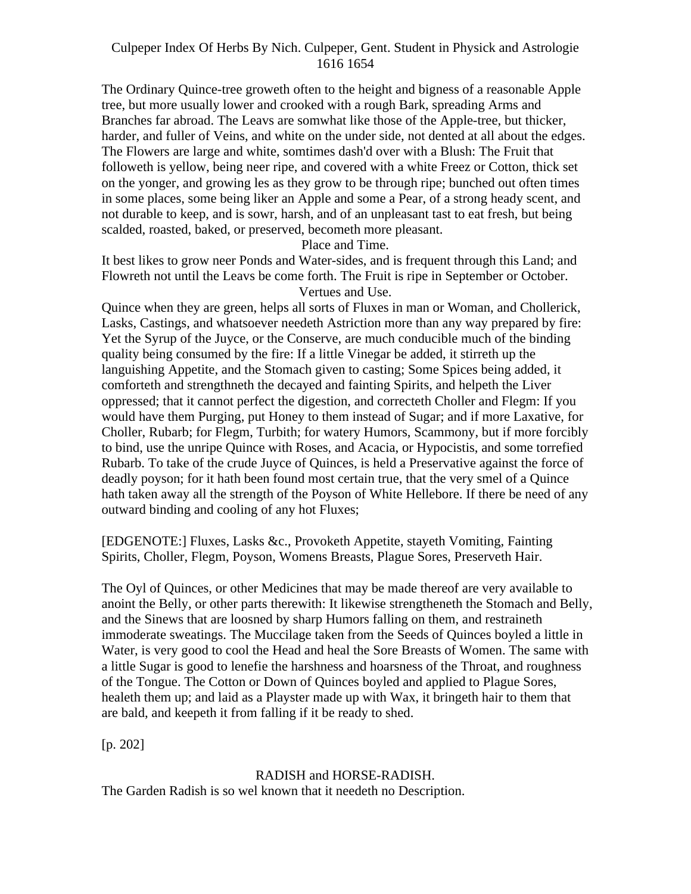The Ordinary Quince-tree groweth often to the height and bigness of a reasonable Apple tree, but more usually lower and crooked with a rough Bark, spreading Arms and Branches far abroad. The Leavs are somwhat like those of the Apple-tree, but thicker, harder, and fuller of Veins, and white on the under side, not dented at all about the edges. The Flowers are large and white, somtimes dash'd over with a Blush: The Fruit that followeth is yellow, being neer ripe, and covered with a white Freez or Cotton, thick set on the yonger, and growing les as they grow to be through ripe; bunched out often times in some places, some being liker an Apple and some a Pear, of a strong heady scent, and not durable to keep, and is sowr, harsh, and of an unpleasant tast to eat fresh, but being scalded, roasted, baked, or preserved, becometh more pleasant.

### Place and Time.

It best likes to grow neer Ponds and Water-sides, and is frequent through this Land; and Flowreth not until the Leavs be come forth. The Fruit is ripe in September or October.

### Vertues and Use.

Quince when they are green, helps all sorts of Fluxes in man or Woman, and Chollerick, Lasks, Castings, and whatsoever needeth Astriction more than any way prepared by fire: Yet the Syrup of the Juyce, or the Conserve, are much conducible much of the binding quality being consumed by the fire: If a little Vinegar be added, it stirreth up the languishing Appetite, and the Stomach given to casting; Some Spices being added, it comforteth and strengthneth the decayed and fainting Spirits, and helpeth the Liver oppressed; that it cannot perfect the digestion, and correcteth Choller and Flegm: If you would have them Purging, put Honey to them instead of Sugar; and if more Laxative, for Choller, Rubarb; for Flegm, Turbith; for watery Humors, Scammony, but if more forcibly to bind, use the unripe Quince with Roses, and Acacia, or Hypocistis, and some torrefied Rubarb. To take of the crude Juyce of Quinces, is held a Preservative against the force of deadly poyson; for it hath been found most certain true, that the very smel of a Quince hath taken away all the strength of the Poyson of White Hellebore. If there be need of any outward binding and cooling of any hot Fluxes;

[EDGENOTE:] Fluxes, Lasks &c., Provoketh Appetite, stayeth Vomiting, Fainting Spirits, Choller, Flegm, Poyson, Womens Breasts, Plague Sores, Preserveth Hair.

The Oyl of Quinces, or other Medicines that may be made thereof are very available to anoint the Belly, or other parts therewith: It likewise strengtheneth the Stomach and Belly, and the Sinews that are loosned by sharp Humors falling on them, and restraineth immoderate sweatings. The Muccilage taken from the Seeds of Quinces boyled a little in Water, is very good to cool the Head and heal the Sore Breasts of Women. The same with a little Sugar is good to lenefie the harshness and hoarsness of the Throat, and roughness of the Tongue. The Cotton or Down of Quinces boyled and applied to Plague Sores, healeth them up; and laid as a Playster made up with Wax, it bringeth hair to them that are bald, and keepeth it from falling if it be ready to shed.

[p. 202]

## RADISH and HORSE-RADISH.

The Garden Radish is so wel known that it needeth no Description.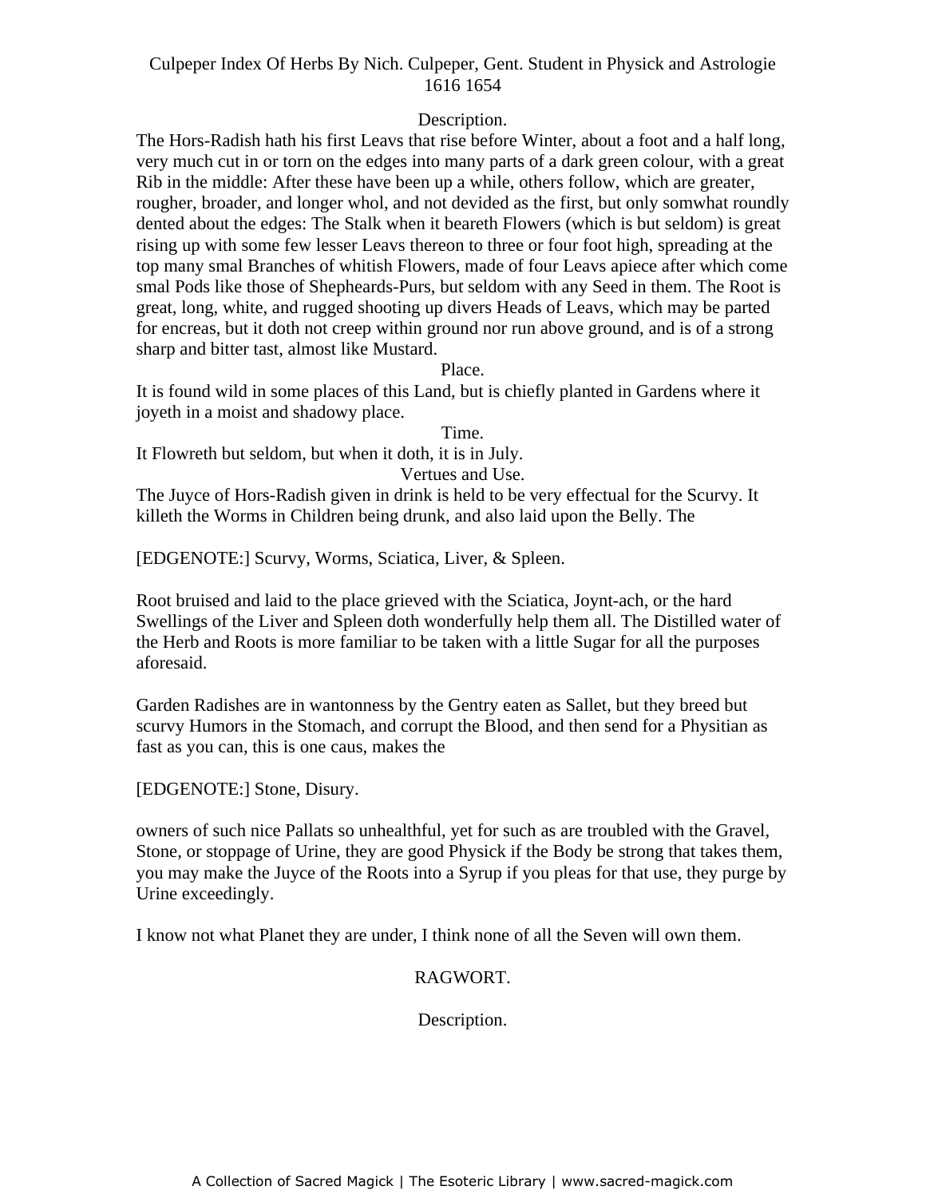Description.

The Hors-Radish hath his first Leavs that rise before Winter, about a foot and a half long, very much cut in or torn on the edges into many parts of a dark green colour, with a great Rib in the middle: After these have been up a while, others follow, which are greater, rougher, broader, and longer whol, and not devided as the first, but only somwhat roundly dented about the edges: The Stalk when it beareth Flowers (which is but seldom) is great rising up with some few lesser Leavs thereon to three or four foot high, spreading at the top many smal Branches of whitish Flowers, made of four Leavs apiece after which come smal Pods like those of Shepheards-Purs, but seldom with any Seed in them. The Root is great, long, white, and rugged shooting up divers Heads of Leavs, which may be parted for encreas, but it doth not creep within ground nor run above ground, and is of a strong sharp and bitter tast, almost like Mustard.

Place.

It is found wild in some places of this Land, but is chiefly planted in Gardens where it joyeth in a moist and shadowy place.

Time.

It Flowreth but seldom, but when it doth, it is in July.

Vertues and Use.

The Juyce of Hors-Radish given in drink is held to be very effectual for the Scurvy. It killeth the Worms in Children being drunk, and also laid upon the Belly. The

[EDGENOTE:] Scurvy, Worms, Sciatica, Liver, & Spleen.

Root bruised and laid to the place grieved with the Sciatica, Joynt-ach, or the hard Swellings of the Liver and Spleen doth wonderfully help them all. The Distilled water of the Herb and Roots is more familiar to be taken with a little Sugar for all the purposes aforesaid.

Garden Radishes are in wantonness by the Gentry eaten as Sallet, but they breed but scurvy Humors in the Stomach, and corrupt the Blood, and then send for a Physitian as fast as you can, this is one caus, makes the

[EDGENOTE:] Stone, Disury.

owners of such nice Pallats so unhealthful, yet for such as are troubled with the Gravel, Stone, or stoppage of Urine, they are good Physick if the Body be strong that takes them, you may make the Juyce of the Roots into a Syrup if you pleas for that use, they purge by Urine exceedingly.

I know not what Planet they are under, I think none of all the Seven will own them.

## RAGWORT.

Description.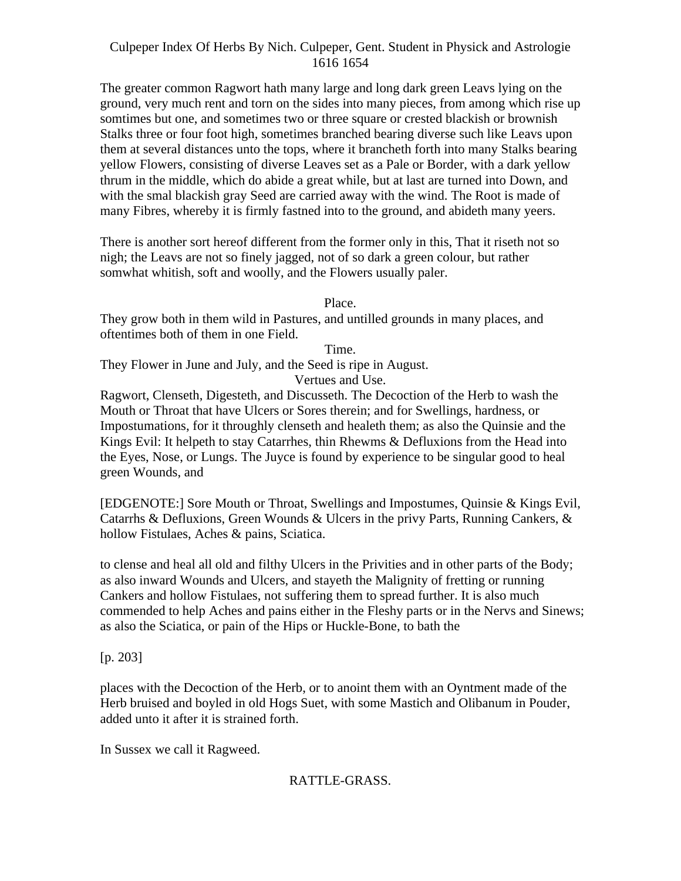The greater common Ragwort hath many large and long dark green Leavs lying on the ground, very much rent and torn on the sides into many pieces, from among which rise up somtimes but one, and sometimes two or three square or crested blackish or brownish Stalks three or four foot high, sometimes branched bearing diverse such like Leavs upon them at several distances unto the tops, where it brancheth forth into many Stalks bearing yellow Flowers, consisting of diverse Leaves set as a Pale or Border, with a dark yellow thrum in the middle, which do abide a great while, but at last are turned into Down, and with the smal blackish gray Seed are carried away with the wind. The Root is made of many Fibres, whereby it is firmly fastned into to the ground, and abideth many yeers.

There is another sort hereof different from the former only in this, That it riseth not so nigh; the Leavs are not so finely jagged, not of so dark a green colour, but rather somwhat whitish, soft and woolly, and the Flowers usually paler.

Place.

They grow both in them wild in Pastures, and untilled grounds in many places, and oftentimes both of them in one Field.

Time.

They Flower in June and July, and the Seed is ripe in August.

Vertues and Use.

Ragwort, Clenseth, Digesteth, and Discusseth. The Decoction of the Herb to wash the Mouth or Throat that have Ulcers or Sores therein; and for Swellings, hardness, or Impostumations, for it throughly clenseth and healeth them; as also the Quinsie and the Kings Evil: It helpeth to stay Catarrhes, thin Rhewms & Defluxions from the Head into the Eyes, Nose, or Lungs. The Juyce is found by experience to be singular good to heal green Wounds, and

[EDGENOTE:] Sore Mouth or Throat, Swellings and Impostumes, Quinsie & Kings Evil, Catarrhs & Defluxions, Green Wounds & Ulcers in the privy Parts, Running Cankers, & hollow Fistulaes, Aches & pains, Sciatica.

to clense and heal all old and filthy Ulcers in the Privities and in other parts of the Body; as also inward Wounds and Ulcers, and stayeth the Malignity of fretting or running Cankers and hollow Fistulaes, not suffering them to spread further. It is also much commended to help Aches and pains either in the Fleshy parts or in the Nervs and Sinews; as also the Sciatica, or pain of the Hips or Huckle-Bone, to bath the

[p. 203]

places with the Decoction of the Herb, or to anoint them with an Oyntment made of the Herb bruised and boyled in old Hogs Suet, with some Mastich and Olibanum in Pouder, added unto it after it is strained forth.

In Sussex we call it Ragweed.

RATTLE-GRASS.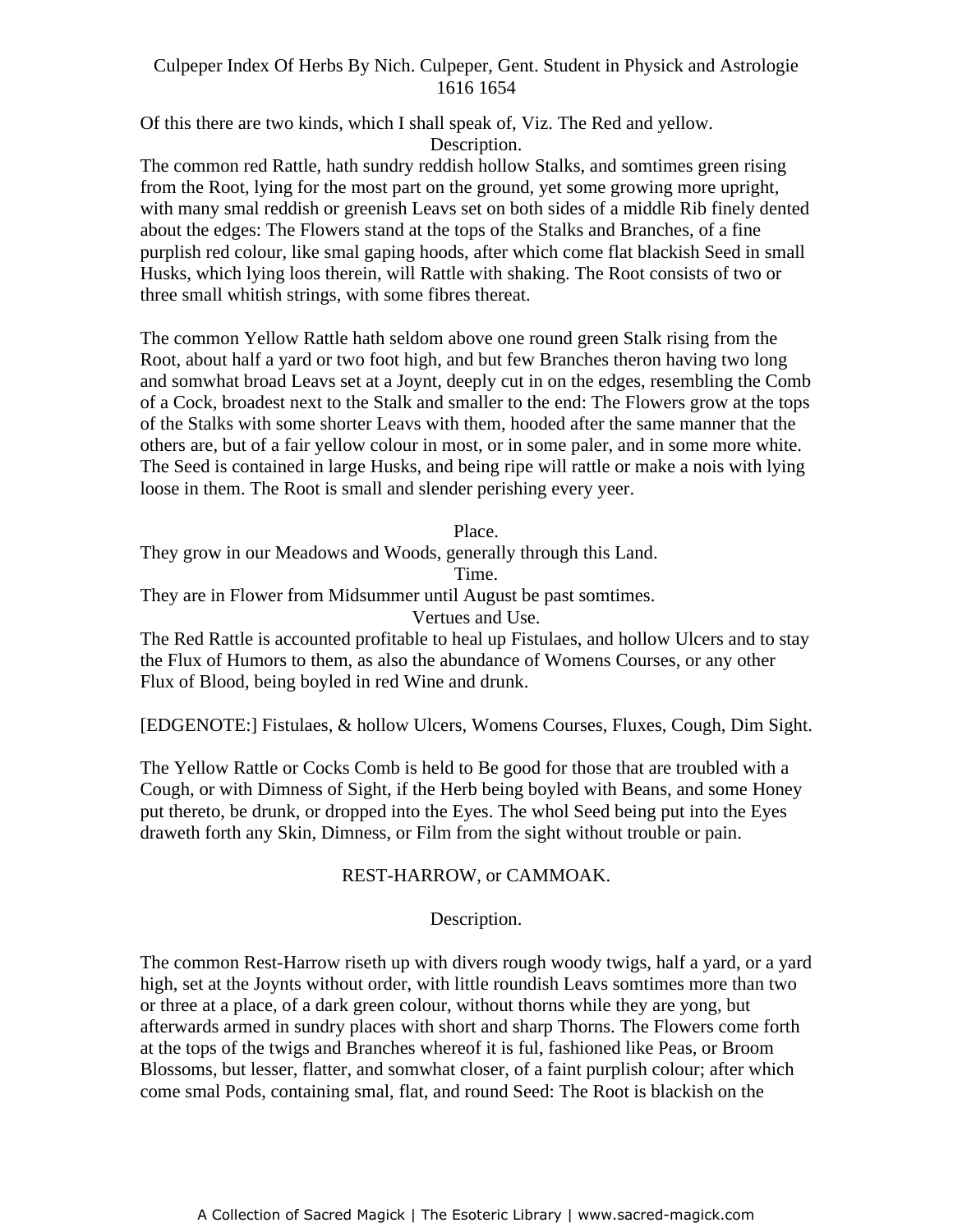Of this there are two kinds, which I shall speak of, Viz. The Red and yellow.

Description.

The common red Rattle, hath sundry reddish hollow Stalks, and somtimes green rising from the Root, lying for the most part on the ground, yet some growing more upright, with many smal reddish or greenish Leavs set on both sides of a middle Rib finely dented about the edges: The Flowers stand at the tops of the Stalks and Branches, of a fine purplish red colour, like smal gaping hoods, after which come flat blackish Seed in small Husks, which lying loos therein, will Rattle with shaking. The Root consists of two or three small whitish strings, with some fibres thereat.

The common Yellow Rattle hath seldom above one round green Stalk rising from the Root, about half a yard or two foot high, and but few Branches theron having two long and somwhat broad Leavs set at a Joynt, deeply cut in on the edges, resembling the Comb of a Cock, broadest next to the Stalk and smaller to the end: The Flowers grow at the tops of the Stalks with some shorter Leavs with them, hooded after the same manner that the others are, but of a fair yellow colour in most, or in some paler, and in some more white. The Seed is contained in large Husks, and being ripe will rattle or make a nois with lying loose in them. The Root is small and slender perishing every yeer.

Place.

They grow in our Meadows and Woods, generally through this Land.

Time.

They are in Flower from Midsummer until August be past somtimes.

Vertues and Use.

The Red Rattle is accounted profitable to heal up Fistulaes, and hollow Ulcers and to stay the Flux of Humors to them, as also the abundance of Womens Courses, or any other Flux of Blood, being boyled in red Wine and drunk.

[EDGENOTE:] Fistulaes, & hollow Ulcers, Womens Courses, Fluxes, Cough, Dim Sight.

The Yellow Rattle or Cocks Comb is held to Be good for those that are troubled with a Cough, or with Dimness of Sight, if the Herb being boyled with Beans, and some Honey put thereto, be drunk, or dropped into the Eyes. The whol Seed being put into the Eyes draweth forth any Skin, Dimness, or Film from the sight without trouble or pain.

## REST-HARROW, or CAMMOAK.

Description.

The common Rest-Harrow riseth up with divers rough woody twigs, half a yard, or a yard high, set at the Joynts without order, with little roundish Leavs somtimes more than two or three at a place, of a dark green colour, without thorns while they are yong, but afterwards armed in sundry places with short and sharp Thorns. The Flowers come forth at the tops of the twigs and Branches whereof it is ful, fashioned like Peas, or Broom Blossoms, but lesser, flatter, and somwhat closer, of a faint purplish colour; after which come smal Pods, containing smal, flat, and round Seed: The Root is blackish on the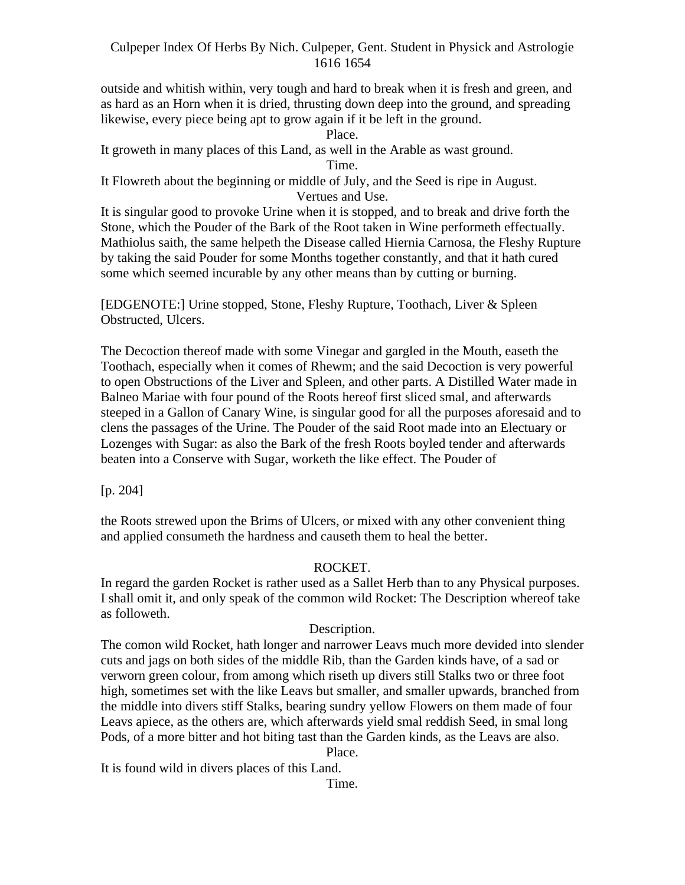outside and whitish within, very tough and hard to break when it is fresh and green, and as hard as an Horn when it is dried, thrusting down deep into the ground, and spreading likewise, every piece being apt to grow again if it be left in the ground.

Place.

It groweth in many places of this Land, as well in the Arable as wast ground.

Time.

It Flowreth about the beginning or middle of July, and the Seed is ripe in August.

Vertues and Use.

It is singular good to provoke Urine when it is stopped, and to break and drive forth the Stone, which the Pouder of the Bark of the Root taken in Wine performeth effectually. Mathiolus saith, the same helpeth the Disease called Hiernia Carnosa, the Fleshy Rupture by taking the said Pouder for some Months together constantly, and that it hath cured some which seemed incurable by any other means than by cutting or burning.

[EDGENOTE:] Urine stopped, Stone, Fleshy Rupture, Toothach, Liver & Spleen Obstructed, Ulcers.

The Decoction thereof made with some Vinegar and gargled in the Mouth, easeth the Toothach, especially when it comes of Rhewm; and the said Decoction is very powerful to open Obstructions of the Liver and Spleen, and other parts. A Distilled Water made in Balneo Mariae with four pound of the Roots hereof first sliced smal, and afterwards steeped in a Gallon of Canary Wine, is singular good for all the purposes aforesaid and to clens the passages of the Urine. The Pouder of the said Root made into an Electuary or Lozenges with Sugar: as also the Bark of the fresh Roots boyled tender and afterwards beaten into a Conserve with Sugar, worketh the like effect. The Pouder of

[p. 204]

the Roots strewed upon the Brims of Ulcers, or mixed with any other convenient thing and applied consumeth the hardness and causeth them to heal the better.

## ROCKET.

In regard the garden Rocket is rather used as a Sallet Herb than to any Physical purposes. I shall omit it, and only speak of the common wild Rocket: The Description whereof take as followeth.

Description.

The comon wild Rocket, hath longer and narrower Leavs much more devided into slender cuts and jags on both sides of the middle Rib, than the Garden kinds have, of a sad or verworn green colour, from among which riseth up divers still Stalks two or three foot high, sometimes set with the like Leavs but smaller, and smaller upwards, branched from the middle into divers stiff Stalks, bearing sundry yellow Flowers on them made of four Leavs apiece, as the others are, which afterwards yield smal reddish Seed, in smal long Pods, of a more bitter and hot biting tast than the Garden kinds, as the Leavs are also.

Place.

It is found wild in divers places of this Land.

Time.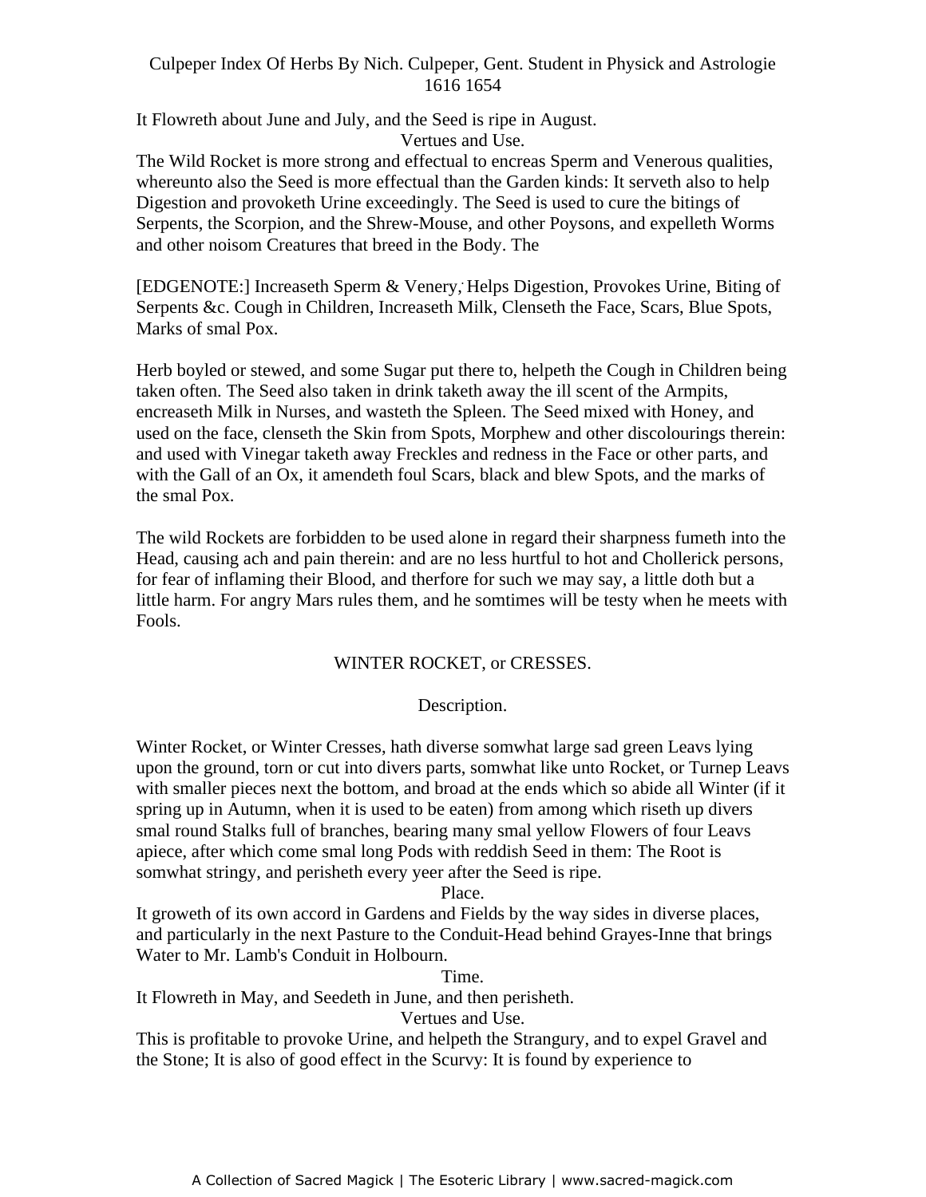It Flowreth about June and July, and the Seed is ripe in August.

Vertues and Use.

The Wild Rocket is more strong and effectual to encreas Sperm and Venerous qualities, whereunto also the Seed is more effectual than the Garden kinds: It serveth also to help Digestion and provoketh Urine exceedingly. The Seed is used to cure the bitings of Serpents, the Scorpion, and the Shrew-Mouse, and other Poysons, and expelleth Worms and other noisom Creatures that breed in the Body. The

[EDGENOTE:] Increaseth Sperm & Venery, Helps Digestion, Provokes Urine, Biting of Serpents &c. Cough in Children, Increaseth Milk, Clenseth the Face, Scars, Blue Spots, Marks of smal Pox.

Herb boyled or stewed, and some Sugar put there to, helpeth the Cough in Children being taken often. The Seed also taken in drink taketh away the ill scent of the Armpits, encreaseth Milk in Nurses, and wasteth the Spleen. The Seed mixed with Honey, and used on the face, clenseth the Skin from Spots, Morphew and other discolourings therein: and used with Vinegar taketh away Freckles and redness in the Face or other parts, and with the Gall of an Ox, it amendeth foul Scars, black and blew Spots, and the marks of the smal Pox.

The wild Rockets are forbidden to be used alone in regard their sharpness fumeth into the Head, causing ach and pain therein: and are no less hurtful to hot and Chollerick persons, for fear of inflaming their Blood, and therfore for such we may say, a little doth but a little harm. For angry Mars rules them, and he somtimes will be testy when he meets with Fools.

## WINTER ROCKET, or CRESSES.

Description.

Winter Rocket, or Winter Cresses, hath diverse somwhat large sad green Leavs lying upon the ground, torn or cut into divers parts, somwhat like unto Rocket, or Turnep Leavs with smaller pieces next the bottom, and broad at the ends which so abide all Winter (if it spring up in Autumn, when it is used to be eaten) from among which riseth up divers smal round Stalks full of branches, bearing many smal yellow Flowers of four Leavs apiece, after which come smal long Pods with reddish Seed in them: The Root is somwhat stringy, and perisheth every yeer after the Seed is ripe.

Place.

It groweth of its own accord in Gardens and Fields by the way sides in diverse places, and particularly in the next Pasture to the Conduit-Head behind Grayes-Inne that brings Water to Mr. Lamb's Conduit in Holbourn.

Time.

It Flowreth in May, and Seedeth in June, and then perisheth.

Vertues and Use.

This is profitable to provoke Urine, and helpeth the Strangury, and to expel Gravel and the Stone; It is also of good effect in the Scurvy: It is found by experience to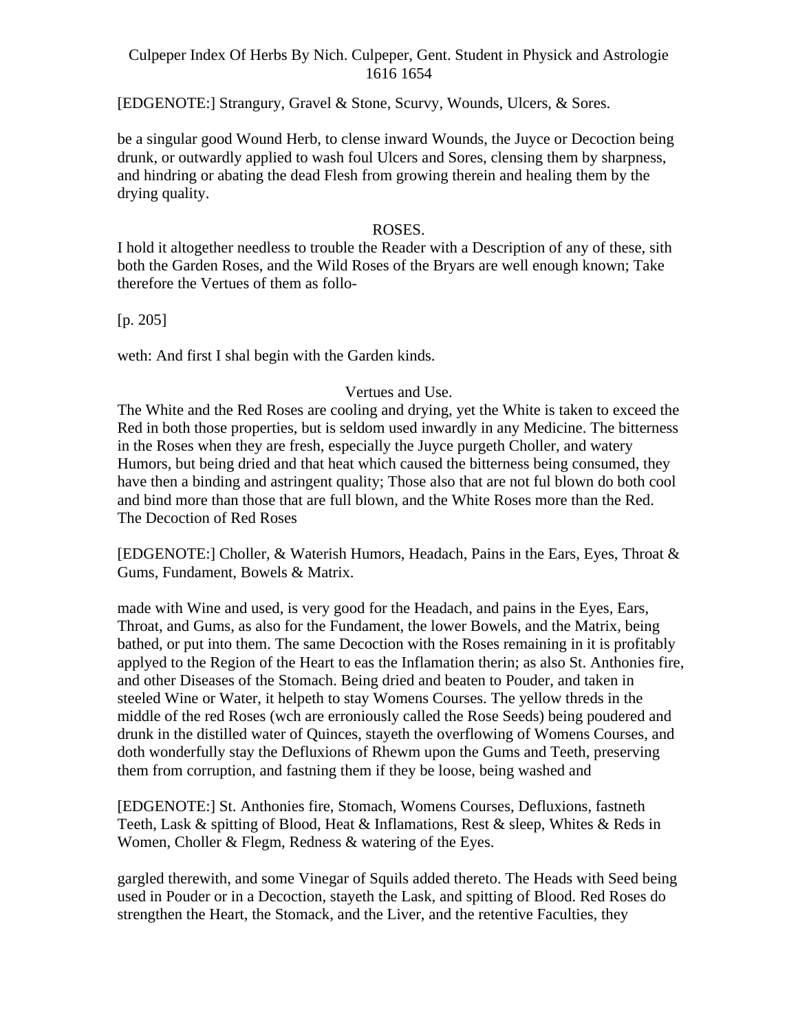[EDGENOTE:] Strangury, Gravel & Stone, Scurvy, Wounds, Ulcers, & Sores.

be a singular good Wound Herb, to clense inward Wounds, the Juyce or Decoction being drunk, or outwardly applied to wash foul Ulcers and Sores, clensing them by sharpness, and hindring or abating the dead Flesh from growing therein and healing them by the drying quality.

## ROSES.

I hold it altogether needless to trouble the Reader with a Description of any of these, sith both the Garden Roses, and the Wild Roses of the Bryars are well enough known; Take therefore the Vertues of them as follo-

[p. 205]

weth: And first I shal begin with the Garden kinds.

### Vertues and Use.

The White and the Red Roses are cooling and drying, yet the White is taken to exceed the Red in both those properties, but is seldom used inwardly in any Medicine. The bitterness in the Roses when they are fresh, especially the Juyce purgeth Choller, and watery Humors, but being dried and that heat which caused the bitterness being consumed, they have then a binding and astringent quality; Those also that are not ful blown do both cool and bind more than those that are full blown, and the White Roses more than the Red. The Decoction of Red Roses

[EDGENOTE:] Choller, & Waterish Humors, Headach, Pains in the Ears, Eyes, Throat & Gums, Fundament, Bowels & Matrix.

made with Wine and used, is very good for the Headach, and pains in the Eyes, Ears, Throat, and Gums, as also for the Fundament, the lower Bowels, and the Matrix, being bathed, or put into them. The same Decoction with the Roses remaining in it is profitably applyed to the Region of the Heart to eas the Inflamation therin; as also St. Anthonies fire, and other Diseases of the Stomach. Being dried and beaten to Pouder, and taken in steeled Wine or Water, it helpeth to stay Womens Courses. The yellow threds in the middle of the red Roses (wch are erroniously called the Rose Seeds) being poudered and drunk in the distilled water of Quinces, stayeth the overflowing of Womens Courses, and doth wonderfully stay the Defluxions of Rhewm upon the Gums and Teeth, preserving them from corruption, and fastning them if they be loose, being washed and

[EDGENOTE:] St. Anthonies fire, Stomach, Womens Courses, Defluxions, fastneth Teeth, Lask & spitting of Blood, Heat & Inflamations, Rest & sleep, Whites & Reds in Women, Choller & Flegm, Redness & watering of the Eyes.

gargled therewith, and some Vinegar of Squils added thereto. The Heads with Seed being used in Pouder or in a Decoction, stayeth the Lask, and spitting of Blood. Red Roses do strengthen the Heart, the Stomack, and the Liver, and the retentive Faculties, they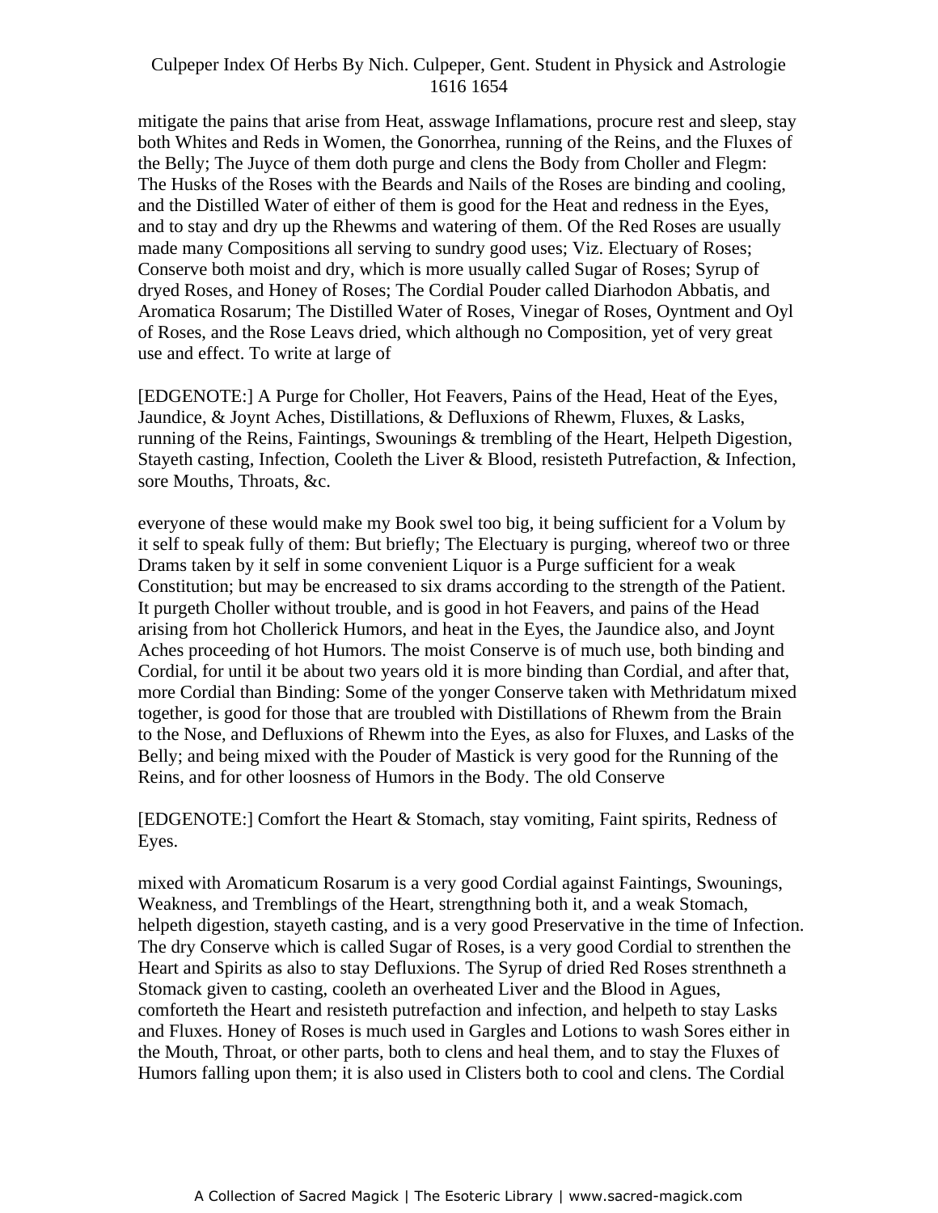mitigate the pains that arise from Heat, asswage Inflamations, procure rest and sleep, stay both Whites and Reds in Women, the Gonorrhea, running of the Reins, and the Fluxes of the Belly; The Juyce of them doth purge and clens the Body from Choller and Flegm: The Husks of the Roses with the Beards and Nails of the Roses are binding and cooling, and the Distilled Water of either of them is good for the Heat and redness in the Eyes, and to stay and dry up the Rhewms and watering of them. Of the Red Roses are usually made many Compositions all serving to sundry good uses; Viz. Electuary of Roses; Conserve both moist and dry, which is more usually called Sugar of Roses; Syrup of dryed Roses, and Honey of Roses; The Cordial Pouder called Diarhodon Abbatis, and Aromatica Rosarum; The Distilled Water of Roses, Vinegar of Roses, Oyntment and Oyl of Roses, and the Rose Leavs dried, which although no Composition, yet of very great use and effect. To write at large of

[EDGENOTE:] A Purge for Choller, Hot Feavers, Pains of the Head, Heat of the Eyes, Jaundice, & Joynt Aches, Distillations, & Defluxions of Rhewm, Fluxes, & Lasks, running of the Reins, Faintings, Swounings & trembling of the Heart, Helpeth Digestion, Stayeth casting, Infection, Cooleth the Liver & Blood, resisteth Putrefaction, & Infection, sore Mouths, Throats, &c.

everyone of these would make my Book swel too big, it being sufficient for a Volum by it self to speak fully of them: But briefly; The Electuary is purging, whereof two or three Drams taken by it self in some convenient Liquor is a Purge sufficient for a weak Constitution; but may be encreased to six drams according to the strength of the Patient. It purgeth Choller without trouble, and is good in hot Feavers, and pains of the Head arising from hot Chollerick Humors, and heat in the Eyes, the Jaundice also, and Joynt Aches proceeding of hot Humors. The moist Conserve is of much use, both binding and Cordial, for until it be about two years old it is more binding than Cordial, and after that, more Cordial than Binding: Some of the yonger Conserve taken with Methridatum mixed together, is good for those that are troubled with Distillations of Rhewm from the Brain to the Nose, and Defluxions of Rhewm into the Eyes, as also for Fluxes, and Lasks of the Belly; and being mixed with the Pouder of Mastick is very good for the Running of the Reins, and for other loosness of Humors in the Body. The old Conserve

[EDGENOTE:] Comfort the Heart & Stomach, stay vomiting, Faint spirits, Redness of Eyes.

mixed with Aromaticum Rosarum is a very good Cordial against Faintings, Swounings, Weakness, and Tremblings of the Heart, strengthning both it, and a weak Stomach, helpeth digestion, stayeth casting, and is a very good Preservative in the time of Infection. The dry Conserve which is called Sugar of Roses, is a very good Cordial to strenthen the Heart and Spirits as also to stay Defluxions. The Syrup of dried Red Roses strenthneth a Stomack given to casting, cooleth an overheated Liver and the Blood in Agues, comforteth the Heart and resisteth putrefaction and infection, and helpeth to stay Lasks and Fluxes. Honey of Roses is much used in Gargles and Lotions to wash Sores either in the Mouth, Throat, or other parts, both to clens and heal them, and to stay the Fluxes of Humors falling upon them; it is also used in Clisters both to cool and clens. The Cordial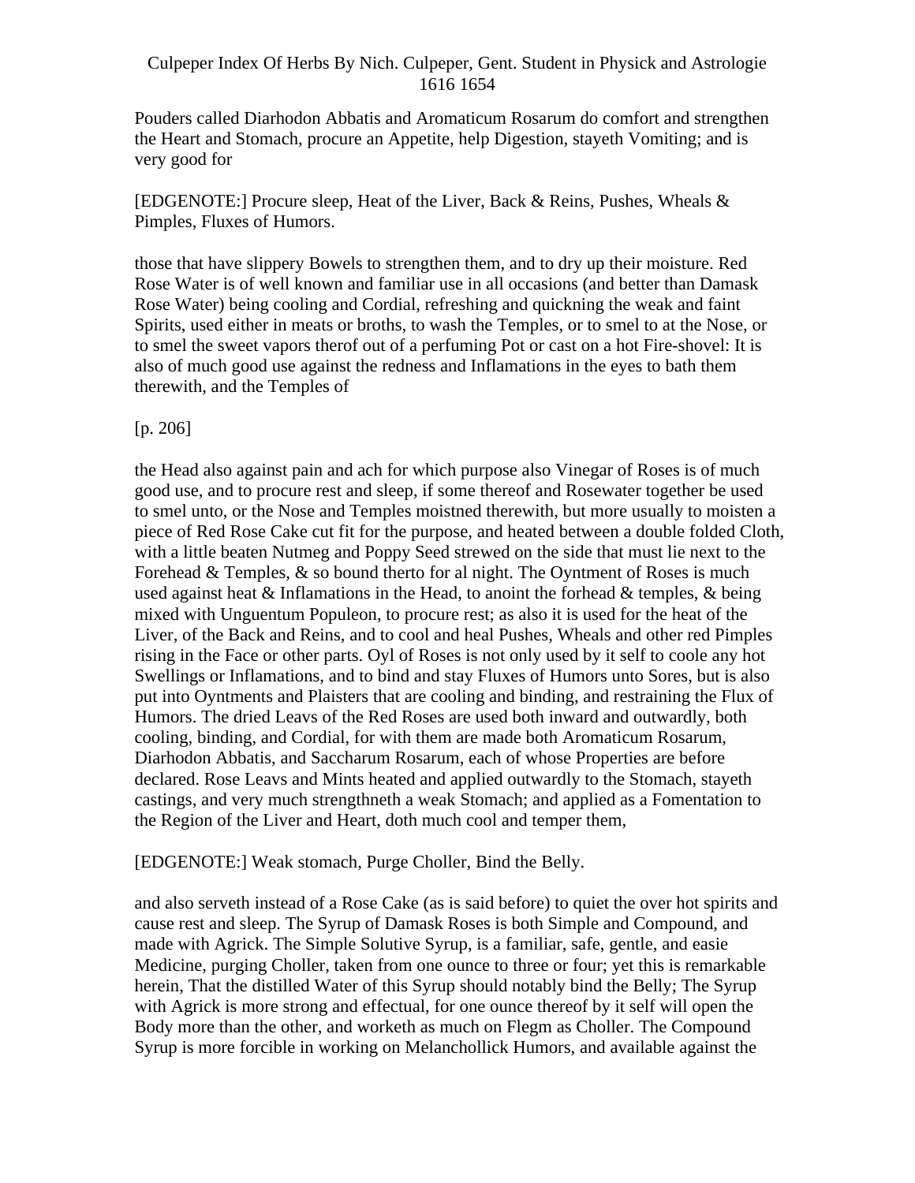Pouders called Diarhodon Abbatis and Aromaticum Rosarum do comfort and strengthen the Heart and Stomach, procure an Appetite, help Digestion, stayeth Vomiting; and is very good for

[EDGENOTE:] Procure sleep, Heat of the Liver, Back & Reins, Pushes, Wheals & Pimples, Fluxes of Humors.

those that have slippery Bowels to strengthen them, and to dry up their moisture. Red Rose Water is of well known and familiar use in all occasions (and better than Damask Rose Water) being cooling and Cordial, refreshing and quickning the weak and faint Spirits, used either in meats or broths, to wash the Temples, or to smel to at the Nose, or to smel the sweet vapors therof out of a perfuming Pot or cast on a hot Fire-shovel: It is also of much good use against the redness and Inflamations in the eyes to bath them therewith, and the Temples of

[p. 206]

the Head also against pain and ach for which purpose also Vinegar of Roses is of much good use, and to procure rest and sleep, if some thereof and Rosewater together be used to smel unto, or the Nose and Temples moistned therewith, but more usually to moisten a piece of Red Rose Cake cut fit for the purpose, and heated between a double folded Cloth, with a little beaten Nutmeg and Poppy Seed strewed on the side that must lie next to the Forehead & Temples, & so bound therto for al night. The Oyntment of Roses is much used against heat & Inflamations in the Head, to anoint the forhead & temples, & being mixed with Unguentum Populeon, to procure rest; as also it is used for the heat of the Liver, of the Back and Reins, and to cool and heal Pushes, Wheals and other red Pimples rising in the Face or other parts. Oyl of Roses is not only used by it self to coole any hot Swellings or Inflamations, and to bind and stay Fluxes of Humors unto Sores, but is also put into Oyntments and Plaisters that are cooling and binding, and restraining the Flux of Humors. The dried Leavs of the Red Roses are used both inward and outwardly, both cooling, binding, and Cordial, for with them are made both Aromaticum Rosarum, Diarhodon Abbatis, and Saccharum Rosarum, each of whose Properties are before declared. Rose Leavs and Mints heated and applied outwardly to the Stomach, stayeth castings, and very much strengthneth a weak Stomach; and applied as a Fomentation to the Region of the Liver and Heart, doth much cool and temper them,

[EDGENOTE:] Weak stomach, Purge Choller, Bind the Belly.

and also serveth instead of a Rose Cake (as is said before) to quiet the over hot spirits and cause rest and sleep. The Syrup of Damask Roses is both Simple and Compound, and made with Agrick. The Simple Solutive Syrup, is a familiar, safe, gentle, and easie Medicine, purging Choller, taken from one ounce to three or four; yet this is remarkable herein, That the distilled Water of this Syrup should notably bind the Belly; The Syrup with Agrick is more strong and effectual, for one ounce thereof by it self will open the Body more than the other, and worketh as much on Flegm as Choller. The Compound Syrup is more forcible in working on Melanchollick Humors, and available against the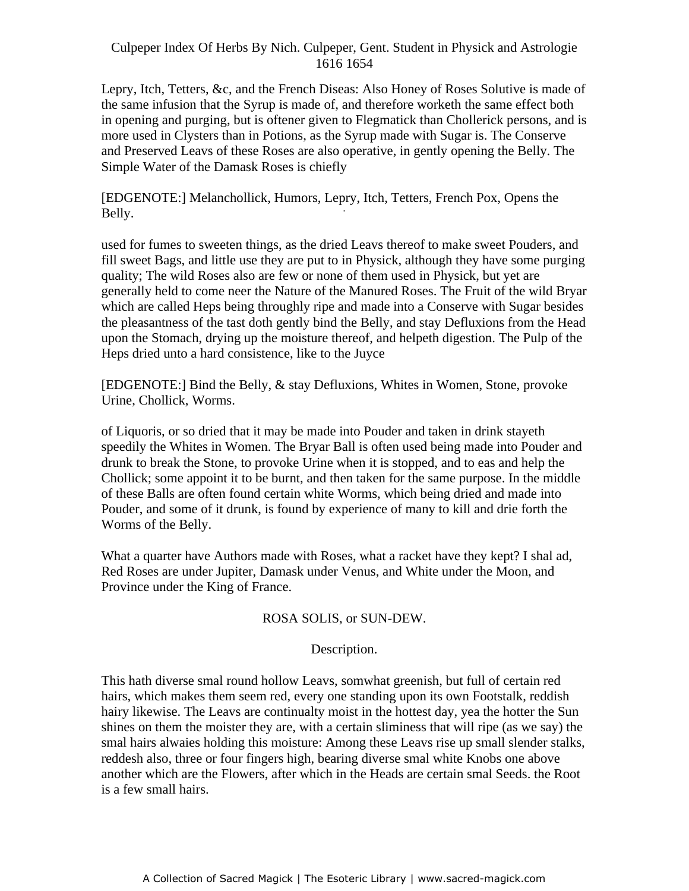Lepry, Itch, Tetters, &c, and the French Diseas: Also Honey of Roses Solutive is made of the same infusion that the Syrup is made of, and therefore worketh the same effect both in opening and purging, but is oftener given to Flegmatick than Chollerick persons, and is more used in Clysters than in Potions, as the Syrup made with Sugar is. The Conserve and Preserved Leavs of these Roses are also operative, in gently opening the Belly. The Simple Water of the Damask Roses is chiefly

[EDGENOTE:] Melanchollick, Humors, Lepry, Itch, Tetters, French Pox, Opens the Belly.

used for fumes to sweeten things, as the dried Leavs thereof to make sweet Pouders, and fill sweet Bags, and little use they are put to in Physick, although they have some purging quality; The wild Roses also are few or none of them used in Physick, but yet are generally held to come neer the Nature of the Manured Roses. The Fruit of the wild Bryar which are called Heps being throughly ripe and made into a Conserve with Sugar besides the pleasantness of the tast doth gently bind the Belly, and stay Defluxions from the Head upon the Stomach, drying up the moisture thereof, and helpeth digestion. The Pulp of the Heps dried unto a hard consistence, like to the Juyce

[EDGENOTE:] Bind the Belly, & stay Defluxions, Whites in Women, Stone, provoke Urine, Chollick, Worms.

of Liquoris, or so dried that it may be made into Pouder and taken in drink stayeth speedily the Whites in Women. The Bryar Ball is often used being made into Pouder and drunk to break the Stone, to provoke Urine when it is stopped, and to eas and help the Chollick; some appoint it to be burnt, and then taken for the same purpose. In the middle of these Balls are often found certain white Worms, which being dried and made into Pouder, and some of it drunk, is found by experience of many to kill and drie forth the Worms of the Belly.

What a quarter have Authors made with Roses, what a racket have they kept? I shal ad, Red Roses are under Jupiter, Damask under Venus, and White under the Moon, and Province under the King of France.

## ROSA SOLIS, or SUN-DEW.

### Description.

This hath diverse smal round hollow Leavs, somwhat greenish, but full of certain red hairs, which makes them seem red, every one standing upon its own Footstalk, reddish hairy likewise. The Leavs are continualty moist in the hottest day, yea the hotter the Sun shines on them the moister they are, with a certain sliminess that will ripe (as we say) the smal hairs alwaies holding this moisture: Among these Leavs rise up small slender stalks, reddesh also, three or four fingers high, bearing diverse smal white Knobs one above another which are the Flowers, after which in the Heads are certain smal Seeds. the Root is a few small hairs.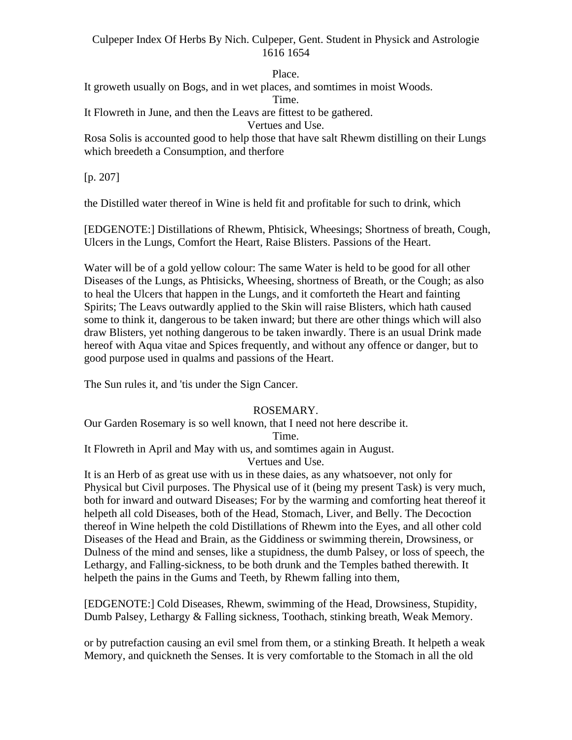Place.

It groweth usually on Bogs, and in wet places, and somtimes in moist Woods.

Time.

It Flowreth in June, and then the Leavs are fittest to be gathered.

Vertues and Use.

Rosa Solis is accounted good to help those that have salt Rhewm distilling on their Lungs which breedeth a Consumption, and therfore

[p. 207]

the Distilled water thereof in Wine is held fit and profitable for such to drink, which

[EDGENOTE:] Distillations of Rhewm, Phtisick, Wheesings; Shortness of breath, Cough, Ulcers in the Lungs, Comfort the Heart, Raise Blisters. Passions of the Heart.

Water will be of a gold yellow colour: The same Water is held to be good for all other Diseases of the Lungs, as Phtisicks, Wheesing, shortness of Breath, or the Cough; as also to heal the Ulcers that happen in the Lungs, and it comforteth the Heart and fainting Spirits; The Leavs outwardly applied to the Skin will raise Blisters, which hath caused some to think it, dangerous to be taken inward; but there are other things which will also draw Blisters, yet nothing dangerous to be taken inwardly. There is an usual Drink made hereof with Aqua vitae and Spices frequently, and without any offence or danger, but to good purpose used in qualms and passions of the Heart.

The Sun rules it, and 'tis under the Sign Cancer.

## ROSEMARY.

Our Garden Rosemary is so well known, that I need not here describe it.

Time.

It Flowreth in April and May with us, and somtimes again in August.

Vertues and Use.

It is an Herb of as great use with us in these daies, as any whatsoever, not only for Physical but Civil purposes. The Physical use of it (being my present Task) is very much, both for inward and outward Diseases; For by the warming and comforting heat thereof it helpeth all cold Diseases, both of the Head, Stomach, Liver, and Belly. The Decoction thereof in Wine helpeth the cold Distillations of Rhewm into the Eyes, and all other cold Diseases of the Head and Brain, as the Giddiness or swimming therein, Drowsiness, or Dulness of the mind and senses, like a stupidness, the dumb Palsey, or loss of speech, the Lethargy, and Falling-sickness, to be both drunk and the Temples bathed therewith. It helpeth the pains in the Gums and Teeth, by Rhewm falling into them,

[EDGENOTE:] Cold Diseases, Rhewm, swimming of the Head, Drowsiness, Stupidity, Dumb Palsey, Lethargy & Falling sickness, Toothach, stinking breath, Weak Memory.

or by putrefaction causing an evil smel from them, or a stinking Breath. It helpeth a weak Memory, and quickneth the Senses. It is very comfortable to the Stomach in all the old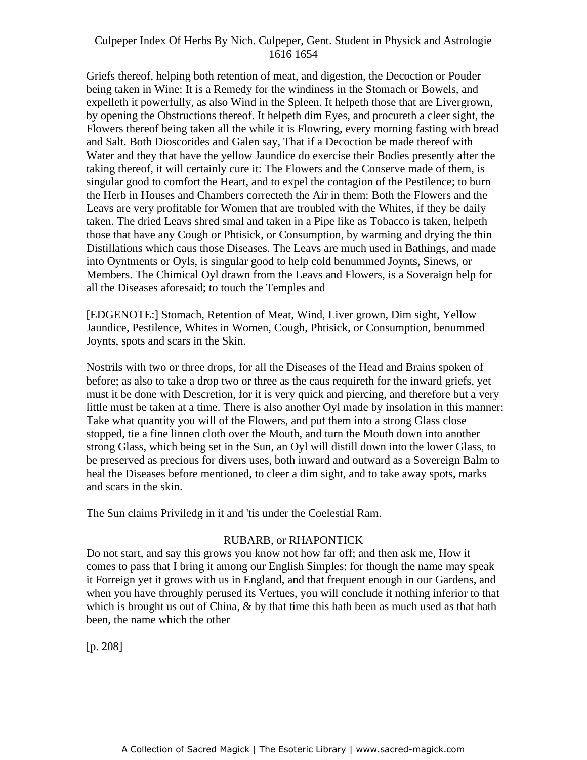Griefs thereof, helping both retention of meat, and digestion, the Decoction or Pouder being taken in Wine: It is a Remedy for the windiness in the Stomach or Bowels, and expelleth it powerfully, as also Wind in the Spleen. It helpeth those that are Livergrown, by opening the Obstructions thereof. It helpeth dim Eyes, and procureth a cleer sight, the Flowers thereof being taken all the while it is Flowring, every morning fasting with bread and Salt. Both Dioscorides and Galen say, That if a Decoction be made thereof with Water and they that have the yellow Jaundice do exercise their Bodies presently after the taking thereof, it will certainly cure it: The Flowers and the Conserve made of them, is singular good to comfort the Heart, and to expel the contagion of the Pestilence; to burn the Herb in Houses and Chambers correcteth the Air in them: Both the Flowers and the Leavs are very profitable for Women that are troubled with the Whites, if they be daily taken. The dried Leavs shred smal and taken in a Pipe like as Tobacco is taken, helpeth those that have any Cough or Phtisick, or Consumption, by warming and drying the thin Distillations which caus those Diseases. The Leavs are much used in Bathings, and made into Oyntments or Oyls, is singular good to help cold benummed Joynts, Sinews, or Members. The Chimical Oyl drawn from the Leavs and Flowers, is a Soveraign help for all the Diseases aforesaid; to touch the Temples and

[EDGENOTE:] Stomach, Retention of Meat, Wind, Liver grown, Dim sight, Yellow Jaundice, Pestilence, Whites in Women, Cough, Phtisick, or Consumption, benummed Joynts, spots and scars in the Skin.

Nostrils with two or three drops, for all the Diseases of the Head and Brains spoken of before; as also to take a drop two or three as the caus requireth for the inward griefs, yet must it be done with Descretion, for it is very quick and piercing, and therefore but a very little must be taken at a time. There is also another Oyl made by insolation in this manner: Take what quantity you will of the Flowers, and put them into a strong Glass close stopped, tie a fine linnen cloth over the Mouth, and turn the Mouth down into another strong Glass, which being set in the Sun, an Oyl will distill down into the lower Glass, to be preserved as precious for divers uses, both inward and outward as a Sovereign Balm to heal the Diseases before mentioned, to cleer a dim sight, and to take away spots, marks and scars in the skin.

The Sun claims Priviledg in it and 'tis under the Coelestial Ram.

## RUBARB, or RHAPONTICK

Do not start, and say this grows you know not how far off; and then ask me, How it comes to pass that I bring it among our English Simples: for though the name may speak it Forreign yet it grows with us in England, and that frequent enough in our Gardens, and when you have throughly perused its Vertues, you will conclude it nothing inferior to that which is brought us out of China, & by that time this hath been as much used as that hath been, the name which the other

[p. 208]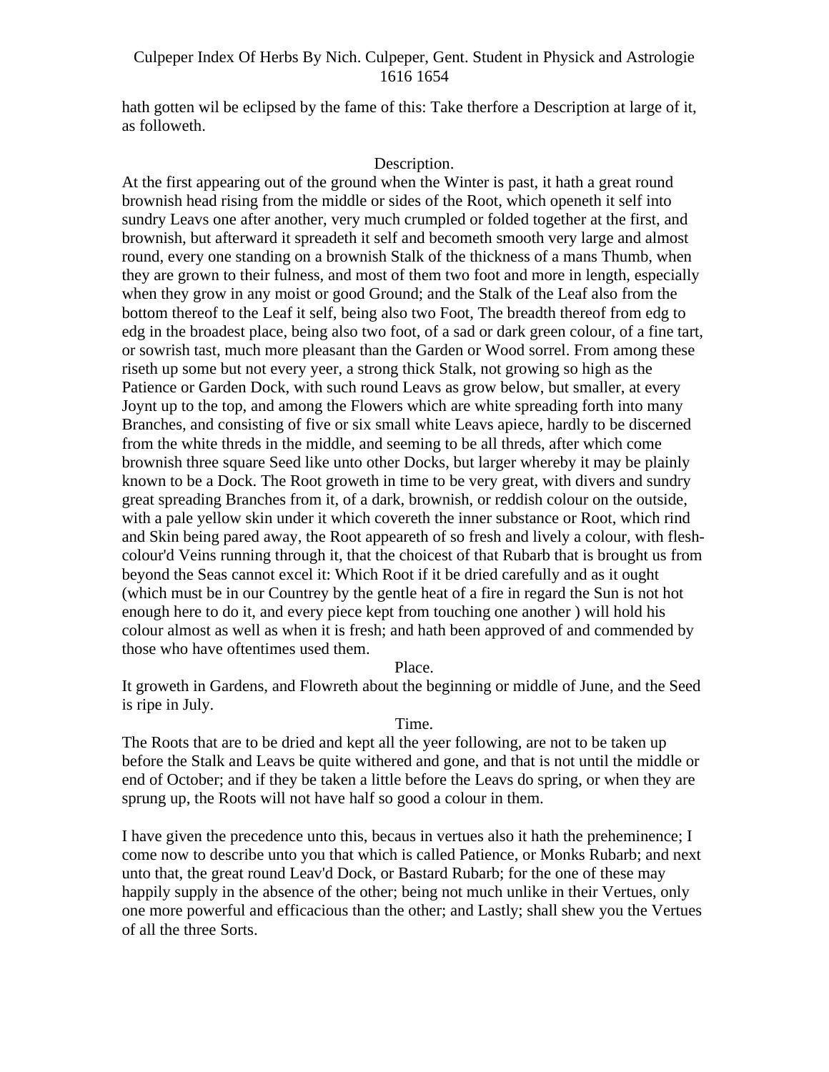hath gotten wil be eclipsed by the fame of this: Take therfore a Description at large of it, as followeth.

Description.

At the first appearing out of the ground when the Winter is past, it hath a great round brownish head rising from the middle or sides of the Root, which openeth it self into sundry Leavs one after another, very much crumpled or folded together at the first, and brownish, but afterward it spreadeth it self and becometh smooth very large and almost round, every one standing on a brownish Stalk of the thickness of a mans Thumb, when they are grown to their fulness, and most of them two foot and more in length, especially when they grow in any moist or good Ground; and the Stalk of the Leaf also from the bottom thereof to the Leaf it self, being also two Foot, The breadth thereof from edg to edg in the broadest place, being also two foot, of a sad or dark green colour, of a fine tart, or sowrish tast, much more pleasant than the Garden or Wood sorrel. From among these riseth up some but not every yeer, a strong thick Stalk, not growing so high as the Patience or Garden Dock, with such round Leavs as grow below, but smaller, at every Joynt up to the top, and among the Flowers which are white spreading forth into many Branches, and consisting of five or six small white Leavs apiece, hardly to be discerned from the white threds in the middle, and seeming to be all threds, after which come brownish three square Seed like unto other Docks, but larger whereby it may be plainly known to be a Dock. The Root groweth in time to be very great, with divers and sundry great spreading Branches from it, of a dark, brownish, or reddish colour on the outside, with a pale yellow skin under it which covereth the inner substance or Root, which rind and Skin being pared away, the Root appeareth of so fresh and lively a colour, with flesh-colour'd Veins running through it, that the choicest of that Rubarb that is brought us from beyond the Seas cannot excel it: Which Root if it be dried carefully and as it ought (which must be in our Countrey by the gentle heat of a fire in regard the Sun is not hot enough here to do it, and every piece kept from touching one another ) will hold his colour almost as well as when it is fresh; and hath been approved of and commended by those who have oftentimes used them.

Place.

It groweth in Gardens, and Flowreth about the beginning or middle of June, and the Seed is ripe in July.

Time.

The Roots that are to be dried and kept all the yeer following, are not to be taken up before the Stalk and Leavs be quite withered and gone, and that is not until the middle or end of October; and if they be taken a little before the Leavs do spring, or when they are sprung up, the Roots will not have half so good a colour in them.

I have given the precedence unto this, becaus in vertues also it hath the preheminence; I come now to describe unto you that which is called Patience, or Monks Rubarb; and next unto that, the great round Leav'd Dock, or Bastard Rubarb; for the one of these may happily supply in the absence of the other; being not much unlike in their Vertues, only one more powerful and efficacious than the other; and Lastly; shall shew you the Vertues of all the three Sorts.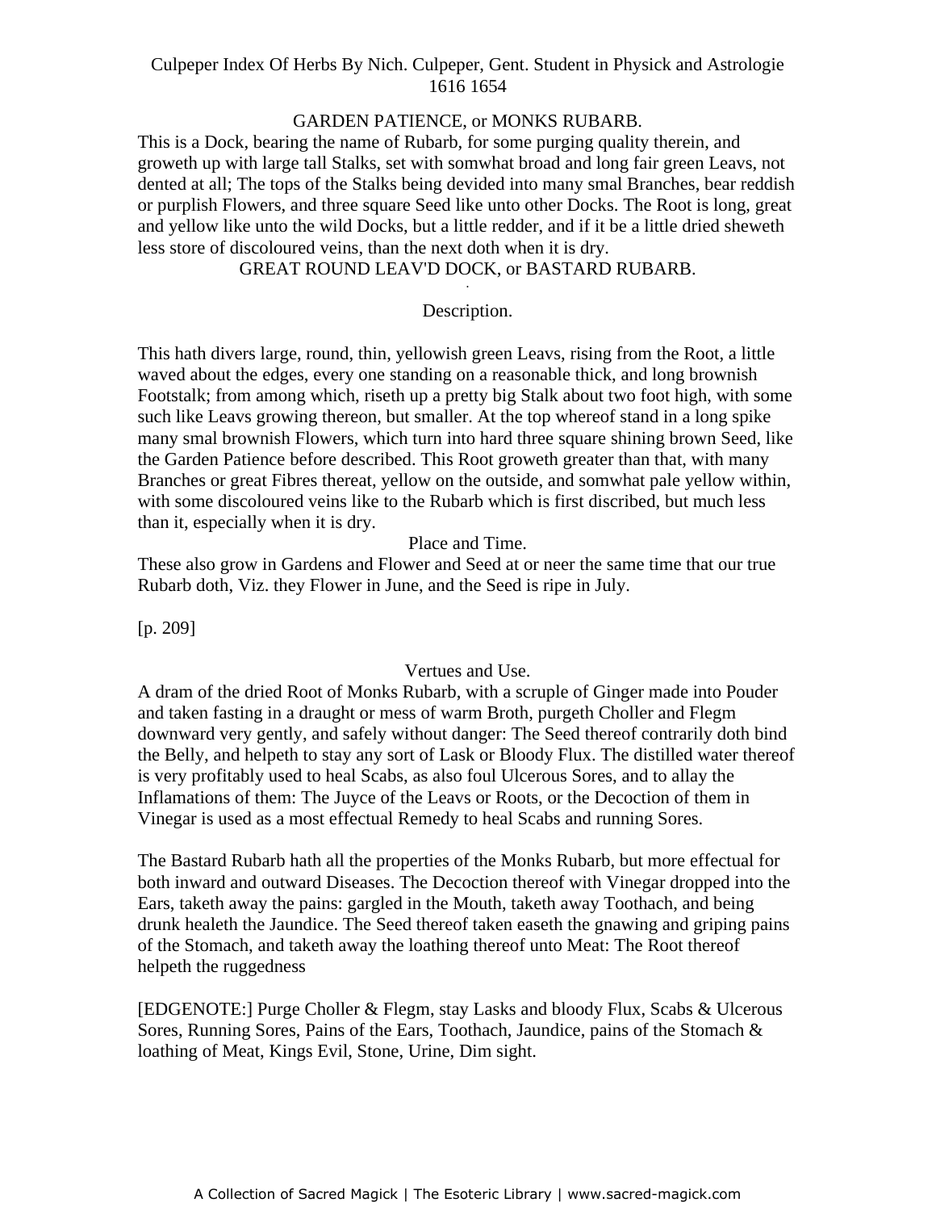## GARDEN PATIENCE, or MONKS RUBARB.

This is a Dock, bearing the name of Rubarb, for some purging quality therein, and groweth up with large tall Stalks, set with somwhat broad and long fair green Leavs, not dented at all; The tops of the Stalks being devided into many smal Branches, bear reddish or purplish Flowers, and three square Seed like unto other Docks. The Root is long, great and yellow like unto the wild Docks, but a little redder, and if it be a little dried sheweth less store of discoloured veins, than the next doth when it is dry.

## GREAT ROUND LEAV'D DOCK, or BASTARD RUBARB.

### Description.

This hath divers large, round, thin, yellowish green Leavs, rising from the Root, a little waved about the edges, every one standing on a reasonable thick, and long brownish Footstalk; from among which, riseth up a pretty big Stalk about two foot high, with some such like Leavs growing thereon, but smaller. At the top whereof stand in a long spike many smal brownish Flowers, which turn into hard three square shining brown Seed, like the Garden Patience before described. This Root groweth greater than that, with many Branches or great Fibres thereat, yellow on the outside, and somwhat pale yellow within, with some discoloured veins like to the Rubarb which is first discribed, but much less than it, especially when it is dry.

### Place and Time.

These also grow in Gardens and Flower and Seed at or neer the same time that our true Rubarb doth, Viz. they Flower in June, and the Seed is ripe in July.

[p. 209]

### Vertues and Use.

A dram of the dried Root of Monks Rubarb, with a scruple of Ginger made into Pouder and taken fasting in a draught or mess of warm Broth, purgeth Choller and Flegm downward very gently, and safely without danger: The Seed thereof contrarily doth bind the Belly, and helpeth to stay any sort of Lask or Bloody Flux. The distilled water thereof is very profitably used to heal Scabs, as also foul Ulcerous Sores, and to allay the Inflamations of them: The Juyce of the Leavs or Roots, or the Decoction of them in Vinegar is used as a most effectual Remedy to heal Scabs and running Sores.

The Bastard Rubarb hath all the properties of the Monks Rubarb, but more effectual for both inward and outward Diseases. The Decoction thereof with Vinegar dropped into the Ears, taketh away the pains: gargled in the Mouth, taketh away Toothach, and being drunk healeth the Jaundice. The Seed thereof taken easeth the gnawing and griping pains of the Stomach, and taketh away the loathing thereof unto Meat: The Root thereof helpeth the ruggedness

[EDGENOTE:] Purge Choller & Flegm, stay Lasks and bloody Flux, Scabs & Ulcerous Sores, Running Sores, Pains of the Ears, Toothach, Jaundice, pains of the Stomach & loathing of Meat, Kings Evil, Stone, Urine, Dim sight.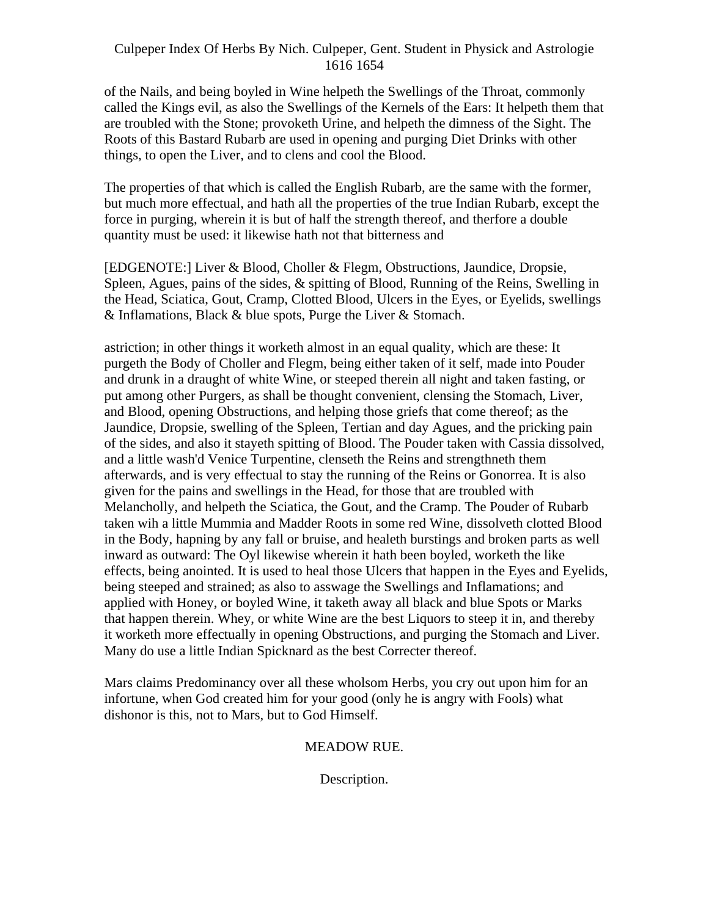of the Nails, and being boyled in Wine helpeth the Swellings of the Throat, commonly called the Kings evil, as also the Swellings of the Kernels of the Ears: It helpeth them that are troubled with the Stone; provoketh Urine, and helpeth the dimness of the Sight. The Roots of this Bastard Rubarb are used in opening and purging Diet Drinks with other things, to open the Liver, and to clens and cool the Blood.

The properties of that which is called the English Rubarb, are the same with the former, but much more effectual, and hath all the properties of the true Indian Rubarb, except the force in purging, wherein it is but of half the strength thereof, and therfore a double quantity must be used: it likewise hath not that bitterness and

[EDGENOTE:] Liver & Blood, Choller & Flegm, Obstructions, Jaundice, Dropsie, Spleen, Agues, pains of the sides, & spitting of Blood, Running of the Reins, Swelling in the Head, Sciatica, Gout, Cramp, Clotted Blood, Ulcers in the Eyes, or Eyelids, swellings & Inflamations, Black & blue spots, Purge the Liver & Stomach.

astriction; in other things it worketh almost in an equal quality, which are these: It purgeth the Body of Choller and Flegm, being either taken of it self, made into Pouder and drunk in a draught of white Wine, or steeped therein all night and taken fasting, or put among other Purgers, as shall be thought convenient, clensing the Stomach, Liver, and Blood, opening Obstructions, and helping those griefs that come thereof; as the Jaundice, Dropsie, swelling of the Spleen, Tertian and day Agues, and the pricking pain of the sides, and also it stayeth spitting of Blood. The Pouder taken with Cassia dissolved, and a little wash'd Venice Turpentine, clenseth the Reins and strengthneth them afterwards, and is very effectual to stay the running of the Reins or Gonorrea. It is also given for the pains and swellings in the Head, for those that are troubled with Melancholly, and helpeth the Sciatica, the Gout, and the Cramp. The Pouder of Rubarb taken wih a little Mummia and Madder Roots in some red Wine, dissolveth clotted Blood in the Body, hapning by any fall or bruise, and healeth burstings and broken parts as well inward as outward: The Oyl likewise wherein it hath been boyled, worketh the like effects, being anointed. It is used to heal those Ulcers that happen in the Eyes and Eyelids, being steeped and strained; as also to asswage the Swellings and Inflamations; and applied with Honey, or boyled Wine, it taketh away all black and blue Spots or Marks that happen therein. Whey, or white Wine are the best Liquors to steep it in, and thereby it worketh more effectually in opening Obstructions, and purging the Stomach and Liver. Many do use a little Indian Spicknard as the best Correcter thereof.

Mars claims Predominancy over all these wholsom Herbs, you cry out upon him for an infortune, when God created him for your good (only he is angry with Fools) what dishonor is this, not to Mars, but to God Himself.

## MEADOW RUE.

### Description.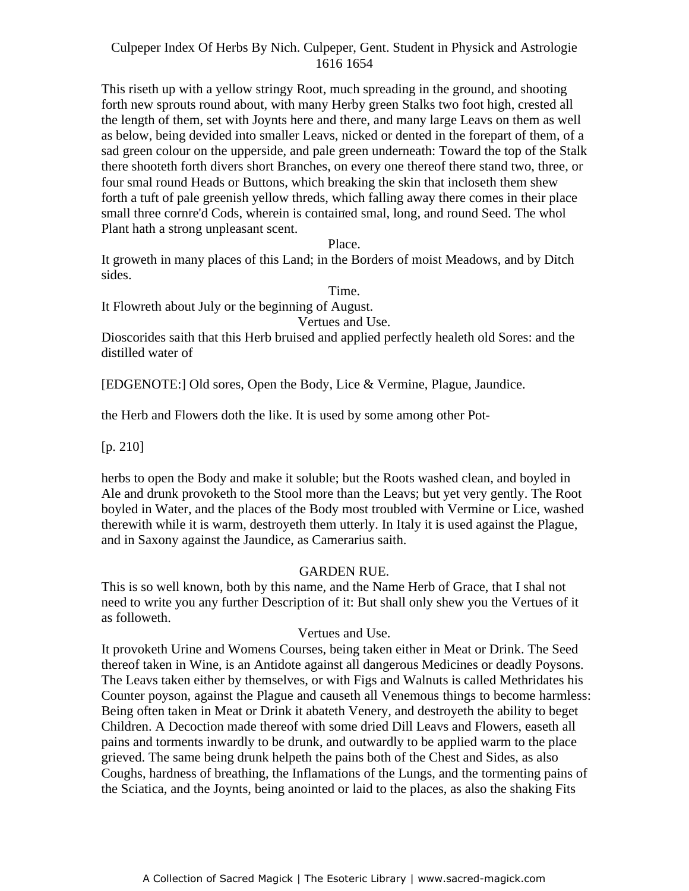This riseth up with a yellow stringy Root, much spreading in the ground, and shooting forth new sprouts round about, with many Herby green Stalks two foot high, crested all the length of them, set with Joynts here and there, and many large Leavs on them as well as below, being devided into smaller Leavs, nicked or dented in the forepart of them, of a sad green colour on the upperside, and pale green underneath: Toward the top of the Stalk there shooteth forth divers short Branches, on every one thereof there stand two, three, or four smal round Heads or Buttons, which breaking the skin that incloseth them shew forth a tuft of pale greenish yellow threds, which falling away there comes in their place small three cornre'd Cods, wherein is contained smal, long, and round Seed. The whol Plant hath a strong unpleasant scent.

Place.

It groweth in many places of this Land; in the Borders of moist Meadows, and by Ditch sides.

Time.

It Flowreth about July or the beginning of August.

Vertues and Use.

Dioscorides saith that this Herb bruised and applied perfectly healeth old Sores: and the distilled water of

[EDGENOTE:] Old sores, Open the Body, Lice & Vermine, Plague, Jaundice.

the Herb and Flowers doth the like. It is used by some among other Pot-

[p. 210]

herbs to open the Body and make it soluble; but the Roots washed clean, and boyled in Ale and drunk provoketh to the Stool more than the Leavs; but yet very gently. The Root boyled in Water, and the places of the Body most troubled with Vermine or Lice, washed therewith while it is warm, destroyeth them utterly. In Italy it is used against the Plague, and in Saxony against the Jaundice, as Camerarius saith.

## GARDEN RUE.

This is so well known, both by this name, and the Name Herb of Grace, that I shal not need to write you any further Description of it: But shall only shew you the Vertues of it as followeth.

Vertues and Use.

It provoketh Urine and Womens Courses, being taken either in Meat or Drink. The Seed thereof taken in Wine, is an Antidote against all dangerous Medicines or deadly Poysons. The Leavs taken either by themselves, or with Figs and Walnuts is called Methridates his Counter poyson, against the Plague and causeth all Venemous things to become harmless: Being often taken in Meat or Drink it abateth Venery, and destroyeth the ability to beget Children. A Decoction made thereof with some dried Dill Leavs and Flowers, easeth all pains and torments inwardly to be drunk, and outwardly to be applied warm to the place grieved. The same being drunk helpeth the pains both of the Chest and Sides, as also Coughs, hardness of breathing, the Inflamations of the Lungs, and the tormenting pains of the Sciatica, and the Joynts, being anointed or laid to the places, as also the shaking Fits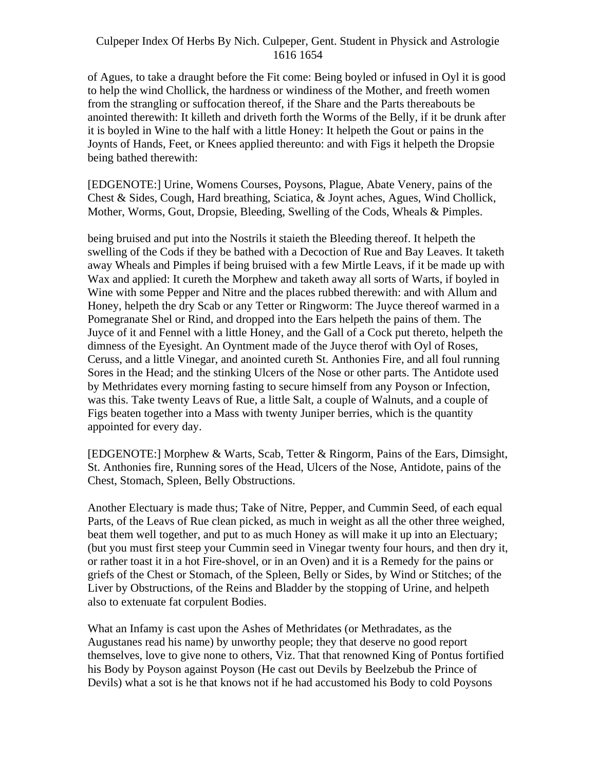of Agues, to take a draught before the Fit come: Being boyled or infused in Oyl it is good to help the wind Chollick, the hardness or windiness of the Mother, and freeth women from the strangling or suffocation thereof, if the Share and the Parts thereabouts be anointed therewith: It killeth and driveth forth the Worms of the Belly, if it be drunk after it is boyled in Wine to the half with a little Honey: It helpeth the Gout or pains in the Joynts of Hands, Feet, or Knees applied thereunto: and with Figs it helpeth the Dropsie being bathed therewith:

[EDGENOTE:] Urine, Womens Courses, Poysons, Plague, Abate Venery, pains of the Chest & Sides, Cough, Hard breathing, Sciatica, & Joynt aches, Agues, Wind Chollick, Mother, Worms, Gout, Dropsie, Bleeding, Swelling of the Cods, Wheals & Pimples.

being bruised and put into the Nostrils it staieth the Bleeding thereof. It helpeth the swelling of the Cods if they be bathed with a Decoction of Rue and Bay Leaves. It taketh away Wheals and Pimples if being bruised with a few Mirtle Leavs, if it be made up with Wax and applied: It cureth the Morphew and taketh away all sorts of Warts, if boyled in Wine with some Pepper and Nitre and the places rubbed therewith: and with Allum and Honey, helpeth the dry Scab or any Tetter or Ringworm: The Juyce thereof warmed in a Pomegranate Shel or Rind, and dropped into the Ears helpeth the pains of them. The Juyce of it and Fennel with a little Honey, and the Gall of a Cock put thereto, helpeth the dimness of the Eyesight. An Oyntment made of the Juyce therof with Oyl of Roses, Ceruss, and a little Vinegar, and anointed cureth St. Anthonies Fire, and all foul running Sores in the Head; and the stinking Ulcers of the Nose or other parts. The Antidote used by Methridates every morning fasting to secure himself from any Poyson or Infection, was this. Take twenty Leavs of Rue, a little Salt, a couple of Walnuts, and a couple of Figs beaten together into a Mass with twenty Juniper berries, which is the quantity appointed for every day.

[EDGENOTE:] Morphew & Warts, Scab, Tetter & Ringorm, Pains of the Ears, Dimsight, St. Anthonies fire, Running sores of the Head, Ulcers of the Nose, Antidote, pains of the Chest, Stomach, Spleen, Belly Obstructions.

Another Electuary is made thus; Take of Nitre, Pepper, and Cummin Seed, of each equal Parts, of the Leavs of Rue clean picked, as much in weight as all the other three weighed, beat them well together, and put to as much Honey as will make it up into an Electuary; (but you must first steep your Cummin seed in Vinegar twenty four hours, and then dry it, or rather toast it in a hot Fire-shovel, or in an Oven) and it is a Remedy for the pains or griefs of the Chest or Stomach, of the Spleen, Belly or Sides, by Wind or Stitches; of the Liver by Obstructions, of the Reins and Bladder by the stopping of Urine, and helpeth also to extenuate fat corpulent Bodies.

What an Infamy is cast upon the Ashes of Methridates (or Methradates, as the Augustanes read his name) by unworthy people; they that deserve no good report themselves, love to give none to others, Viz. That that renowned King of Pontus fortified his Body by Poyson against Poyson (He cast out Devils by Beelzebub the Prince of Devils) what a sot is he that knows not if he had accustomed his Body to cold Poysons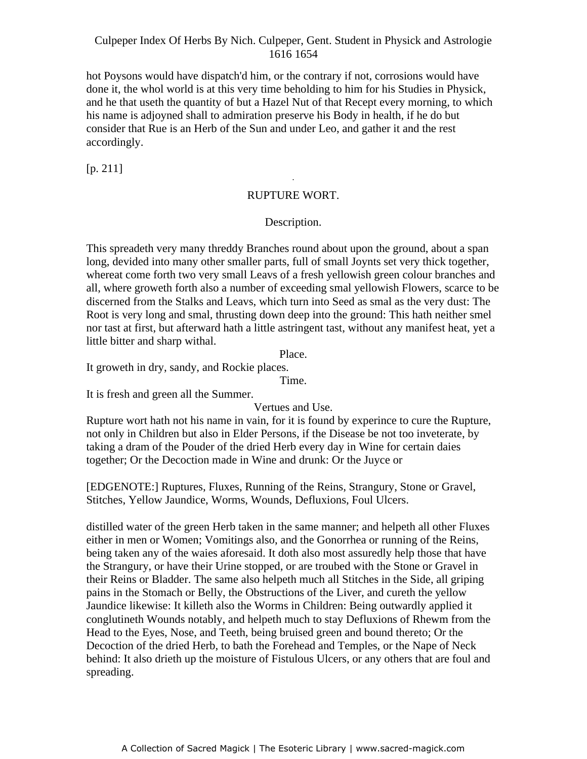hot Poysons would have dispatch'd him, or the contrary if not, corrosions would have done it, the whol world is at this very time beholding to him for his Studies in Physick, and he that useth the quantity of but a Hazel Nut of that Recept every morning, to which his name is adjoyned shall to admiration preserve his Body in health, if he do but consider that Rue is an Herb of the Sun and under Leo, and gather it and the rest accordingly.

[p. 211]

## RUPTURE WORT.

### Description.

This spreadeth very many threddy Branches round about upon the ground, about a span long, devided into many other smaller parts, full of small Joynts set very thick together, whereat come forth two very small Leavs of a fresh yellowish green colour branches and all, where groweth forth also a number of exceeding smal yellowish Flowers, scarce to be discerned from the Stalks and Leavs, which turn into Seed as smal as the very dust: The Root is very long and smal, thrusting down deep into the ground: This hath neither smel nor tast at first, but afterward hath a little astringent tast, without any manifest heat, yet a little bitter and sharp withal.

### Place.

It groweth in dry, sandy, and Rockie places.

### Time.

It is fresh and green all the Summer.

### Vertues and Use.

Rupture wort hath not his name in vain, for it is found by experince to cure the Rupture, not only in Children but also in Elder Persons, if the Disease be not too inveterate, by taking a dram of the Pouder of the dried Herb every day in Wine for certain daies together; Or the Decoction made in Wine and drunk: Or the Juyce or

[EDGENOTE:] Ruptures, Fluxes, Running of the Reins, Strangury, Stone or Gravel, Stitches, Yellow Jaundice, Worms, Wounds, Defluxions, Foul Ulcers.

distilled water of the green Herb taken in the same manner; and helpeth all other Fluxes either in men or Women; Vomitings also, and the Gonorrhea or running of the Reins, being taken any of the waies aforesaid. It doth also most assuredly help those that have the Strangury, or have their Urine stopped, or are troubed with the Stone or Gravel in their Reins or Bladder. The same also helpeth much all Stitches in the Side, all griping pains in the Stomach or Belly, the Obstructions of the Liver, and cureth the yellow Jaundice likewise: It killeth also the Worms in Children: Being outwardly applied it conglutineth Wounds notably, and helpeth much to stay Defluxions of Rhewm from the Head to the Eyes, Nose, and Teeth, being bruised green and bound thereto; Or the Decoction of the dried Herb, to bath the Forehead and Temples, or the Nape of Neck behind: It also drieth up the moisture of Fistulous Ulcers, or any others that are foul and spreading.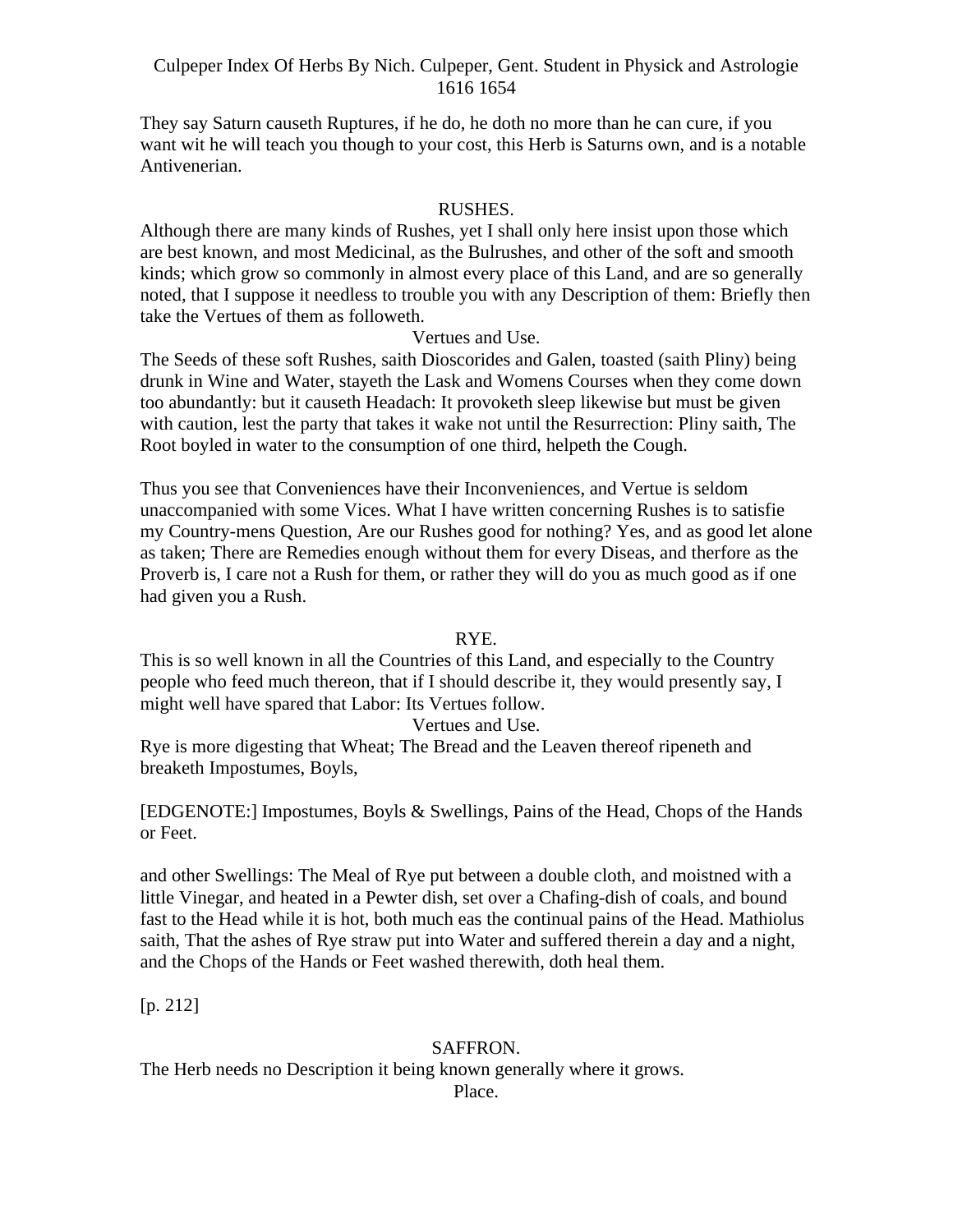They say Saturn causeth Ruptures, if he do, he doth no more than he can cure, if you want wit he will teach you though to your cost, this Herb is Saturns own, and is a notable Antivenerian.

## RUSHES.

Although there are many kinds of Rushes, yet I shall only here insist upon those which are best known, and most Medicinal, as the Bulrushes, and other of the soft and smooth kinds; which grow so commonly in almost every place of this Land, and are so generally noted, that I suppose it needless to trouble you with any Description of them: Briefly then take the Vertues of them as followeth.

### Vertues and Use.

The Seeds of these soft Rushes, saith Dioscorides and Galen, toasted (saith Pliny) being drunk in Wine and Water, stayeth the Lask and Womens Courses when they come down too abundantly: but it causeth Headach: It provoketh sleep likewise but must be given with caution, lest the party that takes it wake not until the Resurrection: Pliny saith, The Root boyled in water to the consumption of one third, helpeth the Cough.

Thus you see that Conveniences have their Inconveniences, and Vertue is seldom unaccompanied with some Vices. What I have written concerning Rushes is to satisfie my Country-mens Question, Are our Rushes good for nothing? Yes, and as good let alone as taken; There are Remedies enough without them for every Diseas, and therfore as the Proverb is, I care not a Rush for them, or rather they will do you as much good as if one had given you a Rush.

## RYE.

This is so well known in all the Countries of this Land, and especially to the Country people who feed much thereon, that if I should describe it, they would presently say, I might well have spared that Labor: Its Vertues follow.

### Vertues and Use.

Rye is more digesting that Wheat; The Bread and the Leaven thereof ripeneth and breaketh Impostumes, Boyls,

[EDGENOTE:] Impostumes, Boyls & Swellings, Pains of the Head, Chops of the Hands or Feet.

and other Swellings: The Meal of Rye put between a double cloth, and moistned with a little Vinegar, and heated in a Pewter dish, set over a Chafing-dish of coals, and bound fast to the Head while it is hot, both much eas the continual pains of the Head. Mathiolus saith, That the ashes of Rye straw put into Water and suffered therein a day and a night, and the Chops of the Hands or Feet washed therewith, doth heal them.

[p. 212]

## SAFFRON.

The Herb needs no Description it being known generally where it grows.

### Place.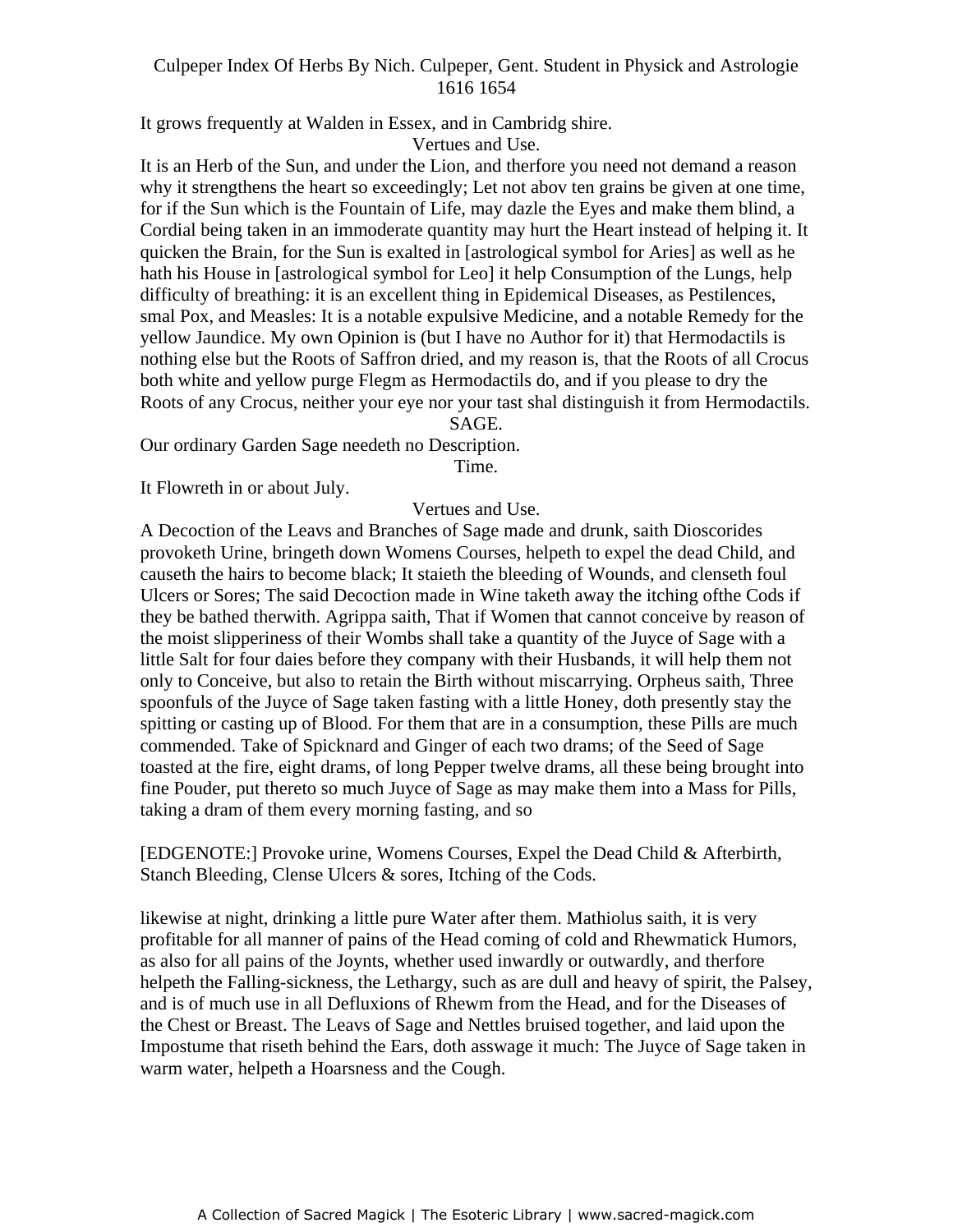It grows frequently at Walden in Essex, and in Cambridg shire.

Vertues and Use.

It is an Herb of the Sun, and under the Lion, and therfore you need not demand a reason why it strengthens the heart so exceedingly; Let not abov ten grains be given at one time, for if the Sun which is the Fountain of Life, may dazle the Eyes and make them blind, a Cordial being taken in an immoderate quantity may hurt the Heart instead of helping it. It quicken the Brain, for the Sun is exalted in [astrological symbol for Aries] as well as he hath his House in [astrological symbol for Leo] it help Consumption of the Lungs, help difficulty of breathing: it is an excellent thing in Epidemical Diseases, as Pestilences, smal Pox, and Measles: It is a notable expulsive Medicine, and a notable Remedy for the yellow Jaundice. My own Opinion is (but I have no Author for it) that Hermodactils is nothing else but the Roots of Saffron dried, and my reason is, that the Roots of all Crocus both white and yellow purge Flegm as Hermodactils do, and if you please to dry the Roots of any Crocus, neither your eye nor your tast shal distinguish it from Hermodactils.

## SAGE.

Our ordinary Garden Sage needeth no Description.

Time.

It Flowreth in or about July.

Vertues and Use.

A Decoction of the Leavs and Branches of Sage made and drunk, saith Dioscorides provoketh Urine, bringeth down Womens Courses, helpeth to expel the dead Child, and causeth the hairs to become black; It staieth the bleeding of Wounds, and clenseth foul Ulcers or Sores; The said Decoction made in Wine taketh away the itching ofthe Cods if they be bathed therwith. Agrippa saith, That if Women that cannot conceive by reason of the moist slipperiness of their Wombs shall take a quantity of the Juyce of Sage with a little Salt for four daies before they company with their Husbands, it will help them not only to Conceive, but also to retain the Birth without miscarrying. Orpheus saith, Three spoonfuls of the Juyce of Sage taken fasting with a little Honey, doth presently stay the spitting or casting up of Blood. For them that are in a consumption, these Pills are much commended. Take of Spicknard and Ginger of each two drams; of the Seed of Sage toasted at the fire, eight drams, of long Pepper twelve drams, all these being brought into fine Pouder, put thereto so much Juyce of Sage as may make them into a Mass for Pills, taking a dram of them every morning fasting, and so likewise at night, drinking a little pure Water after them. Mathiolus saith, it is very profitable for all manner of pains of the Head coming of cold and Rhewmatick Humors, as also for all pains of the Joynts, whether used inwardly or outwardly, and therfore helpeth the Falling-sickness, the Lethargy, such as are dull and heavy of spirit, the Palsey, and is of much use in all Defluxions of Rhewm from the Head, and for the Diseases of the Chest or Breast. The Leavs of Sage and Nettles bruised together, and laid upon the Impostume that riseth behind the Ears, doth asswage it much: The Juyce of Sage taken in warm water, helpeth a Hoarsness and the Cough.

[EDGENOTE:] Provoke urine, Womens Courses, Expel the Dead Child & Afterbirth, Stanch Bleeding, Clense Ulcers & sores, Itching of the Cods.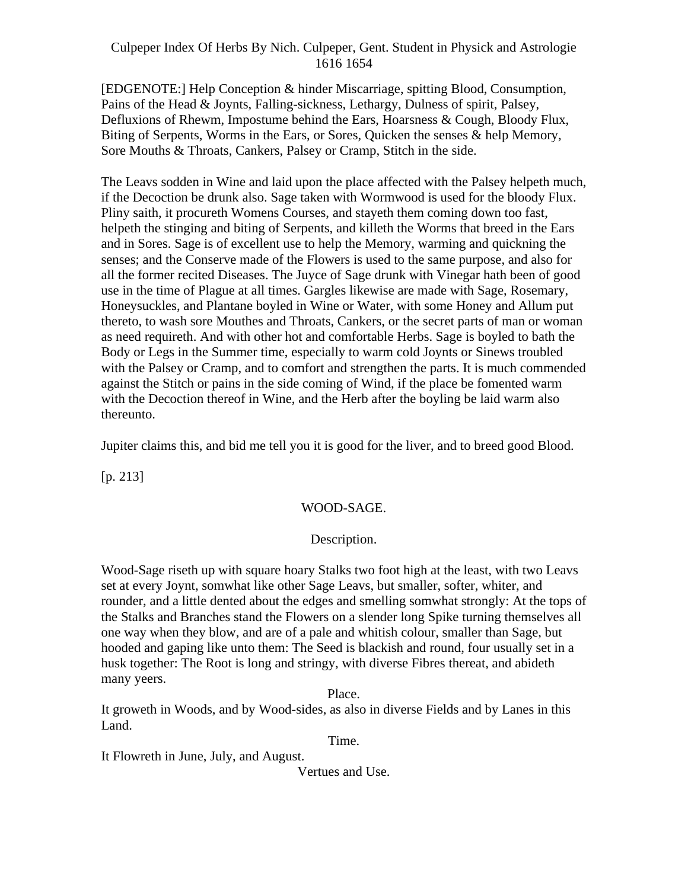[EDGENOTE:] Help Conception & hinder Miscarriage, spitting Blood, Consumption, Pains of the Head & Joynts, Falling-sickness, Lethargy, Dulness of spirit, Palsey, Defluxions of Rhewm, Impostume behind the Ears, Hoarsness & Cough, Bloody Flux, Biting of Serpents, Worms in the Ears, or Sores, Quicken the senses & help Memory, Sore Mouths & Throats, Cankers, Palsey or Cramp, Stitch in the side.

The Leavs sodden in Wine and laid upon the place affected with the Palsey helpeth much, if the Decoction be drunk also. Sage taken with Wormwood is used for the bloody Flux. Pliny saith, it procureth Womens Courses, and stayeth them coming down too fast, helpeth the stinging and biting of Serpents, and killeth the Worms that breed in the Ears and in Sores. Sage is of excellent use to help the Memory, warming and quickning the senses; and the Conserve made of the Flowers is used to the same purpose, and also for all the former recited Diseases. The Juyce of Sage drunk with Vinegar hath been of good use in the time of Plague at all times. Gargles likewise are made with Sage, Rosemary, Honeysuckles, and Plantane boyled in Wine or Water, with some Honey and Allum put thereto, to wash sore Mouthes and Throats, Cankers, or the secret parts of man or woman as need requireth. And with other hot and comfortable Herbs. Sage is boyled to bath the Body or Legs in the Summer time, especially to warm cold Joynts or Sinews troubled with the Palsey or Cramp, and to comfort and strengthen the parts. It is much commended against the Stitch or pains in the side coming of Wind, if the place be fomented warm with the Decoction thereof in Wine, and the Herb after the boyling be laid warm also thereunto.

Jupiter claims this, and bid me tell you it is good for the liver, and to breed good Blood.

[p. 213]

## WOOD-SAGE.

### Description.

Wood-Sage riseth up with square hoary Stalks two foot high at the least, with two Leavs set at every Joynt, somwhat like other Sage Leavs, but smaller, softer, whiter, and rounder, and a little dented about the edges and smelling somwhat strongly: At the tops of the Stalks and Branches stand the Flowers on a slender long Spike turning themselves all one way when they blow, and are of a pale and whitish colour, smaller than Sage, but hooded and gaping like unto them: The Seed is blackish and round, four usually set in a husk together: The Root is long and stringy, with diverse Fibres thereat, and abideth many yeers.

### Place.

It groweth in Woods, and by Wood-sides, as also in diverse Fields and by Lanes in this Land.

### Time.

It Flowreth in June, July, and August.

### Vertues and Use.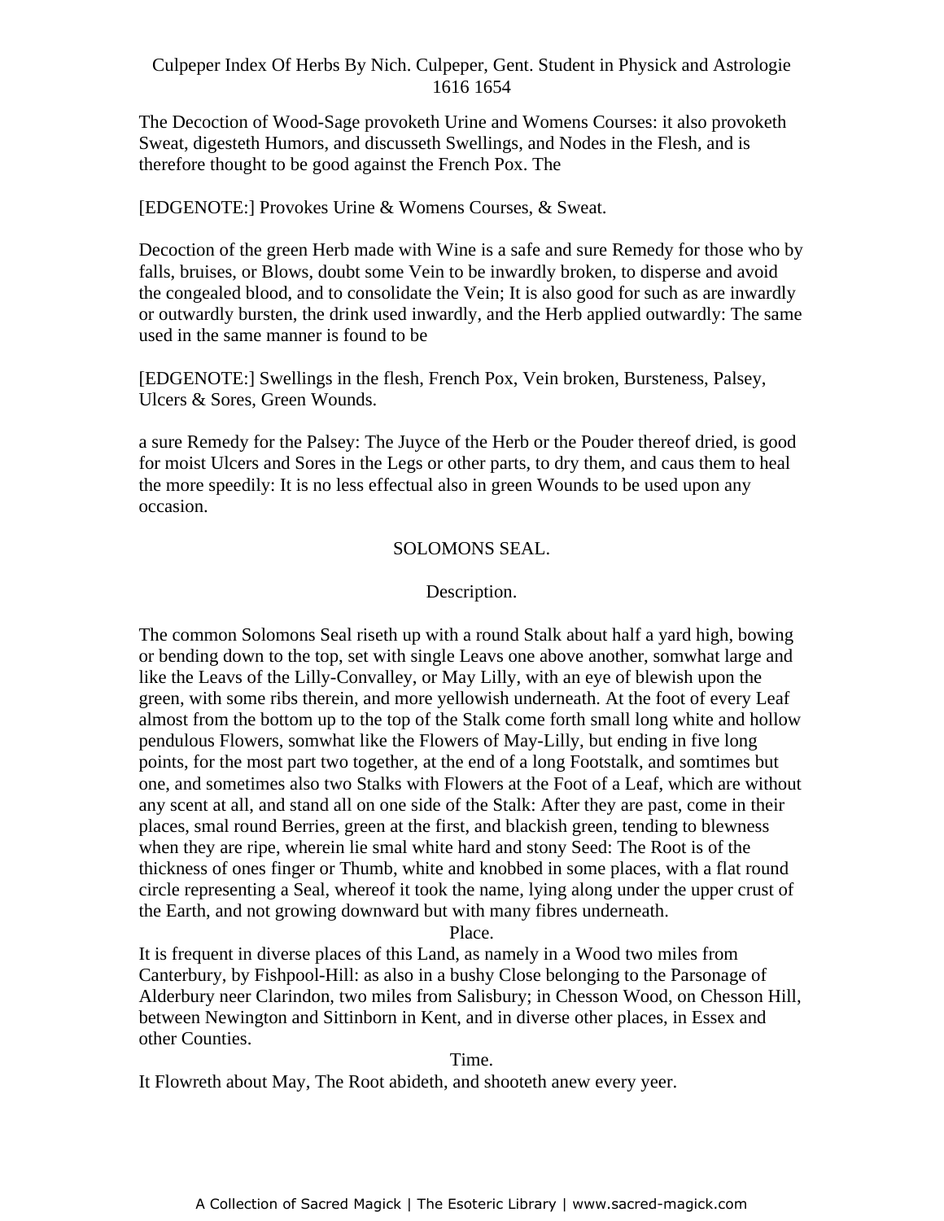The Decoction of Wood-Sage provoketh Urine and Womens Courses: it also provoketh Sweat, digesteth Humors, and discusseth Swellings, and Nodes in the Flesh, and is therefore thought to be good against the French Pox. The

[EDGENOTE:] Provokes Urine & Womens Courses, & Sweat.

Decoction of the green Herb made with Wine is a safe and sure Remedy for those who by falls, bruises, or Blows, doubt some Vein to be inwardly broken, to disperse and avoid the congealed blood, and to consolidate the Vein; It is also good for such as are inwardly or outwardly bursten, the drink used inwardly, and the Herb applied outwardly: The same used in the same manner is found to be

[EDGENOTE:] Swellings in the flesh, French Pox, Vein broken, Bursteness, Palsey, Ulcers & Sores, Green Wounds.

a sure Remedy for the Palsey: The Juyce of the Herb or the Pouder thereof dried, is good for moist Ulcers and Sores in the Legs or other parts, to dry them, and caus them to heal the more speedily: It is no less effectual also in green Wounds to be used upon any occasion.

## SOLOMONS SEAL.

### Description.

The common Solomons Seal riseth up with a round Stalk about half a yard high, bowing or bending down to the top, set with single Leavs one above another, somwhat large and like the Leavs of the Lilly-Convalley, or May Lilly, with an eye of blewish upon the green, with some ribs therein, and more yellowish underneath. At the foot of every Leaf almost from the bottom up to the top of the Stalk come forth small long white and hollow pendulous Flowers, somwhat like the Flowers of May-Lilly, but ending in five long points, for the most part two together, at the end of a long Footstalk, and somtimes but one, and sometimes also two Stalks with Flowers at the Foot of a Leaf, which are without any scent at all, and stand all on one side of the Stalk: After they are past, come in their places, smal round Berries, green at the first, and blackish green, tending to blewness when they are ripe, wherein lie smal white hard and stony Seed: The Root is of the thickness of ones finger or Thumb, white and knobbed in some places, with a flat round circle representing a Seal, whereof it took the name, lying along under the upper crust of the Earth, and not growing downward but with many fibres underneath.

### Place.

It is frequent in diverse places of this Land, as namely in a Wood two miles from Canterbury, by Fishpool-Hill: as also in a bushy Close belonging to the Parsonage of Alderbury neer Clarindon, two miles from Salisbury; in Chesson Wood, on Chesson Hill, between Newington and Sittinborn in Kent, and in diverse other places, in Essex and other Counties.

### Time.

It Flowreth about May, The Root abideth, and shooteth anew every yeer.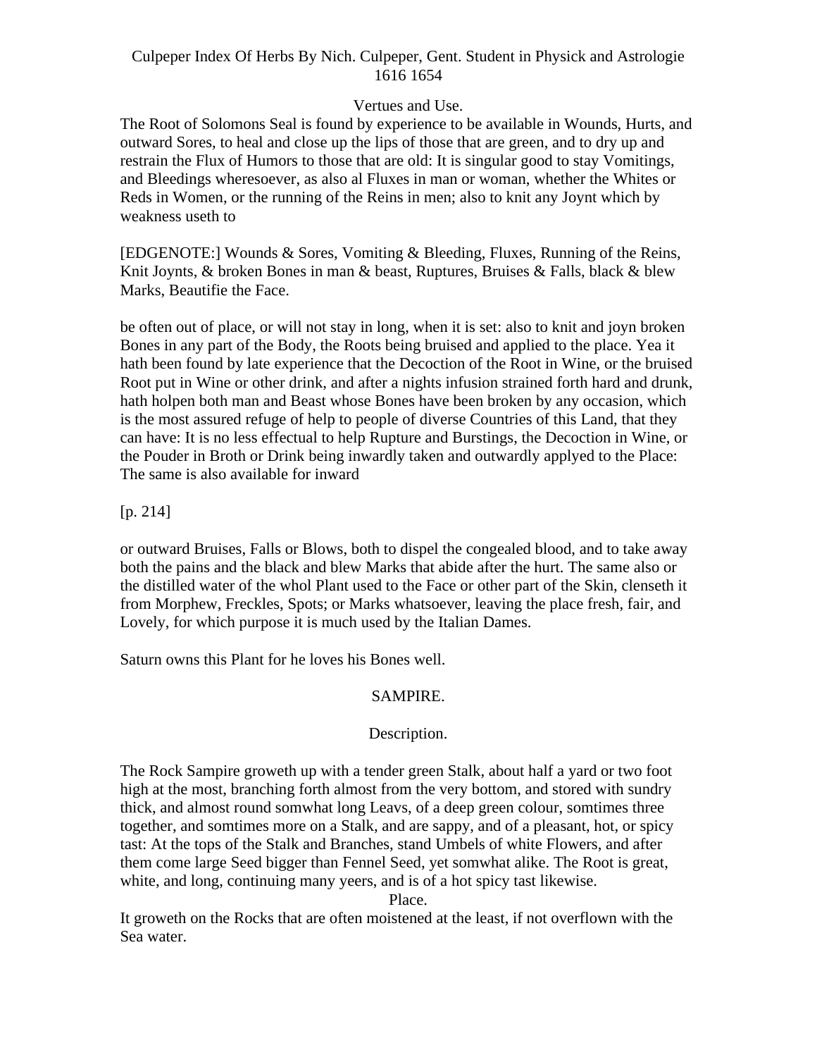Vertues and Use.

The Root of Solomons Seal is found by experience to be available in Wounds, Hurts, and outward Sores, to heal and close up the lips of those that are green, and to dry up and restrain the Flux of Humors to those that are old: It is singular good to stay Vomitings, and Bleedings wheresoever, as also al Fluxes in man or woman, whether the Whites or Reds in Women, or the running of the Reins in men; also to knit any Joynt which by weakness useth to

[EDGENOTE:] Wounds & Sores, Vomiting & Bleeding, Fluxes, Running of the Reins, Knit Joynts, & broken Bones in man & beast, Ruptures, Bruises & Falls, black & blew Marks, Beautifie the Face.

be often out of place, or will not stay in long, when it is set: also to knit and joyn broken Bones in any part of the Body, the Roots being bruised and applied to the place. Yea it hath been found by late experience that the Decoction of the Root in Wine, or the bruised Root put in Wine or other drink, and after a nights infusion strained forth hard and drunk, hath holpen both man and Beast whose Bones have been broken by any occasion, which is the most assured refuge of help to people of diverse Countries of this Land, that they can have: It is no less effectual to help Rupture and Burstings, the Decoction in Wine, or the Pouder in Broth or Drink being inwardly taken and outwardly applyed to the Place: The same is also available for inward

[p. 214]

or outward Bruises, Falls or Blows, both to dispel the congealed blood, and to take away both the pains and the black and blew Marks that abide after the hurt. The same also or the distilled water of the whol Plant used to the Face or other part of the Skin, clenseth it from Morphew, Freckles, Spots; or Marks whatsoever, leaving the place fresh, fair, and Lovely, for which purpose it is much used by the Italian Dames.

Saturn owns this Plant for he loves his Bones well.

## SAMPIRE.

Description.

The Rock Sampire groweth up with a tender green Stalk, about half a yard or two foot high at the most, branching forth almost from the very bottom, and stored with sundry thick, and almost round somwhat long Leavs, of a deep green colour, somtimes three together, and somtimes more on a Stalk, and are sappy, and of a pleasant, hot, or spicy tast: At the tops of the Stalk and Branches, stand Umbels of white Flowers, and after them come large Seed bigger than Fennel Seed, yet somwhat alike. The Root is great, white, and long, continuing many yeers, and is of a hot spicy tast likewise.

Place.

It groweth on the Rocks that are often moistened at the least, if not overflown with the Sea water.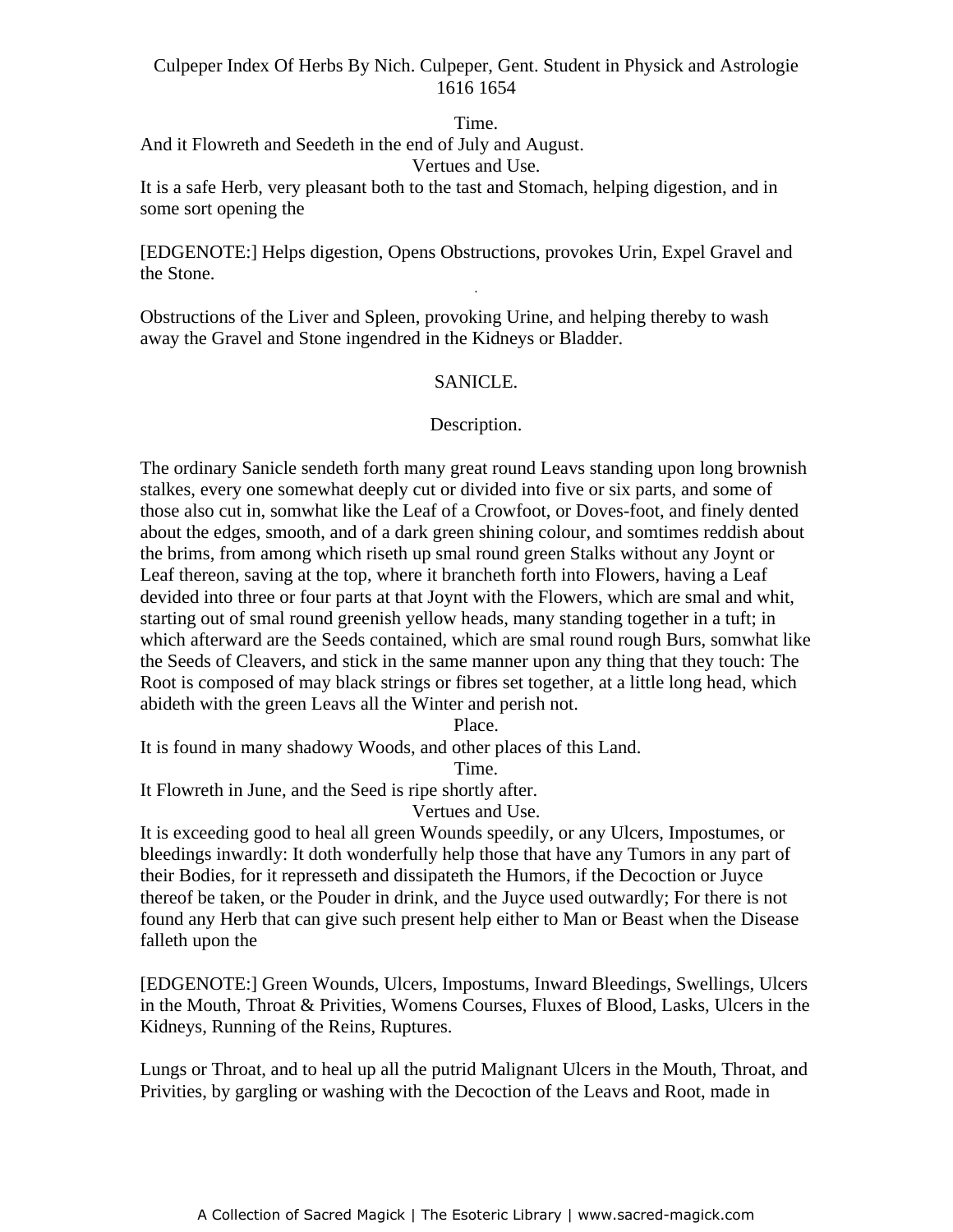Time.

And it Flowreth and Seedeth in the end of July and August.

Vertues and Use.

It is a safe Herb, very pleasant both to the tast and Stomach, helping digestion, and in some sort opening the

[EDGENOTE:] Helps digestion, Opens Obstructions, provokes Urin, Expel Gravel and the Stone.

Obstructions of the Liver and Spleen, provoking Urine, and helping thereby to wash away the Gravel and Stone ingendred in the Kidneys or Bladder.

## SANICLE.

### Description.

The ordinary Sanicle sendeth forth many great round Leavs standing upon long brownish stalkes, every one somewhat deeply cut or divided into five or six parts, and some of those also cut in, somwhat like the Leaf of a Crowfoot, or Doves-foot, and finely dented about the edges, smooth, and of a dark green shining colour, and somtimes reddish about the brims, from among which riseth up smal round green Stalks without any Joynt or Leaf thereon, saving at the top, where it brancheth forth into Flowers, having a Leaf devided into three or four parts at that Joynt with the Flowers, which are smal and whit, starting out of smal round greenish yellow heads, many standing together in a tuft; in which afterward are the Seeds contained, which are smal round rough Burs, somwhat like the Seeds of Cleavers, and stick in the same manner upon any thing that they touch: The Root is composed of may black strings or fibres set together, at a little long head, which abideth with the green Leavs all the Winter and perish not.

Place.

It is found in many shadowy Woods, and other places of this Land.

Time.

It Flowreth in June, and the Seed is ripe shortly after.

Vertues and Use.

It is exceeding good to heal all green Wounds speedily, or any Ulcers, Impostumes, or bleedings inwardly: It doth wonderfully help those that have any Tumors in any part of their Bodies, for it represseth and dissipateth the Humors, if the Decoction or Juyce thereof be taken, or the Pouder in drink, and the Juyce used outwardly; For there is not found any Herb that can give such present help either to Man or Beast when the Disease falleth upon the

[EDGENOTE:] Green Wounds, Ulcers, Impostums, Inward Bleedings, Swellings, Ulcers in the Mouth, Throat & Privities, Womens Courses, Fluxes of Blood, Lasks, Ulcers in the Kidneys, Running of the Reins, Ruptures.

Lungs or Throat, and to heal up all the putrid Malignant Ulcers in the Mouth, Throat, and Privities, by gargling or washing with the Decoction of the Leavs and Root, made in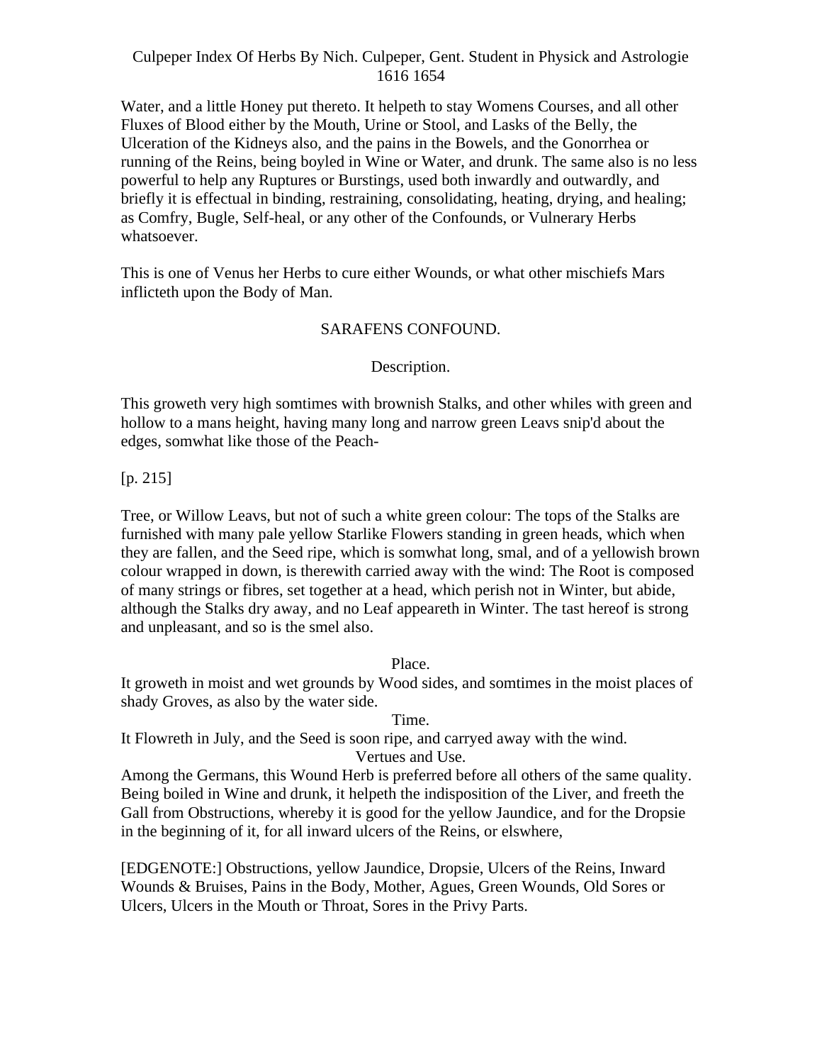Water, and a little Honey put thereto. It helpeth to stay Womens Courses, and all other Fluxes of Blood either by the Mouth, Urine or Stool, and Lasks of the Belly, the Ulceration of the Kidneys also, and the pains in the Bowels, and the Gonorrhea or running of the Reins, being boyled in Wine or Water, and drunk. The same also is no less powerful to help any Ruptures or Burstings, used both inwardly and outwardly, and briefly it is effectual in binding, restraining, consolidating, heating, drying, and healing; as Comfry, Bugle, Self-heal, or any other of the Confounds, or Vulnerary Herbs whatsoever.

This is one of Venus her Herbs to cure either Wounds, or what other mischiefs Mars inflicteth upon the Body of Man.

## SARAFENS CONFOUND.

### Description.

This groweth very high somtimes with brownish Stalks, and other whiles with green and hollow to a mans height, having many long and narrow green Leavs snip'd about the edges, somwhat like those of the Peach-

[p. 215]

Tree, or Willow Leavs, but not of such a white green colour: The tops of the Stalks are furnished with many pale yellow Starlike Flowers standing in green heads, which when they are fallen, and the Seed ripe, which is somwhat long, smal, and of a yellowish brown colour wrapped in down, is therewith carried away with the wind: The Root is composed of many strings or fibres, set together at a head, which perish not in Winter, but abide, although the Stalks dry away, and no Leaf appeareth in Winter. The tast hereof is strong and unpleasant, and so is the smel also.

### Place.

It groweth in moist and wet grounds by Wood sides, and somtimes in the moist places of shady Groves, as also by the water side.

### Time.

It Flowreth in July, and the Seed is soon ripe, and carryed away with the wind.

### Vertues and Use.

Among the Germans, this Wound Herb is preferred before all others of the same quality. Being boiled in Wine and drunk, it helpeth the indisposition of the Liver, and freeth the Gall from Obstructions, whereby it is good for the yellow Jaundice, and for the Dropsie in the beginning of it, for all inward ulcers of the Reins, or elswhere,

[EDGENOTE:] Obstructions, yellow Jaundice, Dropsie, Ulcers of the Reins, Inward Wounds & Bruises, Pains in the Body, Mother, Agues, Green Wounds, Old Sores or Ulcers, Ulcers in the Mouth or Throat, Sores in the Privy Parts.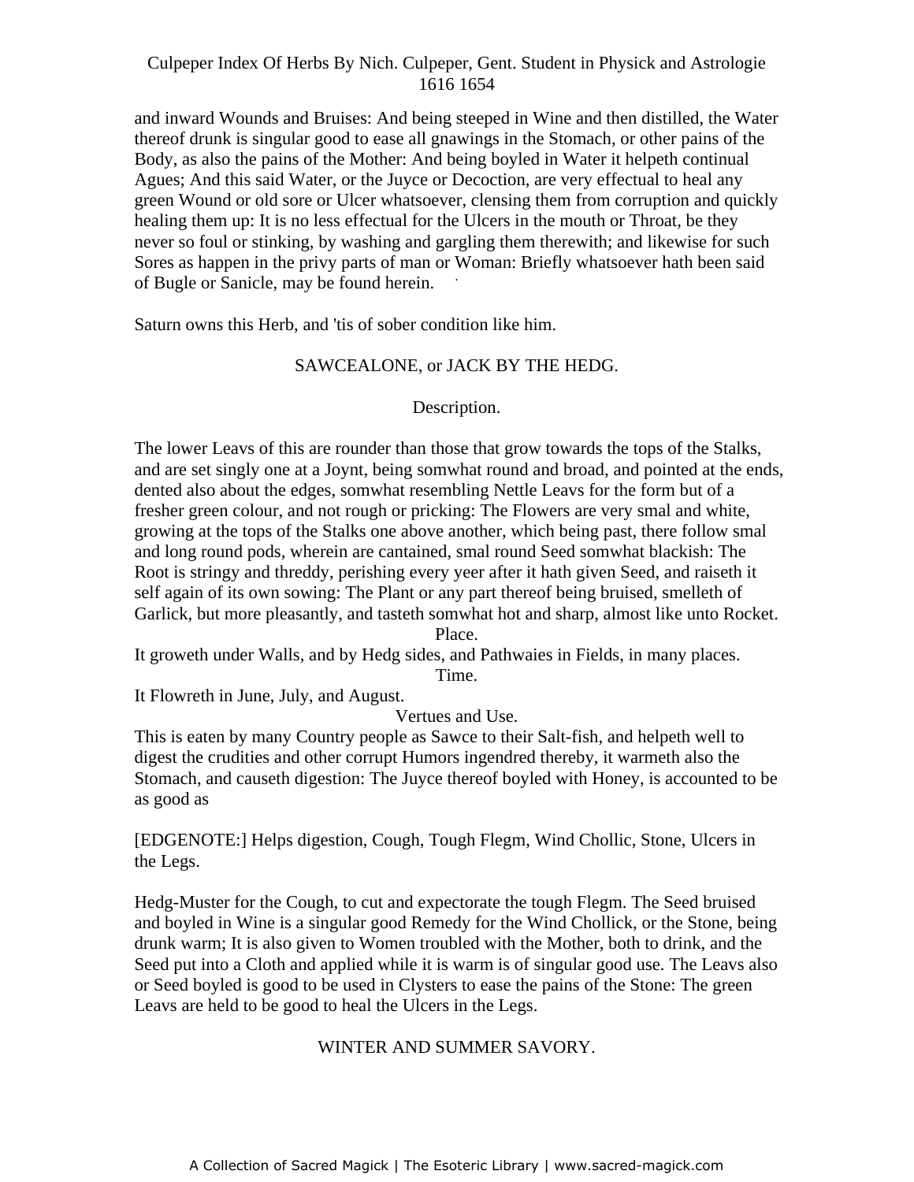and inward Wounds and Bruises: And being steeped in Wine and then distilled, the Water thereof drunk is singular good to ease all gnawings in the Stomach, or other pains of the Body, as also the pains of the Mother: And being boyled in Water it helpeth continual Agues; And this said Water, or the Juyce or Decoction, are very effectual to heal any green Wound or old sore or Ulcer whatsoever, clensing them from corruption and quickly healing them up: It is no less effectual for the Ulcers in the mouth or Throat, be they never so foul or stinking, by washing and gargling them therewith; and likewise for such Sores as happen in the privy parts of man or Woman: Briefly whatsoever hath been said of Bugle or Sanicle, may be found herein.

Saturn owns this Herb, and 'tis of sober condition like him.

## SAWCEALONE, or JACK BY THE HEDG.

### Description.

The lower Leavs of this are rounder than those that grow towards the tops of the Stalks, and are set singly one at a Joynt, being somwhat round and broad, and pointed at the ends, dented also about the edges, somwhat resembling Nettle Leavs for the form but of a fresher green colour, and not rough or pricking: The Flowers are very smal and white, growing at the tops of the Stalks one above another, which being past, there follow smal and long round pods, wherein are cantained, smal round Seed somwhat blackish: The Root is stringy and threddy, perishing every yeer after it hath given Seed, and raiseth it self again of its own sowing: The Plant or any part thereof being bruised, smelleth of Garlick, but more pleasantly, and tasteth somwhat hot and sharp, almost like unto Rocket.

### Place.

It groweth under Walls, and by Hedg sides, and Pathwaies in Fields, in many places.

### Time.

It Flowreth in June, July, and August.

### Vertues and Use.

This is eaten by many Country people as Sawce to their Salt-fish, and helpeth well to digest the crudities and other corrupt Humors ingendred thereby, it warmeth also the Stomach, and causeth digestion: The Juyce thereof boyled with Honey, is accounted to be as good as

[EDGENOTE:] Helps digestion, Cough, Tough Flegm, Wind Chollic, Stone, Ulcers in the Legs.

Hedg-Muster for the Cough, to cut and expectorate the tough Flegm. The Seed bruised and boyled in Wine is a singular good Remedy for the Wind Chollick, or the Stone, being drunk warm; It is also given to Women troubled with the Mother, both to drink, and the Seed put into a Cloth and applied while it is warm is of singular good use. The Leavs also or Seed boyled is good to be used in Clysters to ease the pains of the Stone: The green Leavs are held to be good to heal the Ulcers in the Legs.

## WINTER AND SUMMER SAVORY.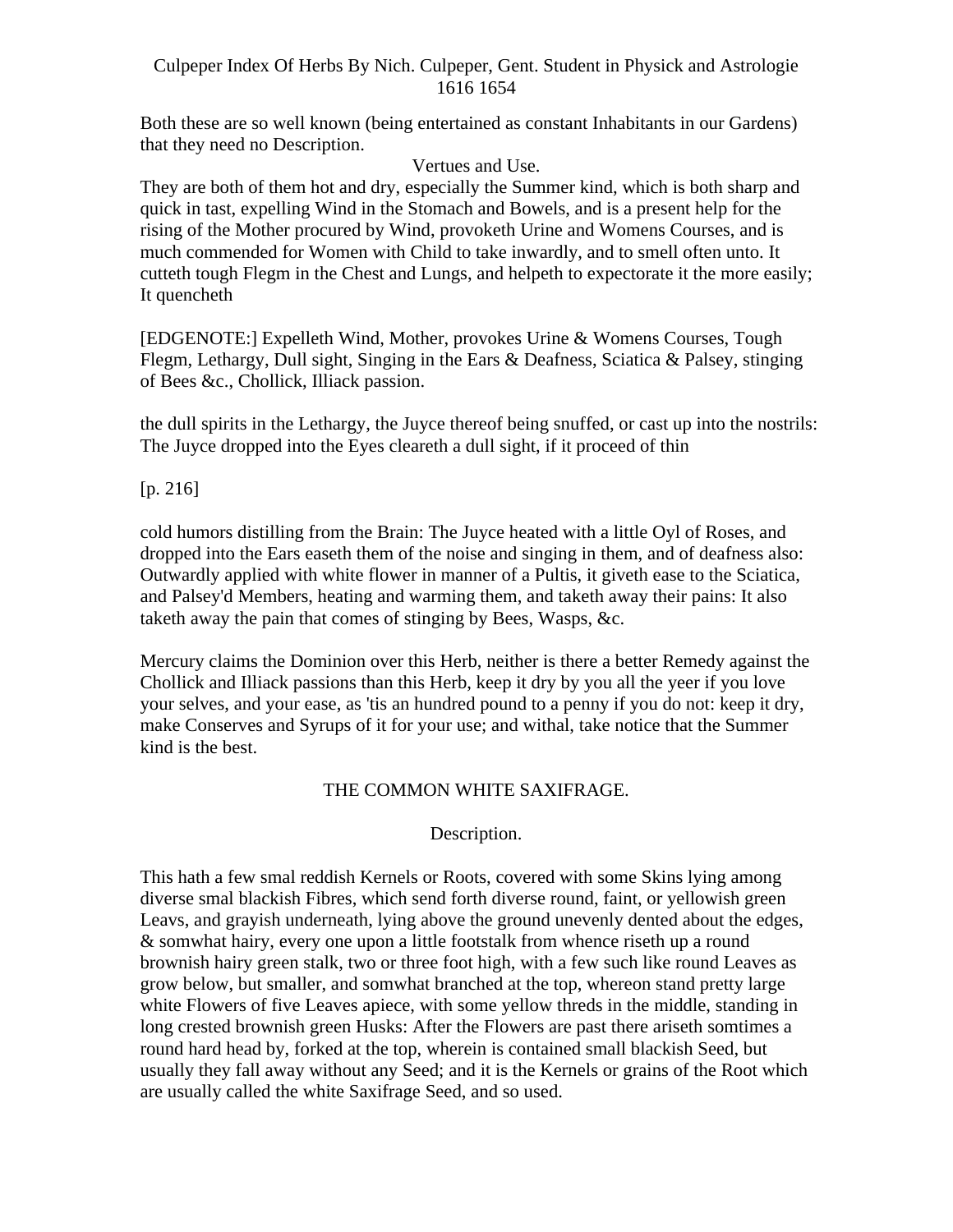Both these are so well known (being entertained as constant Inhabitants in our Gardens) that they need no Description.

Vertues and Use.

They are both of them hot and dry, especially the Summer kind, which is both sharp and quick in tast, expelling Wind in the Stomach and Bowels, and is a present help for the rising of the Mother procured by Wind, provoketh Urine and Womens Courses, and is much commended for Women with Child to take inwardly, and to smell often unto. It cutteth tough Flegm in the Chest and Lungs, and helpeth to expectorate it the more easily; It quencheth

[EDGENOTE:] Expelleth Wind, Mother, provokes Urine & Womens Courses, Tough Flegm, Lethargy, Dull sight, Singing in the Ears & Deafness, Sciatica & Palsey, stinging of Bees &c., Chollick, Illiack passion.

the dull spirits in the Lethargy, the Juyce thereof being snuffed, or cast up into the nostrils: The Juyce dropped into the Eyes cleareth a dull sight, if it proceed of thin

[p. 216]

cold humors distilling from the Brain: The Juyce heated with a little Oyl of Roses, and dropped into the Ears easeth them of the noise and singing in them, and of deafness also: Outwardly applied with white flower in manner of a Pultis, it giveth ease to the Sciatica, and Palsey'd Members, heating and warming them, and taketh away their pains: It also taketh away the pain that comes of stinging by Bees, Wasps, &c.

Mercury claims the Dominion over this Herb, neither is there a better Remedy against the Chollick and Illiack passions than this Herb, keep it dry by you all the yeer if you love your selves, and your ease, as 'tis an hundred pound to a penny if you do not: keep it dry, make Conserves and Syrups of it for your use; and withal, take notice that the Summer kind is the best.

## THE COMMON WHITE SAXIFRAGE.

### Description.

This hath a few smal reddish Kernels or Roots, covered with some Skins lying among diverse smal blackish Fibres, which send forth diverse round, faint, or yellowish green Leavs, and grayish underneath, lying above the ground unevenly dented about the edges, & somwhat hairy, every one upon a little footstalk from whence riseth up a round brownish hairy green stalk, two or three foot high, with a few such like round Leaves as grow below, but smaller, and somwhat branched at the top, whereon stand pretty large white Flowers of five Leaves apiece, with some yellow threds in the middle, standing in long crested brownish green Husks: After the Flowers are past there ariseth somtimes a round hard head by, forked at the top, wherein is contained small blackish Seed, but usually they fall away without any Seed; and it is the Kernels or grains of the Root which are usually called the white Saxifrage Seed, and so used.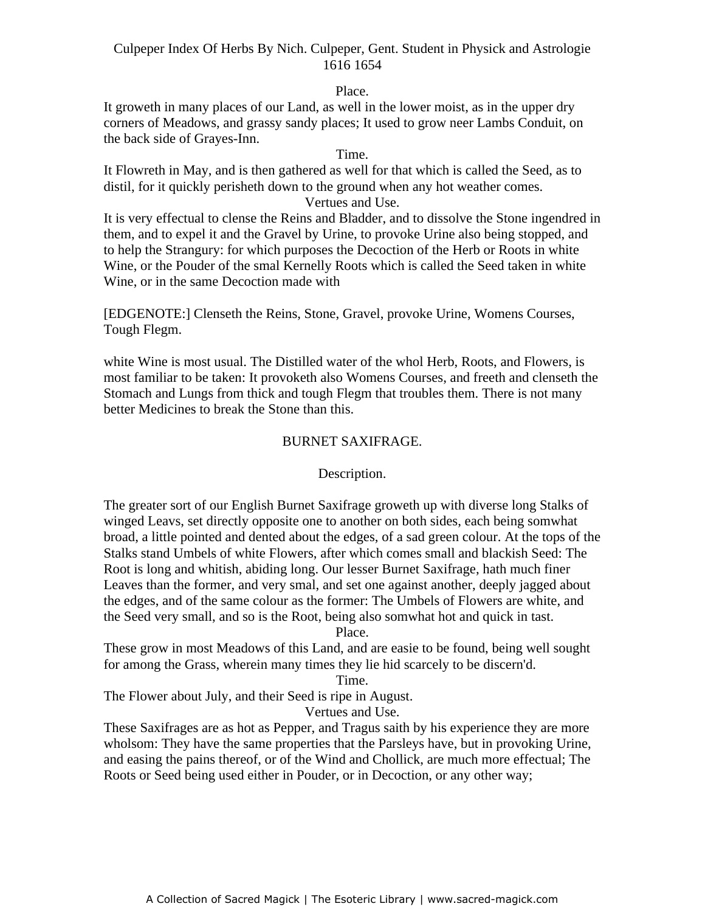Place.

It groweth in many places of our Land, as well in the lower moist, as in the upper dry corners of Meadows, and grassy sandy places; It used to grow neer Lambs Conduit, on the back side of Grayes-Inn.

Time.

It Flowreth in May, and is then gathered as well for that which is called the Seed, as to distil, for it quickly perisheth down to the ground when any hot weather comes.

Vertues and Use.

It is very effectual to clense the Reins and Bladder, and to dissolve the Stone ingendred in them, and to expel it and the Gravel by Urine, to provoke Urine also being stopped, and to help the Strangury: for which purposes the Decoction of the Herb or Roots in white Wine, or the Pouder of the smal Kernelly Roots which is called the Seed taken in white Wine, or in the same Decoction made with

[EDGENOTE:] Clenseth the Reins, Stone, Gravel, provoke Urine, Womens Courses, Tough Flegm.

white Wine is most usual. The Distilled water of the whol Herb, Roots, and Flowers, is most familiar to be taken: It provoketh also Womens Courses, and freeth and clenseth the Stomach and Lungs from thick and tough Flegm that troubles them. There is not many better Medicines to break the Stone than this.

## BURNET SAXIFRAGE.

### Description.

The greater sort of our English Burnet Saxifrage groweth up with diverse long Stalks of winged Leavs, set directly opposite one to another on both sides, each being somwhat broad, a little pointed and dented about the edges, of a sad green colour. At the tops of the Stalks stand Umbels of white Flowers, after which comes small and blackish Seed: The Root is long and whitish, abiding long. Our lesser Burnet Saxifrage, hath much finer Leaves than the former, and very smal, and set one against another, deeply jagged about the edges, and of the same colour as the former: The Umbels of Flowers are white, and the Seed very small, and so is the Root, being also somwhat hot and quick in tast.

Place.

These grow in most Meadows of this Land, and are easie to be found, being well sought for among the Grass, wherein many times they lie hid scarcely to be discern'd.

Time.

The Flower about July, and their Seed is ripe in August.

Vertues and Use.

These Saxifrages are as hot as Pepper, and Tragus saith by his experience they are more wholsom: They have the same properties that the Parsleys have, but in provoking Urine, and easing the pains thereof, or of the Wind and Chollick, are much more effectual; The Roots or Seed being used either in Pouder, or in Decoction, or any other way;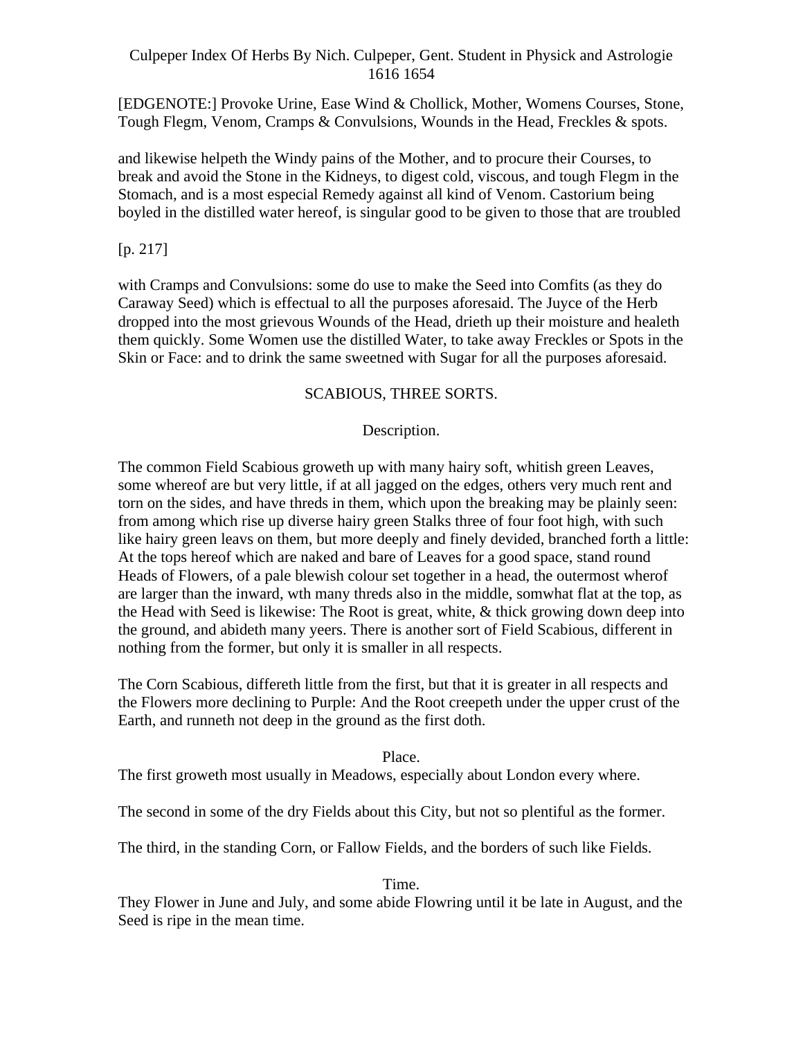[EDGENOTE:] Provoke Urine, Ease Wind & Chollick, Mother, Womens Courses, Stone, Tough Flegm, Venom, Cramps & Convulsions, Wounds in the Head, Freckles & spots.

and likewise helpeth the Windy pains of the Mother, and to procure their Courses, to break and avoid the Stone in the Kidneys, to digest cold, viscous, and tough Flegm in the Stomach, and is a most especial Remedy against all kind of Venom. Castorium being boyled in the distilled water hereof, is singular good to be given to those that are troubled

[p. 217]

with Cramps and Convulsions: some do use to make the Seed into Comfits (as they do Caraway Seed) which is effectual to all the purposes aforesaid. The Juyce of the Herb dropped into the most grievous Wounds of the Head, drieth up their moisture and healeth them quickly. Some Women use the distilled Water, to take away Freckles or Spots in the Skin or Face: and to drink the same sweetned with Sugar for all the purposes aforesaid.

## SCABIOUS, THREE SORTS.

### Description.

The common Field Scabious groweth up with many hairy soft, whitish green Leaves, some whereof are but very little, if at all jagged on the edges, others very much rent and torn on the sides, and have threds in them, which upon the breaking may be plainly seen: from among which rise up diverse hairy green Stalks three of four foot high, with such like hairy green leavs on them, but more deeply and finely devided, branched forth a little: At the tops hereof which are naked and bare of Leaves for a good space, stand round Heads of Flowers, of a pale blewish colour set together in a head, the outermost wherof are larger than the inward, wth many threds also in the middle, somwhat flat at the top, as the Head with Seed is likewise: The Root is great, white, & thick growing down deep into the ground, and abideth many yeers. There is another sort of Field Scabious, different in nothing from the former, but only it is smaller in all respects.

The Corn Scabious, differeth little from the first, but that it is greater in all respects and the Flowers more declining to Purple: And the Root creepeth under the upper crust of the Earth, and runneth not deep in the ground as the first doth.

### Place.

The first groweth most usually in Meadows, especially about London every where.

The second in some of the dry Fields about this City, but not so plentiful as the former.

The third, in the standing Corn, or Fallow Fields, and the borders of such like Fields.

### Time.

They Flower in June and July, and some abide Flowring until it be late in August, and the Seed is ripe in the mean time.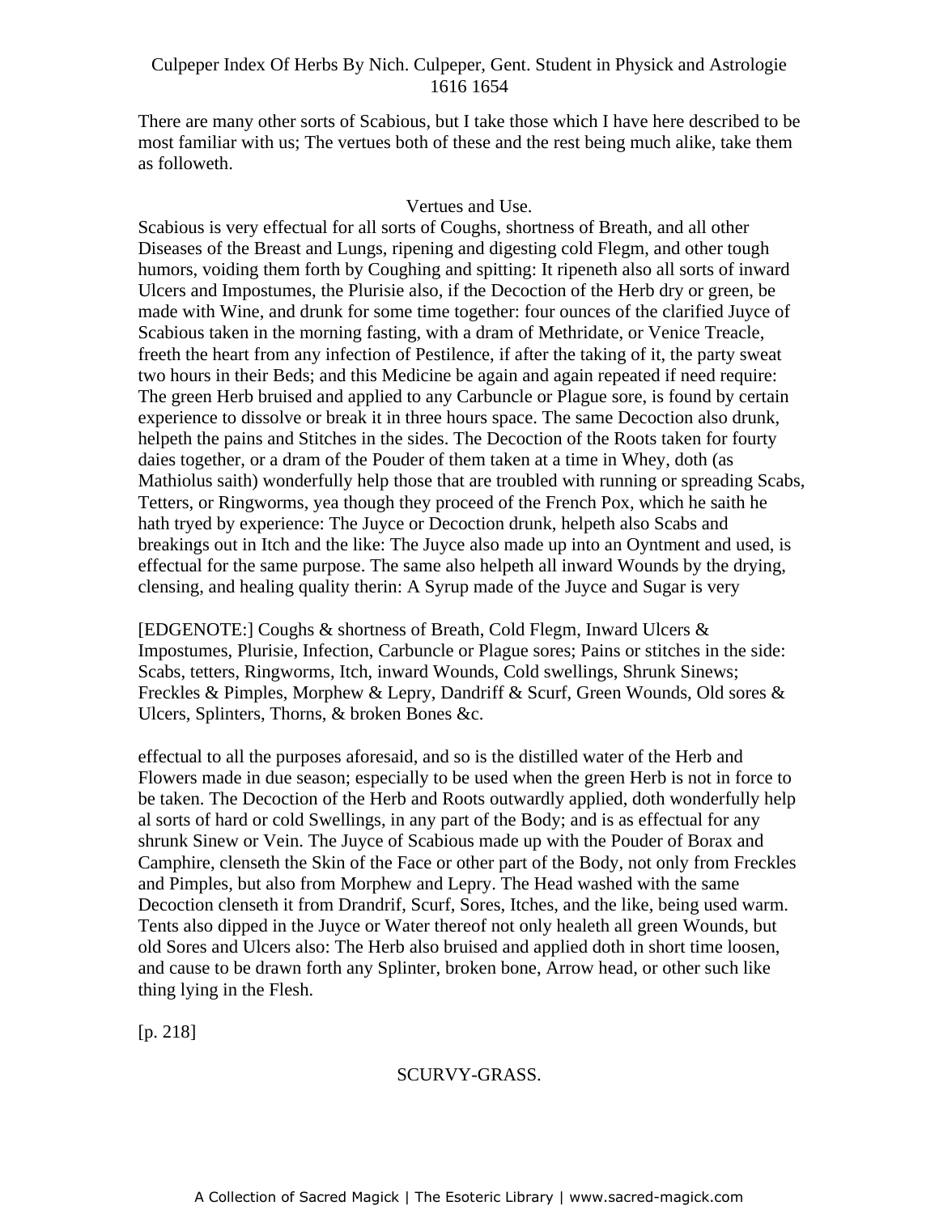There are many other sorts of Scabious, but I take those which I have here described to be most familiar with us; The vertues both of these and the rest being much alike, take them as followeth.

Vertues and Use.

Scabious is very effectual for all sorts of Coughs, shortness of Breath, and all other Diseases of the Breast and Lungs, ripening and digesting cold Flegm, and other tough humors, voiding them forth by Coughing and spitting: It ripeneth also all sorts of inward Ulcers and Impostumes, the Plurisie also, if the Decoction of the Herb dry or green, be made with Wine, and drunk for some time together: four ounces of the clarified Juyce of Scabious taken in the morning fasting, with a dram of Methridate, or Venice Treacle, freeth the heart from any infection of Pestilence, if after the taking of it, the party sweat two hours in their Beds; and this Medicine be again and again repeated if need require: The green Herb bruised and applied to any Carbuncle or Plague sore, is found by certain experience to dissolve or break it in three hours space. The same Decoction also drunk, helpeth the pains and Stitches in the sides. The Decoction of the Roots taken for fourty daies together, or a dram of the Pouder of them taken at a time in Whey, doth (as Mathiolus saith) wonderfully help those that are troubled with running or spreading Scabs, Tetters, or Ringworms, yea though they proceed of the French Pox, which he saith he hath tryed by experience: The Juyce or Decoction drunk, helpeth also Scabs and breakings out in Itch and the like: The Juyce also made up into an Oyntment and used, is effectual for the same purpose. The same also helpeth all inward Wounds by the drying, clensing, and healing quality therin: A Syrup made of the Juyce and Sugar is very effectual to all the purposes aforesaid, and so is the distilled water of the Herb and Flowers made in due season; especially to be used when the green Herb is not in force to be taken. The Decoction of the Herb and Roots outwardly applied, doth wonderfully help al sorts of hard or cold Swellings, in any part of the Body; and is as effectual for any shrunk Sinew or Vein. The Juyce of Scabious made up with the Pouder of Borax and Camphire, clenseth the Skin of the Face or other part of the Body, not only from Freckles and Pimples, but also from Morphew and Lepry. The Head washed with the same Decoction clenseth it from Drandrif, Scurf, Sores, Itches, and the like, being used warm. Tents also dipped in the Juyce or Water thereof not only healeth all green Wounds, but old Sores and Ulcers also: The Herb also bruised and applied doth in short time loosen, and cause to be drawn forth any Splinter, broken bone, Arrow head, or other such like thing lying in the Flesh.

[EDGENOTE:] Coughs & shortness of Breath, Cold Flegm, Inward Ulcers & Impostumes, Plurisie, Infection, Carbuncle or Plague sores; Pains or stitches in the side: Scabs, tetters, Ringworms, Itch, inward Wounds, Cold swellings, Shrunk Sinews; Freckles & Pimples, Morphew & Lepry, Dandriff & Scurf, Green Wounds, Old sores & Ulcers, Splinters, Thorns, & broken Bones &c.

[p. 218]

## SCURVY-GRASS.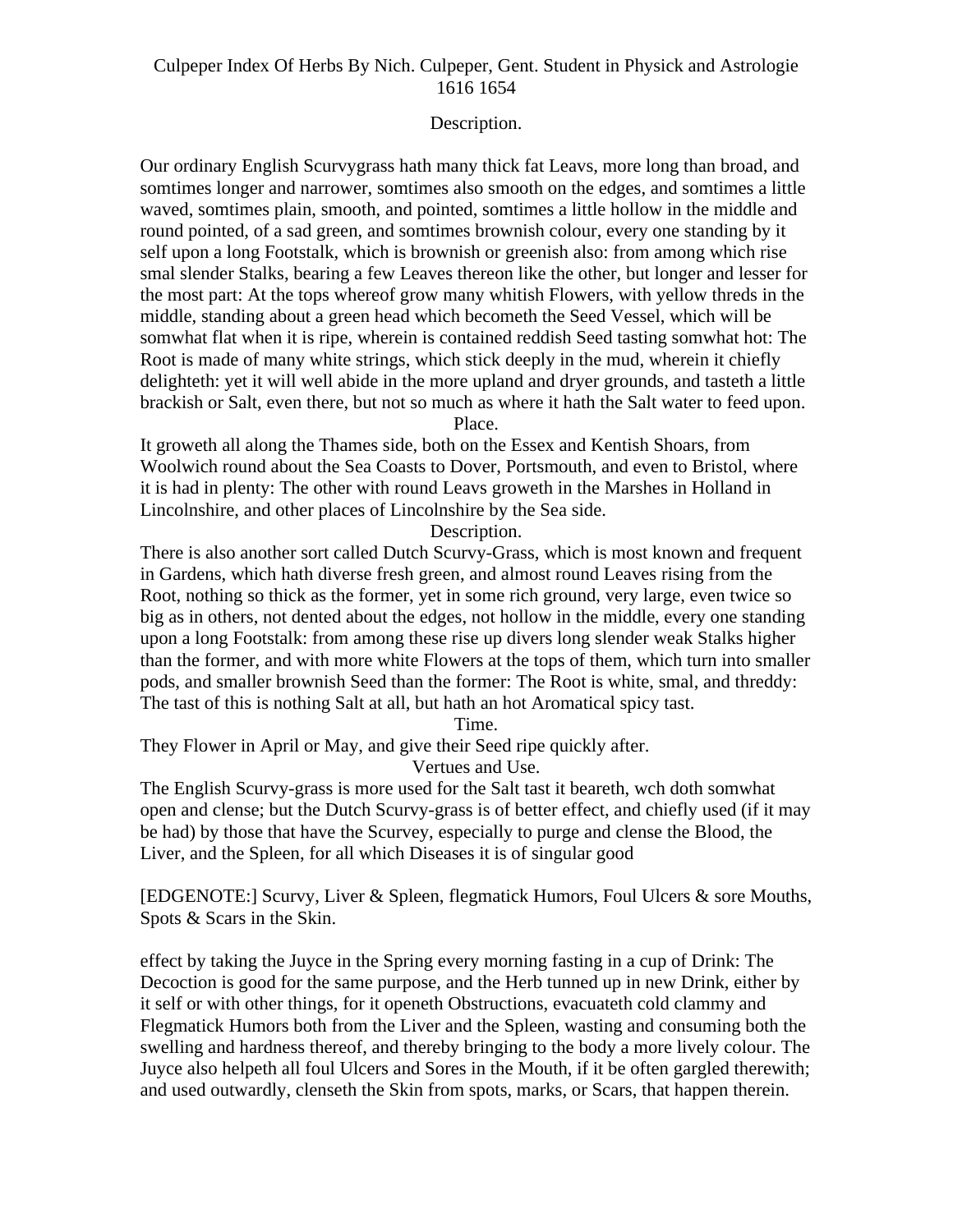Culpeper Index Of Herbs By Nich. Culpeper, Gent. Student in Physick and Astrologie 1616 1654

Description.

Our ordinary English Scurvygrass hath many thick fat Leavs, more long than broad, and somtimes longer and narrower, somtimes also smooth on the edges, and somtimes a little waved, somtimes plain, smooth, and pointed, somtimes a little hollow in the middle and round pointed, of a sad green, and somtimes brownish colour, every one standing by it self upon a long Footstalk, which is brownish or greenish also: from among which rise smal slender Stalks, bearing a few Leaves thereon like the other, but longer and lesser for the most part: At the tops whereof grow many whitish Flowers, with yellow threds in the middle, standing about a green head which becometh the Seed Vessel, which will be somwhat flat when it is ripe, wherein is contained reddish Seed tasting somwhat hot: The Root is made of many white strings, which stick deeply in the mud, wherein it chiefly delighteth: yet it will well abide in the more upland and dryer grounds, and tasteth a little brackish or Salt, even there, but not so much as where it hath the Salt water to feed upon.

Place.

It groweth all along the Thames side, both on the Essex and Kentish Shoars, from Woolwich round about the Sea Coasts to Dover, Portsmouth, and even to Bristol, where it is had in plenty: The other with round Leavs groweth in the Marshes in Holland in Lincolnshire, and other places of Lincolnshire by the Sea side.

Description.

There is also another sort called Dutch Scurvy-Grass, which is most known and frequent in Gardens, which hath diverse fresh green, and almost round Leaves rising from the Root, nothing so thick as the former, yet in some rich ground, very large, even twice so big as in others, not dented about the edges, not hollow in the middle, every one standing upon a long Footstalk: from among these rise up divers long slender weak Stalks higher than the former, and with more white Flowers at the tops of them, which turn into smaller pods, and smaller brownish Seed than the former: The Root is white, smal, and threddy: The tast of this is nothing Salt at all, but hath an hot Aromatical spicy tast.

Time.

They Flower in April or May, and give their Seed ripe quickly after.

Vertues and Use.

The English Scurvy-grass is more used for the Salt tast it beareth, wch doth somwhat open and clense; but the Dutch Scurvy-grass is of better effect, and chiefly used (if it may be had) by those that have the Scurvey, especially to purge and clense the Blood, the Liver, and the Spleen, for all which Diseases it is of singular good

[EDGENOTE:] Scurvy, Liver & Spleen, flegmatick Humors, Foul Ulcers & sore Mouths, Spots & Scars in the Skin.

effect by taking the Juyce in the Spring every morning fasting in a cup of Drink: The Decoction is good for the same purpose, and the Herb tunned up in new Drink, either by it self or with other things, for it openeth Obstructions, evacuateth cold clammy and Flegmatick Humors both from the Liver and the Spleen, wasting and consuming both the swelling and hardness thereof, and thereby bringing to the body a more lively colour. The Juyce also helpeth all foul Ulcers and Sores in the Mouth, if it be often gargled therewith; and used outwardly, clenseth the Skin from spots, marks, or Scars, that happen therein.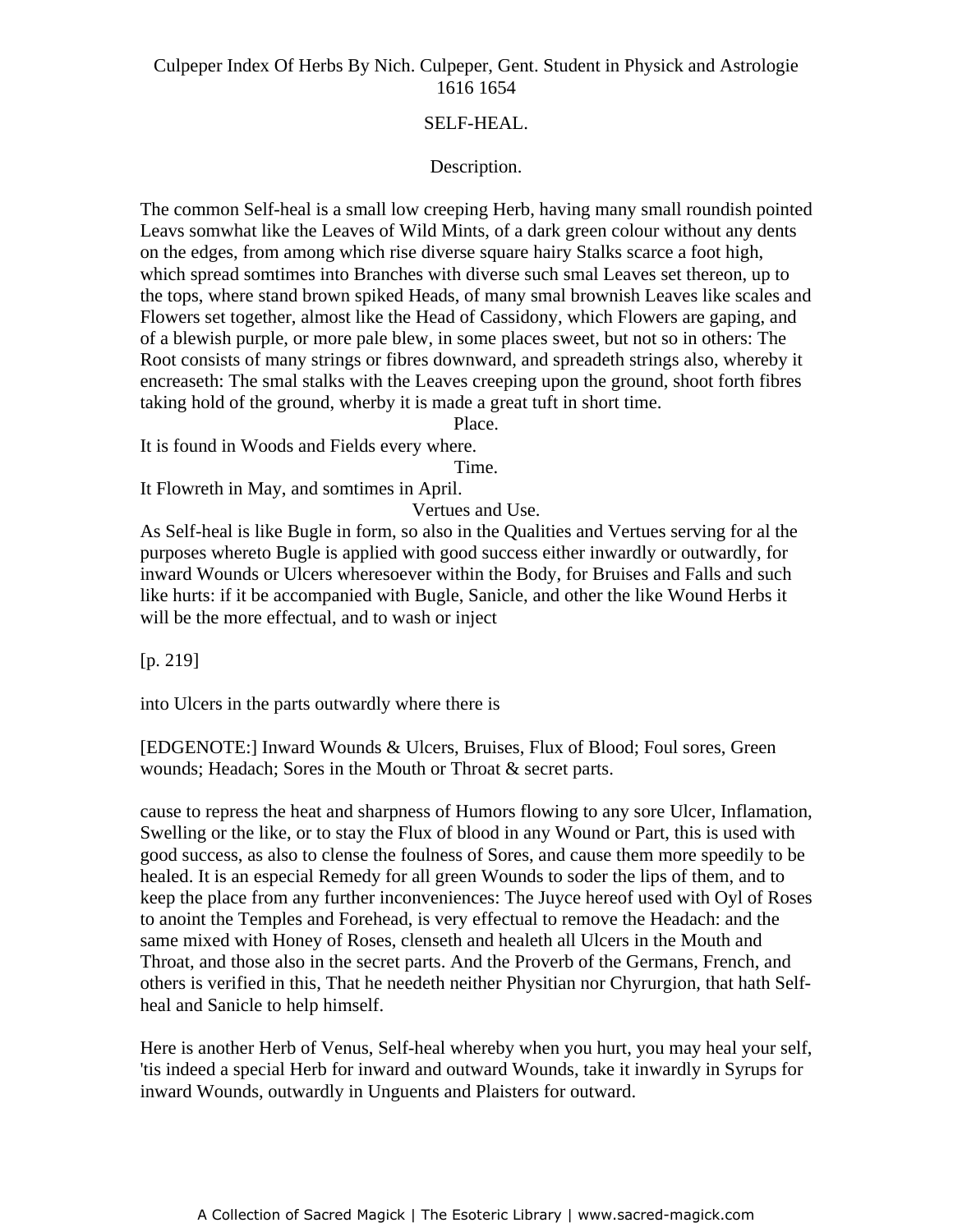## SELF-HEAL.

### Description.

The common Self-heal is a small low creeping Herb, having many small roundish pointed Leavs somwhat like the Leaves of Wild Mints, of a dark green colour without any dents on the edges, from among which rise diverse square hairy Stalks scarce a foot high, which spread somtimes into Branches with diverse such smal Leaves set thereon, up to the tops, where stand brown spiked Heads, of many smal brownish Leaves like scales and Flowers set together, almost like the Head of Cassidony, which Flowers are gaping, and of a blewish purple, or more pale blew, in some places sweet, but not so in others: The Root consists of many strings or fibres downward, and spreadeth strings also, whereby it encreaseth: The smal stalks with the Leaves creeping upon the ground, shoot forth fibres taking hold of the ground, wherby it is made a great tuft in short time.

### Place.

It is found in Woods and Fields every where.

### Time.

It Flowreth in May, and somtimes in April.

### Vertues and Use.

As Self-heal is like Bugle in form, so also in the Qualities and Vertues serving for al the purposes whereto Bugle is applied with good success either inwardly or outwardly, for inward Wounds or Ulcers wheresoever within the Body, for Bruises and Falls and such like hurts: if it be accompanied with Bugle, Sanicle, and other the like Wound Herbs it will be the more effectual, and to wash or inject

[p. 219]

into Ulcers in the parts outwardly where there is

[EDGENOTE:] Inward Wounds & Ulcers, Bruises, Flux of Blood; Foul sores, Green wounds; Headach; Sores in the Mouth or Throat & secret parts.

cause to repress the heat and sharpness of Humors flowing to any sore Ulcer, Inflamation, Swelling or the like, or to stay the Flux of blood in any Wound or Part, this is used with good success, as also to clense the foulness of Sores, and cause them more speedily to be healed. It is an especial Remedy for all green Wounds to soder the lips of them, and to keep the place from any further inconveniences: The Juyce hereof used with Oyl of Roses to anoint the Temples and Forehead, is very effectual to remove the Headach: and the same mixed with Honey of Roses, clenseth and healeth all Ulcers in the Mouth and Throat, and those also in the secret parts. And the Proverb of the Germans, French, and others is verified in this, That he needeth neither Physitian nor Chyrurgion, that hath Self-heal and Sanicle to help himself.

Here is another Herb of Venus, Self-heal whereby when you hurt, you may heal your self, 'tis indeed a special Herb for inward and outward Wounds, take it inwardly in Syrups for inward Wounds, outwardly in Unguents and Plaisters for outward.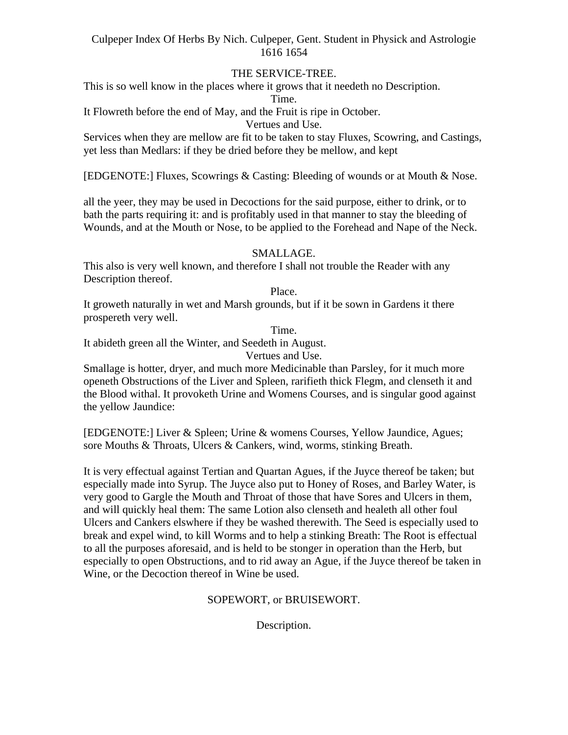THE SERVICE-TREE.

This is so well know in the places where it grows that it needeth no Description.

Time.

It Flowreth before the end of May, and the Fruit is ripe in October.

Vertues and Use.

Services when they are mellow are fit to be taken to stay Fluxes, Scowring, and Castings, yet less than Medlars: if they be dried before they be mellow, and kept

[EDGENOTE:] Fluxes, Scowrings & Casting: Bleeding of wounds or at Mouth & Nose.

all the yeer, they may be used in Decoctions for the said purpose, either to drink, or to bath the parts requiring it: and is profitably used in that manner to stay the bleeding of Wounds, and at the Mouth or Nose, to be applied to the Forehead and Nape of the Neck.

SMALLAGE.

This also is very well known, and therefore I shall not trouble the Reader with any Description thereof.

Place.

It groweth naturally in wet and Marsh grounds, but if it be sown in Gardens it there prospereth very well.

Time.

It abideth green all the Winter, and Seedeth in August.

Vertues and Use.

Smallage is hotter, dryer, and much more Medicinable than Parsley, for it much more openeth Obstructions of the Liver and Spleen, rarifieth thick Flegm, and clenseth it and the Blood withal. It provoketh Urine and Womens Courses, and is singular good against the yellow Jaundice:

[EDGENOTE:] Liver & Spleen; Urine & womens Courses, Yellow Jaundice, Agues; sore Mouths & Throats, Ulcers & Cankers, wind, worms, stinking Breath.

It is very effectual against Tertian and Quartan Agues, if the Juyce thereof be taken; but especially made into Syrup. The Juyce also put to Honey of Roses, and Barley Water, is very good to Gargle the Mouth and Throat of those that have Sores and Ulcers in them, and will quickly heal them: The same Lotion also clenseth and healeth all other foul Ulcers and Cankers elswhere if they be washed therewith. The Seed is especially used to break and expel wind, to kill Worms and to help a stinking Breath: The Root is effectual to all the purposes aforesaid, and is held to be stonger in operation than the Herb, but especially to open Obstructions, and to rid away an Ague, if the Juyce thereof be taken in Wine, or the Decoction thereof in Wine be used.

SOPEWORT, or BRUISEWORT.

Description.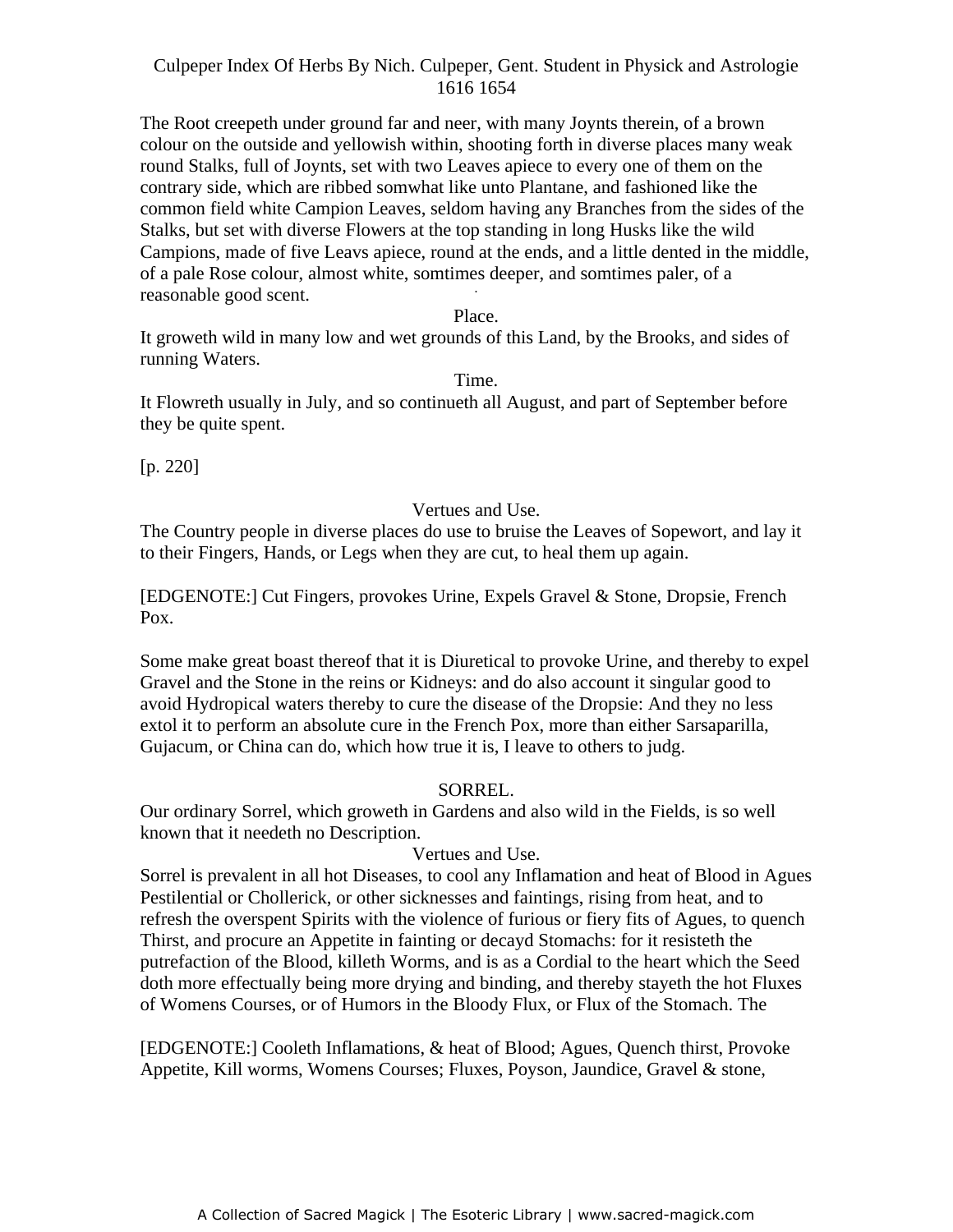The Root creepeth under ground far and neer, with many Joynts therein, of a brown colour on the outside and yellowish within, shooting forth in diverse places many weak round Stalks, full of Joynts, set with two Leaves apiece to every one of them on the contrary side, which are ribbed somwhat like unto Plantane, and fashioned like the common field white Campion Leaves, seldom having any Branches from the sides of the Stalks, but set with diverse Flowers at the top standing in long Husks like the wild Campions, made of five Leavs apiece, round at the ends, and a little dented in the middle, of a pale Rose colour, almost white, somtimes deeper, and somtimes paler, of a reasonable good scent.

Place.

It groweth wild in many low and wet grounds of this Land, by the Brooks, and sides of running Waters.

Time.

It Flowreth usually in July, and so continueth all August, and part of September before they be quite spent.

[p. 220]

Vertues and Use.

The Country people in diverse places do use to bruise the Leaves of Sopewort, and lay it to their Fingers, Hands, or Legs when they are cut, to heal them up again.

[EDGENOTE:] Cut Fingers, provokes Urine, Expels Gravel & Stone, Dropsie, French Pox.

Some make great boast thereof that it is Diuretical to provoke Urine, and thereby to expel Gravel and the Stone in the reins or Kidneys: and do also account it singular good to avoid Hydropical waters thereby to cure the disease of the Dropsie: And they no less extol it to perform an absolute cure in the French Pox, more than either Sarsaparilla, Gujacum, or China can do, which how true it is, I leave to others to judg.

## SORREL.

Our ordinary Sorrel, which groweth in Gardens and also wild in the Fields, is so well known that it needeth no Description.

Vertues and Use.

Sorrel is prevalent in all hot Diseases, to cool any Inflamation and heat of Blood in Agues Pestilential or Chollerick, or other sicknesses and faintings, rising from heat, and to refresh the overspent Spirits with the violence of furious or fiery fits of Agues, to quench Thirst, and procure an Appetite in fainting or decayd Stomachs: for it resisteth the putrefaction of the Blood, killeth Worms, and is as a Cordial to the heart which the Seed doth more effectually being more drying and binding, and thereby stayeth the hot Fluxes of Womens Courses, or of Humors in the Bloody Flux, or Flux of the Stomach. The

[EDGENOTE:] Cooleth Inflamations, & heat of Blood; Agues, Quench thirst, Provoke Appetite, Kill worms, Womens Courses; Fluxes, Poyson, Jaundice, Gravel & stone,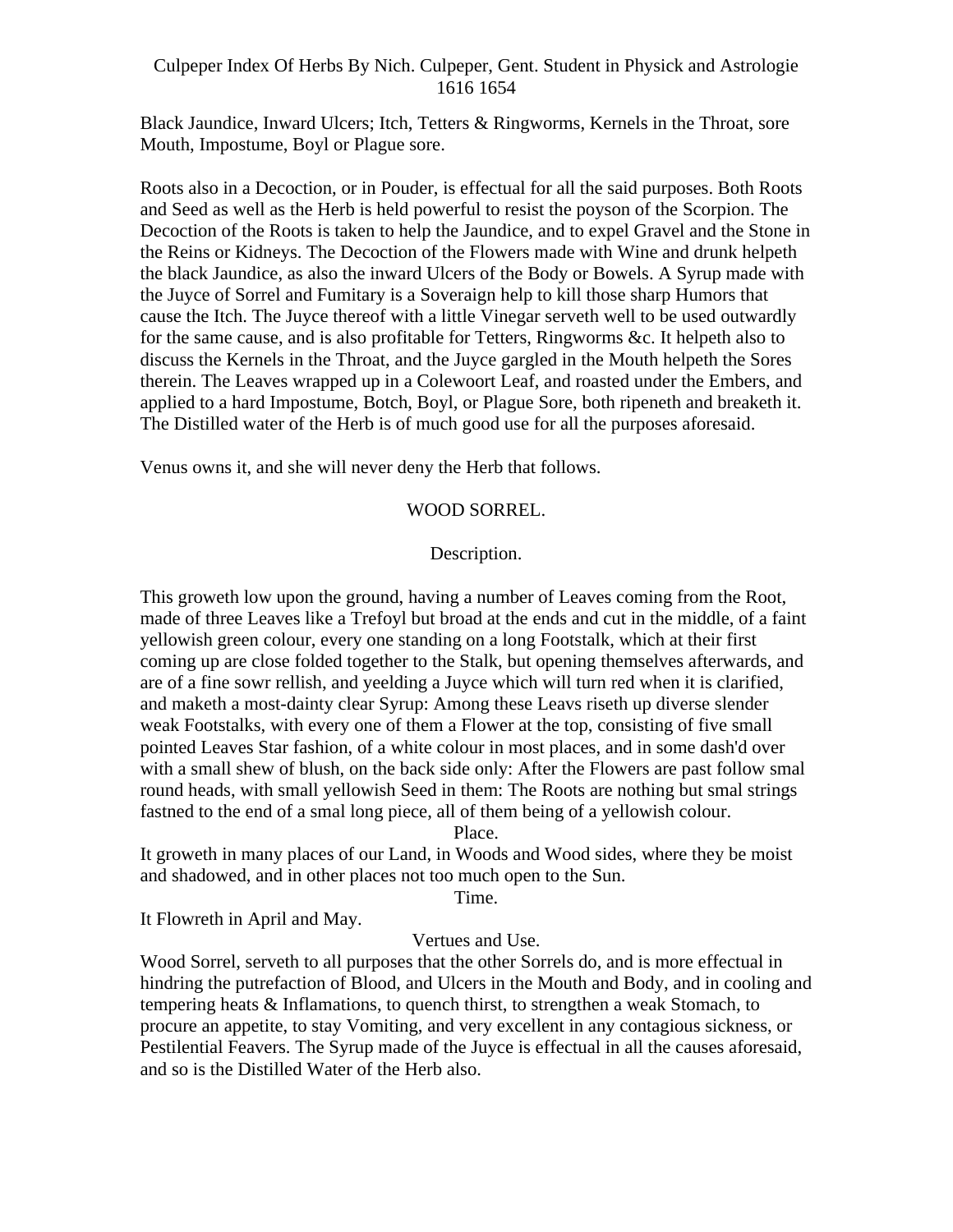Black Jaundice, Inward Ulcers; Itch, Tetters & Ringworms, Kernels in the Throat, sore Mouth, Impostume, Boyl or Plague sore.

Roots also in a Decoction, or in Pouder, is effectual for all the said purposes. Both Roots and Seed as well as the Herb is held powerful to resist the poyson of the Scorpion. The Decoction of the Roots is taken to help the Jaundice, and to expel Gravel and the Stone in the Reins or Kidneys. The Decoction of the Flowers made with Wine and drunk helpeth the black Jaundice, as also the inward Ulcers of the Body or Bowels. A Syrup made with the Juyce of Sorrel and Fumitary is a Soveraign help to kill those sharp Humors that cause the Itch. The Juyce thereof with a little Vinegar serveth well to be used outwardly for the same cause, and is also profitable for Tetters, Ringworms &c. It helpeth also to discuss the Kernels in the Throat, and the Juyce gargled in the Mouth helpeth the Sores therein. The Leaves wrapped up in a Colewoort Leaf, and roasted under the Embers, and applied to a hard Impostume, Botch, Boyl, or Plague Sore, both ripeneth and breaketh it. The Distilled water of the Herb is of much good use for all the purposes aforesaid.

Venus owns it, and she will never deny the Herb that follows.

## WOOD SORREL.

### Description.

This groweth low upon the ground, having a number of Leaves coming from the Root, made of three Leaves like a Trefoyl but broad at the ends and cut in the middle, of a faint yellowish green colour, every one standing on a long Footstalk, which at their first coming up are close folded together to the Stalk, but opening themselves afterwards, and are of a fine sowr rellish, and yeelding a Juyce which will turn red when it is clarified, and maketh a most-dainty clear Syrup: Among these Leavs riseth up diverse slender weak Footstalks, with every one of them a Flower at the top, consisting of five small pointed Leaves Star fashion, of a white colour in most places, and in some dash'd over with a small shew of blush, on the back side only: After the Flowers are past follow smal round heads, with small yellowish Seed in them: The Roots are nothing but smal strings fastned to the end of a smal long piece, all of them being of a yellowish colour.

### Place.

It groweth in many places of our Land, in Woods and Wood sides, where they be moist and shadowed, and in other places not too much open to the Sun.

### Time.

It Flowreth in April and May.

### Vertues and Use.

Wood Sorrel, serveth to all purposes that the other Sorrels do, and is more effectual in hindring the putrefaction of Blood, and Ulcers in the Mouth and Body, and in cooling and tempering heats & Inflamations, to quench thirst, to strengthen a weak Stomach, to procure an appetite, to stay Vomiting, and very excellent in any contagious sickness, or Pestilential Feavers. The Syrup made of the Juyce is effectual in all the causes aforesaid, and so is the Distilled Water of the Herb also.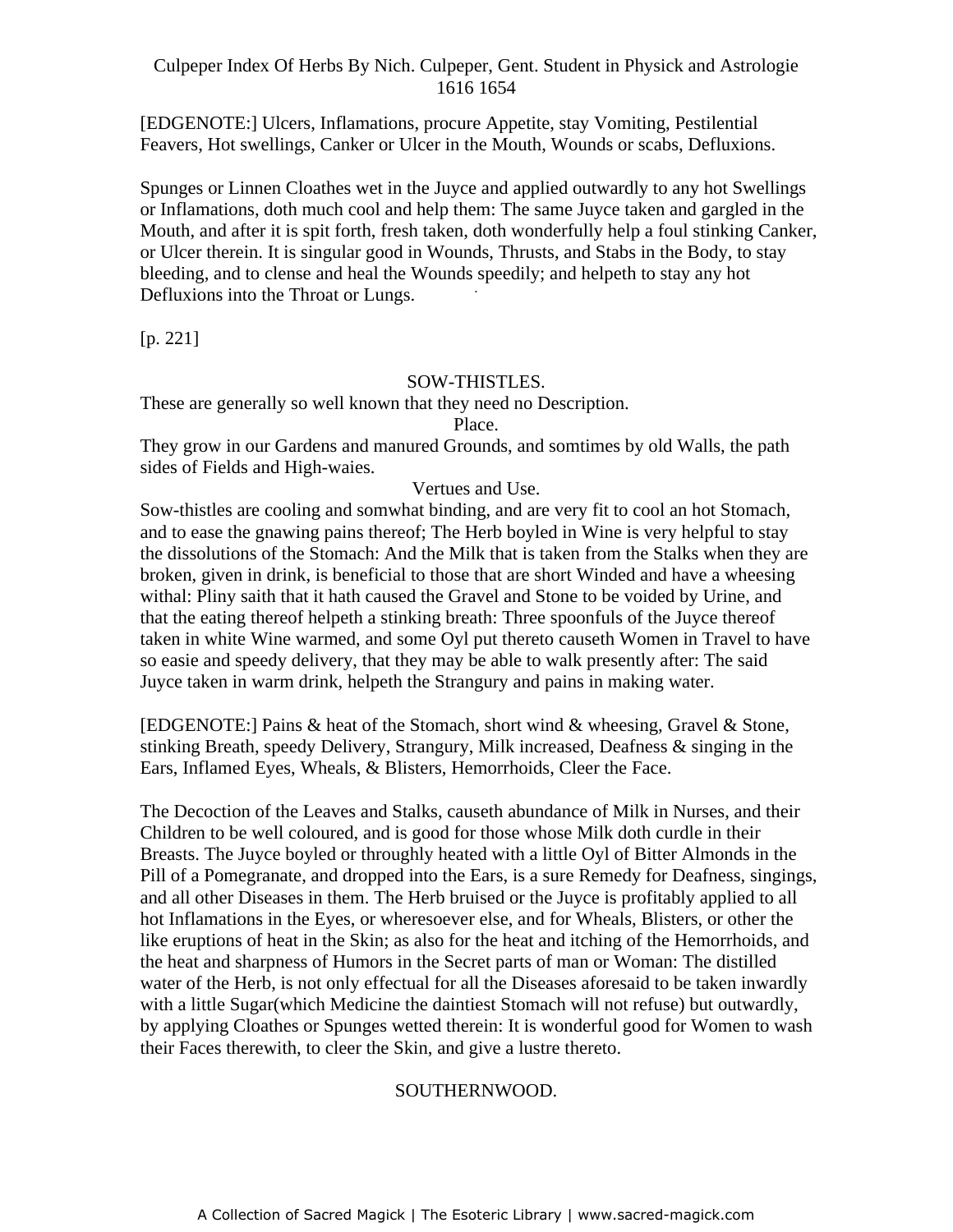[EDGENOTE:] Ulcers, Inflamations, procure Appetite, stay Vomiting, Pestilential Feavers, Hot swellings, Canker or Ulcer in the Mouth, Wounds or scabs, Defluxions.

Spunges or Linnen Cloathes wet in the Juyce and applied outwardly to any hot Swellings or Inflamations, doth much cool and help them: The same Juyce taken and gargled in the Mouth, and after it is spit forth, fresh taken, doth wonderfully help a foul stinking Canker, or Ulcer therein. It is singular good in Wounds, Thrusts, and Stabs in the Body, to stay bleeding, and to clense and heal the Wounds speedily; and helpeth to stay any hot Defluxions into the Throat or Lungs.

[p. 221]

## SOW-THISTLES.

These are generally so well known that they need no Description.

### Place.

They grow in our Gardens and manured Grounds, and somtimes by old Walls, the path sides of Fields and High-waies.

### Vertues and Use.

Sow-thistles are cooling and somwhat binding, and are very fit to cool an hot Stomach, and to ease the gnawing pains thereof; The Herb boyled in Wine is very helpful to stay the dissolutions of the Stomach: And the Milk that is taken from the Stalks when they are broken, given in drink, is beneficial to those that are short Winded and have a wheesing withal: Pliny saith that it hath caused the Gravel and Stone to be voided by Urine, and that the eating thereof helpeth a stinking breath: Three spoonfuls of the Juyce thereof taken in white Wine warmed, and some Oyl put thereto causeth Women in Travel to have so easie and speedy delivery, that they may be able to walk presently after: The said Juyce taken in warm drink, helpeth the Strangury and pains in making water.

[EDGENOTE:] Pains & heat of the Stomach, short wind & wheesing, Gravel & Stone, stinking Breath, speedy Delivery, Strangury, Milk increased, Deafness & singing in the Ears, Inflamed Eyes, Wheals, & Blisters, Hemorrhoids, Cleer the Face.

The Decoction of the Leaves and Stalks, causeth abundance of Milk in Nurses, and their Children to be well coloured, and is good for those whose Milk doth curdle in their Breasts. The Juyce boyled or throughly heated with a little Oyl of Bitter Almonds in the Pill of a Pomegranate, and dropped into the Ears, is a sure Remedy for Deafness, singings, and all other Diseases in them. The Herb bruised or the Juyce is profitably applied to all hot Inflamations in the Eyes, or wheresoever else, and for Wheals, Blisters, or other the like eruptions of heat in the Skin; as also for the heat and itching of the Hemorrhoids, and the heat and sharpness of Humors in the Secret parts of man or Woman: The distilled water of the Herb, is not only effectual for all the Diseases aforesaid to be taken inwardly with a little Sugar(which Medicine the daintiest Stomach will not refuse) but outwardly, by applying Cloathes or Spunges wetted therein: It is wonderful good for Women to wash their Faces therewith, to cleer the Skin, and give a lustre thereto.

## SOUTHERNWOOD.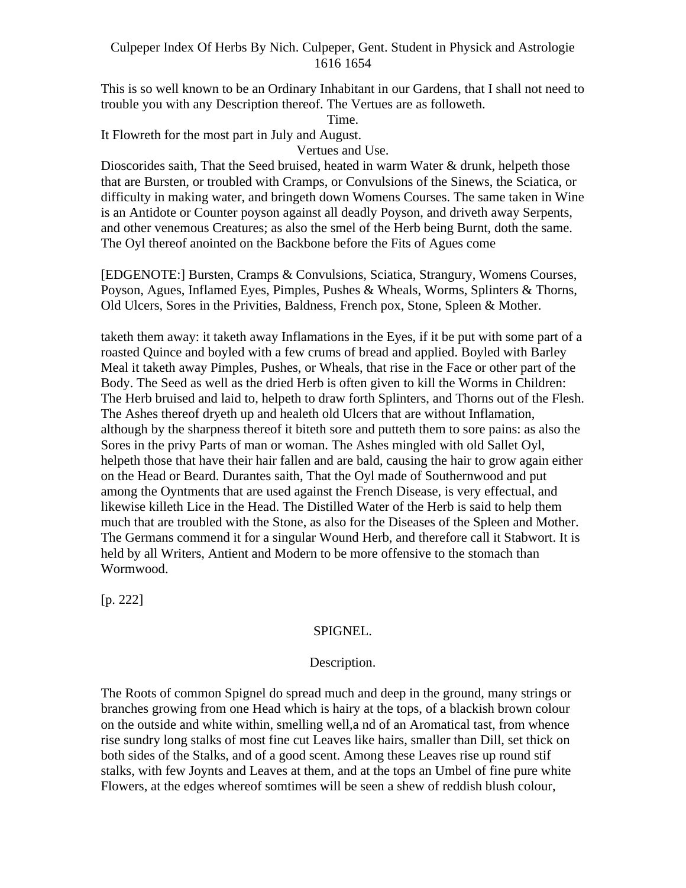This is so well known to be an Ordinary Inhabitant in our Gardens, that I shall not need to trouble you with any Description thereof. The Vertues are as followeth.

Time.

It Flowreth for the most part in July and August.

Vertues and Use.

Dioscorides saith, That the Seed bruised, heated in warm Water & drunk, helpeth those that are Bursten, or troubled with Cramps, or Convulsions of the Sinews, the Sciatica, or difficulty in making water, and bringeth down Womens Courses. The same taken in Wine is an Antidote or Counter poyson against all deadly Poyson, and driveth away Serpents, and other venemous Creatures; as also the smel of the Herb being Burnt, doth the same. The Oyl thereof anointed on the Backbone before the Fits of Agues come

[EDGENOTE:] Bursten, Cramps & Convulsions, Sciatica, Strangury, Womens Courses, Poyson, Agues, Inflamed Eyes, Pimples, Pushes & Wheals, Worms, Splinters & Thorns, Old Ulcers, Sores in the Privities, Baldness, French pox, Stone, Spleen & Mother.

taketh them away: it taketh away Inflamations in the Eyes, if it be put with some part of a roasted Quince and boyled with a few crums of bread and applied. Boyled with Barley Meal it taketh away Pimples, Pushes, or Wheals, that rise in the Face or other part of the Body. The Seed as well as the dried Herb is often given to kill the Worms in Children: The Herb bruised and laid to, helpeth to draw forth Splinters, and Thorns out of the Flesh. The Ashes thereof dryeth up and healeth old Ulcers that are without Inflamation, although by the sharpness thereof it biteth sore and putteth them to sore pains: as also the Sores in the privy Parts of man or woman. The Ashes mingled with old Sallet Oyl, helpeth those that have their hair fallen and are bald, causing the hair to grow again either on the Head or Beard. Durantes saith, That the Oyl made of Southernwood and put among the Oyntments that are used against the French Disease, is very effectual, and likewise killeth Lice in the Head. The Distilled Water of the Herb is said to help them much that are troubled with the Stone, as also for the Diseases of the Spleen and Mother. The Germans commend it for a singular Wound Herb, and therefore call it Stabwort. It is held by all Writers, Antient and Modern to be more offensive to the stomach than Wormwood.

[p. 222]

## SPIGNEL.

### Description.

The Roots of common Spignel do spread much and deep in the ground, many strings or branches growing from one Head which is hairy at the tops, of a blackish brown colour on the outside and white within, smelling well,a nd of an Aromatical tast, from whence rise sundry long stalks of most fine cut Leaves like hairs, smaller than Dill, set thick on both sides of the Stalks, and of a good scent. Among these Leaves rise up round stif stalks, with few Joynts and Leaves at them, and at the tops an Umbel of fine pure white Flowers, at the edges whereof somtimes will be seen a shew of reddish blush colour,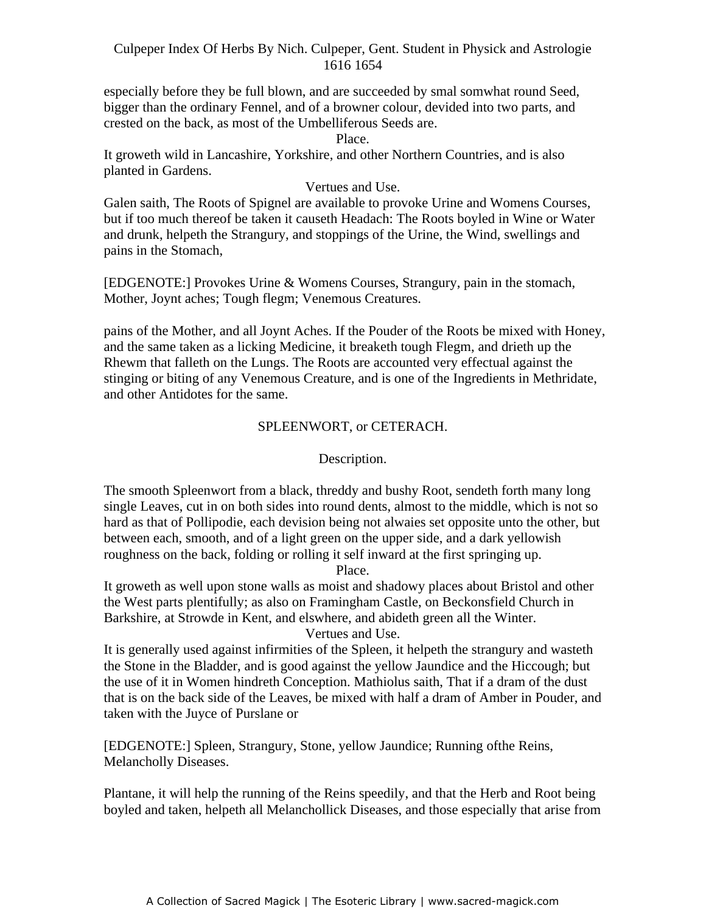especially before they be full blown, and are succeeded by smal somwhat round Seed, bigger than the ordinary Fennel, and of a browner colour, devided into two parts, and crested on the back, as most of the Umbelliferous Seeds are.

Place.

It groweth wild in Lancashire, Yorkshire, and other Northern Countries, and is also planted in Gardens.

Vertues and Use.

Galen saith, The Roots of Spignel are available to provoke Urine and Womens Courses, but if too much thereof be taken it causeth Headach: The Roots boyled in Wine or Water and drunk, helpeth the Strangury, and stoppings of the Urine, the Wind, swellings and pains in the Stomach,

[EDGENOTE:] Provokes Urine & Womens Courses, Strangury, pain in the stomach, Mother, Joynt aches; Tough flegm; Venemous Creatures.

pains of the Mother, and all Joynt Aches. If the Pouder of the Roots be mixed with Honey, and the same taken as a licking Medicine, it breaketh tough Flegm, and drieth up the Rhewm that falleth on the Lungs. The Roots are accounted very effectual against the stinging or biting of any Venemous Creature, and is one of the Ingredients in Methridate, and other Antidotes for the same.

## SPLEENWORT, or CETERACH.

Description.

The smooth Spleenwort from a black, threddy and bushy Root, sendeth forth many long single Leaves, cut in on both sides into round dents, almost to the middle, which is not so hard as that of Pollipodie, each devision being not alwaies set opposite unto the other, but between each, smooth, and of a light green on the upper side, and a dark yellowish roughness on the back, folding or rolling it self inward at the first springing up.

Place.

It groweth as well upon stone walls as moist and shadowy places about Bristol and other the West parts plentifully; as also on Framingham Castle, on Beckonsfield Church in Barkshire, at Strowde in Kent, and elswhere, and abideth green all the Winter.

Vertues and Use.

It is generally used against infirmities of the Spleen, it helpeth the strangury and wasteth the Stone in the Bladder, and is good against the yellow Jaundice and the Hiccough; but the use of it in Women hindreth Conception. Mathiolus saith, That if a dram of the dust that is on the back side of the Leaves, be mixed with half a dram of Amber in Pouder, and taken with the Juyce of Purslane or

[EDGENOTE:] Spleen, Strangury, Stone, yellow Jaundice; Running ofthe Reins, Melancholly Diseases.

Plantane, it will help the running of the Reins speedily, and that the Herb and Root being boyled and taken, helpeth all Melanchollick Diseases, and those especially that arise from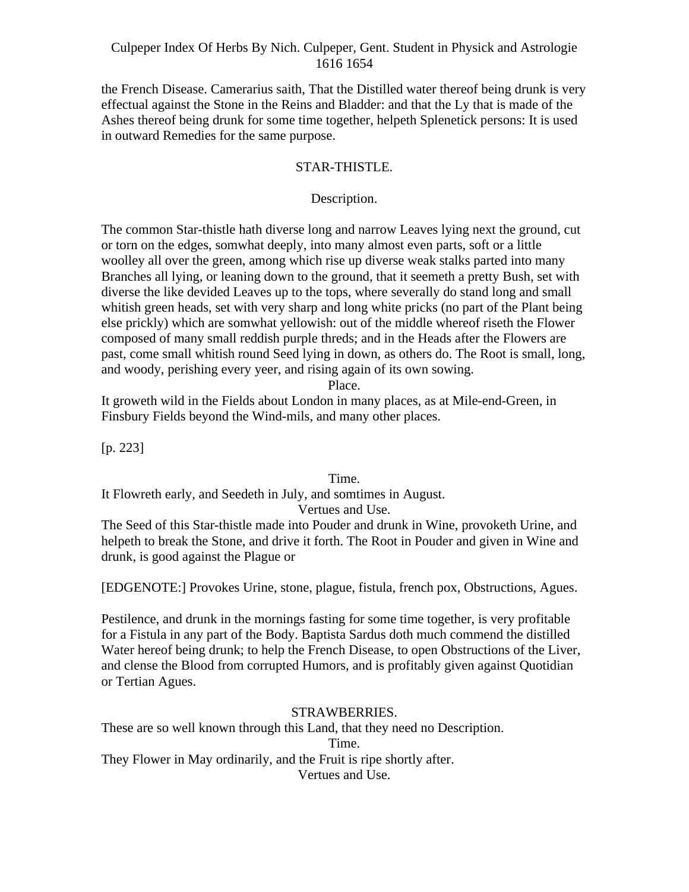the French Disease. Camerarius saith, That the Distilled water thereof being drunk is very effectual against the Stone in the Reins and Bladder: and that the Ly that is made of the Ashes thereof being drunk for some time together, helpeth Splenetick persons: It is used in outward Remedies for the same purpose.

## STAR-THISTLE.

### Description.

The common Star-thistle hath diverse long and narrow Leaves lying next the ground, cut or torn on the edges, somwhat deeply, into many almost even parts, soft or a little woolley all over the green, among which rise up diverse weak stalks parted into many Branches all lying, or leaning down to the ground, that it seemeth a pretty Bush, set with diverse the like devided Leaves up to the tops, where severally do stand long and small whitish green heads, set with very sharp and long white pricks (no part of the Plant being else prickly) which are somwhat yellowish: out of the middle whereof riseth the Flower composed of many small reddish purple threds; and in the Heads after the Flowers are past, come small whitish round Seed lying in down, as others do. The Root is small, long, and woody, perishing every yeer, and rising again of its own sowing.

### Place.

It groweth wild in the Fields about London in many places, as at Mile-end-Green, in Finsbury Fields beyond the Wind-mils, and many other places.

[p. 223]

### Time.

It Flowreth early, and Seedeth in July, and somtimes in August.

### Vertues and Use.

The Seed of this Star-thistle made into Pouder and drunk in Wine, provoketh Urine, and helpeth to break the Stone, and drive it forth. The Root in Pouder and given in Wine and drunk, is good against the Plague or

[EDGENOTE:] Provokes Urine, stone, plague, fistula, french pox, Obstructions, Agues.

Pestilence, and drunk in the mornings fasting for some time together, is very profitable for a Fistula in any part of the Body. Baptista Sardus doth much commend the distilled Water hereof being drunk; to help the French Disease, to open Obstructions of the Liver, and clense the Blood from corrupted Humors, and is profitably given against Quotidian or Tertian Agues.

## STRAWBERRIES.

These are so well known through this Land, that they need no Description.

### Time.

They Flower in May ordinarily, and the Fruit is ripe shortly after.

### Vertues and Use.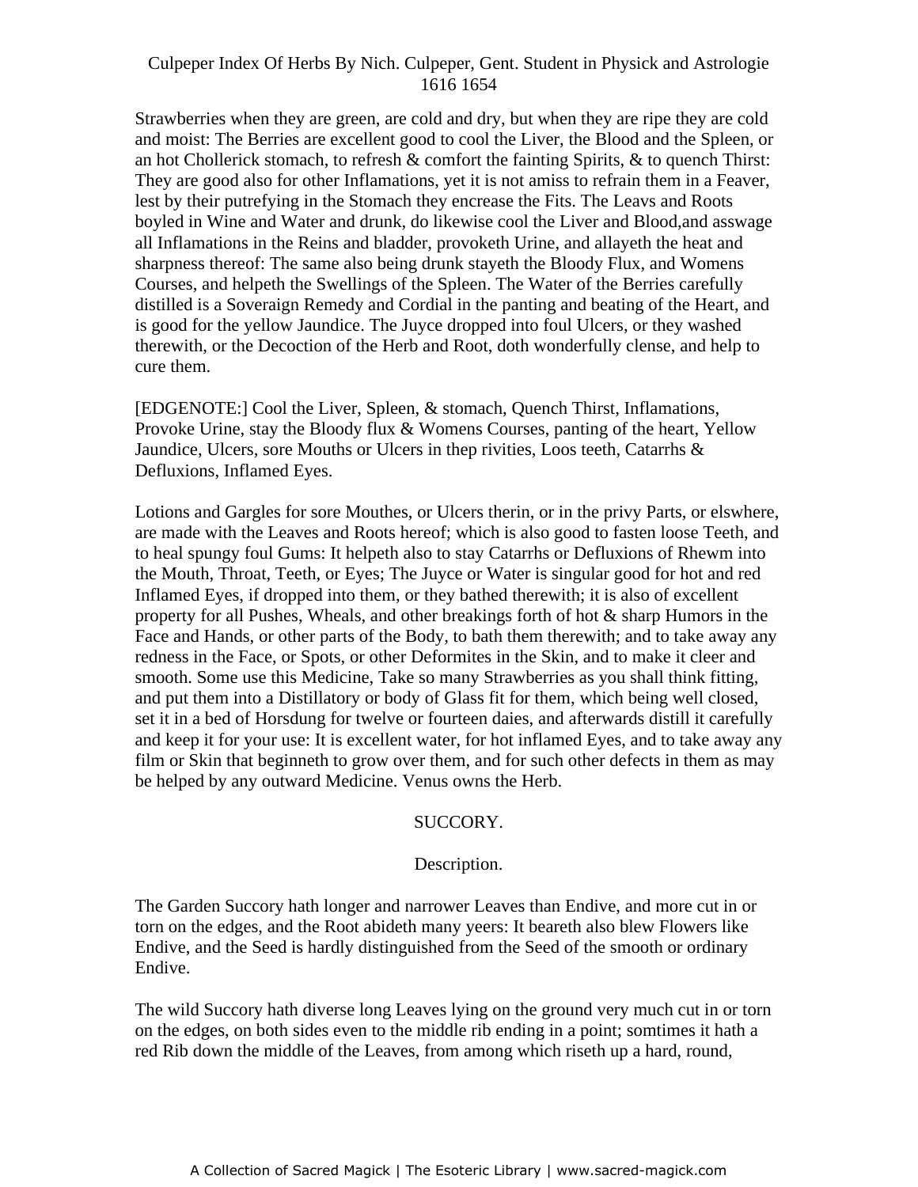Strawberries when they are green, are cold and dry, but when they are ripe they are cold and moist: The Berries are excellent good to cool the Liver, the Blood and the Spleen, or an hot Chollerick stomach, to refresh & comfort the fainting Spirits, & to quench Thirst: They are good also for other Inflamations, yet it is not amiss to refrain them in a Feaver, lest by their putrefying in the Stomach they encrease the Fits. The Leavs and Roots boyled in Wine and Water and drunk, do likewise cool the Liver and Blood,and asswage all Inflamations in the Reins and bladder, provoketh Urine, and allayeth the heat and sharpness thereof: The same also being drunk stayeth the Bloody Flux, and Womens Courses, and helpeth the Swellings of the Spleen. The Water of the Berries carefully distilled is a Soveraign Remedy and Cordial in the panting and beating of the Heart, and is good for the yellow Jaundice. The Juyce dropped into foul Ulcers, or they washed therewith, or the Decoction of the Herb and Root, doth wonderfully clense, and help to cure them.

[EDGENOTE:] Cool the Liver, Spleen, & stomach, Quench Thirst, Inflamations, Provoke Urine, stay the Bloody flux & Womens Courses, panting of the heart, Yellow Jaundice, Ulcers, sore Mouths or Ulcers in thep rivities, Loos teeth, Catarrhs & Defluxions, Inflamed Eyes.

Lotions and Gargles for sore Mouthes, or Ulcers therin, or in the privy Parts, or elswhere, are made with the Leaves and Roots hereof; which is also good to fasten loose Teeth, and to heal spungy foul Gums: It helpeth also to stay Catarrhs or Defluxions of Rhewm into the Mouth, Throat, Teeth, or Eyes; The Juyce or Water is singular good for hot and red Inflamed Eyes, if dropped into them, or they bathed therewith; it is also of excellent property for all Pushes, Wheals, and other breakings forth of hot & sharp Humors in the Face and Hands, or other parts of the Body, to bath them therewith; and to take away any redness in the Face, or Spots, or other Deformites in the Skin, and to make it cleer and smooth. Some use this Medicine, Take so many Strawberries as you shall think fitting, and put them into a Distillatory or body of Glass fit for them, which being well closed, set it in a bed of Horsdung for twelve or fourteen daies, and afterwards distill it carefully and keep it for your use: It is excellent water, for hot inflamed Eyes, and to take away any film or Skin that beginneth to grow over them, and for such other defects in them as may be helped by any outward Medicine. Venus owns the Herb.

## SUCCORY.

### Description.

The Garden Succory hath longer and narrower Leaves than Endive, and more cut in or torn on the edges, and the Root abideth many yeers: It beareth also blew Flowers like Endive, and the Seed is hardly distinguished from the Seed of the smooth or ordinary Endive.

The wild Succory hath diverse long Leaves lying on the ground very much cut in or torn on the edges, on both sides even to the middle rib ending in a point; somtimes it hath a red Rib down the middle of the Leaves, from among which riseth up a hard, round,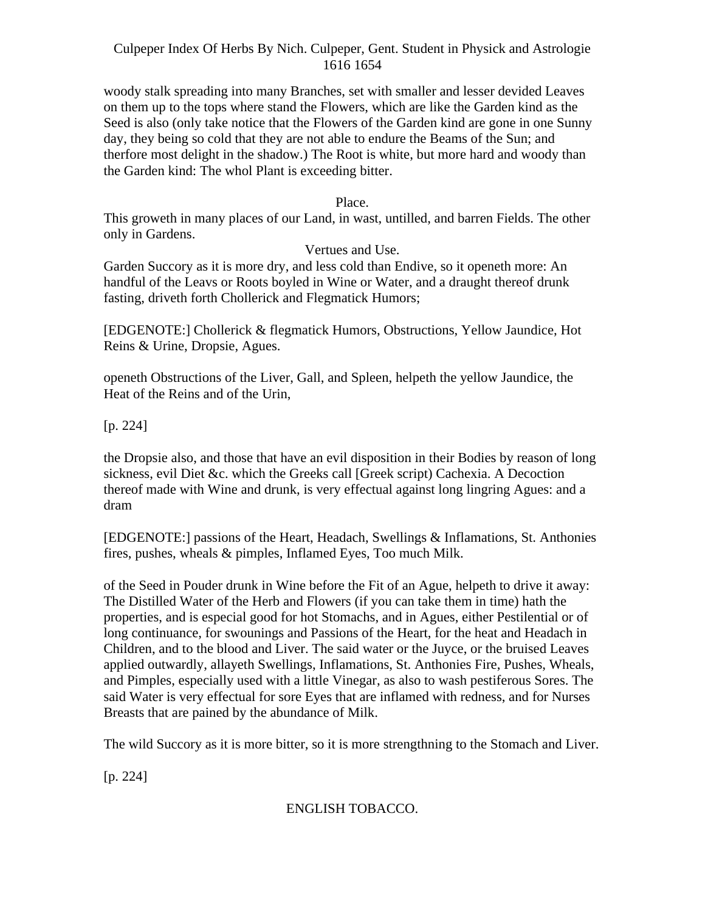woody stalk spreading into many Branches, set with smaller and lesser devided Leaves on them up to the tops where stand the Flowers, which are like the Garden kind as the Seed is also (only take notice that the Flowers of the Garden kind are gone in one Sunny day, they being so cold that they are not able to endure the Beams of the Sun; and therfore most delight in the shadow.) The Root is white, but more hard and woody than the Garden kind: The whol Plant is exceeding bitter.

Place.

This groweth in many places of our Land, in wast, untilled, and barren Fields. The other only in Gardens.

Vertues and Use.

Garden Succory as it is more dry, and less cold than Endive, so it openeth more: An handful of the Leavs or Roots boyled in Wine or Water, and a draught thereof drunk fasting, driveth forth Chollerick and Flegmatick Humors;

[EDGENOTE:] Chollerick & flegmatick Humors, Obstructions, Yellow Jaundice, Hot Reins & Urine, Dropsie, Agues.

openeth Obstructions of the Liver, Gall, and Spleen, helpeth the yellow Jaundice, the Heat of the Reins and of the Urin,

[p. 224]

the Dropsie also, and those that have an evil disposition in their Bodies by reason of long sickness, evil Diet &c. which the Greeks call [Greek script) Cachexia. A Decoction thereof made with Wine and drunk, is very effectual against long lingring Agues: and a dram

[EDGENOTE:] passions of the Heart, Headach, Swellings & Inflamations, St. Anthonies fires, pushes, wheals & pimples, Inflamed Eyes, Too much Milk.

of the Seed in Pouder drunk in Wine before the Fit of an Ague, helpeth to drive it away: The Distilled Water of the Herb and Flowers (if you can take them in time) hath the properties, and is especial good for hot Stomachs, and in Agues, either Pestilential or of long continuance, for swounings and Passions of the Heart, for the heat and Headach in Children, and to the blood and Liver. The said water or the Juyce, or the bruised Leaves applied outwardly, allayeth Swellings, Inflamations, St. Anthonies Fire, Pushes, Wheals, and Pimples, especially used with a little Vinegar, as also to wash pestiferous Sores. The said Water is very effectual for sore Eyes that are inflamed with redness, and for Nurses Breasts that are pained by the abundance of Milk.

The wild Succory as it is more bitter, so it is more strengthning to the Stomach and Liver.

[p. 224]

## ENGLISH TOBACCO.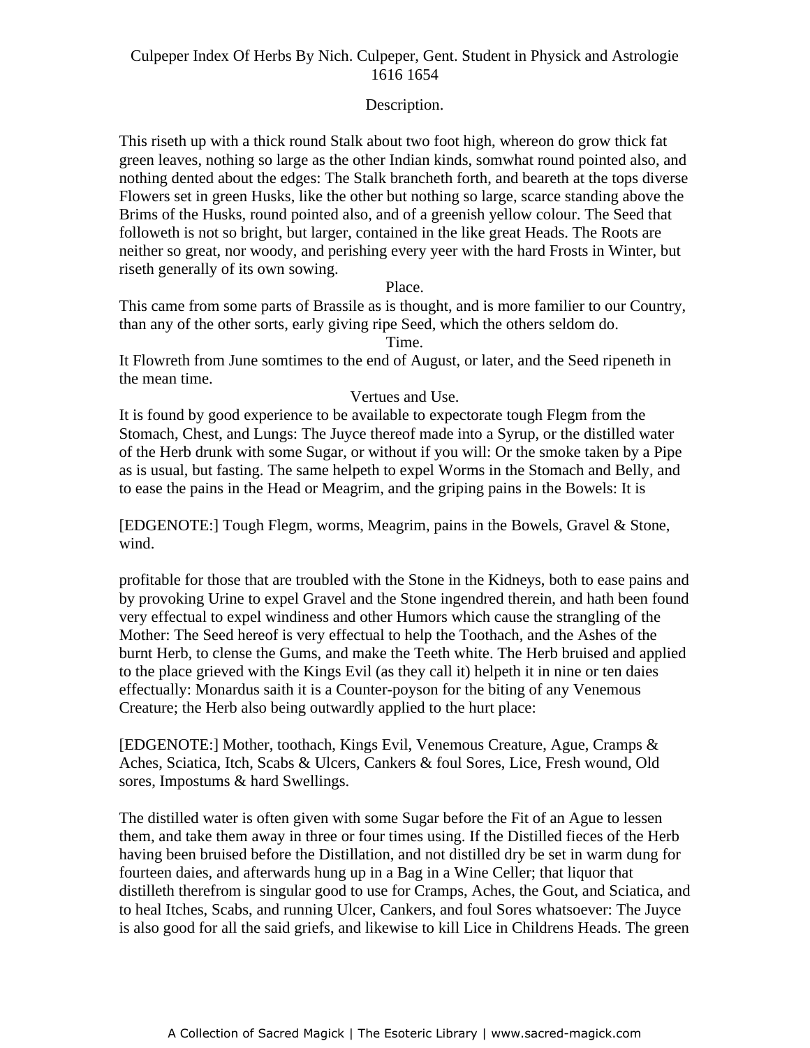Description.

This riseth up with a thick round Stalk about two foot high, whereon do grow thick fat green leaves, nothing so large as the other Indian kinds, somwhat round pointed also, and nothing dented about the edges: The Stalk brancheth forth, and beareth at the tops diverse Flowers set in green Husks, like the other but nothing so large, scarce standing above the Brims of the Husks, round pointed also, and of a greenish yellow colour. The Seed that followeth is not so bright, but larger, contained in the like great Heads. The Roots are neither so great, nor woody, and perishing every yeer with the hard Frosts in Winter, but riseth generally of its own sowing.

Place.

This came from some parts of Brassile as is thought, and is more familiar to our Country, than any of the other sorts, early giving ripe Seed, which the others seldom do.

Time.

It Flowreth from June somtimes to the end of August, or later, and the Seed ripeneth in the mean time.

Vertues and Use.

It is found by good experience to be available to expectorate tough Flegm from the Stomach, Chest, and Lungs: The Juyce thereof made into a Syrup, or the distilled water of the Herb drunk with some Sugar, or without if you will: Or the smoke taken by a Pipe as is usual, but fasting. The same helpeth to expel Worms in the Stomach and Belly, and to ease the pains in the Head or Meagrim, and the griping pains in the Bowels: It is

[EDGENOTE:] Tough Flegm, worms, Meagrim, pains in the Bowels, Gravel & Stone, wind.

profitable for those that are troubled with the Stone in the Kidneys, both to ease pains and by provoking Urine to expel Gravel and the Stone ingendred therein, and hath been found very effectual to expel windiness and other Humors which cause the strangling of the Mother: The Seed hereof is very effectual to help the Toothach, and the Ashes of the burnt Herb, to clense the Gums, and make the Teeth white. The Herb bruised and applied to the place grieved with the Kings Evil (as they call it) helpeth it in nine or ten daies effectually: Monardus saith it is a Counter-poyson for the biting of any Venemous Creature; the Herb also being outwardly applied to the hurt place:

[EDGENOTE:] Mother, toothach, Kings Evil, Venemous Creature, Ague, Cramps & Aches, Sciatica, Itch, Scabs & Ulcers, Cankers & foul Sores, Lice, Fresh wound, Old sores, Impostums & hard Swellings.

The distilled water is often given with some Sugar before the Fit of an Ague to lessen them, and take them away in three or four times using. If the Distilled fieces of the Herb having been bruised before the Distillation, and not distilled dry be set in warm dung for fourteen daies, and afterwards hung up in a Bag in a Wine Celler; that liquor that distilleth therefrom is singular good to use for Cramps, Aches, the Gout, and Sciatica, and to heal Itches, Scabs, and running Ulcer, Cankers, and foul Sores whatsoever: The Juyce is also good for all the said griefs, and likewise to kill Lice in Childrens Heads. The green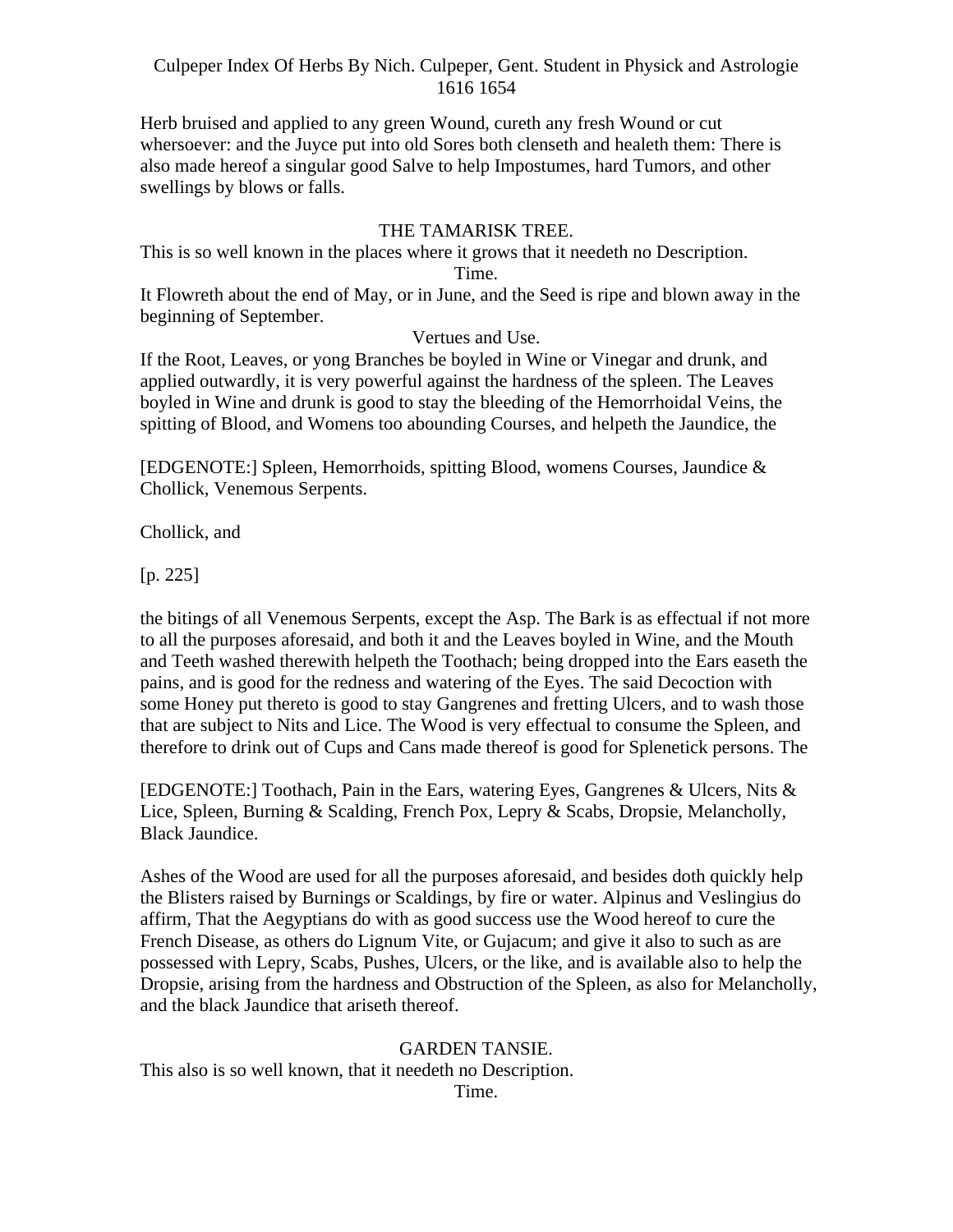Herb bruised and applied to any green Wound, cureth any fresh Wound or cut whersoever: and the Juyce put into old Sores both clenseth and healeth them: There is also made hereof a singular good Salve to help Impostumes, hard Tumors, and other swellings by blows or falls.

## THE TAMARISK TREE.

This is so well known in the places where it grows that it needeth no Description.

### Time.

It Flowreth about the end of May, or in June, and the Seed is ripe and blown away in the beginning of September.

### Vertues and Use.

If the Root, Leaves, or yong Branches be boyled in Wine or Vinegar and drunk, and applied outwardly, it is very powerful against the hardness of the spleen. The Leaves boyled in Wine and drunk is good to stay the bleeding of the Hemorrhoidal Veins, the spitting of Blood, and Womens too abounding Courses, and helpeth the Jaundice, the

[EDGENOTE:] Spleen, Hemorrhoids, spitting Blood, womens Courses, Jaundice & Chollick, Venemous Serpents.

Chollick, and

[p. 225]

the bitings of all Venemous Serpents, except the Asp. The Bark is as effectual if not more to all the purposes aforesaid, and both it and the Leaves boyled in Wine, and the Mouth and Teeth washed therewith helpeth the Toothach; being dropped into the Ears easeth the pains, and is good for the redness and watering of the Eyes. The said Decoction with some Honey put thereto is good to stay Gangrenes and fretting Ulcers, and to wash those that are subject to Nits and Lice. The Wood is very effectual to consume the Spleen, and therefore to drink out of Cups and Cans made thereof is good for Splenetick persons. The

[EDGENOTE:] Toothach, Pain in the Ears, watering Eyes, Gangrenes & Ulcers, Nits & Lice, Spleen, Burning & Scalding, French Pox, Lepry & Scabs, Dropsie, Melancholly, Black Jaundice.

Ashes of the Wood are used for all the purposes aforesaid, and besides doth quickly help the Blisters raised by Burnings or Scaldings, by fire or water. Alpinus and Veslingius do affirm, That the Aegyptians do with as good success use the Wood hereof to cure the French Disease, as others do Lignum Vite, or Gujacum; and give it also to such as are possessed with Lepry, Scabs, Pushes, Ulcers, or the like, and is available also to help the Dropsie, arising from the hardness and Obstruction of the Spleen, as also for Melancholly, and the black Jaundice that ariseth thereof.

## GARDEN TANSIE.

This also is so well known, that it needeth no Description.

### Time.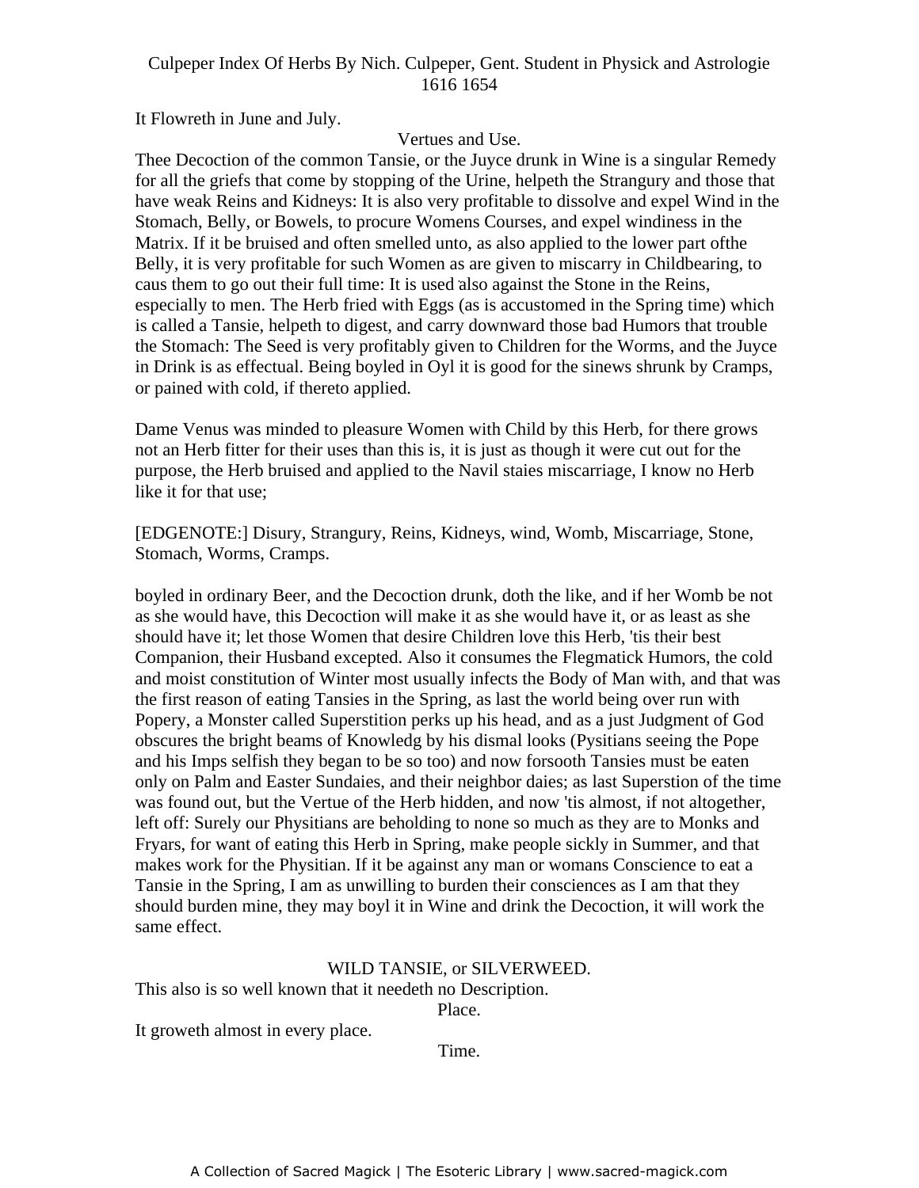It Flowreth in June and July.

Vertues and Use.

Thee Decoction of the common Tansie, or the Juyce drunk in Wine is a singular Remedy for all the griefs that come by stopping of the Urine, helpeth the Strangury and those that have weak Reins and Kidneys: It is also very profitable to dissolve and expel Wind in the Stomach, Belly, or Bowels, to procure Womens Courses, and expel windiness in the Matrix. If it be bruised and often smelled unto, as also applied to the lower part ofthe Belly, it is very profitable for such Women as are given to miscarry in Childbearing, to caus them to go out their full time: It is used also against the Stone in the Reins, especially to men. The Herb fried with Eggs (as is accustomed in the Spring time) which is called a Tansie, helpeth to digest, and carry downward those bad Humors that trouble the Stomach: The Seed is very profitably given to Children for the Worms, and the Juyce in Drink is as effectual. Being boyled in Oyl it is good for the sinews shrunk by Cramps, or pained with cold, if thereto applied.

Dame Venus was minded to pleasure Women with Child by this Herb, for there grows not an Herb fitter for their uses than this is, it is just as though it were cut out for the purpose, the Herb bruised and applied to the Navil staies miscarriage, I know no Herb like it for that use;

[EDGENOTE:] Disury, Strangury, Reins, Kidneys, wind, Womb, Miscarriage, Stone, Stomach, Worms, Cramps.

boyled in ordinary Beer, and the Decoction drunk, doth the like, and if her Womb be not as she would have, this Decoction will make it as she would have it, or as least as she should have it; let those Women that desire Children love this Herb, 'tis their best Companion, their Husband excepted. Also it consumes the Flegmatick Humors, the cold and moist constitution of Winter most usually infects the Body of Man with, and that was the first reason of eating Tansies in the Spring, as last the world being over run with Popery, a Monster called Superstition perks up his head, and as a just Judgment of God obscures the bright beams of Knowledg by his dismal looks (Pysitians seeing the Pope and his Imps selfish they began to be so too) and now forsooth Tansies must be eaten only on Palm and Easter Sundaies, and their neighbor daies; as last Superstion of the time was found out, but the Vertue of the Herb hidden, and now 'tis almost, if not altogether, left off: Surely our Physitians are beholding to none so much as they are to Monks and Fryars, for want of eating this Herb in Spring, make people sickly in Summer, and that makes work for the Physitian. If it be against any man or womans Conscience to eat a Tansie in the Spring, I am as unwilling to burden their consciences as I am that they should burden mine, they may boyl it in Wine and drink the Decoction, it will work the same effect.

## WILD TANSIE, or SILVERWEED.

This also is so well known that it needeth no Description.

Place.

It groweth almost in every place.

Time.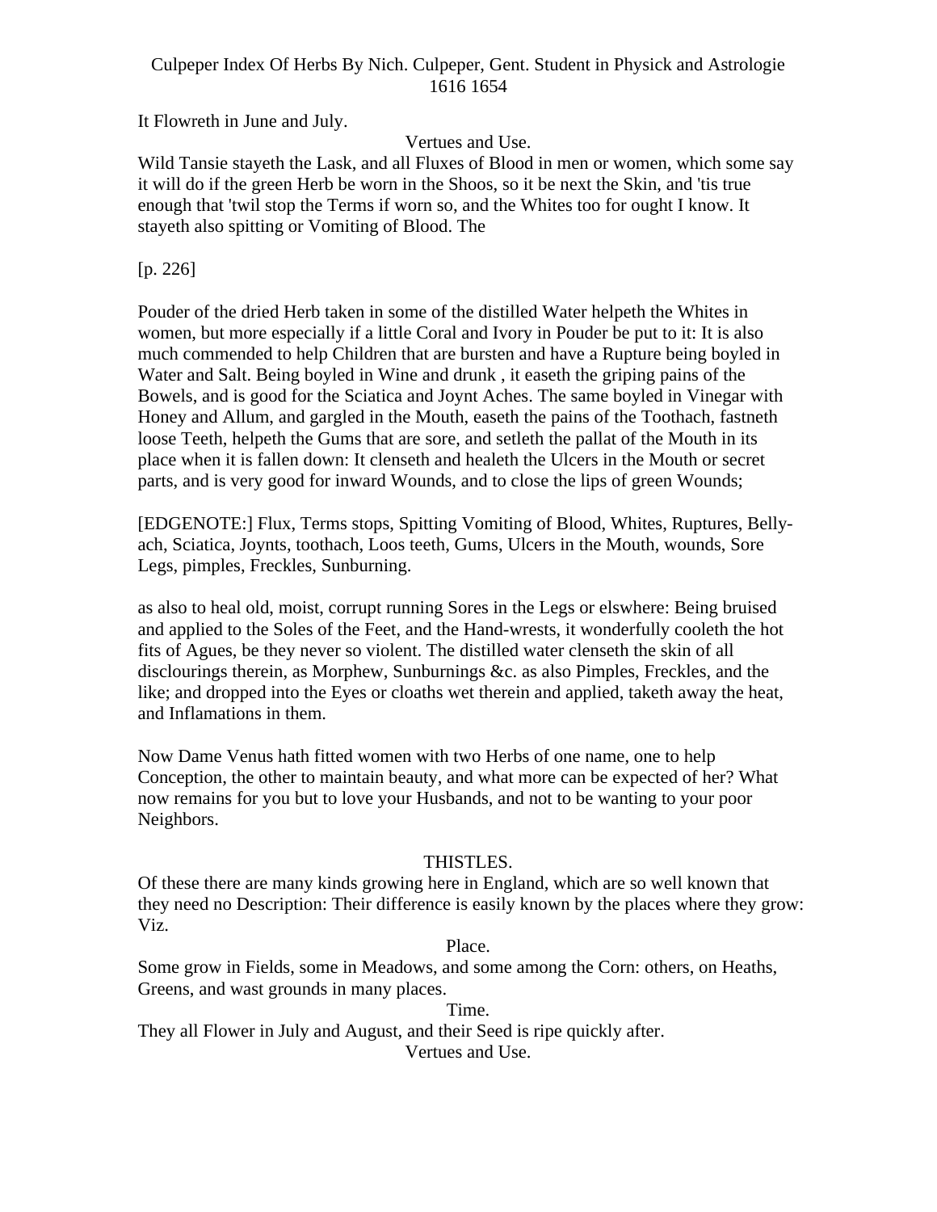It Flowreth in June and July.

Vertues and Use.

Wild Tansie stayeth the Lask, and all Fluxes of Blood in men or women, which some say it will do if the green Herb be worn in the Shoos, so it be next the Skin, and 'tis true enough that 'twil stop the Terms if worn so, and the Whites too for ought I know. It stayeth also spitting or Vomiting of Blood. The

[p. 226]

Pouder of the dried Herb taken in some of the distilled Water helpeth the Whites in women, but more especially if a little Coral and Ivory in Pouder be put to it: It is also much commended to help Children that are bursten and have a Rupture being boyled in Water and Salt. Being boyled in Wine and drunk , it easeth the griping pains of the Bowels, and is good for the Sciatica and Joynt Aches. The same boyled in Vinegar with Honey and Allum, and gargled in the Mouth, easeth the pains of the Toothach, fastneth loose Teeth, helpeth the Gums that are sore, and setleth the pallat of the Mouth in its place when it is fallen down: It clenseth and healeth the Ulcers in the Mouth or secret parts, and is very good for inward Wounds, and to close the lips of green Wounds;

[EDGENOTE:] Flux, Terms stops, Spitting Vomiting of Blood, Whites, Ruptures, Belly-ach, Sciatica, Joynts, toothach, Loos teeth, Gums, Ulcers in the Mouth, wounds, Sore Legs, pimples, Freckles, Sunburning.

as also to heal old, moist, corrupt running Sores in the Legs or elswhere: Being bruised and applied to the Soles of the Feet, and the Hand-wrests, it wonderfully cooleth the hot fits of Agues, be they never so violent. The distilled water clenseth the skin of all disclourings therein, as Morphew, Sunburnings &c. as also Pimples, Freckles, and the like; and dropped into the Eyes or cloaths wet therein and applied, taketh away the heat, and Inflamations in them.

Now Dame Venus hath fitted women with two Herbs of one name, one to help Conception, the other to maintain beauty, and what more can be expected of her? What now remains for you but to love your Husbands, and not to be wanting to your poor Neighbors.

## THISTLES.

Of these there are many kinds growing here in England, which are so well known that they need no Description: Their difference is easily known by the places where they grow: Viz.

Place.

Some grow in Fields, some in Meadows, and some among the Corn: others, on Heaths, Greens, and wast grounds in many places.

Time.

They all Flower in July and August, and their Seed is ripe quickly after.

Vertues and Use.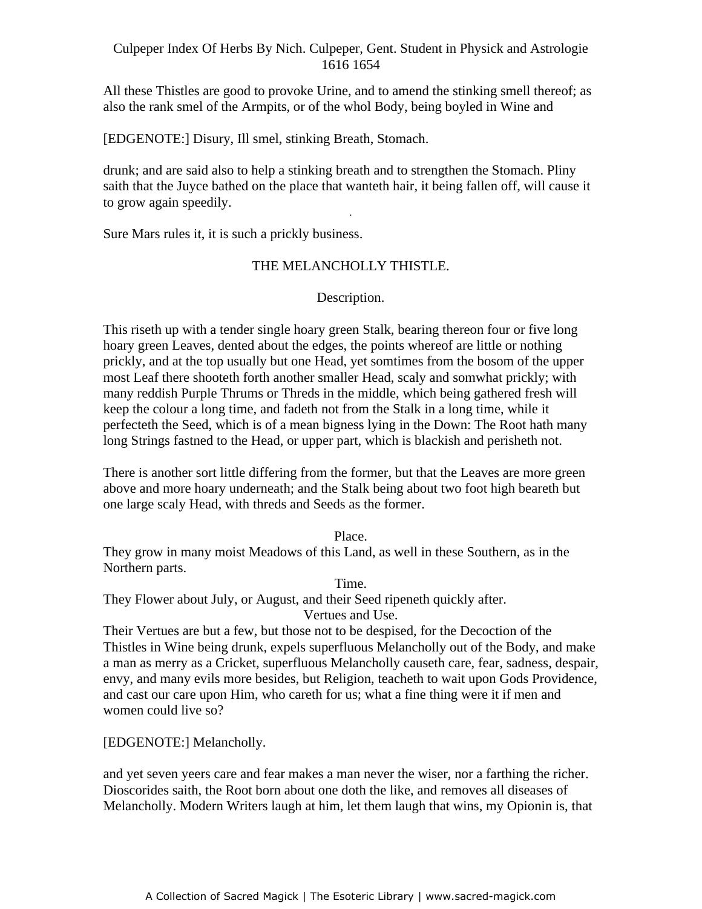All these Thistles are good to provoke Urine, and to amend the stinking smell thereof; as also the rank smel of the Armpits, or of the whol Body, being boyled in Wine and

[EDGENOTE:] Disury, Ill smel, stinking Breath, Stomach.

drunk; and are said also to help a stinking breath and to strengthen the Stomach. Pliny saith that the Juyce bathed on the place that wanteth hair, it being fallen off, will cause it to grow again speedily.

Sure Mars rules it, it is such a prickly business.

## THE MELANCHOLLY THISTLE.

### Description.

This riseth up with a tender single hoary green Stalk, bearing thereon four or five long hoary green Leaves, dented about the edges, the points whereof are little or nothing prickly, and at the top usually but one Head, yet somtimes from the bosom of the upper most Leaf there shooteth forth another smaller Head, scaly and somwhat prickly; with many reddish Purple Thrums or Threds in the middle, which being gathered fresh will keep the colour a long time, and fadeth not from the Stalk in a long time, while it perfecteth the Seed, which is of a mean bigness lying in the Down: The Root hath many long Strings fastned to the Head, or upper part, which is blackish and perisheth not.

There is another sort little differing from the former, but that the Leaves are more green above and more hoary underneath; and the Stalk being about two foot high beareth but one large scaly Head, with threds and Seeds as the former.

### Place.

They grow in many moist Meadows of this Land, as well in these Southern, as in the Northern parts.

### Time.

They Flower about July, or August, and their Seed ripeneth quickly after.

### Vertues and Use.

Their Vertues are but a few, but those not to be despised, for the Decoction of the Thistles in Wine being drunk, expels superfluous Melancholly out of the Body, and make a man as merry as a Cricket, superfluous Melancholly causeth care, fear, sadness, despair, envy, and many evils more besides, but Religion, teacheth to wait upon Gods Providence, and cast our care upon Him, who careth for us; what a fine thing were it if men and women could live so?

[EDGENOTE:] Melancholly.

and yet seven yeers care and fear makes a man never the wiser, nor a farthing the richer. Dioscorides saith, the Root born about one doth the like, and removes all diseases of Melancholly. Modern Writers laugh at him, let them laugh that wins, my Opionin is, that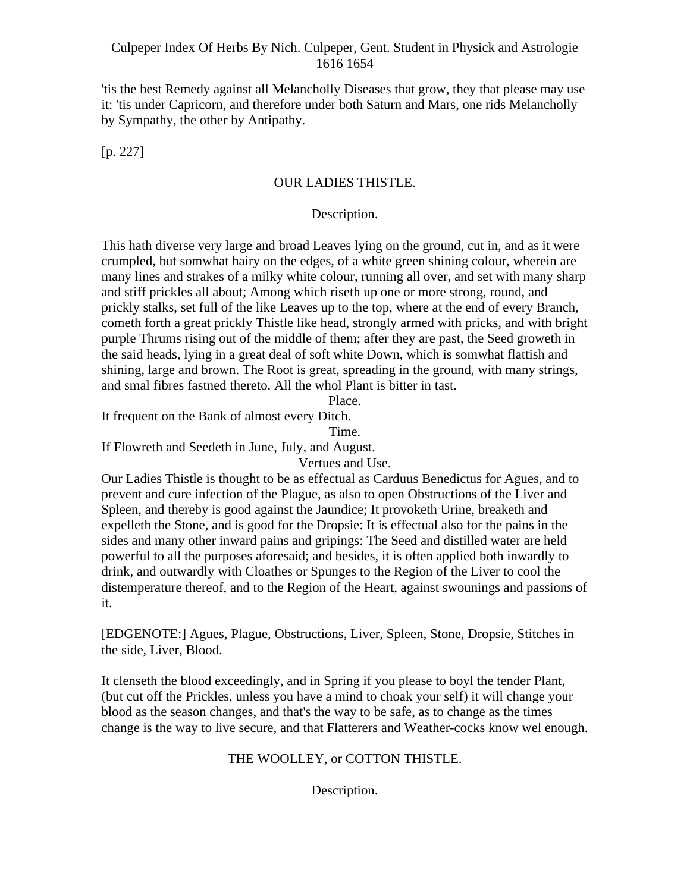'tis the best Remedy against all Melancholly Diseases that grow, they that please may use it: 'tis under Capricorn, and therefore under both Saturn and Mars, one rids Melancholly by Sympathy, the other by Antipathy.

[p. 227]

## OUR LADIES THISTLE.

### Description.

This hath diverse very large and broad Leaves lying on the ground, cut in, and as it were crumpled, but somwhat hairy on the edges, of a white green shining colour, wherein are many lines and strakes of a milky white colour, running all over, and set with many sharp and stiff prickles all about; Among which riseth up one or more strong, round, and prickly stalks, set full of the like Leaves up to the top, where at the end of every Branch, cometh forth a great prickly Thistle like head, strongly armed with pricks, and with bright purple Thrums rising out of the middle of them; after they are past, the Seed groweth in the said heads, lying in a great deal of soft white Down, which is somwhat flattish and shining, large and brown. The Root is great, spreading in the ground, with many strings, and smal fibres fastned thereto. All the whol Plant is bitter in tast.

### Place.

It frequent on the Bank of almost every Ditch.

### Time.

If Flowreth and Seedeth in June, July, and August.

### Vertues and Use.

Our Ladies Thistle is thought to be as effectual as Carduus Benedictus for Agues, and to prevent and cure infection of the Plague, as also to open Obstructions of the Liver and Spleen, and thereby is good against the Jaundice; It provoketh Urine, breaketh and expelleth the Stone, and is good for the Dropsie: It is effectual also for the pains in the sides and many other inward pains and gripings: The Seed and distilled water are held powerful to all the purposes aforesaid; and besides, it is often applied both inwardly to drink, and outwardly with Cloathes or Spunges to the Region of the Liver to cool the distemperature thereof, and to the Region of the Heart, against swounings and passions of it.

[EDGENOTE:] Agues, Plague, Obstructions, Liver, Spleen, Stone, Dropsie, Stitches in the side, Liver, Blood.

It clenseth the blood exceedingly, and in Spring if you please to boyl the tender Plant, (but cut off the Prickles, unless you have a mind to choak your self) it will change your blood as the season changes, and that's the way to be safe, as to change as the times change is the way to live secure, and that Flatterers and Weather-cocks know wel enough.

## THE WOOLLEY, or COTTON THISTLE.

### Description.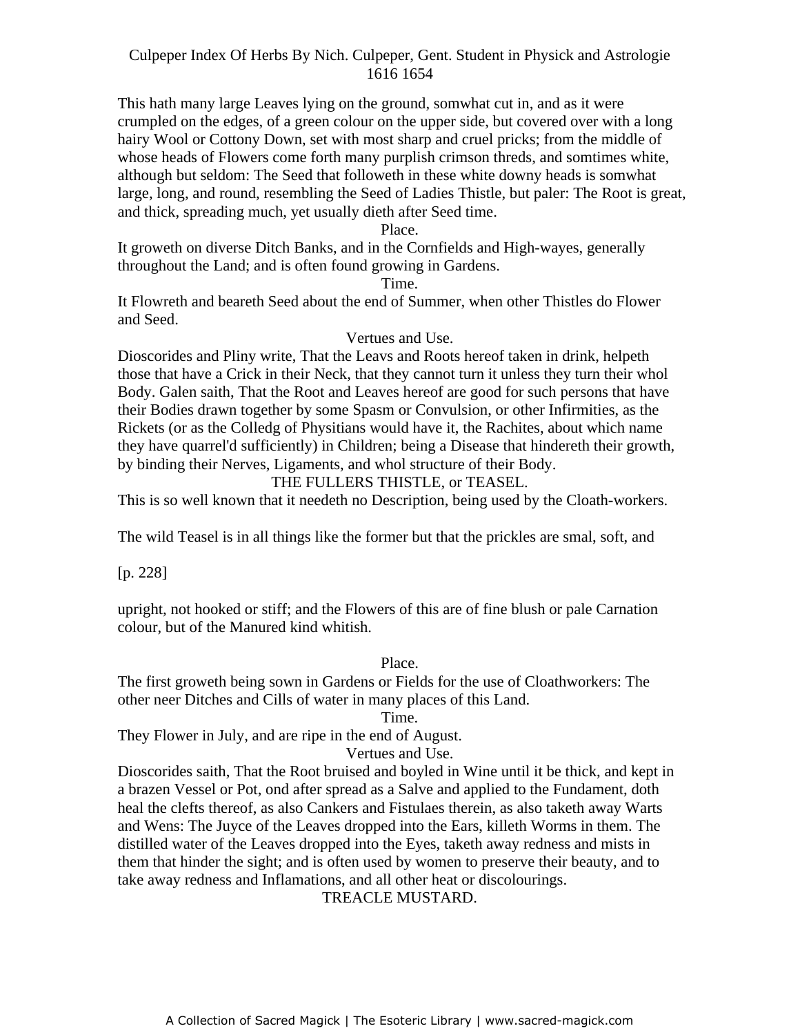This hath many large Leaves lying on the ground, somwhat cut in, and as it were crumpled on the edges, of a green colour on the upper side, but covered over with a long hairy Wool or Cottony Down, set with most sharp and cruel pricks; from the middle of whose heads of Flowers come forth many purplish crimson threds, and somtimes white, although but seldom: The Seed that followeth in these white downy heads is somwhat large, long, and round, resembling the Seed of Ladies Thistle, but paler: The Root is great, and thick, spreading much, yet usually dieth after Seed time.

Place.

It groweth on diverse Ditch Banks, and in the Cornfields and High-wayes, generally throughout the Land; and is often found growing in Gardens.

Time.

It Flowreth and beareth Seed about the end of Summer, when other Thistles do Flower and Seed.

Vertues and Use.

Dioscorides and Pliny write, That the Leavs and Roots hereof taken in drink, helpeth those that have a Crick in their Neck, that they cannot turn it unless they turn their whol Body. Galen saith, That the Root and Leaves hereof are good for such persons that have their Bodies drawn together by some Spasm or Convulsion, or other Infirmities, as the Rickets (or as the Colledg of Physitians would have it, the Rachites, about which name they have quarrel'd sufficiently) in Children; being a Disease that hindereth their growth, by binding their Nerves, Ligaments, and whol structure of their Body.

## THE FULLERS THISTLE, or TEASEL.

This is so well known that it needeth no Description, being used by the Cloath-workers.

The wild Teasel is in all things like the former but that the prickles are smal, soft, and

[p. 228]

upright, not hooked or stiff; and the Flowers of this are of fine blush or pale Carnation colour, but of the Manured kind whitish.

Place.

The first groweth being sown in Gardens or Fields for the use of Cloathworkers: The other neer Ditches and Cills of water in many places of this Land.

Time.

They Flower in July, and are ripe in the end of August.

Vertues and Use.

Dioscorides saith, That the Root bruised and boyled in Wine until it be thick, and kept in a brazen Vessel or Pot, ond after spread as a Salve and applied to the Fundament, doth heal the clefts thereof, as also Cankers and Fistulaes therein, as also taketh away Warts and Wens: The Juyce of the Leaves dropped into the Ears, killeth Worms in them. The distilled water of the Leaves dropped into the Eyes, taketh away redness and mists in them that hinder the sight; and is often used by women to preserve their beauty, and to take away redness and Inflamations, and all other heat or discolourings.

## TREACLE MUSTARD.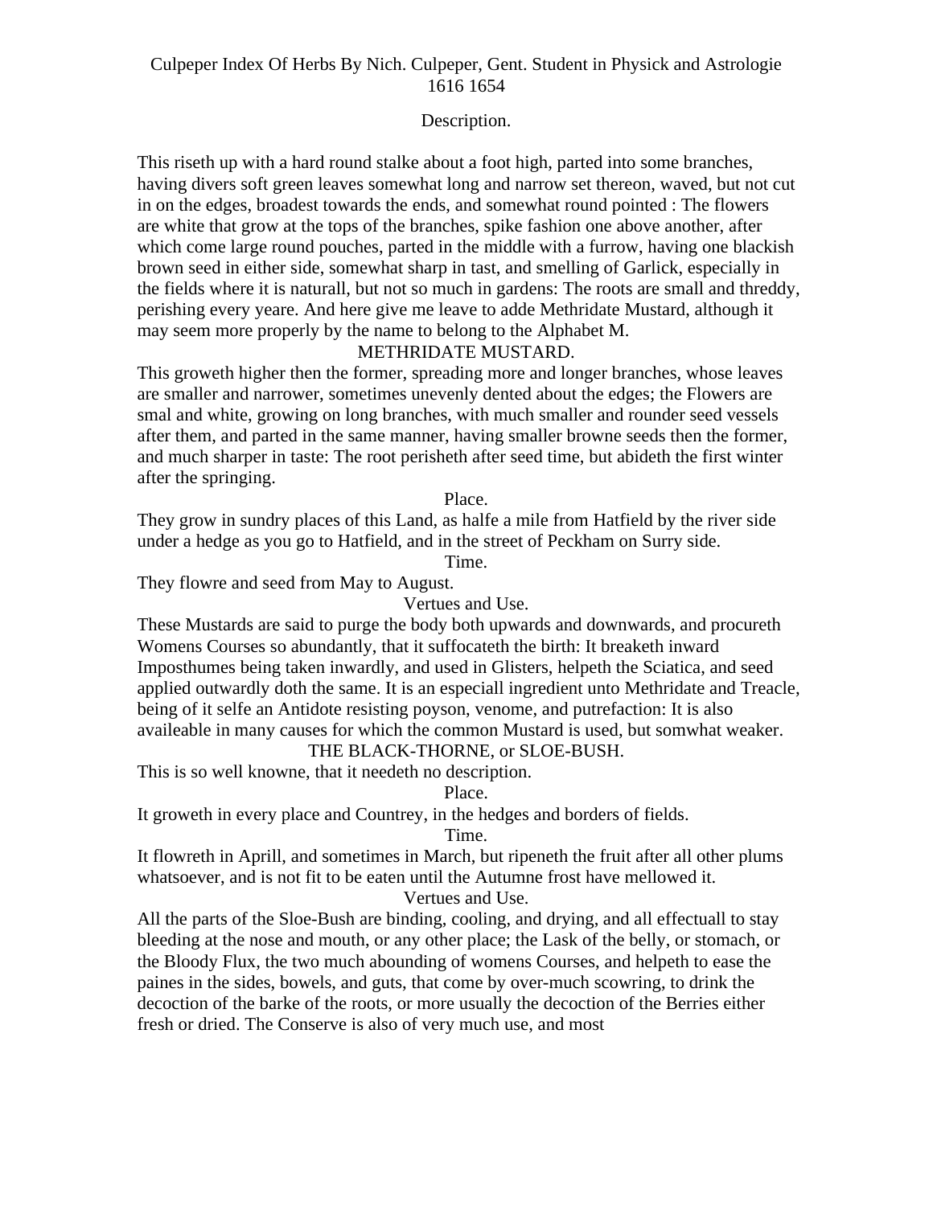Culpeper Index Of Herbs By Nich. Culpeper, Gent. Student in Physick and Astrologie 1616 1654

Description.

This riseth up with a hard round stalke about a foot high, parted into some branches, having divers soft green leaves somewhat long and narrow set thereon, waved, but not cut in on the edges, broadest towards the ends, and somewhat round pointed : The flowers are white that grow at the tops of the branches, spike fashion one above another, after which come large round pouches, parted in the middle with a furrow, having one blackish brown seed in either side, somewhat sharp in tast, and smelling of Garlick, especially in the fields where it is naturall, but not so much in gardens: The roots are small and threddy, perishing every yeare. And here give me leave to adde Methridate Mustard, although it may seem more properly by the name to belong to the Alphabet M.

METHRIDATE MUSTARD.

This groweth higher then the former, spreading more and longer branches, whose leaves are smaller and narrower, sometimes unevenly dented about the edges; the Flowers are smal and white, growing on long branches, with much smaller and rounder seed vessels after them, and parted in the same manner, having smaller browne seeds then the former, and much sharper in taste: The root perisheth after seed time, but abideth the first winter after the springing.

Place.

They grow in sundry places of this Land, as halfe a mile from Hatfield by the river side under a hedge as you go to Hatfield, and in the street of Peckham on Surry side.

Time.

They flowre and seed from May to August.

Vertues and Use.

These Mustards are said to purge the body both upwards and downwards, and procureth Womens Courses so abundantly, that it suffocateth the birth: It breaketh inward Imposthumes being taken inwardly, and used in Glisters, helpeth the Sciatica, and seed applied outwardly doth the same. It is an especiall ingredient unto Methridate and Treacle, being of it selfe an Antidote resisting poyson, venome, and putrefaction: It is also availeable in many causes for which the common Mustard is used, but somwhat weaker.

THE BLACK-THORNE, or SLOE-BUSH.

This is so well knowne, that it needeth no description.

Place.

It groweth in every place and Countrey, in the hedges and borders of fields.

Time.

It flowreth in Aprill, and sometimes in March, but ripeneth the fruit after all other plums whatsoever, and is not fit to be eaten until the Autumne frost have mellowed it.

Vertues and Use.

All the parts of the Sloe-Bush are binding, cooling, and drying, and all effectuall to stay bleeding at the nose and mouth, or any other place; the Lask of the belly, or stomach, or the Bloody Flux, the two much abounding of womens Courses, and helpeth to ease the paines in the sides, bowels, and guts, that come by over-much scowring, to drink the decoction of the barke of the roots, or more usually the decoction of the Berries either fresh or dried. The Conserve is also of very much use, and most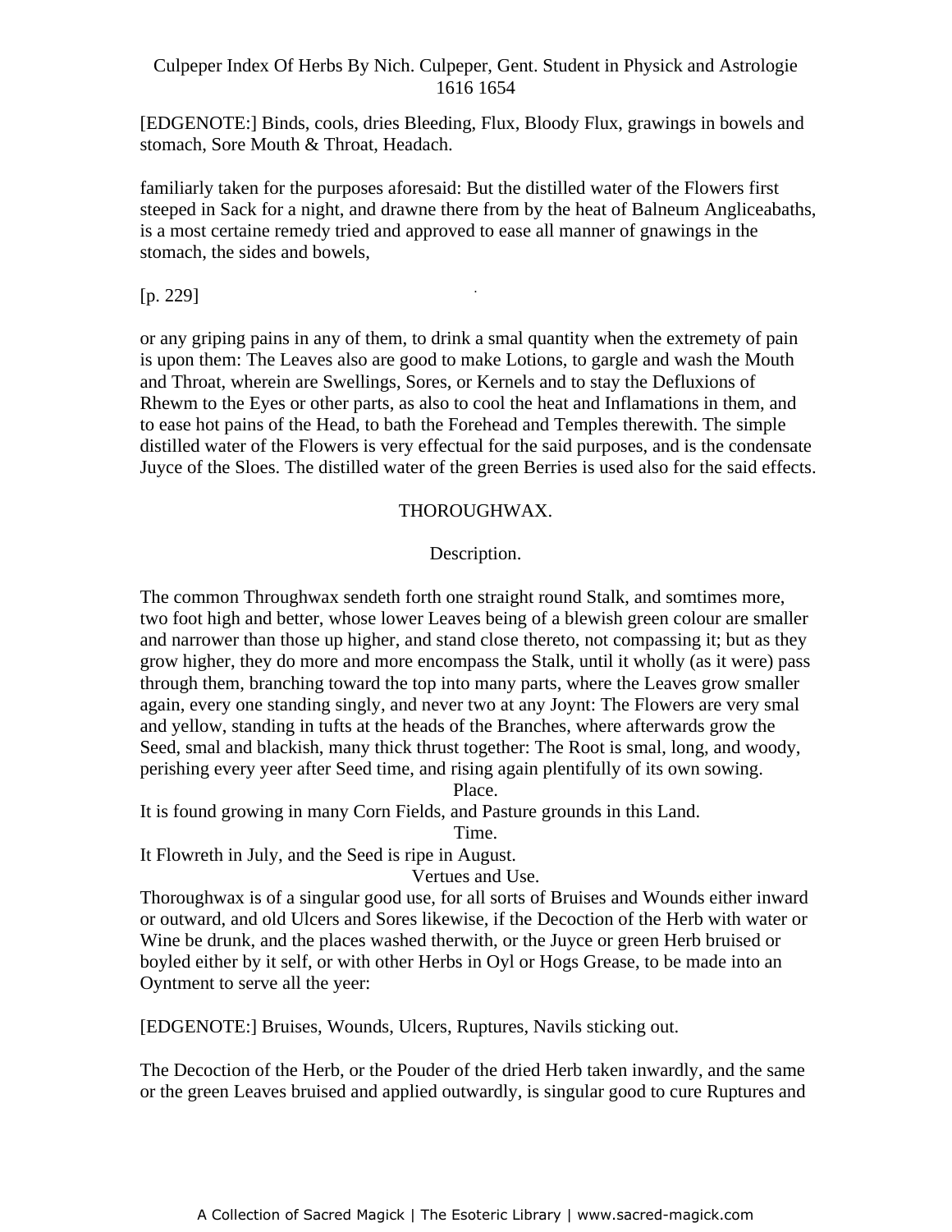[EDGENOTE:] Binds, cools, dries Bleeding, Flux, Bloody Flux, grawings in bowels and stomach, Sore Mouth & Throat, Headach.

familiarly taken for the purposes aforesaid: But the distilled water of the Flowers first steeped in Sack for a night, and drawne there from by the heat of Balneum Angliceabaths, is a most certaine remedy tried and approved to ease all manner of gnawings in the stomach, the sides and bowels,

[p. 229]

or any griping pains in any of them, to drink a smal quantity when the extremety of pain is upon them: The Leaves also are good to make Lotions, to gargle and wash the Mouth and Throat, wherein are Swellings, Sores, or Kernels and to stay the Defluxions of Rhewm to the Eyes or other parts, as also to cool the heat and Inflamations in them, and to ease hot pains of the Head, to bath the Forehead and Temples therewith. The simple distilled water of the Flowers is very effectual for the said purposes, and is the condensate Juyce of the Sloes. The distilled water of the green Berries is used also for the said effects.

## THOROUGHWAX.

### Description.

The common Throughwax sendeth forth one straight round Stalk, and somtimes more, two foot high and better, whose lower Leaves being of a blewish green colour are smaller and narrower than those up higher, and stand close thereto, not compassing it; but as they grow higher, they do more and more encompass the Stalk, until it wholly (as it were) pass through them, branching toward the top into many parts, where the Leaves grow smaller again, every one standing singly, and never two at any Joynt: The Flowers are very smal and yellow, standing in tufts at the heads of the Branches, where afterwards grow the Seed, smal and blackish, many thick thrust together: The Root is smal, long, and woody, perishing every yeer after Seed time, and rising again plentifully of its own sowing.

### Place.

It is found growing in many Corn Fields, and Pasture grounds in this Land.

### Time.

It Flowreth in July, and the Seed is ripe in August.

### Vertues and Use.

Thoroughwax is of a singular good use, for all sorts of Bruises and Wounds either inward or outward, and old Ulcers and Sores likewise, if the Decoction of the Herb with water or Wine be drunk, and the places washed therwith, or the Juyce or green Herb bruised or boyled either by it self, or with other Herbs in Oyl or Hogs Grease, to be made into an Oyntment to serve all the yeer:

[EDGENOTE:] Bruises, Wounds, Ulcers, Ruptures, Navils sticking out.

The Decoction of the Herb, or the Pouder of the dried Herb taken inwardly, and the same or the green Leaves bruised and applied outwardly, is singular good to cure Ruptures and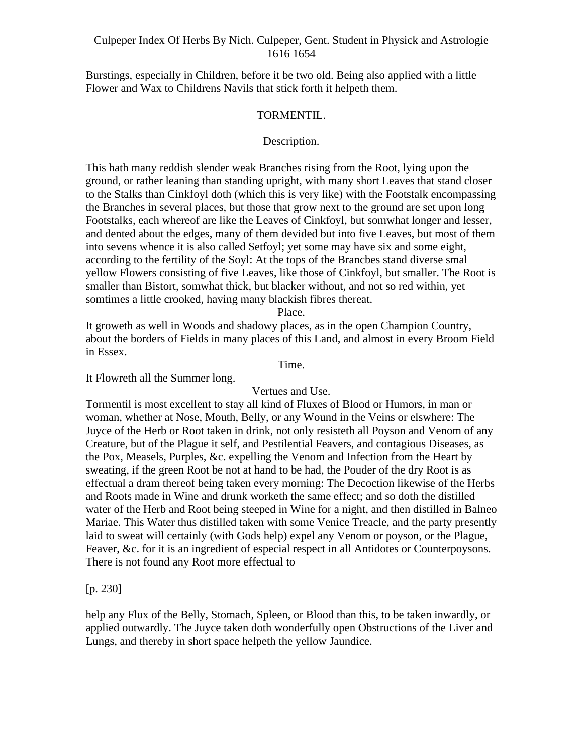Burstings, especially in Children, before it be two old. Being also applied with a little Flower and Wax to Childrens Navils that stick forth it helpeth them.

## TORMENTIL.

### Description.

This hath many reddish slender weak Branches rising from the Root, lying upon the ground, or rather leaning than standing upright, with many short Leaves that stand closer to the Stalks than Cinkfoyl doth (which this is very like) with the Footstalk encompassing the Branches in several places, but those that grow next to the ground are set upon long Footstalks, each whereof are like the Leaves of Cinkfoyl, but somwhat longer and lesser, and dented about the edges, many of them devided but into five Leaves, but most of them into sevens whence it is also called Setfoyl; yet some may have six and some eight, according to the fertility of the Soyl: At the tops of the Brancbes stand diverse smal yellow Flowers consisting of five Leaves, like those of Cinkfoyl, but smaller. The Root is smaller than Bistort, somwhat thick, but blacker without, and not so red within, yet somtimes a little crooked, having many blackish fibres thereat.

### Place.

It groweth as well in Woods and shadowy places, as in the open Champion Country, about the borders of Fields in many places of this Land, and almost in every Broom Field in Essex.

### Time.

It Flowreth all the Summer long.

### Vertues and Use.

Tormentil is most excellent to stay all kind of Fluxes of Blood or Humors, in man or woman, whether at Nose, Mouth, Belly, or any Wound in the Veins or elswhere: The Juyce of the Herb or Root taken in drink, not only resisteth all Poyson and Venom of any Creature, but of the Plague it self, and Pestilential Feavers, and contagious Diseases, as the Pox, Measels, Purples, &c. expelling the Venom and Infection from the Heart by sweating, if the green Root be not at hand to be had, the Pouder of the dry Root is as effectual a dram thereof being taken every morning: The Decoction likewise of the Herbs and Roots made in Wine and drunk worketh the same effect; and so doth the distilled water of the Herb and Root being steeped in Wine for a night, and then distilled in Balneo Mariae. This Water thus distilled taken with some Venice Treacle, and the party presently laid to sweat will certainly (with Gods help) expel any Venom or poyson, or the Plague, Feaver, &c. for it is an ingredient of especial respect in all Antidotes or Counterpoysons. There is not found any Root more effectual to

[p. 230]

help any Flux of the Belly, Stomach, Spleen, or Blood than this, to be taken inwardly, or applied outwardly. The Juyce taken doth wonderfully open Obstructions of the Liver and Lungs, and thereby in short space helpeth the yellow Jaundice.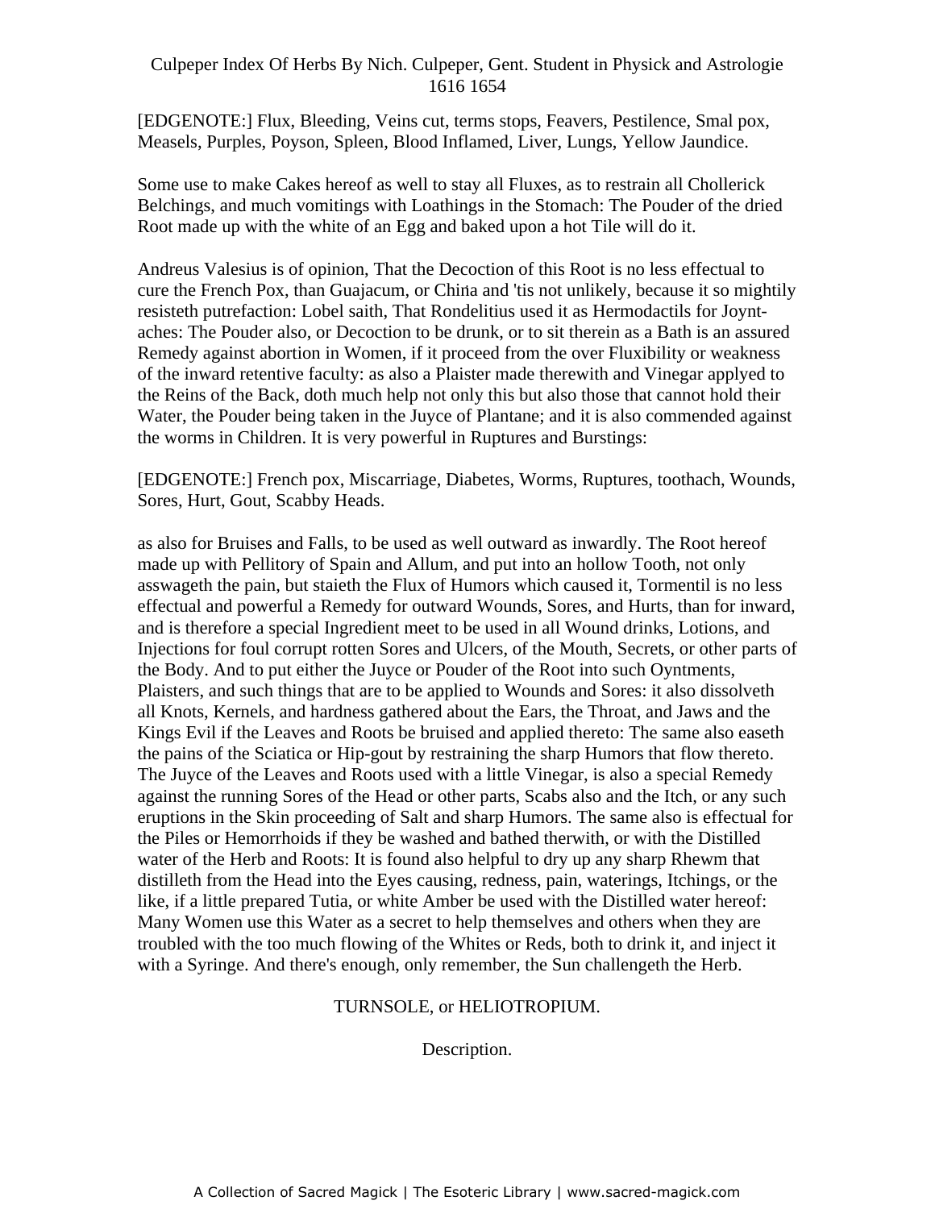[EDGENOTE:] Flux, Bleeding, Veins cut, terms stops, Feavers, Pestilence, Smal pox, Measels, Purples, Poyson, Spleen, Blood Inflamed, Liver, Lungs, Yellow Jaundice.

Some use to make Cakes hereof as well to stay all Fluxes, as to restrain all Chollerick Belchings, and much vomitings with Loathings in the Stomach: The Pouder of the dried Root made up with the white of an Egg and baked upon a hot Tile will do it.

Andreus Valesius is of opinion, That the Decoction of this Root is no less effectual to cure the French Pox, than Guajacum, or China and 'tis not unlikely, because it so mightily resisteth putrefaction: Lobel saith, That Rondelitius used it as Hermodactils for Joynt-aches: The Pouder also, or Decoction to be drunk, or to sit therein as a Bath is an assured Remedy against abortion in Women, if it proceed from the over Fluxibility or weakness of the inward retentive faculty: as also a Plaister made therewith and Vinegar applyed to the Reins of the Back, doth much help not only this but also those that cannot hold their Water, the Pouder being taken in the Juyce of Plantane; and it is also commended against the worms in Children. It is very powerful in Ruptures and Burstings:

[EDGENOTE:] French pox, Miscarriage, Diabetes, Worms, Ruptures, toothach, Wounds, Sores, Hurt, Gout, Scabby Heads.

as also for Bruises and Falls, to be used as well outward as inwardly. The Root hereof made up with Pellitory of Spain and Allum, and put into an hollow Tooth, not only asswageth the pain, but staieth the Flux of Humors which caused it, Tormentil is no less effectual and powerful a Remedy for outward Wounds, Sores, and Hurts, than for inward, and is therefore a special Ingredient meet to be used in all Wound drinks, Lotions, and Injections for foul corrupt rotten Sores and Ulcers, of the Mouth, Secrets, or other parts of the Body. And to put either the Juyce or Pouder of the Root into such Oyntments, Plaisters, and such things that are to be applied to Wounds and Sores: it also dissolveth all Knots, Kernels, and hardness gathered about the Ears, the Throat, and Jaws and the Kings Evil if the Leaves and Roots be bruised and applied thereto: The same also easeth the pains of the Sciatica or Hip-gout by restraining the sharp Humors that flow thereto. The Juyce of the Leaves and Roots used with a little Vinegar, is also a special Remedy against the running Sores of the Head or other parts, Scabs also and the Itch, or any such eruptions in the Skin proceeding of Salt and sharp Humors. The same also is effectual for the Piles or Hemorrhoids if they be washed and bathed therwith, or with the Distilled water of the Herb and Roots: It is found also helpful to dry up any sharp Rhewm that distilleth from the Head into the Eyes causing, redness, pain, waterings, Itchings, or the like, if a little prepared Tutia, or white Amber be used with the Distilled water hereof: Many Women use this Water as a secret to help themselves and others when they are troubled with the too much flowing of the Whites or Reds, both to drink it, and inject it with a Syringe. And there's enough, only remember, the Sun challengeth the Herb.

## TURNSOLE, or HELIOTROPIUM.

### Description.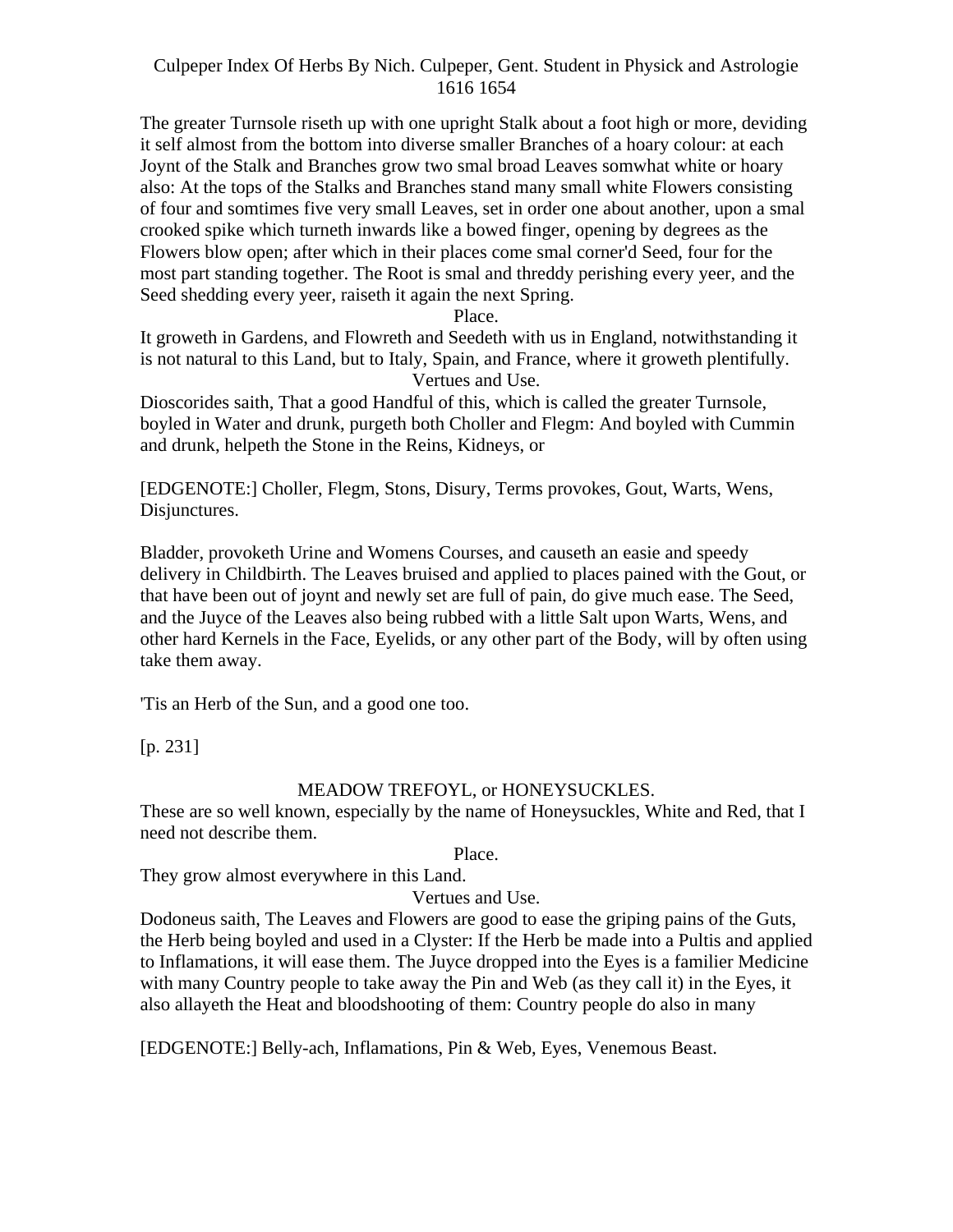The greater Turnsole riseth up with one upright Stalk about a foot high or more, deviding it self almost from the bottom into diverse smaller Branches of a hoary colour: at each Joynt of the Stalk and Branches grow two smal broad Leaves somwhat white or hoary also: At the tops of the Stalks and Branches stand many small white Flowers consisting of four and somtimes five very small Leaves, set in order one about another, upon a smal crooked spike which turneth inwards like a bowed finger, opening by degrees as the Flowers blow open; after which in their places come smal corner'd Seed, four for the most part standing together. The Root is smal and threddy perishing every yeer, and the Seed shedding every yeer, raiseth it again the next Spring.

Place.

It groweth in Gardens, and Flowreth and Seedeth with us in England, notwithstanding it is not natural to this Land, but to Italy, Spain, and France, where it groweth plentifully.

Vertues and Use.

Dioscorides saith, That a good Handful of this, which is called the greater Turnsole, boyled in Water and drunk, purgeth both Choller and Flegm: And boyled with Cummin and drunk, helpeth the Stone in the Reins, Kidneys, or

[EDGENOTE:] Choller, Flegm, Stons, Disury, Terms provokes, Gout, Warts, Wens, Disjunctures.

Bladder, provoketh Urine and Womens Courses, and causeth an easie and speedy delivery in Childbirth. The Leaves bruised and applied to places pained with the Gout, or that have been out of joynt and newly set are full of pain, do give much ease. The Seed, and the Juyce of the Leaves also being rubbed with a little Salt upon Warts, Wens, and other hard Kernels in the Face, Eyelids, or any other part of the Body, will by often using take them away.

'Tis an Herb of the Sun, and a good one too.

[p. 231]

## MEADOW TREFOYL, or HONEYSUCKLES.

These are so well known, especially by the name of Honeysuckles, White and Red, that I need not describe them.

Place.

They grow almost everywhere in this Land.

Vertues and Use.

Dodoneus saith, The Leaves and Flowers are good to ease the griping pains of the Guts, the Herb being boyled and used in a Clyster: If the Herb be made into a Pultis and applied to Inflamations, it will ease them. The Juyce dropped into the Eyes is a familier Medicine with many Country people to take away the Pin and Web (as they call it) in the Eyes, it also allayeth the Heat and bloodshooting of them: Country people do also in many

[EDGENOTE:] Belly-ach, Inflamations, Pin & Web, Eyes, Venemous Beast.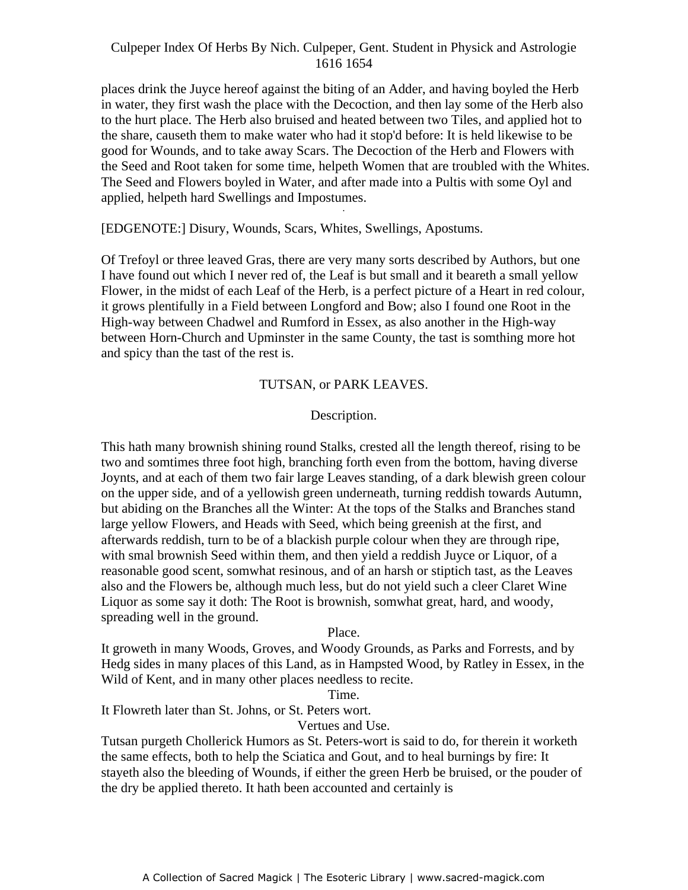places drink the Juyce hereof against the biting of an Adder, and having boyled the Herb in water, they first wash the place with the Decoction, and then lay some of the Herb also to the hurt place. The Herb also bruised and heated between two Tiles, and applied hot to the share, causeth them to make water who had it stop'd before: It is held likewise to be good for Wounds, and to take away Scars. The Decoction of the Herb and Flowers with the Seed and Root taken for some time, helpeth Women that are troubled with the Whites. The Seed and Flowers boyled in Water, and after made into a Pultis with some Oyl and applied, helpeth hard Swellings and Impostumes.

[EDGENOTE:] Disury, Wounds, Scars, Whites, Swellings, Apostums.

Of Trefoyl or three leaved Gras, there are very many sorts described by Authors, but one I have found out which I never red of, the Leaf is but small and it beareth a small yellow Flower, in the midst of each Leaf of the Herb, is a perfect picture of a Heart in red colour, it grows plentifully in a Field between Longford and Bow; also I found one Root in the High-way between Chadwel and Rumford in Essex, as also another in the High-way between Horn-Church and Upminster in the same County, the tast is somthing more hot and spicy than the tast of the rest is.

## TUTSAN, or PARK LEAVES.

### Description.

This hath many brownish shining round Stalks, crested all the length thereof, rising to be two and somtimes three foot high, branching forth even from the bottom, having diverse Joynts, and at each of them two fair large Leaves standing, of a dark blewish green colour on the upper side, and of a yellowish green underneath, turning reddish towards Autumn, but abiding on the Branches all the Winter: At the tops of the Stalks and Branches stand large yellow Flowers, and Heads with Seed, which being greenish at the first, and afterwards reddish, turn to be of a blackish purple colour when they are through ripe, with smal brownish Seed within them, and then yield a reddish Juyce or Liquor, of a reasonable good scent, somwhat resinous, and of an harsh or stiptich tast, as the Leaves also and the Flowers be, although much less, but do not yield such a cleer Claret Wine Liquor as some say it doth: The Root is brownish, somwhat great, hard, and woody, spreading well in the ground.

### Place.

It groweth in many Woods, Groves, and Woody Grounds, as Parks and Forrests, and by Hedg sides in many places of this Land, as in Hampsted Wood, by Ratley in Essex, in the Wild of Kent, and in many other places needless to recite.

### Time.

It Flowreth later than St. Johns, or St. Peters wort.

### Vertues and Use.

Tutsan purgeth Chollerick Humors as St. Peters-wort is said to do, for therein it worketh the same effects, both to help the Sciatica and Gout, and to heal burnings by fire: It stayeth also the bleeding of Wounds, if either the green Herb be bruised, or the pouder of the dry be applied thereto. It hath been accounted and certainly is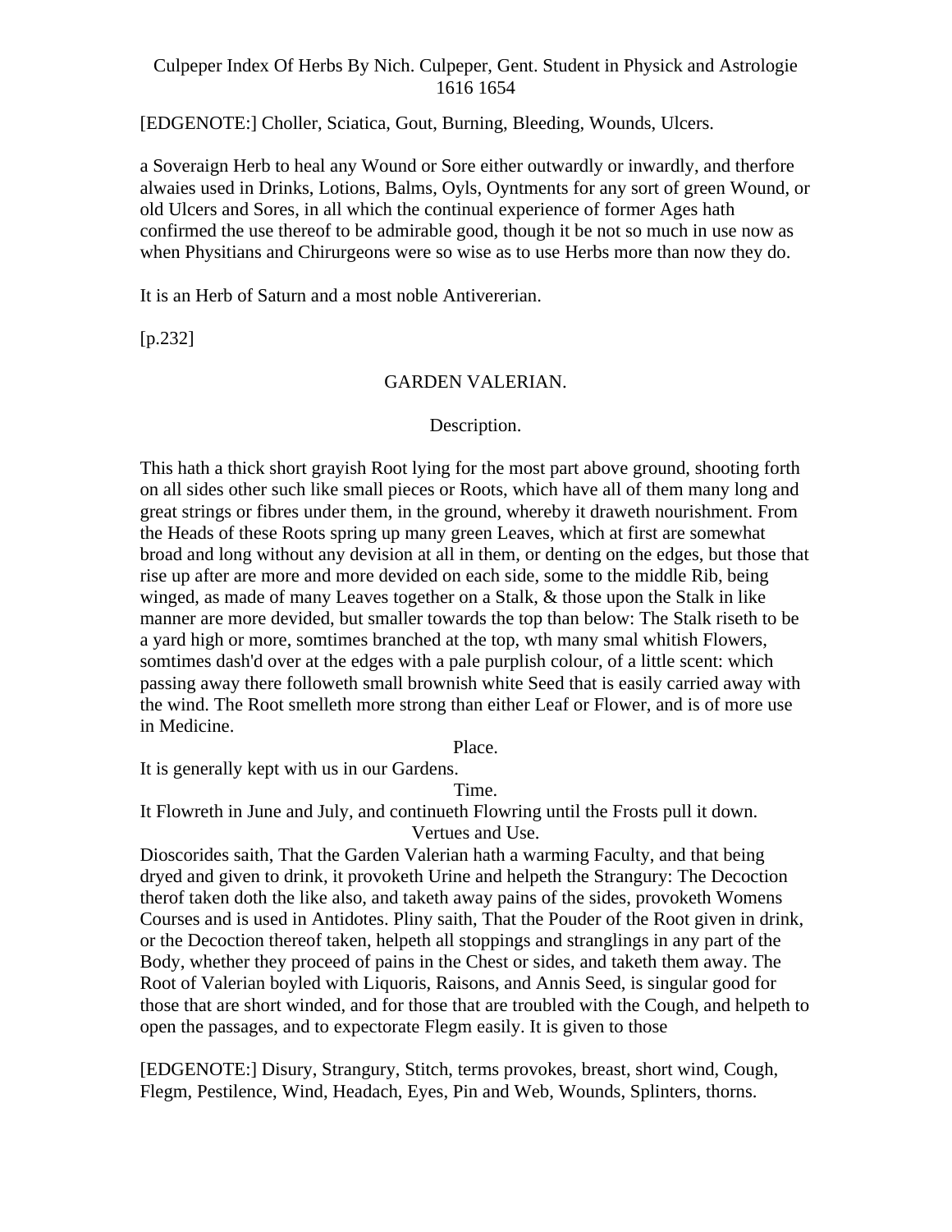[EDGENOTE:] Choller, Sciatica, Gout, Burning, Bleeding, Wounds, Ulcers.

a Soveraign Herb to heal any Wound or Sore either outwardly or inwardly, and therfore alwaies used in Drinks, Lotions, Balms, Oyls, Oyntments for any sort of green Wound, or old Ulcers and Sores, in all which the continual experience of former Ages hath confirmed the use thereof to be admirable good, though it be not so much in use now as when Physitians and Chirurgeons were so wise as to use Herbs more than now they do.

It is an Herb of Saturn and a most noble Antivererian.

[p.232]

## GARDEN VALERIAN.

### Description.

This hath a thick short grayish Root lying for the most part above ground, shooting forth on all sides other such like small pieces or Roots, which have all of them many long and great strings or fibres under them, in the ground, whereby it draweth nourishment. From the Heads of these Roots spring up many green Leaves, which at first are somewhat broad and long without any devision at all in them, or denting on the edges, but those that rise up after are more and more devided on each side, some to the middle Rib, being winged, as made of many Leaves together on a Stalk, & those upon the Stalk in like manner are more devided, but smaller towards the top than below: The Stalk riseth to be a yard high or more, somtimes branched at the top, wth many smal whitish Flowers, somtimes dash'd over at the edges with a pale purplish colour, of a little scent: which passing away there followeth small brownish white Seed that is easily carried away with the wind. The Root smelleth more strong than either Leaf or Flower, and is of more use in Medicine.

### Place.

It is generally kept with us in our Gardens.

### Time.

It Flowreth in June and July, and continueth Flowring until the Frosts pull it down.

### Vertues and Use.

Dioscorides saith, That the Garden Valerian hath a warming Faculty, and that being dryed and given to drink, it provoketh Urine and helpeth the Strangury: The Decoction therof taken doth the like also, and taketh away pains of the sides, provoketh Womens Courses and is used in Antidotes. Pliny saith, That the Pouder of the Root given in drink, or the Decoction thereof taken, helpeth all stoppings and stranglings in any part of the Body, whether they proceed of pains in the Chest or sides, and taketh them away. The Root of Valerian boyled with Liquoris, Raisons, and Annis Seed, is singular good for those that are short winded, and for those that are troubled with the Cough, and helpeth to open the passages, and to expectorate Flegm easily. It is given to those

[EDGENOTE:] Disury, Strangury, Stitch, terms provokes, breast, short wind, Cough, Flegm, Pestilence, Wind, Headach, Eyes, Pin and Web, Wounds, Splinters, thorns.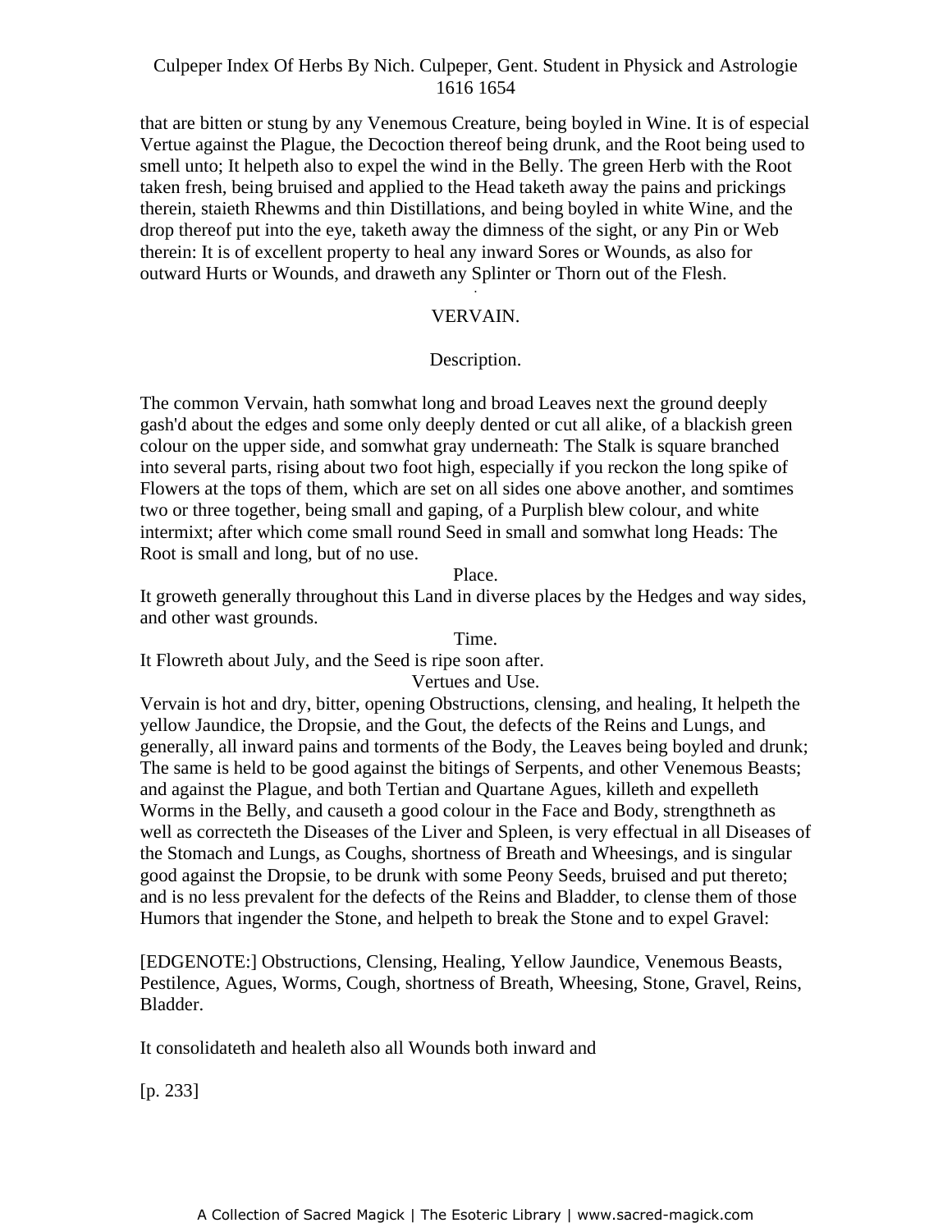that are bitten or stung by any Venemous Creature, being boyled in Wine. It is of especial Vertue against the Plague, the Decoction thereof being drunk, and the Root being used to smell unto; It helpeth also to expel the wind in the Belly. The green Herb with the Root taken fresh, being bruised and applied to the Head taketh away the pains and prickings therein, staieth Rhewms and thin Distillations, and being boyled in white Wine, and the drop thereof put into the eye, taketh away the dimness of the sight, or any Pin or Web therein: It is of excellent property to heal any inward Sores or Wounds, as also for outward Hurts or Wounds, and draweth any Splinter or Thorn out of the Flesh.

## VERVAIN.

### Description.

The common Vervain, hath somwhat long and broad Leaves next the ground deeply gash'd about the edges and some only deeply dented or cut all alike, of a blackish green colour on the upper side, and somwhat gray underneath: The Stalk is square branched into several parts, rising about two foot high, especially if you reckon the long spike of Flowers at the tops of them, which are set on all sides one above another, and somtimes two or three together, being small and gaping, of a Purplish blew colour, and white intermixt; after which come small round Seed in small and somwhat long Heads: The Root is small and long, but of no use.

### Place.

It groweth generally throughout this Land in diverse places by the Hedges and way sides, and other wast grounds.

### Time.

It Flowreth about July, and the Seed is ripe soon after.

### Vertues and Use.

Vervain is hot and dry, bitter, opening Obstructions, clensing, and healing, It helpeth the yellow Jaundice, the Dropsie, and the Gout, the defects of the Reins and Lungs, and generally, all inward pains and torments of the Body, the Leaves being boyled and drunk; The same is held to be good against the bitings of Serpents, and other Venemous Beasts; and against the Plague, and both Tertian and Quartane Agues, killeth and expelleth Worms in the Belly, and causeth a good colour in the Face and Body, strengthneth as well as correcteth the Diseases of the Liver and Spleen, is very effectual in all Diseases of the Stomach and Lungs, as Coughs, shortness of Breath and Wheesings, and is singular good against the Dropsie, to be drunk with some Peony Seeds, bruised and put thereto; and is no less prevalent for the defects of the Reins and Bladder, to clense them of those Humors that ingender the Stone, and helpeth to break the Stone and to expel Gravel:

[EDGENOTE:] Obstructions, Clensing, Healing, Yellow Jaundice, Venemous Beasts, Pestilence, Agues, Worms, Cough, shortness of Breath, Wheesing, Stone, Gravel, Reins, Bladder.

It consolidateth and healeth also all Wounds both inward and

[p. 233]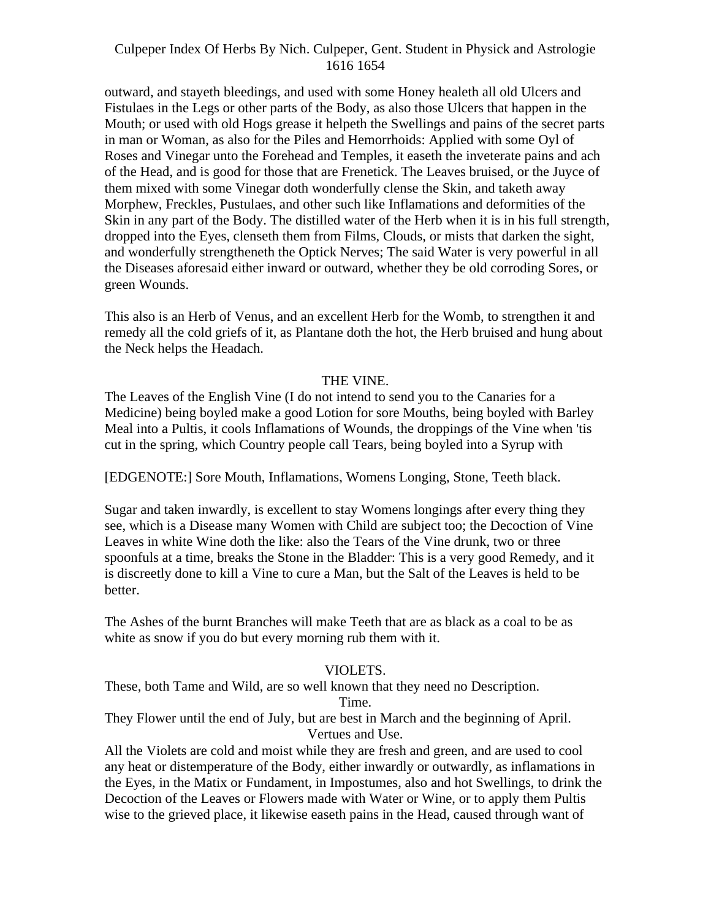outward, and stayeth bleedings, and used with some Honey healeth all old Ulcers and Fistulaes in the Legs or other parts of the Body, as also those Ulcers that happen in the Mouth; or used with old Hogs grease it helpeth the Swellings and pains of the secret parts in man or Woman, as also for the Piles and Hemorrhoids: Applied with some Oyl of Roses and Vinegar unto the Forehead and Temples, it easeth the inveterate pains and ach of the Head, and is good for those that are Frenetick. The Leaves bruised, or the Juyce of them mixed with some Vinegar doth wonderfully clense the Skin, and taketh away Morphew, Freckles, Pustulaes, and other such like Inflamations and deformities of the Skin in any part of the Body. The distilled water of the Herb when it is in his full strength, dropped into the Eyes, clenseth them from Films, Clouds, or mists that darken the sight, and wonderfully strengtheneth the Optick Nerves; The said Water is very powerful in all the Diseases aforesaid either inward or outward, whether they be old corroding Sores, or green Wounds.

This also is an Herb of Venus, and an excellent Herb for the Womb, to strengthen it and remedy all the cold griefs of it, as Plantane doth the hot, the Herb bruised and hung about the Neck helps the Headach.

## THE VINE.

The Leaves of the English Vine (I do not intend to send you to the Canaries for a Medicine) being boyled make a good Lotion for sore Mouths, being boyled with Barley Meal into a Pultis, it cools Inflamations of Wounds, the droppings of the Vine when 'tis cut in the spring, which Country people call Tears, being boyled into a Syrup with

[EDGENOTE:] Sore Mouth, Inflamations, Womens Longing, Stone, Teeth black.

Sugar and taken inwardly, is excellent to stay Womens longings after every thing they see, which is a Disease many Women with Child are subject too; the Decoction of Vine Leaves in white Wine doth the like: also the Tears of the Vine drunk, two or three spoonfuls at a time, breaks the Stone in the Bladder: This is a very good Remedy, and it is discreetly done to kill a Vine to cure a Man, but the Salt of the Leaves is held to be better.

The Ashes of the burnt Branches will make Teeth that are as black as a coal to be as white as snow if you do but every morning rub them with it.

## VIOLETS.

These, both Tame and Wild, are so well known that they need no Description.

### Time.

They Flower until the end of July, but are best in March and the beginning of April.

### Vertues and Use.

All the Violets are cold and moist while they are fresh and green, and are used to cool any heat or distemperature of the Body, either inwardly or outwardly, as inflamations in the Eyes, in the Matix or Fundament, in Impostumes, also and hot Swellings, to drink the Decoction of the Leaves or Flowers made with Water or Wine, or to apply them Pultis wise to the grieved place, it likewise easeth pains in the Head, caused through want of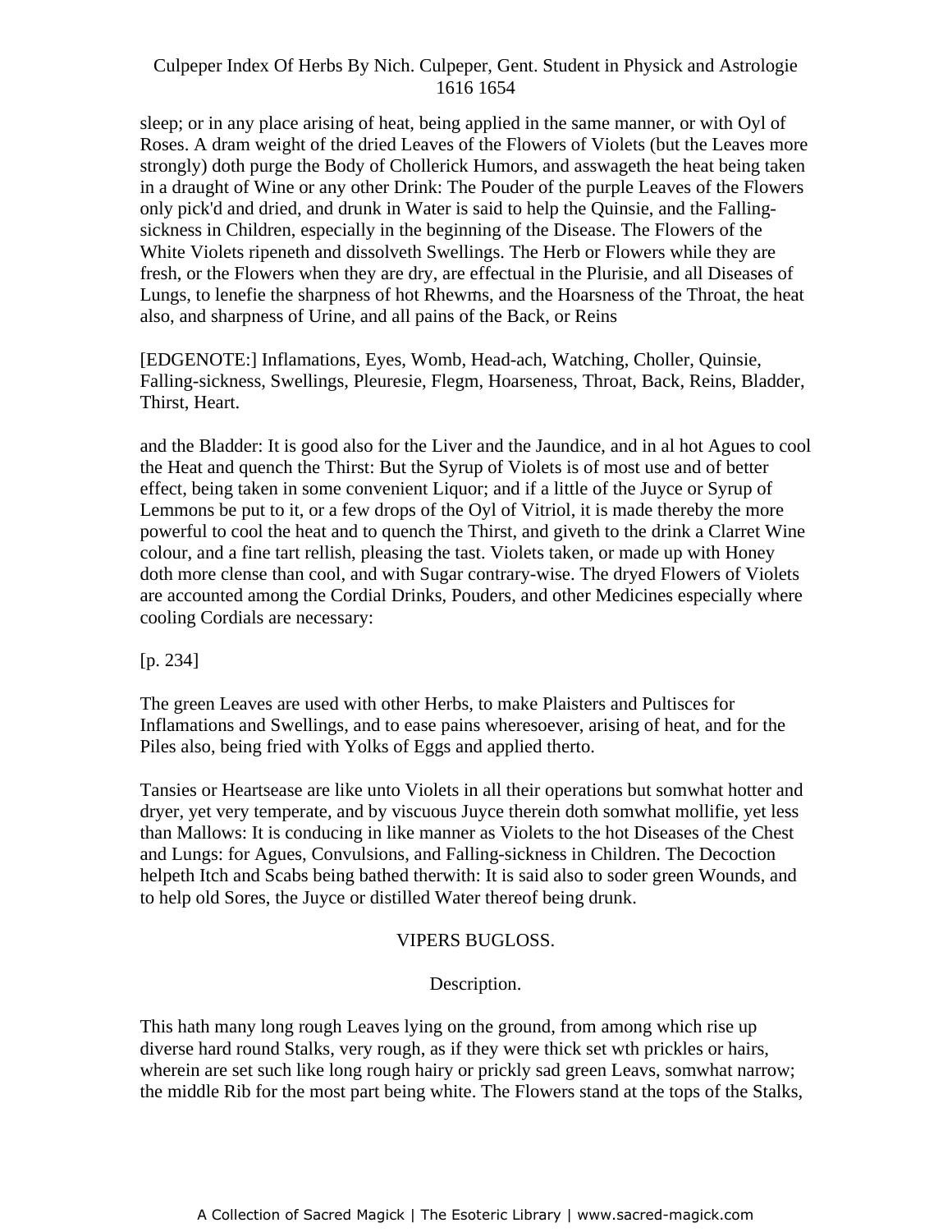sleep; or in any place arising of heat, being applied in the same manner, or with Oyl of Roses. A dram weight of the dried Leaves of the Flowers of Violets (but the Leaves more strongly) doth purge the Body of Chollerick Humors, and asswageth the heat being taken in a draught of Wine or any other Drink: The Pouder of the purple Leaves of the Flowers only pick'd and dried, and drunk in Water is said to help the Quinsie, and the Falling-sickness in Children, especially in the beginning of the Disease. The Flowers of the White Violets ripeneth and dissolveth Swellings. The Herb or Flowers while they are fresh, or the Flowers when they are dry, are effectual in the Plurisie, and all Diseases of Lungs, to lenefie the sharpness of hot Rhewms, and the Hoarsness of the Throat, the heat also, and sharpness of Urine, and all pains of the Back, or Reins

[EDGENOTE:] Inflamations, Eyes, Womb, Head-ach, Watching, Choller, Quinsie, Falling-sickness, Swellings, Pleuresie, Flegm, Hoarseness, Throat, Back, Reins, Bladder, Thirst, Heart.

and the Bladder: It is good also for the Liver and the Jaundice, and in al hot Agues to cool the Heat and quench the Thirst: But the Syrup of Violets is of most use and of better effect, being taken in some convenient Liquor; and if a little of the Juyce or Syrup of Lemmons be put to it, or a few drops of the Oyl of Vitriol, it is made thereby the more powerful to cool the heat and to quench the Thirst, and giveth to the drink a Clarret Wine colour, and a fine tart rellish, pleasing the tast. Violets taken, or made up with Honey doth more clense than cool, and with Sugar contrary-wise. The dryed Flowers of Violets are accounted among the Cordial Drinks, Pouders, and other Medicines especially where cooling Cordials are necessary:

[p. 234]

The green Leaves are used with other Herbs, to make Plaisters and Pultisces for Inflamations and Swellings, and to ease pains wheresoever, arising of heat, and for the Piles also, being fried with Yolks of Eggs and applied therto.

Tansies or Heartsease are like unto Violets in all their operations but somwhat hotter and dryer, yet very temperate, and by viscuous Juyce therein doth somwhat mollifie, yet less than Mallows: It is conducing in like manner as Violets to the hot Diseases of the Chest and Lungs: for Agues, Convulsions, and Falling-sickness in Children. The Decoction helpeth Itch and Scabs being bathed therwith: It is said also to soder green Wounds, and to help old Sores, the Juyce or distilled Water thereof being drunk.

## VIPERS BUGLOSS.

### Description.

This hath many long rough Leaves lying on the ground, from among which rise up diverse hard round Stalks, very rough, as if they were thick set wth prickles or hairs, wherein are set such like long rough hairy or prickly sad green Leavs, somwhat narrow; the middle Rib for the most part being white. The Flowers stand at the tops of the Stalks,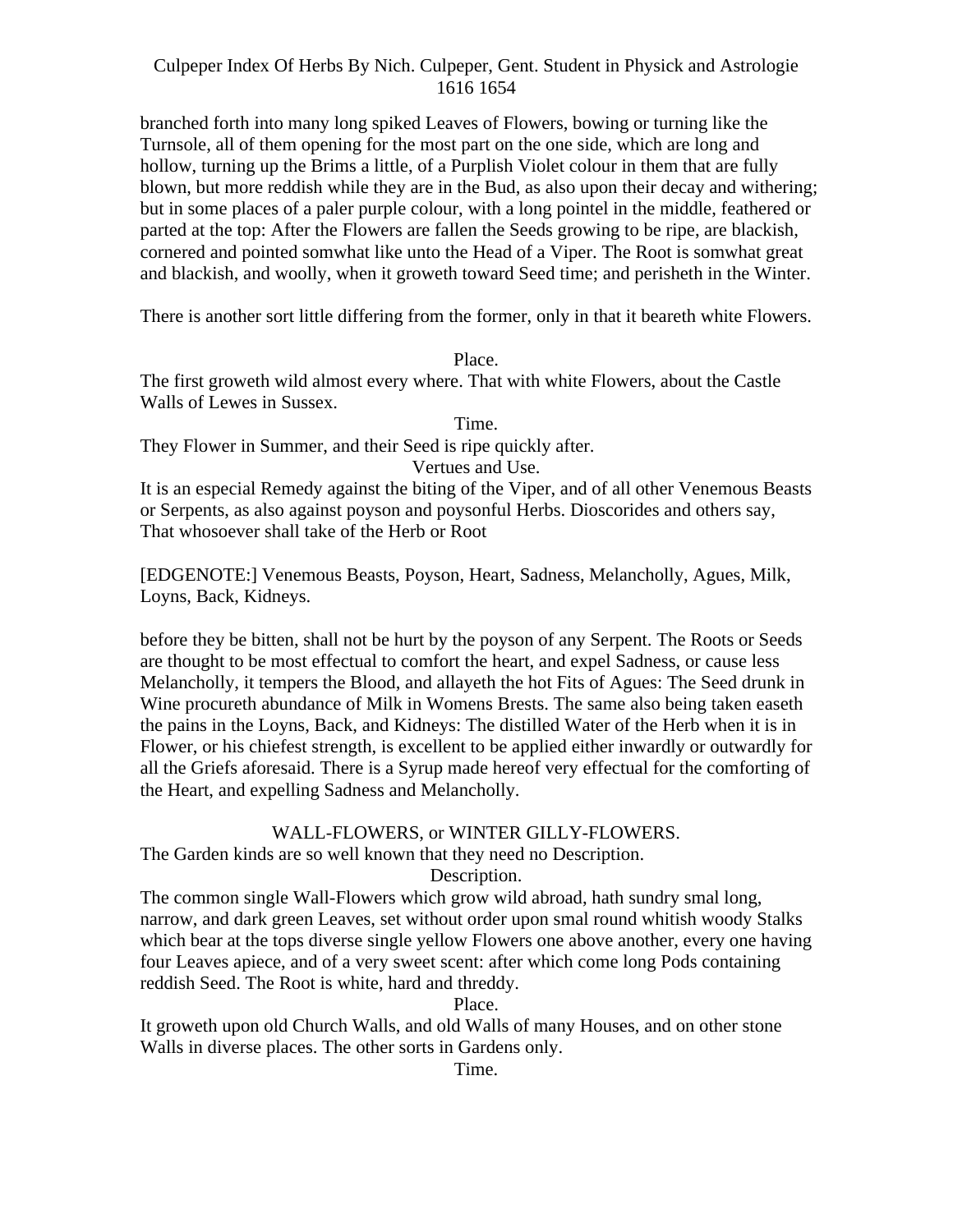branched forth into many long spiked Leaves of Flowers, bowing or turning like the Turnsole, all of them opening for the most part on the one side, which are long and hollow, turning up the Brims a little, of a Purplish Violet colour in them that are fully blown, but more reddish while they are in the Bud, as also upon their decay and withering; but in some places of a paler purple colour, with a long pointel in the middle, feathered or parted at the top: After the Flowers are fallen the Seeds growing to be ripe, are blackish, cornered and pointed somwhat like unto the Head of a Viper. The Root is somwhat great and blackish, and woolly, when it groweth toward Seed time; and perisheth in the Winter.

There is another sort little differing from the former, only in that it beareth white Flowers.

Place.

The first groweth wild almost every where. That with white Flowers, about the Castle Walls of Lewes in Sussex.

Time.

They Flower in Summer, and their Seed is ripe quickly after.

Vertues and Use.

It is an especial Remedy against the biting of the Viper, and of all other Venemous Beasts or Serpents, as also against poyson and poysonful Herbs. Dioscorides and others say, That whosoever shall take of the Herb or Root

[EDGENOTE:] Venemous Beasts, Poyson, Heart, Sadness, Melancholly, Agues, Milk, Loyns, Back, Kidneys.

before they be bitten, shall not be hurt by the poyson of any Serpent. The Roots or Seeds are thought to be most effectual to comfort the heart, and expel Sadness, or cause less Melancholly, it tempers the Blood, and allayeth the hot Fits of Agues: The Seed drunk in Wine procureth abundance of Milk in Womens Brests. The same also being taken easeth the pains in the Loyns, Back, and Kidneys: The distilled Water of the Herb when it is in Flower, or his chiefest strength, is excellent to be applied either inwardly or outwardly for all the Griefs aforesaid. There is a Syrup made hereof very effectual for the comforting of the Heart, and expelling Sadness and Melancholly.

## WALL-FLOWERS, or WINTER GILLY-FLOWERS.

The Garden kinds are so well known that they need no Description.

Description.

The common single Wall-Flowers which grow wild abroad, hath sundry smal long, narrow, and dark green Leaves, set without order upon smal round whitish woody Stalks which bear at the tops diverse single yellow Flowers one above another, every one having four Leaves apiece, and of a very sweet scent: after which come long Pods containing reddish Seed. The Root is white, hard and threddy.

Place.

It groweth upon old Church Walls, and old Walls of many Houses, and on other stone Walls in diverse places. The other sorts in Gardens only.

Time.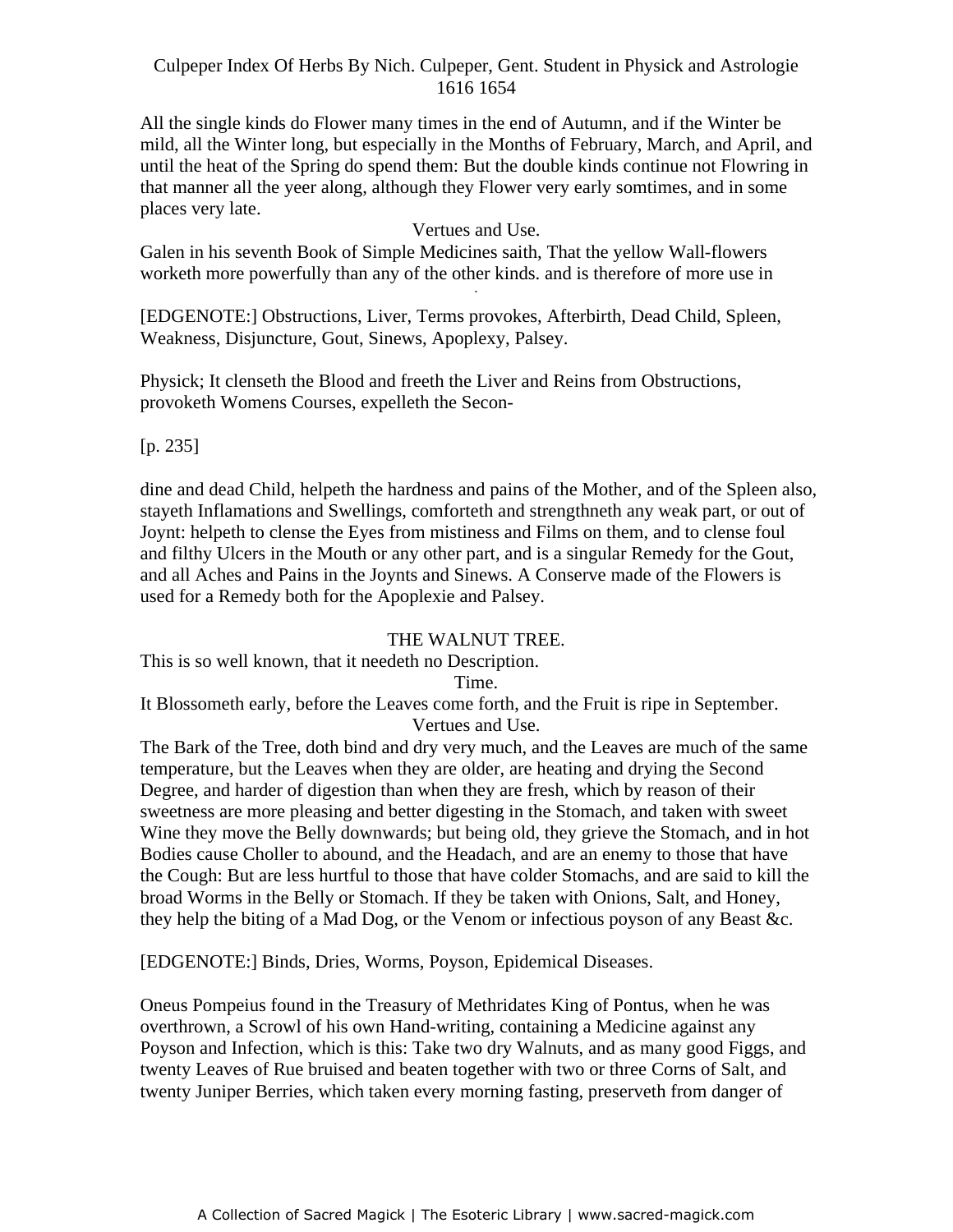All the single kinds do Flower many times in the end of Autumn, and if the Winter be mild, all the Winter long, but especially in the Months of February, March, and April, and until the heat of the Spring do spend them: But the double kinds continue not Flowring in that manner all the yeer along, although they Flower very early somtimes, and in some places very late.

Vertues and Use.

Galen in his seventh Book of Simple Medicines saith, That the yellow Wall-flowers worketh more powerfully than any of the other kinds. and is therefore of more use in

[EDGENOTE:] Obstructions, Liver, Terms provokes, Afterbirth, Dead Child, Spleen, Weakness, Disjuncture, Gout, Sinews, Apoplexy, Palsey.

Physick; It clenseth the Blood and freeth the Liver and Reins from Obstructions, provoketh Womens Courses, expelleth the Secon-

[p. 235]

dine and dead Child, helpeth the hardness and pains of the Mother, and of the Spleen also, stayeth Inflamations and Swellings, comforteth and strengthneth any weak part, or out of Joynt: helpeth to clense the Eyes from mistiness and Films on them, and to clense foul and filthy Ulcers in the Mouth or any other part, and is a singular Remedy for the Gout, and all Aches and Pains in the Joynts and Sinews. A Conserve made of the Flowers is used for a Remedy both for the Apoplexie and Palsey.

## THE WALNUT TREE.

This is so well known, that it needeth no Description.

Time.

It Blossometh early, before the Leaves come forth, and the Fruit is ripe in September.

Vertues and Use.

The Bark of the Tree, doth bind and dry very much, and the Leaves are much of the same temperature, but the Leaves when they are older, are heating and drying the Second Degree, and harder of digestion than when they are fresh, which by reason of their sweetness are more pleasing and better digesting in the Stomach, and taken with sweet Wine they move the Belly downwards; but being old, they grieve the Stomach, and in hot Bodies cause Choller to abound, and the Headach, and are an enemy to those that have the Cough: But are less hurtful to those that have colder Stomachs, and are said to kill the broad Worms in the Belly or Stomach. If they be taken with Onions, Salt, and Honey, they help the biting of a Mad Dog, or the Venom or infectious poyson of any Beast &c.

[EDGENOTE:] Binds, Dries, Worms, Poyson, Epidemical Diseases.

Oneus Pompeius found in the Treasury of Methridates King of Pontus, when he was overthrown, a Scrowl of his own Hand-writing, containing a Medicine against any Poyson and Infection, which is this: Take two dry Walnuts, and as many good Figgs, and twenty Leaves of Rue bruised and beaten together with two or three Corns of Salt, and twenty Juniper Berries, which taken every morning fasting, preserveth from danger of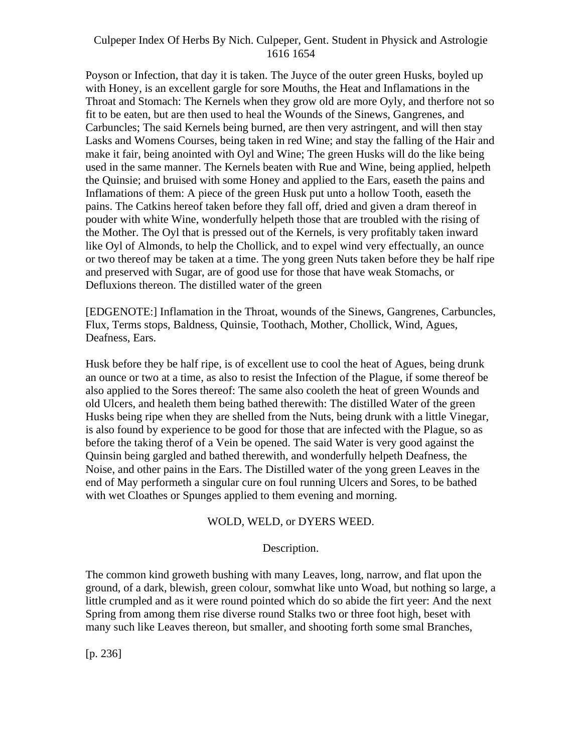Poyson or Infection, that day it is taken. The Juyce of the outer green Husks, boyled up with Honey, is an excellent gargle for sore Mouths, the Heat and Inflamations in the Throat and Stomach: The Kernels when they grow old are more Oyly, and therfore not so fit to be eaten, but are then used to heal the Wounds of the Sinews, Gangrenes, and Carbuncles; The said Kernels being burned, are then very astringent, and will then stay Lasks and Womens Courses, being taken in red Wine; and stay the falling of the Hair and make it fair, being anointed with Oyl and Wine; The green Husks will do the like being used in the same manner. The Kernels beaten with Rue and Wine, being applied, helpeth the Quinsie; and bruised with some Honey and applied to the Ears, easeth the pains and Inflamations of them: A piece of the green Husk put unto a hollow Tooth, easeth the pains. The Catkins hereof taken before they fall off, dried and given a dram thereof in pouder with white Wine, wonderfully helpeth those that are troubled with the rising of the Mother. The Oyl that is pressed out of the Kernels, is very profitably taken inward like Oyl of Almonds, to help the Chollick, and to expel wind very effectually, an ounce or two thereof may be taken at a time. The yong green Nuts taken before they be half ripe and preserved with Sugar, are of good use for those that have weak Stomachs, or Defluxions thereon. The distilled water of the green

[EDGENOTE:] Inflamation in the Throat, wounds of the Sinews, Gangrenes, Carbuncles, Flux, Terms stops, Baldness, Quinsie, Toothach, Mother, Chollick, Wind, Agues, Deafness, Ears.

Husk before they be half ripe, is of excellent use to cool the heat of Agues, being drunk an ounce or two at a time, as also to resist the Infection of the Plague, if some thereof be also applied to the Sores thereof: The same also cooleth the heat of green Wounds and old Ulcers, and healeth them being bathed therewith: The distilled Water of the green Husks being ripe when they are shelled from the Nuts, being drunk with a little Vinegar, is also found by experience to be good for those that are infected with the Plague, so as before the taking therof of a Vein be opened. The said Water is very good against the Quinsin being gargled and bathed therewith, and wonderfully helpeth Deafness, the Noise, and other pains in the Ears. The Distilled water of the yong green Leaves in the end of May performeth a singular cure on foul running Ulcers and Sores, to be bathed with wet Cloathes or Spunges applied to them evening and morning.

## WOLD, WELD, or DYERS WEED.

### Description.

The common kind groweth bushing with many Leaves, long, narrow, and flat upon the ground, of a dark, blewish, green colour, somwhat like unto Woad, but nothing so large, a little crumpled and as it were round pointed which do so abide the firt yeer: And the next Spring from among them rise diverse round Stalks two or three foot high, beset with many such like Leaves thereon, but smaller, and shooting forth some smal Branches,

[p. 236]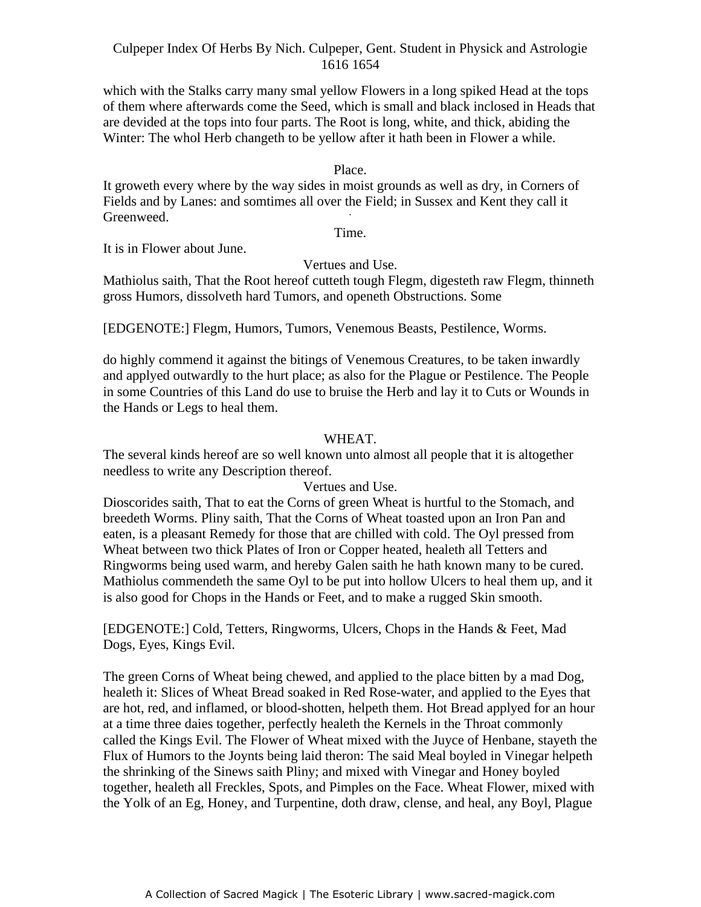which with the Stalks carry many smal yellow Flowers in a long spiked Head at the tops of them where afterwards come the Seed, which is small and black inclosed in Heads that are devided at the tops into four parts. The Root is long, white, and thick, abiding the Winter: The whol Herb changeth to be yellow after it hath been in Flower a while.

Place.

It groweth every where by the way sides in moist grounds as well as dry, in Corners of Fields and by Lanes: and somtimes all over the Field; in Sussex and Kent they call it Greenweed.

Time.

It is in Flower about June.

Vertues and Use.

Mathiolus saith, That the Root hereof cutteth tough Flegm, digesteth raw Flegm, thinneth gross Humors, dissolveth hard Tumors, and openeth Obstructions. Some

[EDGENOTE:] Flegm, Humors, Tumors, Venemous Beasts, Pestilence, Worms.

do highly commend it against the bitings of Venemous Creatures, to be taken inwardly and applyed outwardly to the hurt place; as also for the Plague or Pestilence. The People in some Countries of this Land do use to bruise the Herb and lay it to Cuts or Wounds in the Hands or Legs to heal them.

## WHEAT.

The several kinds hereof are so well known unto almost all people that it is altogether needless to write any Description thereof.

Vertues and Use.

Dioscorides saith, That to eat the Corns of green Wheat is hurtful to the Stomach, and breedeth Worms. Pliny saith, That the Corns of Wheat toasted upon an Iron Pan and eaten, is a pleasant Remedy for those that are chilled with cold. The Oyl pressed from Wheat between two thick Plates of Iron or Copper heated, healeth all Tetters and Ringworms being used warm, and hereby Galen saith he hath known many to be cured. Mathiolus commendeth the same Oyl to be put into hollow Ulcers to heal them up, and it is also good for Chops in the Hands or Feet, and to make a rugged Skin smooth.

[EDGENOTE:] Cold, Tetters, Ringworms, Ulcers, Chops in the Hands & Feet, Mad Dogs, Eyes, Kings Evil.

The green Corns of Wheat being chewed, and applied to the place bitten by a mad Dog, healeth it: Slices of Wheat Bread soaked in Red Rose-water, and applied to the Eyes that are hot, red, and inflamed, or blood-shotten, helpeth them. Hot Bread applyed for an hour at a time three daies together, perfectly healeth the Kernels in the Throat commonly called the Kings Evil. The Flower of Wheat mixed with the Juyce of Henbane, stayeth the Flux of Humors to the Joynts being laid theron: The said Meal boyled in Vinegar helpeth the shrinking of the Sinews saith Pliny; and mixed with Vinegar and Honey boyled together, healeth all Freckles, Spots, and Pimples on the Face. Wheat Flower, mixed with the Yolk of an Eg, Honey, and Turpentine, doth draw, clense, and heal, any Boyl, Plague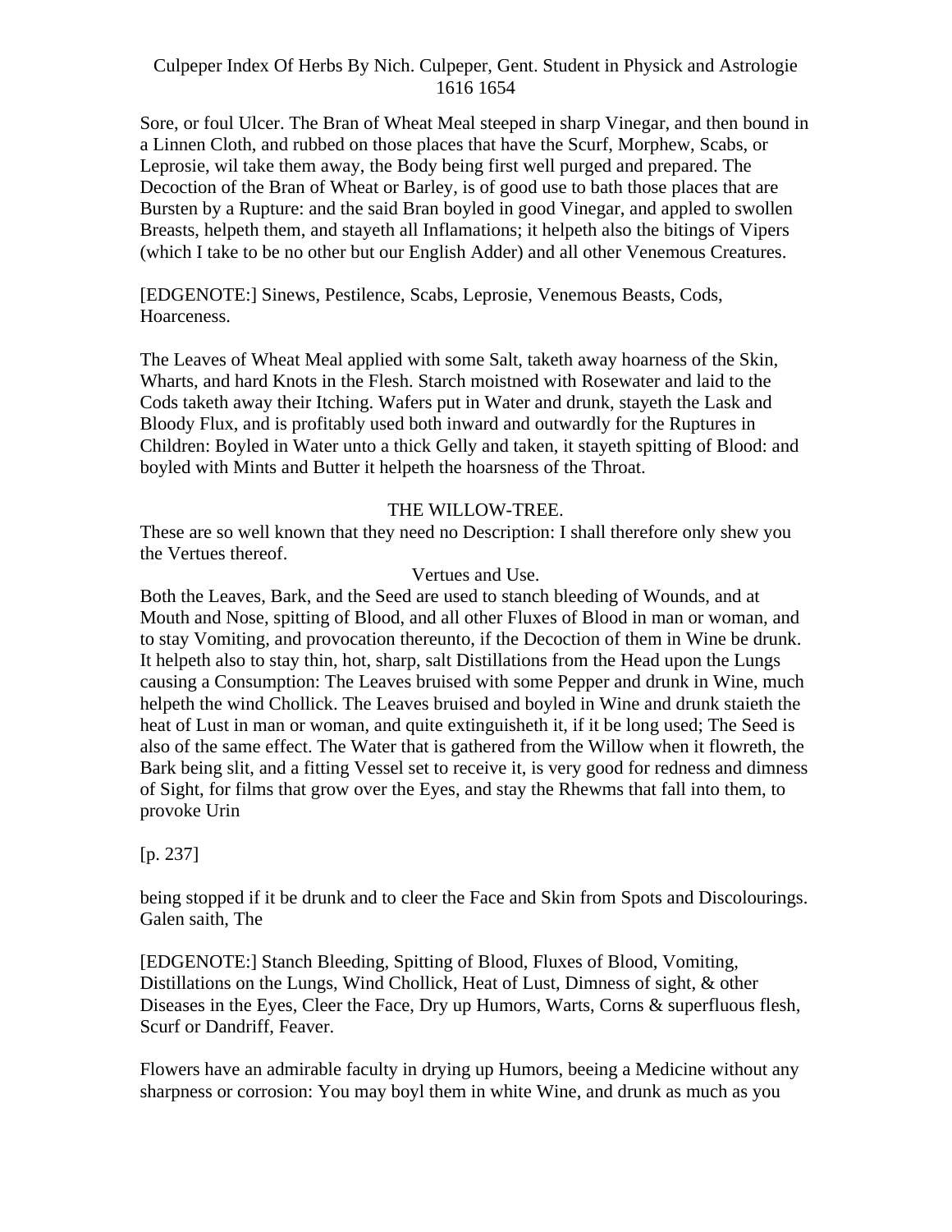Sore, or foul Ulcer. The Bran of Wheat Meal steeped in sharp Vinegar, and then bound in a Linnen Cloth, and rubbed on those places that have the Scurf, Morphew, Scabs, or Leprosie, wil take them away, the Body being first well purged and prepared. The Decoction of the Bran of Wheat or Barley, is of good use to bath those places that are Bursten by a Rupture: and the said Bran boyled in good Vinegar, and appled to swollen Breasts, helpeth them, and stayeth all Inflamations; it helpeth also the bitings of Vipers (which I take to be no other but our English Adder) and all other Venemous Creatures.

[EDGENOTE:] Sinews, Pestilence, Scabs, Leprosie, Venemous Beasts, Cods, Hoarceness.

The Leaves of Wheat Meal applied with some Salt, taketh away hoarness of the Skin, Wharts, and hard Knots in the Flesh. Starch moistned with Rosewater and laid to the Cods taketh away their Itching. Wafers put in Water and drunk, stayeth the Lask and Bloody Flux, and is profitably used both inward and outwardly for the Ruptures in Children: Boyled in Water unto a thick Gelly and taken, it stayeth spitting of Blood: and boyled with Mints and Butter it helpeth the hoarsness of the Throat.

## THE WILLOW-TREE.

These are so well known that they need no Description: I shall therefore only shew you the Vertues thereof.

### Vertues and Use.

Both the Leaves, Bark, and the Seed are used to stanch bleeding of Wounds, and at Mouth and Nose, spitting of Blood, and all other Fluxes of Blood in man or woman, and to stay Vomiting, and provocation thereunto, if the Decoction of them in Wine be drunk. It helpeth also to stay thin, hot, sharp, salt Distillations from the Head upon the Lungs causing a Consumption: The Leaves bruised with some Pepper and drunk in Wine, much helpeth the wind Chollick. The Leaves bruised and boyled in Wine and drunk staieth the heat of Lust in man or woman, and quite extinguisheth it, if it be long used; The Seed is also of the same effect. The Water that is gathered from the Willow when it flowreth, the Bark being slit, and a fitting Vessel set to receive it, is very good for redness and dimness of Sight, for films that grow over the Eyes, and stay the Rhewms that fall into them, to provoke Urin

[p. 237]

being stopped if it be drunk and to cleer the Face and Skin from Spots and Discolourings. Galen saith, The

[EDGENOTE:] Stanch Bleeding, Spitting of Blood, Fluxes of Blood, Vomiting, Distillations on the Lungs, Wind Chollick, Heat of Lust, Dimness of sight, & other Diseases in the Eyes, Cleer the Face, Dry up Humors, Warts, Corns & superfluous flesh, Scurf or Dandriff, Feaver.

Flowers have an admirable faculty in drying up Humors, beeing a Medicine without any sharpness or corrosion: You may boyl them in white Wine, and drunk as much as you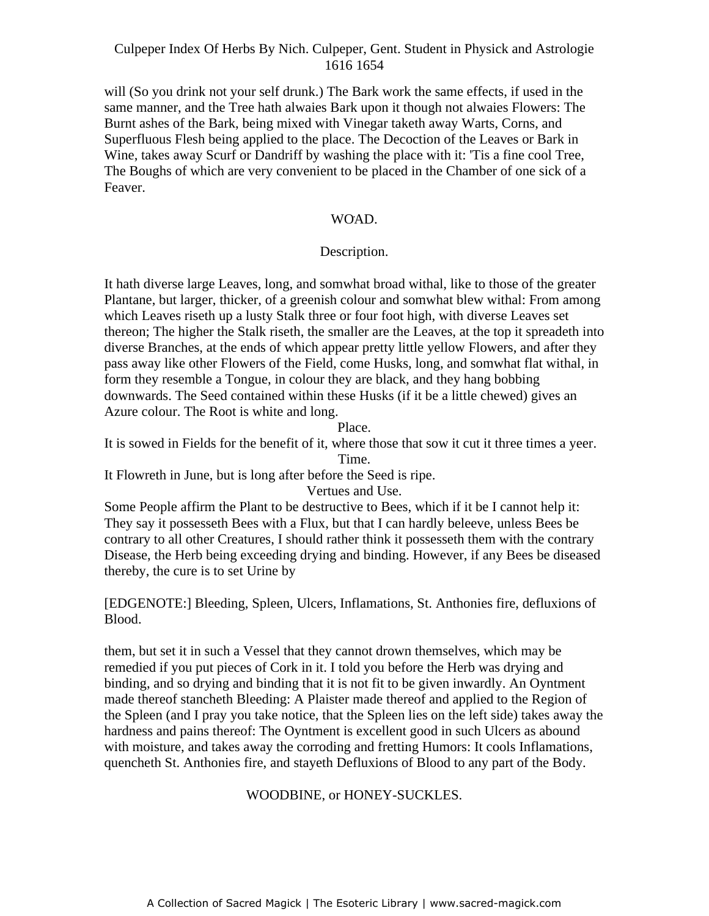will (So you drink not your self drunk.) The Bark work the same effects, if used in the same manner, and the Tree hath alwaies Bark upon it though not alwaies Flowers: The Burnt ashes of the Bark, being mixed with Vinegar taketh away Warts, Corns, and Superfluous Flesh being applied to the place. The Decoction of the Leaves or Bark in Wine, takes away Scurf or Dandriff by washing the place with it: 'Tis a fine cool Tree, The Boughs of which are very convenient to be placed in the Chamber of one sick of a Feaver.

## WOAD.

### Description.

It hath diverse large Leaves, long, and somwhat broad withal, like to those of the greater Plantane, but larger, thicker, of a greenish colour and somwhat blew withal: From among which Leaves riseth up a lusty Stalk three or four foot high, with diverse Leaves set thereon; The higher the Stalk riseth, the smaller are the Leaves, at the top it spreadeth into diverse Branches, at the ends of which appear pretty little yellow Flowers, and after they pass away like other Flowers of the Field, come Husks, long, and somwhat flat withal, in form they resemble a Tongue, in colour they are black, and they hang bobbing downwards. The Seed contained within these Husks (if it be a little chewed) gives an Azure colour. The Root is white and long.

### Place.

It is sowed in Fields for the benefit of it, where those that sow it cut it three times a yeer.

### Time.

It Flowreth in June, but is long after before the Seed is ripe.

### Vertues and Use.

Some People affirm the Plant to be destructive to Bees, which if it be I cannot help it: They say it possesseth Bees with a Flux, but that I can hardly beleeve, unless Bees be contrary to all other Creatures, I should rather think it possesseth them with the contrary Disease, the Herb being exceeding drying and binding. However, if any Bees be diseased thereby, the cure is to set Urine by

[EDGENOTE:] Bleeding, Spleen, Ulcers, Inflamations, St. Anthonies fire, defluxions of Blood.

them, but set it in such a Vessel that they cannot drown themselves, which may be remedied if you put pieces of Cork in it. I told you before the Herb was drying and binding, and so drying and binding that it is not fit to be given inwardly. An Oyntment made thereof stancheth Bleeding: A Plaister made thereof and applied to the Region of the Spleen (and I pray you take notice, that the Spleen lies on the left side) takes away the hardness and pains thereof: The Oyntment is excellent good in such Ulcers as abound with moisture, and takes away the corroding and fretting Humors: It cools Inflamations, quencheth St. Anthonies fire, and stayeth Defluxions of Blood to any part of the Body.

## WOODBINE, or HONEY-SUCKLES.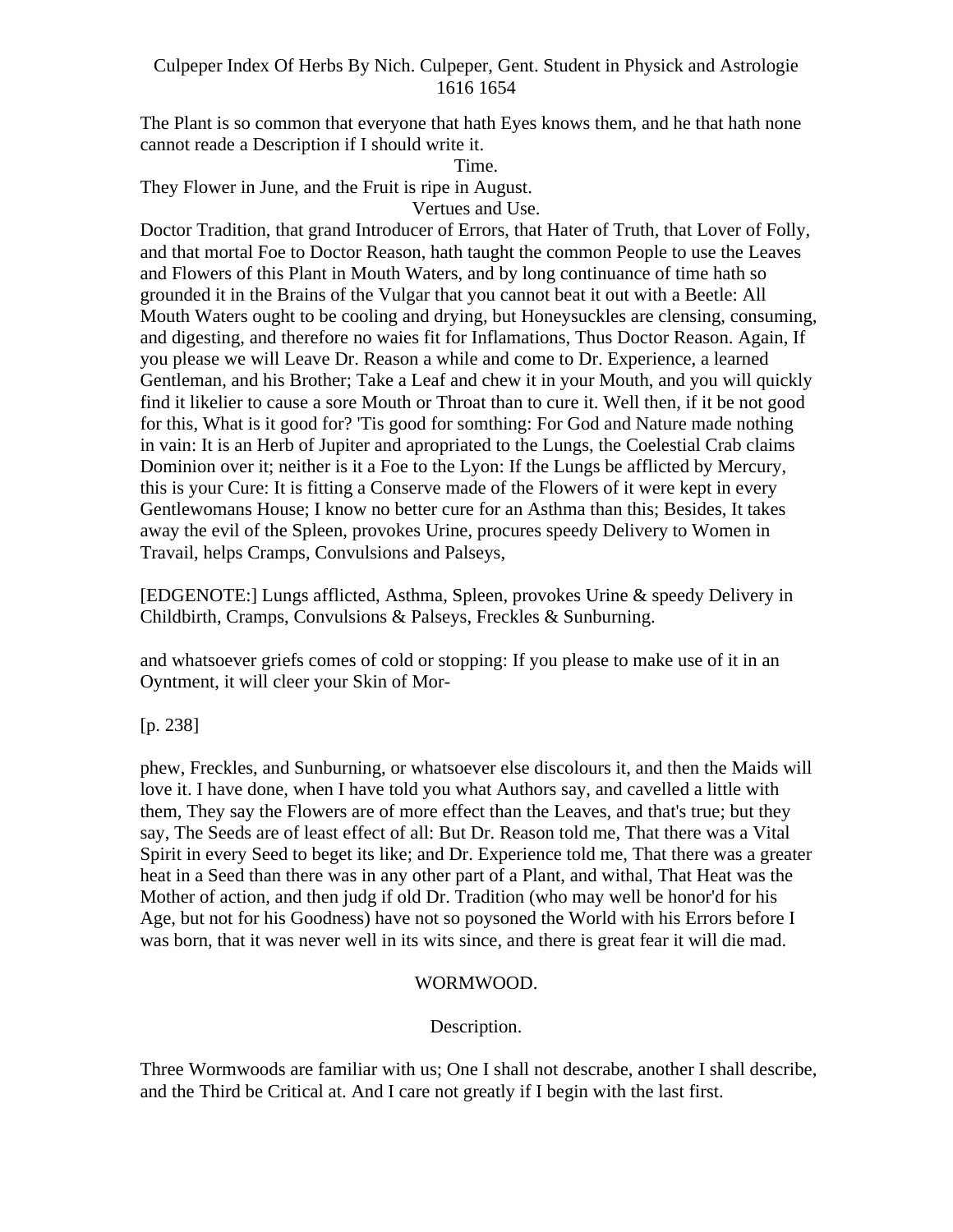The Plant is so common that everyone that hath Eyes knows them, and he that hath none cannot reade a Description if I should write it.

Time.

They Flower in June, and the Fruit is ripe in August.

Vertues and Use.

Doctor Tradition, that grand Introducer of Errors, that Hater of Truth, that Lover of Folly, and that mortal Foe to Doctor Reason, hath taught the common People to use the Leaves and Flowers of this Plant in Mouth Waters, and by long continuance of time hath so grounded it in the Brains of the Vulgar that you cannot beat it out with a Beetle: All Mouth Waters ought to be cooling and drying, but Honeysuckles are clensing, consuming, and digesting, and therefore no waies fit for Inflamations, Thus Doctor Reason. Again, If you please we will Leave Dr. Reason a while and come to Dr. Experience, a learned Gentleman, and his Brother; Take a Leaf and chew it in your Mouth, and you will quickly find it likelier to cause a sore Mouth or Throat than to cure it. Well then, if it be not good for this, What is it good for? 'Tis good for somthing: For God and Nature made nothing in vain: It is an Herb of Jupiter and apropriated to the Lungs, the Coelestial Crab claims Dominion over it; neither is it a Foe to the Lyon: If the Lungs be afflicted by Mercury, this is your Cure: It is fitting a Conserve made of the Flowers of it were kept in every Gentlewomans House; I know no better cure for an Asthma than this; Besides, It takes away the evil of the Spleen, provokes Urine, procures speedy Delivery to Women in Travail, helps Cramps, Convulsions and Palseys,

[EDGENOTE:] Lungs afflicted, Asthma, Spleen, provokes Urine & speedy Delivery in Childbirth, Cramps, Convulsions & Palseys, Freckles & Sunburning.

and whatsoever griefs comes of cold or stopping: If you please to make use of it in an Oyntment, it will cleer your Skin of Mor-

[p. 238]

phew, Freckles, and Sunburning, or whatsoever else discolours it, and then the Maids will love it. I have done, when I have told you what Authors say, and cavelled a little with them, They say the Flowers are of more effect than the Leaves, and that's true; but they say, The Seeds are of least effect of all: But Dr. Reason told me, That there was a Vital Spirit in every Seed to beget its like; and Dr. Experience told me, That there was a greater heat in a Seed than there was in any other part of a Plant, and withal, That Heat was the Mother of action, and then judg if old Dr. Tradition (who may well be honor'd for his Age, but not for his Goodness) have not so poysoned the World with his Errors before I was born, that it was never well in its wits since, and there is great fear it will die mad.

## WORMWOOD.

### Description.

Three Wormwoods are familiar with us; One I shall not descrabe, another I shall describe, and the Third be Critical at. And I care not greatly if I begin with the last first.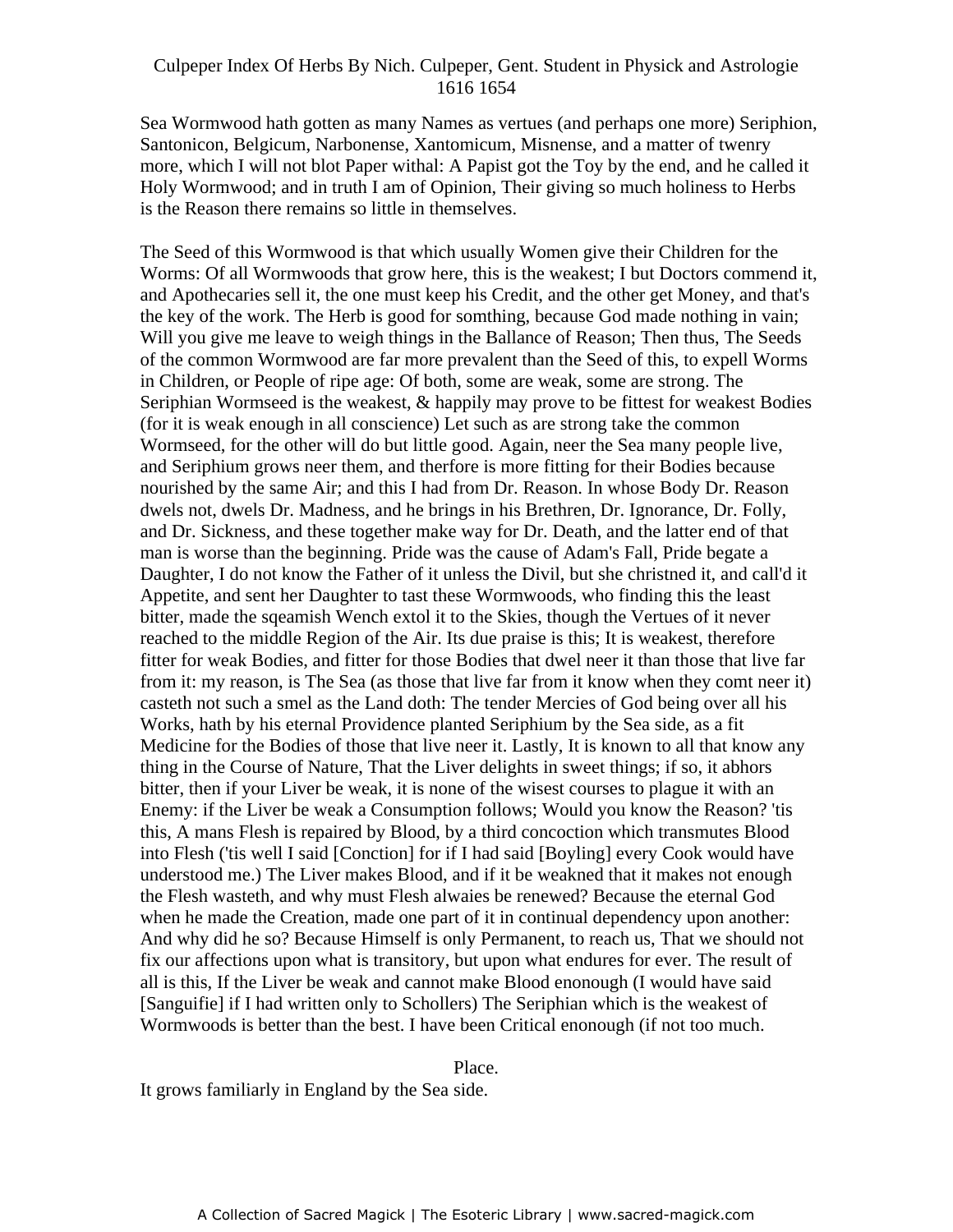Sea Wormwood hath gotten as many Names as vertues (and perhaps one more) Seriphion, Santonicon, Belgicum, Narbonense, Xantomicum, Misnense, and a matter of twenry more, which I will not blot Paper withal: A Papist got the Toy by the end, and he called it Holy Wormwood; and in truth I am of Opinion, Their giving so much holiness to Herbs is the Reason there remains so little in themselves.

The Seed of this Wormwood is that which usually Women give their Children for the Worms: Of all Wormwoods that grow here, this is the weakest; I but Doctors commend it, and Apothecaries sell it, the one must keep his Credit, and the other get Money, and that's the key of the work. The Herb is good for somthing, because God made nothing in vain; Will you give me leave to weigh things in the Ballance of Reason; Then thus, The Seeds of the common Wormwood are far more prevalent than the Seed of this, to expell Worms in Children, or People of ripe age: Of both, some are weak, some are strong. The Seriphian Wormseed is the weakest, & happily may prove to be fittest for weakest Bodies (for it is weak enough in all conscience) Let such as are strong take the common Wormseed, for the other will do but little good. Again, neer the Sea many people live, and Seriphium grows neer them, and therfore is more fitting for their Bodies because nourished by the same Air; and this I had from Dr. Reason. In whose Body Dr. Reason dwels not, dwels Dr. Madness, and he brings in his Brethren, Dr. Ignorance, Dr. Folly, and Dr. Sickness, and these together make way for Dr. Death, and the latter end of that man is worse than the beginning. Pride was the cause of Adam's Fall, Pride begate a Daughter, I do not know the Father of it unless the Divil, but she christned it, and call'd it Appetite, and sent her Daughter to tast these Wormwoods, who finding this the least bitter, made the sqeamish Wench extol it to the Skies, though the Vertues of it never reached to the middle Region of the Air. Its due praise is this; It is weakest, therefore fitter for weak Bodies, and fitter for those Bodies that dwel neer it than those that live far from it: my reason, is The Sea (as those that live far from it know when they comt neer it) casteth not such a smel as the Land doth: The tender Mercies of God being over all his Works, hath by his eternal Providence planted Seriphium by the Sea side, as a fit Medicine for the Bodies of those that live neer it. Lastly, It is known to all that know any thing in the Course of Nature, That the Liver delights in sweet things; if so, it abhors bitter, then if your Liver be weak, it is none of the wisest courses to plague it with an Enemy: if the Liver be weak a Consumption follows; Would you know the Reason? 'tis this, A mans Flesh is repaired by Blood, by a third concoction which transmutes Blood into Flesh ('tis well I said [Conction] for if I had said [Boyling] every Cook would have understood me.) The Liver makes Blood, and if it be weakned that it makes not enough the Flesh wasteth, and why must Flesh alwaies be renewed? Because the eternal God when he made the Creation, made one part of it in continual dependency upon another: And why did he so? Because Himself is only Permanent, to reach us, That we should not fix our affections upon what is transitory, but upon what endures for ever. The result of all is this, If the Liver be weak and cannot make Blood enonough (I would have said [Sanguifie] if I had written only to Schollers) The Seriphian which is the weakest of Wormwoods is better than the best. I have been Critical enonough (if not too much.

Place.

It grows familiarly in England by the Sea side.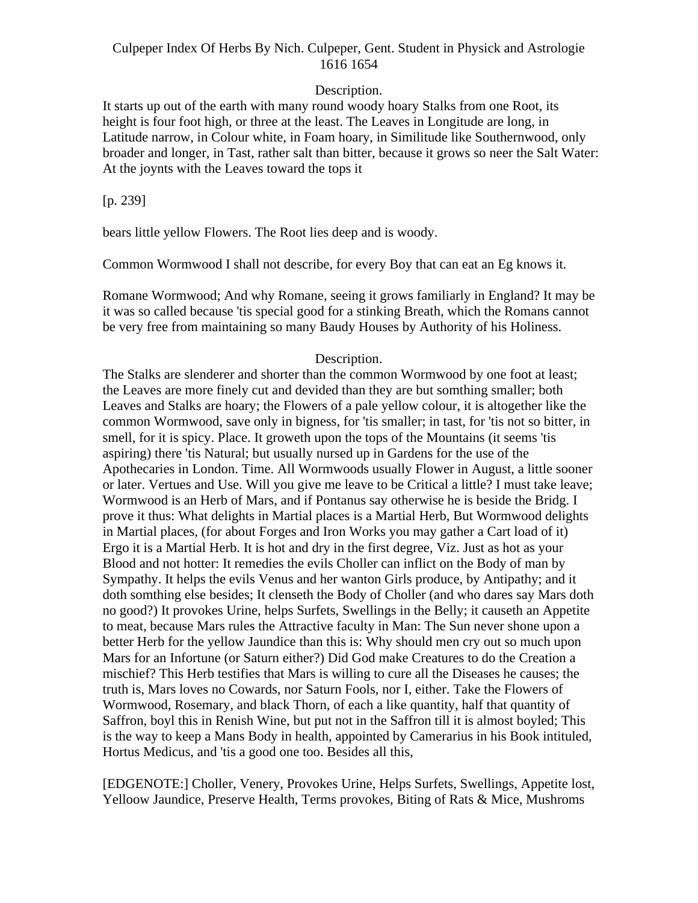Description.
It starts up out of the earth with many round woody hoary Stalks from one Root, its height is four foot high, or three at the least. The Leaves in Longitude are long, in Latitude narrow, in Colour white, in Foam hoary, in Similitude like Southernwood, only broader and longer, in Tast, rather salt than bitter, because it grows so neer the Salt Water: At the joynts with the Leaves toward the tops it

[p. 239]

bears little yellow Flowers. The Root lies deep and is woody.

Common Wormwood I shall not describe, for every Boy that can eat an Eg knows it.

Romane Wormwood; And why Romane, seeing it grows familiarly in England? It may be it was so called because 'tis special good for a stinking Breath, which the Romans cannot be very free from maintaining so many Baudy Houses by Authority of his Holiness.

Description.
The Stalks are slenderer and shorter than the common Wormwood by one foot at least; the Leaves are more finely cut and devided than they are but somthing smaller; both Leaves and Stalks are hoary; the Flowers of a pale yellow colour, it is altogether like the common Wormwood, save only in bigness, for 'tis smaller; in tast, for 'tis not so bitter, in smell, for it is spicy. Place. It groweth upon the tops of the Mountains (it seems 'tis aspiring) there 'tis Natural; but usually nursed up in Gardens for the use of the Apothecaries in London. Time. All Wormwoods usually Flower in August, a little sooner or later. Vertues and Use. Will you give me leave to be Critical a little? I must take leave; Wormwood is an Herb of Mars, and if Pontanus say otherwise he is beside the Bridg. I prove it thus: What delights in Martial places is a Martial Herb, But Wormwood delights in Martial places, (for about Forges and Iron Works you may gather a Cart load of it) Ergo it is a Martial Herb. It is hot and dry in the first degree, Viz. Just as hot as your Blood and not hotter: It remedies the evils Choller can inflict on the Body of man by Sympathy. It helps the evils Venus and her wanton Girls produce, by Antipathy; and it doth somthing else besides; It clenseth the Body of Choller (and who dares say Mars doth no good?) It provokes Urine, helps Surfets, Swellings in the Belly; it causeth an Appetite to meat, because Mars rules the Attractive faculty in Man: The Sun never shone upon a better Herb for the yellow Jaundice than this is: Why should men cry out so much upon Mars for an Infortune (or Saturn either?) Did God make Creatures to do the Creation a mischief? This Herb testifies that Mars is willing to cure all the Diseases he causes; the truth is, Mars loves no Cowards, nor Saturn Fools, nor I, either. Take the Flowers of Wormwood, Rosemary, and black Thorn, of each a like quantity, half that quantity of Saffron, boyl this in Renish Wine, but put not in the Saffron till it is almost boyled; This is the way to keep a Mans Body in health, appointed by Camerarius in his Book intituled, Hortus Medicus, and 'tis a good one too. Besides all this,

[EDGENOTE:] Choller, Venery, Provokes Urine, Helps Surfets, Swellings, Appetite lost, Yelloow Jaundice, Preserve Health, Terms provokes, Biting of Rats & Mice, Mushroms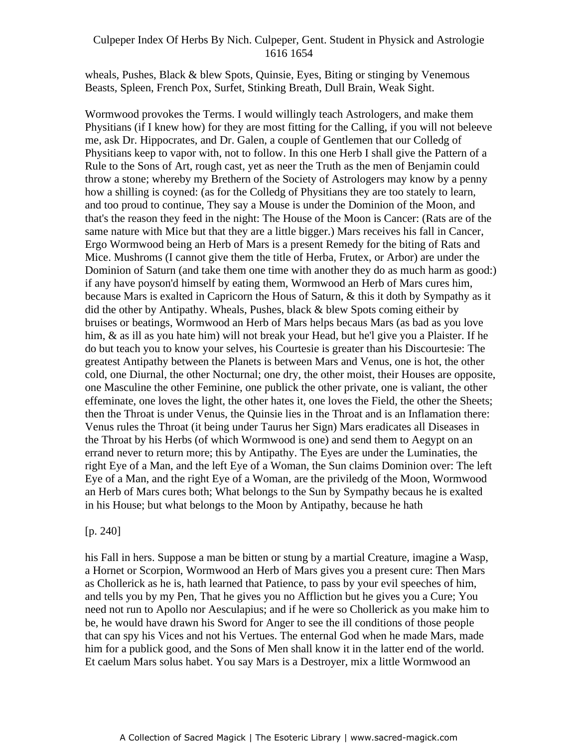wheals, Pushes, Black & blew Spots, Quinsie, Eyes, Biting or stinging by Venemous Beasts, Spleen, French Pox, Surfet, Stinking Breath, Dull Brain, Weak Sight.

Wormwood provokes the Terms. I would willingly teach Astrologers, and make them Physitians (if I knew how) for they are most fitting for the Calling, if you will not beleeve me, ask Dr. Hippocrates, and Dr. Galen, a couple of Gentlemen that our Colledg of Physitians keep to vapor with, not to follow. In this one Herb I shall give the Pattern of a Rule to the Sons of Art, rough cast, yet as neer the Truth as the men of Benjamin could throw a stone; whereby my Brethern of the Society of Astrologers may know by a penny how a shilling is coyned: (as for the Colledg of Physitians they are too stately to learn, and too proud to continue, They say a Mouse is under the Dominion of the Moon, and that's the reason they feed in the night: The House of the Moon is Cancer: (Rats are of the same nature with Mice but that they are a little bigger.) Mars receives his fall in Cancer, Ergo Wormwood being an Herb of Mars is a present Remedy for the biting of Rats and Mice. Mushroms (I cannot give them the title of Herba, Frutex, or Arbor) are under the Dominion of Saturn (and take them one time with another they do as much harm as good:) if any have poyson'd himself by eating them, Wormwood an Herb of Mars cures him, because Mars is exalted in Capricorn the Hous of Saturn, & this it doth by Sympathy as it did the other by Antipathy. Wheals, Pushes, black & blew Spots coming eitheir by bruises or beatings, Wormwood an Herb of Mars helps becaus Mars (as bad as you love him, & as ill as you hate him) will not break your Head, but he'l give you a Plaister. If he do but teach you to know your selves, his Courtesie is greater than his Discourtesie: The greatest Antipathy between the Planets is between Mars and Venus, one is hot, the other cold, one Diurnal, the other Nocturnal; one dry, the other moist, their Houses are opposite, one Masculine the other Feminine, one publick the other private, one is valiant, the other effeminate, one loves the light, the other hates it, one loves the Field, the other the Sheets; then the Throat is under Venus, the Quinsie lies in the Throat and is an Inflamation there: Venus rules the Throat (it being under Taurus her Sign) Mars eradicates all Diseases in the Throat by his Herbs (of which Wormwood is one) and send them to Aegypt on an errand never to return more; this by Antipathy. The Eyes are under the Luminaties, the right Eye of a Man, and the left Eye of a Woman, the Sun claims Dominion over: The left Eye of a Man, and the right Eye of a Woman, are the priviledg of the Moon, Wormwood an Herb of Mars cures both; What belongs to the Sun by Sympathy becaus he is exalted in his House; but what belongs to the Moon by Antipathy, because he hath

[p. 240]

his Fall in hers. Suppose a man be bitten or stung by a martial Creature, imagine a Wasp, a Hornet or Scorpion, Wormwood an Herb of Mars gives you a present cure: Then Mars as Chollerick as he is, hath learned that Patience, to pass by your evil speeches of him, and tells you by my Pen, That he gives you no Affliction but he gives you a Cure; You need not run to Apollo nor Aesculapius; and if he were so Chollerick as you make him to be, he would have drawn his Sword for Anger to see the ill conditions of those people that can spy his Vices and not his Vertues. The enternal God when he made Mars, made him for a publick good, and the Sons of Men shall know it in the latter end of the world. Et caelum Mars solus habet. You say Mars is a Destroyer, mix a little Wormwood an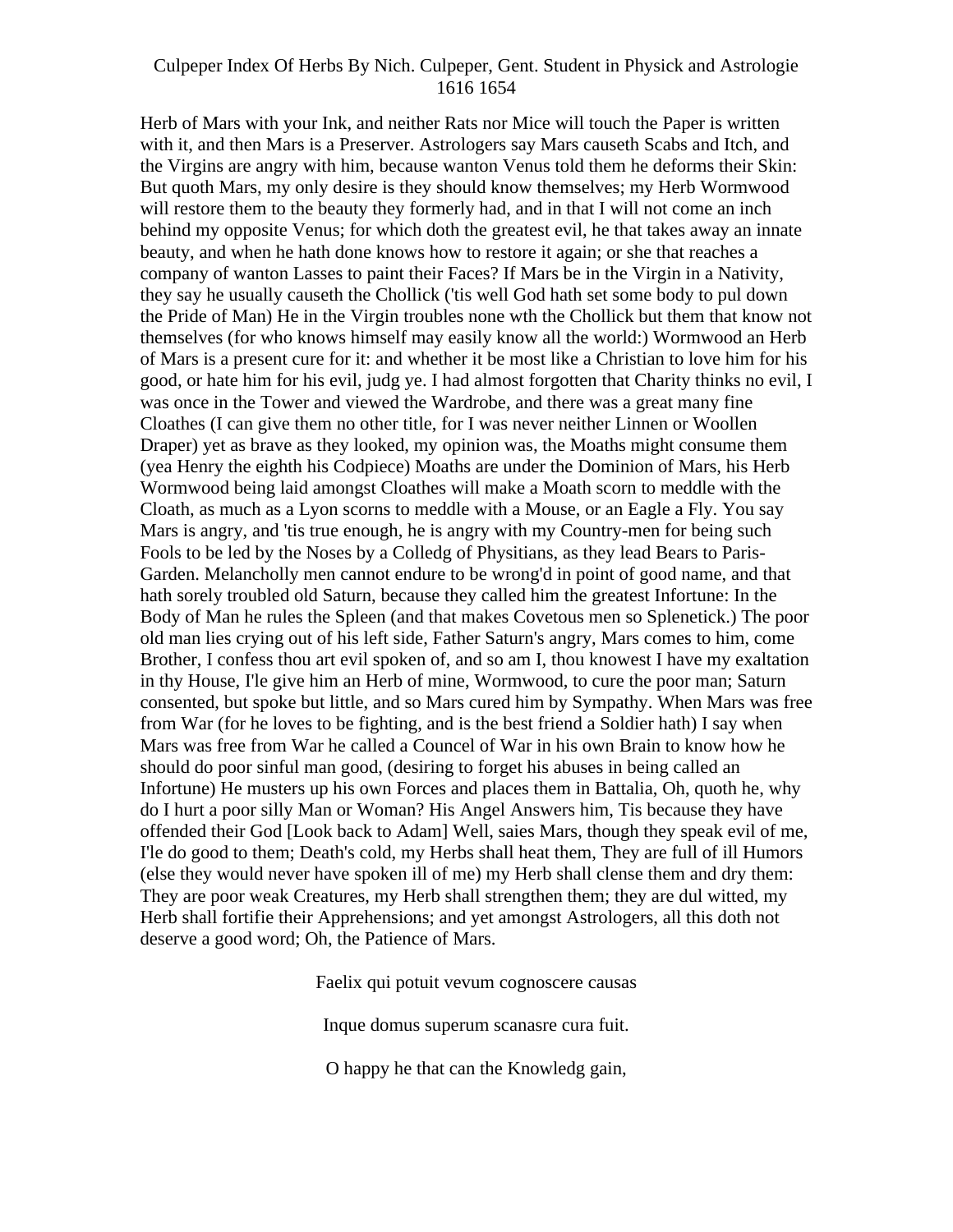Herb of Mars with your Ink, and neither Rats nor Mice will touch the Paper is written with it, and then Mars is a Preserver. Astrologers say Mars causeth Scabs and Itch, and the Virgins are angry with him, because wanton Venus told them he deforms their Skin: But quoth Mars, my only desire is they should know themselves; my Herb Wormwood will restore them to the beauty they formerly had, and in that I will not come an inch behind my opposite Venus; for which doth the greatest evil, he that takes away an innate beauty, and when he hath done knows how to restore it again; or she that reaches a company of wanton Lasses to paint their Faces? If Mars be in the Virgin in a Nativity, they say he usually causeth the Chollick ('tis well God hath set some body to pul down the Pride of Man) He in the Virgin troubles none wth the Chollick but them that know not themselves (for who knows himself may easily know all the world:) Wormwood an Herb of Mars is a present cure for it: and whether it be most like a Christian to love him for his good, or hate him for his evil, judg ye. I had almost forgotten that Charity thinks no evil, I was once in the Tower and viewed the Wardrobe, and there was a great many fine Cloathes (I can give them no other title, for I was never neither Linnen or Woollen Draper) yet as brave as they looked, my opinion was, the Moaths might consume them (yea Henry the eighth his Codpiece) Moaths are under the Dominion of Mars, his Herb Wormwood being laid amongst Cloathes will make a Moath scorn to meddle with the Cloath, as much as a Lyon scorns to meddle with a Mouse, or an Eagle a Fly. You say Mars is angry, and 'tis true enough, he is angry with my Country-men for being such Fools to be led by the Noses by a Colledg of Physitians, as they lead Bears to Paris-Garden. Melancholly men cannot endure to be wrong'd in point of good name, and that hath sorely troubled old Saturn, because they called him the greatest Infortune: In the Body of Man he rules the Spleen (and that makes Covetous men so Splenetick.) The poor old man lies crying out of his left side, Father Saturn's angry, Mars comes to him, come Brother, I confess thou art evil spoken of, and so am I, thou knowest I have my exaltation in thy House, I'le give him an Herb of mine, Wormwood, to cure the poor man; Saturn consented, but spoke but little, and so Mars cured him by Sympathy. When Mars was free from War (for he loves to be fighting, and is the best friend a Soldier hath) I say when Mars was free from War he called a Councel of War in his own Brain to know how he should do poor sinful man good, (desiring to forget his abuses in being called an Infortune) He musters up his own Forces and places them in Battalia, Oh, quoth he, why do I hurt a poor silly Man or Woman? His Angel Answers him, Tis because they have offended their God [Look back to Adam] Well, saies Mars, though they speak evil of me, I'le do good to them; Death's cold, my Herbs shall heat them, They are full of ill Humors (else they would never have spoken ill of me) my Herb shall clense them and dry them: They are poor weak Creatures, my Herb shall strengthen them; they are dul witted, my Herb shall fortifie their Apprehensions; and yet amongst Astrologers, all this doth not deserve a good word; Oh, the Patience of Mars.

Faelix qui potuit vevum cognoscere causas

Inque domus superum scanasre cura fuit.

O happy he that can the Knowledg gain,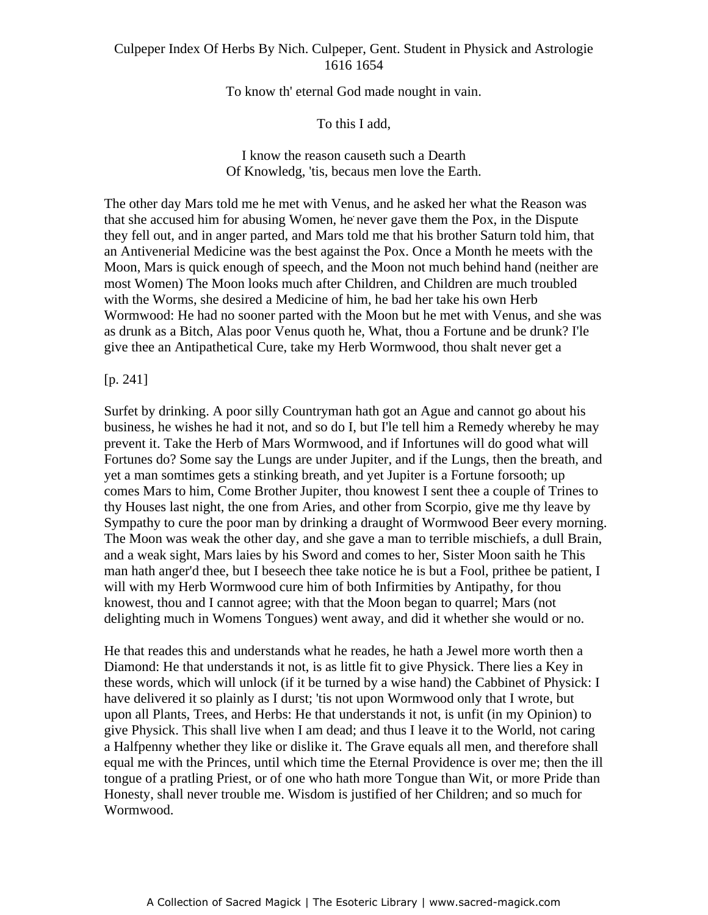To know th' eternal God made nought in vain.

To this I add,

I know the reason causeth such a Dearth
Of Knowledg, 'tis, becaus men love the Earth.

The other day Mars told me he met with Venus, and he asked her what the Reason was that she accused him for abusing Women, he never gave them the Pox, in the Dispute they fell out, and in anger parted, and Mars told me that his brother Saturn told him, that an Antivenerial Medicine was the best against the Pox. Once a Month he meets with the Moon, Mars is quick enough of speech, and the Moon not much behind hand (neither are most Women) The Moon looks much after Children, and Children are much troubled with the Worms, she desired a Medicine of him, he bad her take his own Herb Wormwood: He had no sooner parted with the Moon but he met with Venus, and she was as drunk as a Bitch, Alas poor Venus quoth he, What, thou a Fortune and be drunk? I'le give thee an Antipathetical Cure, take my Herb Wormwood, thou shalt never get a

[p. 241]

Surfet by drinking. A poor silly Countryman hath got an Ague and cannot go about his business, he wishes he had it not, and so do I, but I'le tell him a Remedy whereby he may prevent it. Take the Herb of Mars Wormwood, and if Infortunes will do good what will Fortunes do? Some say the Lungs are under Jupiter, and if the Lungs, then the breath, and yet a man somtimes gets a stinking breath, and yet Jupiter is a Fortune forsooth; up comes Mars to him, Come Brother Jupiter, thou knowest I sent thee a couple of Trines to thy Houses last night, the one from Aries, and other from Scorpio, give me thy leave by Sympathy to cure the poor man by drinking a draught of Wormwood Beer every morning. The Moon was weak the other day, and she gave a man to terrible mischiefs, a dull Brain, and a weak sight, Mars laies by his Sword and comes to her, Sister Moon saith he This man hath anger'd thee, but I beseech thee take notice he is but a Fool, prithee be patient, I will with my Herb Wormwood cure him of both Infirmities by Antipathy, for thou knowest, thou and I cannot agree; with that the Moon began to quarrel; Mars (not delighting much in Womens Tongues) went away, and did it whether she would or no.

He that reades this and understands what he reades, he hath a Jewel more worth then a Diamond: He that understands it not, is as little fit to give Physick. There lies a Key in these words, which will unlock (if it be turned by a wise hand) the Cabbinet of Physick: I have delivered it so plainly as I durst; 'tis not upon Wormwood only that I wrote, but upon all Plants, Trees, and Herbs: He that understands it not, is unfit (in my Opinion) to give Physick. This shall live when I am dead; and thus I leave it to the World, not caring a Halfpenny whether they like or dislike it. The Grave equals all men, and therefore shall equal me with the Princes, until which time the Eternal Providence is over me; then the ill tongue of a pratling Priest, or of one who hath more Tongue than Wit, or more Pride than Honesty, shall never trouble me. Wisdom is justified of her Children; and so much for Wormwood.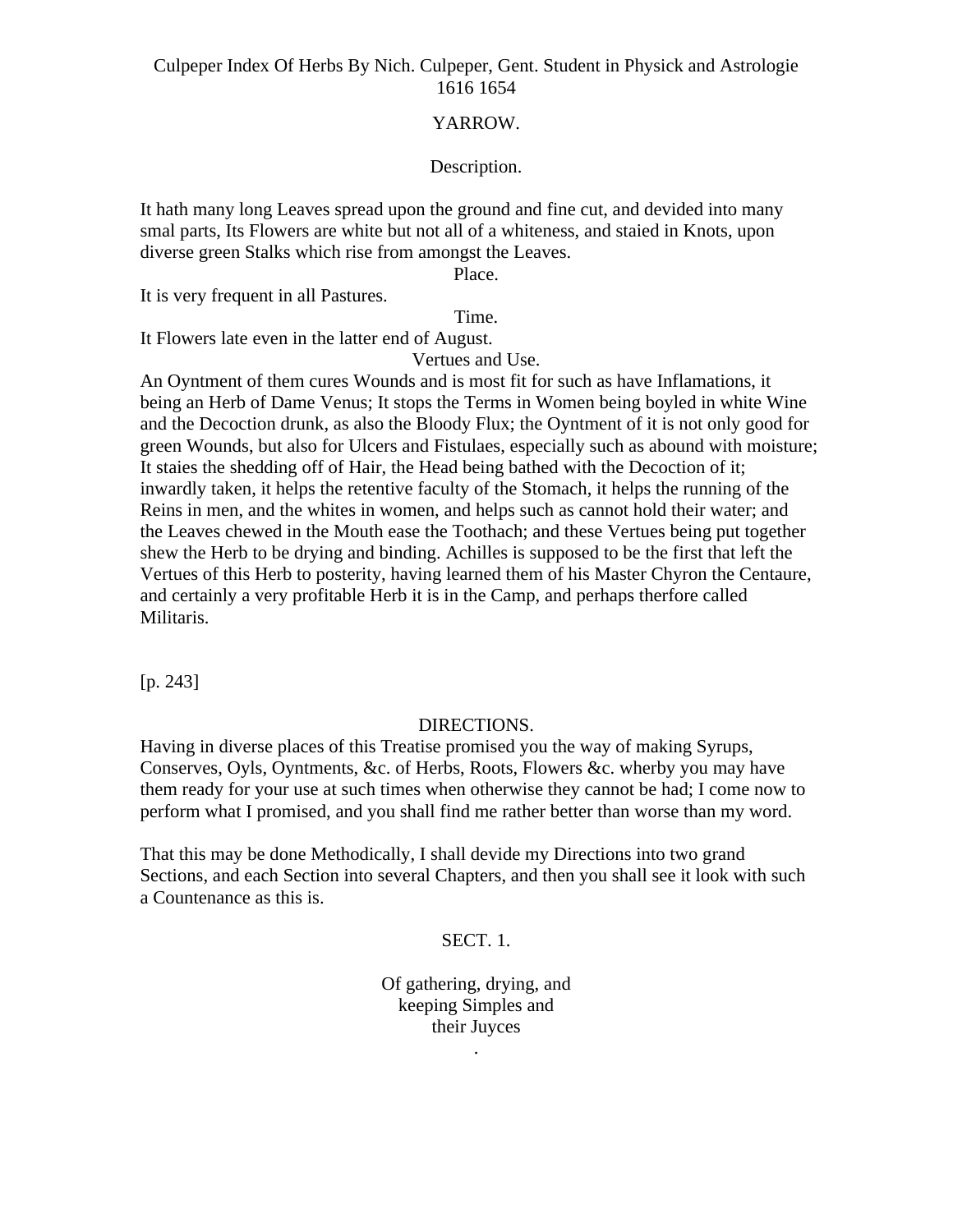Culpeper Index Of Herbs By Nich. Culpeper, Gent. Student in Physick and Astrologie 1616 1654

## YARROW.

### Description.

It hath many long Leaves spread upon the ground and fine cut, and devided into many smal parts, Its Flowers are white but not all of a whiteness, and staied in Knots, upon diverse green Stalks which rise from amongst the Leaves.

### Place.

It is very frequent in all Pastures.

### Time.

It Flowers late even in the latter end of August.

### Vertues and Use.

An Oyntment of them cures Wounds and is most fit for such as have Inflamations, it being an Herb of Dame Venus; It stops the Terms in Women being boyled in white Wine and the Decoction drunk, as also the Bloody Flux; the Oyntment of it is not only good for green Wounds, but also for Ulcers and Fistulaes, especially such as abound with moisture; It staies the shedding off of Hair, the Head being bathed with the Decoction of it; inwardly taken, it helps the retentive faculty of the Stomach, it helps the running of the Reins in men, and the whites in women, and helps such as cannot hold their water; and the Leaves chewed in the Mouth ease the Toothach; and these Vertues being put together shew the Herb to be drying and binding. Achilles is supposed to be the first that left the Vertues of this Herb to posterity, having learned them of his Master Chyron the Centaure, and certainly a very profitable Herb it is in the Camp, and perhaps therfore called Militaris.

[p. 243]

## DIRECTIONS.

Having in diverse places of this Treatise promised you the way of making Syrups, Conserves, Oyls, Oyntments, &c. of Herbs, Roots, Flowers &c. wherby you may have them ready for your use at such times when otherwise they cannot be had; I come now to perform what I promised, and you shall find me rather better than worse than my word.

That this may be done Methodically, I shall devide my Directions into two grand Sections, and each Section into several Chapters, and then you shall see it look with such a Countenance as this is.

### SECT. 1.

Of gathering, drying, and keeping Simples and their Juyces
.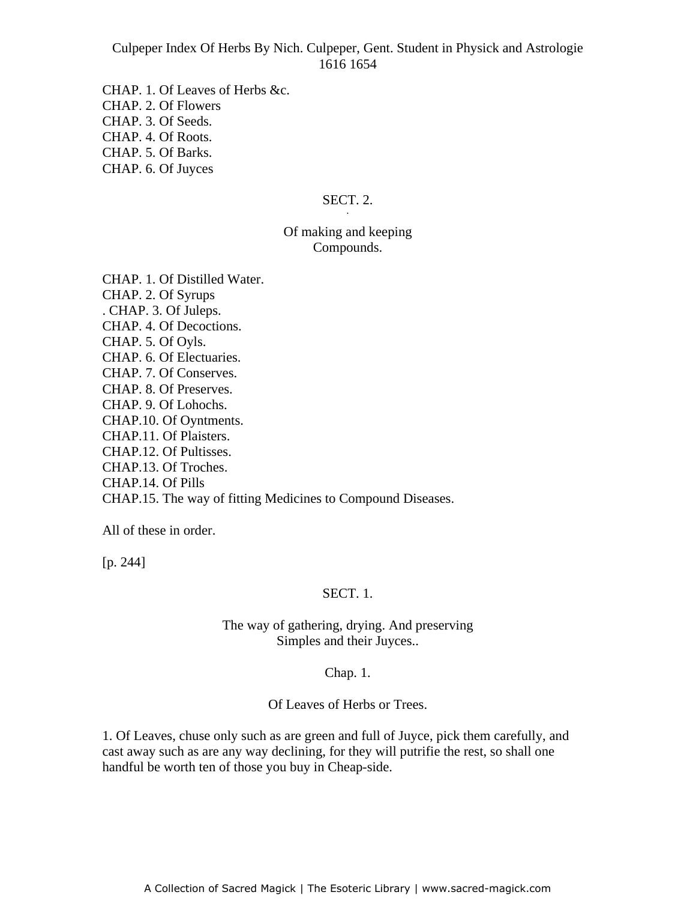CHAP. 1. Of Leaves of Herbs &c.  
CHAP. 2. Of Flowers  
CHAP. 3. Of Seeds.  
CHAP. 4. Of Roots.  
CHAP. 5. Of Barks.  
CHAP. 6. Of Juyces

## SECT. 2.

### Of making and keeping Compounds.

CHAP. 1. Of Distilled Water.  
CHAP. 2. Of Syrups  
. CHAP. 3. Of Juleps.  
CHAP. 4. Of Decoctions.  
CHAP. 5. Of Oyls.  
CHAP. 6. Of Electuaries.  
CHAP. 7. Of Conserves.  
CHAP. 8. Of Preserves.  
CHAP. 9. Of Lohochs.  
CHAP.10. Of Oyntments.  
CHAP.11. Of Plaisters.  
CHAP.12. Of Pultisses.  
CHAP.13. Of Troches.  
CHAP.14. Of Pills  
CHAP.15. The way of fitting Medicines to Compound Diseases.

All of these in order.

[p. 244]

## SECT. 1.

### The way of gathering, drying. And preserving Simples and their Juyces..

### Chap. 1.

### Of Leaves of Herbs or Trees.

1. Of Leaves, chuse only such as are green and full of Juyce, pick them carefully, and cast away such as are any way declining, for they will putrifie the rest, so shall one handful be worth ten of those you buy in Cheap-side.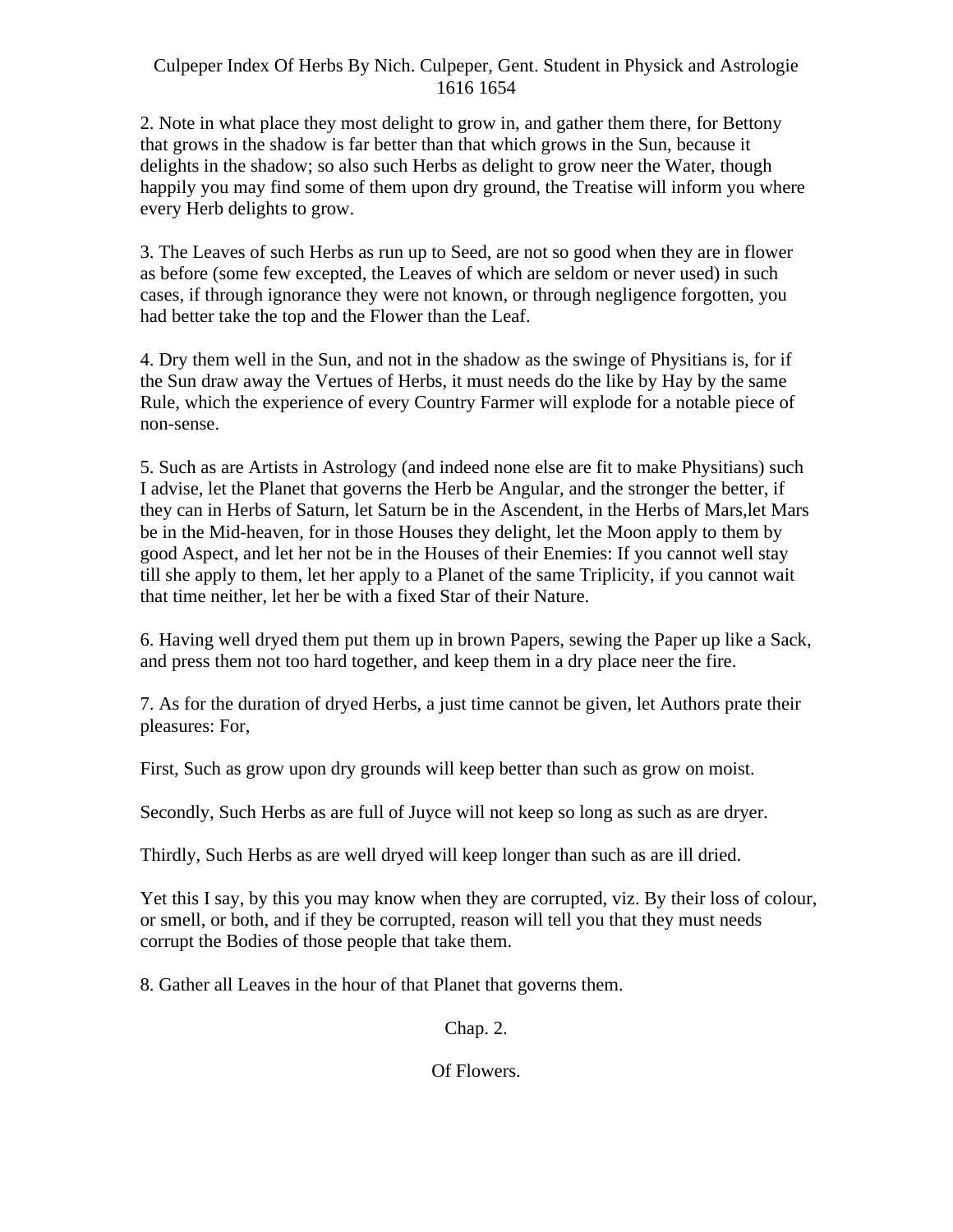2. Note in what place they most delight to grow in, and gather them there, for Bettony that grows in the shadow is far better than that which grows in the Sun, because it delights in the shadow; so also such Herbs as delight to grow neer the Water, though happily you may find some of them upon dry ground, the Treatise will inform you where every Herb delights to grow.

3. The Leaves of such Herbs as run up to Seed, are not so good when they are in flower as before (some few excepted, the Leaves of which are seldom or never used) in such cases, if through ignorance they were not known, or through negligence forgotten, you had better take the top and the Flower than the Leaf.

4. Dry them well in the Sun, and not in the shadow as the swinge of Physitians is, for if the Sun draw away the Vertues of Herbs, it must needs do the like by Hay by the same Rule, which the experience of every Country Farmer will explode for a notable piece of non-sense.

5. Such as are Artists in Astrology (and indeed none else are fit to make Physitians) such I advise, let the Planet that governs the Herb be Angular, and the stronger the better, if they can in Herbs of Saturn, let Saturn be in the Ascendent, in the Herbs of Mars,let Mars be in the Mid-heaven, for in those Houses they delight, let the Moon apply to them by good Aspect, and let her not be in the Houses of their Enemies: If you cannot well stay till she apply to them, let her apply to a Planet of the same Triplicity, if you cannot wait that time neither, let her be with a fixed Star of their Nature.

6. Having well dryed them put them up in brown Papers, sewing the Paper up like a Sack, and press them not too hard together, and keep them in a dry place neer the fire.

7. As for the duration of dryed Herbs, a just time cannot be given, let Authors prate their pleasures: For,

First, Such as grow upon dry grounds will keep better than such as grow on moist.

Secondly, Such Herbs as are full of Juyce will not keep so long as such as are dryer.

Thirdly, Such Herbs as are well dryed will keep longer than such as are ill dried.

Yet this I say, by this you may know when they are corrupted, viz. By their loss of colour, or smell, or both, and if they be corrupted, reason will tell you that they must needs corrupt the Bodies of those people that take them.

8. Gather all Leaves in the hour of that Planet that governs them.

## Chap. 2.

## Of Flowers.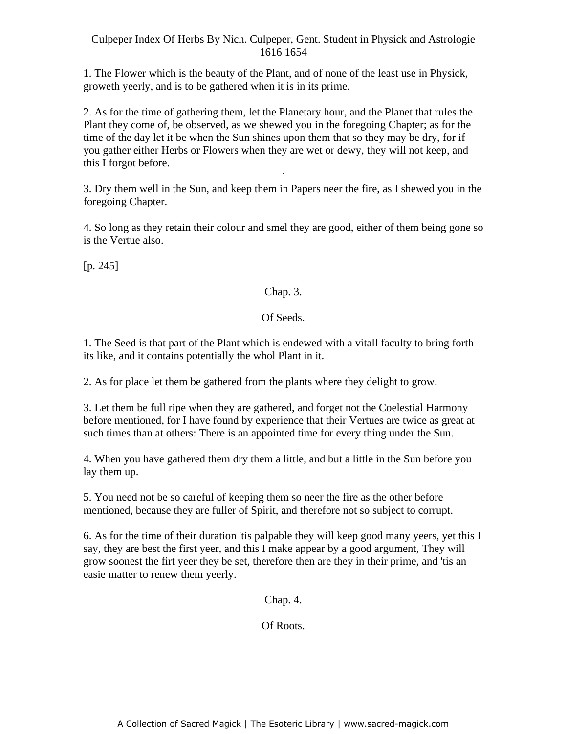1. The Flower which is the beauty of the Plant, and of none of the least use in Physick, groweth yeerly, and is to be gathered when it is in its prime.

2. As for the time of gathering them, let the Planetary hour, and the Planet that rules the Plant they come of, be observed, as we shewed you in the foregoing Chapter; as for the time of the day let it be when the Sun shines upon them that so they may be dry, for if you gather either Herbs or Flowers when they are wet or dewy, they will not keep, and this I forgot before.

3. Dry them well in the Sun, and keep them in Papers neer the fire, as I shewed you in the foregoing Chapter.

4. So long as they retain their colour and smel they are good, either of them being gone so is the Vertue also.

[p. 245]

## Chap. 3.

## Of Seeds.

1. The Seed is that part of the Plant which is endewed with a vitall faculty to bring forth its like, and it contains potentially the whol Plant in it.

2. As for place let them be gathered from the plants where they delight to grow.

3. Let them be full ripe when they are gathered, and forget not the Coelestial Harmony before mentioned, for I have found by experience that their Vertues are twice as great at such times than at others: There is an appointed time for every thing under the Sun.

4. When you have gathered them dry them a little, and but a little in the Sun before you lay them up.

5. You need not be so careful of keeping them so neer the fire as the other before mentioned, because they are fuller of Spirit, and therefore not so subject to corrupt.

6. As for the time of their duration 'tis palpable they will keep good many yeers, yet this I say, they are best the first yeer, and this I make appear by a good argument, They will grow soonest the firt yeer they be set, therefore then are they in their prime, and 'tis an easie matter to renew them yeerly.

## Chap. 4.

## Of Roots.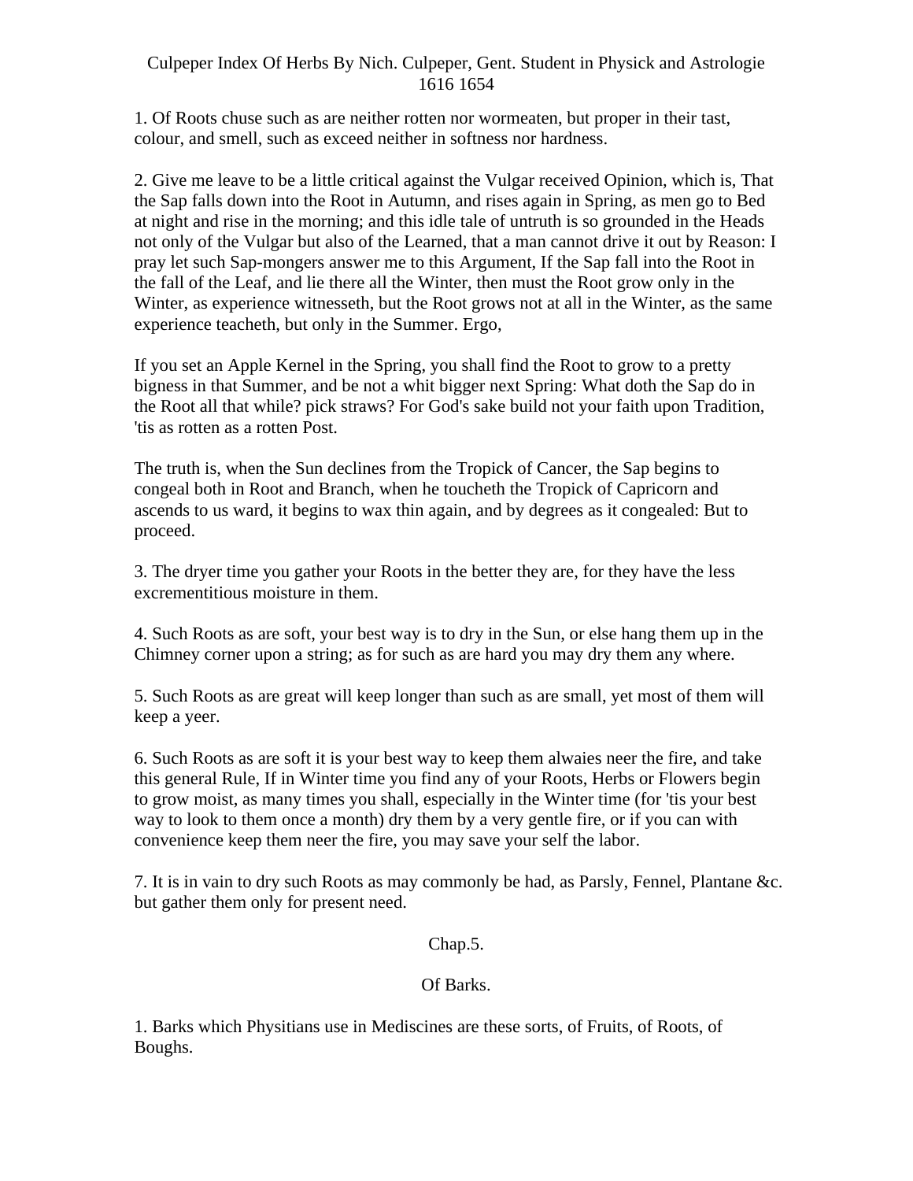Culpeper Index Of Herbs By Nich. Culpeper, Gent. Student in Physick and Astrologie 1616 1654

1. Of Roots chuse such as are neither rotten nor wormeaten, but proper in their tast, colour, and smell, such as exceed neither in softness nor hardness.

2. Give me leave to be a little critical against the Vulgar received Opinion, which is, That the Sap falls down into the Root in Autumn, and rises again in Spring, as men go to Bed at night and rise in the morning; and this idle tale of untruth is so grounded in the Heads not only of the Vulgar but also of the Learned, that a man cannot drive it out by Reason: I pray let such Sap-mongers answer me to this Argument, If the Sap fall into the Root in the fall of the Leaf, and lie there all the Winter, then must the Root grow only in the Winter, as experience witnesseth, but the Root grows not at all in the Winter, as the same experience teacheth, but only in the Summer. Ergo,

If you set an Apple Kernel in the Spring, you shall find the Root to grow to a pretty bigness in that Summer, and be not a whit bigger next Spring: What doth the Sap do in the Root all that while? pick straws? For God's sake build not your faith upon Tradition, 'tis as rotten as a rotten Post.

The truth is, when the Sun declines from the Tropick of Cancer, the Sap begins to congeal both in Root and Branch, when he toucheth the Tropick of Capricorn and ascends to us ward, it begins to wax thin again, and by degrees as it congealed: But to proceed.

3. The dryer time you gather your Roots in the better they are, for they have the less excrementitious moisture in them.

4. Such Roots as are soft, your best way is to dry in the Sun, or else hang them up in the Chimney corner upon a string; as for such as are hard you may dry them any where.

5. Such Roots as are great will keep longer than such as are small, yet most of them will keep a yeer.

6. Such Roots as are soft it is your best way to keep them alwaies neer the fire, and take this general Rule, If in Winter time you find any of your Roots, Herbs or Flowers begin to grow moist, as many times you shall, especially in the Winter time (for 'tis your best way to look to them once a month) dry them by a very gentle fire, or if you can with convenience keep them neer the fire, you may save your self the labor.

7. It is in vain to dry such Roots as may commonly be had, as Parsly, Fennel, Plantane &c. but gather them only for present need.

## Chap.5.

## Of Barks.

1. Barks which Physitians use in Mediscines are these sorts, of Fruits, of Roots, of Boughs.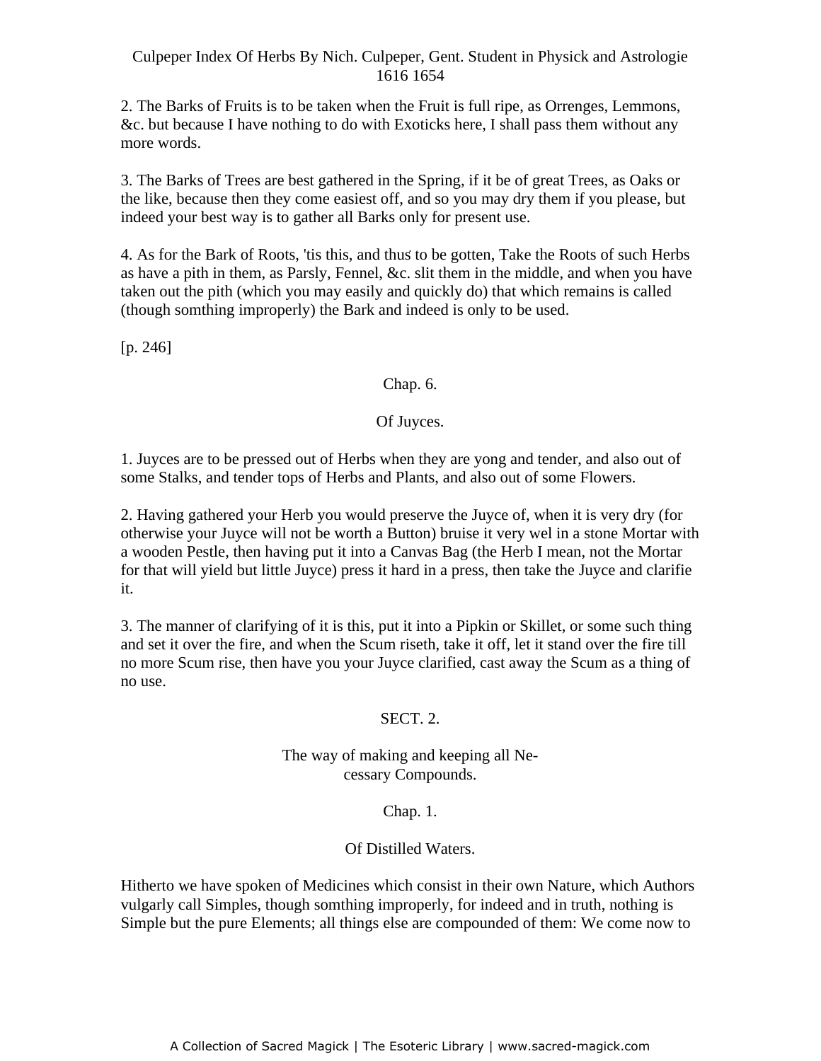2. The Barks of Fruits is to be taken when the Fruit is full ripe, as Orrenges, Lemmons, &c. but because I have nothing to do with Exoticks here, I shall pass them without any more words.

3. The Barks of Trees are best gathered in the Spring, if it be of great Trees, as Oaks or the like, because then they come easiest off, and so you may dry them if you please, but indeed your best way is to gather all Barks only for present use.

4. As for the Bark of Roots, 'tis this, and thus to be gotten, Take the Roots of such Herbs as have a pith in them, as Parsly, Fennel, &c. slit them in the middle, and when you have taken out the pith (which you may easily and quickly do) that which remains is called (though somthing improperly) the Bark and indeed is only to be used.

[p. 246]

## Chap. 6.

### Of Juyces.

1. Juyces are to be pressed out of Herbs when they are yong and tender, and also out of some Stalks, and tender tops of Herbs and Plants, and also out of some Flowers.

2. Having gathered your Herb you would preserve the Juyce of, when it is very dry (for otherwise your Juyce will not be worth a Button) bruise it very wel in a stone Mortar with a wooden Pestle, then having put it into a Canvas Bag (the Herb I mean, not the Mortar for that will yield but little Juyce) press it hard in a press, then take the Juyce and clarifie it.

3. The manner of clarifying of it is this, put it into a Pipkin or Skillet, or some such thing and set it over the fire, and when the Scum riseth, take it off, let it stand over the fire till no more Scum rise, then have you your Juyce clarified, cast away the Scum as a thing of no use.

# SECT. 2.

## The way of making and keeping all Necessary Compounds.

## Chap. 1.

### Of Distilled Waters.

Hitherto we have spoken of Medicines which consist in their own Nature, which Authors vulgarly call Simples, though somthing improperly, for indeed and in truth, nothing is Simple but the pure Elements; all things else are compounded of them: We come now to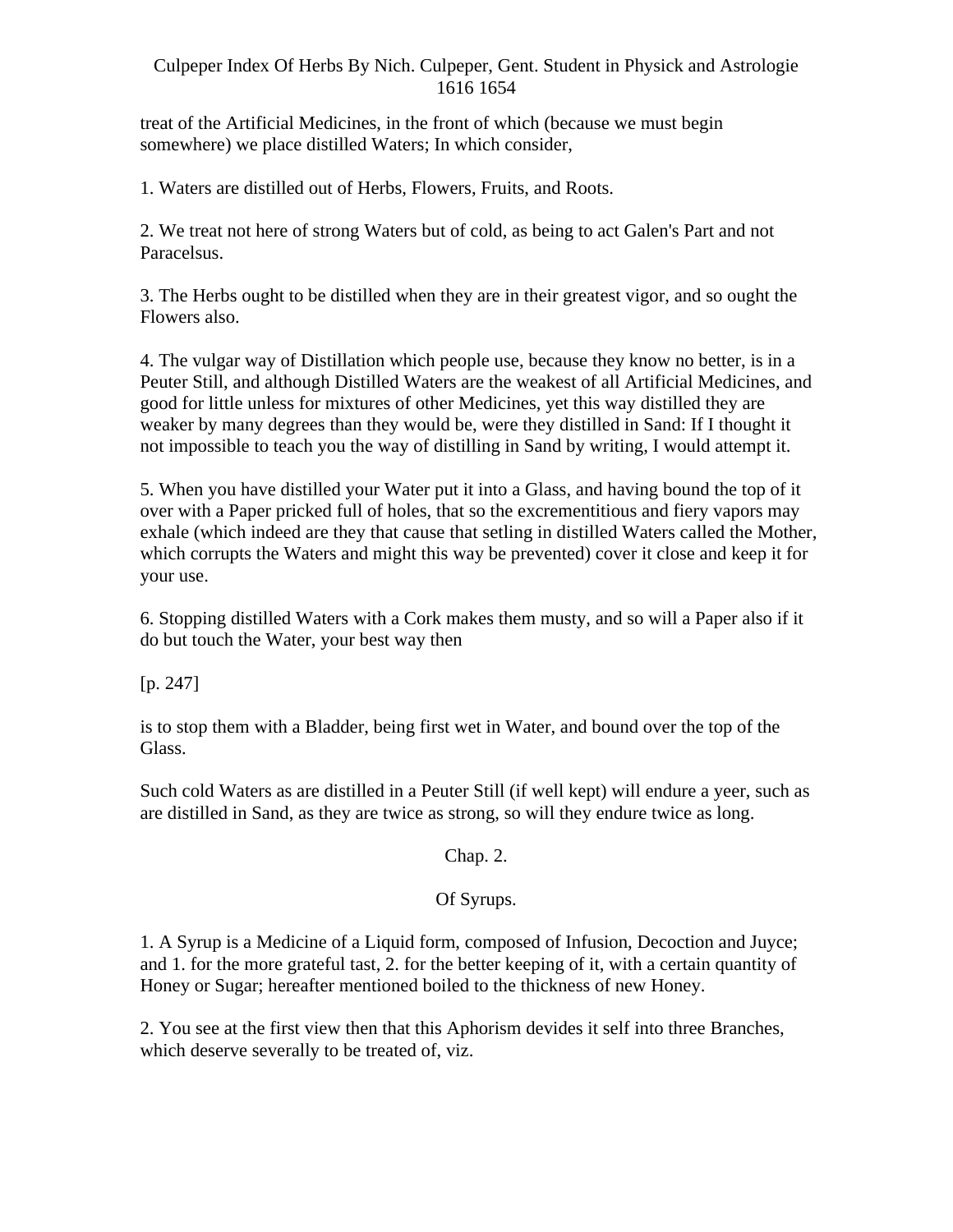treat of the Artificial Medicines, in the front of which (because we must begin somewhere) we place distilled Waters; In which consider,

1. Waters are distilled out of Herbs, Flowers, Fruits, and Roots.

2. We treat not here of strong Waters but of cold, as being to act Galen's Part and not Paracelsus.

3. The Herbs ought to be distilled when they are in their greatest vigor, and so ought the Flowers also.

4. The vulgar way of Distillation which people use, because they know no better, is in a Peuter Still, and although Distilled Waters are the weakest of all Artificial Medicines, and good for little unless for mixtures of other Medicines, yet this way distilled they are weaker by many degrees than they would be, were they distilled in Sand: If I thought it not impossible to teach you the way of distilling in Sand by writing, I would attempt it.

5. When you have distilled your Water put it into a Glass, and having bound the top of it over with a Paper pricked full of holes, that so the excrementitious and fiery vapors may exhale (which indeed are they that cause that setling in distilled Waters called the Mother, which corrupts the Waters and might this way be prevented) cover it close and keep it for your use.

6. Stopping distilled Waters with a Cork makes them musty, and so will a Paper also if it do but touch the Water, your best way then

[p. 247]

is to stop them with a Bladder, being first wet in Water, and bound over the top of the Glass.

Such cold Waters as are distilled in a Peuter Still (if well kept) will endure a yeer, such as are distilled in Sand, as they are twice as strong, so will they endure twice as long.

## Chap. 2.

## Of Syrups.

1. A Syrup is a Medicine of a Liquid form, composed of Infusion, Decoction and Juyce; and 1. for the more grateful tast, 2. for the better keeping of it, with a certain quantity of Honey or Sugar; hereafter mentioned boiled to the thickness of new Honey.

2. You see at the first view then that this Aphorism devides it self into three Branches, which deserve severally to be treated of, viz.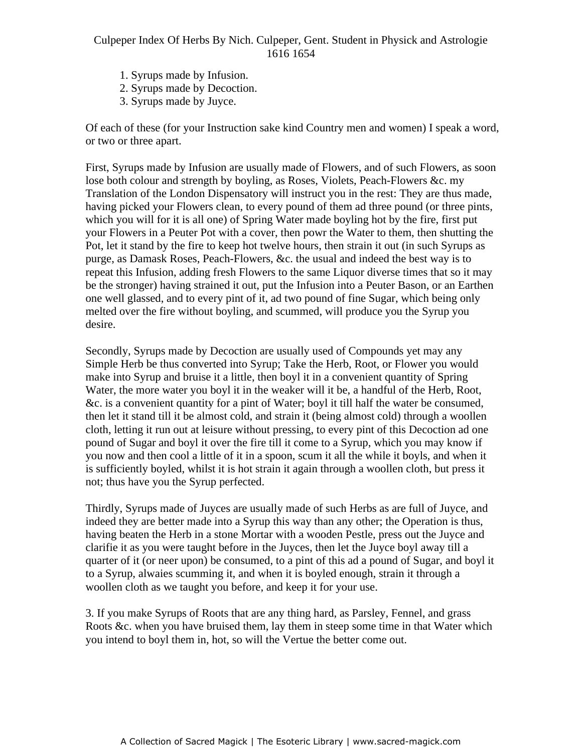1. Syrups made by Infusion.
2. Syrups made by Decoction.
3. Syrups made by Juyce.

Of each of these (for your Instruction sake kind Country men and women) I speak a word, or two or three apart.

First, Syrups made by Infusion are usually made of Flowers, and of such Flowers, as soon lose both colour and strength by boyling, as Roses, Violets, Peach-Flowers &c. my Translation of the London Dispensatory will instruct you in the rest: They are thus made, having picked your Flowers clean, to every pound of them ad three pound (or three pints, which you will for it is all one) of Spring Water made boyling hot by the fire, first put your Flowers in a Peuter Pot with a cover, then powr the Water to them, then shutting the Pot, let it stand by the fire to keep hot twelve hours, then strain it out (in such Syrups as purge, as Damask Roses, Peach-Flowers, &c. the usual and indeed the best way is to repeat this Infusion, adding fresh Flowers to the same Liquor diverse times that so it may be the stronger) having strained it out, put the Infusion into a Peuter Bason, or an Earthen one well glassed, and to every pint of it, ad two pound of fine Sugar, which being only melted over the fire without boyling, and scummed, will produce you the Syrup you desire.

Secondly, Syrups made by Decoction are usually used of Compounds yet may any Simple Herb be thus converted into Syrup; Take the Herb, Root, or Flower you would make into Syrup and bruise it a little, then boyl it in a convenient quantity of Spring Water, the more water you boyl it in the weaker will it be, a handful of the Herb, Root, &c. is a convenient quantity for a pint of Water; boyl it till half the water be consumed, then let it stand till it be almost cold, and strain it (being almost cold) through a woollen cloth, letting it run out at leisure without pressing, to every pint of this Decoction ad one pound of Sugar and boyl it over the fire till it come to a Syrup, which you may know if you now and then cool a little of it in a spoon, scum it all the while it boyls, and when it is sufficiently boyled, whilst it is hot strain it again through a woollen cloth, but press it not; thus have you the Syrup perfected.

Thirdly, Syrups made of Juyces are usually made of such Herbs as are full of Juyce, and indeed they are better made into a Syrup this way than any other; the Operation is thus, having beaten the Herb in a stone Mortar with a wooden Pestle, press out the Juyce and clarifie it as you were taught before in the Juyces, then let the Juyce boyl away till a quarter of it (or neer upon) be consumed, to a pint of this ad a pound of Sugar, and boyl it to a Syrup, alwaies scumming it, and when it is boyled enough, strain it through a woollen cloth as we taught you before, and keep it for your use.

3. If you make Syrups of Roots that are any thing hard, as Parsley, Fennel, and grass Roots &c. when you have bruised them, lay them in steep some time in that Water which you intend to boyl them in, hot, so will the Vertue the better come out.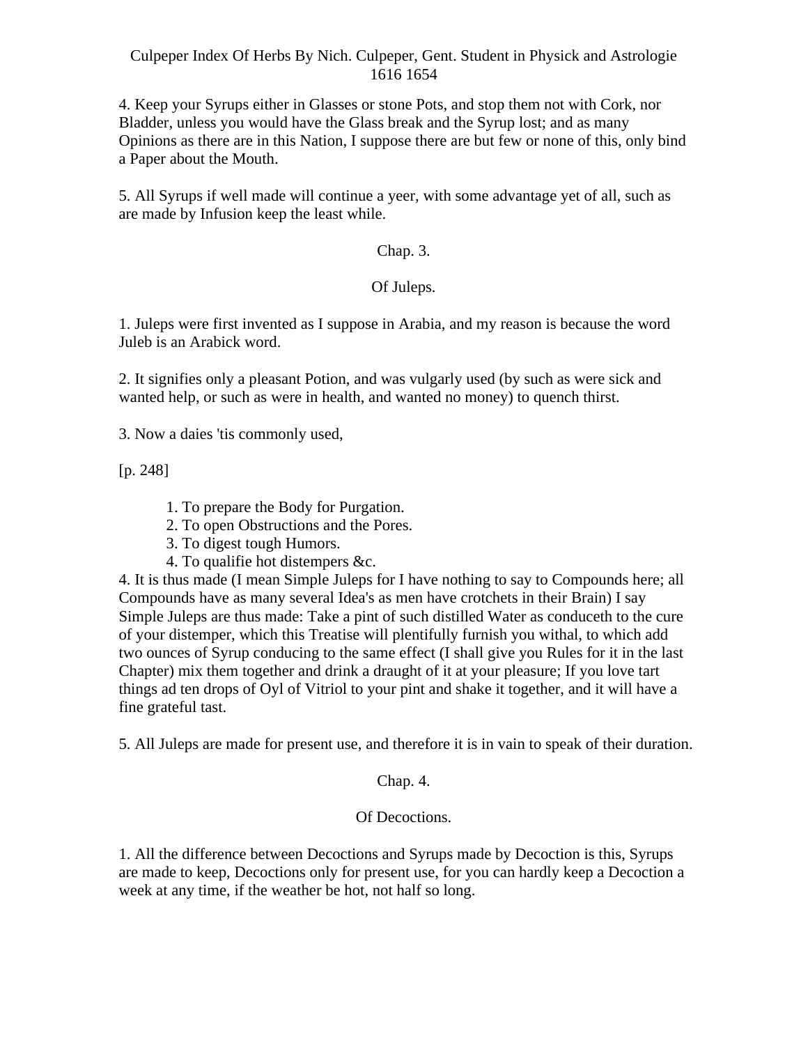4. Keep your Syrups either in Glasses or stone Pots, and stop them not with Cork, nor Bladder, unless you would have the Glass break and the Syrup lost; and as many Opinions as there are in this Nation, I suppose there are but few or none of this, only bind a Paper about the Mouth.

5. All Syrups if well made will continue a yeer, with some advantage yet of all, such as are made by Infusion keep the least while.

## Chap. 3.

## Of Juleps.

1. Juleps were first invented as I suppose in Arabia, and my reason is because the word Juleb is an Arabick word.

2. It signifies only a pleasant Potion, and was vulgarly used (by such as were sick and wanted help, or such as were in health, and wanted no money) to quench thirst.

3. Now a daies 'tis commonly used,

[p. 248]

> 1. To prepare the Body for Purgation.
> 2. To open Obstructions and the Pores.
> 3. To digest tough Humors.
> 4. To qualifie hot distempers &c.

4. It is thus made (I mean Simple Juleps for I have nothing to say to Compounds here; all Compounds have as many several Idea's as men have crotchets in their Brain) I say Simple Juleps are thus made: Take a pint of such distilled Water as conduceth to the cure of your distemper, which this Treatise will plentifully furnish you withal, to which add two ounces of Syrup conducing to the same effect (I shall give you Rules for it in the last Chapter) mix them together and drink a draught of it at your pleasure; If you love tart things ad ten drops of Oyl of Vitriol to your pint and shake it together, and it will have a fine grateful tast.

5. All Juleps are made for present use, and therefore it is in vain to speak of their duration.

## Chap. 4.

## Of Decoctions.

1. All the difference between Decoctions and Syrups made by Decoction is this, Syrups are made to keep, Decoctions only for present use, for you can hardly keep a Decoction a week at any time, if the weather be hot, not half so long.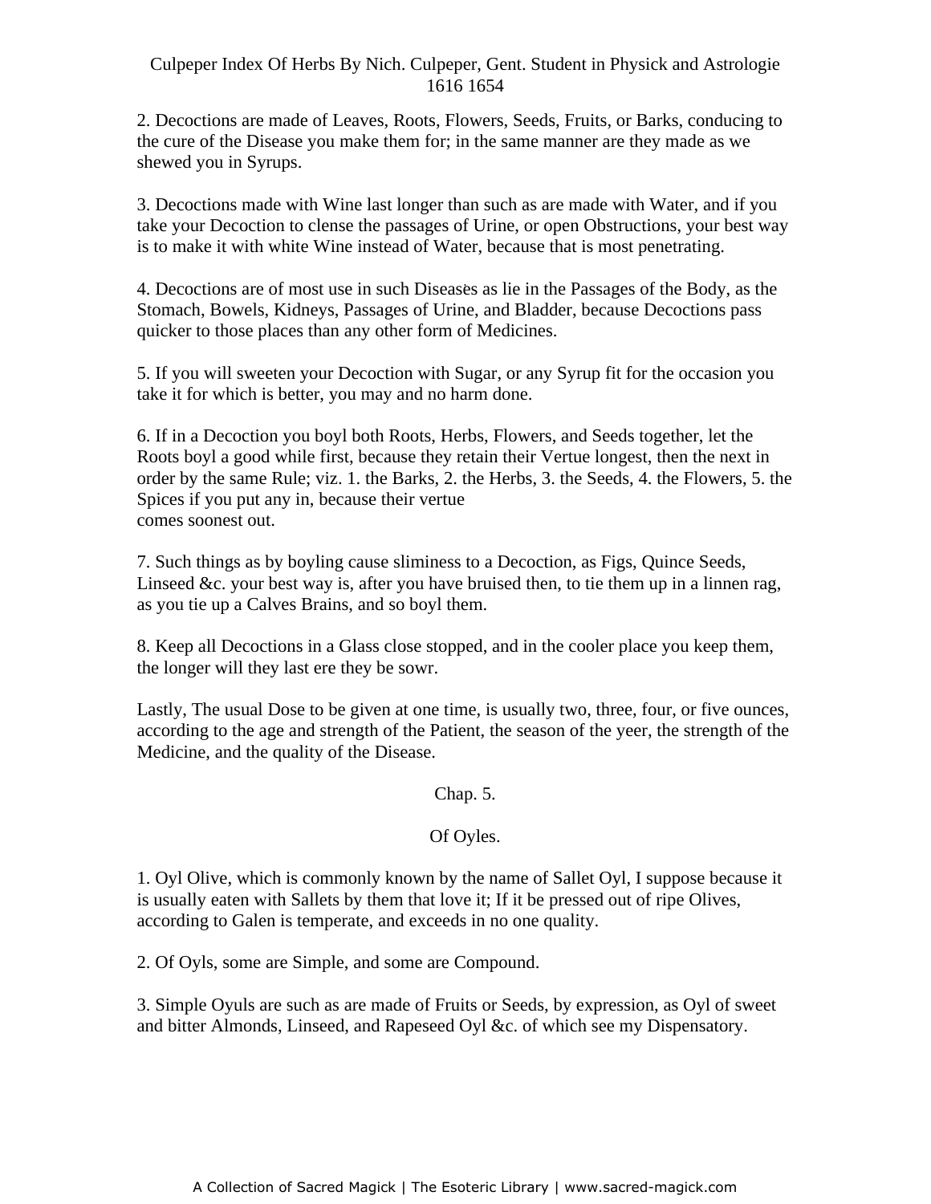2. Decoctions are made of Leaves, Roots, Flowers, Seeds, Fruits, or Barks, conducing to the cure of the Disease you make them for; in the same manner are they made as we shewed you in Syrups.

3. Decoctions made with Wine last longer than such as are made with Water, and if you take your Decoction to clense the passages of Urine, or open Obstructions, your best way is to make it with white Wine instead of Water, because that is most penetrating.

4. Decoctions are of most use in such Diseases as lie in the Passages of the Body, as the Stomach, Bowels, Kidneys, Passages of Urine, and Bladder, because Decoctions pass quicker to those places than any other form of Medicines.

5. If you will sweeten your Decoction with Sugar, or any Syrup fit for the occasion you take it for which is better, you may and no harm done.

6. If in a Decoction you boyl both Roots, Herbs, Flowers, and Seeds together, let the Roots boyl a good while first, because they retain their Vertue longest, then the next in order by the same Rule; viz. 1. the Barks, 2. the Herbs, 3. the Seeds, 4. the Flowers, 5. the Spices if you put any in, because their vertue comes soonest out.

7. Such things as by boyling cause sliminess to a Decoction, as Figs, Quince Seeds, Linseed &c. your best way is, after you have bruised then, to tie them up in a linnen rag, as you tie up a Calves Brains, and so boyl them.

8. Keep all Decoctions in a Glass close stopped, and in the cooler place you keep them, the longer will they last ere they be sowr.

Lastly, The usual Dose to be given at one time, is usually two, three, four, or five ounces, according to the age and strength of the Patient, the season of the yeer, the strength of the Medicine, and the quality of the Disease.

## Chap. 5.

## Of Oyles.

1. Oyl Olive, which is commonly known by the name of Sallet Oyl, I suppose because it is usually eaten with Sallets by them that love it; If it be pressed out of ripe Olives, according to Galen is temperate, and exceeds in no one quality.

2. Of Oyls, some are Simple, and some are Compound.

3. Simple Oyuls are such as are made of Fruits or Seeds, by expression, as Oyl of sweet and bitter Almonds, Linseed, and Rapeseed Oyl &c. of which see my Dispensatory.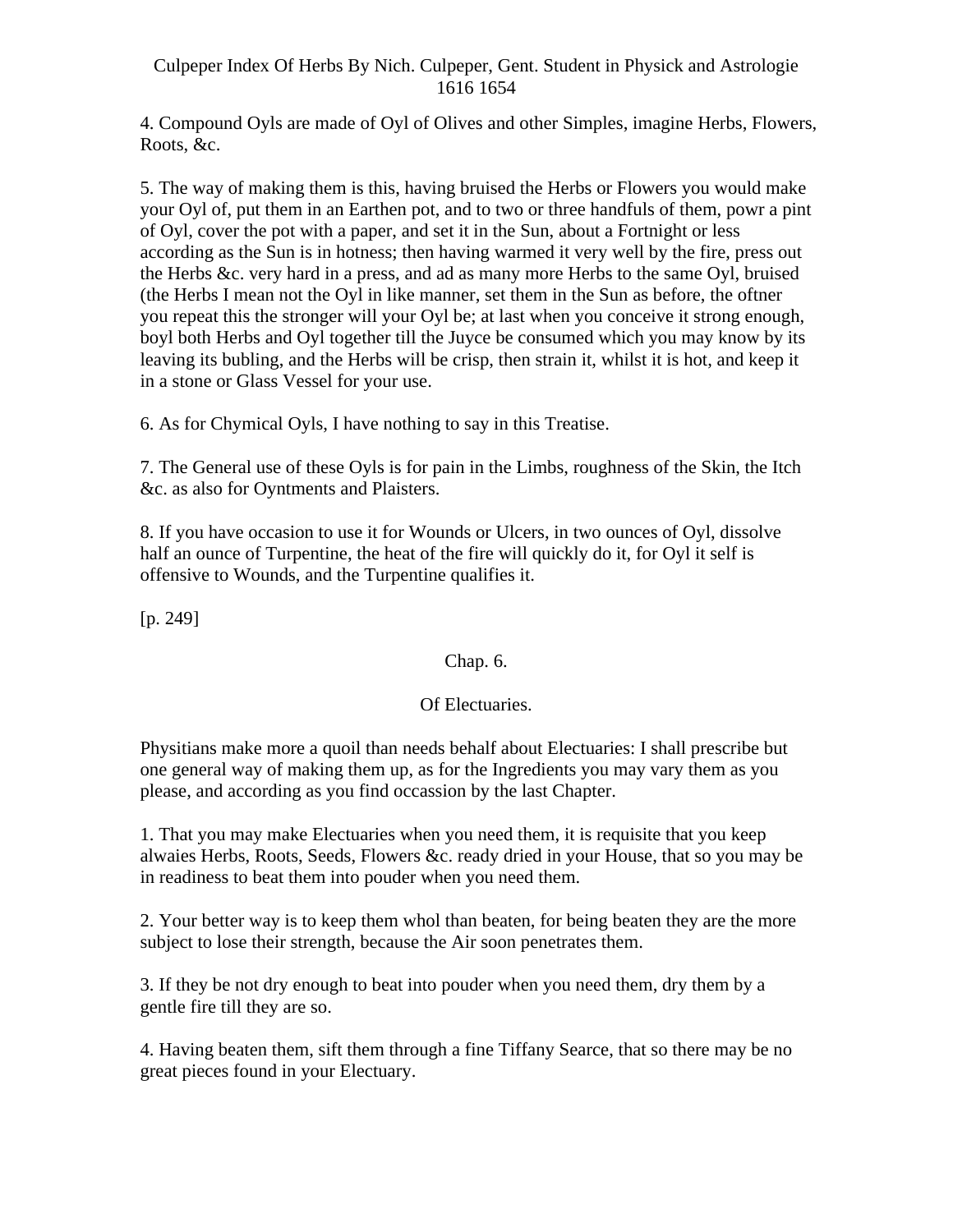4. Compound Oyls are made of Oyl of Olives and other Simples, imagine Herbs, Flowers, Roots, &c.

5. The way of making them is this, having bruised the Herbs or Flowers you would make your Oyl of, put them in an Earthen pot, and to two or three handfuls of them, powr a pint of Oyl, cover the pot with a paper, and set it in the Sun, about a Fortnight or less according as the Sun is in hotness; then having warmed it very well by the fire, press out the Herbs &c. very hard in a press, and ad as many more Herbs to the same Oyl, bruised (the Herbs I mean not the Oyl in like manner, set them in the Sun as before, the oftner you repeat this the stronger will your Oyl be; at last when you conceive it strong enough, boyl both Herbs and Oyl together till the Juyce be consumed which you may know by its leaving its bubling, and the Herbs will be crisp, then strain it, whilst it is hot, and keep it in a stone or Glass Vessel for your use.

6. As for Chymical Oyls, I have nothing to say in this Treatise.

7. The General use of these Oyls is for pain in the Limbs, roughness of the Skin, the Itch &c. as also for Oyntments and Plaisters.

8. If you have occasion to use it for Wounds or Ulcers, in two ounces of Oyl, dissolve half an ounce of Turpentine, the heat of the fire will quickly do it, for Oyl it self is offensive to Wounds, and the Turpentine qualifies it.

[p. 249]

## Chap. 6.

## Of Electuaries.

Physitians make more a quoil than needs behalf about Electuaries: I shall prescribe but one general way of making them up, as for the Ingredients you may vary them as you please, and according as you find occassion by the last Chapter.

1. That you may make Electuaries when you need them, it is requisite that you keep alwaies Herbs, Roots, Seeds, Flowers &c. ready dried in your House, that so you may be in readiness to beat them into pouder when you need them.

2. Your better way is to keep them whol than beaten, for being beaten they are the more subject to lose their strength, because the Air soon penetrates them.

3. If they be not dry enough to beat into pouder when you need them, dry them by a gentle fire till they are so.

4. Having beaten them, sift them through a fine Tiffany Searce, that so there may be no great pieces found in your Electuary.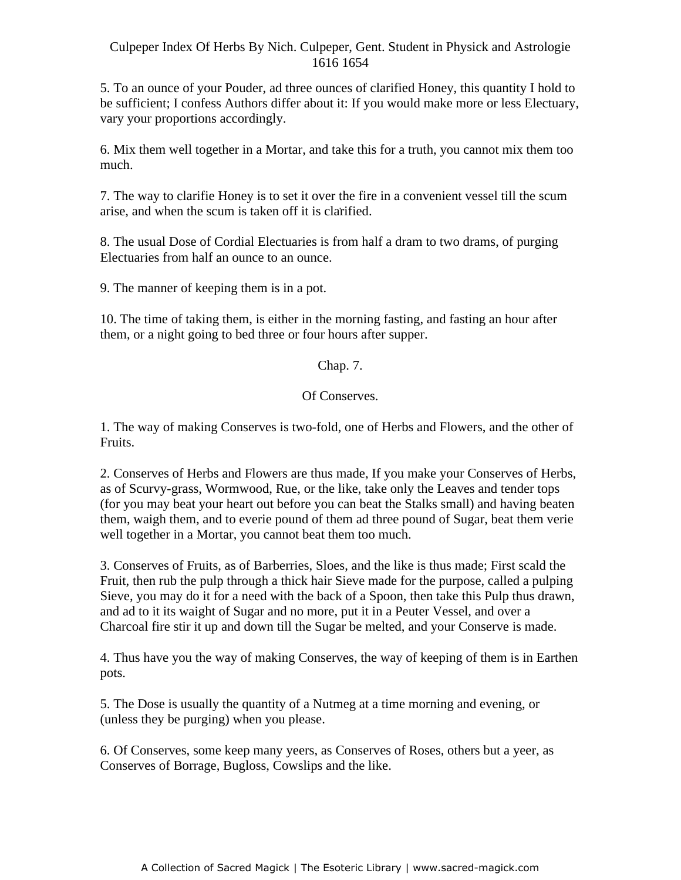5. To an ounce of your Pouder, ad three ounces of clarified Honey, this quantity I hold to be sufficient; I confess Authors differ about it: If you would make more or less Electuary, vary your proportions accordingly.

6. Mix them well together in a Mortar, and take this for a truth, you cannot mix them too much.

7. The way to clarifie Honey is to set it over the fire in a convenient vessel till the scum arise, and when the scum is taken off it is clarified.

8. The usual Dose of Cordial Electuaries is from half a dram to two drams, of purging Electuaries from half an ounce to an ounce.

9. The manner of keeping them is in a pot.

10. The time of taking them, is either in the morning fasting, and fasting an hour after them, or a night going to bed three or four hours after supper.

## Chap. 7.

## Of Conserves.

1. The way of making Conserves is two-fold, one of Herbs and Flowers, and the other of Fruits.

2. Conserves of Herbs and Flowers are thus made, If you make your Conserves of Herbs, as of Scurvy-grass, Wormwood, Rue, or the like, take only the Leaves and tender tops (for you may beat your heart out before you can beat the Stalks small) and having beaten them, waigh them, and to everie pound of them ad three pound of Sugar, beat them verie well together in a Mortar, you cannot beat them too much.

3. Conserves of Fruits, as of Barberries, Sloes, and the like is thus made; First scald the Fruit, then rub the pulp through a thick hair Sieve made for the purpose, called a pulping Sieve, you may do it for a need with the back of a Spoon, then take this Pulp thus drawn, and ad to it its waight of Sugar and no more, put it in a Peuter Vessel, and over a Charcoal fire stir it up and down till the Sugar be melted, and your Conserve is made.

4. Thus have you the way of making Conserves, the way of keeping of them is in Earthen pots.

5. The Dose is usually the quantity of a Nutmeg at a time morning and evening, or (unless they be purging) when you please.

6. Of Conserves, some keep many yeers, as Conserves of Roses, others but a yeer, as Conserves of Borrage, Bugloss, Cowslips and the like.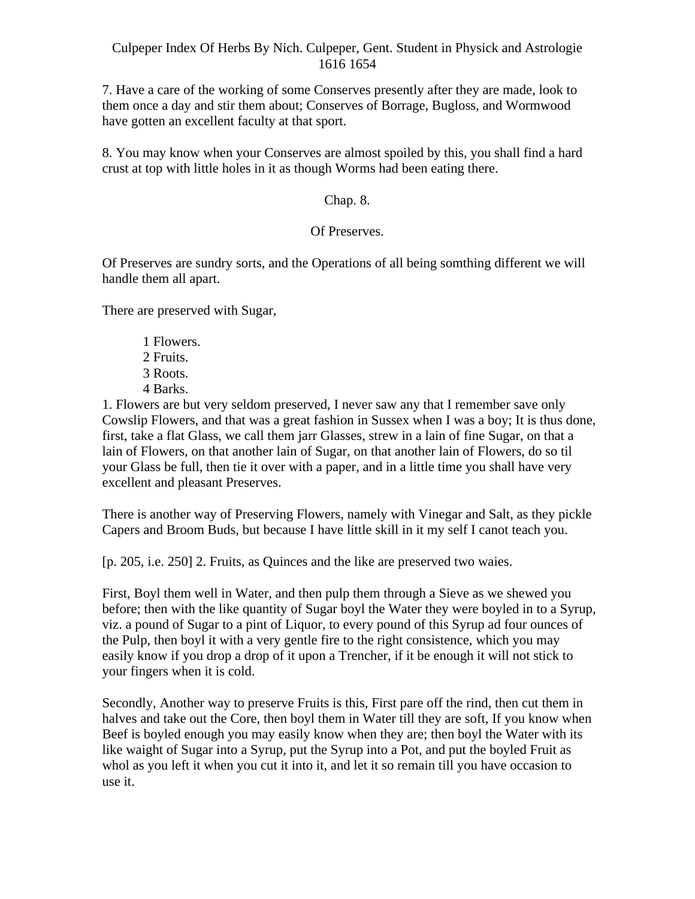7. Have a care of the working of some Conserves presently after they are made, look to them once a day and stir them about; Conserves of Borrage, Bugloss, and Wormwood have gotten an excellent faculty at that sport.

8. You may know when your Conserves are almost spoiled by this, you shall find a hard crust at top with little holes in it as though Worms had been eating there.

## Chap. 8.

## Of Preserves.

Of Preserves are sundry sorts, and the Operations of all being somthing different we will handle them all apart.

There are preserved with Sugar,

1 Flowers.
2 Fruits.
3 Roots.
4 Barks.

1. Flowers are but very seldom preserved, I never saw any that I remember save only Cowslip Flowers, and that was a great fashion in Sussex when I was a boy; It is thus done, first, take a flat Glass, we call them jarr Glasses, strew in a lain of fine Sugar, on that a lain of Flowers, on that another lain of Sugar, on that another lain of Flowers, do so til your Glass be full, then tie it over with a paper, and in a little time you shall have very excellent and pleasant Preserves.

There is another way of Preserving Flowers, namely with Vinegar and Salt, as they pickle Capers and Broom Buds, but because I have little skill in it my self I canot teach you.

[p. 205, i.e. 250] 2. Fruits, as Quinces and the like are preserved two waies.

First, Boyl them well in Water, and then pulp them through a Sieve as we shewed you before; then with the like quantity of Sugar boyl the Water they were boyled in to a Syrup, viz. a pound of Sugar to a pint of Liquor, to every pound of this Syrup ad four ounces of the Pulp, then boyl it with a very gentle fire to the right consistence, which you may easily know if you drop a drop of it upon a Trencher, if it be enough it will not stick to your fingers when it is cold.

Secondly, Another way to preserve Fruits is this, First pare off the rind, then cut them in halves and take out the Core, then boyl them in Water till they are soft, If you know when Beef is boyled enough you may easily know when they are; then boyl the Water with its like waight of Sugar into a Syrup, put the Syrup into a Pot, and put the boyled Fruit as whol as you left it when you cut it into it, and let it so remain till you have occasion to use it.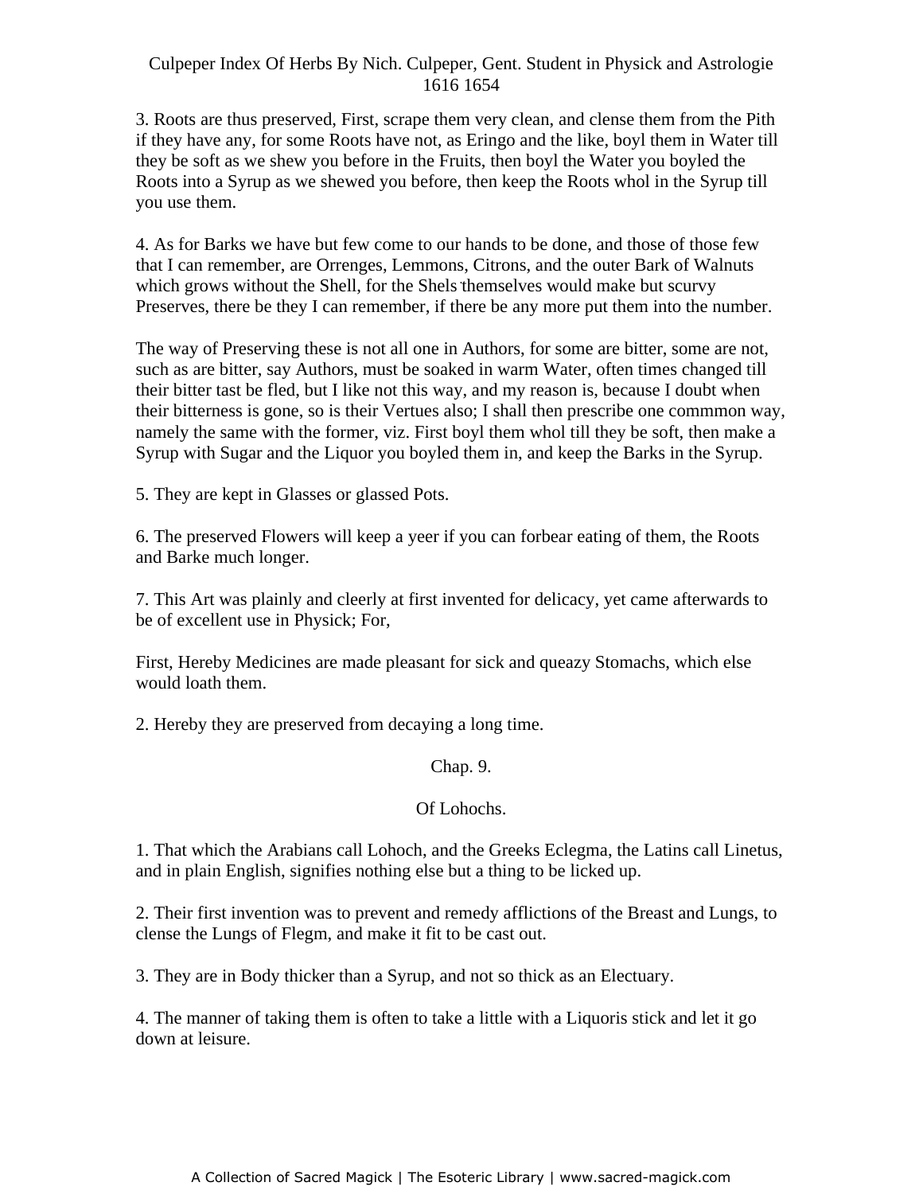3. Roots are thus preserved, First, scrape them very clean, and clense them from the Pith if they have any, for some Roots have not, as Eringo and the like, boyl them in Water till they be soft as we shew you before in the Fruits, then boyl the Water you boyled the Roots into a Syrup as we shewed you before, then keep the Roots whol in the Syrup till you use them.

4. As for Barks we have but few come to our hands to be done, and those of those few that I can remember, are Orrenges, Lemmons, Citrons, and the outer Bark of Walnuts which grows without the Shell, for the Shels themselves would make but scurvy Preserves, there be they I can remember, if there be any more put them into the number.

The way of Preserving these is not all one in Authors, for some are bitter, some are not, such as are bitter, say Authors, must be soaked in warm Water, often times changed till their bitter tast be fled, but I like not this way, and my reason is, because I doubt when their bitterness is gone, so is their Vertues also; I shall then prescribe one commmon way, namely the same with the former, viz. First boyl them whol till they be soft, then make a Syrup with Sugar and the Liquor you boyled them in, and keep the Barks in the Syrup.

5. They are kept in Glasses or glassed Pots.

6. The preserved Flowers will keep a yeer if you can forbear eating of them, the Roots and Barke much longer.

7. This Art was plainly and cleerly at first invented for delicacy, yet came afterwards to be of excellent use in Physick; For,

First, Hereby Medicines are made pleasant for sick and queazy Stomachs, which else would loath them.

2. Hereby they are preserved from decaying a long time.

## Chap. 9.

## Of Lohochs.

1. That which the Arabians call Lohoch, and the Greeks Eclegma, the Latins call Linetus, and in plain English, signifies nothing else but a thing to be licked up.

2. Their first invention was to prevent and remedy afflictions of the Breast and Lungs, to clense the Lungs of Flegm, and make it fit to be cast out.

3. They are in Body thicker than a Syrup, and not so thick as an Electuary.

4. The manner of taking them is often to take a little with a Liquoris stick and let it go down at leisure.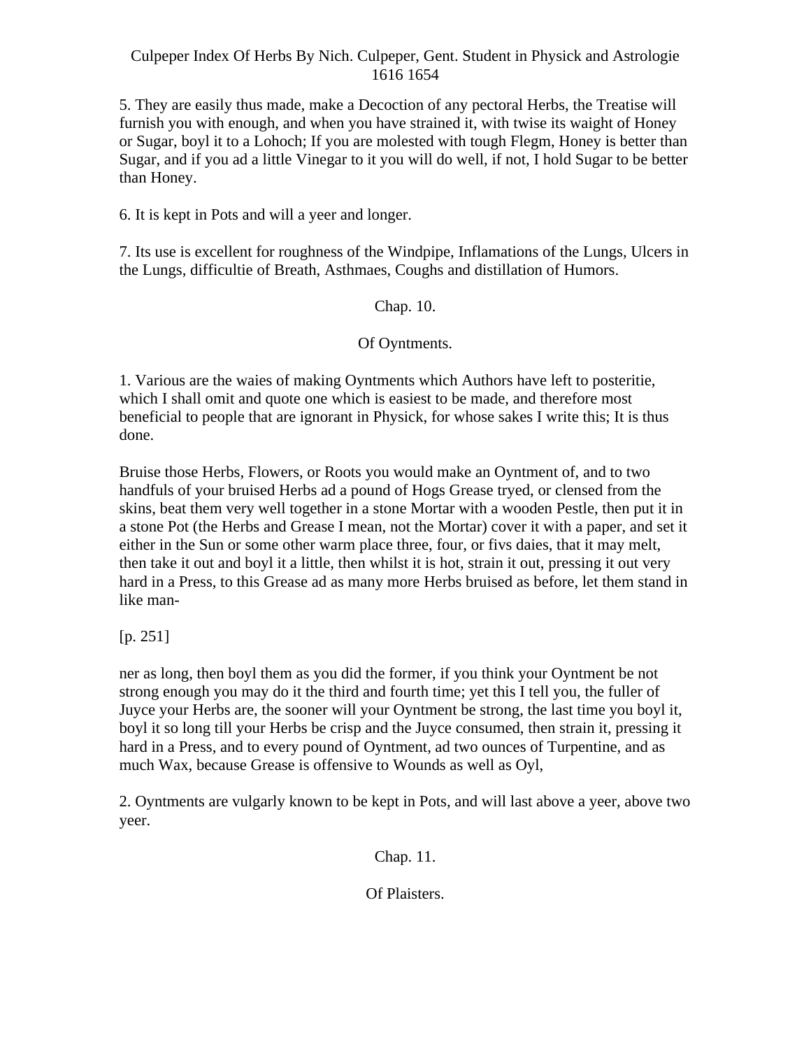5. They are easily thus made, make a Decoction of any pectoral Herbs, the Treatise will furnish you with enough, and when you have strained it, with twise its weight of Honey or Sugar, boyl it to a Lohoch; If you are molested with tough Flegm, Honey is better than Sugar, and if you ad a little Vinegar to it you will do well, if not, I hold Sugar to be better than Honey.

6. It is kept in Pots and will a yeer and longer.

7. Its use is excellent for roughness of the Windpipe, Inflamations of the Lungs, Ulcers in the Lungs, difficultie of Breath, Asthmaes, Coughs and distillation of Humors.

## Chap. 10.

## Of Oyntments.

1. Various are the waies of making Oyntments which Authors have left to posteritie, which I shall omit and quote one which is easiest to be made, and therefore most beneficial to people that are ignorant in Physick, for whose sakes I write this; It is thus done.

Bruise those Herbs, Flowers, or Roots you would make an Oyntment of, and to two handfuls of your bruised Herbs ad a pound of Hogs Grease tryed, or clensed from the skins, beat them very well together in a stone Mortar with a wooden Pestle, then put it in a stone Pot (the Herbs and Grease I mean, not the Mortar) cover it with a paper, and set it either in the Sun or some other warm place three, four, or fivs daies, that it may melt, then take it out and boyl it a little, then whilst it is hot, strain it out, pressing it out very hard in a Press, to this Grease ad as many more Herbs bruised as before, let them stand in like man-

[p. 251]

ner as long, then boyl them as you did the former, if you think your Oyntment be not strong enough you may do it the third and fourth time; yet this I tell you, the fuller of Juyce your Herbs are, the sooner will your Oyntment be strong, the last time you boyl it, boyl it so long till your Herbs be crisp and the Juyce consumed, then strain it, pressing it hard in a Press, and to every pound of Oyntment, ad two ounces of Turpentine, and as much Wax, because Grease is offensive to Wounds as well as Oyl,

2. Oyntments are vulgarly known to be kept in Pots, and will last above a yeer, above two yeer.

## Chap. 11.

## Of Plaisters.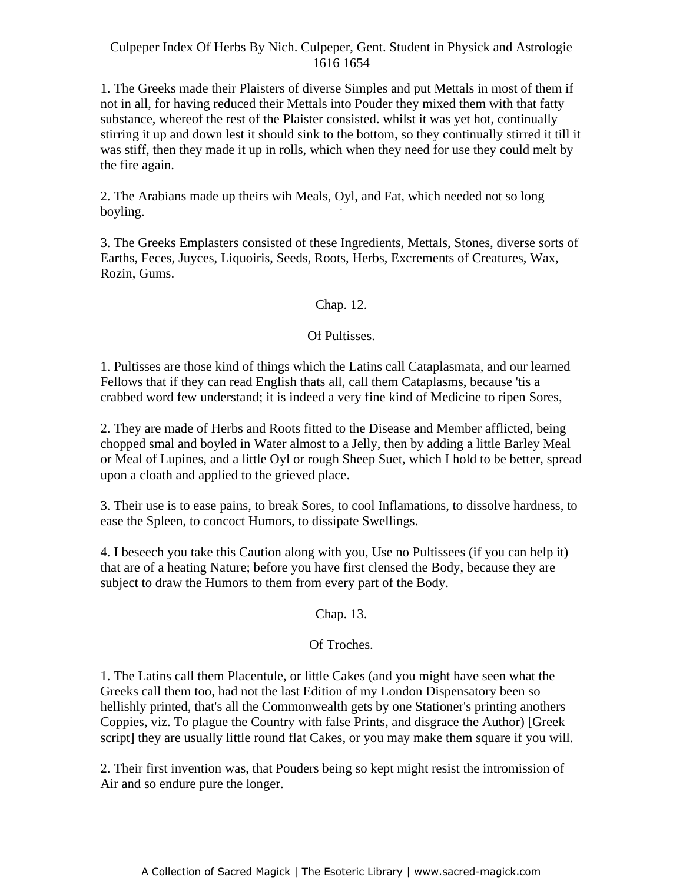1. The Greeks made their Plaisters of diverse Simples and put Mettals in most of them if not in all, for having reduced their Mettals into Pouder they mixed them with that fatty substance, whereof the rest of the Plaister consisted. whilst it was yet hot, continually stirring it up and down lest it should sink to the bottom, so they continually stirred it till it was stiff, then they made it up in rolls, which when they need for use they could melt by the fire again.

2. The Arabians made up theirs wih Meals, Oyl, and Fat, which needed not so long boyling.

3. The Greeks Emplasters consisted of these Ingredients, Mettals, Stones, diverse sorts of Earths, Feces, Juyces, Liquoiris, Seeds, Roots, Herbs, Excrements of Creatures, Wax, Rozin, Gums.

## Chap. 12.

## Of Pultisses.

1. Pultisses are those kind of things which the Latins call Cataplasmata, and our learned Fellows that if they can read English thats all, call them Cataplasms, because 'tis a crabbed word few understand; it is indeed a very fine kind of Medicine to ripen Sores,

2. They are made of Herbs and Roots fitted to the Disease and Member afflicted, being chopped smal and boyled in Water almost to a Jelly, then by adding a little Barley Meal or Meal of Lupines, and a little Oyl or rough Sheep Suet, which I hold to be better, spread upon a cloath and applied to the grieved place.

3. Their use is to ease pains, to break Sores, to cool Inflamations, to dissolve hardness, to ease the Spleen, to concoct Humors, to dissipate Swellings.

4. I beseech you take this Caution along with you, Use no Pultissees (if you can help it) that are of a heating Nature; before you have first clensed the Body, because they are subject to draw the Humors to them from every part of the Body.

## Chap. 13.

## Of Troches.

1. The Latins call them Placentule, or little Cakes (and you might have seen what the Greeks call them too, had not the last Edition of my London Dispensatory been so hellishly printed, that's all the Commonwealth gets by one Stationer's printing anothers Coppies, viz. To plague the Country with false Prints, and disgrace the Author) [Greek script] they are usually little round flat Cakes, or you may make them square if you will.

2. Their first invention was, that Pouders being so kept might resist the intromission of Air and so endure pure the longer.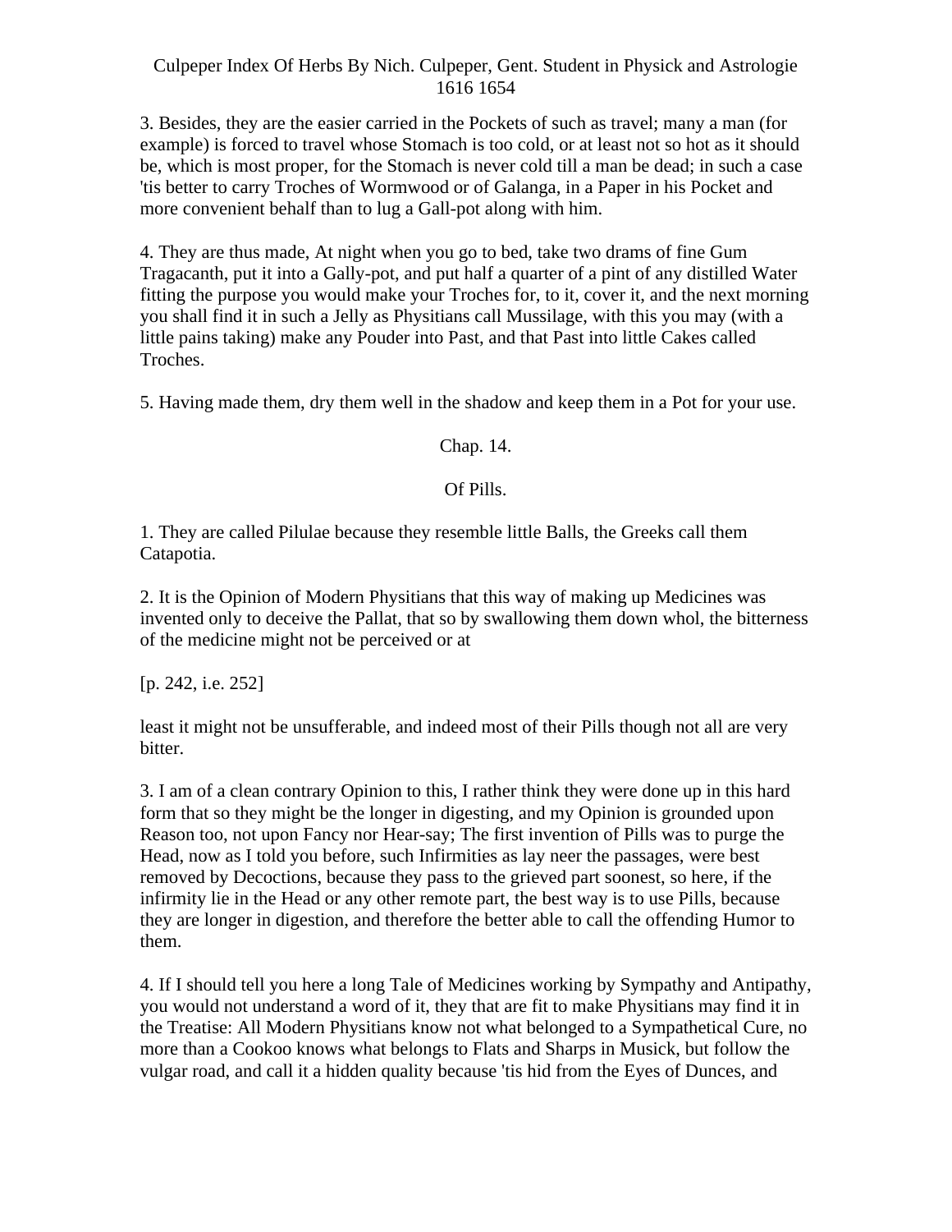3. Besides, they are the easier carried in the Pockets of such as travel; many a man (for example) is forced to travel whose Stomach is too cold, or at least not so hot as it should be, which is most proper, for the Stomach is never cold till a man be dead; in such a case 'tis better to carry Troches of Wormwood or of Galanga, in a Paper in his Pocket and more convenient behalf than to lug a Gall-pot along with him.

4. They are thus made, At night when you go to bed, take two drams of fine Gum Tragacanth, put it into a Gally-pot, and put half a quarter of a pint of any distilled Water fitting the purpose you would make your Troches for, to it, cover it, and the next morning you shall find it in such a Jelly as Physitians call Mussilage, with this you may (with a little pains taking) make any Pouder into Past, and that Past into little Cakes called Troches.

5. Having made them, dry them well in the shadow and keep them in a Pot for your use.

## Chap. 14.

## Of Pills.

1. They are called Pilulae because they resemble little Balls, the Greeks call them Catapotia.

2. It is the Opinion of Modern Physitians that this way of making up Medicines was invented only to deceive the Pallat, that so by swallowing them down whol, the bitterness of the medicine might not be perceived or at

[p. 242, i.e. 252]

least it might not be unsufferable, and indeed most of their Pills though not all are very bitter.

3. I am of a clean contrary Opinion to this, I rather think they were done up in this hard form that so they might be the longer in digesting, and my Opinion is grounded upon Reason too, not upon Fancy nor Hear-say; The first invention of Pills was to purge the Head, now as I told you before, such Infirmities as lay neer the passages, were best removed by Decoctions, because they pass to the grieved part soonest, so here, if the infirmity lie in the Head or any other remote part, the best way is to use Pills, because they are longer in digestion, and therefore the better able to call the offending Humor to them.

4. If I should tell you here a long Tale of Medicines working by Sympathy and Antipathy, you would not understand a word of it, they that are fit to make Physitians may find it in the Treatise: All Modern Physitians know not what belonged to a Sympathetical Cure, no more than a Cookoo knows what belongs to Flats and Sharps in Musick, but follow the vulgar road, and call it a hidden quality because 'tis hid from the Eyes of Dunces, and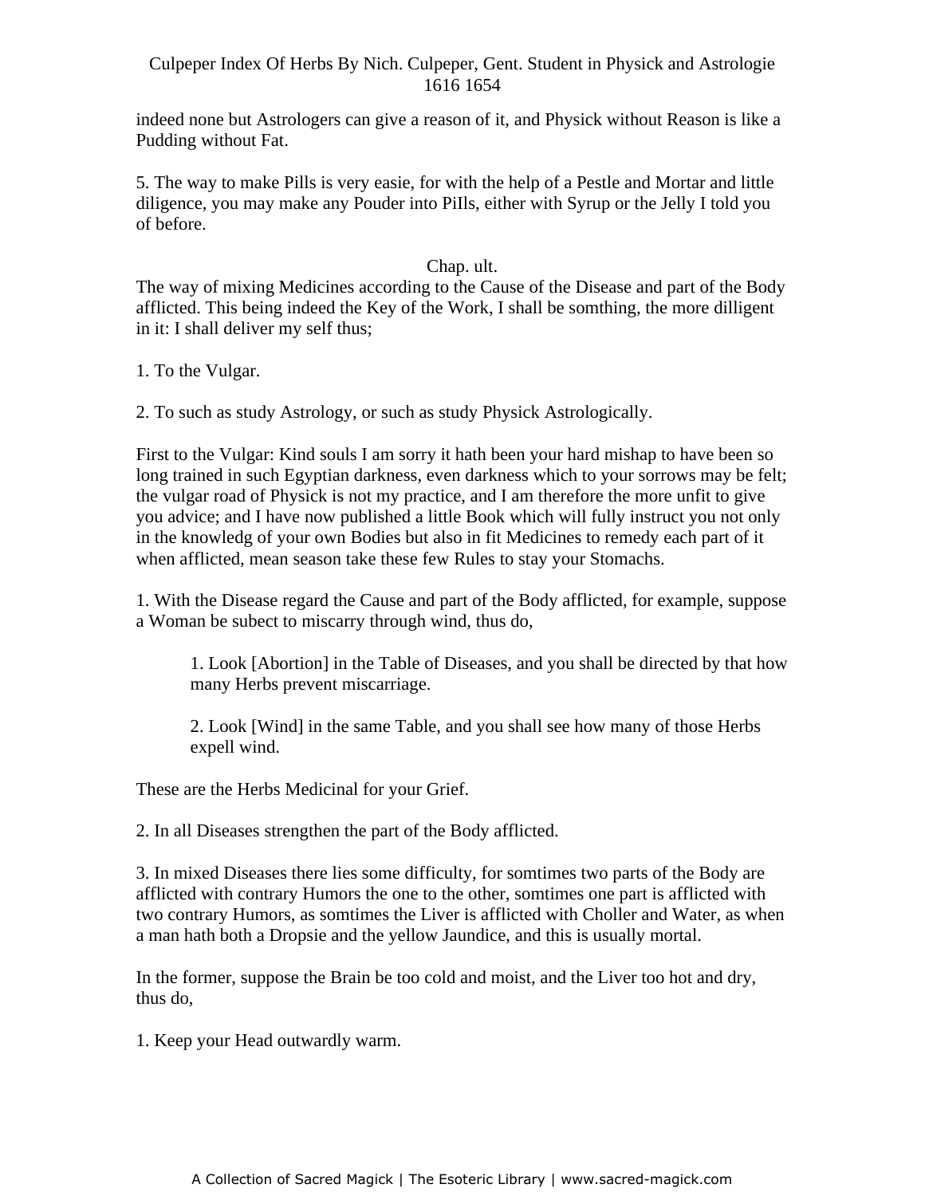indeed none but Astrologers can give a reason of it, and Physick without Reason is like a Pudding without Fat.

5. The way to make Pills is very easie, for with the help of a Pestle and Mortar and little diligence, you may make any Pouder into PiIls, either with Syrup or the Jelly I told you of before.

## Chap. ult.

The way of mixing Medicines according to the Cause of the Disease and part of the Body afflicted. This being indeed the Key of the Work, I shall be somthing, the more dilligent in it: I shall deliver my self thus;

1. To the Vulgar.

2. To such as study Astrology, or such as study Physick Astrologically.

First to the Vulgar: Kind souls I am sorry it hath been your hard mishap to have been so long trained in such Egyptian darkness, even darkness which to your sorrows may be felt; the vulgar road of Physick is not my practice, and I am therefore the more unfit to give you advice; and I have now published a little Book which will fully instruct you not only in the knowledg of your own Bodies but also in fit Medicines to remedy each part of it when afflicted, mean season take these few Rules to stay your Stomachs.

1. With the Disease regard the Cause and part of the Body afflicted, for example, suppose a Woman be subect to miscarry through wind, thus do,

> 1. Look [Abortion] in the Table of Diseases, and you shall be directed by that how many Herbs prevent miscarriage.
>
> 2. Look [Wind] in the same Table, and you shall see how many of those Herbs expell wind.

These are the Herbs Medicinal for your Grief.

2. In all Diseases strengthen the part of the Body afflicted.

3. In mixed Diseases there lies some difficulty, for somtimes two parts of the Body are afflicted with contrary Humors the one to the other, somtimes one part is afflicted with two contrary Humors, as somtimes the Liver is afflicted with Choller and Water, as when a man hath both a Dropsie and the yellow Jaundice, and this is usually mortal.

In the former, suppose the Brain be too cold and moist, and the Liver too hot and dry, thus do,

1. Keep your Head outwardly warm.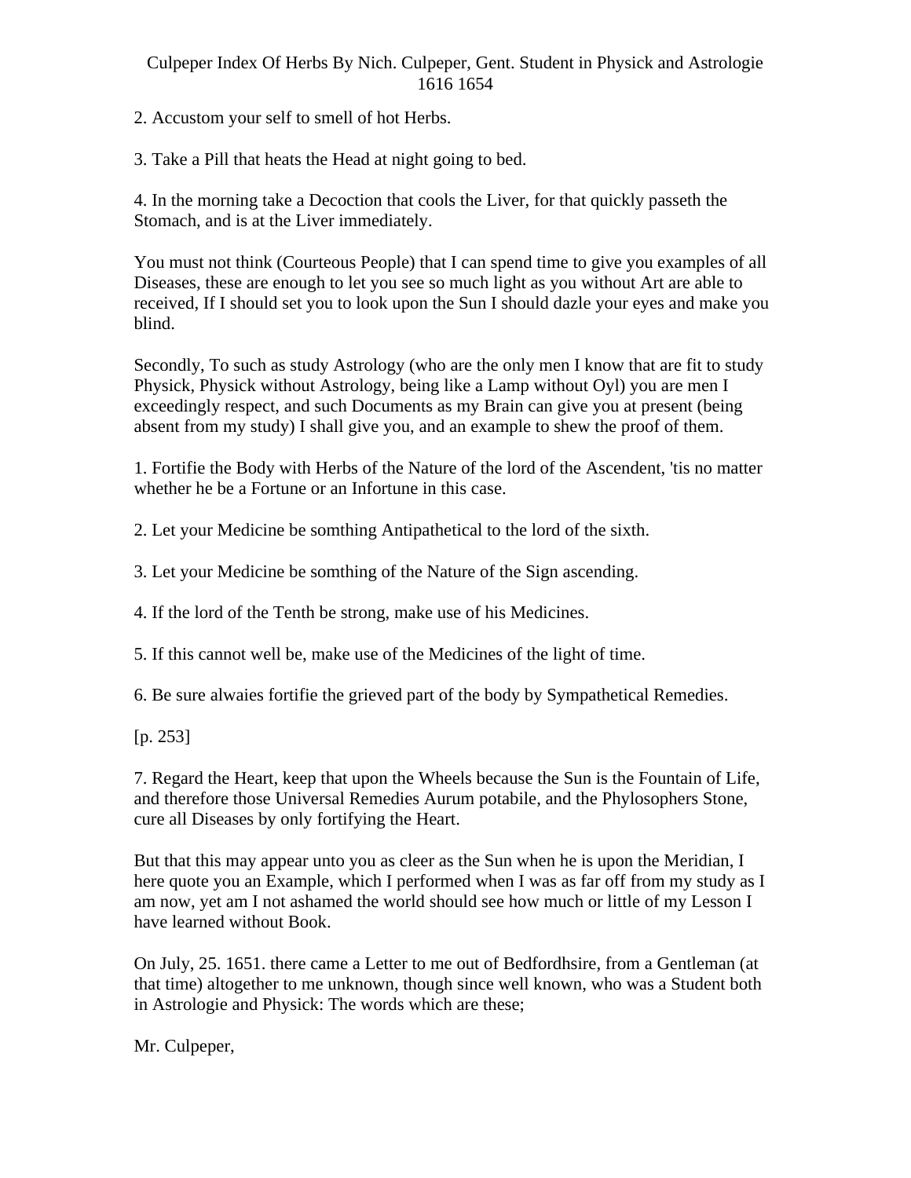2. Accustom your self to smell of hot Herbs.

3. Take a Pill that heats the Head at night going to bed.

4. In the morning take a Decoction that cools the Liver, for that quickly passeth the Stomach, and is at the Liver immediately.

You must not think (Courteous People) that I can spend time to give you examples of all Diseases, these are enough to let you see so much light as you without Art are able to received, If I should set you to look upon the Sun I should dazle your eyes and make you blind.

Secondly, To such as study Astrology (who are the only men I know that are fit to study Physick, Physick without Astrology, being like a Lamp without Oyl) you are men I exceedingly respect, and such Documents as my Brain can give you at present (being absent from my study) I shall give you, and an example to shew the proof of them.

1. Fortifie the Body with Herbs of the Nature of the lord of the Ascendent, 'tis no matter whether he be a Fortune or an Infortune in this case.

2. Let your Medicine be somthing Antipathetical to the lord of the sixth.

3. Let your Medicine be somthing of the Nature of the Sign ascending.

4. If the lord of the Tenth be strong, make use of his Medicines.

5. If this cannot well be, make use of the Medicines of the light of time.

6. Be sure alwaies fortifie the grieved part of the body by Sympathetical Remedies.

[p. 253]

7. Regard the Heart, keep that upon the Wheels because the Sun is the Fountain of Life, and therefore those Universal Remedies Aurum potabile, and the Phylosophers Stone, cure all Diseases by only fortifying the Heart.

But that this may appear unto you as cleer as the Sun when he is upon the Meridian, I here quote you an Example, which I performed when I was as far off from my study as I am now, yet am I not ashamed the world should see how much or little of my Lesson I have learned without Book.

On July, 25. 1651. there came a Letter to me out of Bedfordhsire, from a Gentleman (at that time) altogether to me unknown, though since well known, who was a Student both in Astrologie and Physick: The words which are these;

Mr. Culpeper,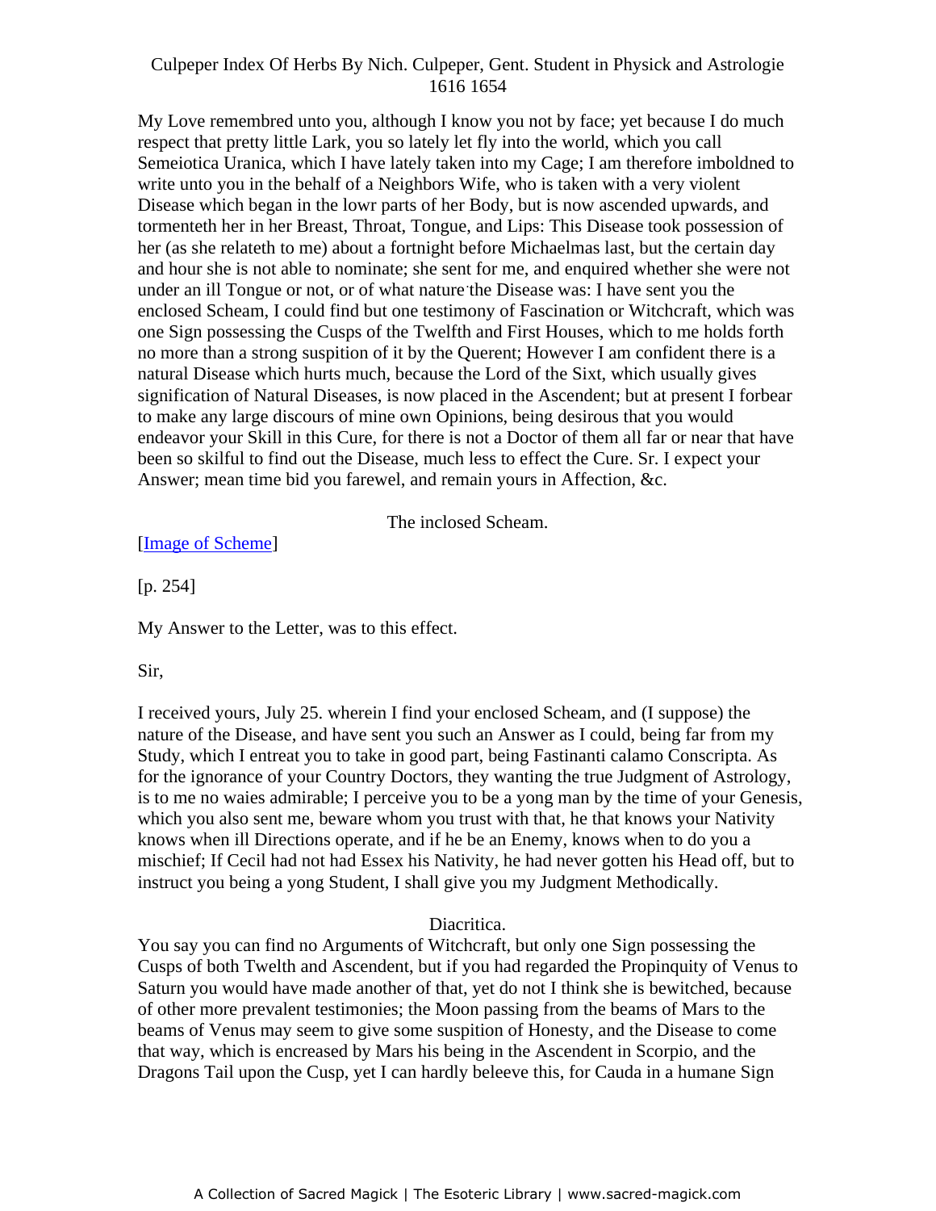My Love remembred unto you, although I know you not by face; yet because I do much respect that pretty little Lark, you so lately let fly into the world, which you call Semeiotica Uranica, which I have lately taken into my Cage; I am therefore imboldned to write unto you in the behalf of a Neighbors Wife, who is taken with a very violent Disease which began in the lowr parts of her Body, but is now ascended upwards, and tormenteth her in her Breast, Throat, Tongue, and Lips: This Disease took possession of her (as she relateth to me) about a fortnight before Michaelmas last, but the certain day and hour she is not able to nominate; she sent for me, and enquired whether she were not under an ill Tongue or not, or of what nature the Disease was: I have sent you the enclosed Scheam, I could find but one testimony of Fascination or Witchcraft, which was one Sign possessing the Cusps of the Twelfth and First Houses, which to me holds forth no more than a strong suspition of it by the Querent; However I am confident there is a natural Disease which hurts much, because the Lord of the Sixt, which usually gives signification of Natural Diseases, is now placed in the Ascendent; but at present I forbear to make any large discours of mine own Opinions, being desirous that you would endeavor your Skill in this Cure, for there is not a Doctor of them all far or near that have been so skilful to find out the Disease, much less to effect the Cure. Sr. I expect your Answer; mean time bid you farewel, and remain yours in Affection, &c.

The inclosed Scheam.

[Image of Scheme]

[p. 254]

My Answer to the Letter, was to this effect.

Sir,

I received yours, July 25. wherein I find your enclosed Scheam, and (I suppose) the nature of the Disease, and have sent you such an Answer as I could, being far from my Study, which I entreat you to take in good part, being Fastinanti calamo Conscripta. As for the ignorance of your Country Doctors, they wanting the true Judgment of Astrology, is to me no waies admirable; I perceive you to be a yong man by the time of your Genesis, which you also sent me, beware whom you trust with that, he that knows your Nativity knows when ill Directions operate, and if he be an Enemy, knows when to do you a mischief; If Cecil had not had Essex his Nativity, he had never gotten his Head off, but to instruct you being a yong Student, I shall give you my Judgment Methodically.

Diacritica.

You say you can find no Arguments of Witchcraft, but only one Sign possessing the Cusps of both Twelth and Ascendent, but if you had regarded the Propinquity of Venus to Saturn you would have made another of that, yet do not I think she is bewitched, because of other more prevalent testimonies; the Moon passing from the beams of Mars to the beams of Venus may seem to give some suspition of Honesty, and the Disease to come that way, which is encreased by Mars his being in the Ascendent in Scorpio, and the Dragons Tail upon the Cusp, yet I can hardly beleeve this, for Cauda in a humane Sign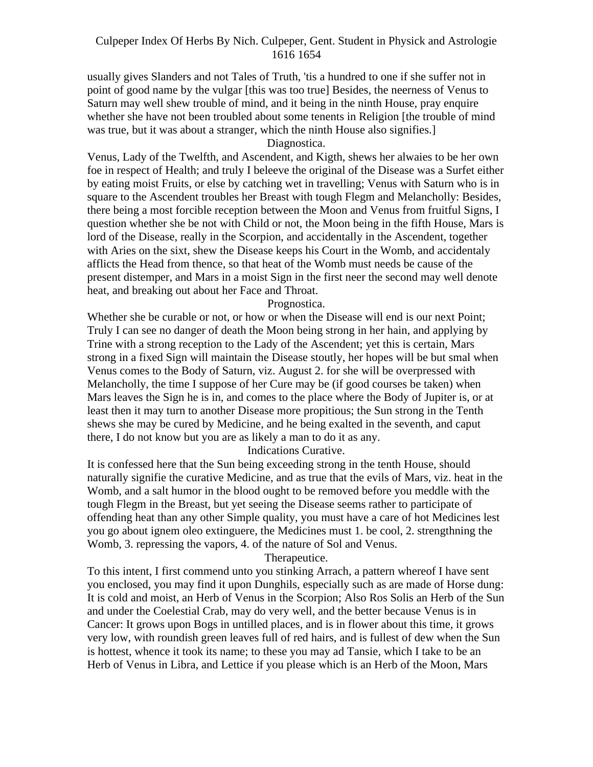usually gives Slanders and not Tales of Truth, 'tis a hundred to one if she suffer not in point of good name by the vulgar [this was too true] Besides, the neerness of Venus to Saturn may well shew trouble of mind, and it being in the ninth House, pray enquire whether she have not been troubled about some tenents in Religion [the trouble of mind was true, but it was about a stranger, which the ninth House also signifies.]

Diagnostica.

Venus, Lady of the Twelfth, and Ascendent, and Kigth, shews her alwaies to be her own foe in respect of Health; and truly I beleeve the original of the Disease was a Surfet either by eating moist Fruits, or else by catching wet in travelling; Venus with Saturn who is in square to the Ascendent troubles her Breast with tough Flegm and Melancholly: Besides, there being a most forcible reception between the Moon and Venus from fruitful Signs, I question whether she be not with Child or not, the Moon being in the fifth House, Mars is lord of the Disease, really in the Scorpion, and accidentally in the Ascendent, together with Aries on the sixt, shew the Disease keeps his Court in the Womb, and accidentaly afflicts the Head from thence, so that heat of the Womb must needs be cause of the present distemper, and Mars in a moist Sign in the first neer the second may well denote heat, and breaking out about her Face and Throat.

Prognostica.

Whether she be curable or not, or how or when the Disease will end is our next Point; Truly I can see no danger of death the Moon being strong in her hain, and applying by Trine with a strong reception to the Lady of the Ascendent; yet this is certain, Mars strong in a fixed Sign will maintain the Disease stoutly, her hopes will be but smal when Venus comes to the Body of Saturn, viz. August 2. for she will be overpressed with Melancholly, the time I suppose of her Cure may be (if good courses be taken) when Mars leaves the Sign he is in, and comes to the place where the Body of Jupiter is, or at least then it may turn to another Disease more propitious; the Sun strong in the Tenth shews she may be cured by Medicine, and he being exalted in the seventh, and caput there, I do not know but you are as likely a man to do it as any.

Indications Curative.

It is confessed here that the Sun being exceeding strong in the tenth House, should naturally signifie the curative Medicine, and as true that the evils of Mars, viz. heat in the Womb, and a salt humor in the blood ought to be removed before you meddle with the tough Flegm in the Breast, but yet seeing the Disease seems rather to participate of offending heat than any other Simple quality, you must have a care of hot Medicines lest you go about ignem oleo extinguere, the Medicines must 1. be cool, 2. strengthning the Womb, 3. repressing the vapors, 4. of the nature of Sol and Venus.

Therapeutice.

To this intent, I first commend unto you stinking Arrach, a pattern whereof I have sent you enclosed, you may find it upon Dunghils, especially such as are made of Horse dung: It is cold and moist, an Herb of Venus in the Scorpion; Also Ros Solis an Herb of the Sun and under the Coelestial Crab, may do very well, and the better because Venus is in Cancer: It grows upon Bogs in untilled places, and is in flower about this time, it grows very low, with roundish green leaves full of red hairs, and is fullest of dew when the Sun is hottest, whence it took its name; to these you may ad Tansie, which I take to be an Herb of Venus in Libra, and Lettice if you please which is an Herb of the Moon, Mars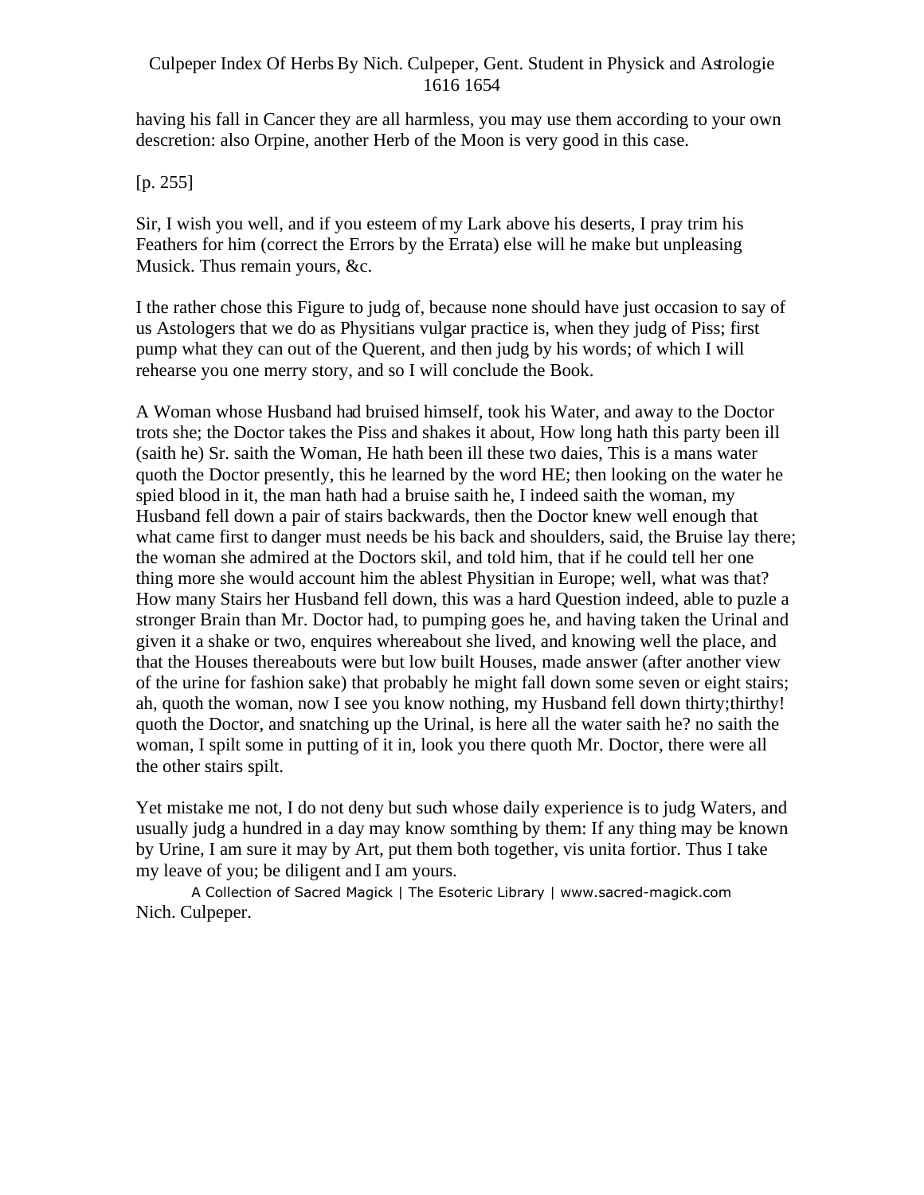having his fall in Cancer they are all harmless, you may use them according to your own descretion: also Orpine, another Herb of the Moon is very good in this case.

[p. 255]

Sir, I wish you well, and if you esteem of my Lark above his deserts, I pray trim his Feathers for him (correct the Errors by the Errata) else will he make but unpleasing Musick. Thus remain yours, &c.

I the rather chose this Figure to judg of, because none should have just occasion to say of us Astologers that we do as Physitians vulgar practice is, when they judg of Piss; first pump what they can out of the Querent, and then judg by his words; of which I will rehearse you one merry story, and so I will conclude the Book.

A Woman whose Husband had bruised himself, took his Water, and away to the Doctor trots she; the Doctor takes the Piss and shakes it about, How long hath this party been ill (saith he) Sr. saith the Woman, He hath been ill these two daies, This is a mans water quoth the Doctor presently, this he learned by the word HE; then looking on the water he spied blood in it, the man hath had a bruise saith he, I indeed saith the woman, my Husband fell down a pair of stairs backwards, then the Doctor knew well enough that what came first to danger must needs be his back and shoulders, said, the Bruise lay there; the woman she admired at the Doctors skil, and told him, that if he could tell her one thing more she would account him the ablest Physitian in Europe; well, what was that? How many Stairs her Husband fell down, this was a hard Question indeed, able to puzle a stronger Brain than Mr. Doctor had, to pumping goes he, and having taken the Urinal and given it a shake or two, enquires whereabout she lived, and knowing well the place, and that the Houses thereabouts were but low built Houses, made answer (after another view of the urine for fashion sake) that probably he might fall down some seven or eight stairs; ah, quoth the woman, now I see you know nothing, my Husband fell down thirty;thirthy! quoth the Doctor, and snatching up the Urinal, is here all the water saith he? no saith the woman, I spilt some in putting of it in, look you there quoth Mr. Doctor, there were all the other stairs spilt.

Yet mistake me not, I do not deny but such whose daily experience is to judg Waters, and usually judg a hundred in a day may know somthing by them: If any thing may be known by Urine, I am sure it may by Art, put them both together, vis unita fortior. Thus I take my leave of you; be diligent and I am yours.

Nich. Culpeper.